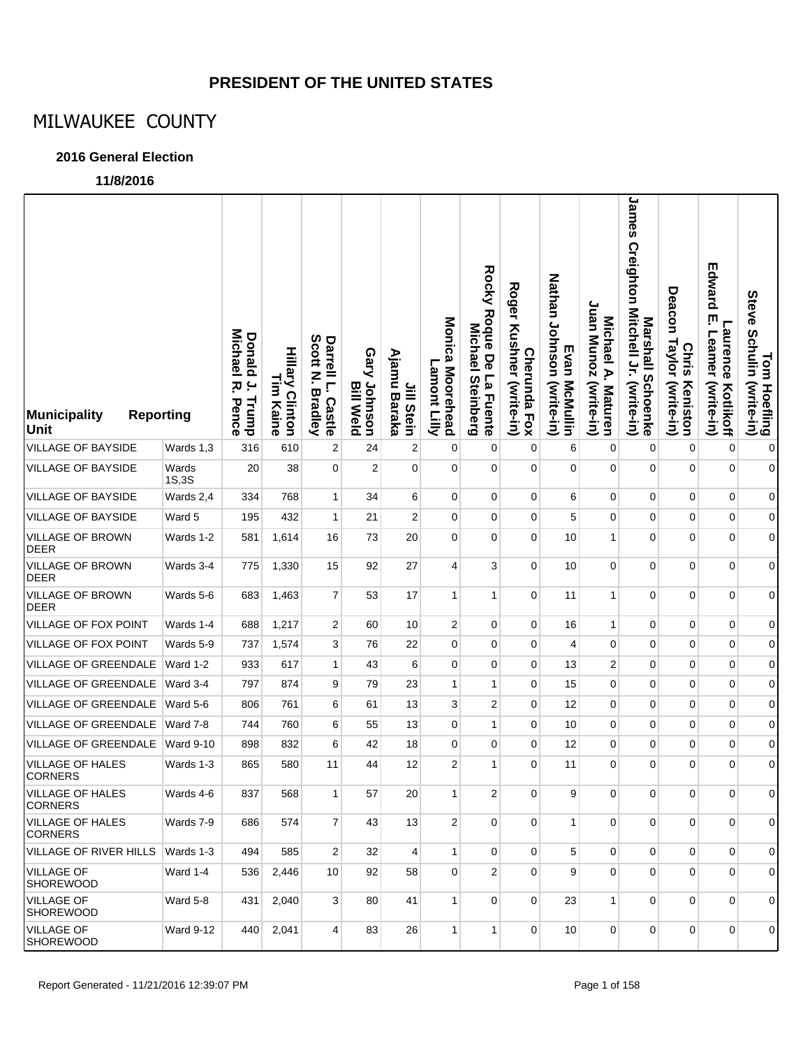# PRESIDENT OF THE UNITED STATES

## MILWAUKEE COUNTY

### 2016 General Election

**11/8/2016**

| Municipality Unit | Reporting | Donald J. Trump Michael R. Pence | Hillary Clinton Tim Kaine | Darrell L. Castle Scott N. Bradley | Gary Johnson Bill Weld | Jill Stein Ajamu Baraka | Monica Moorehead Lamont Lilly | Rocky Roque De La Fuente Michael Steinberg | Cherunda Fox Roger Kushner (write-in) | Evan McMullin Nathan Johnson (write-in) | Michael A. Maturen Juan Munoz (write-in) | Marshall Schoenke James Creighton Mitchell Jr. (write-in) | Chris Keniston Deacon Taylor (write-in) | Laurence Kotlikoff Edward E. Leamer (write-in) | Tom Hoefling Steve Schulin (write-in) |
|---|---|---|---|---|---|---|---|---|---|---|---|---|---|---|---|
| VILLAGE OF BAYSIDE | Wards 1,3 | 316 | 610 | 2 | 24 | 2 | 0 | 0 | 0 | 6 | 0 | 0 | 0 | 0 | 0 |
| VILLAGE OF BAYSIDE | Wards 1S,3S | 20 | 38 | 0 | 2 | 0 | 0 | 0 | 0 | 0 | 0 | 0 | 0 | 0 | 0 |
| VILLAGE OF BAYSIDE | Wards 2,4 | 334 | 768 | 1 | 34 | 6 | 0 | 0 | 0 | 6 | 0 | 0 | 0 | 0 | 0 |
| VILLAGE OF BAYSIDE | Ward 5 | 195 | 432 | 1 | 21 | 2 | 0 | 0 | 0 | 5 | 0 | 0 | 0 | 0 | 0 |
| VILLAGE OF BROWN DEER | Wards 1-2 | 581 | 1,614 | 16 | 73 | 20 | 0 | 0 | 0 | 10 | 1 | 0 | 0 | 0 | 0 |
| VILLAGE OF BROWN DEER | Wards 3-4 | 775 | 1,330 | 15 | 92 | 27 | 4 | 3 | 0 | 10 | 0 | 0 | 0 | 0 | 0 |
| VILLAGE OF BROWN DEER | Wards 5-6 | 683 | 1,463 | 7 | 53 | 17 | 1 | 1 | 0 | 11 | 1 | 0 | 0 | 0 | 0 |
| VILLAGE OF FOX POINT | Wards 1-4 | 688 | 1,217 | 2 | 60 | 10 | 2 | 0 | 0 | 16 | 1 | 0 | 0 | 0 | 0 |
| VILLAGE OF FOX POINT | Wards 5-9 | 737 | 1,574 | 3 | 76 | 22 | 0 | 0 | 0 | 4 | 0 | 0 | 0 | 0 | 0 |
| VILLAGE OF GREENDALE | Ward 1-2 | 933 | 617 | 1 | 43 | 6 | 0 | 0 | 0 | 13 | 2 | 0 | 0 | 0 | 0 |
| VILLAGE OF GREENDALE | Ward 3-4 | 797 | 874 | 9 | 79 | 23 | 1 | 1 | 0 | 15 | 0 | 0 | 0 | 0 | 0 |
| VILLAGE OF GREENDALE | Ward 5-6 | 806 | 761 | 6 | 61 | 13 | 3 | 2 | 0 | 12 | 0 | 0 | 0 | 0 | 0 |
| VILLAGE OF GREENDALE | Ward 7-8 | 744 | 760 | 6 | 55 | 13 | 0 | 1 | 0 | 10 | 0 | 0 | 0 | 0 | 0 |
| VILLAGE OF GREENDALE | Ward 9-10 | 898 | 832 | 6 | 42 | 18 | 0 | 0 | 0 | 12 | 0 | 0 | 0 | 0 | 0 |
| VILLAGE OF HALES CORNERS | Wards 1-3 | 865 | 580 | 11 | 44 | 12 | 2 | 1 | 0 | 11 | 0 | 0 | 0 | 0 | 0 |
| VILLAGE OF HALES CORNERS | Wards 4-6 | 837 | 568 | 1 | 57 | 20 | 1 | 2 | 0 | 9 | 0 | 0 | 0 | 0 | 0 |
| VILLAGE OF HALES CORNERS | Wards 7-9 | 686 | 574 | 7 | 43 | 13 | 2 | 0 | 0 | 1 | 0 | 0 | 0 | 0 | 0 |
| VILLAGE OF RIVER HILLS | Wards 1-3 | 494 | 585 | 2 | 32 | 4 | 1 | 0 | 0 | 5 | 0 | 0 | 0 | 0 | 0 |
| VILLAGE OF SHOREWOOD | Ward 1-4 | 536 | 2,446 | 10 | 92 | 58 | 0 | 2 | 0 | 9 | 0 | 0 | 0 | 0 | 0 |
| VILLAGE OF SHOREWOOD | Ward 5-8 | 431 | 2,040 | 3 | 80 | 41 | 1 | 0 | 0 | 23 | 1 | 0 | 0 | 0 | 0 |
| VILLAGE OF SHOREWOOD | Ward 9-12 | 440 | 2,041 | 4 | 83 | 26 | 1 | 1 | 0 | 10 | 0 | 0 | 0 | 0 | 0 |

Report Generated - 11/21/2016 12:39:07 PM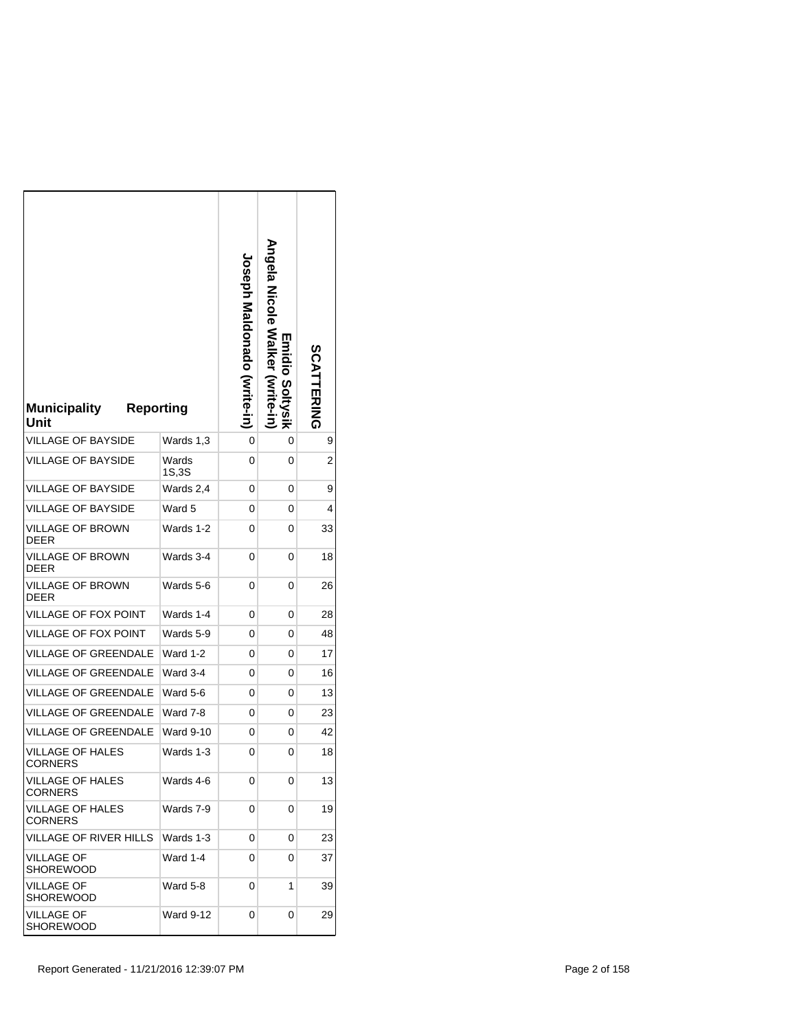| Municipality Unit | Reporting | Joseph Maldonado (write-in) | Emidio Soltysik Angela Nicole Walker (write-in) | SCATTERING |
|---|---|---|---|---|
| VILLAGE OF BAYSIDE | Wards 1,3 | 0 | 0 | 9 |
| VILLAGE OF BAYSIDE | Wards 1S,3S | 0 | 0 | 2 |
| VILLAGE OF BAYSIDE | Wards 2,4 | 0 | 0 | 9 |
| VILLAGE OF BAYSIDE | Ward 5 | 0 | 0 | 4 |
| VILLAGE OF BROWN DEER | Wards 1-2 | 0 | 0 | 33 |
| VILLAGE OF BROWN DEER | Wards 3-4 | 0 | 0 | 18 |
| VILLAGE OF BROWN DEER | Wards 5-6 | 0 | 0 | 26 |
| VILLAGE OF FOX POINT | Wards 1-4 | 0 | 0 | 28 |
| VILLAGE OF FOX POINT | Wards 5-9 | 0 | 0 | 48 |
| VILLAGE OF GREENDALE | Ward 1-2 | 0 | 0 | 17 |
| VILLAGE OF GREENDALE | Ward 3-4 | 0 | 0 | 16 |
| VILLAGE OF GREENDALE | Ward 5-6 | 0 | 0 | 13 |
| VILLAGE OF GREENDALE | Ward 7-8 | 0 | 0 | 23 |
| VILLAGE OF GREENDALE | Ward 9-10 | 0 | 0 | 42 |
| VILLAGE OF HALES CORNERS | Wards 1-3 | 0 | 0 | 18 |
| VILLAGE OF HALES CORNERS | Wards 4-6 | 0 | 0 | 13 |
| VILLAGE OF HALES CORNERS | Wards 7-9 | 0 | 0 | 19 |
| VILLAGE OF RIVER HILLS | Wards 1-3 | 0 | 0 | 23 |
| VILLAGE OF SHOREWOOD | Ward 1-4 | 0 | 0 | 37 |
| VILLAGE OF SHOREWOOD | Ward 5-8 | 0 | 1 | 39 |
| VILLAGE OF SHOREWOOD | Ward 9-12 | 0 | 0 | 29 |

Report Generated - 11/21/2016 12:39:07 PM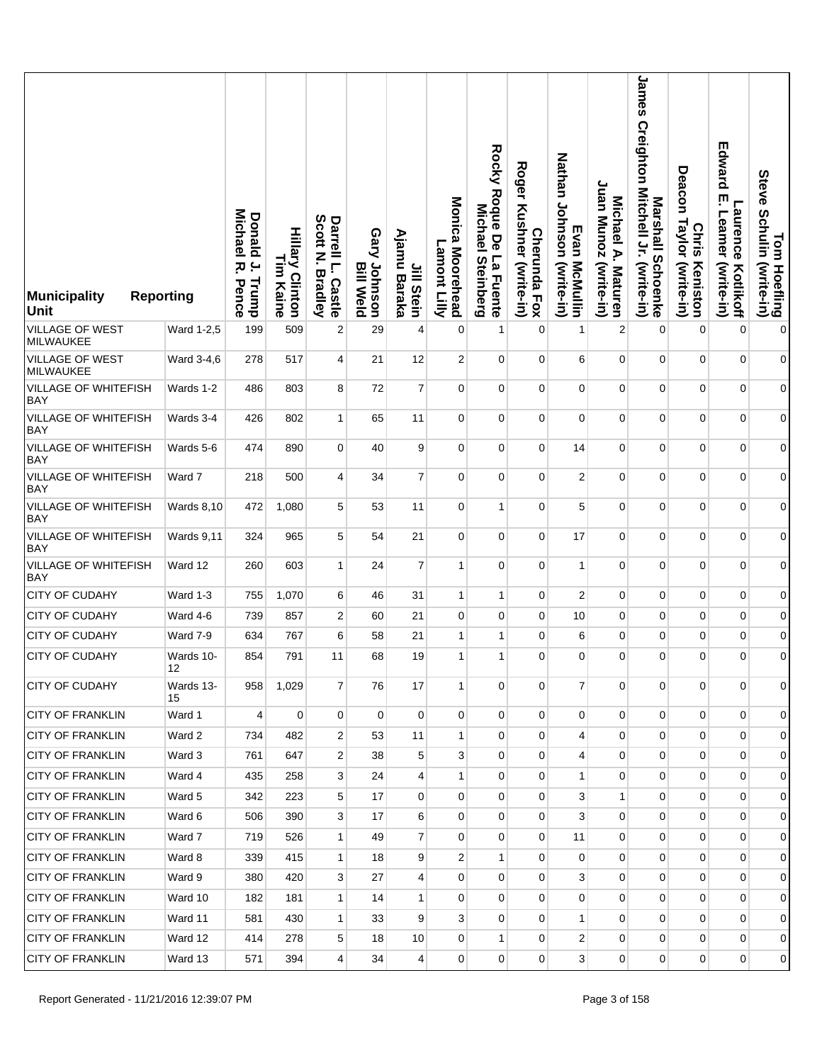| Municipality | Reporting Unit | Donald J. Trump Michael R. Pence | Hillary Clinton Tim Kaine | Darrell L. Castle Scott N. Bradley | Gary Johnson Bill Weld | Jill Stein Ajamu Baraka | Monica Moorehead Lamont Lilly | Rocky Roque De La Fuente Michael Steinberg | Cherunda Fox Roger Kushner (write-in) | Evan McMullin Nathan Johnson (write-in) | Michael A. Maturen Juan Munoz (write-in) | Marshall Schoenke James Creighton Mitchell Jr. (write-in) | Chris Keniston Deacon Taylor (write-in) | Laurence Kotlikoff Edward E. Leamer (write-in) | Tom Hoefling Steve Schulin (write-in) |
|---|---|---|---|---|---|---|---|---|---|---|---|---|---|---|---|
| VILLAGE OF WEST MILWAUKEE | Ward 1-2,5 | 199 | 509 | 2 | 29 | 4 | 0 | 1 | 0 | 1 | 2 | 0 | 0 | 0 | 0 |
| VILLAGE OF WEST MILWAUKEE | Ward 3-4,6 | 278 | 517 | 4 | 21 | 12 | 2 | 0 | 0 | 6 | 0 | 0 | 0 | 0 | 0 |
| VILLAGE OF WHITEFISH BAY | Wards 1-2 | 486 | 803 | 8 | 72 | 7 | 0 | 0 | 0 | 0 | 0 | 0 | 0 | 0 | 0 |
| VILLAGE OF WHITEFISH BAY | Wards 3-4 | 426 | 802 | 1 | 65 | 11 | 0 | 0 | 0 | 0 | 0 | 0 | 0 | 0 | 0 |
| VILLAGE OF WHITEFISH BAY | Wards 5-6 | 474 | 890 | 0 | 40 | 9 | 0 | 0 | 0 | 14 | 0 | 0 | 0 | 0 | 0 |
| VILLAGE OF WHITEFISH BAY | Ward 7 | 218 | 500 | 4 | 34 | 7 | 0 | 0 | 0 | 2 | 0 | 0 | 0 | 0 | 0 |
| VILLAGE OF WHITEFISH BAY | Wards 8,10 | 472 | 1,080 | 5 | 53 | 11 | 0 | 1 | 0 | 5 | 0 | 0 | 0 | 0 | 0 |
| VILLAGE OF WHITEFISH BAY | Wards 9,11 | 324 | 965 | 5 | 54 | 21 | 0 | 0 | 0 | 17 | 0 | 0 | 0 | 0 | 0 |
| VILLAGE OF WHITEFISH BAY | Ward 12 | 260 | 603 | 1 | 24 | 7 | 1 | 0 | 0 | 1 | 0 | 0 | 0 | 0 | 0 |
| CITY OF CUDAHY | Ward 1-3 | 755 | 1,070 | 6 | 46 | 31 | 1 | 1 | 0 | 2 | 0 | 0 | 0 | 0 | 0 |
| CITY OF CUDAHY | Ward 4-6 | 739 | 857 | 2 | 60 | 21 | 0 | 0 | 0 | 10 | 0 | 0 | 0 | 0 | 0 |
| CITY OF CUDAHY | Ward 7-9 | 634 | 767 | 6 | 58 | 21 | 1 | 1 | 0 | 6 | 0 | 0 | 0 | 0 | 0 |
| CITY OF CUDAHY | Wards 10-12 | 854 | 791 | 11 | 68 | 19 | 1 | 1 | 0 | 0 | 0 | 0 | 0 | 0 | 0 |
| CITY OF CUDAHY | Wards 13-15 | 958 | 1,029 | 7 | 76 | 17 | 1 | 0 | 0 | 7 | 0 | 0 | 0 | 0 | 0 |
| CITY OF FRANKLIN | Ward 1 | 4 | 0 | 0 | 0 | 0 | 0 | 0 | 0 | 0 | 0 | 0 | 0 | 0 | 0 |
| CITY OF FRANKLIN | Ward 2 | 734 | 482 | 2 | 53 | 11 | 1 | 0 | 0 | 4 | 0 | 0 | 0 | 0 | 0 |
| CITY OF FRANKLIN | Ward 3 | 761 | 647 | 2 | 38 | 5 | 3 | 0 | 0 | 4 | 0 | 0 | 0 | 0 | 0 |
| CITY OF FRANKLIN | Ward 4 | 435 | 258 | 3 | 24 | 4 | 1 | 0 | 0 | 1 | 0 | 0 | 0 | 0 | 0 |
| CITY OF FRANKLIN | Ward 5 | 342 | 223 | 5 | 17 | 0 | 0 | 0 | 0 | 3 | 1 | 0 | 0 | 0 | 0 |
| CITY OF FRANKLIN | Ward 6 | 506 | 390 | 3 | 17 | 6 | 0 | 0 | 0 | 3 | 0 | 0 | 0 | 0 | 0 |
| CITY OF FRANKLIN | Ward 7 | 719 | 526 | 1 | 49 | 7 | 0 | 0 | 0 | 11 | 0 | 0 | 0 | 0 | 0 |
| CITY OF FRANKLIN | Ward 8 | 339 | 415 | 1 | 18 | 9 | 2 | 1 | 0 | 0 | 0 | 0 | 0 | 0 | 0 |
| CITY OF FRANKLIN | Ward 9 | 380 | 420 | 3 | 27 | 4 | 0 | 0 | 0 | 3 | 0 | 0 | 0 | 0 | 0 |
| CITY OF FRANKLIN | Ward 10 | 182 | 181 | 1 | 14 | 1 | 0 | 0 | 0 | 0 | 0 | 0 | 0 | 0 | 0 |
| CITY OF FRANKLIN | Ward 11 | 581 | 430 | 1 | 33 | 9 | 3 | 0 | 0 | 1 | 0 | 0 | 0 | 0 | 0 |
| CITY OF FRANKLIN | Ward 12 | 414 | 278 | 5 | 18 | 10 | 0 | 1 | 0 | 2 | 0 | 0 | 0 | 0 | 0 |
| CITY OF FRANKLIN | Ward 13 | 571 | 394 | 4 | 34 | 4 | 0 | 0 | 0 | 3 | 0 | 0 | 0 | 0 | 0 |

Report Generated - 11/21/2016 12:39:07 PM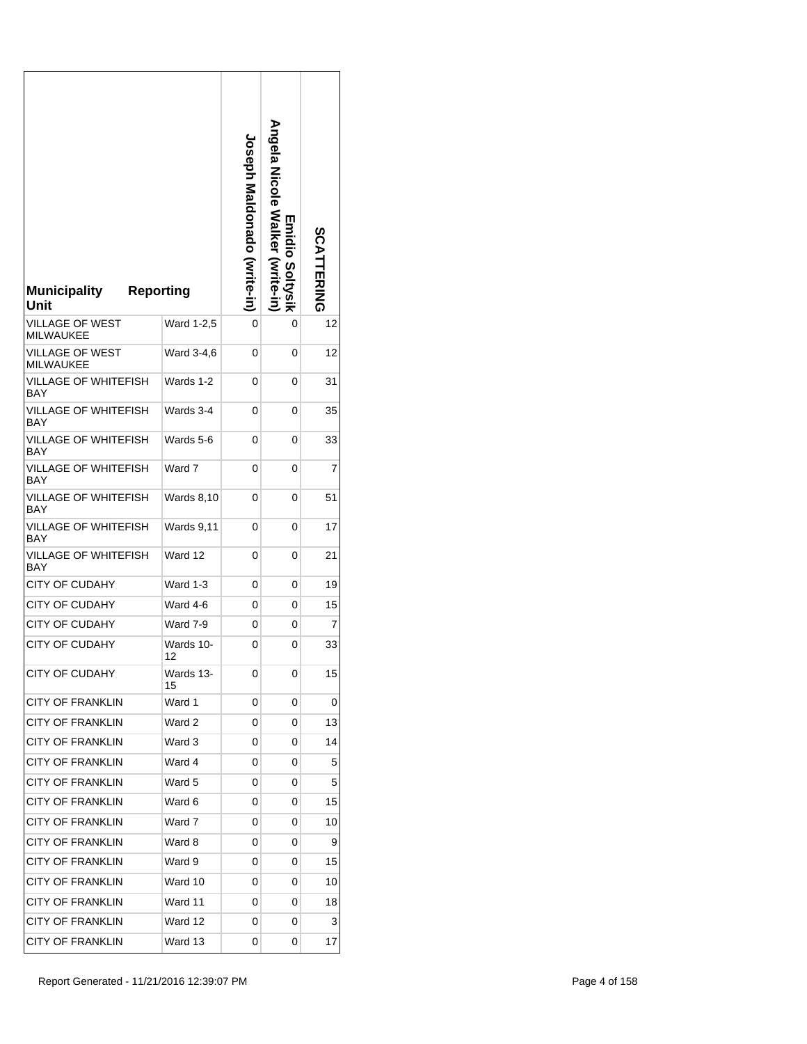| Municipality | Reporting Unit | Joseph Maldonado (write-in) | Emidio Soltysik Angela Nicole Walker (write-in) | SCATTERING |
|---|---|---|---|---|
| VILLAGE OF WEST MILWAUKEE | Ward 1-2,5 | 0 | 0 | 12 |
| VILLAGE OF WEST MILWAUKEE | Ward 3-4,6 | 0 | 0 | 12 |
| VILLAGE OF WHITEFISH BAY | Wards 1-2 | 0 | 0 | 31 |
| VILLAGE OF WHITEFISH BAY | Wards 3-4 | 0 | 0 | 35 |
| VILLAGE OF WHITEFISH BAY | Wards 5-6 | 0 | 0 | 33 |
| VILLAGE OF WHITEFISH BAY | Ward 7 | 0 | 0 | 7 |
| VILLAGE OF WHITEFISH BAY | Wards 8,10 | 0 | 0 | 51 |
| VILLAGE OF WHITEFISH BAY | Wards 9,11 | 0 | 0 | 17 |
| VILLAGE OF WHITEFISH BAY | Ward 12 | 0 | 0 | 21 |
| CITY OF CUDAHY | Ward 1-3 | 0 | 0 | 19 |
| CITY OF CUDAHY | Ward 4-6 | 0 | 0 | 15 |
| CITY OF CUDAHY | Ward 7-9 | 0 | 0 | 7 |
| CITY OF CUDAHY | Wards 10-12 | 0 | 0 | 33 |
| CITY OF CUDAHY | Wards 13-15 | 0 | 0 | 15 |
| CITY OF FRANKLIN | Ward 1 | 0 | 0 | 0 |
| CITY OF FRANKLIN | Ward 2 | 0 | 0 | 13 |
| CITY OF FRANKLIN | Ward 3 | 0 | 0 | 14 |
| CITY OF FRANKLIN | Ward 4 | 0 | 0 | 5 |
| CITY OF FRANKLIN | Ward 5 | 0 | 0 | 5 |
| CITY OF FRANKLIN | Ward 6 | 0 | 0 | 15 |
| CITY OF FRANKLIN | Ward 7 | 0 | 0 | 10 |
| CITY OF FRANKLIN | Ward 8 | 0 | 0 | 9 |
| CITY OF FRANKLIN | Ward 9 | 0 | 0 | 15 |
| CITY OF FRANKLIN | Ward 10 | 0 | 0 | 10 |
| CITY OF FRANKLIN | Ward 11 | 0 | 0 | 18 |
| CITY OF FRANKLIN | Ward 12 | 0 | 0 | 3 |
| CITY OF FRANKLIN | Ward 13 | 0 | 0 | 17 |

Report Generated - 11/21/2016 12:39:07 PM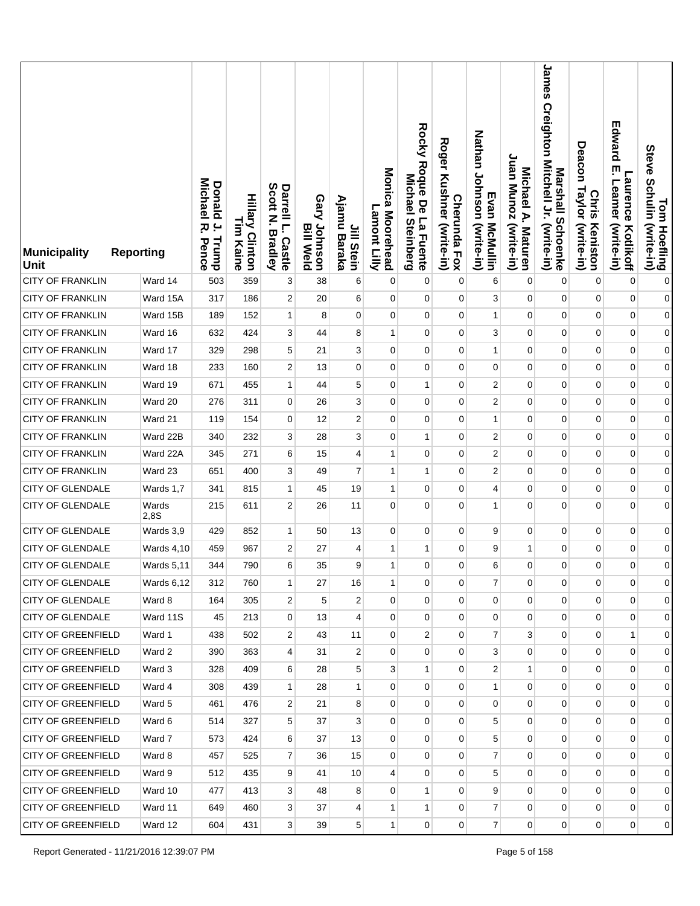| Municipality Unit | Reporting | Donald J. Trump Michael R. Pence | Hillary Clinton Tim Kaine | Darrell L. Castle Scott N. Bradley | Gary Johnson Bill Weld | Jill Stein Ajamu Baraka | Monica Moorehead Lamont Lilly | Rocky Roque De La Fuente Michael Steinberg | Cherunda Fox Roger Kushner (write-in) | Evan McMullin Nathan Johnson (write-in) | Michael A. Maturen Juan Munoz (write-in) | Marshall Schoenke James Creighton Mitchell Jr. (write-in) | Chris Keniston Deacon Taylor (write-in) | Laurence Kotlikoff Edward E. Leamer (write-in) | Tom Hoefling Steve Schulin (write-in) |
|---|---|---|---|---|---|---|---|---|---|---|---|---|---|---|---|
| CITY OF FRANKLIN | Ward 14 | 503 | 359 | 3 | 38 | 6 | 0 | 0 | 0 | 6 | 0 | 0 | 0 | 0 | 0 |
| CITY OF FRANKLIN | Ward 15A | 317 | 186 | 2 | 20 | 6 | 0 | 0 | 0 | 3 | 0 | 0 | 0 | 0 | 0 |
| CITY OF FRANKLIN | Ward 15B | 189 | 152 | 1 | 8 | 0 | 0 | 0 | 0 | 1 | 0 | 0 | 0 | 0 | 0 |
| CITY OF FRANKLIN | Ward 16 | 632 | 424 | 3 | 44 | 8 | 1 | 0 | 0 | 3 | 0 | 0 | 0 | 0 | 0 |
| CITY OF FRANKLIN | Ward 17 | 329 | 298 | 5 | 21 | 3 | 0 | 0 | 0 | 1 | 0 | 0 | 0 | 0 | 0 |
| CITY OF FRANKLIN | Ward 18 | 233 | 160 | 2 | 13 | 0 | 0 | 0 | 0 | 0 | 0 | 0 | 0 | 0 | 0 |
| CITY OF FRANKLIN | Ward 19 | 671 | 455 | 1 | 44 | 5 | 0 | 1 | 0 | 2 | 0 | 0 | 0 | 0 | 0 |
| CITY OF FRANKLIN | Ward 20 | 276 | 311 | 0 | 26 | 3 | 0 | 0 | 0 | 2 | 0 | 0 | 0 | 0 | 0 |
| CITY OF FRANKLIN | Ward 21 | 119 | 154 | 0 | 12 | 2 | 0 | 0 | 0 | 1 | 0 | 0 | 0 | 0 | 0 |
| CITY OF FRANKLIN | Ward 22B | 340 | 232 | 3 | 28 | 3 | 0 | 1 | 0 | 2 | 0 | 0 | 0 | 0 | 0 |
| CITY OF FRANKLIN | Ward 22A | 345 | 271 | 6 | 15 | 4 | 1 | 0 | 0 | 2 | 0 | 0 | 0 | 0 | 0 |
| CITY OF FRANKLIN | Ward 23 | 651 | 400 | 3 | 49 | 7 | 1 | 1 | 0 | 2 | 0 | 0 | 0 | 0 | 0 |
| CITY OF GLENDALE | Wards 1,7 | 341 | 815 | 1 | 45 | 19 | 1 | 0 | 0 | 4 | 0 | 0 | 0 | 0 | 0 |
| CITY OF GLENDALE | Wards 2,8S | 215 | 611 | 2 | 26 | 11 | 0 | 0 | 0 | 1 | 0 | 0 | 0 | 0 | 0 |
| CITY OF GLENDALE | Wards 3,9 | 429 | 852 | 1 | 50 | 13 | 0 | 0 | 0 | 9 | 0 | 0 | 0 | 0 | 0 |
| CITY OF GLENDALE | Wards 4,10 | 459 | 967 | 2 | 27 | 4 | 1 | 1 | 0 | 9 | 1 | 0 | 0 | 0 | 0 |
| CITY OF GLENDALE | Wards 5,11 | 344 | 790 | 6 | 35 | 9 | 1 | 0 | 0 | 6 | 0 | 0 | 0 | 0 | 0 |
| CITY OF GLENDALE | Wards 6,12 | 312 | 760 | 1 | 27 | 16 | 1 | 0 | 0 | 7 | 0 | 0 | 0 | 0 | 0 |
| CITY OF GLENDALE | Ward 8 | 164 | 305 | 2 | 5 | 2 | 0 | 0 | 0 | 0 | 0 | 0 | 0 | 0 | 0 |
| CITY OF GLENDALE | Ward 11S | 45 | 213 | 0 | 13 | 4 | 0 | 0 | 0 | 0 | 0 | 0 | 0 | 0 | 0 |
| CITY OF GREENFIELD | Ward 1 | 438 | 502 | 2 | 43 | 11 | 0 | 2 | 0 | 7 | 3 | 0 | 0 | 1 | 0 |
| CITY OF GREENFIELD | Ward 2 | 390 | 363 | 4 | 31 | 2 | 0 | 0 | 0 | 3 | 0 | 0 | 0 | 0 | 0 |
| CITY OF GREENFIELD | Ward 3 | 328 | 409 | 6 | 28 | 5 | 3 | 1 | 0 | 2 | 1 | 0 | 0 | 0 | 0 |
| CITY OF GREENFIELD | Ward 4 | 308 | 439 | 1 | 28 | 1 | 0 | 0 | 0 | 1 | 0 | 0 | 0 | 0 | 0 |
| CITY OF GREENFIELD | Ward 5 | 461 | 476 | 2 | 21 | 8 | 0 | 0 | 0 | 0 | 0 | 0 | 0 | 0 | 0 |
| CITY OF GREENFIELD | Ward 6 | 514 | 327 | 5 | 37 | 3 | 0 | 0 | 0 | 5 | 0 | 0 | 0 | 0 | 0 |
| CITY OF GREENFIELD | Ward 7 | 573 | 424 | 6 | 37 | 13 | 0 | 0 | 0 | 5 | 0 | 0 | 0 | 0 | 0 |
| CITY OF GREENFIELD | Ward 8 | 457 | 525 | 7 | 36 | 15 | 0 | 0 | 0 | 7 | 0 | 0 | 0 | 0 | 0 |
| CITY OF GREENFIELD | Ward 9 | 512 | 435 | 9 | 41 | 10 | 4 | 0 | 0 | 5 | 0 | 0 | 0 | 0 | 0 |
| CITY OF GREENFIELD | Ward 10 | 477 | 413 | 3 | 48 | 8 | 0 | 1 | 0 | 9 | 0 | 0 | 0 | 0 | 0 |
| CITY OF GREENFIELD | Ward 11 | 649 | 460 | 3 | 37 | 4 | 1 | 1 | 0 | 7 | 0 | 0 | 0 | 0 | 0 |
| CITY OF GREENFIELD | Ward 12 | 604 | 431 | 3 | 39 | 5 | 1 | 0 | 0 | 7 | 0 | 0 | 0 | 0 | 0 |

Report Generated - 11/21/2016 12:39:07 PM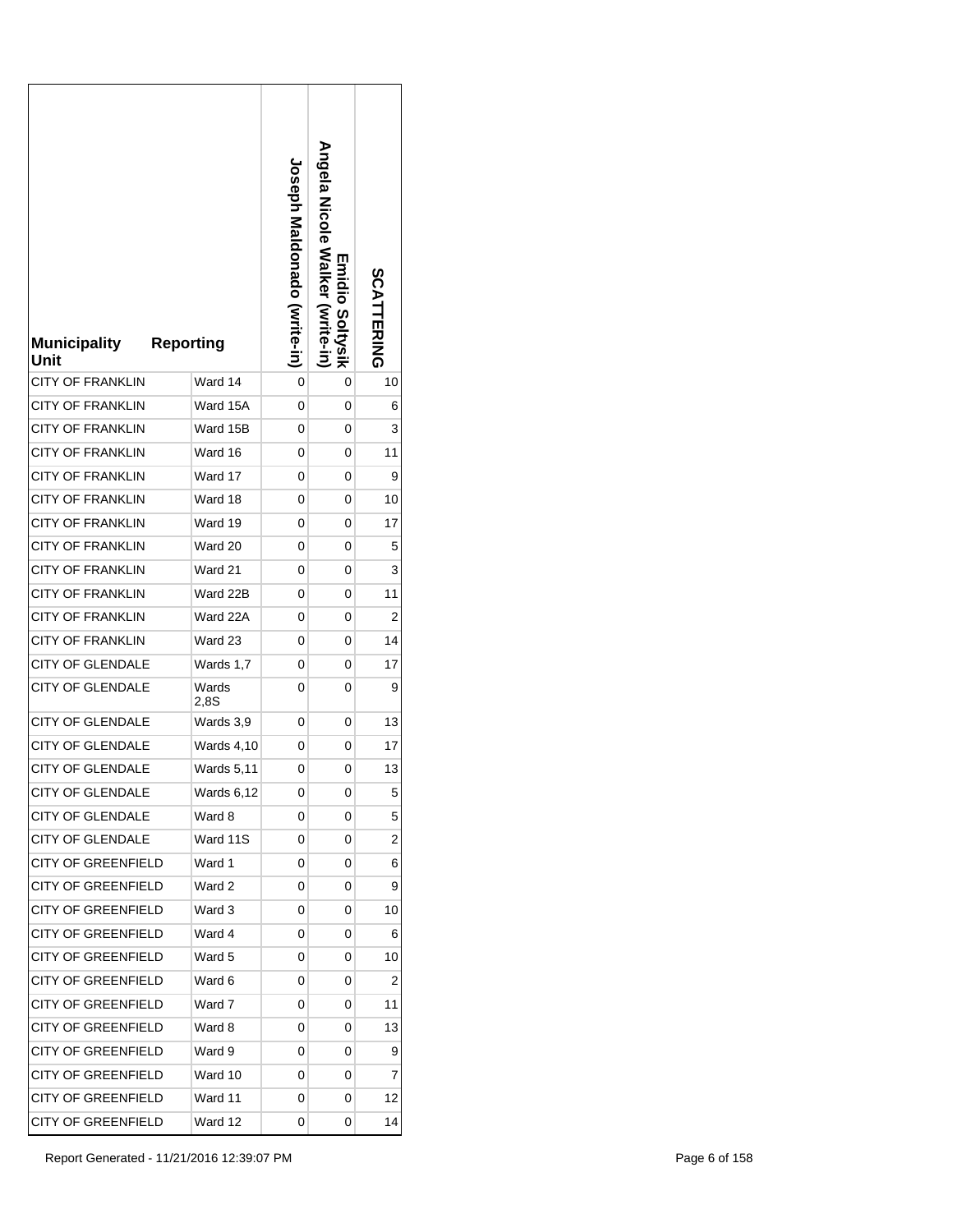| Municipality Unit | Reporting | Joseph Maldonado (write-in) | Emidio Soltysik Angela Nicole Walker (write-in) | SCATTERING |
|---|---|---|---|---|
| CITY OF FRANKLIN | Ward 14 | 0 | 0 | 10 |
| CITY OF FRANKLIN | Ward 15A | 0 | 0 | 6 |
| CITY OF FRANKLIN | Ward 15B | 0 | 0 | 3 |
| CITY OF FRANKLIN | Ward 16 | 0 | 0 | 11 |
| CITY OF FRANKLIN | Ward 17 | 0 | 0 | 9 |
| CITY OF FRANKLIN | Ward 18 | 0 | 0 | 10 |
| CITY OF FRANKLIN | Ward 19 | 0 | 0 | 17 |
| CITY OF FRANKLIN | Ward 20 | 0 | 0 | 5 |
| CITY OF FRANKLIN | Ward 21 | 0 | 0 | 3 |
| CITY OF FRANKLIN | Ward 22B | 0 | 0 | 11 |
| CITY OF FRANKLIN | Ward 22A | 0 | 0 | 2 |
| CITY OF FRANKLIN | Ward 23 | 0 | 0 | 14 |
| CITY OF GLENDALE | Wards 1,7 | 0 | 0 | 17 |
| CITY OF GLENDALE | Wards 2,8S | 0 | 0 | 9 |
| CITY OF GLENDALE | Wards 3,9 | 0 | 0 | 13 |
| CITY OF GLENDALE | Wards 4,10 | 0 | 0 | 17 |
| CITY OF GLENDALE | Wards 5,11 | 0 | 0 | 13 |
| CITY OF GLENDALE | Wards 6,12 | 0 | 0 | 5 |
| CITY OF GLENDALE | Ward 8 | 0 | 0 | 5 |
| CITY OF GLENDALE | Ward 11S | 0 | 0 | 2 |
| CITY OF GREENFIELD | Ward 1 | 0 | 0 | 6 |
| CITY OF GREENFIELD | Ward 2 | 0 | 0 | 9 |
| CITY OF GREENFIELD | Ward 3 | 0 | 0 | 10 |
| CITY OF GREENFIELD | Ward 4 | 0 | 0 | 6 |
| CITY OF GREENFIELD | Ward 5 | 0 | 0 | 10 |
| CITY OF GREENFIELD | Ward 6 | 0 | 0 | 2 |
| CITY OF GREENFIELD | Ward 7 | 0 | 0 | 11 |
| CITY OF GREENFIELD | Ward 8 | 0 | 0 | 13 |
| CITY OF GREENFIELD | Ward 9 | 0 | 0 | 9 |
| CITY OF GREENFIELD | Ward 10 | 0 | 0 | 7 |
| CITY OF GREENFIELD | Ward 11 | 0 | 0 | 12 |
| CITY OF GREENFIELD | Ward 12 | 0 | 0 | 14 |

Report Generated - 11/21/2016 12:39:07 PM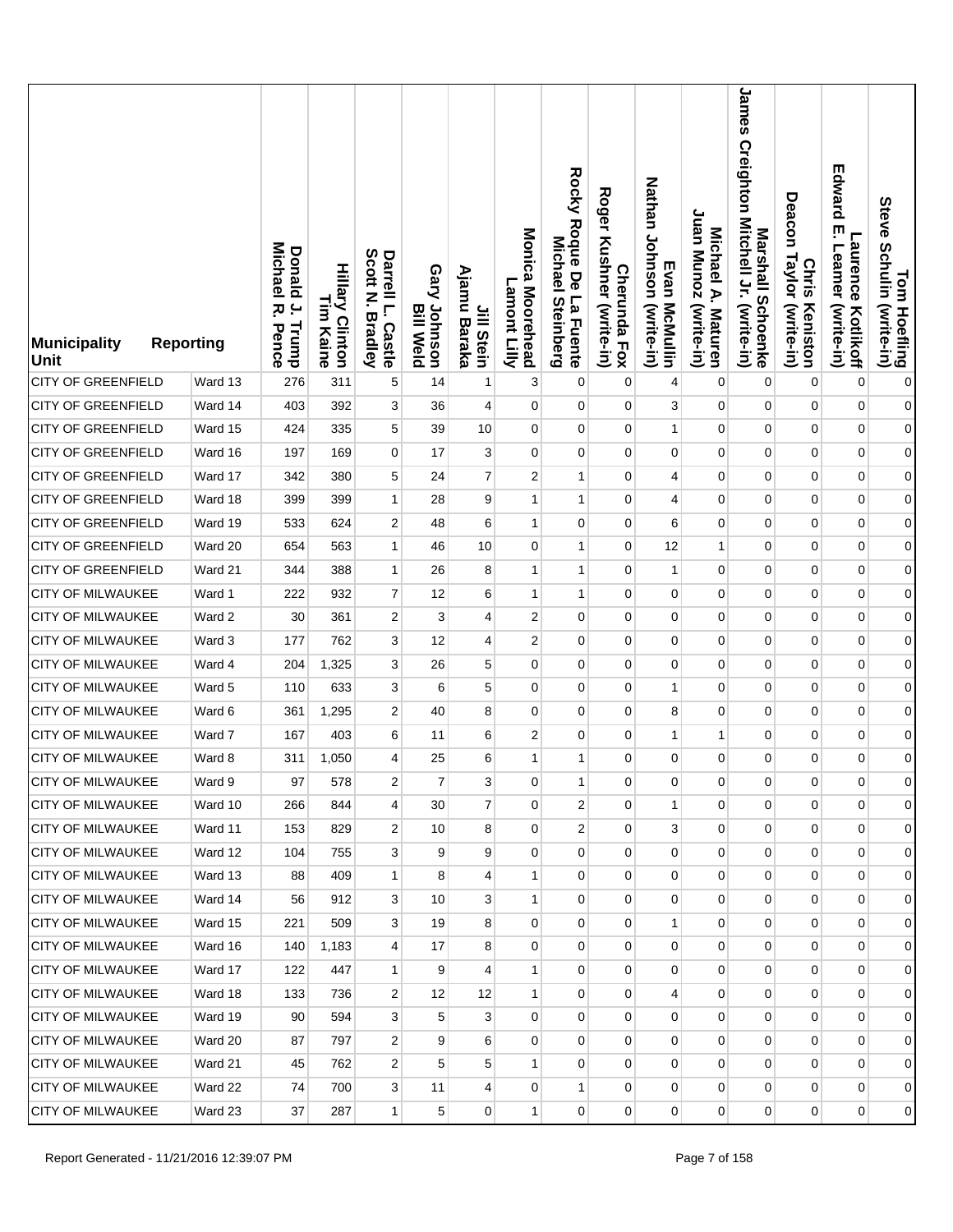| Municipality | Reporting Unit | Donald J. Trump Michael R. Pence | Hillary Clinton Tim Kaine | Darrell L. Castle Scott N. Bradley | Gary Johnson Bill Weld | Jill Stein Ajamu Baraka | Monica Moorehead Lamont Lilly | Rocky Roque De La Fuente Michael Steinberg | Cherunda Fox Roger Kushner (write-in) | Evan McMullin Nathan Johnson (write-in) | Michael A. Maturen Juan Munoz (write-in) | Marshall Schoenke James Creighton Mitchell Jr. (write-in) | Chris Keniston Deacon Taylor (write-in) | Laurence Kotlikoff Edward E. Leamer (write-in) | Tom Hoefling Steve Schulin (write-in) |
|---|---|---|---|---|---|---|---|---|---|---|---|---|---|---|---|
| CITY OF GREENFIELD | Ward 13 | 276 | 311 | 5 | 14 | 1 | 3 | 0 | 0 | 4 | 0 | 0 | 0 | 0 | 0 |
| CITY OF GREENFIELD | Ward 14 | 403 | 392 | 3 | 36 | 4 | 0 | 0 | 0 | 3 | 0 | 0 | 0 | 0 | 0 |
| CITY OF GREENFIELD | Ward 15 | 424 | 335 | 5 | 39 | 10 | 0 | 0 | 0 | 1 | 0 | 0 | 0 | 0 | 0 |
| CITY OF GREENFIELD | Ward 16 | 197 | 169 | 0 | 17 | 3 | 0 | 0 | 0 | 0 | 0 | 0 | 0 | 0 | 0 |
| CITY OF GREENFIELD | Ward 17 | 342 | 380 | 5 | 24 | 7 | 2 | 1 | 0 | 4 | 0 | 0 | 0 | 0 | 0 |
| CITY OF GREENFIELD | Ward 18 | 399 | 399 | 1 | 28 | 9 | 1 | 1 | 0 | 4 | 0 | 0 | 0 | 0 | 0 |
| CITY OF GREENFIELD | Ward 19 | 533 | 624 | 2 | 48 | 6 | 1 | 0 | 0 | 6 | 0 | 0 | 0 | 0 | 0 |
| CITY OF GREENFIELD | Ward 20 | 654 | 563 | 1 | 46 | 10 | 0 | 1 | 0 | 12 | 1 | 0 | 0 | 0 | 0 |
| CITY OF GREENFIELD | Ward 21 | 344 | 388 | 1 | 26 | 8 | 1 | 1 | 0 | 1 | 0 | 0 | 0 | 0 | 0 |
| CITY OF MILWAUKEE | Ward 1 | 222 | 932 | 7 | 12 | 6 | 1 | 1 | 0 | 0 | 0 | 0 | 0 | 0 | 0 |
| CITY OF MILWAUKEE | Ward 2 | 30 | 361 | 2 | 3 | 4 | 2 | 0 | 0 | 0 | 0 | 0 | 0 | 0 | 0 |
| CITY OF MILWAUKEE | Ward 3 | 177 | 762 | 3 | 12 | 4 | 2 | 0 | 0 | 0 | 0 | 0 | 0 | 0 | 0 |
| CITY OF MILWAUKEE | Ward 4 | 204 | 1,325 | 3 | 26 | 5 | 0 | 0 | 0 | 0 | 0 | 0 | 0 | 0 | 0 |
| CITY OF MILWAUKEE | Ward 5 | 110 | 633 | 3 | 6 | 5 | 0 | 0 | 0 | 1 | 0 | 0 | 0 | 0 | 0 |
| CITY OF MILWAUKEE | Ward 6 | 361 | 1,295 | 2 | 40 | 8 | 0 | 0 | 0 | 8 | 0 | 0 | 0 | 0 | 0 |
| CITY OF MILWAUKEE | Ward 7 | 167 | 403 | 6 | 11 | 6 | 2 | 0 | 0 | 1 | 1 | 0 | 0 | 0 | 0 |
| CITY OF MILWAUKEE | Ward 8 | 311 | 1,050 | 4 | 25 | 6 | 1 | 1 | 0 | 0 | 0 | 0 | 0 | 0 | 0 |
| CITY OF MILWAUKEE | Ward 9 | 97 | 578 | 2 | 7 | 3 | 0 | 1 | 0 | 0 | 0 | 0 | 0 | 0 | 0 |
| CITY OF MILWAUKEE | Ward 10 | 266 | 844 | 4 | 30 | 7 | 0 | 2 | 0 | 1 | 0 | 0 | 0 | 0 | 0 |
| CITY OF MILWAUKEE | Ward 11 | 153 | 829 | 2 | 10 | 8 | 0 | 2 | 0 | 3 | 0 | 0 | 0 | 0 | 0 |
| CITY OF MILWAUKEE | Ward 12 | 104 | 755 | 3 | 9 | 9 | 0 | 0 | 0 | 0 | 0 | 0 | 0 | 0 | 0 |
| CITY OF MILWAUKEE | Ward 13 | 88 | 409 | 1 | 8 | 4 | 1 | 0 | 0 | 0 | 0 | 0 | 0 | 0 | 0 |
| CITY OF MILWAUKEE | Ward 14 | 56 | 912 | 3 | 10 | 3 | 1 | 0 | 0 | 0 | 0 | 0 | 0 | 0 | 0 |
| CITY OF MILWAUKEE | Ward 15 | 221 | 509 | 3 | 19 | 8 | 0 | 0 | 0 | 1 | 0 | 0 | 0 | 0 | 0 |
| CITY OF MILWAUKEE | Ward 16 | 140 | 1,183 | 4 | 17 | 8 | 0 | 0 | 0 | 0 | 0 | 0 | 0 | 0 | 0 |
| CITY OF MILWAUKEE | Ward 17 | 122 | 447 | 1 | 9 | 4 | 1 | 0 | 0 | 0 | 0 | 0 | 0 | 0 | 0 |
| CITY OF MILWAUKEE | Ward 18 | 133 | 736 | 2 | 12 | 12 | 1 | 0 | 0 | 4 | 0 | 0 | 0 | 0 | 0 |
| CITY OF MILWAUKEE | Ward 19 | 90 | 594 | 3 | 5 | 3 | 0 | 0 | 0 | 0 | 0 | 0 | 0 | 0 | 0 |
| CITY OF MILWAUKEE | Ward 20 | 87 | 797 | 2 | 9 | 6 | 0 | 0 | 0 | 0 | 0 | 0 | 0 | 0 | 0 |
| CITY OF MILWAUKEE | Ward 21 | 45 | 762 | 2 | 5 | 5 | 1 | 0 | 0 | 0 | 0 | 0 | 0 | 0 | 0 |
| CITY OF MILWAUKEE | Ward 22 | 74 | 700 | 3 | 11 | 4 | 0 | 1 | 0 | 0 | 0 | 0 | 0 | 0 | 0 |
| CITY OF MILWAUKEE | Ward 23 | 37 | 287 | 1 | 5 | 0 | 1 | 0 | 0 | 0 | 0 | 0 | 0 | 0 | 0 |

Report Generated - 11/21/2016 12:39:07 PM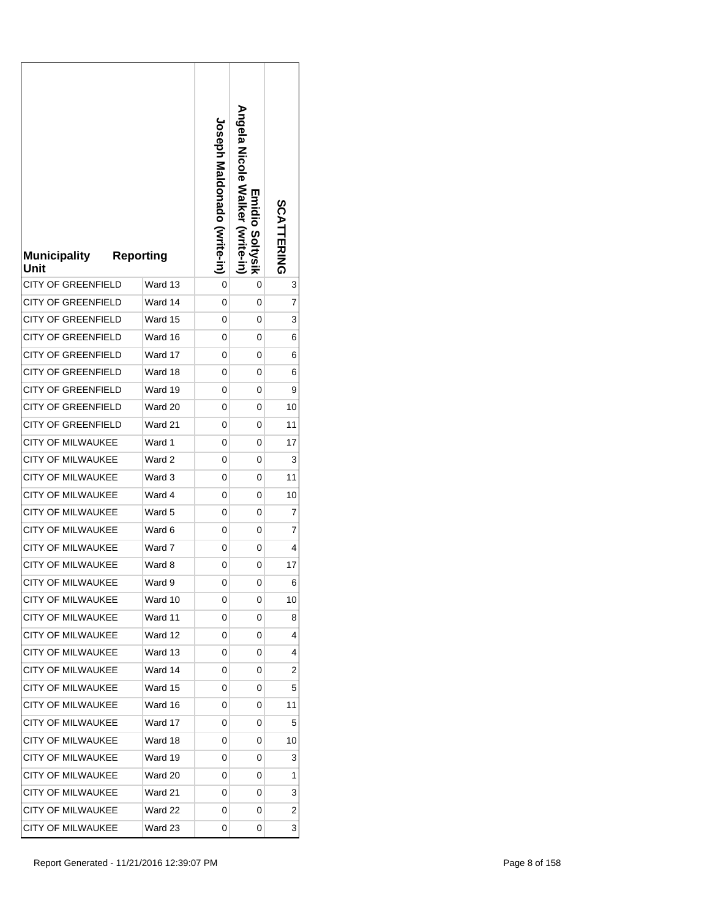| Municipality | Reporting Unit | Joseph Maldonado (write-in) | Emidio Soltysik Angela Nicole Walker (write-in) | SCATTERING |
|---|---|---|---|---|
| CITY OF GREENFIELD | Ward 13 | 0 | 0 | 3 |
| CITY OF GREENFIELD | Ward 14 | 0 | 0 | 7 |
| CITY OF GREENFIELD | Ward 15 | 0 | 0 | 3 |
| CITY OF GREENFIELD | Ward 16 | 0 | 0 | 6 |
| CITY OF GREENFIELD | Ward 17 | 0 | 0 | 6 |
| CITY OF GREENFIELD | Ward 18 | 0 | 0 | 6 |
| CITY OF GREENFIELD | Ward 19 | 0 | 0 | 9 |
| CITY OF GREENFIELD | Ward 20 | 0 | 0 | 10 |
| CITY OF GREENFIELD | Ward 21 | 0 | 0 | 11 |
| CITY OF MILWAUKEE | Ward 1 | 0 | 0 | 17 |
| CITY OF MILWAUKEE | Ward 2 | 0 | 0 | 3 |
| CITY OF MILWAUKEE | Ward 3 | 0 | 0 | 11 |
| CITY OF MILWAUKEE | Ward 4 | 0 | 0 | 10 |
| CITY OF MILWAUKEE | Ward 5 | 0 | 0 | 7 |
| CITY OF MILWAUKEE | Ward 6 | 0 | 0 | 7 |
| CITY OF MILWAUKEE | Ward 7 | 0 | 0 | 4 |
| CITY OF MILWAUKEE | Ward 8 | 0 | 0 | 17 |
| CITY OF MILWAUKEE | Ward 9 | 0 | 0 | 6 |
| CITY OF MILWAUKEE | Ward 10 | 0 | 0 | 10 |
| CITY OF MILWAUKEE | Ward 11 | 0 | 0 | 8 |
| CITY OF MILWAUKEE | Ward 12 | 0 | 0 | 4 |
| CITY OF MILWAUKEE | Ward 13 | 0 | 0 | 4 |
| CITY OF MILWAUKEE | Ward 14 | 0 | 0 | 2 |
| CITY OF MILWAUKEE | Ward 15 | 0 | 0 | 5 |
| CITY OF MILWAUKEE | Ward 16 | 0 | 0 | 11 |
| CITY OF MILWAUKEE | Ward 17 | 0 | 0 | 5 |
| CITY OF MILWAUKEE | Ward 18 | 0 | 0 | 10 |
| CITY OF MILWAUKEE | Ward 19 | 0 | 0 | 3 |
| CITY OF MILWAUKEE | Ward 20 | 0 | 0 | 1 |
| CITY OF MILWAUKEE | Ward 21 | 0 | 0 | 3 |
| CITY OF MILWAUKEE | Ward 22 | 0 | 0 | 2 |
| CITY OF MILWAUKEE | Ward 23 | 0 | 0 | 3 |

Report Generated - 11/21/2016 12:39:07 PM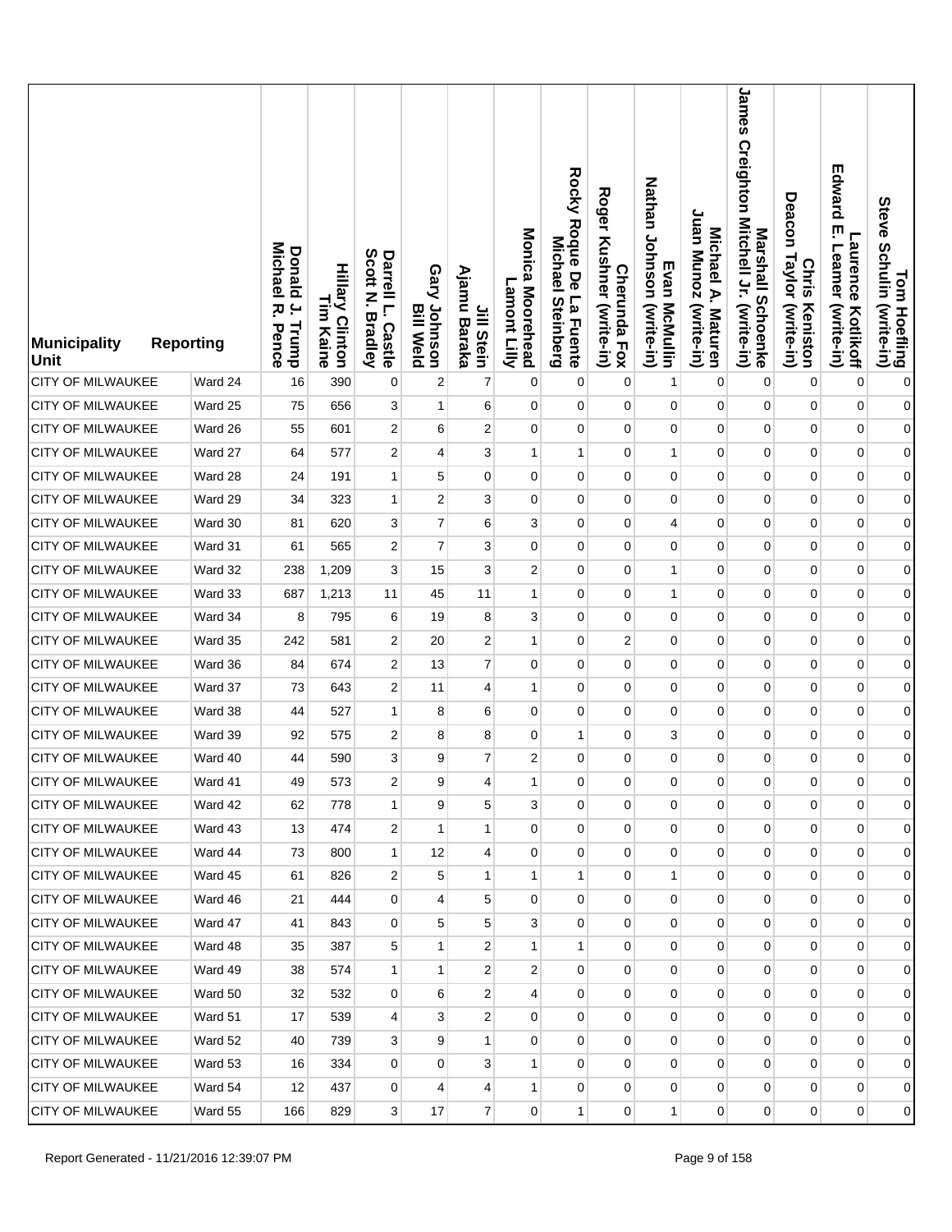| Municipality Unit | Reporting | Donald J. Trump Michael R. Pence | Hillary Clinton Tim Kaine | Darrell L. Castle Scott N. Bradley | Gary Johnson Bill Weld | Jill Stein Ajamu Baraka | Monica Moorehead Lamont Lilly | Rocky Roque De La Fuente Michael Steinberg | Cherunda Fox Roger Kushner (write-in) | Evan McMullin Nathan Johnson (write-in) | Michael A. Maturen Juan Munoz (write-in) | Marshall Schoenke James Creighton Mitchell Jr. (write-in) | Chris Keniston Deacon Taylor (write-in) | Laurence Kotlikoff Edward E. Leamer (write-in) | Tom Hoefling Steve Schulin (write-in) |
|---|---|---|---|---|---|---|---|---|---|---|---|---|---|---|---|
| CITY OF MILWAUKEE | Ward 24 | 16 | 390 | 0 | 2 | 7 | 0 | 0 | 0 | 1 | 0 | 0 | 0 | 0 | 0 |
| CITY OF MILWAUKEE | Ward 25 | 75 | 656 | 3 | 1 | 6 | 0 | 0 | 0 | 0 | 0 | 0 | 0 | 0 | 0 |
| CITY OF MILWAUKEE | Ward 26 | 55 | 601 | 2 | 6 | 2 | 0 | 0 | 0 | 0 | 0 | 0 | 0 | 0 | 0 |
| CITY OF MILWAUKEE | Ward 27 | 64 | 577 | 2 | 4 | 3 | 1 | 1 | 0 | 1 | 0 | 0 | 0 | 0 | 0 |
| CITY OF MILWAUKEE | Ward 28 | 24 | 191 | 1 | 5 | 0 | 0 | 0 | 0 | 0 | 0 | 0 | 0 | 0 | 0 |
| CITY OF MILWAUKEE | Ward 29 | 34 | 323 | 1 | 2 | 3 | 0 | 0 | 0 | 0 | 0 | 0 | 0 | 0 | 0 |
| CITY OF MILWAUKEE | Ward 30 | 81 | 620 | 3 | 7 | 6 | 3 | 0 | 0 | 4 | 0 | 0 | 0 | 0 | 0 |
| CITY OF MILWAUKEE | Ward 31 | 61 | 565 | 2 | 7 | 3 | 0 | 0 | 0 | 0 | 0 | 0 | 0 | 0 | 0 |
| CITY OF MILWAUKEE | Ward 32 | 238 | 1,209 | 3 | 15 | 3 | 2 | 0 | 0 | 1 | 0 | 0 | 0 | 0 | 0 |
| CITY OF MILWAUKEE | Ward 33 | 687 | 1,213 | 11 | 45 | 11 | 1 | 0 | 0 | 1 | 0 | 0 | 0 | 0 | 0 |
| CITY OF MILWAUKEE | Ward 34 | 8 | 795 | 6 | 19 | 8 | 3 | 0 | 0 | 0 | 0 | 0 | 0 | 0 | 0 |
| CITY OF MILWAUKEE | Ward 35 | 242 | 581 | 2 | 20 | 2 | 1 | 0 | 2 | 0 | 0 | 0 | 0 | 0 | 0 |
| CITY OF MILWAUKEE | Ward 36 | 84 | 674 | 2 | 13 | 7 | 0 | 0 | 0 | 0 | 0 | 0 | 0 | 0 | 0 |
| CITY OF MILWAUKEE | Ward 37 | 73 | 643 | 2 | 11 | 4 | 1 | 0 | 0 | 0 | 0 | 0 | 0 | 0 | 0 |
| CITY OF MILWAUKEE | Ward 38 | 44 | 527 | 1 | 8 | 6 | 0 | 0 | 0 | 0 | 0 | 0 | 0 | 0 | 0 |
| CITY OF MILWAUKEE | Ward 39 | 92 | 575 | 2 | 8 | 8 | 0 | 1 | 0 | 3 | 0 | 0 | 0 | 0 | 0 |
| CITY OF MILWAUKEE | Ward 40 | 44 | 590 | 3 | 9 | 7 | 2 | 0 | 0 | 0 | 0 | 0 | 0 | 0 | 0 |
| CITY OF MILWAUKEE | Ward 41 | 49 | 573 | 2 | 9 | 4 | 1 | 0 | 0 | 0 | 0 | 0 | 0 | 0 | 0 |
| CITY OF MILWAUKEE | Ward 42 | 62 | 778 | 1 | 9 | 5 | 3 | 0 | 0 | 0 | 0 | 0 | 0 | 0 | 0 |
| CITY OF MILWAUKEE | Ward 43 | 13 | 474 | 2 | 1 | 1 | 0 | 0 | 0 | 0 | 0 | 0 | 0 | 0 | 0 |
| CITY OF MILWAUKEE | Ward 44 | 73 | 800 | 1 | 12 | 4 | 0 | 0 | 0 | 0 | 0 | 0 | 0 | 0 | 0 |
| CITY OF MILWAUKEE | Ward 45 | 61 | 826 | 2 | 5 | 1 | 1 | 1 | 0 | 1 | 0 | 0 | 0 | 0 | 0 |
| CITY OF MILWAUKEE | Ward 46 | 21 | 444 | 0 | 4 | 5 | 0 | 0 | 0 | 0 | 0 | 0 | 0 | 0 | 0 |
| CITY OF MILWAUKEE | Ward 47 | 41 | 843 | 0 | 5 | 5 | 3 | 0 | 0 | 0 | 0 | 0 | 0 | 0 | 0 |
| CITY OF MILWAUKEE | Ward 48 | 35 | 387 | 5 | 1 | 2 | 1 | 1 | 0 | 0 | 0 | 0 | 0 | 0 | 0 |
| CITY OF MILWAUKEE | Ward 49 | 38 | 574 | 1 | 1 | 2 | 2 | 0 | 0 | 0 | 0 | 0 | 0 | 0 | 0 |
| CITY OF MILWAUKEE | Ward 50 | 32 | 532 | 0 | 6 | 2 | 4 | 0 | 0 | 0 | 0 | 0 | 0 | 0 | 0 |
| CITY OF MILWAUKEE | Ward 51 | 17 | 539 | 4 | 3 | 2 | 0 | 0 | 0 | 0 | 0 | 0 | 0 | 0 | 0 |
| CITY OF MILWAUKEE | Ward 52 | 40 | 739 | 3 | 9 | 1 | 0 | 0 | 0 | 0 | 0 | 0 | 0 | 0 | 0 |
| CITY OF MILWAUKEE | Ward 53 | 16 | 334 | 0 | 0 | 3 | 1 | 0 | 0 | 0 | 0 | 0 | 0 | 0 | 0 |
| CITY OF MILWAUKEE | Ward 54 | 12 | 437 | 0 | 4 | 4 | 1 | 0 | 0 | 0 | 0 | 0 | 0 | 0 | 0 |
| CITY OF MILWAUKEE | Ward 55 | 166 | 829 | 3 | 17 | 7 | 0 | 1 | 0 | 1 | 0 | 0 | 0 | 0 | 0 |

Report Generated - 11/21/2016 12:39:07 PM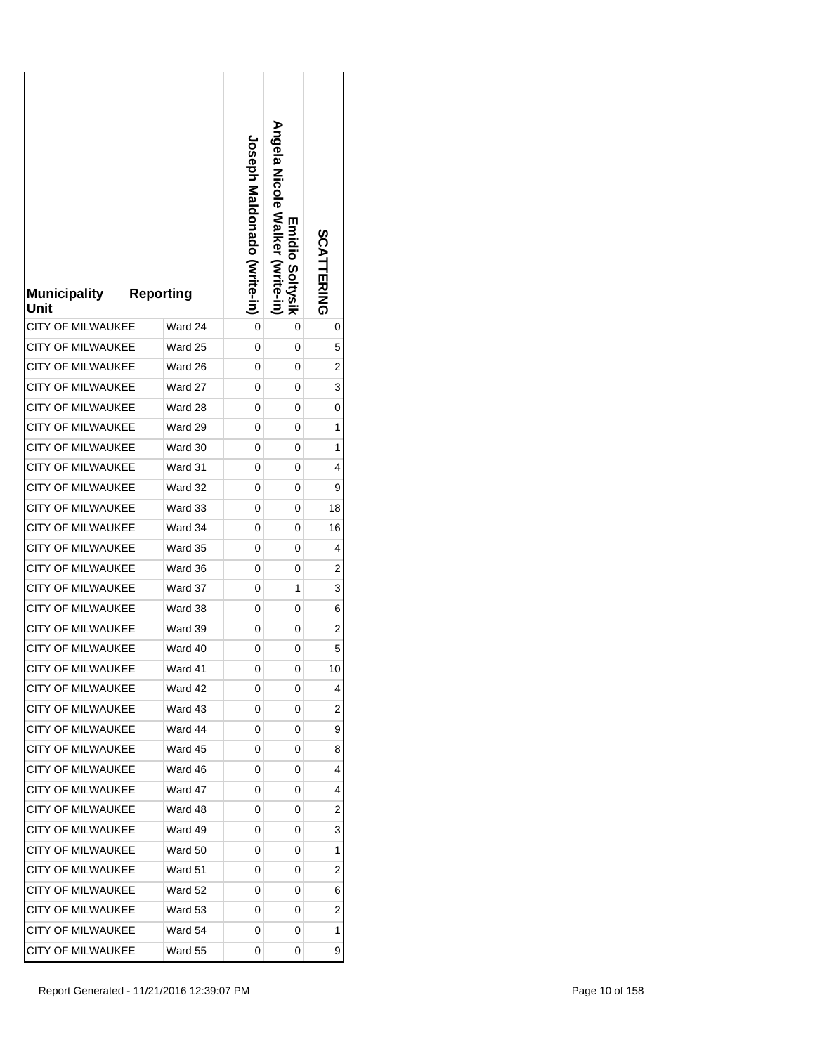| Municipality Unit | Reporting | Joseph Maldonado (write-in) | Emidio Soltysik Angela Nicole Walker (write-in) | SCATTERING |
|---|---|---|---|---|
| CITY OF MILWAUKEE | Ward 24 | 0 | 0 | 0 |
| CITY OF MILWAUKEE | Ward 25 | 0 | 0 | 5 |
| CITY OF MILWAUKEE | Ward 26 | 0 | 0 | 2 |
| CITY OF MILWAUKEE | Ward 27 | 0 | 0 | 3 |
| CITY OF MILWAUKEE | Ward 28 | 0 | 0 | 0 |
| CITY OF MILWAUKEE | Ward 29 | 0 | 0 | 1 |
| CITY OF MILWAUKEE | Ward 30 | 0 | 0 | 1 |
| CITY OF MILWAUKEE | Ward 31 | 0 | 0 | 4 |
| CITY OF MILWAUKEE | Ward 32 | 0 | 0 | 9 |
| CITY OF MILWAUKEE | Ward 33 | 0 | 0 | 18 |
| CITY OF MILWAUKEE | Ward 34 | 0 | 0 | 16 |
| CITY OF MILWAUKEE | Ward 35 | 0 | 0 | 4 |
| CITY OF MILWAUKEE | Ward 36 | 0 | 0 | 2 |
| CITY OF MILWAUKEE | Ward 37 | 0 | 1 | 3 |
| CITY OF MILWAUKEE | Ward 38 | 0 | 0 | 6 |
| CITY OF MILWAUKEE | Ward 39 | 0 | 0 | 2 |
| CITY OF MILWAUKEE | Ward 40 | 0 | 0 | 5 |
| CITY OF MILWAUKEE | Ward 41 | 0 | 0 | 10 |
| CITY OF MILWAUKEE | Ward 42 | 0 | 0 | 4 |
| CITY OF MILWAUKEE | Ward 43 | 0 | 0 | 2 |
| CITY OF MILWAUKEE | Ward 44 | 0 | 0 | 9 |
| CITY OF MILWAUKEE | Ward 45 | 0 | 0 | 8 |
| CITY OF MILWAUKEE | Ward 46 | 0 | 0 | 4 |
| CITY OF MILWAUKEE | Ward 47 | 0 | 0 | 4 |
| CITY OF MILWAUKEE | Ward 48 | 0 | 0 | 2 |
| CITY OF MILWAUKEE | Ward 49 | 0 | 0 | 3 |
| CITY OF MILWAUKEE | Ward 50 | 0 | 0 | 1 |
| CITY OF MILWAUKEE | Ward 51 | 0 | 0 | 2 |
| CITY OF MILWAUKEE | Ward 52 | 0 | 0 | 6 |
| CITY OF MILWAUKEE | Ward 53 | 0 | 0 | 2 |
| CITY OF MILWAUKEE | Ward 54 | 0 | 0 | 1 |
| CITY OF MILWAUKEE | Ward 55 | 0 | 0 | 9 |

Report Generated - 11/21/2016 12:39:07 PM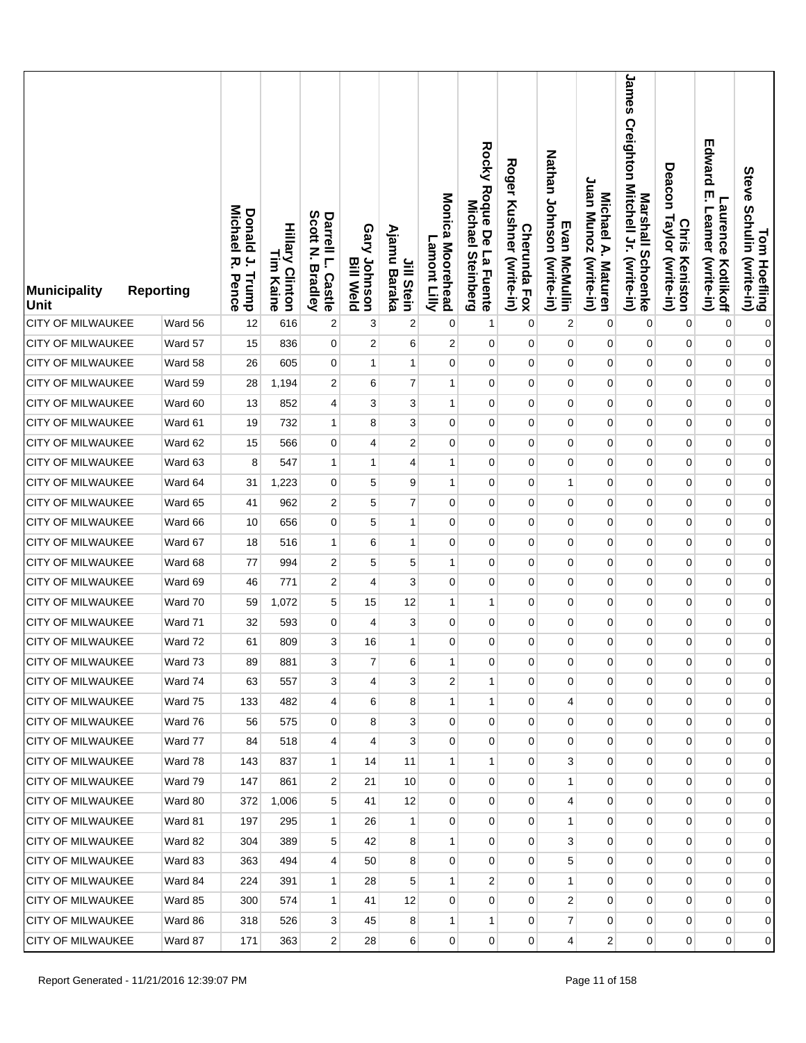| Municipality Unit | Reporting | Donald J. Trump Michael R. Pence | Hillary Clinton Tim Kaine | Darrell L. Castle Scott N. Bradley | Gary Johnson Bill Weld | Jill Stein Ajamu Baraka | Monica Moorehead Lamont Lilly | Rocky Roque De La Fuente Michael Steinberg | Cherunda Fox Roger Kushner (write-in) | Evan McMullin Nathan Johnson (write-in) | Michael A. Maturen Juan Munoz (write-in) | Marshall Schoenke James Creighton Mitchell Jr. (write-in) | Chris Keniston Deacon Taylor (write-in) | Laurence Kotlikoff Edward E. Leamer (write-in) | Tom Hoefling Steve Schulin (write-in) |
|---|---|---|---|---|---|---|---|---|---|---|---|---|---|---|---|
| CITY OF MILWAUKEE | Ward 56 | 12 | 616 | 2 | 3 | 2 | 0 | 1 | 0 | 2 | 0 | 0 | 0 | 0 | 0 |
| CITY OF MILWAUKEE | Ward 57 | 15 | 836 | 0 | 2 | 6 | 2 | 0 | 0 | 0 | 0 | 0 | 0 | 0 | 0 |
| CITY OF MILWAUKEE | Ward 58 | 26 | 605 | 0 | 1 | 1 | 0 | 0 | 0 | 0 | 0 | 0 | 0 | 0 | 0 |
| CITY OF MILWAUKEE | Ward 59 | 28 | 1,194 | 2 | 6 | 7 | 1 | 0 | 0 | 0 | 0 | 0 | 0 | 0 | 0 |
| CITY OF MILWAUKEE | Ward 60 | 13 | 852 | 4 | 3 | 3 | 1 | 0 | 0 | 0 | 0 | 0 | 0 | 0 | 0 |
| CITY OF MILWAUKEE | Ward 61 | 19 | 732 | 1 | 8 | 3 | 0 | 0 | 0 | 0 | 0 | 0 | 0 | 0 | 0 |
| CITY OF MILWAUKEE | Ward 62 | 15 | 566 | 0 | 4 | 2 | 0 | 0 | 0 | 0 | 0 | 0 | 0 | 0 | 0 |
| CITY OF MILWAUKEE | Ward 63 | 8 | 547 | 1 | 1 | 4 | 1 | 0 | 0 | 0 | 0 | 0 | 0 | 0 | 0 |
| CITY OF MILWAUKEE | Ward 64 | 31 | 1,223 | 0 | 5 | 9 | 1 | 0 | 0 | 1 | 0 | 0 | 0 | 0 | 0 |
| CITY OF MILWAUKEE | Ward 65 | 41 | 962 | 2 | 5 | 7 | 0 | 0 | 0 | 0 | 0 | 0 | 0 | 0 | 0 |
| CITY OF MILWAUKEE | Ward 66 | 10 | 656 | 0 | 5 | 1 | 0 | 0 | 0 | 0 | 0 | 0 | 0 | 0 | 0 |
| CITY OF MILWAUKEE | Ward 67 | 18 | 516 | 1 | 6 | 1 | 0 | 0 | 0 | 0 | 0 | 0 | 0 | 0 | 0 |
| CITY OF MILWAUKEE | Ward 68 | 77 | 994 | 2 | 5 | 5 | 1 | 0 | 0 | 0 | 0 | 0 | 0 | 0 | 0 |
| CITY OF MILWAUKEE | Ward 69 | 46 | 771 | 2 | 4 | 3 | 0 | 0 | 0 | 0 | 0 | 0 | 0 | 0 | 0 |
| CITY OF MILWAUKEE | Ward 70 | 59 | 1,072 | 5 | 15 | 12 | 1 | 1 | 0 | 0 | 0 | 0 | 0 | 0 | 0 |
| CITY OF MILWAUKEE | Ward 71 | 32 | 593 | 0 | 4 | 3 | 0 | 0 | 0 | 0 | 0 | 0 | 0 | 0 | 0 |
| CITY OF MILWAUKEE | Ward 72 | 61 | 809 | 3 | 16 | 1 | 0 | 0 | 0 | 0 | 0 | 0 | 0 | 0 | 0 |
| CITY OF MILWAUKEE | Ward 73 | 89 | 881 | 3 | 7 | 6 | 1 | 0 | 0 | 0 | 0 | 0 | 0 | 0 | 0 |
| CITY OF MILWAUKEE | Ward 74 | 63 | 557 | 3 | 4 | 3 | 2 | 1 | 0 | 0 | 0 | 0 | 0 | 0 | 0 |
| CITY OF MILWAUKEE | Ward 75 | 133 | 482 | 4 | 6 | 8 | 1 | 1 | 0 | 4 | 0 | 0 | 0 | 0 | 0 |
| CITY OF MILWAUKEE | Ward 76 | 56 | 575 | 0 | 8 | 3 | 0 | 0 | 0 | 0 | 0 | 0 | 0 | 0 | 0 |
| CITY OF MILWAUKEE | Ward 77 | 84 | 518 | 4 | 4 | 3 | 0 | 0 | 0 | 0 | 0 | 0 | 0 | 0 | 0 |
| CITY OF MILWAUKEE | Ward 78 | 143 | 837 | 1 | 14 | 11 | 1 | 1 | 0 | 3 | 0 | 0 | 0 | 0 | 0 |
| CITY OF MILWAUKEE | Ward 79 | 147 | 861 | 2 | 21 | 10 | 0 | 0 | 0 | 1 | 0 | 0 | 0 | 0 | 0 |
| CITY OF MILWAUKEE | Ward 80 | 372 | 1,006 | 5 | 41 | 12 | 0 | 0 | 0 | 4 | 0 | 0 | 0 | 0 | 0 |
| CITY OF MILWAUKEE | Ward 81 | 197 | 295 | 1 | 26 | 1 | 0 | 0 | 0 | 1 | 0 | 0 | 0 | 0 | 0 |
| CITY OF MILWAUKEE | Ward 82 | 304 | 389 | 5 | 42 | 8 | 1 | 0 | 0 | 3 | 0 | 0 | 0 | 0 | 0 |
| CITY OF MILWAUKEE | Ward 83 | 363 | 494 | 4 | 50 | 8 | 0 | 0 | 0 | 5 | 0 | 0 | 0 | 0 | 0 |
| CITY OF MILWAUKEE | Ward 84 | 224 | 391 | 1 | 28 | 5 | 1 | 2 | 0 | 1 | 0 | 0 | 0 | 0 | 0 |
| CITY OF MILWAUKEE | Ward 85 | 300 | 574 | 1 | 41 | 12 | 0 | 0 | 0 | 2 | 0 | 0 | 0 | 0 | 0 |
| CITY OF MILWAUKEE | Ward 86 | 318 | 526 | 3 | 45 | 8 | 1 | 1 | 0 | 7 | 0 | 0 | 0 | 0 | 0 |
| CITY OF MILWAUKEE | Ward 87 | 171 | 363 | 2 | 28 | 6 | 0 | 0 | 0 | 4 | 2 | 0 | 0 | 0 | 0 |

Report Generated - 11/21/2016 12:39:07 PM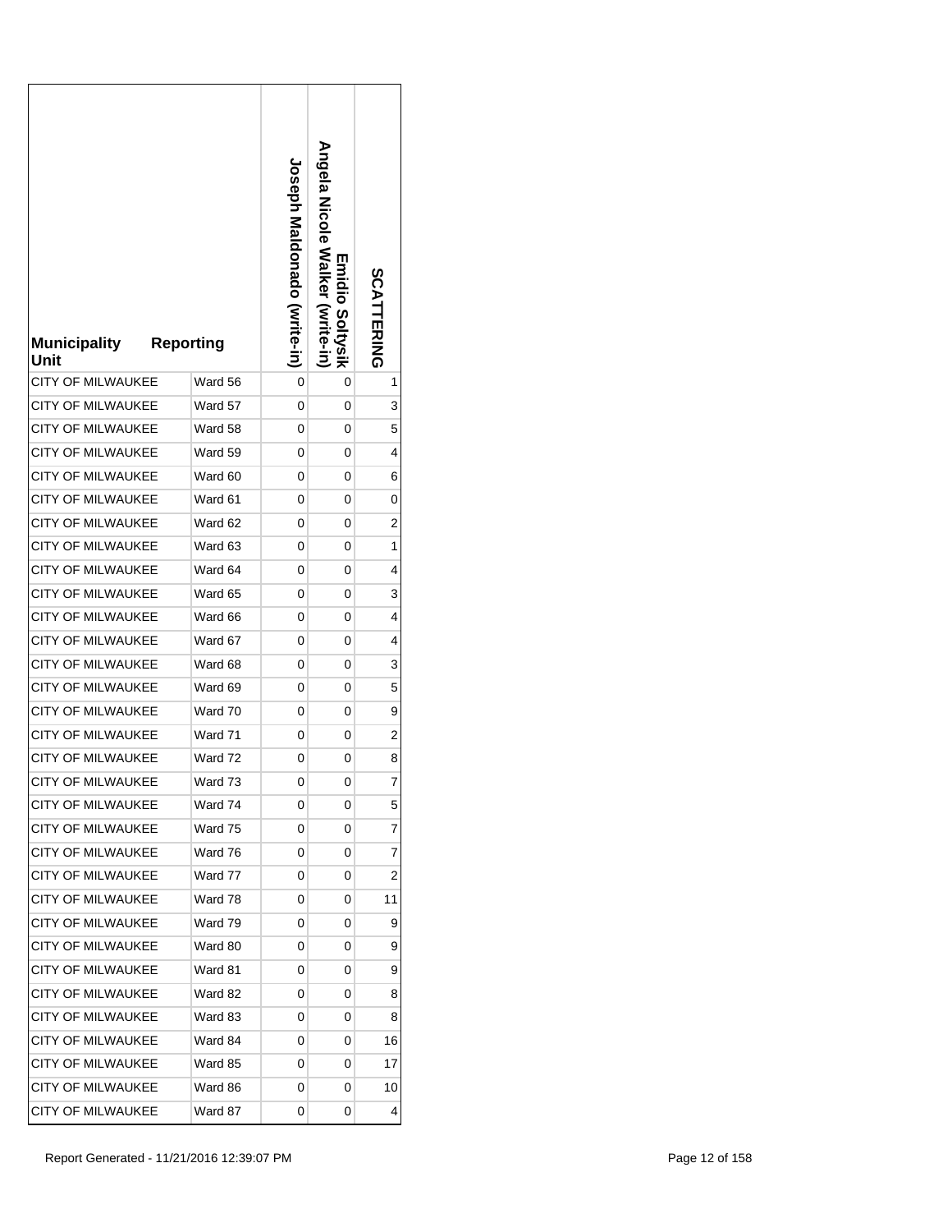| Municipality Unit | Reporting | Joseph Maldonado (write-in) | Angela Nicole Walker (write-in) Emidio Soltysik | SCATTERING |
|---|---|---|---|---|
| CITY OF MILWAUKEE | Ward 56 | 0 | 0 | 1 |
| CITY OF MILWAUKEE | Ward 57 | 0 | 0 | 3 |
| CITY OF MILWAUKEE | Ward 58 | 0 | 0 | 5 |
| CITY OF MILWAUKEE | Ward 59 | 0 | 0 | 4 |
| CITY OF MILWAUKEE | Ward 60 | 0 | 0 | 6 |
| CITY OF MILWAUKEE | Ward 61 | 0 | 0 | 0 |
| CITY OF MILWAUKEE | Ward 62 | 0 | 0 | 2 |
| CITY OF MILWAUKEE | Ward 63 | 0 | 0 | 1 |
| CITY OF MILWAUKEE | Ward 64 | 0 | 0 | 4 |
| CITY OF MILWAUKEE | Ward 65 | 0 | 0 | 3 |
| CITY OF MILWAUKEE | Ward 66 | 0 | 0 | 4 |
| CITY OF MILWAUKEE | Ward 67 | 0 | 0 | 4 |
| CITY OF MILWAUKEE | Ward 68 | 0 | 0 | 3 |
| CITY OF MILWAUKEE | Ward 69 | 0 | 0 | 5 |
| CITY OF MILWAUKEE | Ward 70 | 0 | 0 | 9 |
| CITY OF MILWAUKEE | Ward 71 | 0 | 0 | 2 |
| CITY OF MILWAUKEE | Ward 72 | 0 | 0 | 8 |
| CITY OF MILWAUKEE | Ward 73 | 0 | 0 | 7 |
| CITY OF MILWAUKEE | Ward 74 | 0 | 0 | 5 |
| CITY OF MILWAUKEE | Ward 75 | 0 | 0 | 7 |
| CITY OF MILWAUKEE | Ward 76 | 0 | 0 | 7 |
| CITY OF MILWAUKEE | Ward 77 | 0 | 0 | 2 |
| CITY OF MILWAUKEE | Ward 78 | 0 | 0 | 11 |
| CITY OF MILWAUKEE | Ward 79 | 0 | 0 | 9 |
| CITY OF MILWAUKEE | Ward 80 | 0 | 0 | 9 |
| CITY OF MILWAUKEE | Ward 81 | 0 | 0 | 9 |
| CITY OF MILWAUKEE | Ward 82 | 0 | 0 | 8 |
| CITY OF MILWAUKEE | Ward 83 | 0 | 0 | 8 |
| CITY OF MILWAUKEE | Ward 84 | 0 | 0 | 16 |
| CITY OF MILWAUKEE | Ward 85 | 0 | 0 | 17 |
| CITY OF MILWAUKEE | Ward 86 | 0 | 0 | 10 |
| CITY OF MILWAUKEE | Ward 87 | 0 | 0 | 4 |

Report Generated - 11/21/2016 12:39:07 PM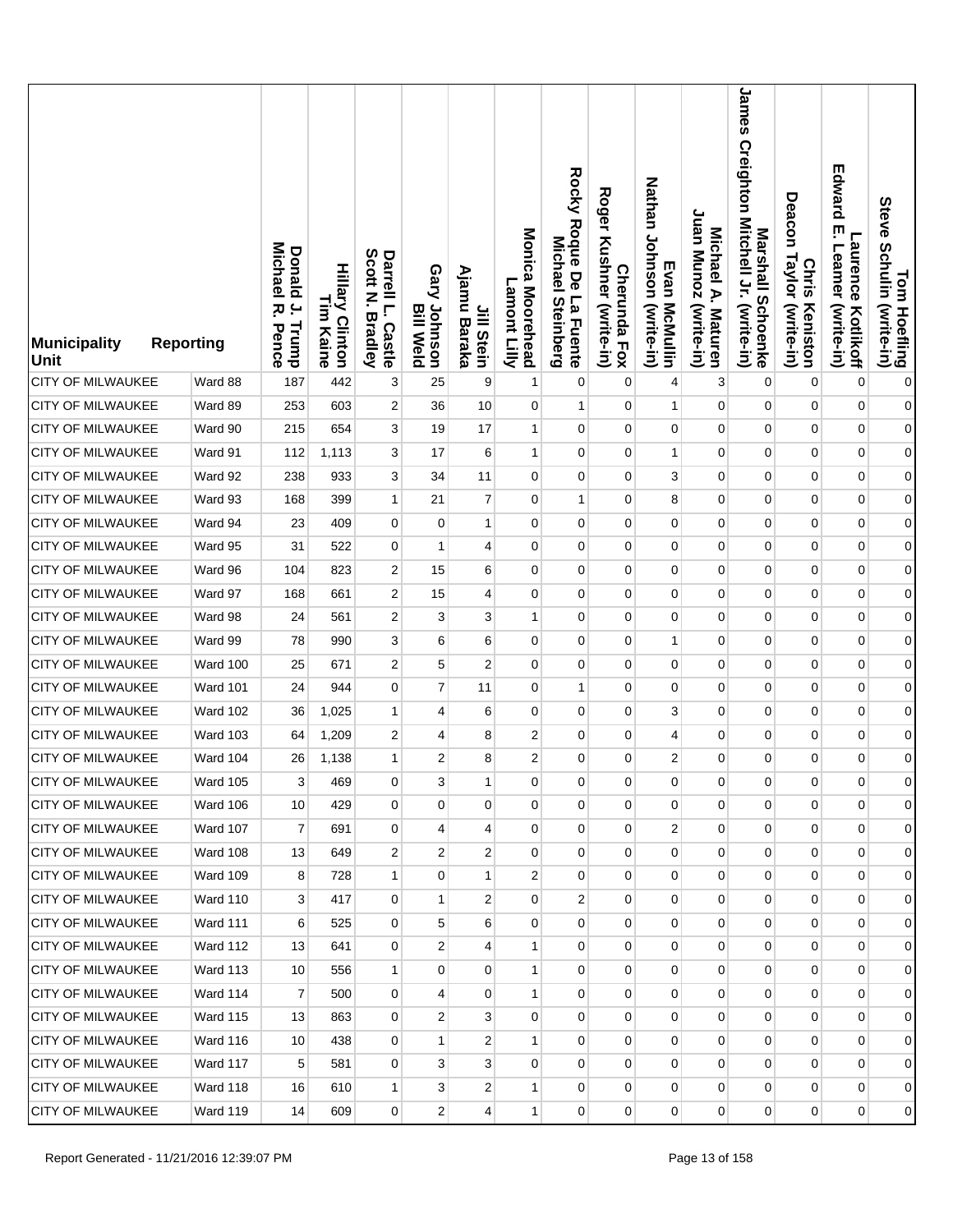| Municipality Unit | Reporting | Donald J. Trump Michael R. Pence | Hillary Clinton Tim Kaine | Darrell L. Castle Scott N. Bradley | Gary Johnson Bill Weld | Jill Stein Ajamu Baraka | Monica Moorehead Lamont Lilly | Rocky Roque De La Fuente Michael Steinberg | Cherunda Fox Roger Kushner (write-in) | Evan McMullin Nathan Johnson (write-in) | Michael A. Maturen Juan Munoz (write-in) | Marshall Schoenke James Creighton Mitchell Jr. (write-in) | Chris Keniston Deacon Taylor (write-in) | Laurence Kotlikoff Edward E. Leamer (write-in) | Tom Hoefling Steve Schulin (write-in) |
|---|---|---|---|---|---|---|---|---|---|---|---|---|---|---|---|
| CITY OF MILWAUKEE | Ward 88 | 187 | 442 | 3 | 25 | 9 | 1 | 0 | 0 | 4 | 3 | 0 | 0 | 0 | 0 |
| CITY OF MILWAUKEE | Ward 89 | 253 | 603 | 2 | 36 | 10 | 0 | 1 | 0 | 1 | 0 | 0 | 0 | 0 | 0 |
| CITY OF MILWAUKEE | Ward 90 | 215 | 654 | 3 | 19 | 17 | 1 | 0 | 0 | 0 | 0 | 0 | 0 | 0 | 0 |
| CITY OF MILWAUKEE | Ward 91 | 112 | 1,113 | 3 | 17 | 6 | 1 | 0 | 0 | 1 | 0 | 0 | 0 | 0 | 0 |
| CITY OF MILWAUKEE | Ward 92 | 238 | 933 | 3 | 34 | 11 | 0 | 0 | 0 | 3 | 0 | 0 | 0 | 0 | 0 |
| CITY OF MILWAUKEE | Ward 93 | 168 | 399 | 1 | 21 | 7 | 0 | 1 | 0 | 8 | 0 | 0 | 0 | 0 | 0 |
| CITY OF MILWAUKEE | Ward 94 | 23 | 409 | 0 | 0 | 1 | 0 | 0 | 0 | 0 | 0 | 0 | 0 | 0 | 0 |
| CITY OF MILWAUKEE | Ward 95 | 31 | 522 | 0 | 1 | 4 | 0 | 0 | 0 | 0 | 0 | 0 | 0 | 0 | 0 |
| CITY OF MILWAUKEE | Ward 96 | 104 | 823 | 2 | 15 | 6 | 0 | 0 | 0 | 0 | 0 | 0 | 0 | 0 | 0 |
| CITY OF MILWAUKEE | Ward 97 | 168 | 661 | 2 | 15 | 4 | 0 | 0 | 0 | 0 | 0 | 0 | 0 | 0 | 0 |
| CITY OF MILWAUKEE | Ward 98 | 24 | 561 | 2 | 3 | 3 | 1 | 0 | 0 | 0 | 0 | 0 | 0 | 0 | 0 |
| CITY OF MILWAUKEE | Ward 99 | 78 | 990 | 3 | 6 | 6 | 0 | 0 | 0 | 1 | 0 | 0 | 0 | 0 | 0 |
| CITY OF MILWAUKEE | Ward 100 | 25 | 671 | 2 | 5 | 2 | 0 | 0 | 0 | 0 | 0 | 0 | 0 | 0 | 0 |
| CITY OF MILWAUKEE | Ward 101 | 24 | 944 | 0 | 7 | 11 | 0 | 1 | 0 | 0 | 0 | 0 | 0 | 0 | 0 |
| CITY OF MILWAUKEE | Ward 102 | 36 | 1,025 | 1 | 4 | 6 | 0 | 0 | 0 | 3 | 0 | 0 | 0 | 0 | 0 |
| CITY OF MILWAUKEE | Ward 103 | 64 | 1,209 | 2 | 4 | 8 | 2 | 0 | 0 | 4 | 0 | 0 | 0 | 0 | 0 |
| CITY OF MILWAUKEE | Ward 104 | 26 | 1,138 | 1 | 2 | 8 | 2 | 0 | 0 | 2 | 0 | 0 | 0 | 0 | 0 |
| CITY OF MILWAUKEE | Ward 105 | 3 | 469 | 0 | 3 | 1 | 0 | 0 | 0 | 0 | 0 | 0 | 0 | 0 | 0 |
| CITY OF MILWAUKEE | Ward 106 | 10 | 429 | 0 | 0 | 0 | 0 | 0 | 0 | 0 | 0 | 0 | 0 | 0 | 0 |
| CITY OF MILWAUKEE | Ward 107 | 7 | 691 | 0 | 4 | 4 | 0 | 0 | 0 | 2 | 0 | 0 | 0 | 0 | 0 |
| CITY OF MILWAUKEE | Ward 108 | 13 | 649 | 2 | 2 | 2 | 0 | 0 | 0 | 0 | 0 | 0 | 0 | 0 | 0 |
| CITY OF MILWAUKEE | Ward 109 | 8 | 728 | 1 | 0 | 1 | 2 | 0 | 0 | 0 | 0 | 0 | 0 | 0 | 0 |
| CITY OF MILWAUKEE | Ward 110 | 3 | 417 | 0 | 1 | 2 | 0 | 2 | 0 | 0 | 0 | 0 | 0 | 0 | 0 |
| CITY OF MILWAUKEE | Ward 111 | 6 | 525 | 0 | 5 | 6 | 0 | 0 | 0 | 0 | 0 | 0 | 0 | 0 | 0 |
| CITY OF MILWAUKEE | Ward 112 | 13 | 641 | 0 | 2 | 4 | 1 | 0 | 0 | 0 | 0 | 0 | 0 | 0 | 0 |
| CITY OF MILWAUKEE | Ward 113 | 10 | 556 | 1 | 0 | 0 | 1 | 0 | 0 | 0 | 0 | 0 | 0 | 0 | 0 |
| CITY OF MILWAUKEE | Ward 114 | 7 | 500 | 0 | 4 | 0 | 1 | 0 | 0 | 0 | 0 | 0 | 0 | 0 | 0 |
| CITY OF MILWAUKEE | Ward 115 | 13 | 863 | 0 | 2 | 3 | 0 | 0 | 0 | 0 | 0 | 0 | 0 | 0 | 0 |
| CITY OF MILWAUKEE | Ward 116 | 10 | 438 | 0 | 1 | 2 | 1 | 0 | 0 | 0 | 0 | 0 | 0 | 0 | 0 |
| CITY OF MILWAUKEE | Ward 117 | 5 | 581 | 0 | 3 | 3 | 0 | 0 | 0 | 0 | 0 | 0 | 0 | 0 | 0 |
| CITY OF MILWAUKEE | Ward 118 | 16 | 610 | 1 | 3 | 2 | 1 | 0 | 0 | 0 | 0 | 0 | 0 | 0 | 0 |
| CITY OF MILWAUKEE | Ward 119 | 14 | 609 | 0 | 2 | 4 | 1 | 0 | 0 | 0 | 0 | 0 | 0 | 0 | 0 |

Report Generated - 11/21/2016 12:39:07 PM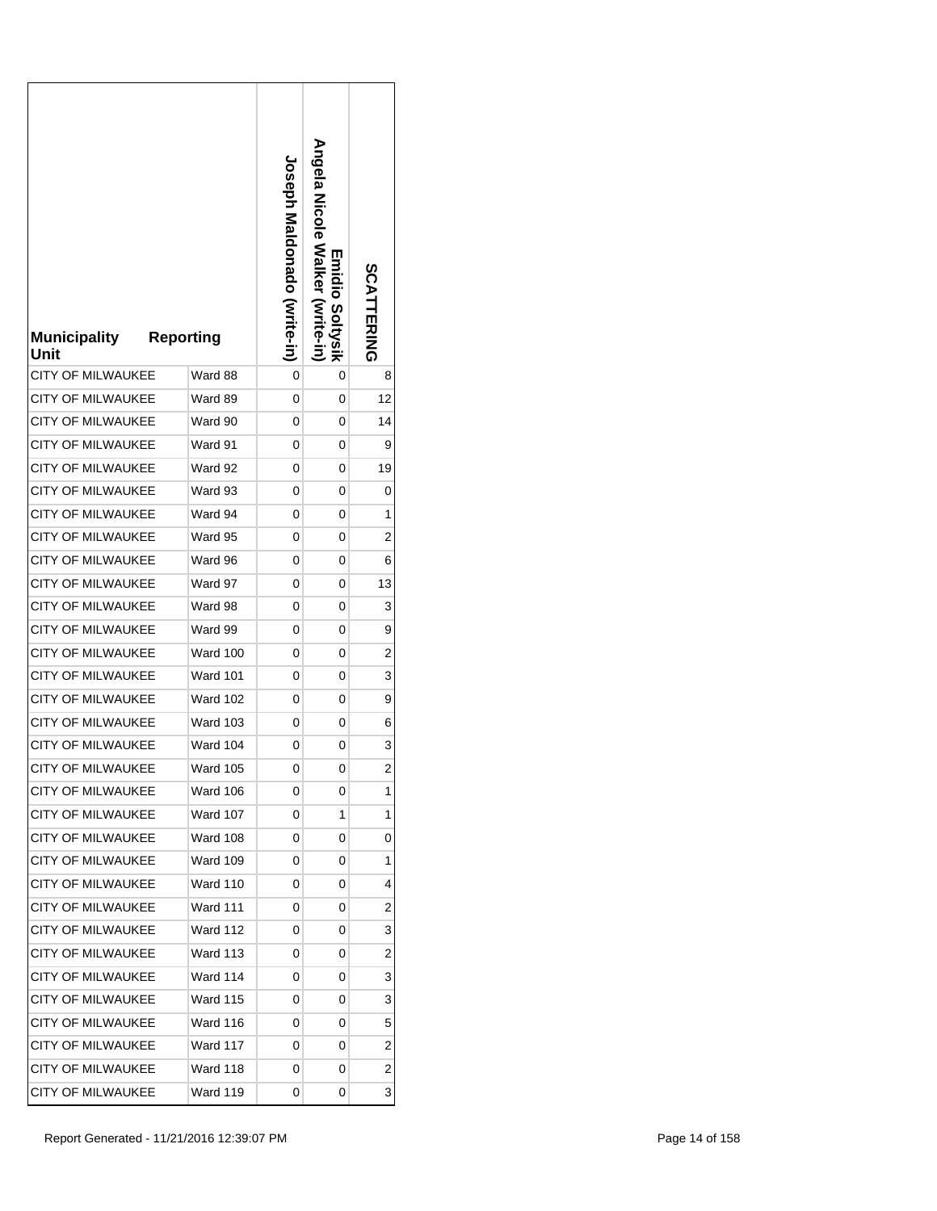| Municipality Unit | Reporting | Joseph Maldonado (write-in) | Emidio Soltysik Angela Nicole Walker (write-in) | SCATTERING |
|---|---|---|---|---|
| CITY OF MILWAUKEE | Ward 88 | 0 | 0 | 8 |
| CITY OF MILWAUKEE | Ward 89 | 0 | 0 | 12 |
| CITY OF MILWAUKEE | Ward 90 | 0 | 0 | 14 |
| CITY OF MILWAUKEE | Ward 91 | 0 | 0 | 9 |
| CITY OF MILWAUKEE | Ward 92 | 0 | 0 | 19 |
| CITY OF MILWAUKEE | Ward 93 | 0 | 0 | 0 |
| CITY OF MILWAUKEE | Ward 94 | 0 | 0 | 1 |
| CITY OF MILWAUKEE | Ward 95 | 0 | 0 | 2 |
| CITY OF MILWAUKEE | Ward 96 | 0 | 0 | 6 |
| CITY OF MILWAUKEE | Ward 97 | 0 | 0 | 13 |
| CITY OF MILWAUKEE | Ward 98 | 0 | 0 | 3 |
| CITY OF MILWAUKEE | Ward 99 | 0 | 0 | 9 |
| CITY OF MILWAUKEE | Ward 100 | 0 | 0 | 2 |
| CITY OF MILWAUKEE | Ward 101 | 0 | 0 | 3 |
| CITY OF MILWAUKEE | Ward 102 | 0 | 0 | 9 |
| CITY OF MILWAUKEE | Ward 103 | 0 | 0 | 6 |
| CITY OF MILWAUKEE | Ward 104 | 0 | 0 | 3 |
| CITY OF MILWAUKEE | Ward 105 | 0 | 0 | 2 |
| CITY OF MILWAUKEE | Ward 106 | 0 | 0 | 1 |
| CITY OF MILWAUKEE | Ward 107 | 0 | 1 | 1 |
| CITY OF MILWAUKEE | Ward 108 | 0 | 0 | 0 |
| CITY OF MILWAUKEE | Ward 109 | 0 | 0 | 1 |
| CITY OF MILWAUKEE | Ward 110 | 0 | 0 | 4 |
| CITY OF MILWAUKEE | Ward 111 | 0 | 0 | 2 |
| CITY OF MILWAUKEE | Ward 112 | 0 | 0 | 3 |
| CITY OF MILWAUKEE | Ward 113 | 0 | 0 | 2 |
| CITY OF MILWAUKEE | Ward 114 | 0 | 0 | 3 |
| CITY OF MILWAUKEE | Ward 115 | 0 | 0 | 3 |
| CITY OF MILWAUKEE | Ward 116 | 0 | 0 | 5 |
| CITY OF MILWAUKEE | Ward 117 | 0 | 0 | 2 |
| CITY OF MILWAUKEE | Ward 118 | 0 | 0 | 2 |
| CITY OF MILWAUKEE | Ward 119 | 0 | 0 | 3 |

Report Generated - 11/21/2016 12:39:07 PM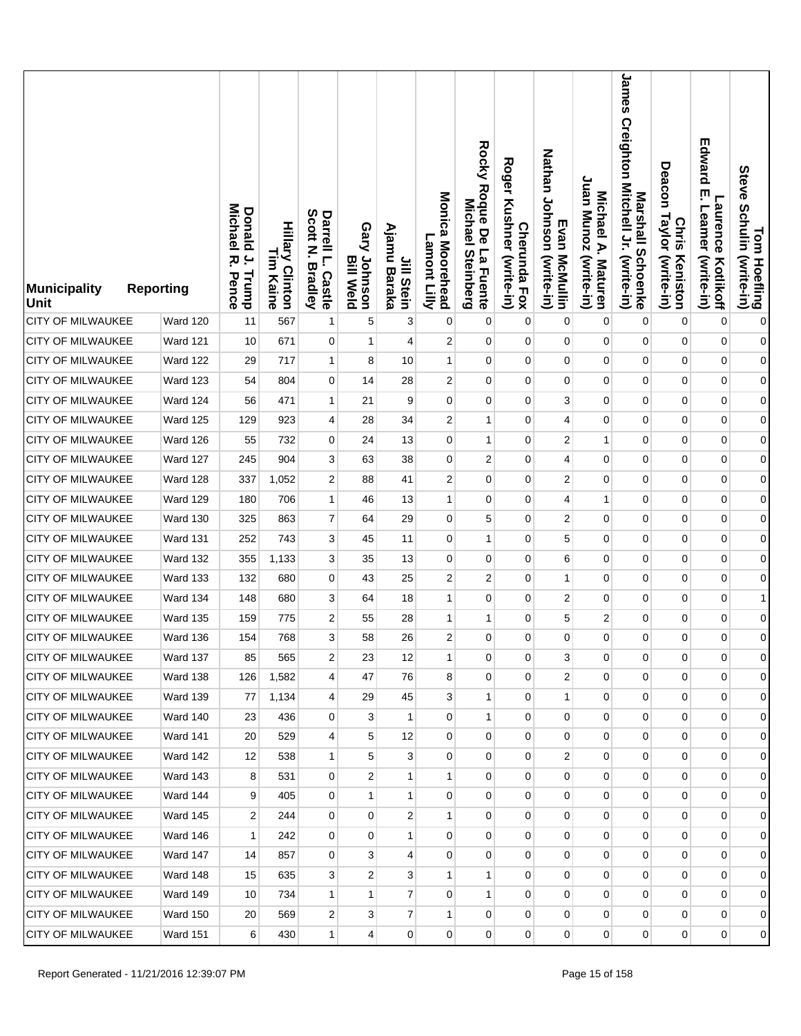| Municipality Unit | Reporting | Donald J. Trump Michael R. Pence | Hillary Clinton Tim Kaine | Darrell L. Castle Scott N. Bradley | Gary Johnson Bill Weld | Jill Stein Ajamu Baraka | Monica Moorehead Lamont Lilly | Rocky Roque De La Fuente Michael Steinberg | Cherunda Fox Roger Kushner (write-in) | Evan McMullin Nathan Johnson (write-in) | Michael A. Maturen Juan Munoz (write-in) | Marshall Schoenke James Creighton Mitchell Jr. (write-in) | Chris Keniston Deacon Taylor (write-in) | Laurence Kotlikoff Edward E. Leamer (write-in) | Tom Hoefling Steve Schulin (write-in) |
|---|---|---|---|---|---|---|---|---|---|---|---|---|---|---|---|
| CITY OF MILWAUKEE | Ward 120 | 11 | 567 | 1 | 5 | 3 | 0 | 0 | 0 | 0 | 0 | 0 | 0 | 0 | 0 |
| CITY OF MILWAUKEE | Ward 121 | 10 | 671 | 0 | 1 | 4 | 2 | 0 | 0 | 0 | 0 | 0 | 0 | 0 | 0 |
| CITY OF MILWAUKEE | Ward 122 | 29 | 717 | 1 | 8 | 10 | 1 | 0 | 0 | 0 | 0 | 0 | 0 | 0 | 0 |
| CITY OF MILWAUKEE | Ward 123 | 54 | 804 | 0 | 14 | 28 | 2 | 0 | 0 | 0 | 0 | 0 | 0 | 0 | 0 |
| CITY OF MILWAUKEE | Ward 124 | 56 | 471 | 1 | 21 | 9 | 0 | 0 | 0 | 3 | 0 | 0 | 0 | 0 | 0 |
| CITY OF MILWAUKEE | Ward 125 | 129 | 923 | 4 | 28 | 34 | 2 | 1 | 0 | 4 | 0 | 0 | 0 | 0 | 0 |
| CITY OF MILWAUKEE | Ward 126 | 55 | 732 | 0 | 24 | 13 | 0 | 1 | 0 | 2 | 1 | 0 | 0 | 0 | 0 |
| CITY OF MILWAUKEE | Ward 127 | 245 | 904 | 3 | 63 | 38 | 0 | 2 | 0 | 4 | 0 | 0 | 0 | 0 | 0 |
| CITY OF MILWAUKEE | Ward 128 | 337 | 1,052 | 2 | 88 | 41 | 2 | 0 | 0 | 2 | 0 | 0 | 0 | 0 | 0 |
| CITY OF MILWAUKEE | Ward 129 | 180 | 706 | 1 | 46 | 13 | 1 | 0 | 0 | 4 | 1 | 0 | 0 | 0 | 0 |
| CITY OF MILWAUKEE | Ward 130 | 325 | 863 | 7 | 64 | 29 | 0 | 5 | 0 | 2 | 0 | 0 | 0 | 0 | 0 |
| CITY OF MILWAUKEE | Ward 131 | 252 | 743 | 3 | 45 | 11 | 0 | 1 | 0 | 5 | 0 | 0 | 0 | 0 | 0 |
| CITY OF MILWAUKEE | Ward 132 | 355 | 1,133 | 3 | 35 | 13 | 0 | 0 | 0 | 6 | 0 | 0 | 0 | 0 | 0 |
| CITY OF MILWAUKEE | Ward 133 | 132 | 680 | 0 | 43 | 25 | 2 | 2 | 0 | 1 | 0 | 0 | 0 | 0 | 0 |
| CITY OF MILWAUKEE | Ward 134 | 148 | 680 | 3 | 64 | 18 | 1 | 0 | 0 | 2 | 0 | 0 | 0 | 0 | 1 |
| CITY OF MILWAUKEE | Ward 135 | 159 | 775 | 2 | 55 | 28 | 1 | 1 | 0 | 5 | 2 | 0 | 0 | 0 | 0 |
| CITY OF MILWAUKEE | Ward 136 | 154 | 768 | 3 | 58 | 26 | 2 | 0 | 0 | 0 | 0 | 0 | 0 | 0 | 0 |
| CITY OF MILWAUKEE | Ward 137 | 85 | 565 | 2 | 23 | 12 | 1 | 0 | 0 | 3 | 0 | 0 | 0 | 0 | 0 |
| CITY OF MILWAUKEE | Ward 138 | 126 | 1,582 | 4 | 47 | 76 | 8 | 0 | 0 | 2 | 0 | 0 | 0 | 0 | 0 |
| CITY OF MILWAUKEE | Ward 139 | 77 | 1,134 | 4 | 29 | 45 | 3 | 1 | 0 | 1 | 0 | 0 | 0 | 0 | 0 |
| CITY OF MILWAUKEE | Ward 140 | 23 | 436 | 0 | 3 | 1 | 0 | 1 | 0 | 0 | 0 | 0 | 0 | 0 | 0 |
| CITY OF MILWAUKEE | Ward 141 | 20 | 529 | 4 | 5 | 12 | 0 | 0 | 0 | 0 | 0 | 0 | 0 | 0 | 0 |
| CITY OF MILWAUKEE | Ward 142 | 12 | 538 | 1 | 5 | 3 | 0 | 0 | 0 | 2 | 0 | 0 | 0 | 0 | 0 |
| CITY OF MILWAUKEE | Ward 143 | 8 | 531 | 0 | 2 | 1 | 1 | 0 | 0 | 0 | 0 | 0 | 0 | 0 | 0 |
| CITY OF MILWAUKEE | Ward 144 | 9 | 405 | 0 | 1 | 1 | 0 | 0 | 0 | 0 | 0 | 0 | 0 | 0 | 0 |
| CITY OF MILWAUKEE | Ward 145 | 2 | 244 | 0 | 0 | 2 | 1 | 0 | 0 | 0 | 0 | 0 | 0 | 0 | 0 |
| CITY OF MILWAUKEE | Ward 146 | 1 | 242 | 0 | 0 | 1 | 0 | 0 | 0 | 0 | 0 | 0 | 0 | 0 | 0 |
| CITY OF MILWAUKEE | Ward 147 | 14 | 857 | 0 | 3 | 4 | 0 | 0 | 0 | 0 | 0 | 0 | 0 | 0 | 0 |
| CITY OF MILWAUKEE | Ward 148 | 15 | 635 | 3 | 2 | 3 | 1 | 1 | 0 | 0 | 0 | 0 | 0 | 0 | 0 |
| CITY OF MILWAUKEE | Ward 149 | 10 | 734 | 1 | 1 | 7 | 0 | 1 | 0 | 0 | 0 | 0 | 0 | 0 | 0 |
| CITY OF MILWAUKEE | Ward 150 | 20 | 569 | 2 | 3 | 7 | 1 | 0 | 0 | 0 | 0 | 0 | 0 | 0 | 0 |
| CITY OF MILWAUKEE | Ward 151 | 6 | 430 | 1 | 4 | 0 | 0 | 0 | 0 | 0 | 0 | 0 | 0 | 0 | 0 |

Report Generated - 11/21/2016 12:39:07 PM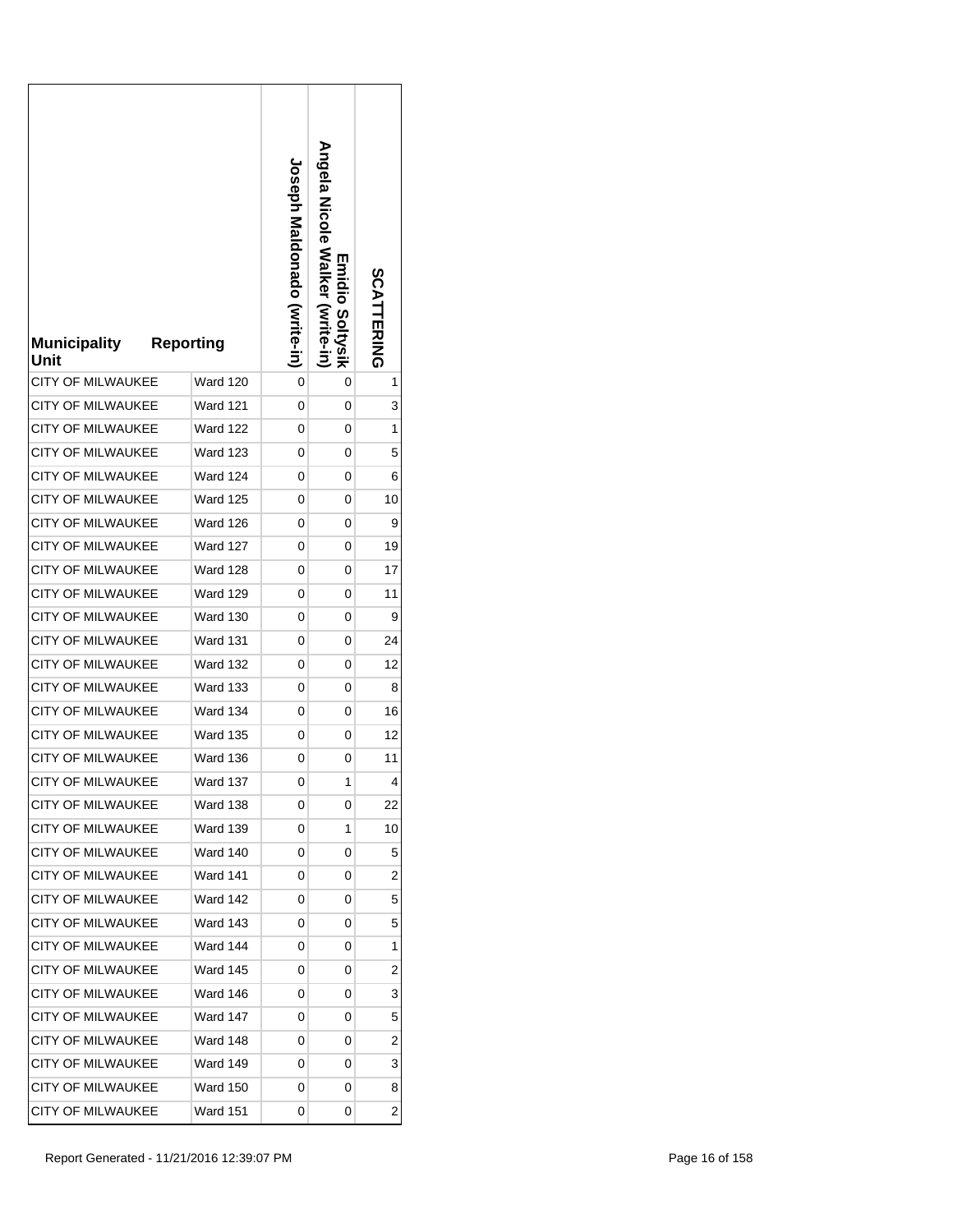| Municipality Unit | Reporting | Joseph Maldonado (write-in) | Emidio Soltysik Angela Nicole Walker (write-in) | SCATTERING |
|---|---|---|---|---|
| CITY OF MILWAUKEE | Ward 120 | 0 | 0 | 1 |
| CITY OF MILWAUKEE | Ward 121 | 0 | 0 | 3 |
| CITY OF MILWAUKEE | Ward 122 | 0 | 0 | 1 |
| CITY OF MILWAUKEE | Ward 123 | 0 | 0 | 5 |
| CITY OF MILWAUKEE | Ward 124 | 0 | 0 | 6 |
| CITY OF MILWAUKEE | Ward 125 | 0 | 0 | 10 |
| CITY OF MILWAUKEE | Ward 126 | 0 | 0 | 9 |
| CITY OF MILWAUKEE | Ward 127 | 0 | 0 | 19 |
| CITY OF MILWAUKEE | Ward 128 | 0 | 0 | 17 |
| CITY OF MILWAUKEE | Ward 129 | 0 | 0 | 11 |
| CITY OF MILWAUKEE | Ward 130 | 0 | 0 | 9 |
| CITY OF MILWAUKEE | Ward 131 | 0 | 0 | 24 |
| CITY OF MILWAUKEE | Ward 132 | 0 | 0 | 12 |
| CITY OF MILWAUKEE | Ward 133 | 0 | 0 | 8 |
| CITY OF MILWAUKEE | Ward 134 | 0 | 0 | 16 |
| CITY OF MILWAUKEE | Ward 135 | 0 | 0 | 12 |
| CITY OF MILWAUKEE | Ward 136 | 0 | 0 | 11 |
| CITY OF MILWAUKEE | Ward 137 | 0 | 1 | 4 |
| CITY OF MILWAUKEE | Ward 138 | 0 | 0 | 22 |
| CITY OF MILWAUKEE | Ward 139 | 0 | 1 | 10 |
| CITY OF MILWAUKEE | Ward 140 | 0 | 0 | 5 |
| CITY OF MILWAUKEE | Ward 141 | 0 | 0 | 2 |
| CITY OF MILWAUKEE | Ward 142 | 0 | 0 | 5 |
| CITY OF MILWAUKEE | Ward 143 | 0 | 0 | 5 |
| CITY OF MILWAUKEE | Ward 144 | 0 | 0 | 1 |
| CITY OF MILWAUKEE | Ward 145 | 0 | 0 | 2 |
| CITY OF MILWAUKEE | Ward 146 | 0 | 0 | 3 |
| CITY OF MILWAUKEE | Ward 147 | 0 | 0 | 5 |
| CITY OF MILWAUKEE | Ward 148 | 0 | 0 | 2 |
| CITY OF MILWAUKEE | Ward 149 | 0 | 0 | 3 |
| CITY OF MILWAUKEE | Ward 150 | 0 | 0 | 8 |
| CITY OF MILWAUKEE | Ward 151 | 0 | 0 | 2 |

Report Generated - 11/21/2016 12:39:07 PM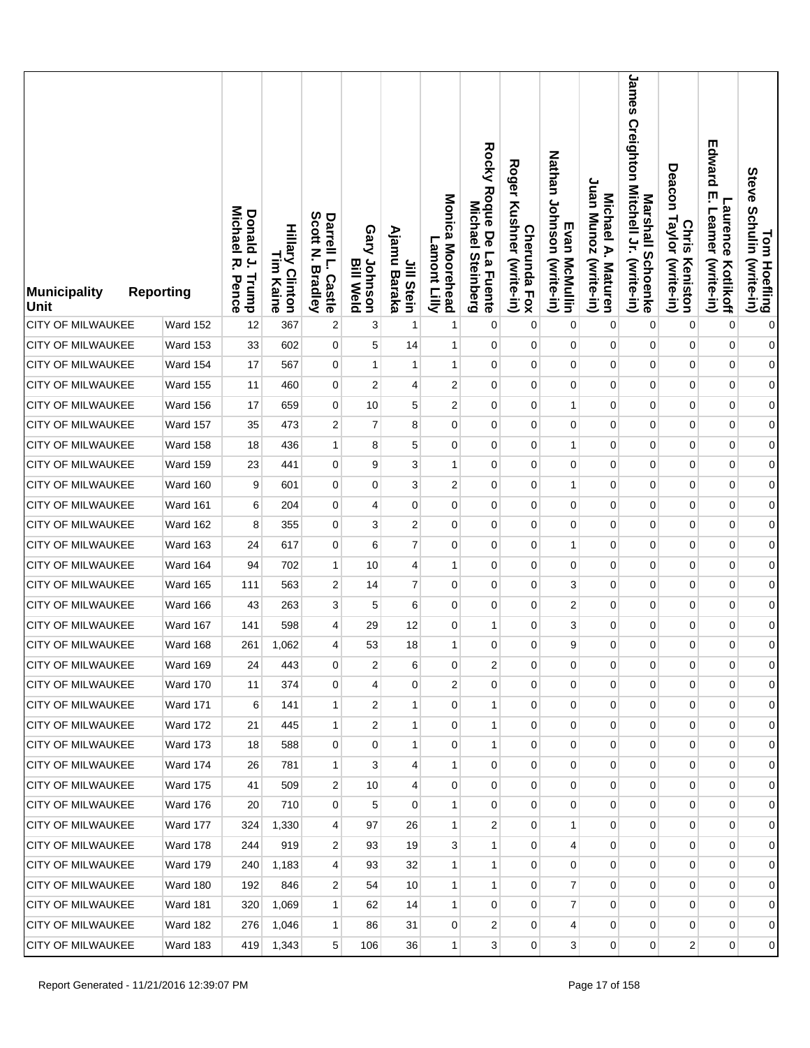| Municipality Unit | Reporting | Donald J. Trump Michael R. Pence | Hillary Clinton Tim Kaine | Darrell L. Castle Scott N. Bradley | Gary Johnson Bill Weld | Jill Stein Ajamu Baraka | Monica Moorehead Lamont Lilly | Rocky Roque De La Fuente Michael Steinberg | Cherunda Fox Roger Kushner (write-in) | Evan McMullin Nathan Johnson (write-in) | Michael A. Maturen Juan Munoz (write-in) | Marshall Schoenke James Creighton Mitchell Jr. (write-in) | Chris Keniston Deacon Taylor (write-in) | Laurence Kotlikoff Edward E. Leamer (write-in) | Tom Hoefling Steve Schulin (write-in) |
|---|---|---|---|---|---|---|---|---|---|---|---|---|---|---|---|
| CITY OF MILWAUKEE | Ward 152 | 12 | 367 | 2 | 3 | 1 | 1 | 0 | 0 | 0 | 0 | 0 | 0 | 0 | 0 |
| CITY OF MILWAUKEE | Ward 153 | 33 | 602 | 0 | 5 | 14 | 1 | 0 | 0 | 0 | 0 | 0 | 0 | 0 | 0 |
| CITY OF MILWAUKEE | Ward 154 | 17 | 567 | 0 | 1 | 1 | 1 | 0 | 0 | 0 | 0 | 0 | 0 | 0 | 0 |
| CITY OF MILWAUKEE | Ward 155 | 11 | 460 | 0 | 2 | 4 | 2 | 0 | 0 | 0 | 0 | 0 | 0 | 0 | 0 |
| CITY OF MILWAUKEE | Ward 156 | 17 | 659 | 0 | 10 | 5 | 2 | 0 | 0 | 1 | 0 | 0 | 0 | 0 | 0 |
| CITY OF MILWAUKEE | Ward 157 | 35 | 473 | 2 | 7 | 8 | 0 | 0 | 0 | 0 | 0 | 0 | 0 | 0 | 0 |
| CITY OF MILWAUKEE | Ward 158 | 18 | 436 | 1 | 8 | 5 | 0 | 0 | 0 | 1 | 0 | 0 | 0 | 0 | 0 |
| CITY OF MILWAUKEE | Ward 159 | 23 | 441 | 0 | 9 | 3 | 1 | 0 | 0 | 0 | 0 | 0 | 0 | 0 | 0 |
| CITY OF MILWAUKEE | Ward 160 | 9 | 601 | 0 | 0 | 3 | 2 | 0 | 0 | 1 | 0 | 0 | 0 | 0 | 0 |
| CITY OF MILWAUKEE | Ward 161 | 6 | 204 | 0 | 4 | 0 | 0 | 0 | 0 | 0 | 0 | 0 | 0 | 0 | 0 |
| CITY OF MILWAUKEE | Ward 162 | 8 | 355 | 0 | 3 | 2 | 0 | 0 | 0 | 0 | 0 | 0 | 0 | 0 | 0 |
| CITY OF MILWAUKEE | Ward 163 | 24 | 617 | 0 | 6 | 7 | 0 | 0 | 0 | 1 | 0 | 0 | 0 | 0 | 0 |
| CITY OF MILWAUKEE | Ward 164 | 94 | 702 | 1 | 10 | 4 | 1 | 0 | 0 | 0 | 0 | 0 | 0 | 0 | 0 |
| CITY OF MILWAUKEE | Ward 165 | 111 | 563 | 2 | 14 | 7 | 0 | 0 | 0 | 3 | 0 | 0 | 0 | 0 | 0 |
| CITY OF MILWAUKEE | Ward 166 | 43 | 263 | 3 | 5 | 6 | 0 | 0 | 0 | 2 | 0 | 0 | 0 | 0 | 0 |
| CITY OF MILWAUKEE | Ward 167 | 141 | 598 | 4 | 29 | 12 | 0 | 1 | 0 | 3 | 0 | 0 | 0 | 0 | 0 |
| CITY OF MILWAUKEE | Ward 168 | 261 | 1,062 | 4 | 53 | 18 | 1 | 0 | 0 | 9 | 0 | 0 | 0 | 0 | 0 |
| CITY OF MILWAUKEE | Ward 169 | 24 | 443 | 0 | 2 | 6 | 0 | 2 | 0 | 0 | 0 | 0 | 0 | 0 | 0 |
| CITY OF MILWAUKEE | Ward 170 | 11 | 374 | 0 | 4 | 0 | 2 | 0 | 0 | 0 | 0 | 0 | 0 | 0 | 0 |
| CITY OF MILWAUKEE | Ward 171 | 6 | 141 | 1 | 2 | 1 | 0 | 1 | 0 | 0 | 0 | 0 | 0 | 0 | 0 |
| CITY OF MILWAUKEE | Ward 172 | 21 | 445 | 1 | 2 | 1 | 0 | 1 | 0 | 0 | 0 | 0 | 0 | 0 | 0 |
| CITY OF MILWAUKEE | Ward 173 | 18 | 588 | 0 | 0 | 1 | 0 | 1 | 0 | 0 | 0 | 0 | 0 | 0 | 0 |
| CITY OF MILWAUKEE | Ward 174 | 26 | 781 | 1 | 3 | 4 | 1 | 0 | 0 | 0 | 0 | 0 | 0 | 0 | 0 |
| CITY OF MILWAUKEE | Ward 175 | 41 | 509 | 2 | 10 | 4 | 0 | 0 | 0 | 0 | 0 | 0 | 0 | 0 | 0 |
| CITY OF MILWAUKEE | Ward 176 | 20 | 710 | 0 | 5 | 0 | 1 | 0 | 0 | 0 | 0 | 0 | 0 | 0 | 0 |
| CITY OF MILWAUKEE | Ward 177 | 324 | 1,330 | 4 | 97 | 26 | 1 | 2 | 0 | 1 | 0 | 0 | 0 | 0 | 0 |
| CITY OF MILWAUKEE | Ward 178 | 244 | 919 | 2 | 93 | 19 | 3 | 1 | 0 | 4 | 0 | 0 | 0 | 0 | 0 |
| CITY OF MILWAUKEE | Ward 179 | 240 | 1,183 | 4 | 93 | 32 | 1 | 1 | 0 | 0 | 0 | 0 | 0 | 0 | 0 |
| CITY OF MILWAUKEE | Ward 180 | 192 | 846 | 2 | 54 | 10 | 1 | 1 | 0 | 7 | 0 | 0 | 0 | 0 | 0 |
| CITY OF MILWAUKEE | Ward 181 | 320 | 1,069 | 1 | 62 | 14 | 1 | 0 | 0 | 7 | 0 | 0 | 0 | 0 | 0 |
| CITY OF MILWAUKEE | Ward 182 | 276 | 1,046 | 1 | 86 | 31 | 0 | 2 | 0 | 4 | 0 | 0 | 0 | 0 | 0 |
| CITY OF MILWAUKEE | Ward 183 | 419 | 1,343 | 5 | 106 | 36 | 1 | 3 | 0 | 3 | 0 | 0 | 2 | 0 | 0 |

Report Generated - 11/21/2016 12:39:07 PM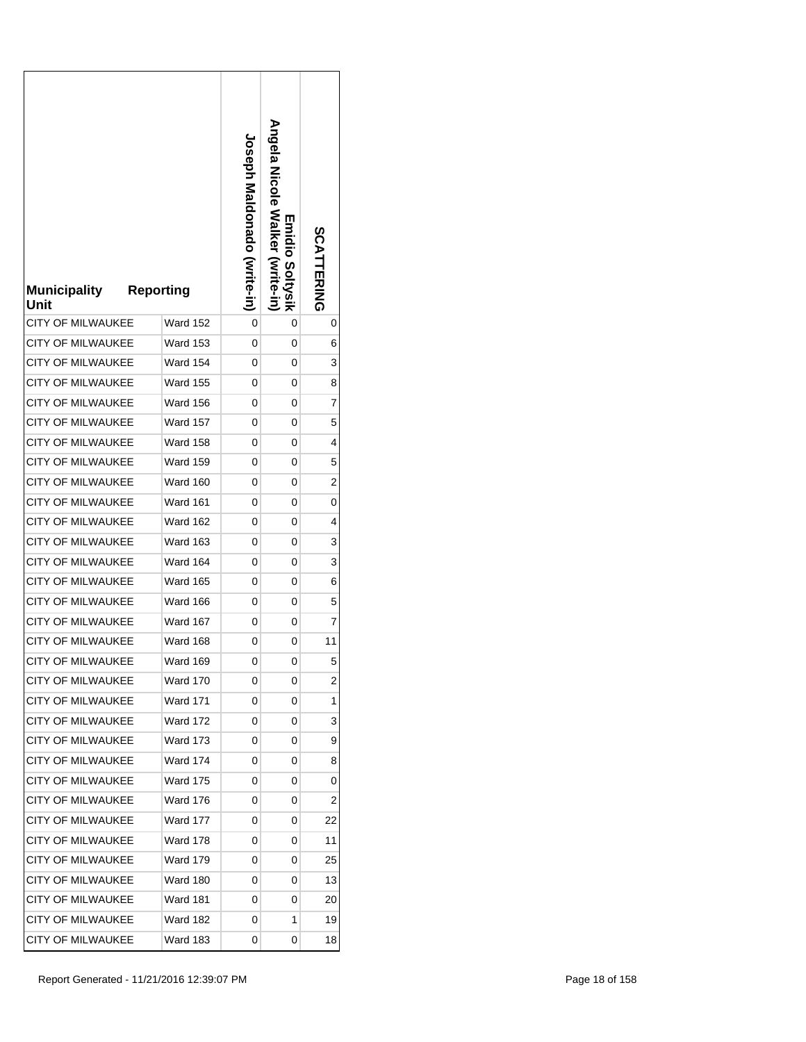| Municipality | Reporting Unit | Joseph Maldonado (write-in) | Emidio Soltysik Angela Nicole Walker (write-in) | SCATTERING |
|---|---|---|---|---|
| CITY OF MILWAUKEE | Ward 152 | 0 | 0 | 0 |
| CITY OF MILWAUKEE | Ward 153 | 0 | 0 | 6 |
| CITY OF MILWAUKEE | Ward 154 | 0 | 0 | 3 |
| CITY OF MILWAUKEE | Ward 155 | 0 | 0 | 8 |
| CITY OF MILWAUKEE | Ward 156 | 0 | 0 | 7 |
| CITY OF MILWAUKEE | Ward 157 | 0 | 0 | 5 |
| CITY OF MILWAUKEE | Ward 158 | 0 | 0 | 4 |
| CITY OF MILWAUKEE | Ward 159 | 0 | 0 | 5 |
| CITY OF MILWAUKEE | Ward 160 | 0 | 0 | 2 |
| CITY OF MILWAUKEE | Ward 161 | 0 | 0 | 0 |
| CITY OF MILWAUKEE | Ward 162 | 0 | 0 | 4 |
| CITY OF MILWAUKEE | Ward 163 | 0 | 0 | 3 |
| CITY OF MILWAUKEE | Ward 164 | 0 | 0 | 3 |
| CITY OF MILWAUKEE | Ward 165 | 0 | 0 | 6 |
| CITY OF MILWAUKEE | Ward 166 | 0 | 0 | 5 |
| CITY OF MILWAUKEE | Ward 167 | 0 | 0 | 7 |
| CITY OF MILWAUKEE | Ward 168 | 0 | 0 | 11 |
| CITY OF MILWAUKEE | Ward 169 | 0 | 0 | 5 |
| CITY OF MILWAUKEE | Ward 170 | 0 | 0 | 2 |
| CITY OF MILWAUKEE | Ward 171 | 0 | 0 | 1 |
| CITY OF MILWAUKEE | Ward 172 | 0 | 0 | 3 |
| CITY OF MILWAUKEE | Ward 173 | 0 | 0 | 9 |
| CITY OF MILWAUKEE | Ward 174 | 0 | 0 | 8 |
| CITY OF MILWAUKEE | Ward 175 | 0 | 0 | 0 |
| CITY OF MILWAUKEE | Ward 176 | 0 | 0 | 2 |
| CITY OF MILWAUKEE | Ward 177 | 0 | 0 | 22 |
| CITY OF MILWAUKEE | Ward 178 | 0 | 0 | 11 |
| CITY OF MILWAUKEE | Ward 179 | 0 | 0 | 25 |
| CITY OF MILWAUKEE | Ward 180 | 0 | 0 | 13 |
| CITY OF MILWAUKEE | Ward 181 | 0 | 0 | 20 |
| CITY OF MILWAUKEE | Ward 182 | 0 | 1 | 19 |
| CITY OF MILWAUKEE | Ward 183 | 0 | 0 | 18 |

Report Generated - 11/21/2016 12:39:07 PM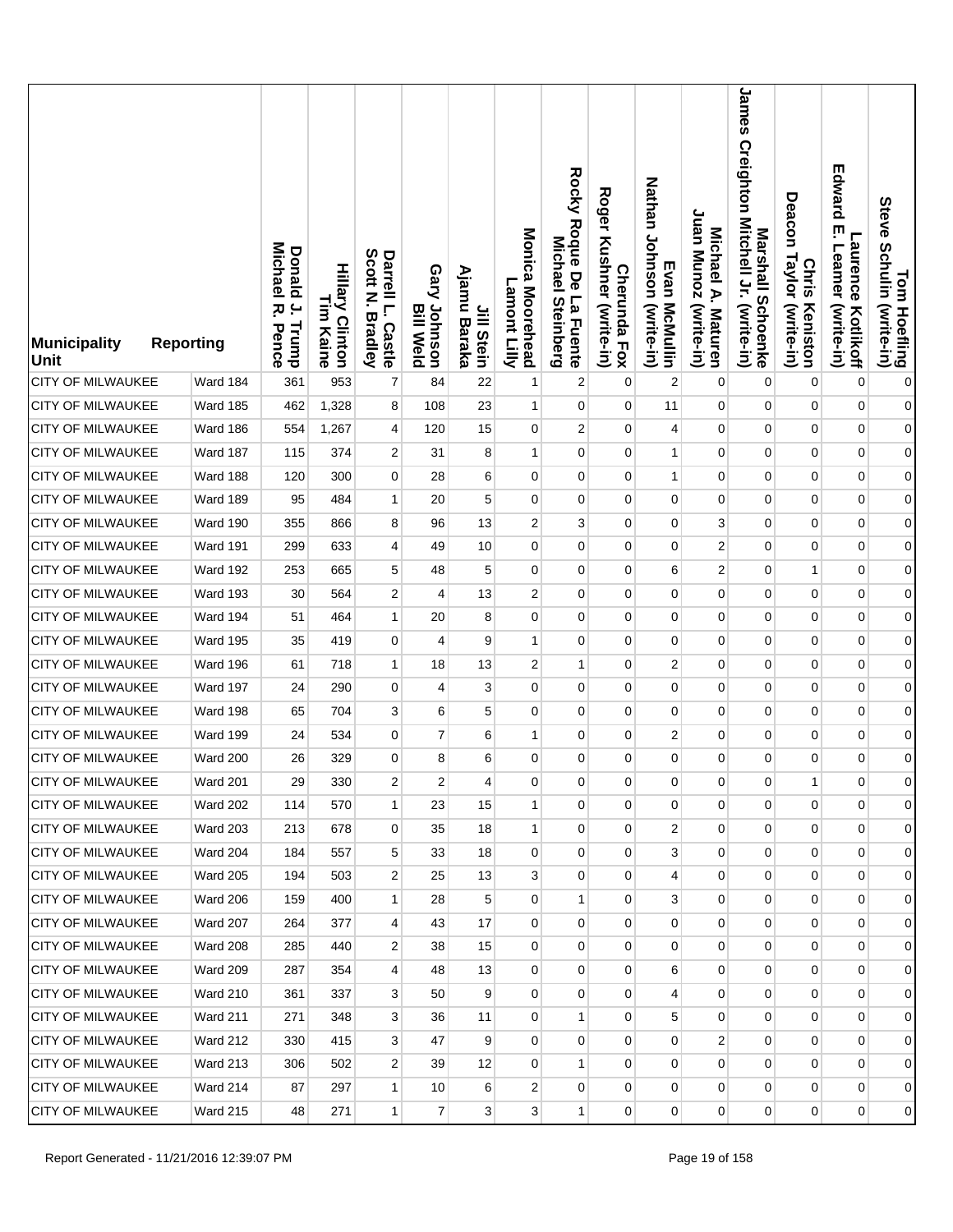| Municipality Unit | Reporting | Donald J. Trump Michael R. Pence | Hillary Clinton Tim Kaine | Darrell L. Castle Scott N. Bradley | Gary Johnson Bill Weld | Jill Stein Ajamu Baraka | Monica Moorehead Lamont Lilly | Rocky Roque De La Fuente Michael Steinberg | Cherunda Fox Roger Kushner (write-in) | Evan McMullin Nathan Johnson (write-in) | Michael A. Maturen Juan Munoz (write-in) | Marshall Schoenke James Creighton Mitchell Jr. (write-in) | Chris Keniston Deacon Taylor (write-in) | Laurence Kotlikoff Edward E. Leamer (write-in) | Tom Hoefling Steve Schulin (write-in) |
|---|---|---|---|---|---|---|---|---|---|---|---|---|---|---|---|
| CITY OF MILWAUKEE | Ward 184 | 361 | 953 | 7 | 84 | 22 | 1 | 2 | 0 | 2 | 0 | 0 | 0 | 0 | 0 |
| CITY OF MILWAUKEE | Ward 185 | 462 | 1,328 | 8 | 108 | 23 | 1 | 0 | 0 | 11 | 0 | 0 | 0 | 0 | 0 |
| CITY OF MILWAUKEE | Ward 186 | 554 | 1,267 | 4 | 120 | 15 | 0 | 2 | 0 | 4 | 0 | 0 | 0 | 0 | 0 |
| CITY OF MILWAUKEE | Ward 187 | 115 | 374 | 2 | 31 | 8 | 1 | 0 | 0 | 1 | 0 | 0 | 0 | 0 | 0 |
| CITY OF MILWAUKEE | Ward 188 | 120 | 300 | 0 | 28 | 6 | 0 | 0 | 0 | 1 | 0 | 0 | 0 | 0 | 0 |
| CITY OF MILWAUKEE | Ward 189 | 95 | 484 | 1 | 20 | 5 | 0 | 0 | 0 | 0 | 0 | 0 | 0 | 0 | 0 |
| CITY OF MILWAUKEE | Ward 190 | 355 | 866 | 8 | 96 | 13 | 2 | 3 | 0 | 0 | 3 | 0 | 0 | 0 | 0 |
| CITY OF MILWAUKEE | Ward 191 | 299 | 633 | 4 | 49 | 10 | 0 | 0 | 0 | 0 | 2 | 0 | 0 | 0 | 0 |
| CITY OF MILWAUKEE | Ward 192 | 253 | 665 | 5 | 48 | 5 | 0 | 0 | 0 | 6 | 2 | 0 | 1 | 0 | 0 |
| CITY OF MILWAUKEE | Ward 193 | 30 | 564 | 2 | 4 | 13 | 2 | 0 | 0 | 0 | 0 | 0 | 0 | 0 | 0 |
| CITY OF MILWAUKEE | Ward 194 | 51 | 464 | 1 | 20 | 8 | 0 | 0 | 0 | 0 | 0 | 0 | 0 | 0 | 0 |
| CITY OF MILWAUKEE | Ward 195 | 35 | 419 | 0 | 4 | 9 | 1 | 0 | 0 | 0 | 0 | 0 | 0 | 0 | 0 |
| CITY OF MILWAUKEE | Ward 196 | 61 | 718 | 1 | 18 | 13 | 2 | 1 | 0 | 2 | 0 | 0 | 0 | 0 | 0 |
| CITY OF MILWAUKEE | Ward 197 | 24 | 290 | 0 | 4 | 3 | 0 | 0 | 0 | 0 | 0 | 0 | 0 | 0 | 0 |
| CITY OF MILWAUKEE | Ward 198 | 65 | 704 | 3 | 6 | 5 | 0 | 0 | 0 | 0 | 0 | 0 | 0 | 0 | 0 |
| CITY OF MILWAUKEE | Ward 199 | 24 | 534 | 0 | 7 | 6 | 1 | 0 | 0 | 2 | 0 | 0 | 0 | 0 | 0 |
| CITY OF MILWAUKEE | Ward 200 | 26 | 329 | 0 | 8 | 6 | 0 | 0 | 0 | 0 | 0 | 0 | 0 | 0 | 0 |
| CITY OF MILWAUKEE | Ward 201 | 29 | 330 | 2 | 2 | 4 | 0 | 0 | 0 | 0 | 0 | 0 | 1 | 0 | 0 |
| CITY OF MILWAUKEE | Ward 202 | 114 | 570 | 1 | 23 | 15 | 1 | 0 | 0 | 0 | 0 | 0 | 0 | 0 | 0 |
| CITY OF MILWAUKEE | Ward 203 | 213 | 678 | 0 | 35 | 18 | 1 | 0 | 0 | 2 | 0 | 0 | 0 | 0 | 0 |
| CITY OF MILWAUKEE | Ward 204 | 184 | 557 | 5 | 33 | 18 | 0 | 0 | 0 | 3 | 0 | 0 | 0 | 0 | 0 |
| CITY OF MILWAUKEE | Ward 205 | 194 | 503 | 2 | 25 | 13 | 3 | 0 | 0 | 4 | 0 | 0 | 0 | 0 | 0 |
| CITY OF MILWAUKEE | Ward 206 | 159 | 400 | 1 | 28 | 5 | 0 | 1 | 0 | 3 | 0 | 0 | 0 | 0 | 0 |
| CITY OF MILWAUKEE | Ward 207 | 264 | 377 | 4 | 43 | 17 | 0 | 0 | 0 | 0 | 0 | 0 | 0 | 0 | 0 |
| CITY OF MILWAUKEE | Ward 208 | 285 | 440 | 2 | 38 | 15 | 0 | 0 | 0 | 0 | 0 | 0 | 0 | 0 | 0 |
| CITY OF MILWAUKEE | Ward 209 | 287 | 354 | 4 | 48 | 13 | 0 | 0 | 0 | 6 | 0 | 0 | 0 | 0 | 0 |
| CITY OF MILWAUKEE | Ward 210 | 361 | 337 | 3 | 50 | 9 | 0 | 0 | 0 | 4 | 0 | 0 | 0 | 0 | 0 |
| CITY OF MILWAUKEE | Ward 211 | 271 | 348 | 3 | 36 | 11 | 0 | 1 | 0 | 5 | 0 | 0 | 0 | 0 | 0 |
| CITY OF MILWAUKEE | Ward 212 | 330 | 415 | 3 | 47 | 9 | 0 | 0 | 0 | 0 | 2 | 0 | 0 | 0 | 0 |
| CITY OF MILWAUKEE | Ward 213 | 306 | 502 | 2 | 39 | 12 | 0 | 1 | 0 | 0 | 0 | 0 | 0 | 0 | 0 |
| CITY OF MILWAUKEE | Ward 214 | 87 | 297 | 1 | 10 | 6 | 2 | 0 | 0 | 0 | 0 | 0 | 0 | 0 | 0 |
| CITY OF MILWAUKEE | Ward 215 | 48 | 271 | 1 | 7 | 3 | 3 | 1 | 0 | 0 | 0 | 0 | 0 | 0 | 0 |

Report Generated - 11/21/2016 12:39:07 PM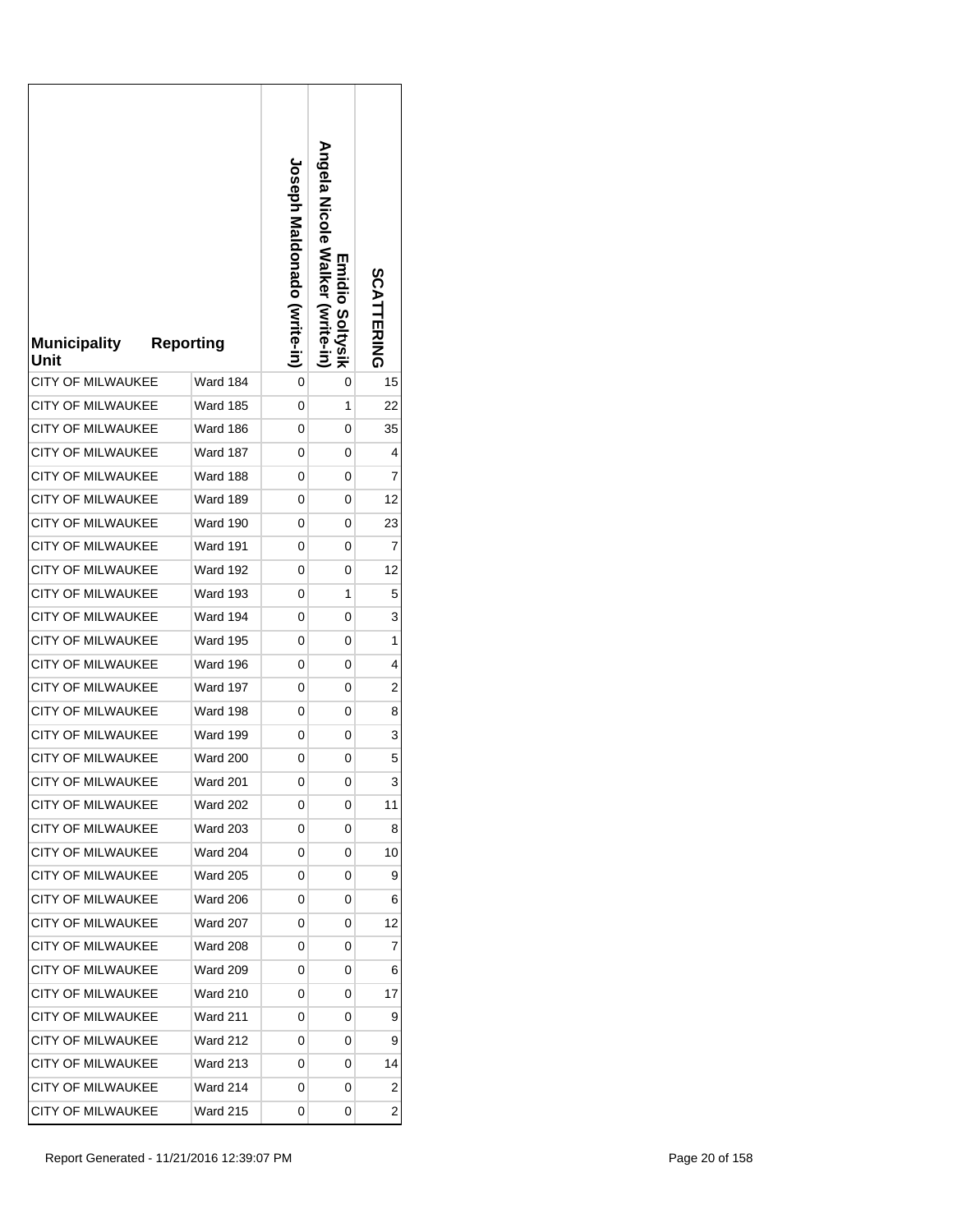| Municipality | Reporting Unit | Joseph Maldonado (write-in) | Angela Nicole Walker (write-in) Emidio Soltysik | SCATTERING |
|---|---|---|---|---|
| CITY OF MILWAUKEE | Ward 184 | 0 | 0 | 15 |
| CITY OF MILWAUKEE | Ward 185 | 0 | 1 | 22 |
| CITY OF MILWAUKEE | Ward 186 | 0 | 0 | 35 |
| CITY OF MILWAUKEE | Ward 187 | 0 | 0 | 4 |
| CITY OF MILWAUKEE | Ward 188 | 0 | 0 | 7 |
| CITY OF MILWAUKEE | Ward 189 | 0 | 0 | 12 |
| CITY OF MILWAUKEE | Ward 190 | 0 | 0 | 23 |
| CITY OF MILWAUKEE | Ward 191 | 0 | 0 | 7 |
| CITY OF MILWAUKEE | Ward 192 | 0 | 0 | 12 |
| CITY OF MILWAUKEE | Ward 193 | 0 | 1 | 5 |
| CITY OF MILWAUKEE | Ward 194 | 0 | 0 | 3 |
| CITY OF MILWAUKEE | Ward 195 | 0 | 0 | 1 |
| CITY OF MILWAUKEE | Ward 196 | 0 | 0 | 4 |
| CITY OF MILWAUKEE | Ward 197 | 0 | 0 | 2 |
| CITY OF MILWAUKEE | Ward 198 | 0 | 0 | 8 |
| CITY OF MILWAUKEE | Ward 199 | 0 | 0 | 3 |
| CITY OF MILWAUKEE | Ward 200 | 0 | 0 | 5 |
| CITY OF MILWAUKEE | Ward 201 | 0 | 0 | 3 |
| CITY OF MILWAUKEE | Ward 202 | 0 | 0 | 11 |
| CITY OF MILWAUKEE | Ward 203 | 0 | 0 | 8 |
| CITY OF MILWAUKEE | Ward 204 | 0 | 0 | 10 |
| CITY OF MILWAUKEE | Ward 205 | 0 | 0 | 9 |
| CITY OF MILWAUKEE | Ward 206 | 0 | 0 | 6 |
| CITY OF MILWAUKEE | Ward 207 | 0 | 0 | 12 |
| CITY OF MILWAUKEE | Ward 208 | 0 | 0 | 7 |
| CITY OF MILWAUKEE | Ward 209 | 0 | 0 | 6 |
| CITY OF MILWAUKEE | Ward 210 | 0 | 0 | 17 |
| CITY OF MILWAUKEE | Ward 211 | 0 | 0 | 9 |
| CITY OF MILWAUKEE | Ward 212 | 0 | 0 | 9 |
| CITY OF MILWAUKEE | Ward 213 | 0 | 0 | 14 |
| CITY OF MILWAUKEE | Ward 214 | 0 | 0 | 2 |
| CITY OF MILWAUKEE | Ward 215 | 0 | 0 | 2 |

Report Generated - 11/21/2016 12:39:07 PM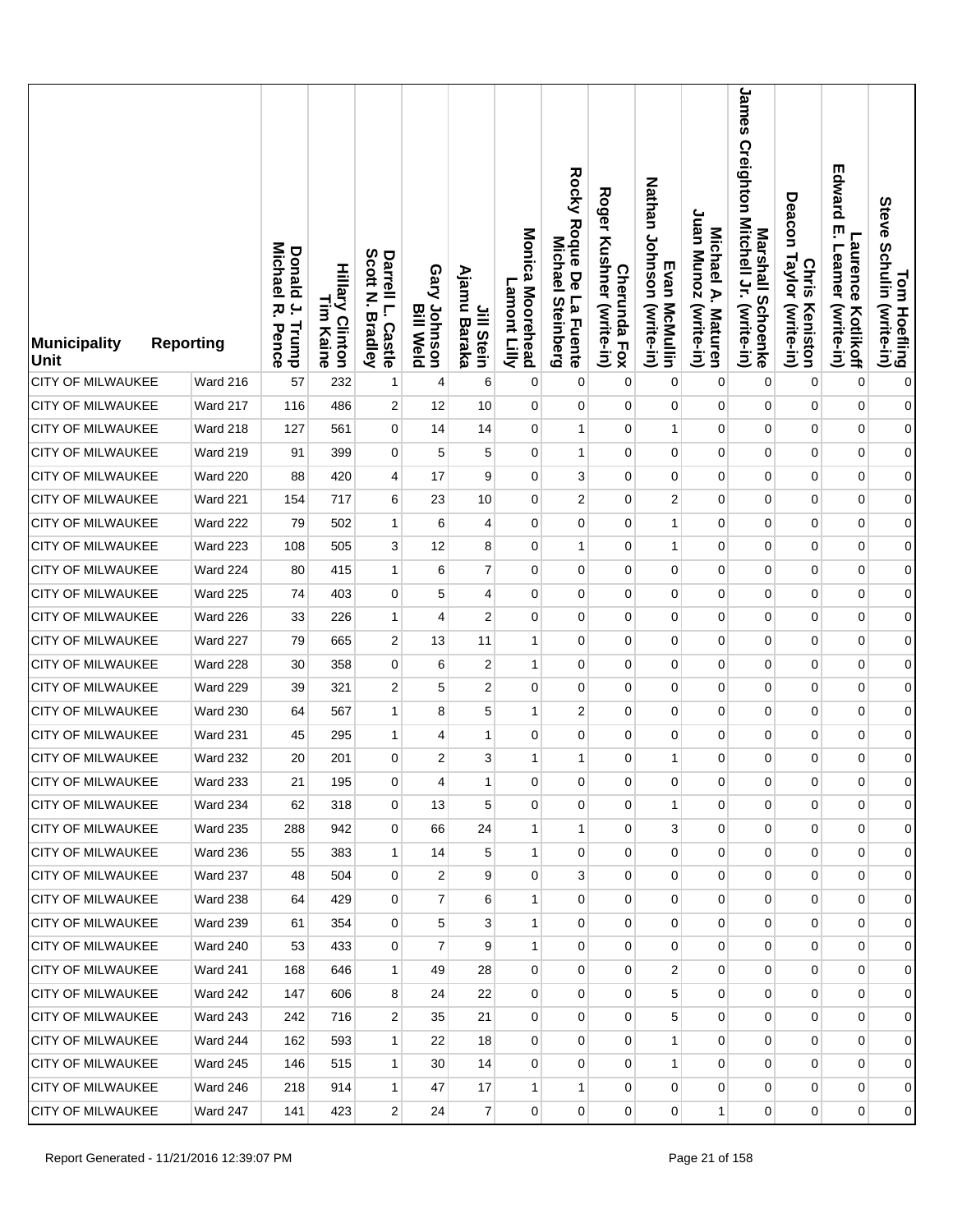| Municipality Unit | Reporting | Donald J. Trump Michael R. Pence | Hillary Clinton Tim Kaine | Darrell L. Castle Scott N. Bradley | Gary Johnson Bill Weld | Jill Stein Ajamu Baraka | Monica Moorehead Lamont Lilly | Rocky Roque De La Fuente Michael Steinberg | Cherunda Fox Roger Kushner (write-in) | Evan McMullin Nathan Johnson (write-in) | Michael A. Maturen Juan Munoz (write-in) | Marshall Schoenke James Creighton Mitchell Jr. (write-in) | Chris Keniston Deacon Taylor (write-in) | Laurence Kotlikoff Edward E. Leamer (write-in) | Tom Hoefling Steve Schulin (write-in) |
|---|---|---|---|---|---|---|---|---|---|---|---|---|---|---|---|
| CITY OF MILWAUKEE | Ward 216 | 57 | 232 | 1 | 4 | 6 | 0 | 0 | 0 | 0 | 0 | 0 | 0 | 0 | 0 |
| CITY OF MILWAUKEE | Ward 217 | 116 | 486 | 2 | 12 | 10 | 0 | 0 | 0 | 0 | 0 | 0 | 0 | 0 | 0 |
| CITY OF MILWAUKEE | Ward 218 | 127 | 561 | 0 | 14 | 14 | 0 | 1 | 0 | 1 | 0 | 0 | 0 | 0 | 0 |
| CITY OF MILWAUKEE | Ward 219 | 91 | 399 | 0 | 5 | 5 | 0 | 1 | 0 | 0 | 0 | 0 | 0 | 0 | 0 |
| CITY OF MILWAUKEE | Ward 220 | 88 | 420 | 4 | 17 | 9 | 0 | 3 | 0 | 0 | 0 | 0 | 0 | 0 | 0 |
| CITY OF MILWAUKEE | Ward 221 | 154 | 717 | 6 | 23 | 10 | 0 | 2 | 0 | 2 | 0 | 0 | 0 | 0 | 0 |
| CITY OF MILWAUKEE | Ward 222 | 79 | 502 | 1 | 6 | 4 | 0 | 0 | 0 | 1 | 0 | 0 | 0 | 0 | 0 |
| CITY OF MILWAUKEE | Ward 223 | 108 | 505 | 3 | 12 | 8 | 0 | 1 | 0 | 1 | 0 | 0 | 0 | 0 | 0 |
| CITY OF MILWAUKEE | Ward 224 | 80 | 415 | 1 | 6 | 7 | 0 | 0 | 0 | 0 | 0 | 0 | 0 | 0 | 0 |
| CITY OF MILWAUKEE | Ward 225 | 74 | 403 | 0 | 5 | 4 | 0 | 0 | 0 | 0 | 0 | 0 | 0 | 0 | 0 |
| CITY OF MILWAUKEE | Ward 226 | 33 | 226 | 1 | 4 | 2 | 0 | 0 | 0 | 0 | 0 | 0 | 0 | 0 | 0 |
| CITY OF MILWAUKEE | Ward 227 | 79 | 665 | 2 | 13 | 11 | 1 | 0 | 0 | 0 | 0 | 0 | 0 | 0 | 0 |
| CITY OF MILWAUKEE | Ward 228 | 30 | 358 | 0 | 6 | 2 | 1 | 0 | 0 | 0 | 0 | 0 | 0 | 0 | 0 |
| CITY OF MILWAUKEE | Ward 229 | 39 | 321 | 2 | 5 | 2 | 0 | 0 | 0 | 0 | 0 | 0 | 0 | 0 | 0 |
| CITY OF MILWAUKEE | Ward 230 | 64 | 567 | 1 | 8 | 5 | 1 | 2 | 0 | 0 | 0 | 0 | 0 | 0 | 0 |
| CITY OF MILWAUKEE | Ward 231 | 45 | 295 | 1 | 4 | 1 | 0 | 0 | 0 | 0 | 0 | 0 | 0 | 0 | 0 |
| CITY OF MILWAUKEE | Ward 232 | 20 | 201 | 0 | 2 | 3 | 1 | 1 | 0 | 1 | 0 | 0 | 0 | 0 | 0 |
| CITY OF MILWAUKEE | Ward 233 | 21 | 195 | 0 | 4 | 1 | 0 | 0 | 0 | 0 | 0 | 0 | 0 | 0 | 0 |
| CITY OF MILWAUKEE | Ward 234 | 62 | 318 | 0 | 13 | 5 | 0 | 0 | 0 | 1 | 0 | 0 | 0 | 0 | 0 |
| CITY OF MILWAUKEE | Ward 235 | 288 | 942 | 0 | 66 | 24 | 1 | 1 | 0 | 3 | 0 | 0 | 0 | 0 | 0 |
| CITY OF MILWAUKEE | Ward 236 | 55 | 383 | 1 | 14 | 5 | 1 | 0 | 0 | 0 | 0 | 0 | 0 | 0 | 0 |
| CITY OF MILWAUKEE | Ward 237 | 48 | 504 | 0 | 2 | 9 | 0 | 3 | 0 | 0 | 0 | 0 | 0 | 0 | 0 |
| CITY OF MILWAUKEE | Ward 238 | 64 | 429 | 0 | 7 | 6 | 1 | 0 | 0 | 0 | 0 | 0 | 0 | 0 | 0 |
| CITY OF MILWAUKEE | Ward 239 | 61 | 354 | 0 | 5 | 3 | 1 | 0 | 0 | 0 | 0 | 0 | 0 | 0 | 0 |
| CITY OF MILWAUKEE | Ward 240 | 53 | 433 | 0 | 7 | 9 | 1 | 0 | 0 | 0 | 0 | 0 | 0 | 0 | 0 |
| CITY OF MILWAUKEE | Ward 241 | 168 | 646 | 1 | 49 | 28 | 0 | 0 | 0 | 2 | 0 | 0 | 0 | 0 | 0 |
| CITY OF MILWAUKEE | Ward 242 | 147 | 606 | 8 | 24 | 22 | 0 | 0 | 0 | 5 | 0 | 0 | 0 | 0 | 0 |
| CITY OF MILWAUKEE | Ward 243 | 242 | 716 | 2 | 35 | 21 | 0 | 0 | 0 | 5 | 0 | 0 | 0 | 0 | 0 |
| CITY OF MILWAUKEE | Ward 244 | 162 | 593 | 1 | 22 | 18 | 0 | 0 | 0 | 1 | 0 | 0 | 0 | 0 | 0 |
| CITY OF MILWAUKEE | Ward 245 | 146 | 515 | 1 | 30 | 14 | 0 | 0 | 0 | 1 | 0 | 0 | 0 | 0 | 0 |
| CITY OF MILWAUKEE | Ward 246 | 218 | 914 | 1 | 47 | 17 | 1 | 1 | 0 | 0 | 0 | 0 | 0 | 0 | 0 |
| CITY OF MILWAUKEE | Ward 247 | 141 | 423 | 2 | 24 | 7 | 0 | 0 | 0 | 0 | 1 | 0 | 0 | 0 | 0 |

Report Generated - 11/21/2016 12:39:07 PM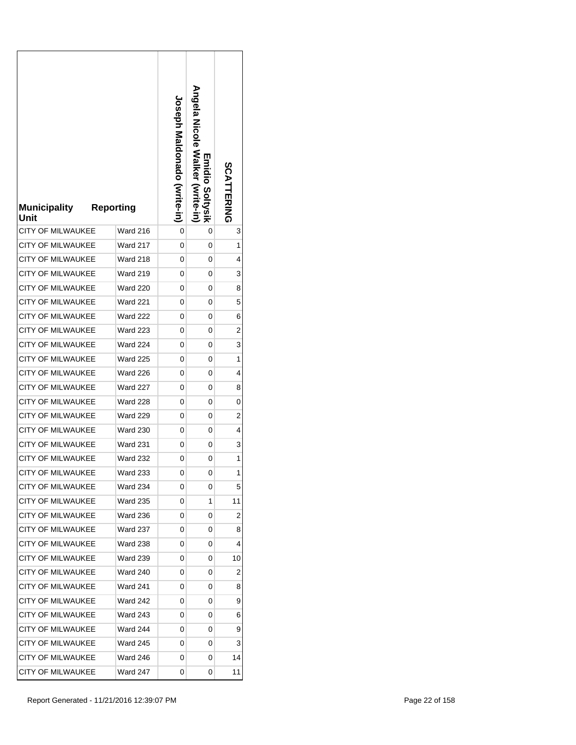| Municipality Unit | Reporting | Joseph Maldonado (write-in) | Emidio Soltysik Angela Nicole Walker (write-in) | SCATTERING |
|---|---|---|---|---|
| CITY OF MILWAUKEE | Ward 216 | 0 | 0 | 3 |
| CITY OF MILWAUKEE | Ward 217 | 0 | 0 | 1 |
| CITY OF MILWAUKEE | Ward 218 | 0 | 0 | 4 |
| CITY OF MILWAUKEE | Ward 219 | 0 | 0 | 3 |
| CITY OF MILWAUKEE | Ward 220 | 0 | 0 | 8 |
| CITY OF MILWAUKEE | Ward 221 | 0 | 0 | 5 |
| CITY OF MILWAUKEE | Ward 222 | 0 | 0 | 6 |
| CITY OF MILWAUKEE | Ward 223 | 0 | 0 | 2 |
| CITY OF MILWAUKEE | Ward 224 | 0 | 0 | 3 |
| CITY OF MILWAUKEE | Ward 225 | 0 | 0 | 1 |
| CITY OF MILWAUKEE | Ward 226 | 0 | 0 | 4 |
| CITY OF MILWAUKEE | Ward 227 | 0 | 0 | 8 |
| CITY OF MILWAUKEE | Ward 228 | 0 | 0 | 0 |
| CITY OF MILWAUKEE | Ward 229 | 0 | 0 | 2 |
| CITY OF MILWAUKEE | Ward 230 | 0 | 0 | 4 |
| CITY OF MILWAUKEE | Ward 231 | 0 | 0 | 3 |
| CITY OF MILWAUKEE | Ward 232 | 0 | 0 | 1 |
| CITY OF MILWAUKEE | Ward 233 | 0 | 0 | 1 |
| CITY OF MILWAUKEE | Ward 234 | 0 | 0 | 5 |
| CITY OF MILWAUKEE | Ward 235 | 0 | 1 | 11 |
| CITY OF MILWAUKEE | Ward 236 | 0 | 0 | 2 |
| CITY OF MILWAUKEE | Ward 237 | 0 | 0 | 8 |
| CITY OF MILWAUKEE | Ward 238 | 0 | 0 | 4 |
| CITY OF MILWAUKEE | Ward 239 | 0 | 0 | 10 |
| CITY OF MILWAUKEE | Ward 240 | 0 | 0 | 2 |
| CITY OF MILWAUKEE | Ward 241 | 0 | 0 | 8 |
| CITY OF MILWAUKEE | Ward 242 | 0 | 0 | 9 |
| CITY OF MILWAUKEE | Ward 243 | 0 | 0 | 6 |
| CITY OF MILWAUKEE | Ward 244 | 0 | 0 | 9 |
| CITY OF MILWAUKEE | Ward 245 | 0 | 0 | 3 |
| CITY OF MILWAUKEE | Ward 246 | 0 | 0 | 14 |
| CITY OF MILWAUKEE | Ward 247 | 0 | 0 | 11 |

Report Generated - 11/21/2016 12:39:07 PM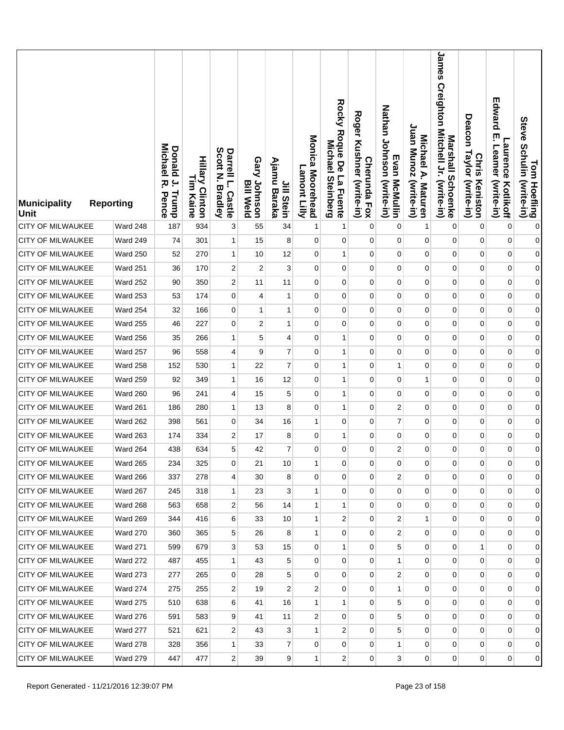| Municipality Unit | Reporting | Donald J. Trump Michael R. Pence | Hillary Clinton Tim Kaine | Darrell L. Castle Scott N. Bradley | Gary Johnson Bill Weld | Jill Stein Ajamu Baraka | Monica Moorehead Lamont Lilly | Rocky Roque De La Fuente Michael Steinberg | Cherunda Fox Roger Kushner (write-in) | Evan McMullin Nathan Johnson (write-in) | Michael A. Maturen Juan Munoz (write-in) | Marshall Schoenke James Creighton Mitchell Jr. (write-in) | Chris Keniston Deacon Taylor (write-in) | Laurence Kotlikoff Edward E. Leamer (write-in) | Tom Hoefling Steve Schulin (write-in) |
|---|---|---|---|---|---|---|---|---|---|---|---|---|---|---|---|
| CITY OF MILWAUKEE | Ward 248 | 187 | 934 | 3 | 55 | 34 | 1 | 1 | 0 | 0 | 1 | 0 | 0 | 0 | 0 |
| CITY OF MILWAUKEE | Ward 249 | 74 | 301 | 1 | 15 | 8 | 0 | 0 | 0 | 0 | 0 | 0 | 0 | 0 | 0 |
| CITY OF MILWAUKEE | Ward 250 | 52 | 270 | 1 | 10 | 12 | 0 | 1 | 0 | 0 | 0 | 0 | 0 | 0 | 0 |
| CITY OF MILWAUKEE | Ward 251 | 36 | 170 | 2 | 2 | 3 | 0 | 0 | 0 | 0 | 0 | 0 | 0 | 0 | 0 |
| CITY OF MILWAUKEE | Ward 252 | 90 | 350 | 2 | 11 | 11 | 0 | 0 | 0 | 0 | 0 | 0 | 0 | 0 | 0 |
| CITY OF MILWAUKEE | Ward 253 | 53 | 174 | 0 | 4 | 1 | 0 | 0 | 0 | 0 | 0 | 0 | 0 | 0 | 0 |
| CITY OF MILWAUKEE | Ward 254 | 32 | 166 | 0 | 1 | 1 | 0 | 0 | 0 | 0 | 0 | 0 | 0 | 0 | 0 |
| CITY OF MILWAUKEE | Ward 255 | 46 | 227 | 0 | 2 | 1 | 0 | 0 | 0 | 0 | 0 | 0 | 0 | 0 | 0 |
| CITY OF MILWAUKEE | Ward 256 | 35 | 266 | 1 | 5 | 4 | 0 | 1 | 0 | 0 | 0 | 0 | 0 | 0 | 0 |
| CITY OF MILWAUKEE | Ward 257 | 96 | 558 | 4 | 9 | 7 | 0 | 1 | 0 | 0 | 0 | 0 | 0 | 0 | 0 |
| CITY OF MILWAUKEE | Ward 258 | 152 | 530 | 1 | 22 | 7 | 0 | 1 | 0 | 1 | 0 | 0 | 0 | 0 | 0 |
| CITY OF MILWAUKEE | Ward 259 | 92 | 349 | 1 | 16 | 12 | 0 | 1 | 0 | 0 | 1 | 0 | 0 | 0 | 0 |
| CITY OF MILWAUKEE | Ward 260 | 96 | 241 | 4 | 15 | 5 | 0 | 1 | 0 | 0 | 0 | 0 | 0 | 0 | 0 |
| CITY OF MILWAUKEE | Ward 261 | 186 | 280 | 1 | 13 | 8 | 0 | 1 | 0 | 2 | 0 | 0 | 0 | 0 | 0 |
| CITY OF MILWAUKEE | Ward 262 | 398 | 561 | 0 | 34 | 16 | 1 | 0 | 0 | 7 | 0 | 0 | 0 | 0 | 0 |
| CITY OF MILWAUKEE | Ward 263 | 174 | 334 | 2 | 17 | 8 | 0 | 1 | 0 | 0 | 0 | 0 | 0 | 0 | 0 |
| CITY OF MILWAUKEE | Ward 264 | 438 | 634 | 5 | 42 | 7 | 0 | 0 | 0 | 2 | 0 | 0 | 0 | 0 | 0 |
| CITY OF MILWAUKEE | Ward 265 | 234 | 325 | 0 | 21 | 10 | 1 | 0 | 0 | 0 | 0 | 0 | 0 | 0 | 0 |
| CITY OF MILWAUKEE | Ward 266 | 337 | 278 | 4 | 30 | 8 | 0 | 0 | 0 | 2 | 0 | 0 | 0 | 0 | 0 |
| CITY OF MILWAUKEE | Ward 267 | 245 | 318 | 1 | 23 | 3 | 1 | 0 | 0 | 0 | 0 | 0 | 0 | 0 | 0 |
| CITY OF MILWAUKEE | Ward 268 | 563 | 658 | 2 | 56 | 14 | 1 | 1 | 0 | 0 | 0 | 0 | 0 | 0 | 0 |
| CITY OF MILWAUKEE | Ward 269 | 344 | 416 | 6 | 33 | 10 | 1 | 2 | 0 | 2 | 1 | 0 | 0 | 0 | 0 |
| CITY OF MILWAUKEE | Ward 270 | 360 | 365 | 5 | 26 | 8 | 1 | 0 | 0 | 2 | 0 | 0 | 0 | 0 | 0 |
| CITY OF MILWAUKEE | Ward 271 | 599 | 679 | 3 | 53 | 15 | 0 | 1 | 0 | 5 | 0 | 0 | 1 | 0 | 0 |
| CITY OF MILWAUKEE | Ward 272 | 487 | 455 | 1 | 43 | 5 | 0 | 0 | 0 | 1 | 0 | 0 | 0 | 0 | 0 |
| CITY OF MILWAUKEE | Ward 273 | 277 | 265 | 0 | 28 | 5 | 0 | 0 | 0 | 2 | 0 | 0 | 0 | 0 | 0 |
| CITY OF MILWAUKEE | Ward 274 | 275 | 255 | 2 | 19 | 2 | 2 | 0 | 0 | 1 | 0 | 0 | 0 | 0 | 0 |
| CITY OF MILWAUKEE | Ward 275 | 510 | 638 | 6 | 41 | 16 | 1 | 1 | 0 | 5 | 0 | 0 | 0 | 0 | 0 |
| CITY OF MILWAUKEE | Ward 276 | 591 | 583 | 9 | 41 | 11 | 2 | 0 | 0 | 5 | 0 | 0 | 0 | 0 | 0 |
| CITY OF MILWAUKEE | Ward 277 | 521 | 621 | 2 | 43 | 3 | 1 | 2 | 0 | 5 | 0 | 0 | 0 | 0 | 0 |
| CITY OF MILWAUKEE | Ward 278 | 328 | 356 | 1 | 33 | 7 | 0 | 0 | 0 | 1 | 0 | 0 | 0 | 0 | 0 |
| CITY OF MILWAUKEE | Ward 279 | 447 | 477 | 2 | 39 | 9 | 1 | 2 | 0 | 3 | 0 | 0 | 0 | 0 | 0 |

Report Generated - 11/21/2016 12:39:07 PM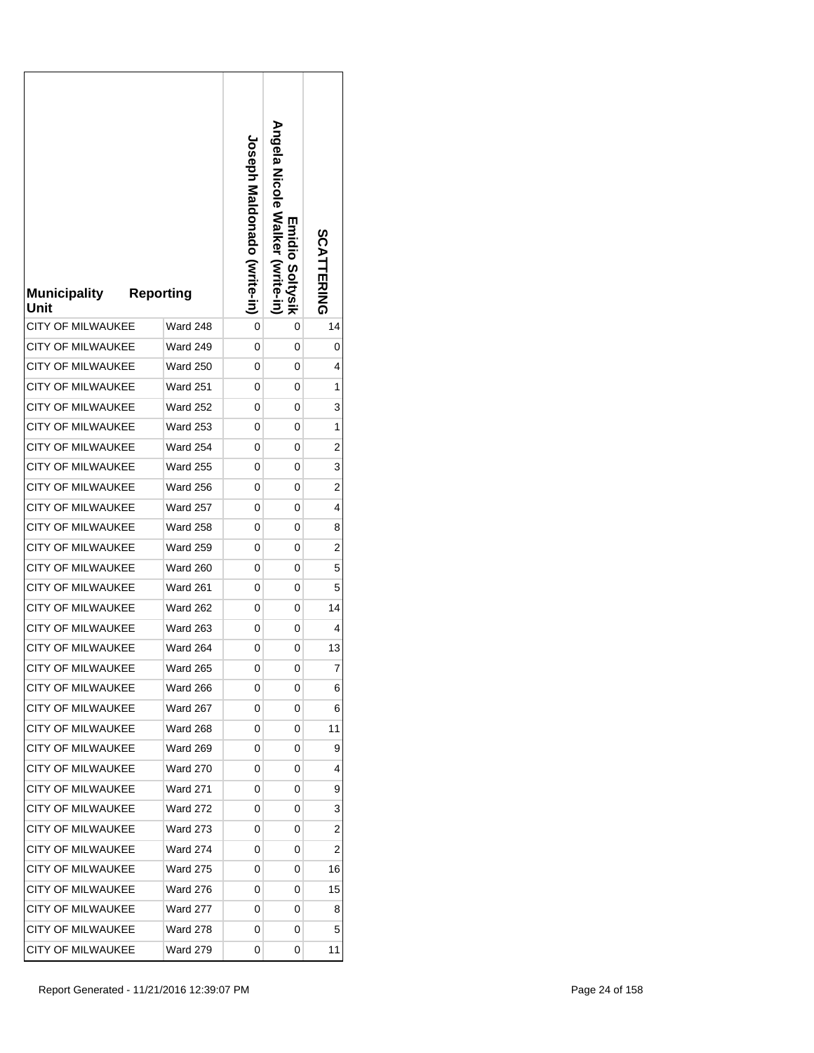| Municipality Unit | Reporting | Joseph Maldonado (write-in) | Emidio Soltysik Angela Nicole Walker (write-in) | SCATTERING |
|---|---|---|---|---|
| CITY OF MILWAUKEE | Ward 248 | 0 | 0 | 14 |
| CITY OF MILWAUKEE | Ward 249 | 0 | 0 | 0 |
| CITY OF MILWAUKEE | Ward 250 | 0 | 0 | 4 |
| CITY OF MILWAUKEE | Ward 251 | 0 | 0 | 1 |
| CITY OF MILWAUKEE | Ward 252 | 0 | 0 | 3 |
| CITY OF MILWAUKEE | Ward 253 | 0 | 0 | 1 |
| CITY OF MILWAUKEE | Ward 254 | 0 | 0 | 2 |
| CITY OF MILWAUKEE | Ward 255 | 0 | 0 | 3 |
| CITY OF MILWAUKEE | Ward 256 | 0 | 0 | 2 |
| CITY OF MILWAUKEE | Ward 257 | 0 | 0 | 4 |
| CITY OF MILWAUKEE | Ward 258 | 0 | 0 | 8 |
| CITY OF MILWAUKEE | Ward 259 | 0 | 0 | 2 |
| CITY OF MILWAUKEE | Ward 260 | 0 | 0 | 5 |
| CITY OF MILWAUKEE | Ward 261 | 0 | 0 | 5 |
| CITY OF MILWAUKEE | Ward 262 | 0 | 0 | 14 |
| CITY OF MILWAUKEE | Ward 263 | 0 | 0 | 4 |
| CITY OF MILWAUKEE | Ward 264 | 0 | 0 | 13 |
| CITY OF MILWAUKEE | Ward 265 | 0 | 0 | 7 |
| CITY OF MILWAUKEE | Ward 266 | 0 | 0 | 6 |
| CITY OF MILWAUKEE | Ward 267 | 0 | 0 | 6 |
| CITY OF MILWAUKEE | Ward 268 | 0 | 0 | 11 |
| CITY OF MILWAUKEE | Ward 269 | 0 | 0 | 9 |
| CITY OF MILWAUKEE | Ward 270 | 0 | 0 | 4 |
| CITY OF MILWAUKEE | Ward 271 | 0 | 0 | 9 |
| CITY OF MILWAUKEE | Ward 272 | 0 | 0 | 3 |
| CITY OF MILWAUKEE | Ward 273 | 0 | 0 | 2 |
| CITY OF MILWAUKEE | Ward 274 | 0 | 0 | 2 |
| CITY OF MILWAUKEE | Ward 275 | 0 | 0 | 16 |
| CITY OF MILWAUKEE | Ward 276 | 0 | 0 | 15 |
| CITY OF MILWAUKEE | Ward 277 | 0 | 0 | 8 |
| CITY OF MILWAUKEE | Ward 278 | 0 | 0 | 5 |
| CITY OF MILWAUKEE | Ward 279 | 0 | 0 | 11 |

Report Generated - 11/21/2016 12:39:07 PM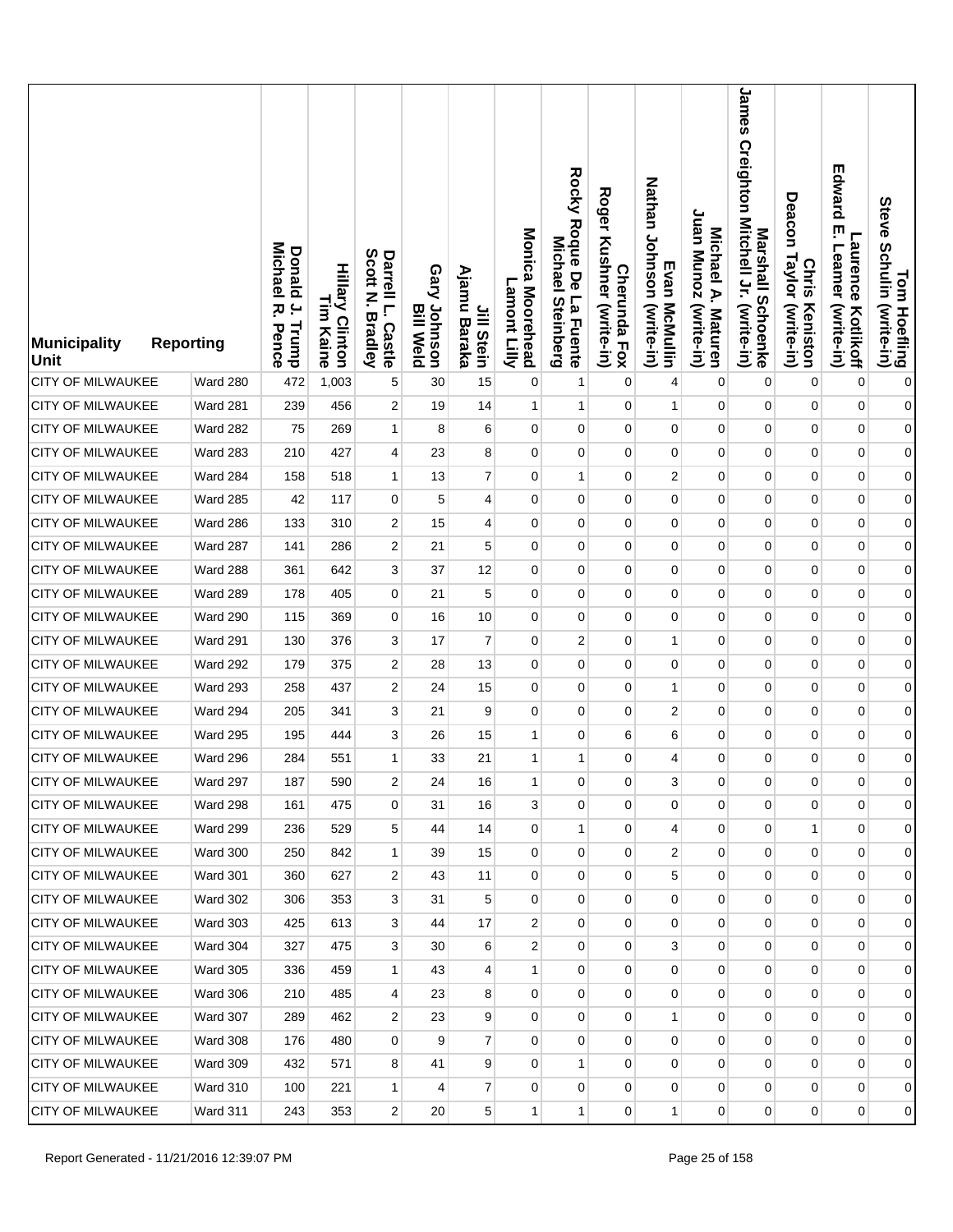| Municipality Unit | Reporting | Donald J. Trump Michael R. Pence | Hillary Clinton Tim Kaine | Darrell L. Castle Scott N. Bradley | Gary Johnson Bill Weld | Jill Stein Ajamu Baraka | Monica Moorehead Lamont Lilly | Rocky Roque De La Fuente Michael Steinberg | Cherunda Fox Roger Kushner (write-in) | Evan McMullin Nathan Johnson (write-in) | Michael A. Maturen Juan Munoz (write-in) | Marshall Schoenke James Creighton Mitchell Jr. (write-in) | Chris Keniston Deacon Taylor (write-in) | Laurence Kotlikoff Edward E. Leamer (write-in) | Tom Hoefling Steve Schulin (write-in) |
|---|---|---|---|---|---|---|---|---|---|---|---|---|---|---|---|
| CITY OF MILWAUKEE | Ward 280 | 472 | 1,003 | 5 | 30 | 15 | 0 | 1 | 0 | 4 | 0 | 0 | 0 | 0 | 0 |
| CITY OF MILWAUKEE | Ward 281 | 239 | 456 | 2 | 19 | 14 | 1 | 1 | 0 | 1 | 0 | 0 | 0 | 0 | 0 |
| CITY OF MILWAUKEE | Ward 282 | 75 | 269 | 1 | 8 | 6 | 0 | 0 | 0 | 0 | 0 | 0 | 0 | 0 | 0 |
| CITY OF MILWAUKEE | Ward 283 | 210 | 427 | 4 | 23 | 8 | 0 | 0 | 0 | 0 | 0 | 0 | 0 | 0 | 0 |
| CITY OF MILWAUKEE | Ward 284 | 158 | 518 | 1 | 13 | 7 | 0 | 1 | 0 | 2 | 0 | 0 | 0 | 0 | 0 |
| CITY OF MILWAUKEE | Ward 285 | 42 | 117 | 0 | 5 | 4 | 0 | 0 | 0 | 0 | 0 | 0 | 0 | 0 | 0 |
| CITY OF MILWAUKEE | Ward 286 | 133 | 310 | 2 | 15 | 4 | 0 | 0 | 0 | 0 | 0 | 0 | 0 | 0 | 0 |
| CITY OF MILWAUKEE | Ward 287 | 141 | 286 | 2 | 21 | 5 | 0 | 0 | 0 | 0 | 0 | 0 | 0 | 0 | 0 |
| CITY OF MILWAUKEE | Ward 288 | 361 | 642 | 3 | 37 | 12 | 0 | 0 | 0 | 0 | 0 | 0 | 0 | 0 | 0 |
| CITY OF MILWAUKEE | Ward 289 | 178 | 405 | 0 | 21 | 5 | 0 | 0 | 0 | 0 | 0 | 0 | 0 | 0 | 0 |
| CITY OF MILWAUKEE | Ward 290 | 115 | 369 | 0 | 16 | 10 | 0 | 0 | 0 | 0 | 0 | 0 | 0 | 0 | 0 |
| CITY OF MILWAUKEE | Ward 291 | 130 | 376 | 3 | 17 | 7 | 0 | 2 | 0 | 1 | 0 | 0 | 0 | 0 | 0 |
| CITY OF MILWAUKEE | Ward 292 | 179 | 375 | 2 | 28 | 13 | 0 | 0 | 0 | 0 | 0 | 0 | 0 | 0 | 0 |
| CITY OF MILWAUKEE | Ward 293 | 258 | 437 | 2 | 24 | 15 | 0 | 0 | 0 | 1 | 0 | 0 | 0 | 0 | 0 |
| CITY OF MILWAUKEE | Ward 294 | 205 | 341 | 3 | 21 | 9 | 0 | 0 | 0 | 2 | 0 | 0 | 0 | 0 | 0 |
| CITY OF MILWAUKEE | Ward 295 | 195 | 444 | 3 | 26 | 15 | 1 | 0 | 6 | 6 | 0 | 0 | 0 | 0 | 0 |
| CITY OF MILWAUKEE | Ward 296 | 284 | 551 | 1 | 33 | 21 | 1 | 1 | 0 | 4 | 0 | 0 | 0 | 0 | 0 |
| CITY OF MILWAUKEE | Ward 297 | 187 | 590 | 2 | 24 | 16 | 1 | 0 | 0 | 3 | 0 | 0 | 0 | 0 | 0 |
| CITY OF MILWAUKEE | Ward 298 | 161 | 475 | 0 | 31 | 16 | 3 | 0 | 0 | 0 | 0 | 0 | 0 | 0 | 0 |
| CITY OF MILWAUKEE | Ward 299 | 236 | 529 | 5 | 44 | 14 | 0 | 1 | 0 | 4 | 0 | 0 | 1 | 0 | 0 |
| CITY OF MILWAUKEE | Ward 300 | 250 | 842 | 1 | 39 | 15 | 0 | 0 | 0 | 2 | 0 | 0 | 0 | 0 | 0 |
| CITY OF MILWAUKEE | Ward 301 | 360 | 627 | 2 | 43 | 11 | 0 | 0 | 0 | 5 | 0 | 0 | 0 | 0 | 0 |
| CITY OF MILWAUKEE | Ward 302 | 306 | 353 | 3 | 31 | 5 | 0 | 0 | 0 | 0 | 0 | 0 | 0 | 0 | 0 |
| CITY OF MILWAUKEE | Ward 303 | 425 | 613 | 3 | 44 | 17 | 2 | 0 | 0 | 0 | 0 | 0 | 0 | 0 | 0 |
| CITY OF MILWAUKEE | Ward 304 | 327 | 475 | 3 | 30 | 6 | 2 | 0 | 0 | 3 | 0 | 0 | 0 | 0 | 0 |
| CITY OF MILWAUKEE | Ward 305 | 336 | 459 | 1 | 43 | 4 | 1 | 0 | 0 | 0 | 0 | 0 | 0 | 0 | 0 |
| CITY OF MILWAUKEE | Ward 306 | 210 | 485 | 4 | 23 | 8 | 0 | 0 | 0 | 0 | 0 | 0 | 0 | 0 | 0 |
| CITY OF MILWAUKEE | Ward 307 | 289 | 462 | 2 | 23 | 9 | 0 | 0 | 0 | 1 | 0 | 0 | 0 | 0 | 0 |
| CITY OF MILWAUKEE | Ward 308 | 176 | 480 | 0 | 9 | 7 | 0 | 0 | 0 | 0 | 0 | 0 | 0 | 0 | 0 |
| CITY OF MILWAUKEE | Ward 309 | 432 | 571 | 8 | 41 | 9 | 0 | 1 | 0 | 0 | 0 | 0 | 0 | 0 | 0 |
| CITY OF MILWAUKEE | Ward 310 | 100 | 221 | 1 | 4 | 7 | 0 | 0 | 0 | 0 | 0 | 0 | 0 | 0 | 0 |
| CITY OF MILWAUKEE | Ward 311 | 243 | 353 | 2 | 20 | 5 | 1 | 1 | 0 | 1 | 0 | 0 | 0 | 0 | 0 |

Report Generated - 11/21/2016 12:39:07 PM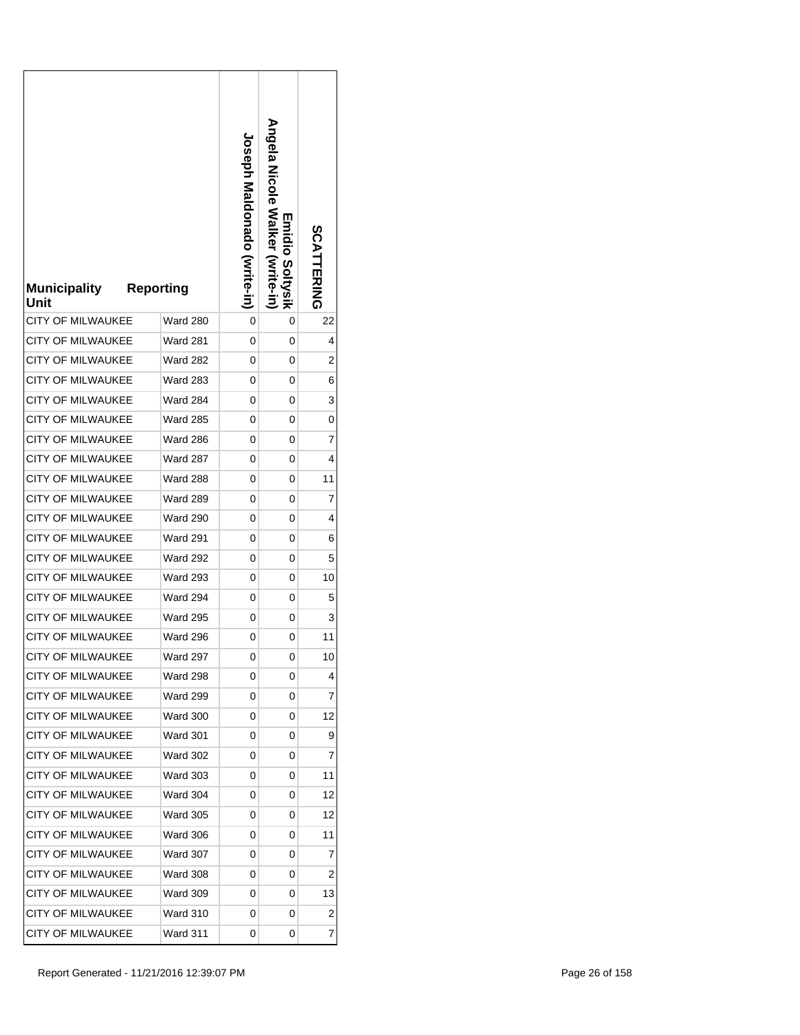| Municipality Unit | Reporting | Joseph Maldonado (write-in) | Emidio Soltysik Angela Nicole Walker (write-in) | SCATTERING |
|---|---|---|---|---|
| CITY OF MILWAUKEE | Ward 280 | 0 | 0 | 22 |
| CITY OF MILWAUKEE | Ward 281 | 0 | 0 | 4 |
| CITY OF MILWAUKEE | Ward 282 | 0 | 0 | 2 |
| CITY OF MILWAUKEE | Ward 283 | 0 | 0 | 6 |
| CITY OF MILWAUKEE | Ward 284 | 0 | 0 | 3 |
| CITY OF MILWAUKEE | Ward 285 | 0 | 0 | 0 |
| CITY OF MILWAUKEE | Ward 286 | 0 | 0 | 7 |
| CITY OF MILWAUKEE | Ward 287 | 0 | 0 | 4 |
| CITY OF MILWAUKEE | Ward 288 | 0 | 0 | 11 |
| CITY OF MILWAUKEE | Ward 289 | 0 | 0 | 7 |
| CITY OF MILWAUKEE | Ward 290 | 0 | 0 | 4 |
| CITY OF MILWAUKEE | Ward 291 | 0 | 0 | 6 |
| CITY OF MILWAUKEE | Ward 292 | 0 | 0 | 5 |
| CITY OF MILWAUKEE | Ward 293 | 0 | 0 | 10 |
| CITY OF MILWAUKEE | Ward 294 | 0 | 0 | 5 |
| CITY OF MILWAUKEE | Ward 295 | 0 | 0 | 3 |
| CITY OF MILWAUKEE | Ward 296 | 0 | 0 | 11 |
| CITY OF MILWAUKEE | Ward 297 | 0 | 0 | 10 |
| CITY OF MILWAUKEE | Ward 298 | 0 | 0 | 4 |
| CITY OF MILWAUKEE | Ward 299 | 0 | 0 | 7 |
| CITY OF MILWAUKEE | Ward 300 | 0 | 0 | 12 |
| CITY OF MILWAUKEE | Ward 301 | 0 | 0 | 9 |
| CITY OF MILWAUKEE | Ward 302 | 0 | 0 | 7 |
| CITY OF MILWAUKEE | Ward 303 | 0 | 0 | 11 |
| CITY OF MILWAUKEE | Ward 304 | 0 | 0 | 12 |
| CITY OF MILWAUKEE | Ward 305 | 0 | 0 | 12 |
| CITY OF MILWAUKEE | Ward 306 | 0 | 0 | 11 |
| CITY OF MILWAUKEE | Ward 307 | 0 | 0 | 7 |
| CITY OF MILWAUKEE | Ward 308 | 0 | 0 | 2 |
| CITY OF MILWAUKEE | Ward 309 | 0 | 0 | 13 |
| CITY OF MILWAUKEE | Ward 310 | 0 | 0 | 2 |
| CITY OF MILWAUKEE | Ward 311 | 0 | 0 | 7 |

Report Generated - 11/21/2016 12:39:07 PM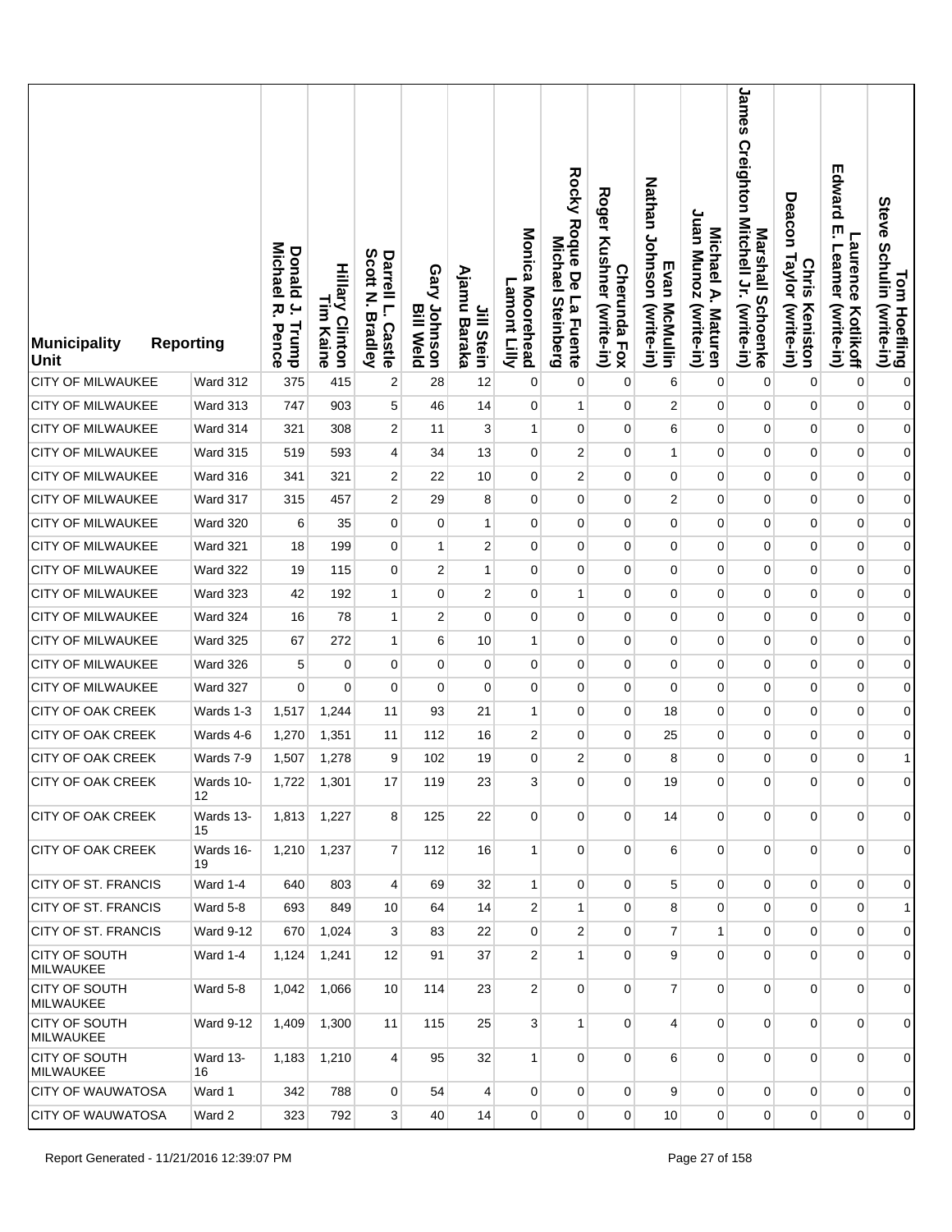| Municipality Unit | Reporting | Donald J. Trump Michael R. Pence | Hillary Clinton Tim Kaine | Darrell L. Castle Scott N. Bradley | Gary Johnson Bill Weld | Jill Stein Ajamu Baraka | Monica Moorehead Lamont Lilly | Rocky Roque De La Fuente Michael Steinberg | Cherunda Fox Roger Kushner (write-in) | Evan McMullin Nathan Johnson (write-in) | Michael A. Maturen Juan Munoz (write-in) | Marshall Schoenke James Creighton Mitchell Jr. (write-in) | Chris Keniston Deacon Taylor (write-in) | Laurence Kotlikoff Edward E. Leamer (write-in) | Tom Hoefling Steve Schulin (write-in) |
|---|---|---|---|---|---|---|---|---|---|---|---|---|---|---|---|
| CITY OF MILWAUKEE | Ward 312 | 375 | 415 | 2 | 28 | 12 | 0 | 0 | 0 | 6 | 0 | 0 | 0 | 0 | 0 |
| CITY OF MILWAUKEE | Ward 313 | 747 | 903 | 5 | 46 | 14 | 0 | 1 | 0 | 2 | 0 | 0 | 0 | 0 | 0 |
| CITY OF MILWAUKEE | Ward 314 | 321 | 308 | 2 | 11 | 3 | 1 | 0 | 0 | 6 | 0 | 0 | 0 | 0 | 0 |
| CITY OF MILWAUKEE | Ward 315 | 519 | 593 | 4 | 34 | 13 | 0 | 2 | 0 | 1 | 0 | 0 | 0 | 0 | 0 |
| CITY OF MILWAUKEE | Ward 316 | 341 | 321 | 2 | 22 | 10 | 0 | 2 | 0 | 0 | 0 | 0 | 0 | 0 | 0 |
| CITY OF MILWAUKEE | Ward 317 | 315 | 457 | 2 | 29 | 8 | 0 | 0 | 0 | 2 | 0 | 0 | 0 | 0 | 0 |
| CITY OF MILWAUKEE | Ward 320 | 6 | 35 | 0 | 0 | 1 | 0 | 0 | 0 | 0 | 0 | 0 | 0 | 0 | 0 |
| CITY OF MILWAUKEE | Ward 321 | 18 | 199 | 0 | 1 | 2 | 0 | 0 | 0 | 0 | 0 | 0 | 0 | 0 | 0 |
| CITY OF MILWAUKEE | Ward 322 | 19 | 115 | 0 | 2 | 1 | 0 | 0 | 0 | 0 | 0 | 0 | 0 | 0 | 0 |
| CITY OF MILWAUKEE | Ward 323 | 42 | 192 | 1 | 0 | 2 | 0 | 1 | 0 | 0 | 0 | 0 | 0 | 0 | 0 |
| CITY OF MILWAUKEE | Ward 324 | 16 | 78 | 1 | 2 | 0 | 0 | 0 | 0 | 0 | 0 | 0 | 0 | 0 | 0 |
| CITY OF MILWAUKEE | Ward 325 | 67 | 272 | 1 | 6 | 10 | 1 | 0 | 0 | 0 | 0 | 0 | 0 | 0 | 0 |
| CITY OF MILWAUKEE | Ward 326 | 5 | 0 | 0 | 0 | 0 | 0 | 0 | 0 | 0 | 0 | 0 | 0 | 0 | 0 |
| CITY OF MILWAUKEE | Ward 327 | 0 | 0 | 0 | 0 | 0 | 0 | 0 | 0 | 0 | 0 | 0 | 0 | 0 | 0 |
| CITY OF OAK CREEK | Wards 1-3 | 1,517 | 1,244 | 11 | 93 | 21 | 1 | 0 | 0 | 18 | 0 | 0 | 0 | 0 | 0 |
| CITY OF OAK CREEK | Wards 4-6 | 1,270 | 1,351 | 11 | 112 | 16 | 2 | 0 | 0 | 25 | 0 | 0 | 0 | 0 | 0 |
| CITY OF OAK CREEK | Wards 7-9 | 1,507 | 1,278 | 9 | 102 | 19 | 0 | 2 | 0 | 8 | 0 | 0 | 0 | 0 | 1 |
| CITY OF OAK CREEK | Wards 10-12 | 1,722 | 1,301 | 17 | 119 | 23 | 3 | 0 | 0 | 19 | 0 | 0 | 0 | 0 | 0 |
| CITY OF OAK CREEK | Wards 13-15 | 1,813 | 1,227 | 8 | 125 | 22 | 0 | 0 | 0 | 14 | 0 | 0 | 0 | 0 | 0 |
| CITY OF OAK CREEK | Wards 16-19 | 1,210 | 1,237 | 7 | 112 | 16 | 1 | 0 | 0 | 6 | 0 | 0 | 0 | 0 | 0 |
| CITY OF ST. FRANCIS | Ward 1-4 | 640 | 803 | 4 | 69 | 32 | 1 | 0 | 0 | 5 | 0 | 0 | 0 | 0 | 0 |
| CITY OF ST. FRANCIS | Ward 5-8 | 693 | 849 | 10 | 64 | 14 | 2 | 1 | 0 | 8 | 0 | 0 | 0 | 0 | 1 |
| CITY OF ST. FRANCIS | Ward 9-12 | 670 | 1,024 | 3 | 83 | 22 | 0 | 2 | 0 | 7 | 1 | 0 | 0 | 0 | 0 |
| CITY OF SOUTH MILWAUKEE | Ward 1-4 | 1,124 | 1,241 | 12 | 91 | 37 | 2 | 1 | 0 | 9 | 0 | 0 | 0 | 0 | 0 |
| CITY OF SOUTH MILWAUKEE | Ward 5-8 | 1,042 | 1,066 | 10 | 114 | 23 | 2 | 0 | 0 | 7 | 0 | 0 | 0 | 0 | 0 |
| CITY OF SOUTH MILWAUKEE | Ward 9-12 | 1,409 | 1,300 | 11 | 115 | 25 | 3 | 1 | 0 | 4 | 0 | 0 | 0 | 0 | 0 |
| CITY OF SOUTH MILWAUKEE | Ward 13-16 | 1,183 | 1,210 | 4 | 95 | 32 | 1 | 0 | 0 | 6 | 0 | 0 | 0 | 0 | 0 |
| CITY OF WAUWATOSA | Ward 1 | 342 | 788 | 0 | 54 | 4 | 0 | 0 | 0 | 9 | 0 | 0 | 0 | 0 | 0 |
| CITY OF WAUWATOSA | Ward 2 | 323 | 792 | 3 | 40 | 14 | 0 | 0 | 0 | 10 | 0 | 0 | 0 | 0 | 0 |

Report Generated - 11/21/2016 12:39:07 PM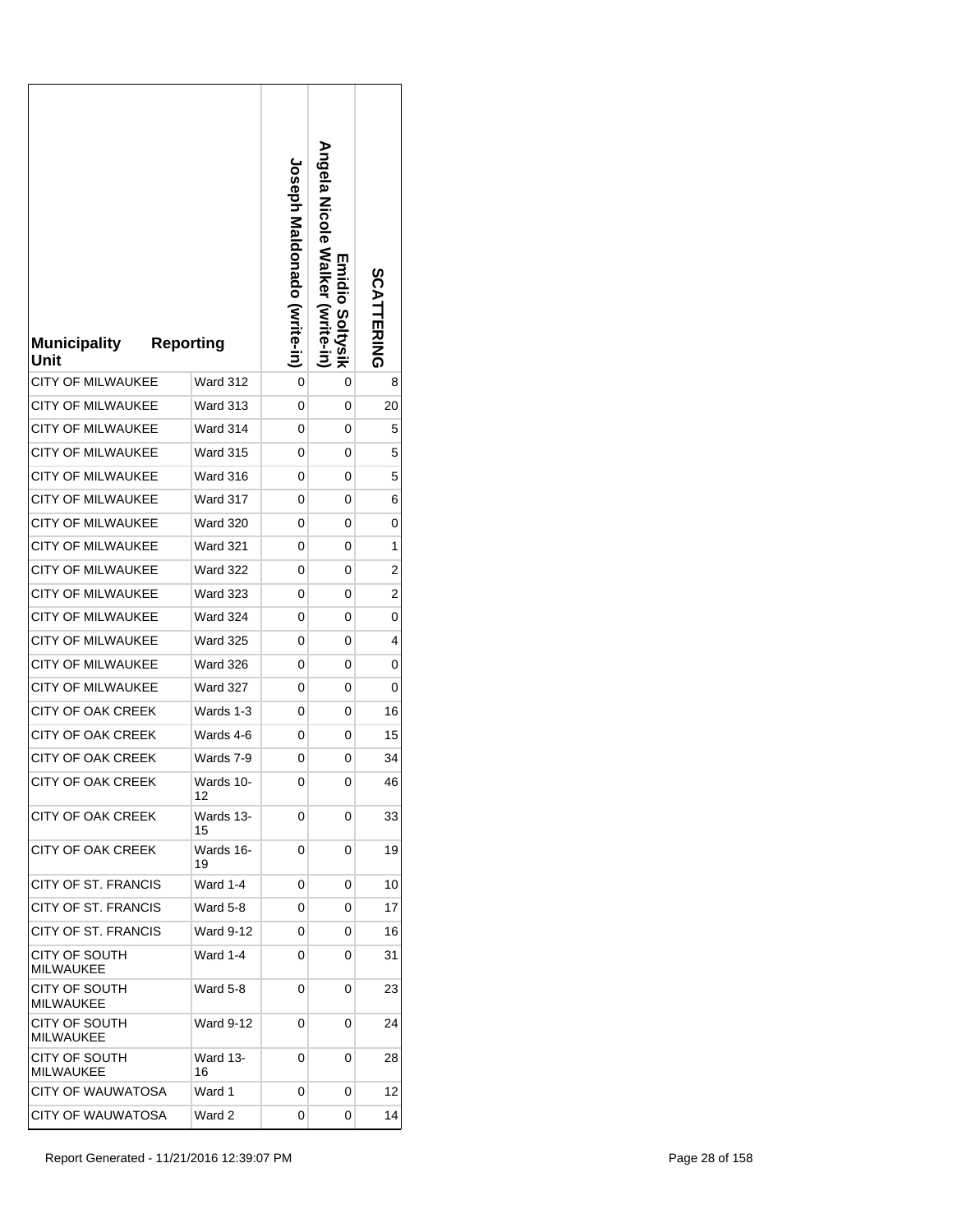| Municipality Unit | Reporting | Joseph Maldonado (write-in) | Emidio Soltysik Angela Nicole Walker (write-in) | SCATTERING |
|---|---|---|---|---|
| CITY OF MILWAUKEE | Ward 312 | 0 | 0 | 8 |
| CITY OF MILWAUKEE | Ward 313 | 0 | 0 | 20 |
| CITY OF MILWAUKEE | Ward 314 | 0 | 0 | 5 |
| CITY OF MILWAUKEE | Ward 315 | 0 | 0 | 5 |
| CITY OF MILWAUKEE | Ward 316 | 0 | 0 | 5 |
| CITY OF MILWAUKEE | Ward 317 | 0 | 0 | 6 |
| CITY OF MILWAUKEE | Ward 320 | 0 | 0 | 0 |
| CITY OF MILWAUKEE | Ward 321 | 0 | 0 | 1 |
| CITY OF MILWAUKEE | Ward 322 | 0 | 0 | 2 |
| CITY OF MILWAUKEE | Ward 323 | 0 | 0 | 2 |
| CITY OF MILWAUKEE | Ward 324 | 0 | 0 | 0 |
| CITY OF MILWAUKEE | Ward 325 | 0 | 0 | 4 |
| CITY OF MILWAUKEE | Ward 326 | 0 | 0 | 0 |
| CITY OF MILWAUKEE | Ward 327 | 0 | 0 | 0 |
| CITY OF OAK CREEK | Wards 1-3 | 0 | 0 | 16 |
| CITY OF OAK CREEK | Wards 4-6 | 0 | 0 | 15 |
| CITY OF OAK CREEK | Wards 7-9 | 0 | 0 | 34 |
| CITY OF OAK CREEK | Wards 10-12 | 0 | 0 | 46 |
| CITY OF OAK CREEK | Wards 13-15 | 0 | 0 | 33 |
| CITY OF OAK CREEK | Wards 16-19 | 0 | 0 | 19 |
| CITY OF ST. FRANCIS | Ward 1-4 | 0 | 0 | 10 |
| CITY OF ST. FRANCIS | Ward 5-8 | 0 | 0 | 17 |
| CITY OF ST. FRANCIS | Ward 9-12 | 0 | 0 | 16 |
| CITY OF SOUTH MILWAUKEE | Ward 1-4 | 0 | 0 | 31 |
| CITY OF SOUTH MILWAUKEE | Ward 5-8 | 0 | 0 | 23 |
| CITY OF SOUTH MILWAUKEE | Ward 9-12 | 0 | 0 | 24 |
| CITY OF SOUTH MILWAUKEE | Ward 13-16 | 0 | 0 | 28 |
| CITY OF WAUWATOSA | Ward 1 | 0 | 0 | 12 |
| CITY OF WAUWATOSA | Ward 2 | 0 | 0 | 14 |

Report Generated - 11/21/2016 12:39:07 PM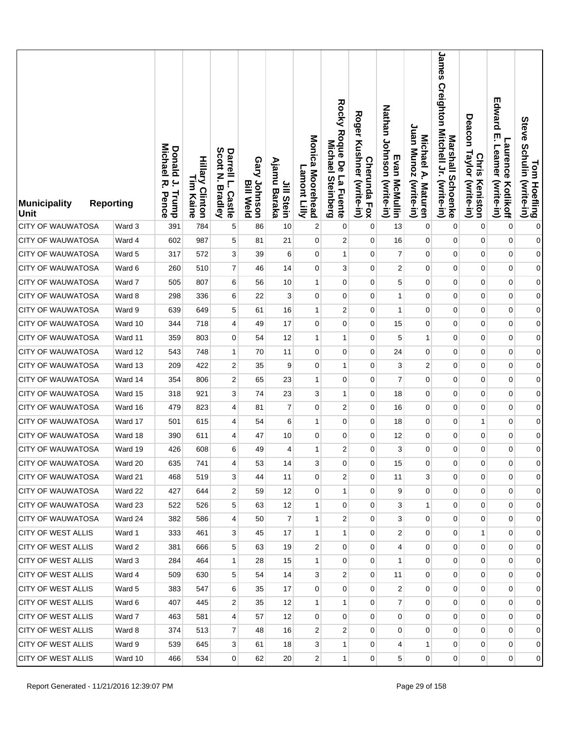| Municipality Unit | Reporting | Donald J. Trump Michael R. Pence | Hillary Clinton Tim Kaine | Darrell L. Castle Scott N. Bradley | Gary Johnson Bill Weld | Jill Stein Ajamu Baraka | Monica Moorehead Lamont Lilly | Rocky Roque De La Fuente Michael Steinberg | Cherunda Fox Roger Kushner (write-in) | Evan McMullin Nathan Johnson (write-in) | Michael A. Maturen Juan Munoz (write-in) | Marshall Schoenke James Creighton Mitchell Jr. (write-in) | Chris Keniston Deacon Taylor (write-in) | Laurence Kotlikoff Edward E. Leamer (write-in) | Tom Hoefling Steve Schulin (write-in) |
|---|---|---|---|---|---|---|---|---|---|---|---|---|---|---|---|
| CITY OF WAUWATOSA | Ward 3 | 391 | 784 | 5 | 86 | 10 | 2 | 0 | 0 | 13 | 0 | 0 | 0 | 0 | 0 |
| CITY OF WAUWATOSA | Ward 4 | 602 | 987 | 5 | 81 | 21 | 0 | 2 | 0 | 16 | 0 | 0 | 0 | 0 | 0 |
| CITY OF WAUWATOSA | Ward 5 | 317 | 572 | 3 | 39 | 6 | 0 | 1 | 0 | 7 | 0 | 0 | 0 | 0 | 0 |
| CITY OF WAUWATOSA | Ward 6 | 260 | 510 | 7 | 46 | 14 | 0 | 3 | 0 | 2 | 0 | 0 | 0 | 0 | 0 |
| CITY OF WAUWATOSA | Ward 7 | 505 | 807 | 6 | 56 | 10 | 1 | 0 | 0 | 5 | 0 | 0 | 0 | 0 | 0 |
| CITY OF WAUWATOSA | Ward 8 | 298 | 336 | 6 | 22 | 3 | 0 | 0 | 0 | 1 | 0 | 0 | 0 | 0 | 0 |
| CITY OF WAUWATOSA | Ward 9 | 639 | 649 | 5 | 61 | 16 | 1 | 2 | 0 | 1 | 0 | 0 | 0 | 0 | 0 |
| CITY OF WAUWATOSA | Ward 10 | 344 | 718 | 4 | 49 | 17 | 0 | 0 | 0 | 15 | 0 | 0 | 0 | 0 | 0 |
| CITY OF WAUWATOSA | Ward 11 | 359 | 803 | 0 | 54 | 12 | 1 | 1 | 0 | 5 | 1 | 0 | 0 | 0 | 0 |
| CITY OF WAUWATOSA | Ward 12 | 543 | 748 | 1 | 70 | 11 | 0 | 0 | 0 | 24 | 0 | 0 | 0 | 0 | 0 |
| CITY OF WAUWATOSA | Ward 13 | 209 | 422 | 2 | 35 | 9 | 0 | 1 | 0 | 3 | 2 | 0 | 0 | 0 | 0 |
| CITY OF WAUWATOSA | Ward 14 | 354 | 806 | 2 | 65 | 23 | 1 | 0 | 0 | 7 | 0 | 0 | 0 | 0 | 0 |
| CITY OF WAUWATOSA | Ward 15 | 318 | 921 | 3 | 74 | 23 | 3 | 1 | 0 | 18 | 0 | 0 | 0 | 0 | 0 |
| CITY OF WAUWATOSA | Ward 16 | 479 | 823 | 4 | 81 | 7 | 0 | 2 | 0 | 16 | 0 | 0 | 0 | 0 | 0 |
| CITY OF WAUWATOSA | Ward 17 | 501 | 615 | 4 | 54 | 6 | 1 | 0 | 0 | 18 | 0 | 0 | 1 | 0 | 0 |
| CITY OF WAUWATOSA | Ward 18 | 390 | 611 | 4 | 47 | 10 | 0 | 0 | 0 | 12 | 0 | 0 | 0 | 0 | 0 |
| CITY OF WAUWATOSA | Ward 19 | 426 | 608 | 6 | 49 | 4 | 1 | 2 | 0 | 3 | 0 | 0 | 0 | 0 | 0 |
| CITY OF WAUWATOSA | Ward 20 | 635 | 741 | 4 | 53 | 14 | 3 | 0 | 0 | 15 | 0 | 0 | 0 | 0 | 0 |
| CITY OF WAUWATOSA | Ward 21 | 468 | 519 | 3 | 44 | 11 | 0 | 2 | 0 | 11 | 3 | 0 | 0 | 0 | 0 |
| CITY OF WAUWATOSA | Ward 22 | 427 | 644 | 2 | 59 | 12 | 0 | 1 | 0 | 9 | 0 | 0 | 0 | 0 | 0 |
| CITY OF WAUWATOSA | Ward 23 | 522 | 526 | 5 | 63 | 12 | 1 | 0 | 0 | 3 | 1 | 0 | 0 | 0 | 0 |
| CITY OF WAUWATOSA | Ward 24 | 382 | 586 | 4 | 50 | 7 | 1 | 2 | 0 | 3 | 0 | 0 | 0 | 0 | 0 |
| CITY OF WEST ALLIS | Ward 1 | 333 | 461 | 3 | 45 | 17 | 1 | 1 | 0 | 2 | 0 | 0 | 1 | 0 | 0 |
| CITY OF WEST ALLIS | Ward 2 | 381 | 666 | 5 | 63 | 19 | 2 | 0 | 0 | 4 | 0 | 0 | 0 | 0 | 0 |
| CITY OF WEST ALLIS | Ward 3 | 284 | 464 | 1 | 28 | 15 | 1 | 0 | 0 | 1 | 0 | 0 | 0 | 0 | 0 |
| CITY OF WEST ALLIS | Ward 4 | 509 | 630 | 5 | 54 | 14 | 3 | 2 | 0 | 11 | 0 | 0 | 0 | 0 | 0 |
| CITY OF WEST ALLIS | Ward 5 | 383 | 547 | 6 | 35 | 17 | 0 | 0 | 0 | 2 | 0 | 0 | 0 | 0 | 0 |
| CITY OF WEST ALLIS | Ward 6 | 407 | 445 | 2 | 35 | 12 | 1 | 1 | 0 | 7 | 0 | 0 | 0 | 0 | 0 |
| CITY OF WEST ALLIS | Ward 7 | 463 | 581 | 4 | 57 | 12 | 0 | 0 | 0 | 0 | 0 | 0 | 0 | 0 | 0 |
| CITY OF WEST ALLIS | Ward 8 | 374 | 513 | 7 | 48 | 16 | 2 | 2 | 0 | 0 | 0 | 0 | 0 | 0 | 0 |
| CITY OF WEST ALLIS | Ward 9 | 539 | 645 | 3 | 61 | 18 | 3 | 1 | 0 | 4 | 1 | 0 | 0 | 0 | 0 |
| CITY OF WEST ALLIS | Ward 10 | 466 | 534 | 0 | 62 | 20 | 2 | 1 | 0 | 5 | 0 | 0 | 0 | 0 | 0 |

Report Generated - 11/21/2016 12:39:07 PM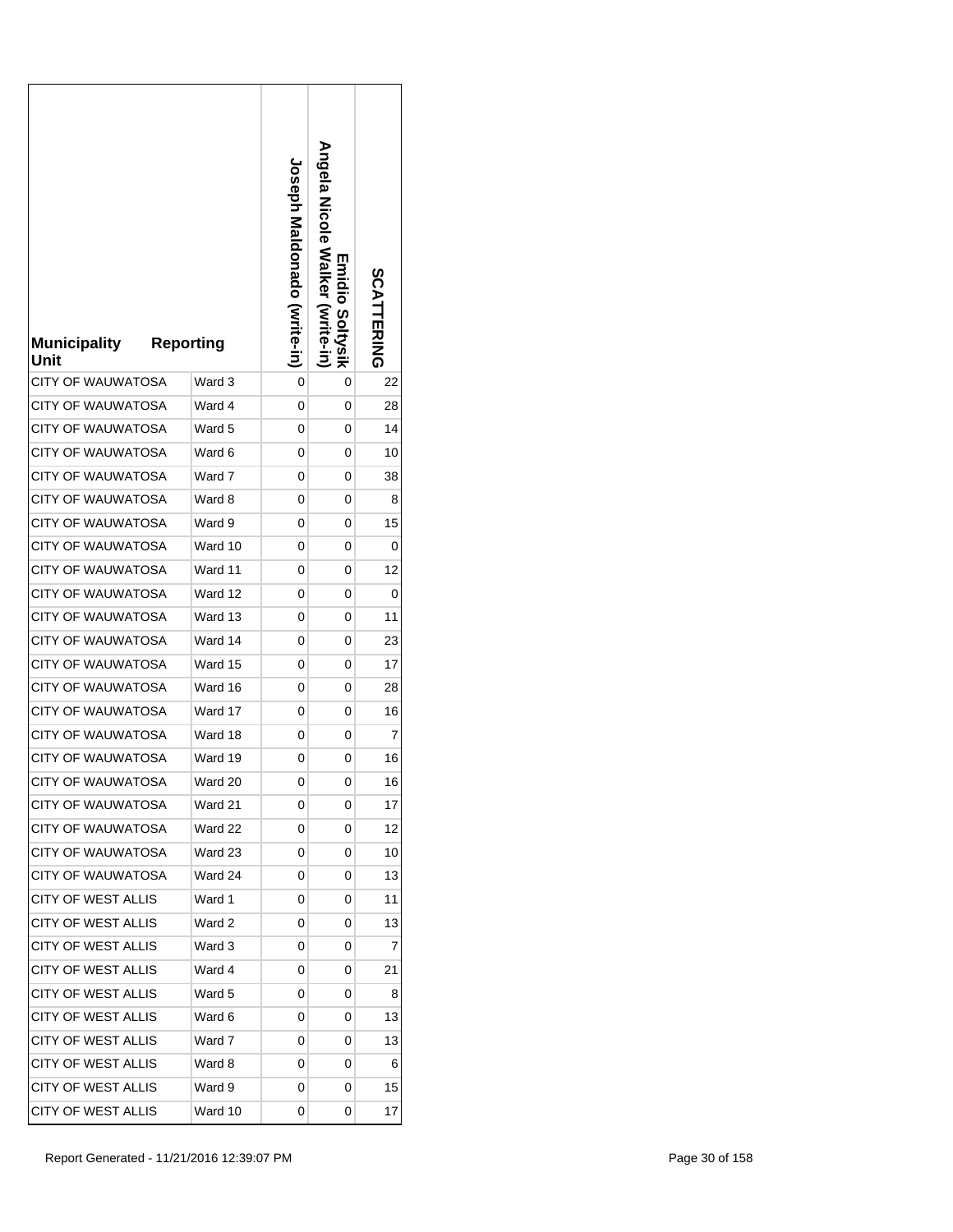| Municipality Unit | Reporting | Joseph Maldonado (write-in) | Emidio Soltysik Angela Nicole Walker (write-in) | SCATTERING |
|---|---|---|---|---|
| CITY OF WAUWATOSA | Ward 3 | 0 | 0 | 22 |
| CITY OF WAUWATOSA | Ward 4 | 0 | 0 | 28 |
| CITY OF WAUWATOSA | Ward 5 | 0 | 0 | 14 |
| CITY OF WAUWATOSA | Ward 6 | 0 | 0 | 10 |
| CITY OF WAUWATOSA | Ward 7 | 0 | 0 | 38 |
| CITY OF WAUWATOSA | Ward 8 | 0 | 0 | 8 |
| CITY OF WAUWATOSA | Ward 9 | 0 | 0 | 15 |
| CITY OF WAUWATOSA | Ward 10 | 0 | 0 | 0 |
| CITY OF WAUWATOSA | Ward 11 | 0 | 0 | 12 |
| CITY OF WAUWATOSA | Ward 12 | 0 | 0 | 0 |
| CITY OF WAUWATOSA | Ward 13 | 0 | 0 | 11 |
| CITY OF WAUWATOSA | Ward 14 | 0 | 0 | 23 |
| CITY OF WAUWATOSA | Ward 15 | 0 | 0 | 17 |
| CITY OF WAUWATOSA | Ward 16 | 0 | 0 | 28 |
| CITY OF WAUWATOSA | Ward 17 | 0 | 0 | 16 |
| CITY OF WAUWATOSA | Ward 18 | 0 | 0 | 7 |
| CITY OF WAUWATOSA | Ward 19 | 0 | 0 | 16 |
| CITY OF WAUWATOSA | Ward 20 | 0 | 0 | 16 |
| CITY OF WAUWATOSA | Ward 21 | 0 | 0 | 17 |
| CITY OF WAUWATOSA | Ward 22 | 0 | 0 | 12 |
| CITY OF WAUWATOSA | Ward 23 | 0 | 0 | 10 |
| CITY OF WAUWATOSA | Ward 24 | 0 | 0 | 13 |
| CITY OF WEST ALLIS | Ward 1 | 0 | 0 | 11 |
| CITY OF WEST ALLIS | Ward 2 | 0 | 0 | 13 |
| CITY OF WEST ALLIS | Ward 3 | 0 | 0 | 7 |
| CITY OF WEST ALLIS | Ward 4 | 0 | 0 | 21 |
| CITY OF WEST ALLIS | Ward 5 | 0 | 0 | 8 |
| CITY OF WEST ALLIS | Ward 6 | 0 | 0 | 13 |
| CITY OF WEST ALLIS | Ward 7 | 0 | 0 | 13 |
| CITY OF WEST ALLIS | Ward 8 | 0 | 0 | 6 |
| CITY OF WEST ALLIS | Ward 9 | 0 | 0 | 15 |
| CITY OF WEST ALLIS | Ward 10 | 0 | 0 | 17 |

Report Generated - 11/21/2016 12:39:07 PM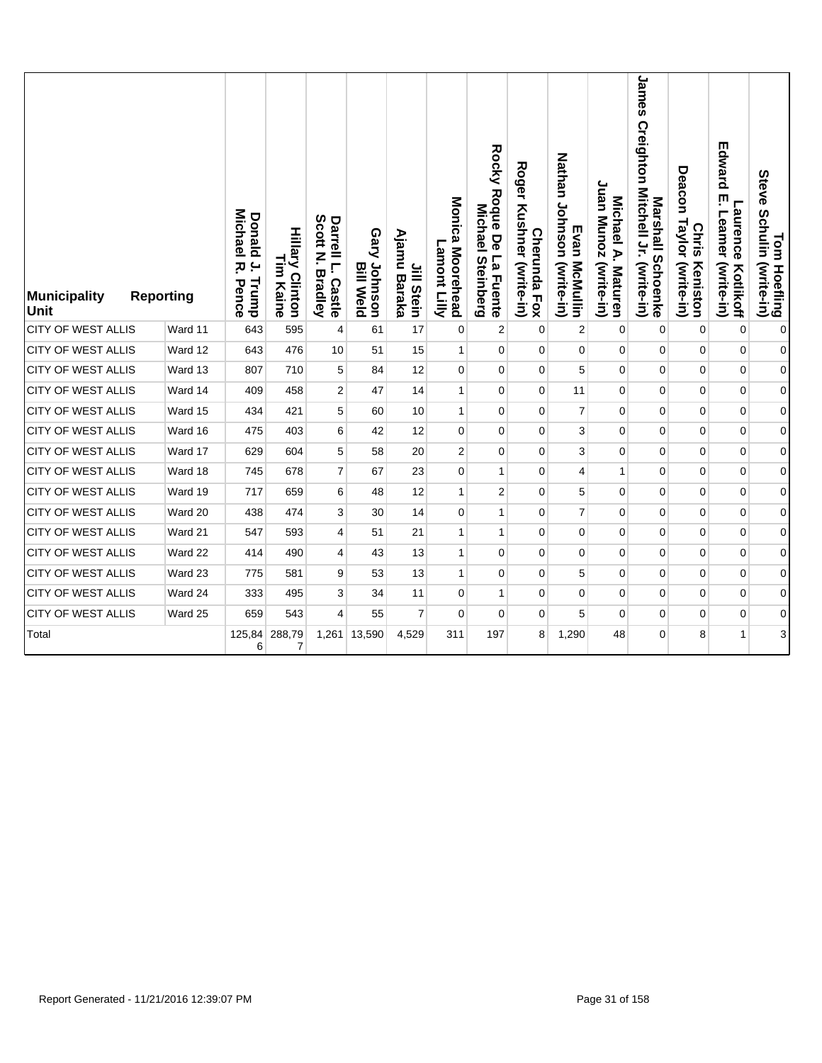| Municipality Unit | Reporting | Donald J. Trump Michael R. Pence | Hillary Clinton Tim Kaine | Darrell L. Castle Scott N. Bradley | Gary Johnson Bill Weld | Jill Stein Ajamu Baraka | Monica Moorehead Lamont Lilly | Rocky Roque De La Fuente Michael Steinberg | Cherunda Fox Roger Kushner (write-in) | Evan McMullin Nathan Johnson (write-in) | Michael A. Maturen Juan Munoz (write-in) | Marshall Schoenke James Creighton Mitchell Jr. (write-in) | Chris Keniston Deacon Taylor (write-in) | Laurence Kotlikoff Edward E. Leamer (write-in) | Tom Hoefling Steve Schulin (write-in) |
|---|---|---|---|---|---|---|---|---|---|---|---|---|---|---|---|
| CITY OF WEST ALLIS | Ward 11 | 643 | 595 | 4 | 61 | 17 | 0 | 2 | 0 | 2 | 0 | 0 | 0 | 0 | 0 |
| CITY OF WEST ALLIS | Ward 12 | 643 | 476 | 10 | 51 | 15 | 1 | 0 | 0 | 0 | 0 | 0 | 0 | 0 | 0 |
| CITY OF WEST ALLIS | Ward 13 | 807 | 710 | 5 | 84 | 12 | 0 | 0 | 0 | 5 | 0 | 0 | 0 | 0 | 0 |
| CITY OF WEST ALLIS | Ward 14 | 409 | 458 | 2 | 47 | 14 | 1 | 0 | 0 | 11 | 0 | 0 | 0 | 0 | 0 |
| CITY OF WEST ALLIS | Ward 15 | 434 | 421 | 5 | 60 | 10 | 1 | 0 | 0 | 7 | 0 | 0 | 0 | 0 | 0 |
| CITY OF WEST ALLIS | Ward 16 | 475 | 403 | 6 | 42 | 12 | 0 | 0 | 0 | 3 | 0 | 0 | 0 | 0 | 0 |
| CITY OF WEST ALLIS | Ward 17 | 629 | 604 | 5 | 58 | 20 | 2 | 0 | 0 | 3 | 0 | 0 | 0 | 0 | 0 |
| CITY OF WEST ALLIS | Ward 18 | 745 | 678 | 7 | 67 | 23 | 0 | 1 | 0 | 4 | 1 | 0 | 0 | 0 | 0 |
| CITY OF WEST ALLIS | Ward 19 | 717 | 659 | 6 | 48 | 12 | 1 | 2 | 0 | 5 | 0 | 0 | 0 | 0 | 0 |
| CITY OF WEST ALLIS | Ward 20 | 438 | 474 | 3 | 30 | 14 | 0 | 1 | 0 | 7 | 0 | 0 | 0 | 0 | 0 |
| CITY OF WEST ALLIS | Ward 21 | 547 | 593 | 4 | 51 | 21 | 1 | 1 | 0 | 0 | 0 | 0 | 0 | 0 | 0 |
| CITY OF WEST ALLIS | Ward 22 | 414 | 490 | 4 | 43 | 13 | 1 | 0 | 0 | 0 | 0 | 0 | 0 | 0 | 0 |
| CITY OF WEST ALLIS | Ward 23 | 775 | 581 | 9 | 53 | 13 | 1 | 0 | 0 | 5 | 0 | 0 | 0 | 0 | 0 |
| CITY OF WEST ALLIS | Ward 24 | 333 | 495 | 3 | 34 | 11 | 0 | 1 | 0 | 0 | 0 | 0 | 0 | 0 | 0 |
| CITY OF WEST ALLIS | Ward 25 | 659 | 543 | 4 | 55 | 7 | 0 | 0 | 0 | 5 | 0 | 0 | 0 | 0 | 0 |
| Total | | 125,846 | 288,797 | 1,261 | 13,590 | 4,529 | 311 | 197 | 8 | 1,290 | 48 | 0 | 8 | 1 | 3 |

Report Generated - 11/21/2016 12:39:07 PM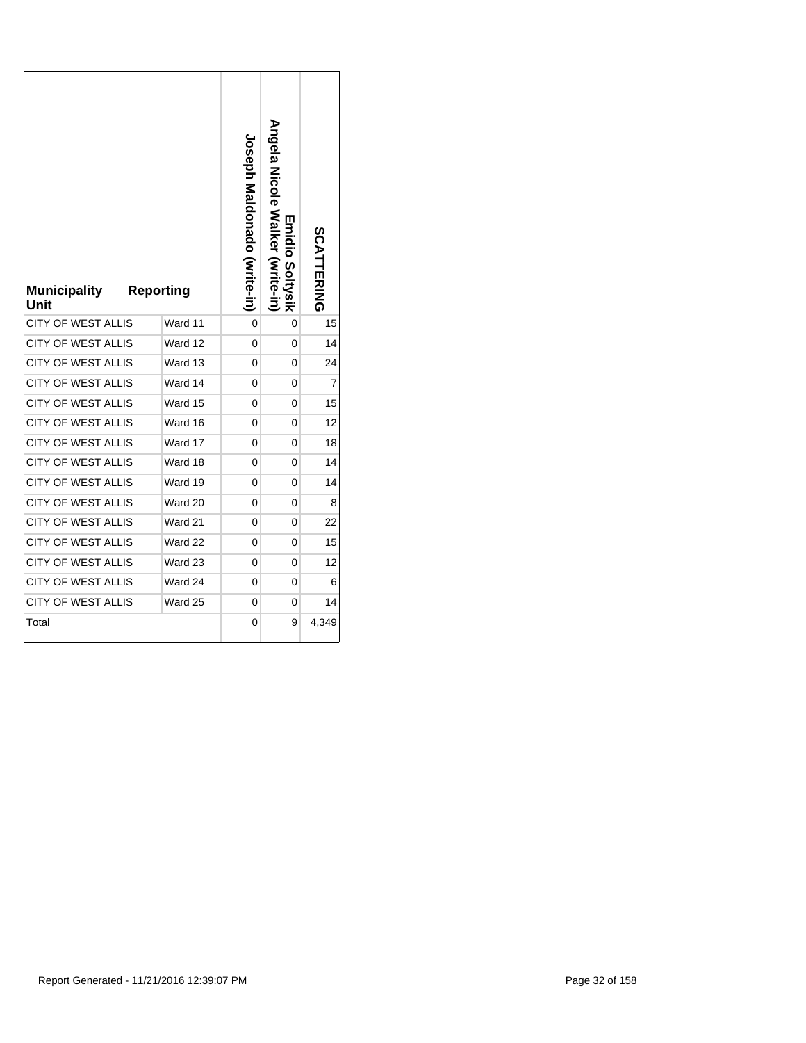| Municipality Unit | Reporting | Joseph Maldonado (write-in) | Emidio Soltysik Angela Nicole Walker (write-in) | SCATTERING |
|---|---|---|---|---|
| CITY OF WEST ALLIS | Ward 11 | 0 | 0 | 15 |
| CITY OF WEST ALLIS | Ward 12 | 0 | 0 | 14 |
| CITY OF WEST ALLIS | Ward 13 | 0 | 0 | 24 |
| CITY OF WEST ALLIS | Ward 14 | 0 | 0 | 7 |
| CITY OF WEST ALLIS | Ward 15 | 0 | 0 | 15 |
| CITY OF WEST ALLIS | Ward 16 | 0 | 0 | 12 |
| CITY OF WEST ALLIS | Ward 17 | 0 | 0 | 18 |
| CITY OF WEST ALLIS | Ward 18 | 0 | 0 | 14 |
| CITY OF WEST ALLIS | Ward 19 | 0 | 0 | 14 |
| CITY OF WEST ALLIS | Ward 20 | 0 | 0 | 8 |
| CITY OF WEST ALLIS | Ward 21 | 0 | 0 | 22 |
| CITY OF WEST ALLIS | Ward 22 | 0 | 0 | 15 |
| CITY OF WEST ALLIS | Ward 23 | 0 | 0 | 12 |
| CITY OF WEST ALLIS | Ward 24 | 0 | 0 | 6 |
| CITY OF WEST ALLIS | Ward 25 | 0 | 0 | 14 |
| Total | | 0 | 9 | 4,349 |

Report Generated - 11/21/2016 12:39:07 PM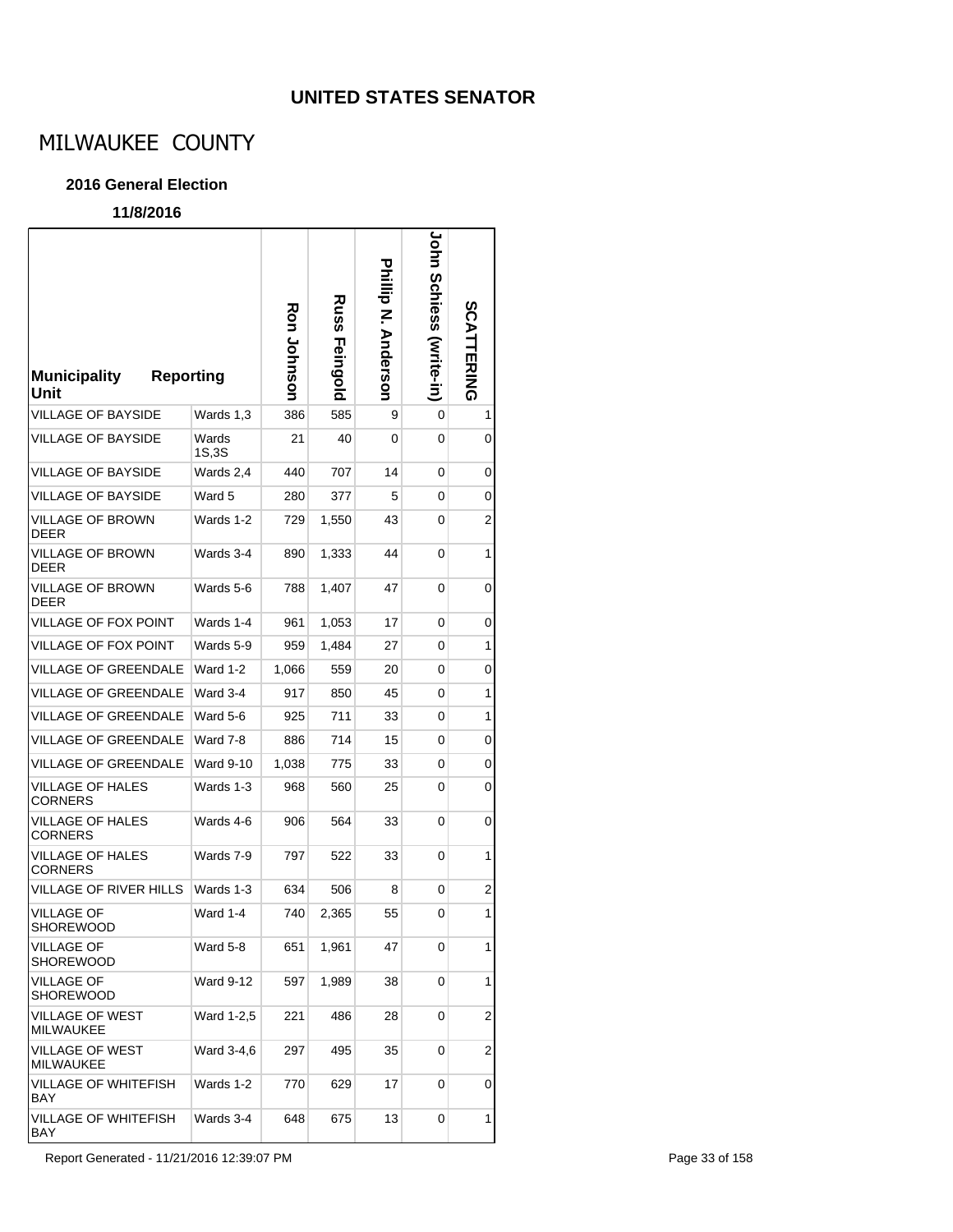## UNITED STATES SENATOR

# MILWAUKEE COUNTY

### 2016 General Election

**11/8/2016**

| Municipality | Reporting Unit | Ron Johnson | Russ Feingold | Phillip N. Anderson | John Schiess (write-in) | SCATTERING |
|---|---|---|---|---|---|---|
| VILLAGE OF BAYSIDE | Wards 1,3 | 386 | 585 | 9 | 0 | 1 |
| VILLAGE OF BAYSIDE | Wards 1S,3S | 21 | 40 | 0 | 0 | 0 |
| VILLAGE OF BAYSIDE | Wards 2,4 | 440 | 707 | 14 | 0 | 0 |
| VILLAGE OF BAYSIDE | Ward 5 | 280 | 377 | 5 | 0 | 0 |
| VILLAGE OF BROWN DEER | Wards 1-2 | 729 | 1,550 | 43 | 0 | 2 |
| VILLAGE OF BROWN DEER | Wards 3-4 | 890 | 1,333 | 44 | 0 | 1 |
| VILLAGE OF BROWN DEER | Wards 5-6 | 788 | 1,407 | 47 | 0 | 0 |
| VILLAGE OF FOX POINT | Wards 1-4 | 961 | 1,053 | 17 | 0 | 0 |
| VILLAGE OF FOX POINT | Wards 5-9 | 959 | 1,484 | 27 | 0 | 1 |
| VILLAGE OF GREENDALE | Ward 1-2 | 1,066 | 559 | 20 | 0 | 0 |
| VILLAGE OF GREENDALE | Ward 3-4 | 917 | 850 | 45 | 0 | 1 |
| VILLAGE OF GREENDALE | Ward 5-6 | 925 | 711 | 33 | 0 | 1 |
| VILLAGE OF GREENDALE | Ward 7-8 | 886 | 714 | 15 | 0 | 0 |
| VILLAGE OF GREENDALE | Ward 9-10 | 1,038 | 775 | 33 | 0 | 0 |
| VILLAGE OF HALES CORNERS | Wards 1-3 | 968 | 560 | 25 | 0 | 0 |
| VILLAGE OF HALES CORNERS | Wards 4-6 | 906 | 564 | 33 | 0 | 0 |
| VILLAGE OF HALES CORNERS | Wards 7-9 | 797 | 522 | 33 | 0 | 1 |
| VILLAGE OF RIVER HILLS | Wards 1-3 | 634 | 506 | 8 | 0 | 2 |
| VILLAGE OF SHOREWOOD | Ward 1-4 | 740 | 2,365 | 55 | 0 | 1 |
| VILLAGE OF SHOREWOOD | Ward 5-8 | 651 | 1,961 | 47 | 0 | 1 |
| VILLAGE OF SHOREWOOD | Ward 9-12 | 597 | 1,989 | 38 | 0 | 1 |
| VILLAGE OF WEST MILWAUKEE | Ward 1-2,5 | 221 | 486 | 28 | 0 | 2 |
| VILLAGE OF WEST MILWAUKEE | Ward 3-4,6 | 297 | 495 | 35 | 0 | 2 |
| VILLAGE OF WHITEFISH BAY | Wards 1-2 | 770 | 629 | 17 | 0 | 0 |
| VILLAGE OF WHITEFISH BAY | Wards 3-4 | 648 | 675 | 13 | 0 | 1 |

Report Generated - 11/21/2016 12:39:07 PM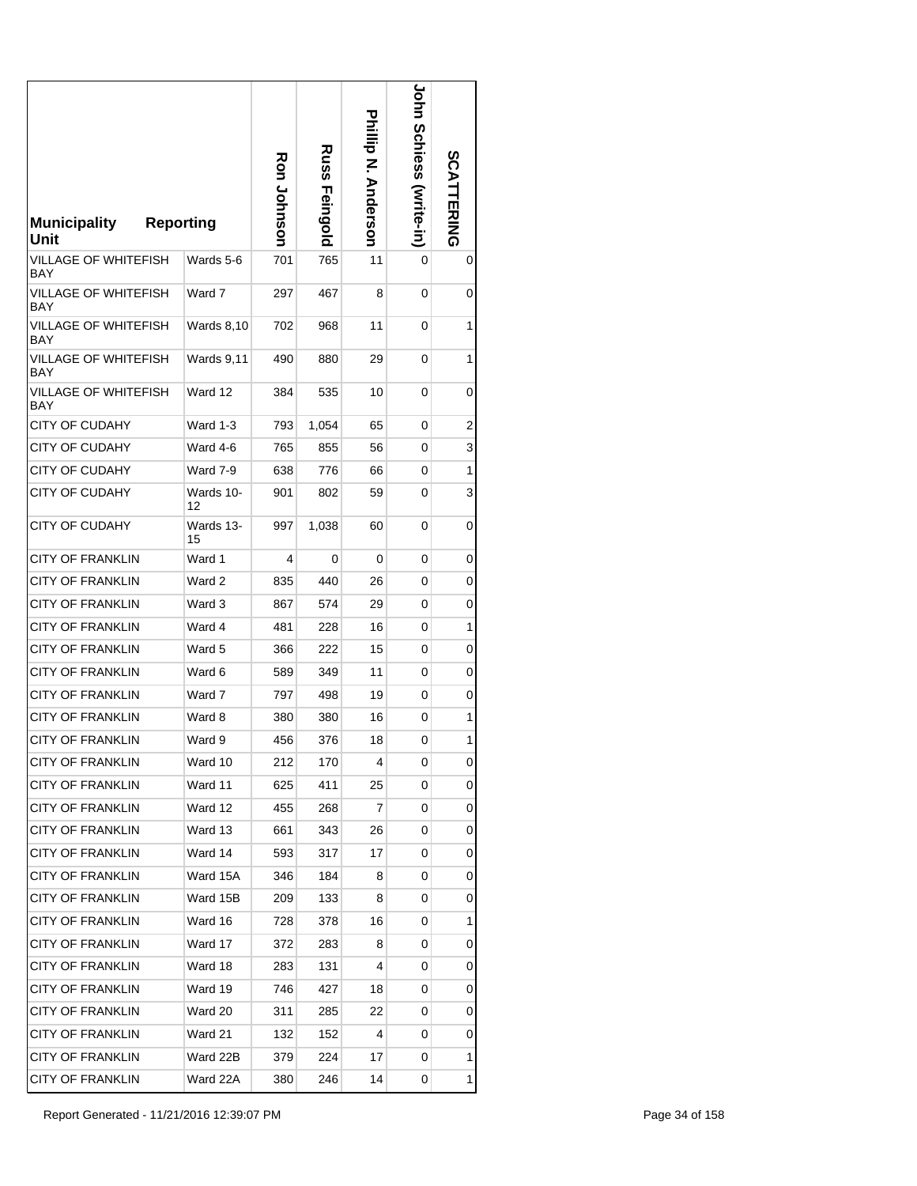| Municipality Unit | Reporting | Ron Johnson | Russ Feingold | Phillip N. Anderson | John Schiess (write-in) | SCATTERING |
|---|---|---|---|---|---|---|
| VILLAGE OF WHITEFISH BAY | Wards 5-6 | 701 | 765 | 11 | 0 | 0 |
| VILLAGE OF WHITEFISH BAY | Ward 7 | 297 | 467 | 8 | 0 | 0 |
| VILLAGE OF WHITEFISH BAY | Wards 8,10 | 702 | 968 | 11 | 0 | 1 |
| VILLAGE OF WHITEFISH BAY | Wards 9,11 | 490 | 880 | 29 | 0 | 1 |
| VILLAGE OF WHITEFISH BAY | Ward 12 | 384 | 535 | 10 | 0 | 0 |
| CITY OF CUDAHY | Ward 1-3 | 793 | 1,054 | 65 | 0 | 2 |
| CITY OF CUDAHY | Ward 4-6 | 765 | 855 | 56 | 0 | 3 |
| CITY OF CUDAHY | Ward 7-9 | 638 | 776 | 66 | 0 | 1 |
| CITY OF CUDAHY | Wards 10-12 | 901 | 802 | 59 | 0 | 3 |
| CITY OF CUDAHY | Wards 13-15 | 997 | 1,038 | 60 | 0 | 0 |
| CITY OF FRANKLIN | Ward 1 | 4 | 0 | 0 | 0 | 0 |
| CITY OF FRANKLIN | Ward 2 | 835 | 440 | 26 | 0 | 0 |
| CITY OF FRANKLIN | Ward 3 | 867 | 574 | 29 | 0 | 0 |
| CITY OF FRANKLIN | Ward 4 | 481 | 228 | 16 | 0 | 1 |
| CITY OF FRANKLIN | Ward 5 | 366 | 222 | 15 | 0 | 0 |
| CITY OF FRANKLIN | Ward 6 | 589 | 349 | 11 | 0 | 0 |
| CITY OF FRANKLIN | Ward 7 | 797 | 498 | 19 | 0 | 0 |
| CITY OF FRANKLIN | Ward 8 | 380 | 380 | 16 | 0 | 1 |
| CITY OF FRANKLIN | Ward 9 | 456 | 376 | 18 | 0 | 1 |
| CITY OF FRANKLIN | Ward 10 | 212 | 170 | 4 | 0 | 0 |
| CITY OF FRANKLIN | Ward 11 | 625 | 411 | 25 | 0 | 0 |
| CITY OF FRANKLIN | Ward 12 | 455 | 268 | 7 | 0 | 0 |
| CITY OF FRANKLIN | Ward 13 | 661 | 343 | 26 | 0 | 0 |
| CITY OF FRANKLIN | Ward 14 | 593 | 317 | 17 | 0 | 0 |
| CITY OF FRANKLIN | Ward 15A | 346 | 184 | 8 | 0 | 0 |
| CITY OF FRANKLIN | Ward 15B | 209 | 133 | 8 | 0 | 0 |
| CITY OF FRANKLIN | Ward 16 | 728 | 378 | 16 | 0 | 1 |
| CITY OF FRANKLIN | Ward 17 | 372 | 283 | 8 | 0 | 0 |
| CITY OF FRANKLIN | Ward 18 | 283 | 131 | 4 | 0 | 0 |
| CITY OF FRANKLIN | Ward 19 | 746 | 427 | 18 | 0 | 0 |
| CITY OF FRANKLIN | Ward 20 | 311 | 285 | 22 | 0 | 0 |
| CITY OF FRANKLIN | Ward 21 | 132 | 152 | 4 | 0 | 0 |
| CITY OF FRANKLIN | Ward 22B | 379 | 224 | 17 | 0 | 1 |
| CITY OF FRANKLIN | Ward 22A | 380 | 246 | 14 | 0 | 1 |

Report Generated - 11/21/2016 12:39:07 PM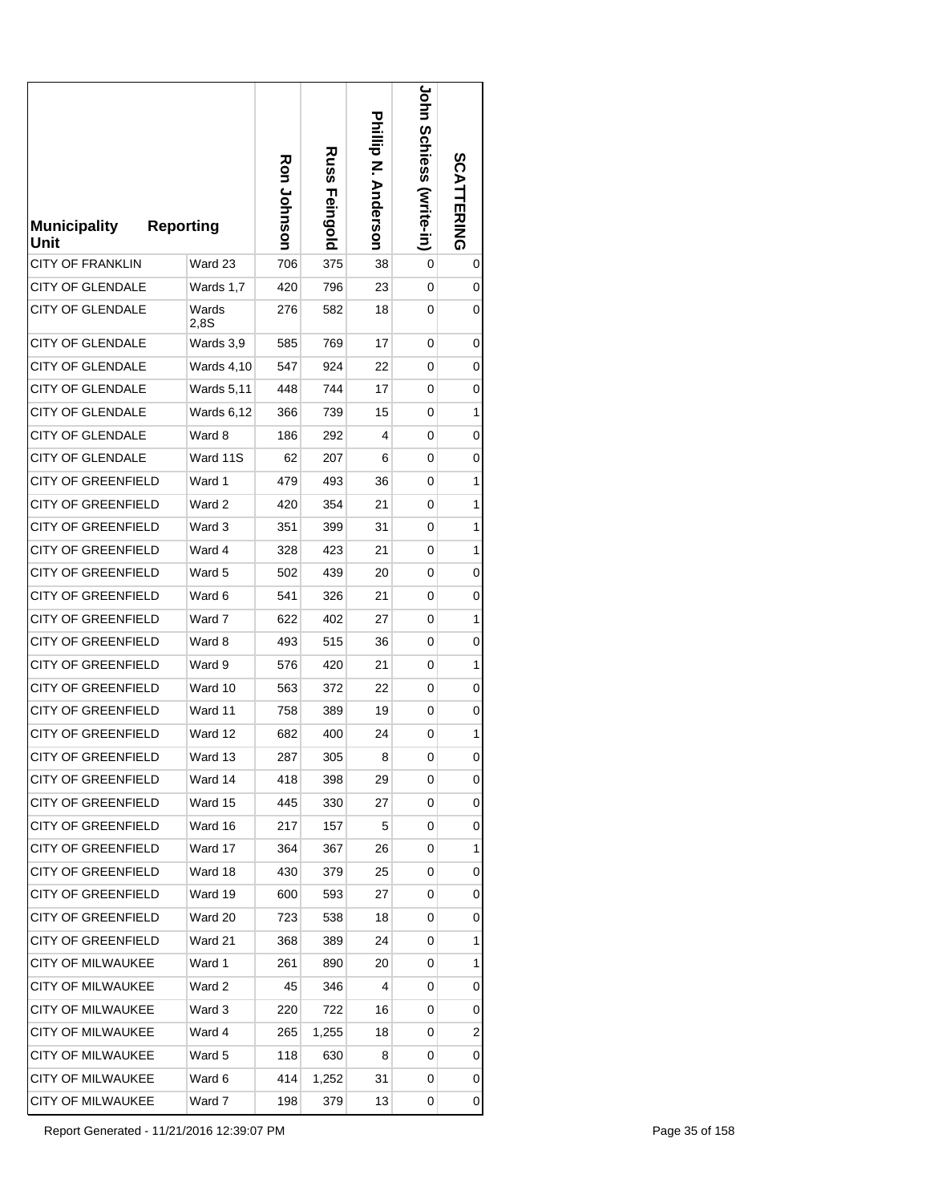| Municipality | Reporting Unit | Ron Johnson | Russ Feingold | Phillip N. Anderson | John Schiess (write-in) | SCATTERING |
|---|---|---|---|---|---|---|
| CITY OF FRANKLIN | Ward 23 | 706 | 375 | 38 | 0 | 0 |
| CITY OF GLENDALE | Wards 1,7 | 420 | 796 | 23 | 0 | 0 |
| CITY OF GLENDALE | Wards 2,8S | 276 | 582 | 18 | 0 | 0 |
| CITY OF GLENDALE | Wards 3,9 | 585 | 769 | 17 | 0 | 0 |
| CITY OF GLENDALE | Wards 4,10 | 547 | 924 | 22 | 0 | 0 |
| CITY OF GLENDALE | Wards 5,11 | 448 | 744 | 17 | 0 | 0 |
| CITY OF GLENDALE | Wards 6,12 | 366 | 739 | 15 | 0 | 1 |
| CITY OF GLENDALE | Ward 8 | 186 | 292 | 4 | 0 | 0 |
| CITY OF GLENDALE | Ward 11S | 62 | 207 | 6 | 0 | 0 |
| CITY OF GREENFIELD | Ward 1 | 479 | 493 | 36 | 0 | 1 |
| CITY OF GREENFIELD | Ward 2 | 420 | 354 | 21 | 0 | 1 |
| CITY OF GREENFIELD | Ward 3 | 351 | 399 | 31 | 0 | 1 |
| CITY OF GREENFIELD | Ward 4 | 328 | 423 | 21 | 0 | 1 |
| CITY OF GREENFIELD | Ward 5 | 502 | 439 | 20 | 0 | 0 |
| CITY OF GREENFIELD | Ward 6 | 541 | 326 | 21 | 0 | 0 |
| CITY OF GREENFIELD | Ward 7 | 622 | 402 | 27 | 0 | 1 |
| CITY OF GREENFIELD | Ward 8 | 493 | 515 | 36 | 0 | 0 |
| CITY OF GREENFIELD | Ward 9 | 576 | 420 | 21 | 0 | 1 |
| CITY OF GREENFIELD | Ward 10 | 563 | 372 | 22 | 0 | 0 |
| CITY OF GREENFIELD | Ward 11 | 758 | 389 | 19 | 0 | 0 |
| CITY OF GREENFIELD | Ward 12 | 682 | 400 | 24 | 0 | 1 |
| CITY OF GREENFIELD | Ward 13 | 287 | 305 | 8 | 0 | 0 |
| CITY OF GREENFIELD | Ward 14 | 418 | 398 | 29 | 0 | 0 |
| CITY OF GREENFIELD | Ward 15 | 445 | 330 | 27 | 0 | 0 |
| CITY OF GREENFIELD | Ward 16 | 217 | 157 | 5 | 0 | 0 |
| CITY OF GREENFIELD | Ward 17 | 364 | 367 | 26 | 0 | 1 |
| CITY OF GREENFIELD | Ward 18 | 430 | 379 | 25 | 0 | 0 |
| CITY OF GREENFIELD | Ward 19 | 600 | 593 | 27 | 0 | 0 |
| CITY OF GREENFIELD | Ward 20 | 723 | 538 | 18 | 0 | 0 |
| CITY OF GREENFIELD | Ward 21 | 368 | 389 | 24 | 0 | 1 |
| CITY OF MILWAUKEE | Ward 1 | 261 | 890 | 20 | 0 | 1 |
| CITY OF MILWAUKEE | Ward 2 | 45 | 346 | 4 | 0 | 0 |
| CITY OF MILWAUKEE | Ward 3 | 220 | 722 | 16 | 0 | 0 |
| CITY OF MILWAUKEE | Ward 4 | 265 | 1,255 | 18 | 0 | 2 |
| CITY OF MILWAUKEE | Ward 5 | 118 | 630 | 8 | 0 | 0 |
| CITY OF MILWAUKEE | Ward 6 | 414 | 1,252 | 31 | 0 | 0 |
| CITY OF MILWAUKEE | Ward 7 | 198 | 379 | 13 | 0 | 0 |

Report Generated - 11/21/2016 12:39:07 PM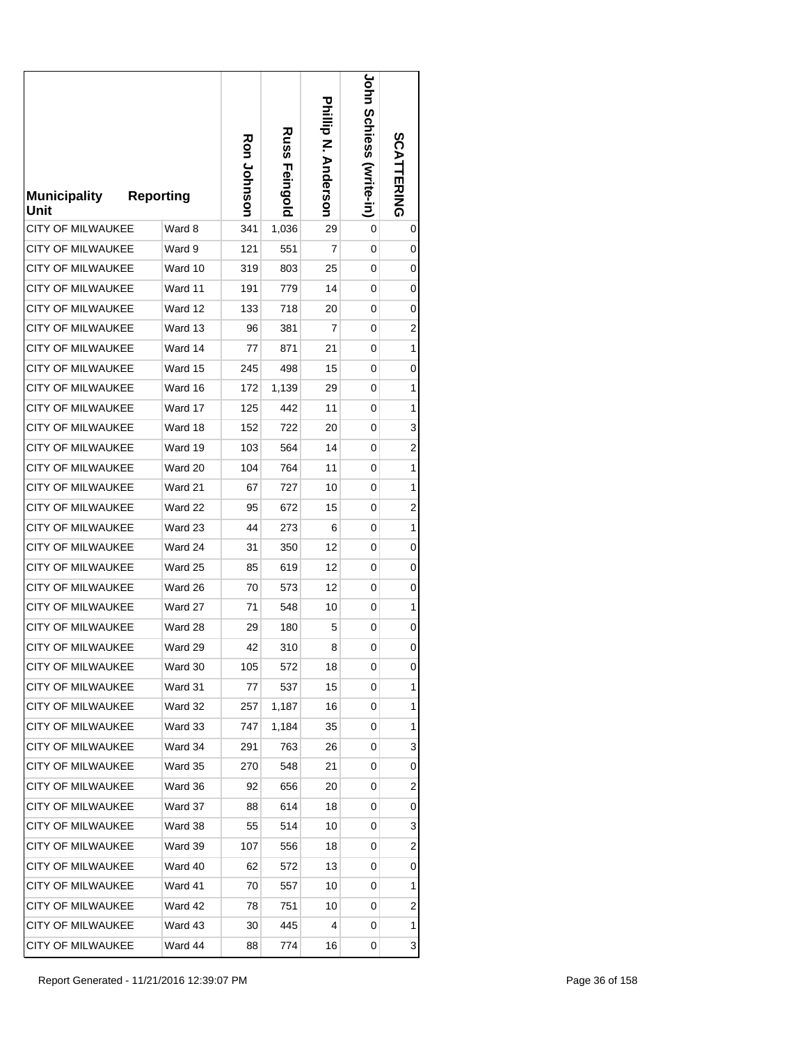| Municipality Unit | Reporting | Ron Johnson | Russ Feingold | Phillip N. Anderson | John Schiess (write-in) | SCATTERING |
|---|---|---|---|---|---|---|
| CITY OF MILWAUKEE | Ward 8 | 341 | 1,036 | 29 | 0 | 0 |
| CITY OF MILWAUKEE | Ward 9 | 121 | 551 | 7 | 0 | 0 |
| CITY OF MILWAUKEE | Ward 10 | 319 | 803 | 25 | 0 | 0 |
| CITY OF MILWAUKEE | Ward 11 | 191 | 779 | 14 | 0 | 0 |
| CITY OF MILWAUKEE | Ward 12 | 133 | 718 | 20 | 0 | 0 |
| CITY OF MILWAUKEE | Ward 13 | 96 | 381 | 7 | 0 | 2 |
| CITY OF MILWAUKEE | Ward 14 | 77 | 871 | 21 | 0 | 1 |
| CITY OF MILWAUKEE | Ward 15 | 245 | 498 | 15 | 0 | 0 |
| CITY OF MILWAUKEE | Ward 16 | 172 | 1,139 | 29 | 0 | 1 |
| CITY OF MILWAUKEE | Ward 17 | 125 | 442 | 11 | 0 | 1 |
| CITY OF MILWAUKEE | Ward 18 | 152 | 722 | 20 | 0 | 3 |
| CITY OF MILWAUKEE | Ward 19 | 103 | 564 | 14 | 0 | 2 |
| CITY OF MILWAUKEE | Ward 20 | 104 | 764 | 11 | 0 | 1 |
| CITY OF MILWAUKEE | Ward 21 | 67 | 727 | 10 | 0 | 1 |
| CITY OF MILWAUKEE | Ward 22 | 95 | 672 | 15 | 0 | 2 |
| CITY OF MILWAUKEE | Ward 23 | 44 | 273 | 6 | 0 | 1 |
| CITY OF MILWAUKEE | Ward 24 | 31 | 350 | 12 | 0 | 0 |
| CITY OF MILWAUKEE | Ward 25 | 85 | 619 | 12 | 0 | 0 |
| CITY OF MILWAUKEE | Ward 26 | 70 | 573 | 12 | 0 | 0 |
| CITY OF MILWAUKEE | Ward 27 | 71 | 548 | 10 | 0 | 1 |
| CITY OF MILWAUKEE | Ward 28 | 29 | 180 | 5 | 0 | 0 |
| CITY OF MILWAUKEE | Ward 29 | 42 | 310 | 8 | 0 | 0 |
| CITY OF MILWAUKEE | Ward 30 | 105 | 572 | 18 | 0 | 0 |
| CITY OF MILWAUKEE | Ward 31 | 77 | 537 | 15 | 0 | 1 |
| CITY OF MILWAUKEE | Ward 32 | 257 | 1,187 | 16 | 0 | 1 |
| CITY OF MILWAUKEE | Ward 33 | 747 | 1,184 | 35 | 0 | 1 |
| CITY OF MILWAUKEE | Ward 34 | 291 | 763 | 26 | 0 | 3 |
| CITY OF MILWAUKEE | Ward 35 | 270 | 548 | 21 | 0 | 0 |
| CITY OF MILWAUKEE | Ward 36 | 92 | 656 | 20 | 0 | 2 |
| CITY OF MILWAUKEE | Ward 37 | 88 | 614 | 18 | 0 | 0 |
| CITY OF MILWAUKEE | Ward 38 | 55 | 514 | 10 | 0 | 3 |
| CITY OF MILWAUKEE | Ward 39 | 107 | 556 | 18 | 0 | 2 |
| CITY OF MILWAUKEE | Ward 40 | 62 | 572 | 13 | 0 | 0 |
| CITY OF MILWAUKEE | Ward 41 | 70 | 557 | 10 | 0 | 1 |
| CITY OF MILWAUKEE | Ward 42 | 78 | 751 | 10 | 0 | 2 |
| CITY OF MILWAUKEE | Ward 43 | 30 | 445 | 4 | 0 | 1 |
| CITY OF MILWAUKEE | Ward 44 | 88 | 774 | 16 | 0 | 3 |

Report Generated - 11/21/2016 12:39:07 PM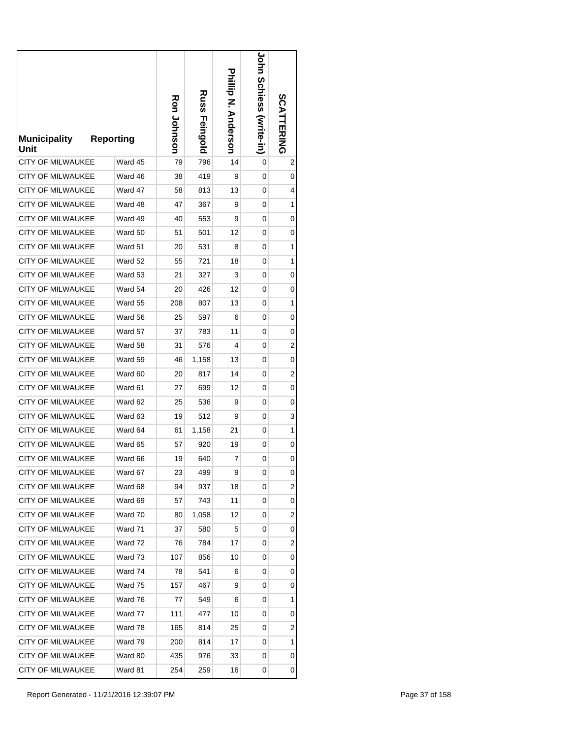| Municipality | Reporting Unit | Ron Johnson | Russ Feingold | Phillip N. Anderson | John Schiess (write-in) | SCATTERING |
|---|---|---|---|---|---|---|
| CITY OF MILWAUKEE | Ward 45 | 79 | 796 | 14 | 0 | 2 |
| CITY OF MILWAUKEE | Ward 46 | 38 | 419 | 9 | 0 | 0 |
| CITY OF MILWAUKEE | Ward 47 | 58 | 813 | 13 | 0 | 4 |
| CITY OF MILWAUKEE | Ward 48 | 47 | 367 | 9 | 0 | 1 |
| CITY OF MILWAUKEE | Ward 49 | 40 | 553 | 9 | 0 | 0 |
| CITY OF MILWAUKEE | Ward 50 | 51 | 501 | 12 | 0 | 0 |
| CITY OF MILWAUKEE | Ward 51 | 20 | 531 | 8 | 0 | 1 |
| CITY OF MILWAUKEE | Ward 52 | 55 | 721 | 18 | 0 | 1 |
| CITY OF MILWAUKEE | Ward 53 | 21 | 327 | 3 | 0 | 0 |
| CITY OF MILWAUKEE | Ward 54 | 20 | 426 | 12 | 0 | 0 |
| CITY OF MILWAUKEE | Ward 55 | 208 | 807 | 13 | 0 | 1 |
| CITY OF MILWAUKEE | Ward 56 | 25 | 597 | 6 | 0 | 0 |
| CITY OF MILWAUKEE | Ward 57 | 37 | 783 | 11 | 0 | 0 |
| CITY OF MILWAUKEE | Ward 58 | 31 | 576 | 4 | 0 | 2 |
| CITY OF MILWAUKEE | Ward 59 | 46 | 1,158 | 13 | 0 | 0 |
| CITY OF MILWAUKEE | Ward 60 | 20 | 817 | 14 | 0 | 2 |
| CITY OF MILWAUKEE | Ward 61 | 27 | 699 | 12 | 0 | 0 |
| CITY OF MILWAUKEE | Ward 62 | 25 | 536 | 9 | 0 | 0 |
| CITY OF MILWAUKEE | Ward 63 | 19 | 512 | 9 | 0 | 3 |
| CITY OF MILWAUKEE | Ward 64 | 61 | 1,158 | 21 | 0 | 1 |
| CITY OF MILWAUKEE | Ward 65 | 57 | 920 | 19 | 0 | 0 |
| CITY OF MILWAUKEE | Ward 66 | 19 | 640 | 7 | 0 | 0 |
| CITY OF MILWAUKEE | Ward 67 | 23 | 499 | 9 | 0 | 0 |
| CITY OF MILWAUKEE | Ward 68 | 94 | 937 | 18 | 0 | 2 |
| CITY OF MILWAUKEE | Ward 69 | 57 | 743 | 11 | 0 | 0 |
| CITY OF MILWAUKEE | Ward 70 | 80 | 1,058 | 12 | 0 | 2 |
| CITY OF MILWAUKEE | Ward 71 | 37 | 580 | 5 | 0 | 0 |
| CITY OF MILWAUKEE | Ward 72 | 76 | 784 | 17 | 0 | 2 |
| CITY OF MILWAUKEE | Ward 73 | 107 | 856 | 10 | 0 | 0 |
| CITY OF MILWAUKEE | Ward 74 | 78 | 541 | 6 | 0 | 0 |
| CITY OF MILWAUKEE | Ward 75 | 157 | 467 | 9 | 0 | 0 |
| CITY OF MILWAUKEE | Ward 76 | 77 | 549 | 6 | 0 | 1 |
| CITY OF MILWAUKEE | Ward 77 | 111 | 477 | 10 | 0 | 0 |
| CITY OF MILWAUKEE | Ward 78 | 165 | 814 | 25 | 0 | 2 |
| CITY OF MILWAUKEE | Ward 79 | 200 | 814 | 17 | 0 | 1 |
| CITY OF MILWAUKEE | Ward 80 | 435 | 976 | 33 | 0 | 0 |
| CITY OF MILWAUKEE | Ward 81 | 254 | 259 | 16 | 0 | 0 |

Report Generated - 11/21/2016 12:39:07 PM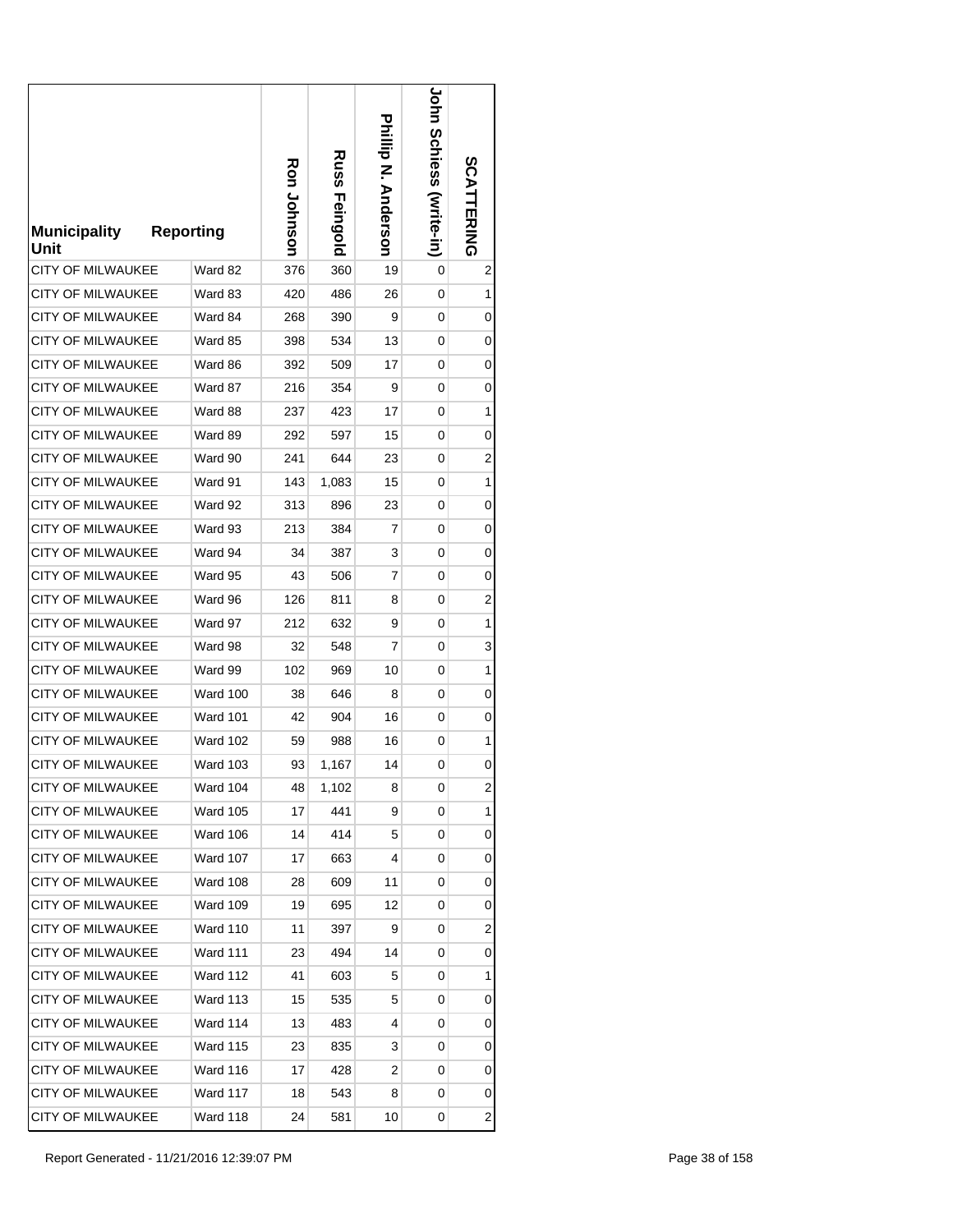| Municipality | Reporting Unit | Ron Johnson | Russ Feingold | Phillip N. Anderson | John Schiess (write-in) | SCATTERING |
|---|---|---|---|---|---|---|
| CITY OF MILWAUKEE | Ward 82 | 376 | 360 | 19 | 0 | 2 |
| CITY OF MILWAUKEE | Ward 83 | 420 | 486 | 26 | 0 | 1 |
| CITY OF MILWAUKEE | Ward 84 | 268 | 390 | 9 | 0 | 0 |
| CITY OF MILWAUKEE | Ward 85 | 398 | 534 | 13 | 0 | 0 |
| CITY OF MILWAUKEE | Ward 86 | 392 | 509 | 17 | 0 | 0 |
| CITY OF MILWAUKEE | Ward 87 | 216 | 354 | 9 | 0 | 0 |
| CITY OF MILWAUKEE | Ward 88 | 237 | 423 | 17 | 0 | 1 |
| CITY OF MILWAUKEE | Ward 89 | 292 | 597 | 15 | 0 | 0 |
| CITY OF MILWAUKEE | Ward 90 | 241 | 644 | 23 | 0 | 2 |
| CITY OF MILWAUKEE | Ward 91 | 143 | 1,083 | 15 | 0 | 1 |
| CITY OF MILWAUKEE | Ward 92 | 313 | 896 | 23 | 0 | 0 |
| CITY OF MILWAUKEE | Ward 93 | 213 | 384 | 7 | 0 | 0 |
| CITY OF MILWAUKEE | Ward 94 | 34 | 387 | 3 | 0 | 0 |
| CITY OF MILWAUKEE | Ward 95 | 43 | 506 | 7 | 0 | 0 |
| CITY OF MILWAUKEE | Ward 96 | 126 | 811 | 8 | 0 | 2 |
| CITY OF MILWAUKEE | Ward 97 | 212 | 632 | 9 | 0 | 1 |
| CITY OF MILWAUKEE | Ward 98 | 32 | 548 | 7 | 0 | 3 |
| CITY OF MILWAUKEE | Ward 99 | 102 | 969 | 10 | 0 | 1 |
| CITY OF MILWAUKEE | Ward 100 | 38 | 646 | 8 | 0 | 0 |
| CITY OF MILWAUKEE | Ward 101 | 42 | 904 | 16 | 0 | 0 |
| CITY OF MILWAUKEE | Ward 102 | 59 | 988 | 16 | 0 | 1 |
| CITY OF MILWAUKEE | Ward 103 | 93 | 1,167 | 14 | 0 | 0 |
| CITY OF MILWAUKEE | Ward 104 | 48 | 1,102 | 8 | 0 | 2 |
| CITY OF MILWAUKEE | Ward 105 | 17 | 441 | 9 | 0 | 1 |
| CITY OF MILWAUKEE | Ward 106 | 14 | 414 | 5 | 0 | 0 |
| CITY OF MILWAUKEE | Ward 107 | 17 | 663 | 4 | 0 | 0 |
| CITY OF MILWAUKEE | Ward 108 | 28 | 609 | 11 | 0 | 0 |
| CITY OF MILWAUKEE | Ward 109 | 19 | 695 | 12 | 0 | 0 |
| CITY OF MILWAUKEE | Ward 110 | 11 | 397 | 9 | 0 | 2 |
| CITY OF MILWAUKEE | Ward 111 | 23 | 494 | 14 | 0 | 0 |
| CITY OF MILWAUKEE | Ward 112 | 41 | 603 | 5 | 0 | 1 |
| CITY OF MILWAUKEE | Ward 113 | 15 | 535 | 5 | 0 | 0 |
| CITY OF MILWAUKEE | Ward 114 | 13 | 483 | 4 | 0 | 0 |
| CITY OF MILWAUKEE | Ward 115 | 23 | 835 | 3 | 0 | 0 |
| CITY OF MILWAUKEE | Ward 116 | 17 | 428 | 2 | 0 | 0 |
| CITY OF MILWAUKEE | Ward 117 | 18 | 543 | 8 | 0 | 0 |
| CITY OF MILWAUKEE | Ward 118 | 24 | 581 | 10 | 0 | 2 |

Report Generated - 11/21/2016 12:39:07 PM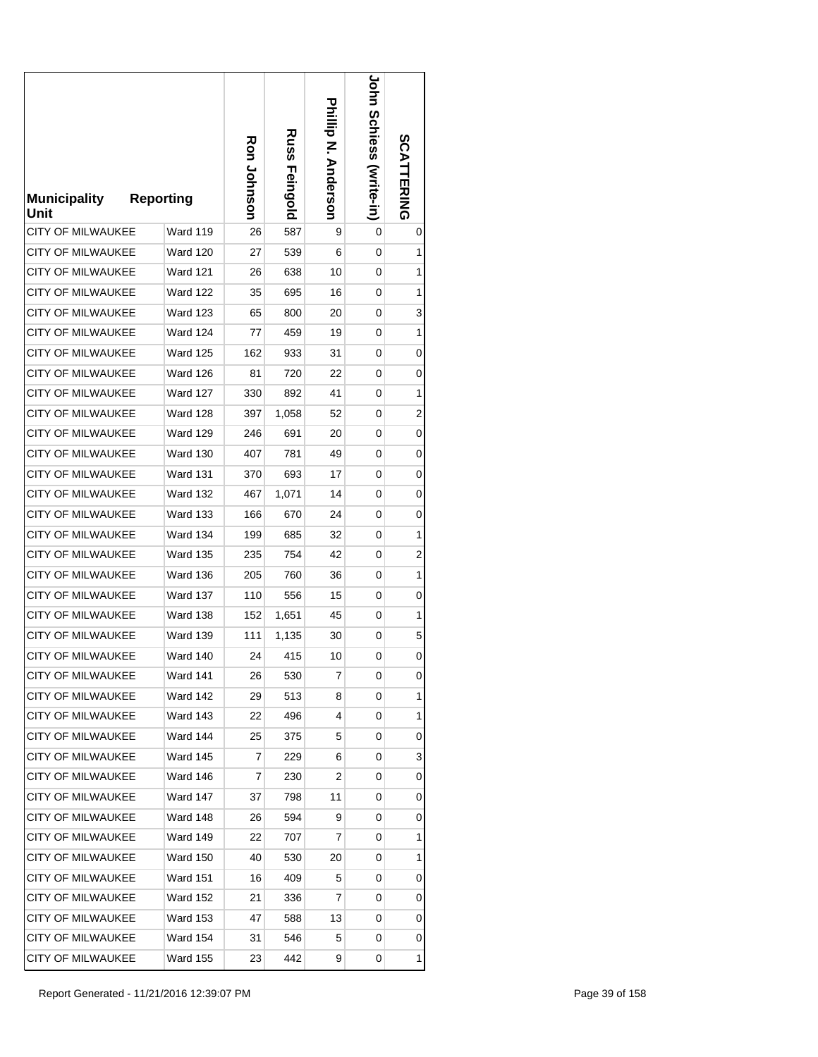| Municipality Unit | Reporting | Ron Johnson | Russ Feingold | Phillip N. Anderson | John Schiess (write-in) | SCATTERING |
|---|---|---|---|---|---|---|
| CITY OF MILWAUKEE | Ward 119 | 26 | 587 | 9 | 0 | 0 |
| CITY OF MILWAUKEE | Ward 120 | 27 | 539 | 6 | 0 | 1 |
| CITY OF MILWAUKEE | Ward 121 | 26 | 638 | 10 | 0 | 1 |
| CITY OF MILWAUKEE | Ward 122 | 35 | 695 | 16 | 0 | 1 |
| CITY OF MILWAUKEE | Ward 123 | 65 | 800 | 20 | 0 | 3 |
| CITY OF MILWAUKEE | Ward 124 | 77 | 459 | 19 | 0 | 1 |
| CITY OF MILWAUKEE | Ward 125 | 162 | 933 | 31 | 0 | 0 |
| CITY OF MILWAUKEE | Ward 126 | 81 | 720 | 22 | 0 | 0 |
| CITY OF MILWAUKEE | Ward 127 | 330 | 892 | 41 | 0 | 1 |
| CITY OF MILWAUKEE | Ward 128 | 397 | 1,058 | 52 | 0 | 2 |
| CITY OF MILWAUKEE | Ward 129 | 246 | 691 | 20 | 0 | 0 |
| CITY OF MILWAUKEE | Ward 130 | 407 | 781 | 49 | 0 | 0 |
| CITY OF MILWAUKEE | Ward 131 | 370 | 693 | 17 | 0 | 0 |
| CITY OF MILWAUKEE | Ward 132 | 467 | 1,071 | 14 | 0 | 0 |
| CITY OF MILWAUKEE | Ward 133 | 166 | 670 | 24 | 0 | 0 |
| CITY OF MILWAUKEE | Ward 134 | 199 | 685 | 32 | 0 | 1 |
| CITY OF MILWAUKEE | Ward 135 | 235 | 754 | 42 | 0 | 2 |
| CITY OF MILWAUKEE | Ward 136 | 205 | 760 | 36 | 0 | 1 |
| CITY OF MILWAUKEE | Ward 137 | 110 | 556 | 15 | 0 | 0 |
| CITY OF MILWAUKEE | Ward 138 | 152 | 1,651 | 45 | 0 | 1 |
| CITY OF MILWAUKEE | Ward 139 | 111 | 1,135 | 30 | 0 | 5 |
| CITY OF MILWAUKEE | Ward 140 | 24 | 415 | 10 | 0 | 0 |
| CITY OF MILWAUKEE | Ward 141 | 26 | 530 | 7 | 0 | 0 |
| CITY OF MILWAUKEE | Ward 142 | 29 | 513 | 8 | 0 | 1 |
| CITY OF MILWAUKEE | Ward 143 | 22 | 496 | 4 | 0 | 1 |
| CITY OF MILWAUKEE | Ward 144 | 25 | 375 | 5 | 0 | 0 |
| CITY OF MILWAUKEE | Ward 145 | 7 | 229 | 6 | 0 | 3 |
| CITY OF MILWAUKEE | Ward 146 | 7 | 230 | 2 | 0 | 0 |
| CITY OF MILWAUKEE | Ward 147 | 37 | 798 | 11 | 0 | 0 |
| CITY OF MILWAUKEE | Ward 148 | 26 | 594 | 9 | 0 | 0 |
| CITY OF MILWAUKEE | Ward 149 | 22 | 707 | 7 | 0 | 1 |
| CITY OF MILWAUKEE | Ward 150 | 40 | 530 | 20 | 0 | 1 |
| CITY OF MILWAUKEE | Ward 151 | 16 | 409 | 5 | 0 | 0 |
| CITY OF MILWAUKEE | Ward 152 | 21 | 336 | 7 | 0 | 0 |
| CITY OF MILWAUKEE | Ward 153 | 47 | 588 | 13 | 0 | 0 |
| CITY OF MILWAUKEE | Ward 154 | 31 | 546 | 5 | 0 | 0 |
| CITY OF MILWAUKEE | Ward 155 | 23 | 442 | 9 | 0 | 1 |

Report Generated - 11/21/2016 12:39:07 PM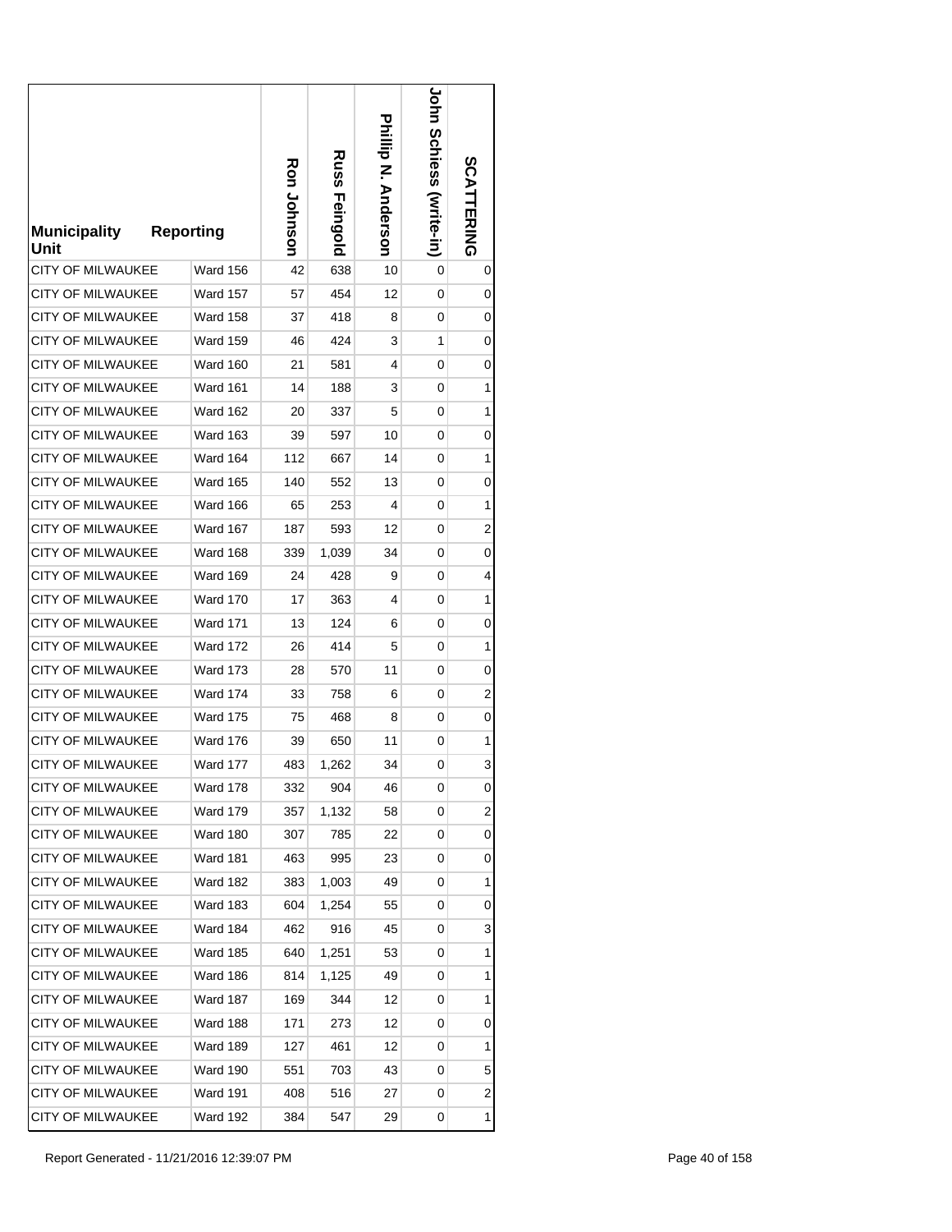| Municipality Unit | Reporting | Ron Johnson | Russ Feingold | Phillip N. Anderson | John Schiess (write-in) | SCATTERING |
|---|---|---|---|---|---|---|
| CITY OF MILWAUKEE | Ward 156 | 42 | 638 | 10 | 0 | 0 |
| CITY OF MILWAUKEE | Ward 157 | 57 | 454 | 12 | 0 | 0 |
| CITY OF MILWAUKEE | Ward 158 | 37 | 418 | 8 | 0 | 0 |
| CITY OF MILWAUKEE | Ward 159 | 46 | 424 | 3 | 1 | 0 |
| CITY OF MILWAUKEE | Ward 160 | 21 | 581 | 4 | 0 | 0 |
| CITY OF MILWAUKEE | Ward 161 | 14 | 188 | 3 | 0 | 1 |
| CITY OF MILWAUKEE | Ward 162 | 20 | 337 | 5 | 0 | 1 |
| CITY OF MILWAUKEE | Ward 163 | 39 | 597 | 10 | 0 | 0 |
| CITY OF MILWAUKEE | Ward 164 | 112 | 667 | 14 | 0 | 1 |
| CITY OF MILWAUKEE | Ward 165 | 140 | 552 | 13 | 0 | 0 |
| CITY OF MILWAUKEE | Ward 166 | 65 | 253 | 4 | 0 | 1 |
| CITY OF MILWAUKEE | Ward 167 | 187 | 593 | 12 | 0 | 2 |
| CITY OF MILWAUKEE | Ward 168 | 339 | 1,039 | 34 | 0 | 0 |
| CITY OF MILWAUKEE | Ward 169 | 24 | 428 | 9 | 0 | 4 |
| CITY OF MILWAUKEE | Ward 170 | 17 | 363 | 4 | 0 | 1 |
| CITY OF MILWAUKEE | Ward 171 | 13 | 124 | 6 | 0 | 0 |
| CITY OF MILWAUKEE | Ward 172 | 26 | 414 | 5 | 0 | 1 |
| CITY OF MILWAUKEE | Ward 173 | 28 | 570 | 11 | 0 | 0 |
| CITY OF MILWAUKEE | Ward 174 | 33 | 758 | 6 | 0 | 2 |
| CITY OF MILWAUKEE | Ward 175 | 75 | 468 | 8 | 0 | 0 |
| CITY OF MILWAUKEE | Ward 176 | 39 | 650 | 11 | 0 | 1 |
| CITY OF MILWAUKEE | Ward 177 | 483 | 1,262 | 34 | 0 | 3 |
| CITY OF MILWAUKEE | Ward 178 | 332 | 904 | 46 | 0 | 0 |
| CITY OF MILWAUKEE | Ward 179 | 357 | 1,132 | 58 | 0 | 2 |
| CITY OF MILWAUKEE | Ward 180 | 307 | 785 | 22 | 0 | 0 |
| CITY OF MILWAUKEE | Ward 181 | 463 | 995 | 23 | 0 | 0 |
| CITY OF MILWAUKEE | Ward 182 | 383 | 1,003 | 49 | 0 | 1 |
| CITY OF MILWAUKEE | Ward 183 | 604 | 1,254 | 55 | 0 | 0 |
| CITY OF MILWAUKEE | Ward 184 | 462 | 916 | 45 | 0 | 3 |
| CITY OF MILWAUKEE | Ward 185 | 640 | 1,251 | 53 | 0 | 1 |
| CITY OF MILWAUKEE | Ward 186 | 814 | 1,125 | 49 | 0 | 1 |
| CITY OF MILWAUKEE | Ward 187 | 169 | 344 | 12 | 0 | 1 |
| CITY OF MILWAUKEE | Ward 188 | 171 | 273 | 12 | 0 | 0 |
| CITY OF MILWAUKEE | Ward 189 | 127 | 461 | 12 | 0 | 1 |
| CITY OF MILWAUKEE | Ward 190 | 551 | 703 | 43 | 0 | 5 |
| CITY OF MILWAUKEE | Ward 191 | 408 | 516 | 27 | 0 | 2 |
| CITY OF MILWAUKEE | Ward 192 | 384 | 547 | 29 | 0 | 1 |

Report Generated - 11/21/2016 12:39:07 PM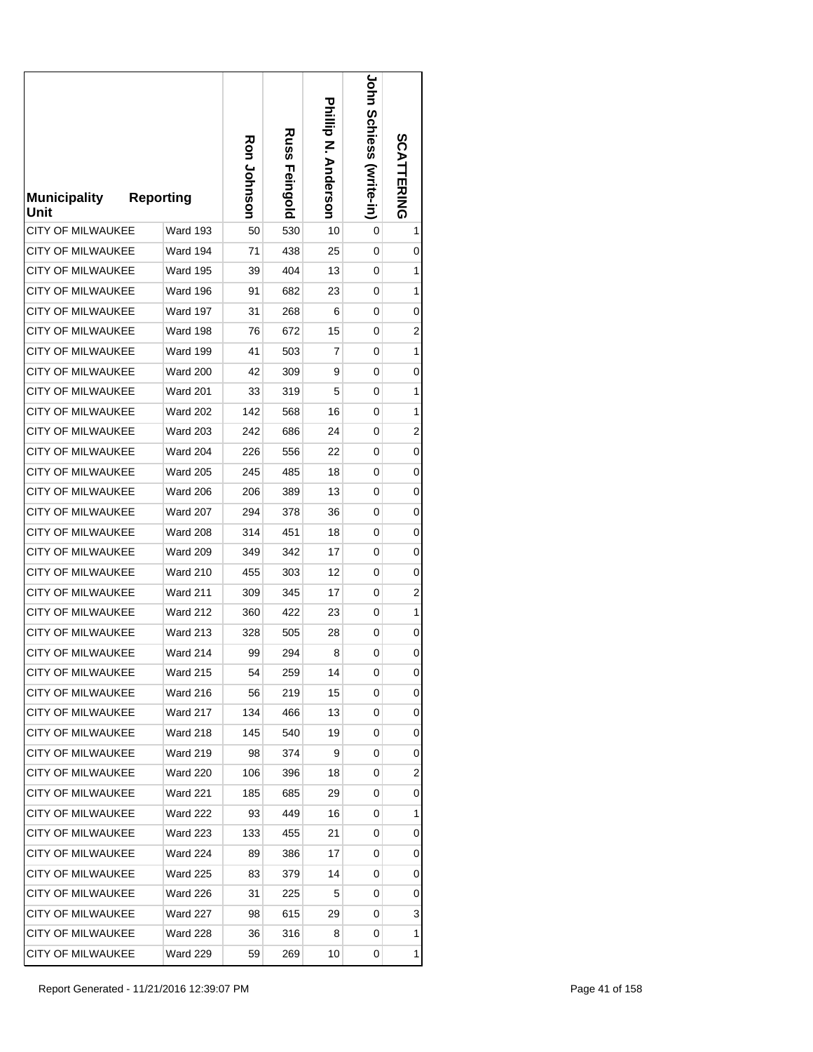| Municipality | Reporting Unit | Ron Johnson | Russ Feingold | Phillip N. Anderson | John Schiess (write-in) | SCATTERING |
|---|---|---|---|---|---|---|
| CITY OF MILWAUKEE | Ward 193 | 50 | 530 | 10 | 0 | 1 |
| CITY OF MILWAUKEE | Ward 194 | 71 | 438 | 25 | 0 | 0 |
| CITY OF MILWAUKEE | Ward 195 | 39 | 404 | 13 | 0 | 1 |
| CITY OF MILWAUKEE | Ward 196 | 91 | 682 | 23 | 0 | 1 |
| CITY OF MILWAUKEE | Ward 197 | 31 | 268 | 6 | 0 | 0 |
| CITY OF MILWAUKEE | Ward 198 | 76 | 672 | 15 | 0 | 2 |
| CITY OF MILWAUKEE | Ward 199 | 41 | 503 | 7 | 0 | 1 |
| CITY OF MILWAUKEE | Ward 200 | 42 | 309 | 9 | 0 | 0 |
| CITY OF MILWAUKEE | Ward 201 | 33 | 319 | 5 | 0 | 1 |
| CITY OF MILWAUKEE | Ward 202 | 142 | 568 | 16 | 0 | 1 |
| CITY OF MILWAUKEE | Ward 203 | 242 | 686 | 24 | 0 | 2 |
| CITY OF MILWAUKEE | Ward 204 | 226 | 556 | 22 | 0 | 0 |
| CITY OF MILWAUKEE | Ward 205 | 245 | 485 | 18 | 0 | 0 |
| CITY OF MILWAUKEE | Ward 206 | 206 | 389 | 13 | 0 | 0 |
| CITY OF MILWAUKEE | Ward 207 | 294 | 378 | 36 | 0 | 0 |
| CITY OF MILWAUKEE | Ward 208 | 314 | 451 | 18 | 0 | 0 |
| CITY OF MILWAUKEE | Ward 209 | 349 | 342 | 17 | 0 | 0 |
| CITY OF MILWAUKEE | Ward 210 | 455 | 303 | 12 | 0 | 0 |
| CITY OF MILWAUKEE | Ward 211 | 309 | 345 | 17 | 0 | 2 |
| CITY OF MILWAUKEE | Ward 212 | 360 | 422 | 23 | 0 | 1 |
| CITY OF MILWAUKEE | Ward 213 | 328 | 505 | 28 | 0 | 0 |
| CITY OF MILWAUKEE | Ward 214 | 99 | 294 | 8 | 0 | 0 |
| CITY OF MILWAUKEE | Ward 215 | 54 | 259 | 14 | 0 | 0 |
| CITY OF MILWAUKEE | Ward 216 | 56 | 219 | 15 | 0 | 0 |
| CITY OF MILWAUKEE | Ward 217 | 134 | 466 | 13 | 0 | 0 |
| CITY OF MILWAUKEE | Ward 218 | 145 | 540 | 19 | 0 | 0 |
| CITY OF MILWAUKEE | Ward 219 | 98 | 374 | 9 | 0 | 0 |
| CITY OF MILWAUKEE | Ward 220 | 106 | 396 | 18 | 0 | 2 |
| CITY OF MILWAUKEE | Ward 221 | 185 | 685 | 29 | 0 | 0 |
| CITY OF MILWAUKEE | Ward 222 | 93 | 449 | 16 | 0 | 1 |
| CITY OF MILWAUKEE | Ward 223 | 133 | 455 | 21 | 0 | 0 |
| CITY OF MILWAUKEE | Ward 224 | 89 | 386 | 17 | 0 | 0 |
| CITY OF MILWAUKEE | Ward 225 | 83 | 379 | 14 | 0 | 0 |
| CITY OF MILWAUKEE | Ward 226 | 31 | 225 | 5 | 0 | 0 |
| CITY OF MILWAUKEE | Ward 227 | 98 | 615 | 29 | 0 | 3 |
| CITY OF MILWAUKEE | Ward 228 | 36 | 316 | 8 | 0 | 1 |
| CITY OF MILWAUKEE | Ward 229 | 59 | 269 | 10 | 0 | 1 |

Report Generated - 11/21/2016 12:39:07 PM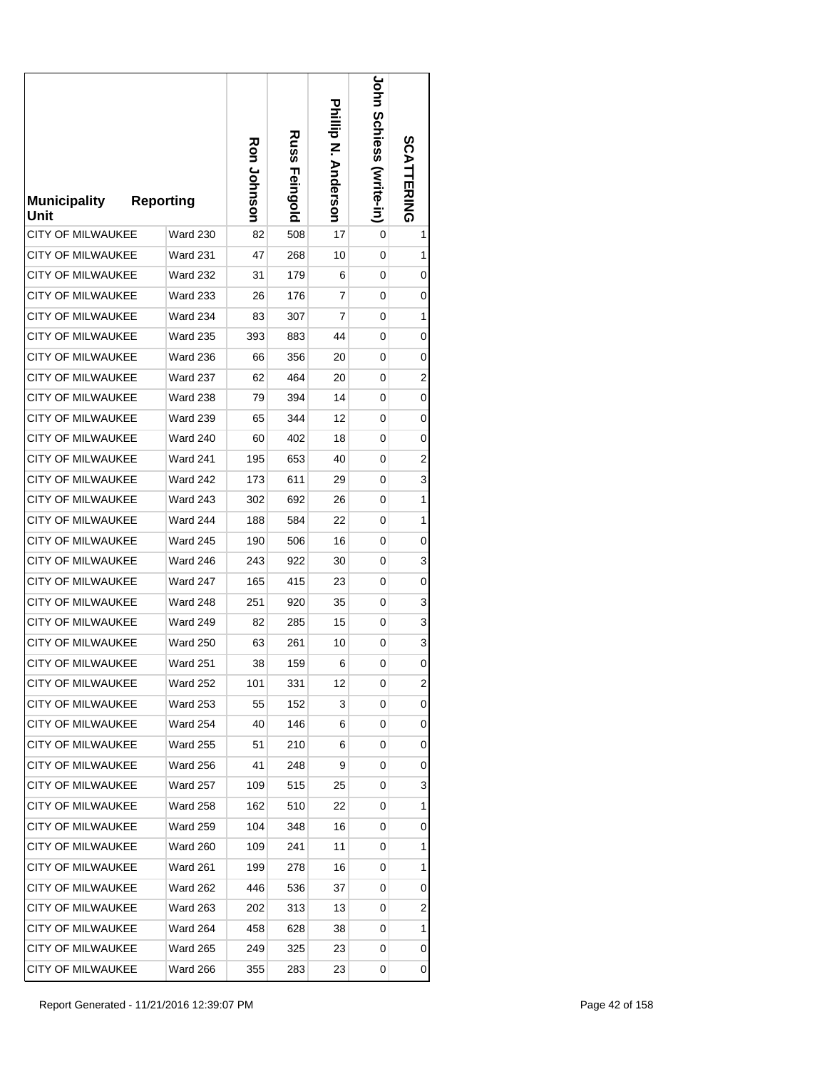| Municipality Unit | Reporting | Ron Johnson | Russ Feingold | Phillip N. Anderson | John Schiess (write-in) | SCATTERING |
|---|---|---|---|---|---|---|
| CITY OF MILWAUKEE | Ward 230 | 82 | 508 | 17 | 0 | 1 |
| CITY OF MILWAUKEE | Ward 231 | 47 | 268 | 10 | 0 | 1 |
| CITY OF MILWAUKEE | Ward 232 | 31 | 179 | 6 | 0 | 0 |
| CITY OF MILWAUKEE | Ward 233 | 26 | 176 | 7 | 0 | 0 |
| CITY OF MILWAUKEE | Ward 234 | 83 | 307 | 7 | 0 | 1 |
| CITY OF MILWAUKEE | Ward 235 | 393 | 883 | 44 | 0 | 0 |
| CITY OF MILWAUKEE | Ward 236 | 66 | 356 | 20 | 0 | 0 |
| CITY OF MILWAUKEE | Ward 237 | 62 | 464 | 20 | 0 | 2 |
| CITY OF MILWAUKEE | Ward 238 | 79 | 394 | 14 | 0 | 0 |
| CITY OF MILWAUKEE | Ward 239 | 65 | 344 | 12 | 0 | 0 |
| CITY OF MILWAUKEE | Ward 240 | 60 | 402 | 18 | 0 | 0 |
| CITY OF MILWAUKEE | Ward 241 | 195 | 653 | 40 | 0 | 2 |
| CITY OF MILWAUKEE | Ward 242 | 173 | 611 | 29 | 0 | 3 |
| CITY OF MILWAUKEE | Ward 243 | 302 | 692 | 26 | 0 | 1 |
| CITY OF MILWAUKEE | Ward 244 | 188 | 584 | 22 | 0 | 1 |
| CITY OF MILWAUKEE | Ward 245 | 190 | 506 | 16 | 0 | 0 |
| CITY OF MILWAUKEE | Ward 246 | 243 | 922 | 30 | 0 | 3 |
| CITY OF MILWAUKEE | Ward 247 | 165 | 415 | 23 | 0 | 0 |
| CITY OF MILWAUKEE | Ward 248 | 251 | 920 | 35 | 0 | 3 |
| CITY OF MILWAUKEE | Ward 249 | 82 | 285 | 15 | 0 | 3 |
| CITY OF MILWAUKEE | Ward 250 | 63 | 261 | 10 | 0 | 3 |
| CITY OF MILWAUKEE | Ward 251 | 38 | 159 | 6 | 0 | 0 |
| CITY OF MILWAUKEE | Ward 252 | 101 | 331 | 12 | 0 | 2 |
| CITY OF MILWAUKEE | Ward 253 | 55 | 152 | 3 | 0 | 0 |
| CITY OF MILWAUKEE | Ward 254 | 40 | 146 | 6 | 0 | 0 |
| CITY OF MILWAUKEE | Ward 255 | 51 | 210 | 6 | 0 | 0 |
| CITY OF MILWAUKEE | Ward 256 | 41 | 248 | 9 | 0 | 0 |
| CITY OF MILWAUKEE | Ward 257 | 109 | 515 | 25 | 0 | 3 |
| CITY OF MILWAUKEE | Ward 258 | 162 | 510 | 22 | 0 | 1 |
| CITY OF MILWAUKEE | Ward 259 | 104 | 348 | 16 | 0 | 0 |
| CITY OF MILWAUKEE | Ward 260 | 109 | 241 | 11 | 0 | 1 |
| CITY OF MILWAUKEE | Ward 261 | 199 | 278 | 16 | 0 | 1 |
| CITY OF MILWAUKEE | Ward 262 | 446 | 536 | 37 | 0 | 0 |
| CITY OF MILWAUKEE | Ward 263 | 202 | 313 | 13 | 0 | 2 |
| CITY OF MILWAUKEE | Ward 264 | 458 | 628 | 38 | 0 | 1 |
| CITY OF MILWAUKEE | Ward 265 | 249 | 325 | 23 | 0 | 0 |
| CITY OF MILWAUKEE | Ward 266 | 355 | 283 | 23 | 0 | 0 |

Report Generated - 11/21/2016 12:39:07 PM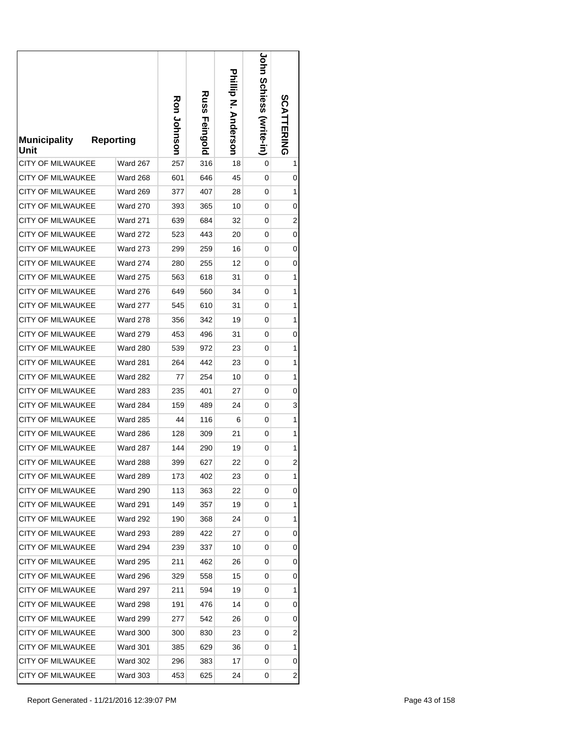| Municipality | Reporting Unit | Ron Johnson | Russ Feingold | Phillip N. Anderson | John Schiess (write-in) | SCATTERING |
|---|---|---|---|---|---|---|
| CITY OF MILWAUKEE | Ward 267 | 257 | 316 | 18 | 0 | 1 |
| CITY OF MILWAUKEE | Ward 268 | 601 | 646 | 45 | 0 | 0 |
| CITY OF MILWAUKEE | Ward 269 | 377 | 407 | 28 | 0 | 1 |
| CITY OF MILWAUKEE | Ward 270 | 393 | 365 | 10 | 0 | 0 |
| CITY OF MILWAUKEE | Ward 271 | 639 | 684 | 32 | 0 | 2 |
| CITY OF MILWAUKEE | Ward 272 | 523 | 443 | 20 | 0 | 0 |
| CITY OF MILWAUKEE | Ward 273 | 299 | 259 | 16 | 0 | 0 |
| CITY OF MILWAUKEE | Ward 274 | 280 | 255 | 12 | 0 | 0 |
| CITY OF MILWAUKEE | Ward 275 | 563 | 618 | 31 | 0 | 1 |
| CITY OF MILWAUKEE | Ward 276 | 649 | 560 | 34 | 0 | 1 |
| CITY OF MILWAUKEE | Ward 277 | 545 | 610 | 31 | 0 | 1 |
| CITY OF MILWAUKEE | Ward 278 | 356 | 342 | 19 | 0 | 1 |
| CITY OF MILWAUKEE | Ward 279 | 453 | 496 | 31 | 0 | 0 |
| CITY OF MILWAUKEE | Ward 280 | 539 | 972 | 23 | 0 | 1 |
| CITY OF MILWAUKEE | Ward 281 | 264 | 442 | 23 | 0 | 1 |
| CITY OF MILWAUKEE | Ward 282 | 77 | 254 | 10 | 0 | 1 |
| CITY OF MILWAUKEE | Ward 283 | 235 | 401 | 27 | 0 | 0 |
| CITY OF MILWAUKEE | Ward 284 | 159 | 489 | 24 | 0 | 3 |
| CITY OF MILWAUKEE | Ward 285 | 44 | 116 | 6 | 0 | 1 |
| CITY OF MILWAUKEE | Ward 286 | 128 | 309 | 21 | 0 | 1 |
| CITY OF MILWAUKEE | Ward 287 | 144 | 290 | 19 | 0 | 1 |
| CITY OF MILWAUKEE | Ward 288 | 399 | 627 | 22 | 0 | 2 |
| CITY OF MILWAUKEE | Ward 289 | 173 | 402 | 23 | 0 | 1 |
| CITY OF MILWAUKEE | Ward 290 | 113 | 363 | 22 | 0 | 0 |
| CITY OF MILWAUKEE | Ward 291 | 149 | 357 | 19 | 0 | 1 |
| CITY OF MILWAUKEE | Ward 292 | 190 | 368 | 24 | 0 | 1 |
| CITY OF MILWAUKEE | Ward 293 | 289 | 422 | 27 | 0 | 0 |
| CITY OF MILWAUKEE | Ward 294 | 239 | 337 | 10 | 0 | 0 |
| CITY OF MILWAUKEE | Ward 295 | 211 | 462 | 26 | 0 | 0 |
| CITY OF MILWAUKEE | Ward 296 | 329 | 558 | 15 | 0 | 0 |
| CITY OF MILWAUKEE | Ward 297 | 211 | 594 | 19 | 0 | 1 |
| CITY OF MILWAUKEE | Ward 298 | 191 | 476 | 14 | 0 | 0 |
| CITY OF MILWAUKEE | Ward 299 | 277 | 542 | 26 | 0 | 0 |
| CITY OF MILWAUKEE | Ward 300 | 300 | 830 | 23 | 0 | 2 |
| CITY OF MILWAUKEE | Ward 301 | 385 | 629 | 36 | 0 | 1 |
| CITY OF MILWAUKEE | Ward 302 | 296 | 383 | 17 | 0 | 0 |
| CITY OF MILWAUKEE | Ward 303 | 453 | 625 | 24 | 0 | 2 |

Report Generated - 11/21/2016 12:39:07 PM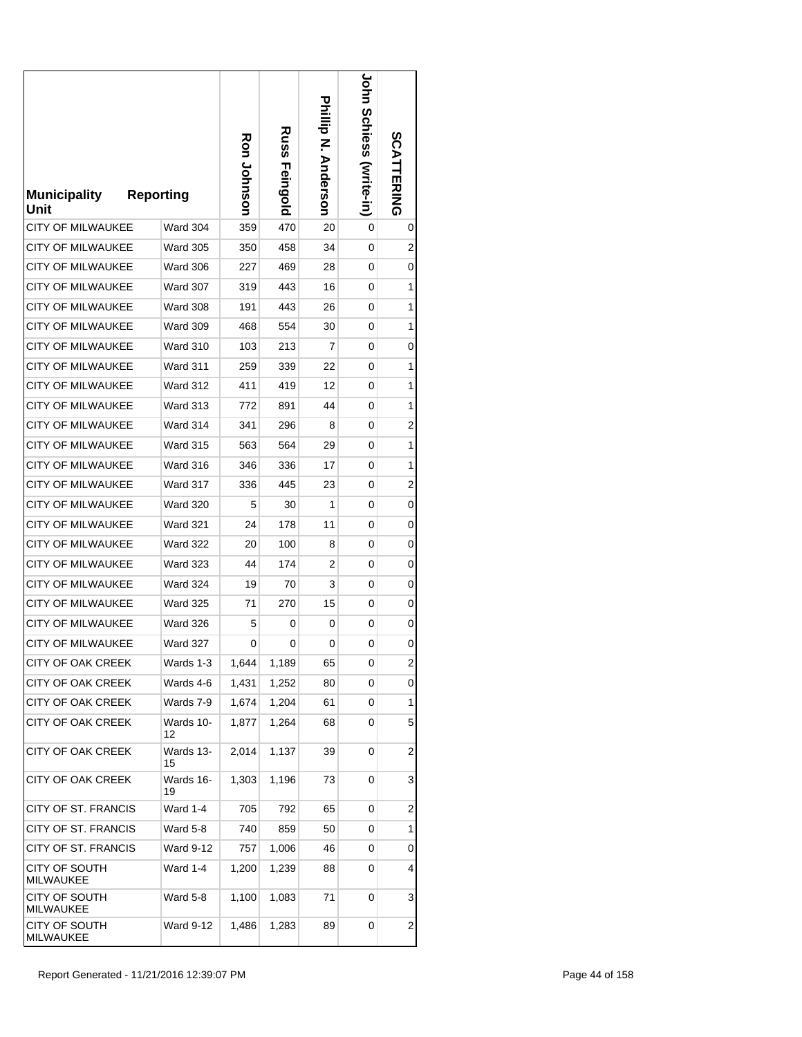| Municipality Unit | Reporting | Ron Johnson | Russ Feingold | Phillip N. Anderson | John Schiess (write-in) | SCATTERING |
|---|---|---|---|---|---|---|
| CITY OF MILWAUKEE | Ward 304 | 359 | 470 | 20 | 0 | 0 |
| CITY OF MILWAUKEE | Ward 305 | 350 | 458 | 34 | 0 | 2 |
| CITY OF MILWAUKEE | Ward 306 | 227 | 469 | 28 | 0 | 0 |
| CITY OF MILWAUKEE | Ward 307 | 319 | 443 | 16 | 0 | 1 |
| CITY OF MILWAUKEE | Ward 308 | 191 | 443 | 26 | 0 | 1 |
| CITY OF MILWAUKEE | Ward 309 | 468 | 554 | 30 | 0 | 1 |
| CITY OF MILWAUKEE | Ward 310 | 103 | 213 | 7 | 0 | 0 |
| CITY OF MILWAUKEE | Ward 311 | 259 | 339 | 22 | 0 | 1 |
| CITY OF MILWAUKEE | Ward 312 | 411 | 419 | 12 | 0 | 1 |
| CITY OF MILWAUKEE | Ward 313 | 772 | 891 | 44 | 0 | 1 |
| CITY OF MILWAUKEE | Ward 314 | 341 | 296 | 8 | 0 | 2 |
| CITY OF MILWAUKEE | Ward 315 | 563 | 564 | 29 | 0 | 1 |
| CITY OF MILWAUKEE | Ward 316 | 346 | 336 | 17 | 0 | 1 |
| CITY OF MILWAUKEE | Ward 317 | 336 | 445 | 23 | 0 | 2 |
| CITY OF MILWAUKEE | Ward 320 | 5 | 30 | 1 | 0 | 0 |
| CITY OF MILWAUKEE | Ward 321 | 24 | 178 | 11 | 0 | 0 |
| CITY OF MILWAUKEE | Ward 322 | 20 | 100 | 8 | 0 | 0 |
| CITY OF MILWAUKEE | Ward 323 | 44 | 174 | 2 | 0 | 0 |
| CITY OF MILWAUKEE | Ward 324 | 19 | 70 | 3 | 0 | 0 |
| CITY OF MILWAUKEE | Ward 325 | 71 | 270 | 15 | 0 | 0 |
| CITY OF MILWAUKEE | Ward 326 | 5 | 0 | 0 | 0 | 0 |
| CITY OF MILWAUKEE | Ward 327 | 0 | 0 | 0 | 0 | 0 |
| CITY OF OAK CREEK | Wards 1-3 | 1,644 | 1,189 | 65 | 0 | 2 |
| CITY OF OAK CREEK | Wards 4-6 | 1,431 | 1,252 | 80 | 0 | 0 |
| CITY OF OAK CREEK | Wards 7-9 | 1,674 | 1,204 | 61 | 0 | 1 |
| CITY OF OAK CREEK | Wards 10-12 | 1,877 | 1,264 | 68 | 0 | 5 |
| CITY OF OAK CREEK | Wards 13-15 | 2,014 | 1,137 | 39 | 0 | 2 |
| CITY OF OAK CREEK | Wards 16-19 | 1,303 | 1,196 | 73 | 0 | 3 |
| CITY OF ST. FRANCIS | Ward 1-4 | 705 | 792 | 65 | 0 | 2 |
| CITY OF ST. FRANCIS | Ward 5-8 | 740 | 859 | 50 | 0 | 1 |
| CITY OF ST. FRANCIS | Ward 9-12 | 757 | 1,006 | 46 | 0 | 0 |
| CITY OF SOUTH MILWAUKEE | Ward 1-4 | 1,200 | 1,239 | 88 | 0 | 4 |
| CITY OF SOUTH MILWAUKEE | Ward 5-8 | 1,100 | 1,083 | 71 | 0 | 3 |
| CITY OF SOUTH MILWAUKEE | Ward 9-12 | 1,486 | 1,283 | 89 | 0 | 2 |

Report Generated - 11/21/2016 12:39:07 PM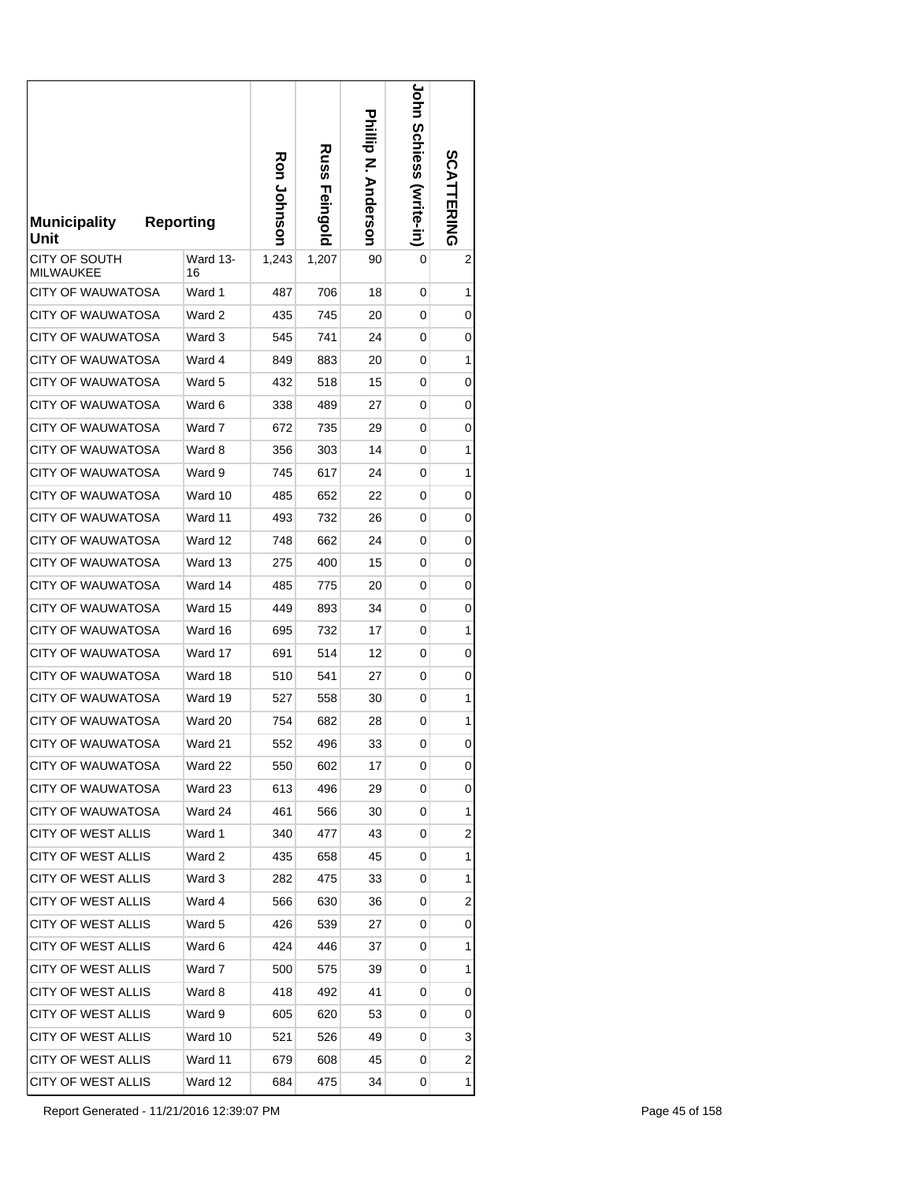| Municipality Unit | Reporting | Ron Johnson | Russ Feingold | Phillip N. Anderson | John Schiess (write-in) | SCATTERING |
|---|---|---|---|---|---|---|
| CITY OF SOUTH MILWAUKEE | Ward 13-16 | 1,243 | 1,207 | 90 | 0 | 2 |
| CITY OF WAUWATOSA | Ward 1 | 487 | 706 | 18 | 0 | 1 |
| CITY OF WAUWATOSA | Ward 2 | 435 | 745 | 20 | 0 | 0 |
| CITY OF WAUWATOSA | Ward 3 | 545 | 741 | 24 | 0 | 0 |
| CITY OF WAUWATOSA | Ward 4 | 849 | 883 | 20 | 0 | 1 |
| CITY OF WAUWATOSA | Ward 5 | 432 | 518 | 15 | 0 | 0 |
| CITY OF WAUWATOSA | Ward 6 | 338 | 489 | 27 | 0 | 0 |
| CITY OF WAUWATOSA | Ward 7 | 672 | 735 | 29 | 0 | 0 |
| CITY OF WAUWATOSA | Ward 8 | 356 | 303 | 14 | 0 | 1 |
| CITY OF WAUWATOSA | Ward 9 | 745 | 617 | 24 | 0 | 1 |
| CITY OF WAUWATOSA | Ward 10 | 485 | 652 | 22 | 0 | 0 |
| CITY OF WAUWATOSA | Ward 11 | 493 | 732 | 26 | 0 | 0 |
| CITY OF WAUWATOSA | Ward 12 | 748 | 662 | 24 | 0 | 0 |
| CITY OF WAUWATOSA | Ward 13 | 275 | 400 | 15 | 0 | 0 |
| CITY OF WAUWATOSA | Ward 14 | 485 | 775 | 20 | 0 | 0 |
| CITY OF WAUWATOSA | Ward 15 | 449 | 893 | 34 | 0 | 0 |
| CITY OF WAUWATOSA | Ward 16 | 695 | 732 | 17 | 0 | 1 |
| CITY OF WAUWATOSA | Ward 17 | 691 | 514 | 12 | 0 | 0 |
| CITY OF WAUWATOSA | Ward 18 | 510 | 541 | 27 | 0 | 0 |
| CITY OF WAUWATOSA | Ward 19 | 527 | 558 | 30 | 0 | 1 |
| CITY OF WAUWATOSA | Ward 20 | 754 | 682 | 28 | 0 | 1 |
| CITY OF WAUWATOSA | Ward 21 | 552 | 496 | 33 | 0 | 0 |
| CITY OF WAUWATOSA | Ward 22 | 550 | 602 | 17 | 0 | 0 |
| CITY OF WAUWATOSA | Ward 23 | 613 | 496 | 29 | 0 | 0 |
| CITY OF WAUWATOSA | Ward 24 | 461 | 566 | 30 | 0 | 1 |
| CITY OF WEST ALLIS | Ward 1 | 340 | 477 | 43 | 0 | 2 |
| CITY OF WEST ALLIS | Ward 2 | 435 | 658 | 45 | 0 | 1 |
| CITY OF WEST ALLIS | Ward 3 | 282 | 475 | 33 | 0 | 1 |
| CITY OF WEST ALLIS | Ward 4 | 566 | 630 | 36 | 0 | 2 |
| CITY OF WEST ALLIS | Ward 5 | 426 | 539 | 27 | 0 | 0 |
| CITY OF WEST ALLIS | Ward 6 | 424 | 446 | 37 | 0 | 1 |
| CITY OF WEST ALLIS | Ward 7 | 500 | 575 | 39 | 0 | 1 |
| CITY OF WEST ALLIS | Ward 8 | 418 | 492 | 41 | 0 | 0 |
| CITY OF WEST ALLIS | Ward 9 | 605 | 620 | 53 | 0 | 0 |
| CITY OF WEST ALLIS | Ward 10 | 521 | 526 | 49 | 0 | 3 |
| CITY OF WEST ALLIS | Ward 11 | 679 | 608 | 45 | 0 | 2 |
| CITY OF WEST ALLIS | Ward 12 | 684 | 475 | 34 | 0 | 1 |

Report Generated - 11/21/2016 12:39:07 PM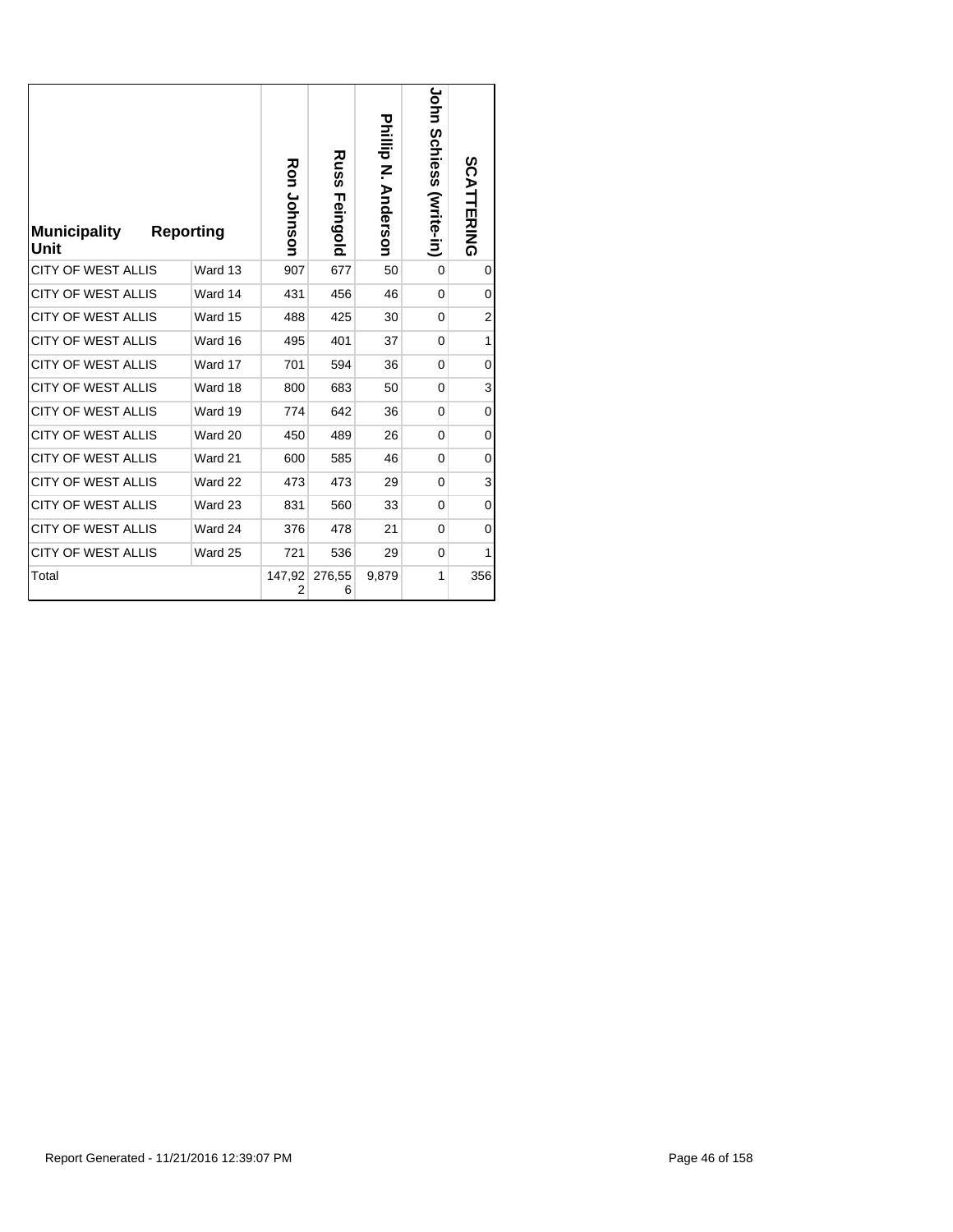| Municipality | Reporting Unit | Ron Johnson | Russ Feingold | Phillip N. Anderson | John Schiess (write-in) | SCATTERING |
|---|---|---|---|---|---|---|
| CITY OF WEST ALLIS | Ward 13 | 907 | 677 | 50 | 0 | 0 |
| CITY OF WEST ALLIS | Ward 14 | 431 | 456 | 46 | 0 | 0 |
| CITY OF WEST ALLIS | Ward 15 | 488 | 425 | 30 | 0 | 2 |
| CITY OF WEST ALLIS | Ward 16 | 495 | 401 | 37 | 0 | 1 |
| CITY OF WEST ALLIS | Ward 17 | 701 | 594 | 36 | 0 | 0 |
| CITY OF WEST ALLIS | Ward 18 | 800 | 683 | 50 | 0 | 3 |
| CITY OF WEST ALLIS | Ward 19 | 774 | 642 | 36 | 0 | 0 |
| CITY OF WEST ALLIS | Ward 20 | 450 | 489 | 26 | 0 | 0 |
| CITY OF WEST ALLIS | Ward 21 | 600 | 585 | 46 | 0 | 0 |
| CITY OF WEST ALLIS | Ward 22 | 473 | 473 | 29 | 0 | 3 |
| CITY OF WEST ALLIS | Ward 23 | 831 | 560 | 33 | 0 | 0 |
| CITY OF WEST ALLIS | Ward 24 | 376 | 478 | 21 | 0 | 0 |
| CITY OF WEST ALLIS | Ward 25 | 721 | 536 | 29 | 0 | 1 |
| Total | | 147,922 | 276,556 | 9,879 | 1 | 356 |

Report Generated - 11/21/2016 12:39:07 PM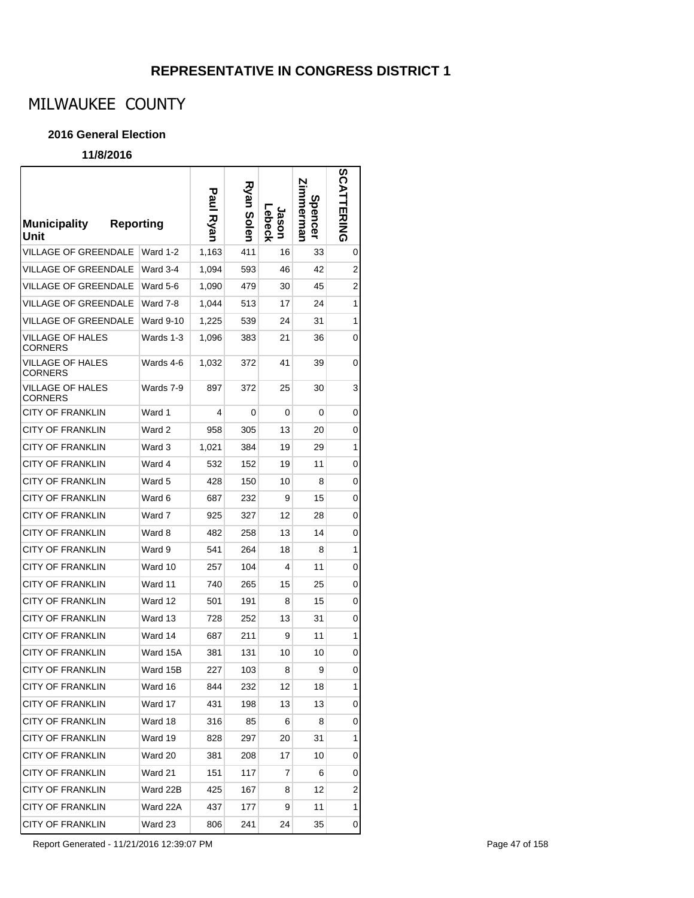## REPRESENTATIVE IN CONGRESS DISTRICT 1

# MILWAUKEE COUNTY

### 2016 General Election

#### 11/8/2016

| Municipality Unit | Reporting | Paul Ryan | Ryan Solen | Jason Lebeck | Spencer Zimmerman | SCATTERING |
|---|---|---|---|---|---|---|
| VILLAGE OF GREENDALE | Ward 1-2 | 1,163 | 411 | 16 | 33 | 0 |
| VILLAGE OF GREENDALE | Ward 3-4 | 1,094 | 593 | 46 | 42 | 2 |
| VILLAGE OF GREENDALE | Ward 5-6 | 1,090 | 479 | 30 | 45 | 2 |
| VILLAGE OF GREENDALE | Ward 7-8 | 1,044 | 513 | 17 | 24 | 1 |
| VILLAGE OF GREENDALE | Ward 9-10 | 1,225 | 539 | 24 | 31 | 1 |
| VILLAGE OF HALES CORNERS | Wards 1-3 | 1,096 | 383 | 21 | 36 | 0 |
| VILLAGE OF HALES CORNERS | Wards 4-6 | 1,032 | 372 | 41 | 39 | 0 |
| VILLAGE OF HALES CORNERS | Wards 7-9 | 897 | 372 | 25 | 30 | 3 |
| CITY OF FRANKLIN | Ward 1 | 4 | 0 | 0 | 0 | 0 |
| CITY OF FRANKLIN | Ward 2 | 958 | 305 | 13 | 20 | 0 |
| CITY OF FRANKLIN | Ward 3 | 1,021 | 384 | 19 | 29 | 1 |
| CITY OF FRANKLIN | Ward 4 | 532 | 152 | 19 | 11 | 0 |
| CITY OF FRANKLIN | Ward 5 | 428 | 150 | 10 | 8 | 0 |
| CITY OF FRANKLIN | Ward 6 | 687 | 232 | 9 | 15 | 0 |
| CITY OF FRANKLIN | Ward 7 | 925 | 327 | 12 | 28 | 0 |
| CITY OF FRANKLIN | Ward 8 | 482 | 258 | 13 | 14 | 0 |
| CITY OF FRANKLIN | Ward 9 | 541 | 264 | 18 | 8 | 1 |
| CITY OF FRANKLIN | Ward 10 | 257 | 104 | 4 | 11 | 0 |
| CITY OF FRANKLIN | Ward 11 | 740 | 265 | 15 | 25 | 0 |
| CITY OF FRANKLIN | Ward 12 | 501 | 191 | 8 | 15 | 0 |
| CITY OF FRANKLIN | Ward 13 | 728 | 252 | 13 | 31 | 0 |
| CITY OF FRANKLIN | Ward 14 | 687 | 211 | 9 | 11 | 1 |
| CITY OF FRANKLIN | Ward 15A | 381 | 131 | 10 | 10 | 0 |
| CITY OF FRANKLIN | Ward 15B | 227 | 103 | 8 | 9 | 0 |
| CITY OF FRANKLIN | Ward 16 | 844 | 232 | 12 | 18 | 1 |
| CITY OF FRANKLIN | Ward 17 | 431 | 198 | 13 | 13 | 0 |
| CITY OF FRANKLIN | Ward 18 | 316 | 85 | 6 | 8 | 0 |
| CITY OF FRANKLIN | Ward 19 | 828 | 297 | 20 | 31 | 1 |
| CITY OF FRANKLIN | Ward 20 | 381 | 208 | 17 | 10 | 0 |
| CITY OF FRANKLIN | Ward 21 | 151 | 117 | 7 | 6 | 0 |
| CITY OF FRANKLIN | Ward 22B | 425 | 167 | 8 | 12 | 2 |
| CITY OF FRANKLIN | Ward 22A | 437 | 177 | 9 | 11 | 1 |
| CITY OF FRANKLIN | Ward 23 | 806 | 241 | 24 | 35 | 0 |

Report Generated - 11/21/2016 12:39:07 PM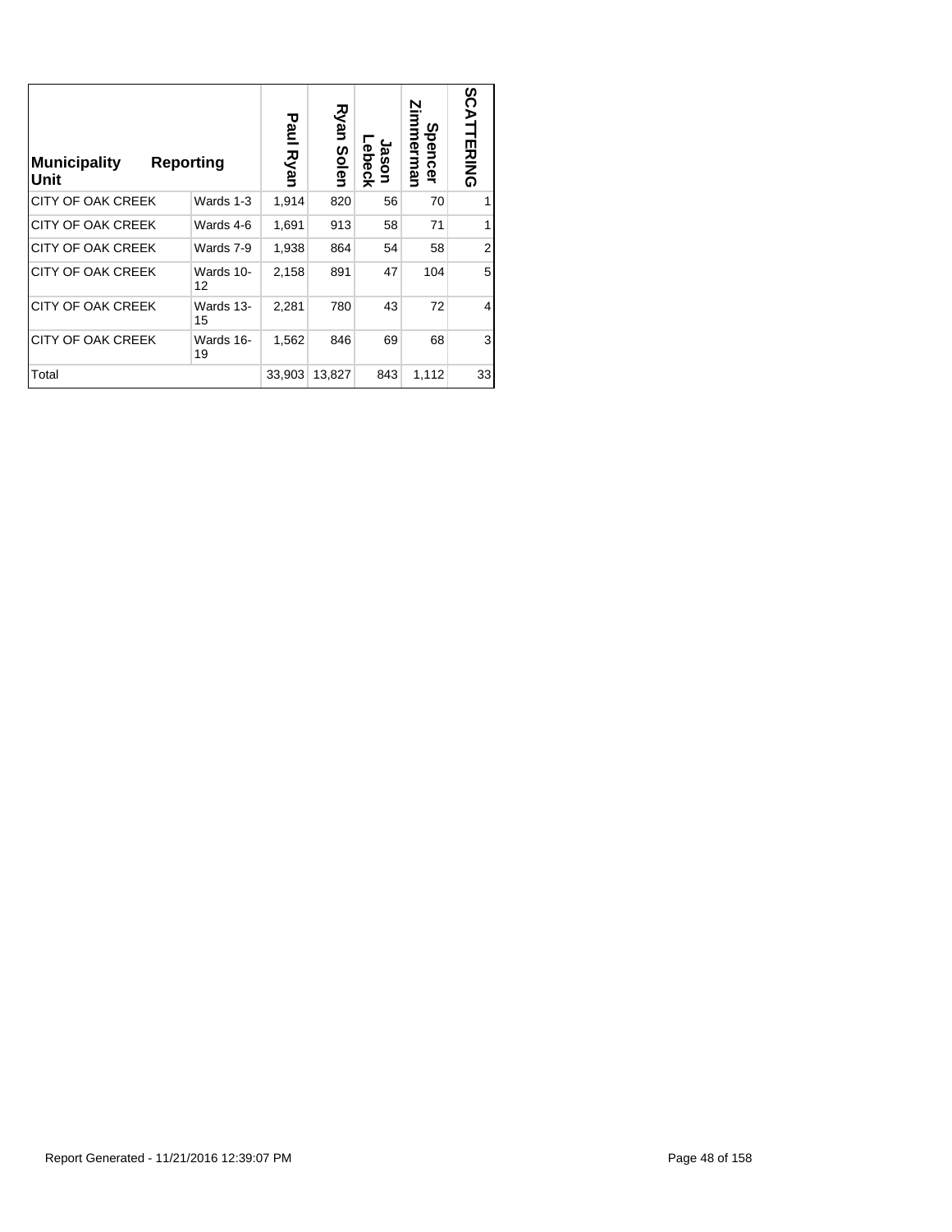| Municipality Unit | Reporting | Paul Ryan | Ryan Solen | Jason Lebeck | Spencer Zimmerman | SCATTERING |
|---|---|---|---|---|---|---|
| CITY OF OAK CREEK | Wards 1-3 | 1,914 | 820 | 56 | 70 | 1 |
| CITY OF OAK CREEK | Wards 4-6 | 1,691 | 913 | 58 | 71 | 1 |
| CITY OF OAK CREEK | Wards 7-9 | 1,938 | 864 | 54 | 58 | 2 |
| CITY OF OAK CREEK | Wards 10-12 | 2,158 | 891 | 47 | 104 | 5 |
| CITY OF OAK CREEK | Wards 13-15 | 2,281 | 780 | 43 | 72 | 4 |
| CITY OF OAK CREEK | Wards 16-19 | 1,562 | 846 | 69 | 68 | 3 |
| Total | | 33,903 | 13,827 | 843 | 1,112 | 33 |

Report Generated - 11/21/2016 12:39:07 PM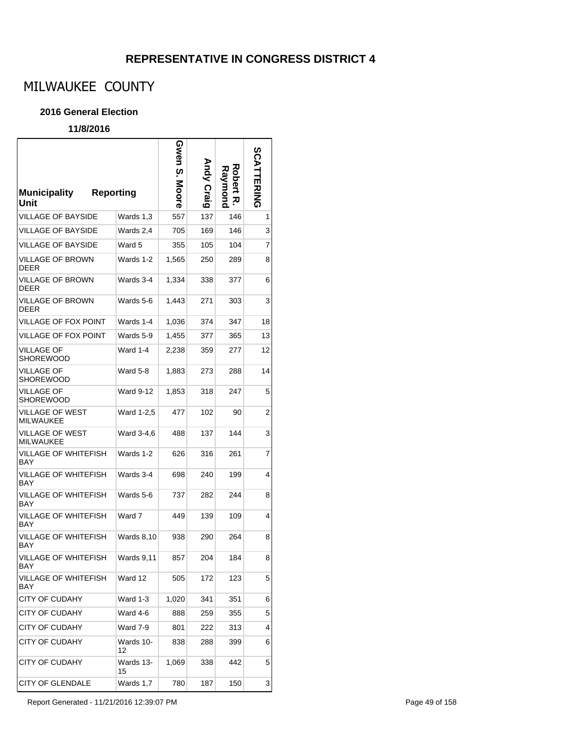## REPRESENTATIVE IN CONGRESS DISTRICT 4

# MILWAUKEE COUNTY

### 2016 General Election

**11/8/2016**

| Municipality Unit | Reporting | Gwen S. Moore | Andy Craig | Robert R. Raymond | SCATTERING |
|---|---|---|---|---|---|
| VILLAGE OF BAYSIDE | Wards 1,3 | 557 | 137 | 146 | 1 |
| VILLAGE OF BAYSIDE | Wards 2,4 | 705 | 169 | 146 | 3 |
| VILLAGE OF BAYSIDE | Ward 5 | 355 | 105 | 104 | 7 |
| VILLAGE OF BROWN DEER | Wards 1-2 | 1,565 | 250 | 289 | 8 |
| VILLAGE OF BROWN DEER | Wards 3-4 | 1,334 | 338 | 377 | 6 |
| VILLAGE OF BROWN DEER | Wards 5-6 | 1,443 | 271 | 303 | 3 |
| VILLAGE OF FOX POINT | Wards 1-4 | 1,036 | 374 | 347 | 18 |
| VILLAGE OF FOX POINT | Wards 5-9 | 1,455 | 377 | 365 | 13 |
| VILLAGE OF SHOREWOOD | Ward 1-4 | 2,238 | 359 | 277 | 12 |
| VILLAGE OF SHOREWOOD | Ward 5-8 | 1,883 | 273 | 288 | 14 |
| VILLAGE OF SHOREWOOD | Ward 9-12 | 1,853 | 318 | 247 | 5 |
| VILLAGE OF WEST MILWAUKEE | Ward 1-2,5 | 477 | 102 | 90 | 2 |
| VILLAGE OF WEST MILWAUKEE | Ward 3-4,6 | 488 | 137 | 144 | 3 |
| VILLAGE OF WHITEFISH BAY | Wards 1-2 | 626 | 316 | 261 | 7 |
| VILLAGE OF WHITEFISH BAY | Wards 3-4 | 698 | 240 | 199 | 4 |
| VILLAGE OF WHITEFISH BAY | Wards 5-6 | 737 | 282 | 244 | 8 |
| VILLAGE OF WHITEFISH BAY | Ward 7 | 449 | 139 | 109 | 4 |
| VILLAGE OF WHITEFISH BAY | Wards 8,10 | 938 | 290 | 264 | 8 |
| VILLAGE OF WHITEFISH BAY | Wards 9,11 | 857 | 204 | 184 | 8 |
| VILLAGE OF WHITEFISH BAY | Ward 12 | 505 | 172 | 123 | 5 |
| CITY OF CUDAHY | Ward 1-3 | 1,020 | 341 | 351 | 6 |
| CITY OF CUDAHY | Ward 4-6 | 888 | 259 | 355 | 5 |
| CITY OF CUDAHY | Ward 7-9 | 801 | 222 | 313 | 4 |
| CITY OF CUDAHY | Wards 10-12 | 838 | 288 | 399 | 6 |
| CITY OF CUDAHY | Wards 13-15 | 1,069 | 338 | 442 | 5 |
| CITY OF GLENDALE | Wards 1,7 | 780 | 187 | 150 | 3 |

Report Generated - 11/21/2016 12:39:07 PM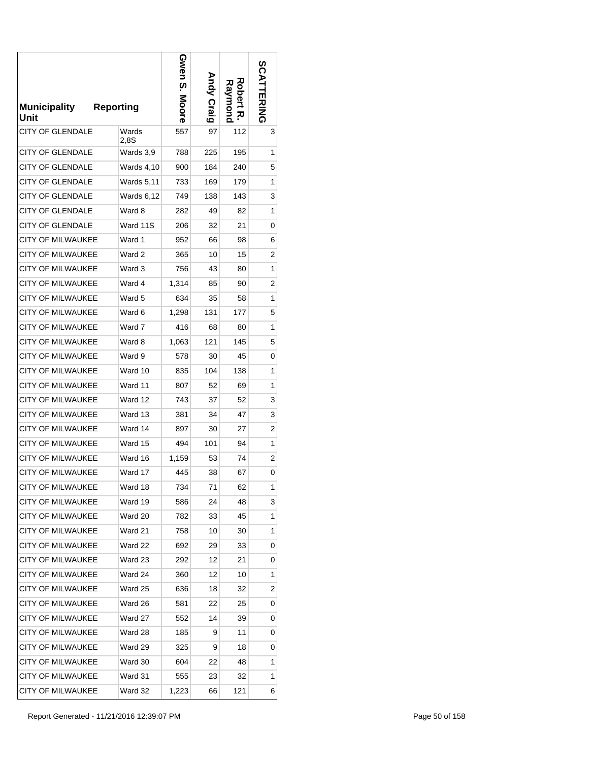| Municipality Unit | Reporting | Gwen S. Moore | Andy Craig | Robert R. Raymond | SCATTERING |
|---|---|---|---|---|---|
| CITY OF GLENDALE | Wards 2,8S | 557 | 97 | 112 | 3 |
| CITY OF GLENDALE | Wards 3,9 | 788 | 225 | 195 | 1 |
| CITY OF GLENDALE | Wards 4,10 | 900 | 184 | 240 | 5 |
| CITY OF GLENDALE | Wards 5,11 | 733 | 169 | 179 | 1 |
| CITY OF GLENDALE | Wards 6,12 | 749 | 138 | 143 | 3 |
| CITY OF GLENDALE | Ward 8 | 282 | 49 | 82 | 1 |
| CITY OF GLENDALE | Ward 11S | 206 | 32 | 21 | 0 |
| CITY OF MILWAUKEE | Ward 1 | 952 | 66 | 98 | 6 |
| CITY OF MILWAUKEE | Ward 2 | 365 | 10 | 15 | 2 |
| CITY OF MILWAUKEE | Ward 3 | 756 | 43 | 80 | 1 |
| CITY OF MILWAUKEE | Ward 4 | 1,314 | 85 | 90 | 2 |
| CITY OF MILWAUKEE | Ward 5 | 634 | 35 | 58 | 1 |
| CITY OF MILWAUKEE | Ward 6 | 1,298 | 131 | 177 | 5 |
| CITY OF MILWAUKEE | Ward 7 | 416 | 68 | 80 | 1 |
| CITY OF MILWAUKEE | Ward 8 | 1,063 | 121 | 145 | 5 |
| CITY OF MILWAUKEE | Ward 9 | 578 | 30 | 45 | 0 |
| CITY OF MILWAUKEE | Ward 10 | 835 | 104 | 138 | 1 |
| CITY OF MILWAUKEE | Ward 11 | 807 | 52 | 69 | 1 |
| CITY OF MILWAUKEE | Ward 12 | 743 | 37 | 52 | 3 |
| CITY OF MILWAUKEE | Ward 13 | 381 | 34 | 47 | 3 |
| CITY OF MILWAUKEE | Ward 14 | 897 | 30 | 27 | 2 |
| CITY OF MILWAUKEE | Ward 15 | 494 | 101 | 94 | 1 |
| CITY OF MILWAUKEE | Ward 16 | 1,159 | 53 | 74 | 2 |
| CITY OF MILWAUKEE | Ward 17 | 445 | 38 | 67 | 0 |
| CITY OF MILWAUKEE | Ward 18 | 734 | 71 | 62 | 1 |
| CITY OF MILWAUKEE | Ward 19 | 586 | 24 | 48 | 3 |
| CITY OF MILWAUKEE | Ward 20 | 782 | 33 | 45 | 1 |
| CITY OF MILWAUKEE | Ward 21 | 758 | 10 | 30 | 1 |
| CITY OF MILWAUKEE | Ward 22 | 692 | 29 | 33 | 0 |
| CITY OF MILWAUKEE | Ward 23 | 292 | 12 | 21 | 0 |
| CITY OF MILWAUKEE | Ward 24 | 360 | 12 | 10 | 1 |
| CITY OF MILWAUKEE | Ward 25 | 636 | 18 | 32 | 2 |
| CITY OF MILWAUKEE | Ward 26 | 581 | 22 | 25 | 0 |
| CITY OF MILWAUKEE | Ward 27 | 552 | 14 | 39 | 0 |
| CITY OF MILWAUKEE | Ward 28 | 185 | 9 | 11 | 0 |
| CITY OF MILWAUKEE | Ward 29 | 325 | 9 | 18 | 0 |
| CITY OF MILWAUKEE | Ward 30 | 604 | 22 | 48 | 1 |
| CITY OF MILWAUKEE | Ward 31 | 555 | 23 | 32 | 1 |
| CITY OF MILWAUKEE | Ward 32 | 1,223 | 66 | 121 | 6 |

Report Generated - 11/21/2016 12:39:07 PM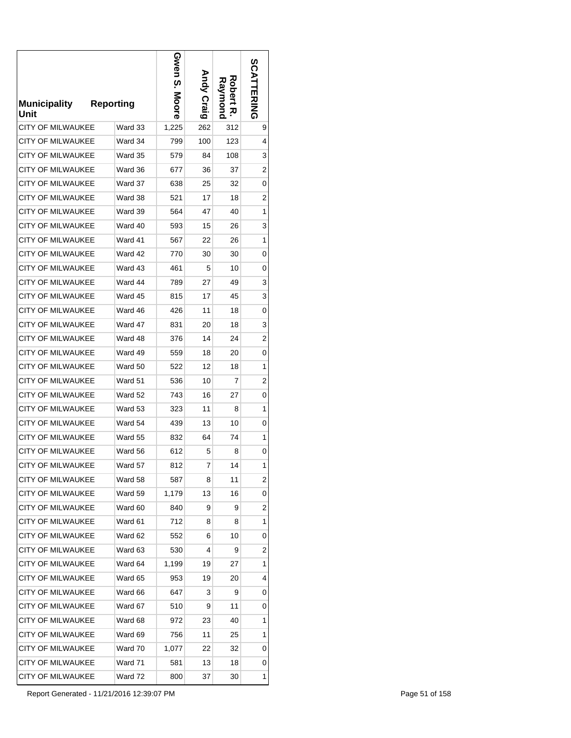| Municipality Unit | Reporting | Gwen S. Moore | Andy Craig | Robert R. Raymond | SCATTERING |
|---|---|---|---|---|---|
| CITY OF MILWAUKEE | Ward 33 | 1,225 | 262 | 312 | 9 |
| CITY OF MILWAUKEE | Ward 34 | 799 | 100 | 123 | 4 |
| CITY OF MILWAUKEE | Ward 35 | 579 | 84 | 108 | 3 |
| CITY OF MILWAUKEE | Ward 36 | 677 | 36 | 37 | 2 |
| CITY OF MILWAUKEE | Ward 37 | 638 | 25 | 32 | 0 |
| CITY OF MILWAUKEE | Ward 38 | 521 | 17 | 18 | 2 |
| CITY OF MILWAUKEE | Ward 39 | 564 | 47 | 40 | 1 |
| CITY OF MILWAUKEE | Ward 40 | 593 | 15 | 26 | 3 |
| CITY OF MILWAUKEE | Ward 41 | 567 | 22 | 26 | 1 |
| CITY OF MILWAUKEE | Ward 42 | 770 | 30 | 30 | 0 |
| CITY OF MILWAUKEE | Ward 43 | 461 | 5 | 10 | 0 |
| CITY OF MILWAUKEE | Ward 44 | 789 | 27 | 49 | 3 |
| CITY OF MILWAUKEE | Ward 45 | 815 | 17 | 45 | 3 |
| CITY OF MILWAUKEE | Ward 46 | 426 | 11 | 18 | 0 |
| CITY OF MILWAUKEE | Ward 47 | 831 | 20 | 18 | 3 |
| CITY OF MILWAUKEE | Ward 48 | 376 | 14 | 24 | 2 |
| CITY OF MILWAUKEE | Ward 49 | 559 | 18 | 20 | 0 |
| CITY OF MILWAUKEE | Ward 50 | 522 | 12 | 18 | 1 |
| CITY OF MILWAUKEE | Ward 51 | 536 | 10 | 7 | 2 |
| CITY OF MILWAUKEE | Ward 52 | 743 | 16 | 27 | 0 |
| CITY OF MILWAUKEE | Ward 53 | 323 | 11 | 8 | 1 |
| CITY OF MILWAUKEE | Ward 54 | 439 | 13 | 10 | 0 |
| CITY OF MILWAUKEE | Ward 55 | 832 | 64 | 74 | 1 |
| CITY OF MILWAUKEE | Ward 56 | 612 | 5 | 8 | 0 |
| CITY OF MILWAUKEE | Ward 57 | 812 | 7 | 14 | 1 |
| CITY OF MILWAUKEE | Ward 58 | 587 | 8 | 11 | 2 |
| CITY OF MILWAUKEE | Ward 59 | 1,179 | 13 | 16 | 0 |
| CITY OF MILWAUKEE | Ward 60 | 840 | 9 | 9 | 2 |
| CITY OF MILWAUKEE | Ward 61 | 712 | 8 | 8 | 1 |
| CITY OF MILWAUKEE | Ward 62 | 552 | 6 | 10 | 0 |
| CITY OF MILWAUKEE | Ward 63 | 530 | 4 | 9 | 2 |
| CITY OF MILWAUKEE | Ward 64 | 1,199 | 19 | 27 | 1 |
| CITY OF MILWAUKEE | Ward 65 | 953 | 19 | 20 | 4 |
| CITY OF MILWAUKEE | Ward 66 | 647 | 3 | 9 | 0 |
| CITY OF MILWAUKEE | Ward 67 | 510 | 9 | 11 | 0 |
| CITY OF MILWAUKEE | Ward 68 | 972 | 23 | 40 | 1 |
| CITY OF MILWAUKEE | Ward 69 | 756 | 11 | 25 | 1 |
| CITY OF MILWAUKEE | Ward 70 | 1,077 | 22 | 32 | 0 |
| CITY OF MILWAUKEE | Ward 71 | 581 | 13 | 18 | 0 |
| CITY OF MILWAUKEE | Ward 72 | 800 | 37 | 30 | 1 |

Report Generated - 11/21/2016 12:39:07 PM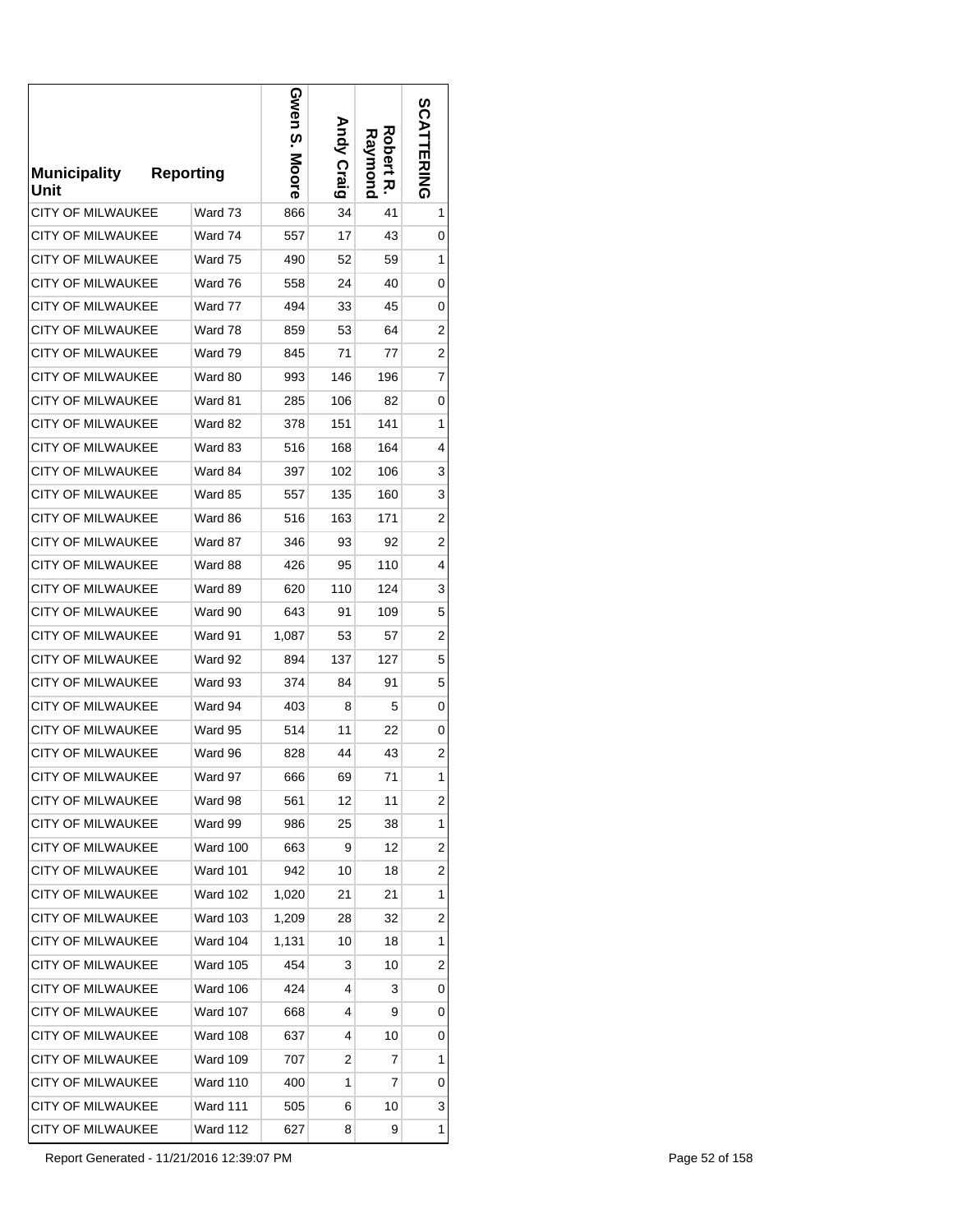| Municipality | Reporting Unit | Gwen S. Moore | Andy Craig | Robert R. Raymond | SCATTERING |
|---|---|---|---|---|---|
| CITY OF MILWAUKEE | Ward 73 | 866 | 34 | 41 | 1 |
| CITY OF MILWAUKEE | Ward 74 | 557 | 17 | 43 | 0 |
| CITY OF MILWAUKEE | Ward 75 | 490 | 52 | 59 | 1 |
| CITY OF MILWAUKEE | Ward 76 | 558 | 24 | 40 | 0 |
| CITY OF MILWAUKEE | Ward 77 | 494 | 33 | 45 | 0 |
| CITY OF MILWAUKEE | Ward 78 | 859 | 53 | 64 | 2 |
| CITY OF MILWAUKEE | Ward 79 | 845 | 71 | 77 | 2 |
| CITY OF MILWAUKEE | Ward 80 | 993 | 146 | 196 | 7 |
| CITY OF MILWAUKEE | Ward 81 | 285 | 106 | 82 | 0 |
| CITY OF MILWAUKEE | Ward 82 | 378 | 151 | 141 | 1 |
| CITY OF MILWAUKEE | Ward 83 | 516 | 168 | 164 | 4 |
| CITY OF MILWAUKEE | Ward 84 | 397 | 102 | 106 | 3 |
| CITY OF MILWAUKEE | Ward 85 | 557 | 135 | 160 | 3 |
| CITY OF MILWAUKEE | Ward 86 | 516 | 163 | 171 | 2 |
| CITY OF MILWAUKEE | Ward 87 | 346 | 93 | 92 | 2 |
| CITY OF MILWAUKEE | Ward 88 | 426 | 95 | 110 | 4 |
| CITY OF MILWAUKEE | Ward 89 | 620 | 110 | 124 | 3 |
| CITY OF MILWAUKEE | Ward 90 | 643 | 91 | 109 | 5 |
| CITY OF MILWAUKEE | Ward 91 | 1,087 | 53 | 57 | 2 |
| CITY OF MILWAUKEE | Ward 92 | 894 | 137 | 127 | 5 |
| CITY OF MILWAUKEE | Ward 93 | 374 | 84 | 91 | 5 |
| CITY OF MILWAUKEE | Ward 94 | 403 | 8 | 5 | 0 |
| CITY OF MILWAUKEE | Ward 95 | 514 | 11 | 22 | 0 |
| CITY OF MILWAUKEE | Ward 96 | 828 | 44 | 43 | 2 |
| CITY OF MILWAUKEE | Ward 97 | 666 | 69 | 71 | 1 |
| CITY OF MILWAUKEE | Ward 98 | 561 | 12 | 11 | 2 |
| CITY OF MILWAUKEE | Ward 99 | 986 | 25 | 38 | 1 |
| CITY OF MILWAUKEE | Ward 100 | 663 | 9 | 12 | 2 |
| CITY OF MILWAUKEE | Ward 101 | 942 | 10 | 18 | 2 |
| CITY OF MILWAUKEE | Ward 102 | 1,020 | 21 | 21 | 1 |
| CITY OF MILWAUKEE | Ward 103 | 1,209 | 28 | 32 | 2 |
| CITY OF MILWAUKEE | Ward 104 | 1,131 | 10 | 18 | 1 |
| CITY OF MILWAUKEE | Ward 105 | 454 | 3 | 10 | 2 |
| CITY OF MILWAUKEE | Ward 106 | 424 | 4 | 3 | 0 |
| CITY OF MILWAUKEE | Ward 107 | 668 | 4 | 9 | 0 |
| CITY OF MILWAUKEE | Ward 108 | 637 | 4 | 10 | 0 |
| CITY OF MILWAUKEE | Ward 109 | 707 | 2 | 7 | 1 |
| CITY OF MILWAUKEE | Ward 110 | 400 | 1 | 7 | 0 |
| CITY OF MILWAUKEE | Ward 111 | 505 | 6 | 10 | 3 |
| CITY OF MILWAUKEE | Ward 112 | 627 | 8 | 9 | 1 |

Report Generated - 11/21/2016 12:39:07 PM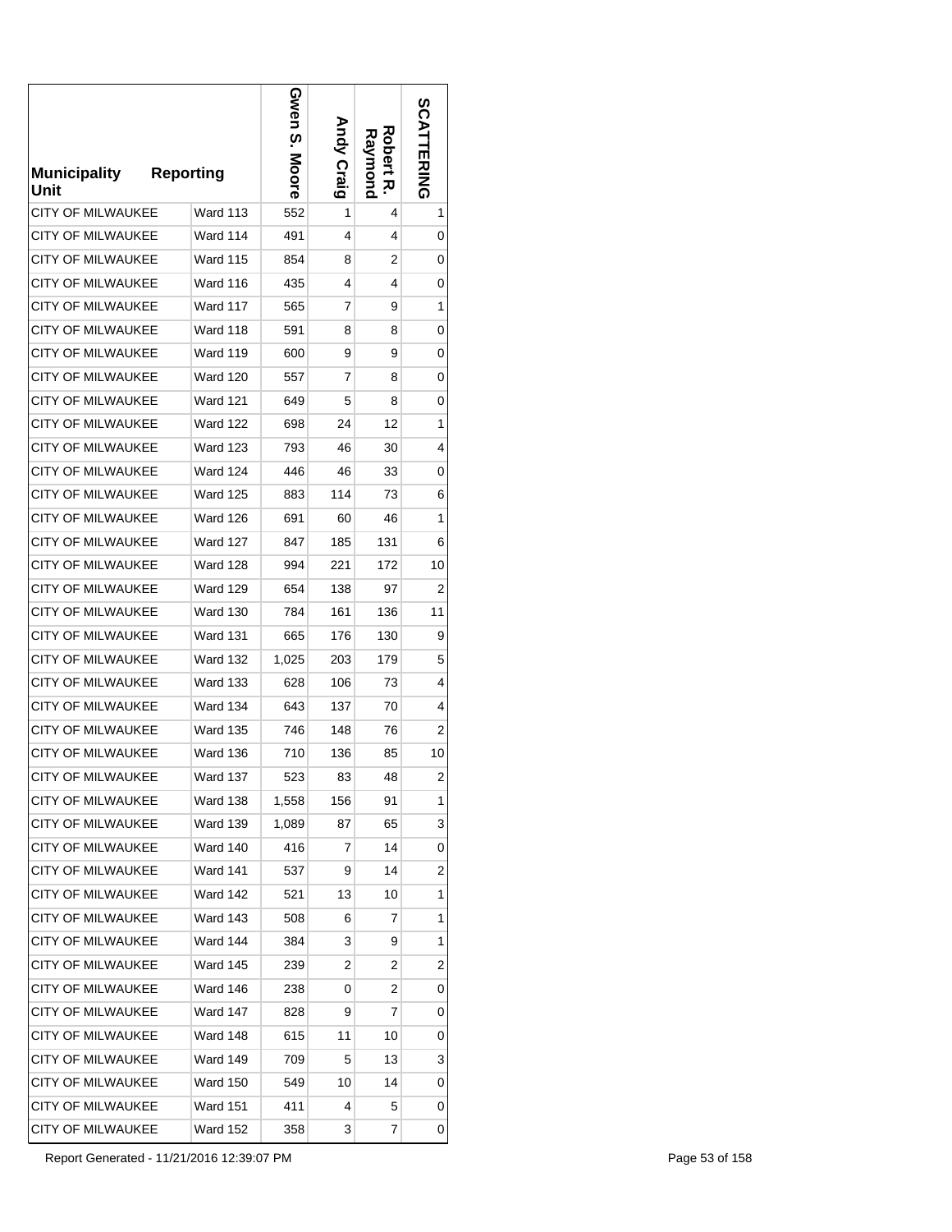| Municipality | Reporting Unit | Gwen S. Moore | Andy Craig | Robert R. Raymond | SCATTERING |
|---|---|---|---|---|---|
| CITY OF MILWAUKEE | Ward 113 | 552 | 1 | 4 | 1 |
| CITY OF MILWAUKEE | Ward 114 | 491 | 4 | 4 | 0 |
| CITY OF MILWAUKEE | Ward 115 | 854 | 8 | 2 | 0 |
| CITY OF MILWAUKEE | Ward 116 | 435 | 4 | 4 | 0 |
| CITY OF MILWAUKEE | Ward 117 | 565 | 7 | 9 | 1 |
| CITY OF MILWAUKEE | Ward 118 | 591 | 8 | 8 | 0 |
| CITY OF MILWAUKEE | Ward 119 | 600 | 9 | 9 | 0 |
| CITY OF MILWAUKEE | Ward 120 | 557 | 7 | 8 | 0 |
| CITY OF MILWAUKEE | Ward 121 | 649 | 5 | 8 | 0 |
| CITY OF MILWAUKEE | Ward 122 | 698 | 24 | 12 | 1 |
| CITY OF MILWAUKEE | Ward 123 | 793 | 46 | 30 | 4 |
| CITY OF MILWAUKEE | Ward 124 | 446 | 46 | 33 | 0 |
| CITY OF MILWAUKEE | Ward 125 | 883 | 114 | 73 | 6 |
| CITY OF MILWAUKEE | Ward 126 | 691 | 60 | 46 | 1 |
| CITY OF MILWAUKEE | Ward 127 | 847 | 185 | 131 | 6 |
| CITY OF MILWAUKEE | Ward 128 | 994 | 221 | 172 | 10 |
| CITY OF MILWAUKEE | Ward 129 | 654 | 138 | 97 | 2 |
| CITY OF MILWAUKEE | Ward 130 | 784 | 161 | 136 | 11 |
| CITY OF MILWAUKEE | Ward 131 | 665 | 176 | 130 | 9 |
| CITY OF MILWAUKEE | Ward 132 | 1,025 | 203 | 179 | 5 |
| CITY OF MILWAUKEE | Ward 133 | 628 | 106 | 73 | 4 |
| CITY OF MILWAUKEE | Ward 134 | 643 | 137 | 70 | 4 |
| CITY OF MILWAUKEE | Ward 135 | 746 | 148 | 76 | 2 |
| CITY OF MILWAUKEE | Ward 136 | 710 | 136 | 85 | 10 |
| CITY OF MILWAUKEE | Ward 137 | 523 | 83 | 48 | 2 |
| CITY OF MILWAUKEE | Ward 138 | 1,558 | 156 | 91 | 1 |
| CITY OF MILWAUKEE | Ward 139 | 1,089 | 87 | 65 | 3 |
| CITY OF MILWAUKEE | Ward 140 | 416 | 7 | 14 | 0 |
| CITY OF MILWAUKEE | Ward 141 | 537 | 9 | 14 | 2 |
| CITY OF MILWAUKEE | Ward 142 | 521 | 13 | 10 | 1 |
| CITY OF MILWAUKEE | Ward 143 | 508 | 6 | 7 | 1 |
| CITY OF MILWAUKEE | Ward 144 | 384 | 3 | 9 | 1 |
| CITY OF MILWAUKEE | Ward 145 | 239 | 2 | 2 | 2 |
| CITY OF MILWAUKEE | Ward 146 | 238 | 0 | 2 | 0 |
| CITY OF MILWAUKEE | Ward 147 | 828 | 9 | 7 | 0 |
| CITY OF MILWAUKEE | Ward 148 | 615 | 11 | 10 | 0 |
| CITY OF MILWAUKEE | Ward 149 | 709 | 5 | 13 | 3 |
| CITY OF MILWAUKEE | Ward 150 | 549 | 10 | 14 | 0 |
| CITY OF MILWAUKEE | Ward 151 | 411 | 4 | 5 | 0 |
| CITY OF MILWAUKEE | Ward 152 | 358 | 3 | 7 | 0 |

Report Generated - 11/21/2016 12:39:07 PM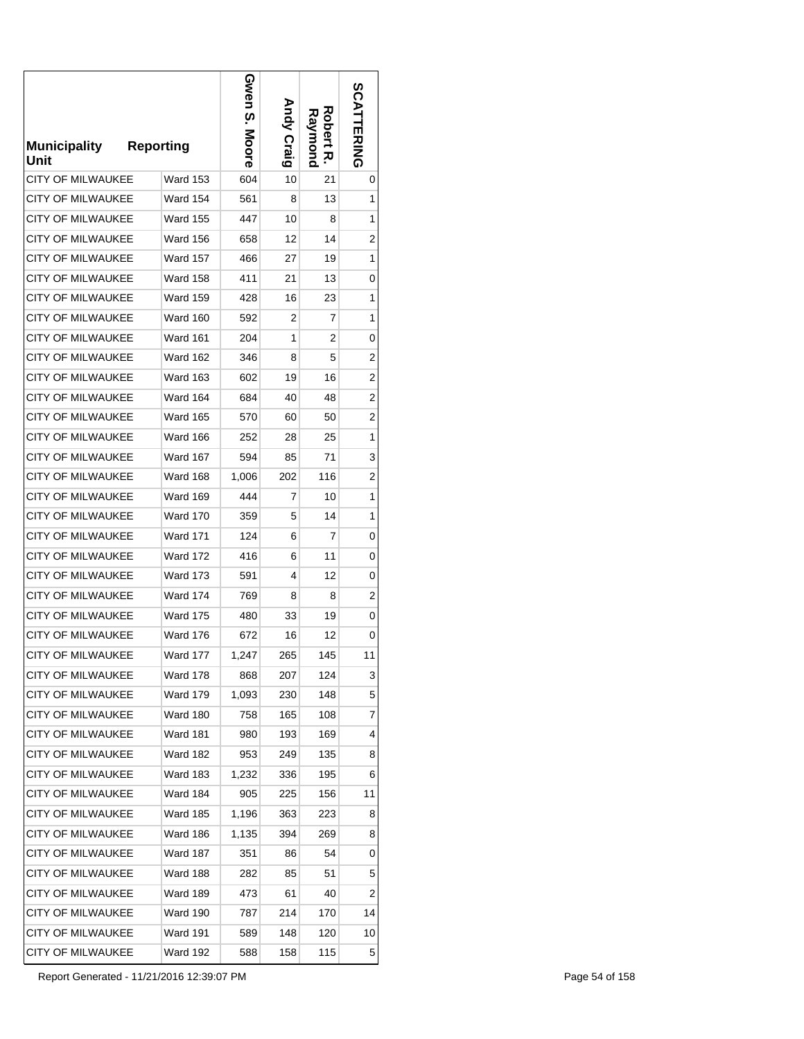| Municipality | Reporting Unit | Gwen S. Moore | Andy Craig | Robert R. Raymond | SCATTERING |
|---|---|---|---|---|---|
| CITY OF MILWAUKEE | Ward 153 | 604 | 10 | 21 | 0 |
| CITY OF MILWAUKEE | Ward 154 | 561 | 8 | 13 | 1 |
| CITY OF MILWAUKEE | Ward 155 | 447 | 10 | 8 | 1 |
| CITY OF MILWAUKEE | Ward 156 | 658 | 12 | 14 | 2 |
| CITY OF MILWAUKEE | Ward 157 | 466 | 27 | 19 | 1 |
| CITY OF MILWAUKEE | Ward 158 | 411 | 21 | 13 | 0 |
| CITY OF MILWAUKEE | Ward 159 | 428 | 16 | 23 | 1 |
| CITY OF MILWAUKEE | Ward 160 | 592 | 2 | 7 | 1 |
| CITY OF MILWAUKEE | Ward 161 | 204 | 1 | 2 | 0 |
| CITY OF MILWAUKEE | Ward 162 | 346 | 8 | 5 | 2 |
| CITY OF MILWAUKEE | Ward 163 | 602 | 19 | 16 | 2 |
| CITY OF MILWAUKEE | Ward 164 | 684 | 40 | 48 | 2 |
| CITY OF MILWAUKEE | Ward 165 | 570 | 60 | 50 | 2 |
| CITY OF MILWAUKEE | Ward 166 | 252 | 28 | 25 | 1 |
| CITY OF MILWAUKEE | Ward 167 | 594 | 85 | 71 | 3 |
| CITY OF MILWAUKEE | Ward 168 | 1,006 | 202 | 116 | 2 |
| CITY OF MILWAUKEE | Ward 169 | 444 | 7 | 10 | 1 |
| CITY OF MILWAUKEE | Ward 170 | 359 | 5 | 14 | 1 |
| CITY OF MILWAUKEE | Ward 171 | 124 | 6 | 7 | 0 |
| CITY OF MILWAUKEE | Ward 172 | 416 | 6 | 11 | 0 |
| CITY OF MILWAUKEE | Ward 173 | 591 | 4 | 12 | 0 |
| CITY OF MILWAUKEE | Ward 174 | 769 | 8 | 8 | 2 |
| CITY OF MILWAUKEE | Ward 175 | 480 | 33 | 19 | 0 |
| CITY OF MILWAUKEE | Ward 176 | 672 | 16 | 12 | 0 |
| CITY OF MILWAUKEE | Ward 177 | 1,247 | 265 | 145 | 11 |
| CITY OF MILWAUKEE | Ward 178 | 868 | 207 | 124 | 3 |
| CITY OF MILWAUKEE | Ward 179 | 1,093 | 230 | 148 | 5 |
| CITY OF MILWAUKEE | Ward 180 | 758 | 165 | 108 | 7 |
| CITY OF MILWAUKEE | Ward 181 | 980 | 193 | 169 | 4 |
| CITY OF MILWAUKEE | Ward 182 | 953 | 249 | 135 | 8 |
| CITY OF MILWAUKEE | Ward 183 | 1,232 | 336 | 195 | 6 |
| CITY OF MILWAUKEE | Ward 184 | 905 | 225 | 156 | 11 |
| CITY OF MILWAUKEE | Ward 185 | 1,196 | 363 | 223 | 8 |
| CITY OF MILWAUKEE | Ward 186 | 1,135 | 394 | 269 | 8 |
| CITY OF MILWAUKEE | Ward 187 | 351 | 86 | 54 | 0 |
| CITY OF MILWAUKEE | Ward 188 | 282 | 85 | 51 | 5 |
| CITY OF MILWAUKEE | Ward 189 | 473 | 61 | 40 | 2 |
| CITY OF MILWAUKEE | Ward 190 | 787 | 214 | 170 | 14 |
| CITY OF MILWAUKEE | Ward 191 | 589 | 148 | 120 | 10 |
| CITY OF MILWAUKEE | Ward 192 | 588 | 158 | 115 | 5 |

Report Generated - 11/21/2016 12:39:07 PM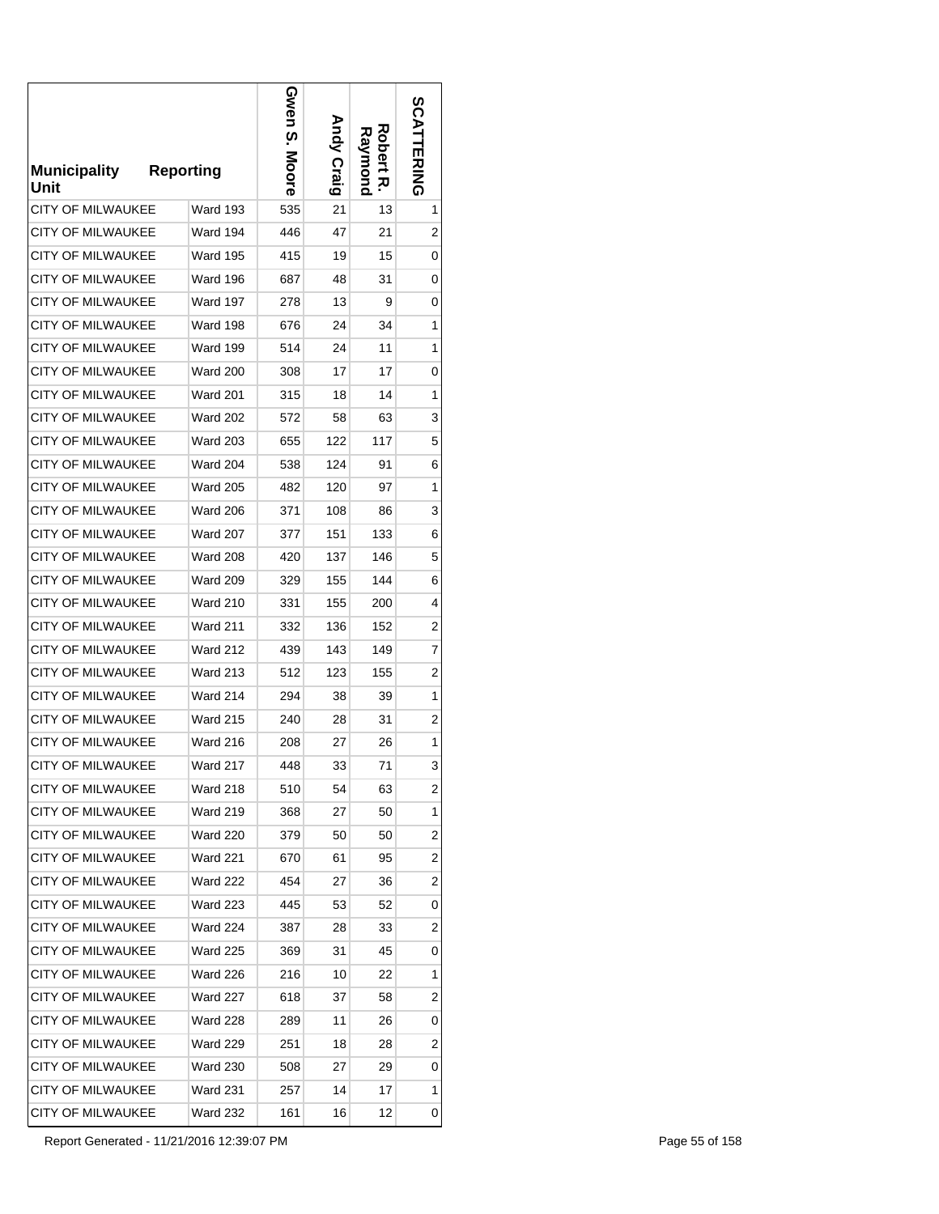| Municipality | Reporting Unit | Gwen S. Moore | Andy Craig | Robert R. Raymond | SCATTERING |
|---|---|---|---|---|---|
| CITY OF MILWAUKEE | Ward 193 | 535 | 21 | 13 | 1 |
| CITY OF MILWAUKEE | Ward 194 | 446 | 47 | 21 | 2 |
| CITY OF MILWAUKEE | Ward 195 | 415 | 19 | 15 | 0 |
| CITY OF MILWAUKEE | Ward 196 | 687 | 48 | 31 | 0 |
| CITY OF MILWAUKEE | Ward 197 | 278 | 13 | 9 | 0 |
| CITY OF MILWAUKEE | Ward 198 | 676 | 24 | 34 | 1 |
| CITY OF MILWAUKEE | Ward 199 | 514 | 24 | 11 | 1 |
| CITY OF MILWAUKEE | Ward 200 | 308 | 17 | 17 | 0 |
| CITY OF MILWAUKEE | Ward 201 | 315 | 18 | 14 | 1 |
| CITY OF MILWAUKEE | Ward 202 | 572 | 58 | 63 | 3 |
| CITY OF MILWAUKEE | Ward 203 | 655 | 122 | 117 | 5 |
| CITY OF MILWAUKEE | Ward 204 | 538 | 124 | 91 | 6 |
| CITY OF MILWAUKEE | Ward 205 | 482 | 120 | 97 | 1 |
| CITY OF MILWAUKEE | Ward 206 | 371 | 108 | 86 | 3 |
| CITY OF MILWAUKEE | Ward 207 | 377 | 151 | 133 | 6 |
| CITY OF MILWAUKEE | Ward 208 | 420 | 137 | 146 | 5 |
| CITY OF MILWAUKEE | Ward 209 | 329 | 155 | 144 | 6 |
| CITY OF MILWAUKEE | Ward 210 | 331 | 155 | 200 | 4 |
| CITY OF MILWAUKEE | Ward 211 | 332 | 136 | 152 | 2 |
| CITY OF MILWAUKEE | Ward 212 | 439 | 143 | 149 | 7 |
| CITY OF MILWAUKEE | Ward 213 | 512 | 123 | 155 | 2 |
| CITY OF MILWAUKEE | Ward 214 | 294 | 38 | 39 | 1 |
| CITY OF MILWAUKEE | Ward 215 | 240 | 28 | 31 | 2 |
| CITY OF MILWAUKEE | Ward 216 | 208 | 27 | 26 | 1 |
| CITY OF MILWAUKEE | Ward 217 | 448 | 33 | 71 | 3 |
| CITY OF MILWAUKEE | Ward 218 | 510 | 54 | 63 | 2 |
| CITY OF MILWAUKEE | Ward 219 | 368 | 27 | 50 | 1 |
| CITY OF MILWAUKEE | Ward 220 | 379 | 50 | 50 | 2 |
| CITY OF MILWAUKEE | Ward 221 | 670 | 61 | 95 | 2 |
| CITY OF MILWAUKEE | Ward 222 | 454 | 27 | 36 | 2 |
| CITY OF MILWAUKEE | Ward 223 | 445 | 53 | 52 | 0 |
| CITY OF MILWAUKEE | Ward 224 | 387 | 28 | 33 | 2 |
| CITY OF MILWAUKEE | Ward 225 | 369 | 31 | 45 | 0 |
| CITY OF MILWAUKEE | Ward 226 | 216 | 10 | 22 | 1 |
| CITY OF MILWAUKEE | Ward 227 | 618 | 37 | 58 | 2 |
| CITY OF MILWAUKEE | Ward 228 | 289 | 11 | 26 | 0 |
| CITY OF MILWAUKEE | Ward 229 | 251 | 18 | 28 | 2 |
| CITY OF MILWAUKEE | Ward 230 | 508 | 27 | 29 | 0 |
| CITY OF MILWAUKEE | Ward 231 | 257 | 14 | 17 | 1 |
| CITY OF MILWAUKEE | Ward 232 | 161 | 16 | 12 | 0 |

Report Generated - 11/21/2016 12:39:07 PM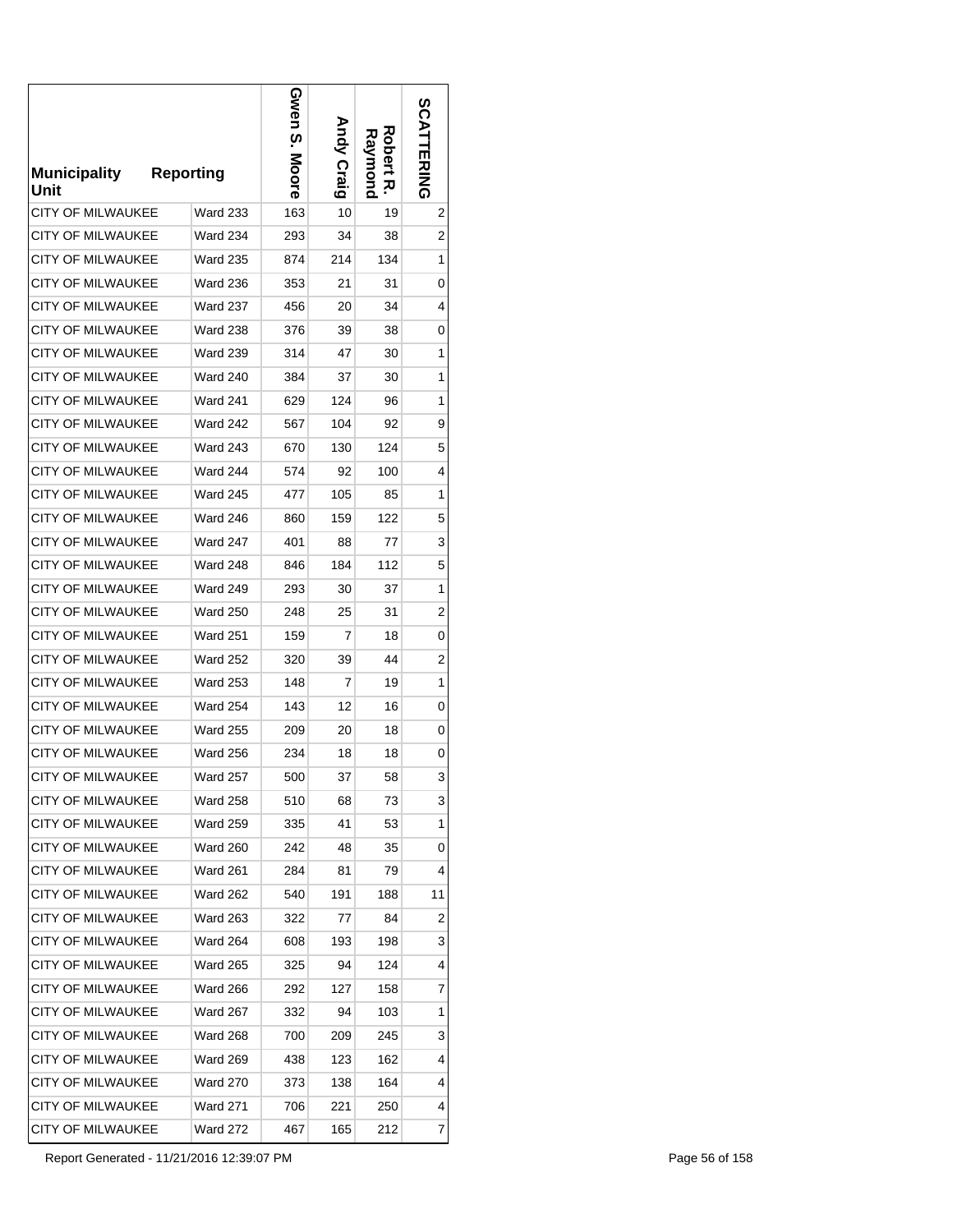| Municipality Unit | Reporting | Gwen S. Moore | Andy Craig | Robert R. Raymond | SCATTERING |
|---|---|---|---|---|---|
| CITY OF MILWAUKEE | Ward 233 | 163 | 10 | 19 | 2 |
| CITY OF MILWAUKEE | Ward 234 | 293 | 34 | 38 | 2 |
| CITY OF MILWAUKEE | Ward 235 | 874 | 214 | 134 | 1 |
| CITY OF MILWAUKEE | Ward 236 | 353 | 21 | 31 | 0 |
| CITY OF MILWAUKEE | Ward 237 | 456 | 20 | 34 | 4 |
| CITY OF MILWAUKEE | Ward 238 | 376 | 39 | 38 | 0 |
| CITY OF MILWAUKEE | Ward 239 | 314 | 47 | 30 | 1 |
| CITY OF MILWAUKEE | Ward 240 | 384 | 37 | 30 | 1 |
| CITY OF MILWAUKEE | Ward 241 | 629 | 124 | 96 | 1 |
| CITY OF MILWAUKEE | Ward 242 | 567 | 104 | 92 | 9 |
| CITY OF MILWAUKEE | Ward 243 | 670 | 130 | 124 | 5 |
| CITY OF MILWAUKEE | Ward 244 | 574 | 92 | 100 | 4 |
| CITY OF MILWAUKEE | Ward 245 | 477 | 105 | 85 | 1 |
| CITY OF MILWAUKEE | Ward 246 | 860 | 159 | 122 | 5 |
| CITY OF MILWAUKEE | Ward 247 | 401 | 88 | 77 | 3 |
| CITY OF MILWAUKEE | Ward 248 | 846 | 184 | 112 | 5 |
| CITY OF MILWAUKEE | Ward 249 | 293 | 30 | 37 | 1 |
| CITY OF MILWAUKEE | Ward 250 | 248 | 25 | 31 | 2 |
| CITY OF MILWAUKEE | Ward 251 | 159 | 7 | 18 | 0 |
| CITY OF MILWAUKEE | Ward 252 | 320 | 39 | 44 | 2 |
| CITY OF MILWAUKEE | Ward 253 | 148 | 7 | 19 | 1 |
| CITY OF MILWAUKEE | Ward 254 | 143 | 12 | 16 | 0 |
| CITY OF MILWAUKEE | Ward 255 | 209 | 20 | 18 | 0 |
| CITY OF MILWAUKEE | Ward 256 | 234 | 18 | 18 | 0 |
| CITY OF MILWAUKEE | Ward 257 | 500 | 37 | 58 | 3 |
| CITY OF MILWAUKEE | Ward 258 | 510 | 68 | 73 | 3 |
| CITY OF MILWAUKEE | Ward 259 | 335 | 41 | 53 | 1 |
| CITY OF MILWAUKEE | Ward 260 | 242 | 48 | 35 | 0 |
| CITY OF MILWAUKEE | Ward 261 | 284 | 81 | 79 | 4 |
| CITY OF MILWAUKEE | Ward 262 | 540 | 191 | 188 | 11 |
| CITY OF MILWAUKEE | Ward 263 | 322 | 77 | 84 | 2 |
| CITY OF MILWAUKEE | Ward 264 | 608 | 193 | 198 | 3 |
| CITY OF MILWAUKEE | Ward 265 | 325 | 94 | 124 | 4 |
| CITY OF MILWAUKEE | Ward 266 | 292 | 127 | 158 | 7 |
| CITY OF MILWAUKEE | Ward 267 | 332 | 94 | 103 | 1 |
| CITY OF MILWAUKEE | Ward 268 | 700 | 209 | 245 | 3 |
| CITY OF MILWAUKEE | Ward 269 | 438 | 123 | 162 | 4 |
| CITY OF MILWAUKEE | Ward 270 | 373 | 138 | 164 | 4 |
| CITY OF MILWAUKEE | Ward 271 | 706 | 221 | 250 | 4 |
| CITY OF MILWAUKEE | Ward 272 | 467 | 165 | 212 | 7 |

Report Generated - 11/21/2016 12:39:07 PM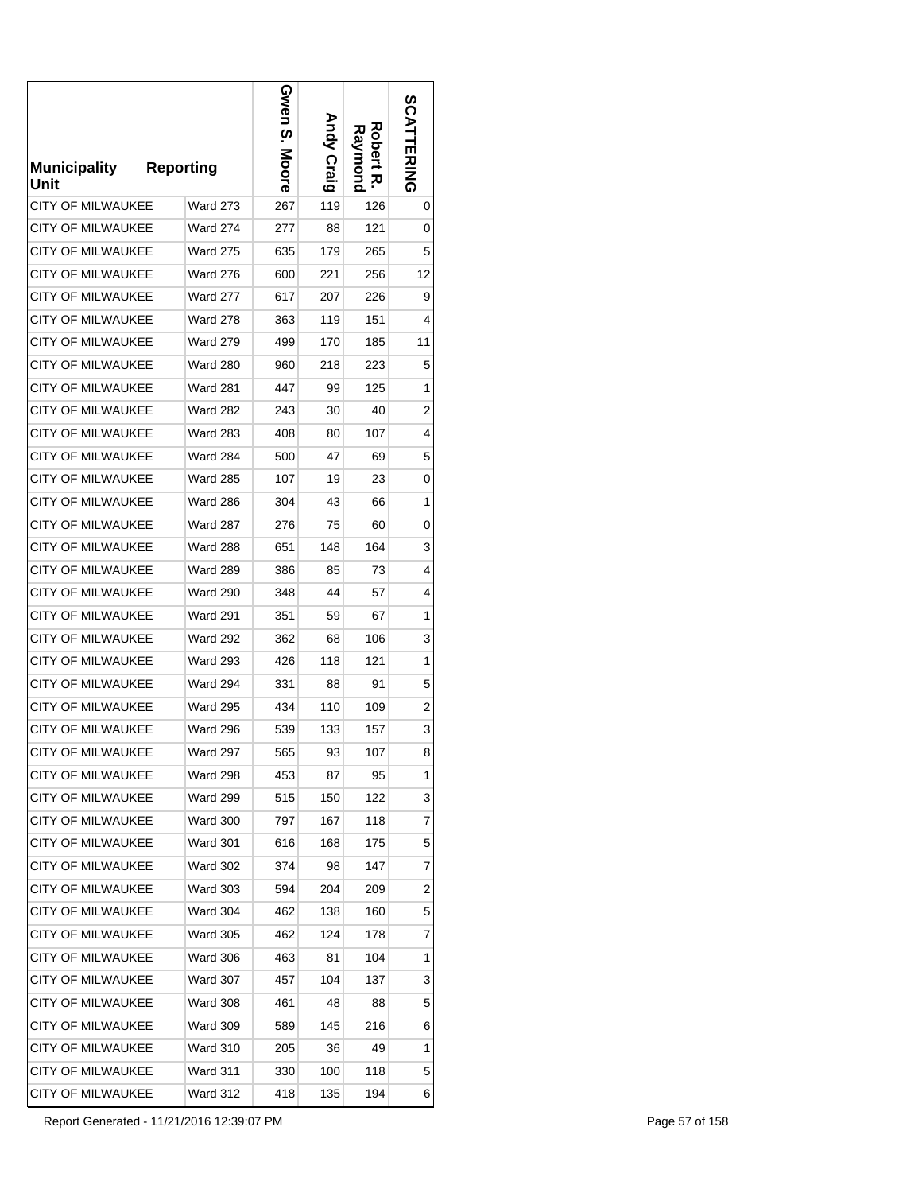| Municipality Unit | Reporting | Gwen S. Moore | Andy Craig | Robert R. Raymond | SCATTERING |
|---|---|---|---|---|---|
| CITY OF MILWAUKEE | Ward 273 | 267 | 119 | 126 | 0 |
| CITY OF MILWAUKEE | Ward 274 | 277 | 88 | 121 | 0 |
| CITY OF MILWAUKEE | Ward 275 | 635 | 179 | 265 | 5 |
| CITY OF MILWAUKEE | Ward 276 | 600 | 221 | 256 | 12 |
| CITY OF MILWAUKEE | Ward 277 | 617 | 207 | 226 | 9 |
| CITY OF MILWAUKEE | Ward 278 | 363 | 119 | 151 | 4 |
| CITY OF MILWAUKEE | Ward 279 | 499 | 170 | 185 | 11 |
| CITY OF MILWAUKEE | Ward 280 | 960 | 218 | 223 | 5 |
| CITY OF MILWAUKEE | Ward 281 | 447 | 99 | 125 | 1 |
| CITY OF MILWAUKEE | Ward 282 | 243 | 30 | 40 | 2 |
| CITY OF MILWAUKEE | Ward 283 | 408 | 80 | 107 | 4 |
| CITY OF MILWAUKEE | Ward 284 | 500 | 47 | 69 | 5 |
| CITY OF MILWAUKEE | Ward 285 | 107 | 19 | 23 | 0 |
| CITY OF MILWAUKEE | Ward 286 | 304 | 43 | 66 | 1 |
| CITY OF MILWAUKEE | Ward 287 | 276 | 75 | 60 | 0 |
| CITY OF MILWAUKEE | Ward 288 | 651 | 148 | 164 | 3 |
| CITY OF MILWAUKEE | Ward 289 | 386 | 85 | 73 | 4 |
| CITY OF MILWAUKEE | Ward 290 | 348 | 44 | 57 | 4 |
| CITY OF MILWAUKEE | Ward 291 | 351 | 59 | 67 | 1 |
| CITY OF MILWAUKEE | Ward 292 | 362 | 68 | 106 | 3 |
| CITY OF MILWAUKEE | Ward 293 | 426 | 118 | 121 | 1 |
| CITY OF MILWAUKEE | Ward 294 | 331 | 88 | 91 | 5 |
| CITY OF MILWAUKEE | Ward 295 | 434 | 110 | 109 | 2 |
| CITY OF MILWAUKEE | Ward 296 | 539 | 133 | 157 | 3 |
| CITY OF MILWAUKEE | Ward 297 | 565 | 93 | 107 | 8 |
| CITY OF MILWAUKEE | Ward 298 | 453 | 87 | 95 | 1 |
| CITY OF MILWAUKEE | Ward 299 | 515 | 150 | 122 | 3 |
| CITY OF MILWAUKEE | Ward 300 | 797 | 167 | 118 | 7 |
| CITY OF MILWAUKEE | Ward 301 | 616 | 168 | 175 | 5 |
| CITY OF MILWAUKEE | Ward 302 | 374 | 98 | 147 | 7 |
| CITY OF MILWAUKEE | Ward 303 | 594 | 204 | 209 | 2 |
| CITY OF MILWAUKEE | Ward 304 | 462 | 138 | 160 | 5 |
| CITY OF MILWAUKEE | Ward 305 | 462 | 124 | 178 | 7 |
| CITY OF MILWAUKEE | Ward 306 | 463 | 81 | 104 | 1 |
| CITY OF MILWAUKEE | Ward 307 | 457 | 104 | 137 | 3 |
| CITY OF MILWAUKEE | Ward 308 | 461 | 48 | 88 | 5 |
| CITY OF MILWAUKEE | Ward 309 | 589 | 145 | 216 | 6 |
| CITY OF MILWAUKEE | Ward 310 | 205 | 36 | 49 | 1 |
| CITY OF MILWAUKEE | Ward 311 | 330 | 100 | 118 | 5 |
| CITY OF MILWAUKEE | Ward 312 | 418 | 135 | 194 | 6 |

Report Generated - 11/21/2016 12:39:07 PM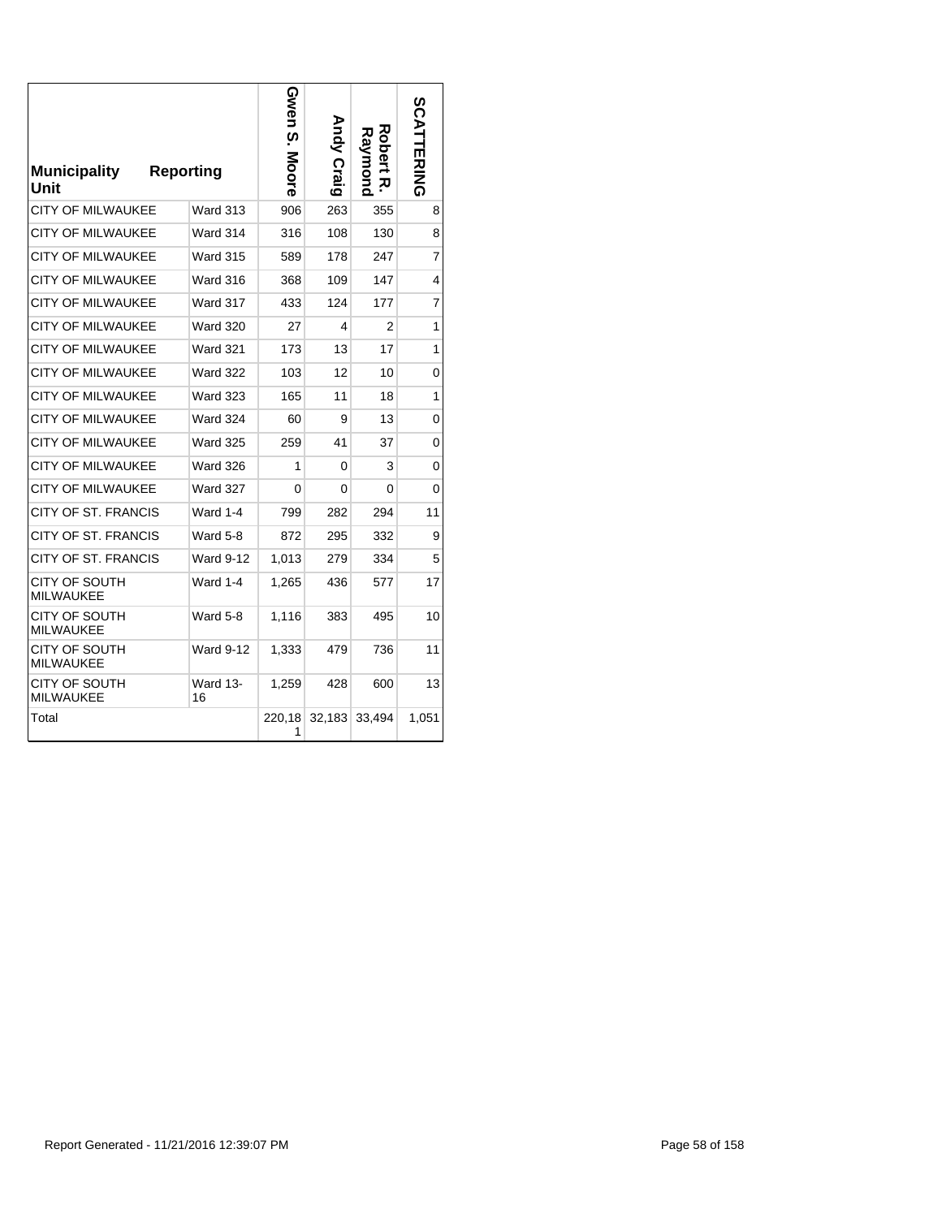| Municipality Unit | Reporting | Gwen S. Moore | Andy Craig | Robert R. Raymond | SCATTERING |
|---|---|---|---|---|---|
| CITY OF MILWAUKEE | Ward 313 | 906 | 263 | 355 | 8 |
| CITY OF MILWAUKEE | Ward 314 | 316 | 108 | 130 | 8 |
| CITY OF MILWAUKEE | Ward 315 | 589 | 178 | 247 | 7 |
| CITY OF MILWAUKEE | Ward 316 | 368 | 109 | 147 | 4 |
| CITY OF MILWAUKEE | Ward 317 | 433 | 124 | 177 | 7 |
| CITY OF MILWAUKEE | Ward 320 | 27 | 4 | 2 | 1 |
| CITY OF MILWAUKEE | Ward 321 | 173 | 13 | 17 | 1 |
| CITY OF MILWAUKEE | Ward 322 | 103 | 12 | 10 | 0 |
| CITY OF MILWAUKEE | Ward 323 | 165 | 11 | 18 | 1 |
| CITY OF MILWAUKEE | Ward 324 | 60 | 9 | 13 | 0 |
| CITY OF MILWAUKEE | Ward 325 | 259 | 41 | 37 | 0 |
| CITY OF MILWAUKEE | Ward 326 | 1 | 0 | 3 | 0 |
| CITY OF MILWAUKEE | Ward 327 | 0 | 0 | 0 | 0 |
| CITY OF ST. FRANCIS | Ward 1-4 | 799 | 282 | 294 | 11 |
| CITY OF ST. FRANCIS | Ward 5-8 | 872 | 295 | 332 | 9 |
| CITY OF ST. FRANCIS | Ward 9-12 | 1,013 | 279 | 334 | 5 |
| CITY OF SOUTH MILWAUKEE | Ward 1-4 | 1,265 | 436 | 577 | 17 |
| CITY OF SOUTH MILWAUKEE | Ward 5-8 | 1,116 | 383 | 495 | 10 |
| CITY OF SOUTH MILWAUKEE | Ward 9-12 | 1,333 | 479 | 736 | 11 |
| CITY OF SOUTH MILWAUKEE | Ward 13-16 | 1,259 | 428 | 600 | 13 |
| Total | | 220,181 | 32,183 | 33,494 | 1,051 |

Report Generated - 11/21/2016 12:39:07 PM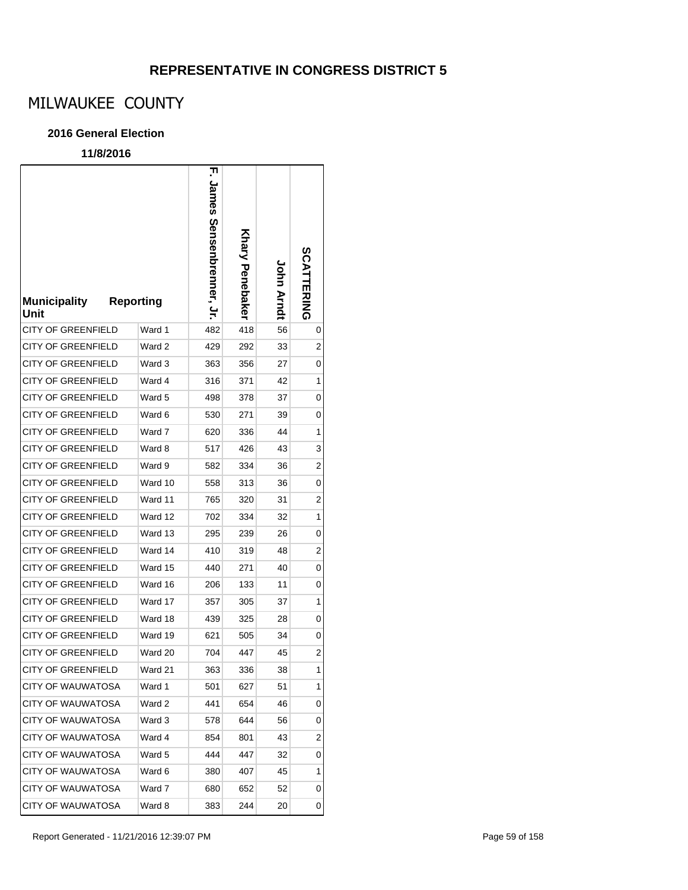## REPRESENTATIVE IN CONGRESS DISTRICT 5

# MILWAUKEE COUNTY

### 2016 General Election

**11/8/2016**

| Municipality Unit | Reporting | F. James Sensenbrenner, Jr. | Khary Penebaker | John Arndt | SCATTERING |
|---|---|---|---|---|---|
| CITY OF GREENFIELD | Ward 1 | 482 | 418 | 56 | 0 |
| CITY OF GREENFIELD | Ward 2 | 429 | 292 | 33 | 2 |
| CITY OF GREENFIELD | Ward 3 | 363 | 356 | 27 | 0 |
| CITY OF GREENFIELD | Ward 4 | 316 | 371 | 42 | 1 |
| CITY OF GREENFIELD | Ward 5 | 498 | 378 | 37 | 0 |
| CITY OF GREENFIELD | Ward 6 | 530 | 271 | 39 | 0 |
| CITY OF GREENFIELD | Ward 7 | 620 | 336 | 44 | 1 |
| CITY OF GREENFIELD | Ward 8 | 517 | 426 | 43 | 3 |
| CITY OF GREENFIELD | Ward 9 | 582 | 334 | 36 | 2 |
| CITY OF GREENFIELD | Ward 10 | 558 | 313 | 36 | 0 |
| CITY OF GREENFIELD | Ward 11 | 765 | 320 | 31 | 2 |
| CITY OF GREENFIELD | Ward 12 | 702 | 334 | 32 | 1 |
| CITY OF GREENFIELD | Ward 13 | 295 | 239 | 26 | 0 |
| CITY OF GREENFIELD | Ward 14 | 410 | 319 | 48 | 2 |
| CITY OF GREENFIELD | Ward 15 | 440 | 271 | 40 | 0 |
| CITY OF GREENFIELD | Ward 16 | 206 | 133 | 11 | 0 |
| CITY OF GREENFIELD | Ward 17 | 357 | 305 | 37 | 1 |
| CITY OF GREENFIELD | Ward 18 | 439 | 325 | 28 | 0 |
| CITY OF GREENFIELD | Ward 19 | 621 | 505 | 34 | 0 |
| CITY OF GREENFIELD | Ward 20 | 704 | 447 | 45 | 2 |
| CITY OF GREENFIELD | Ward 21 | 363 | 336 | 38 | 1 |
| CITY OF WAUWATOSA | Ward 1 | 501 | 627 | 51 | 1 |
| CITY OF WAUWATOSA | Ward 2 | 441 | 654 | 46 | 0 |
| CITY OF WAUWATOSA | Ward 3 | 578 | 644 | 56 | 0 |
| CITY OF WAUWATOSA | Ward 4 | 854 | 801 | 43 | 2 |
| CITY OF WAUWATOSA | Ward 5 | 444 | 447 | 32 | 0 |
| CITY OF WAUWATOSA | Ward 6 | 380 | 407 | 45 | 1 |
| CITY OF WAUWATOSA | Ward 7 | 680 | 652 | 52 | 0 |
| CITY OF WAUWATOSA | Ward 8 | 383 | 244 | 20 | 0 |

Report Generated - 11/21/2016 12:39:07 PM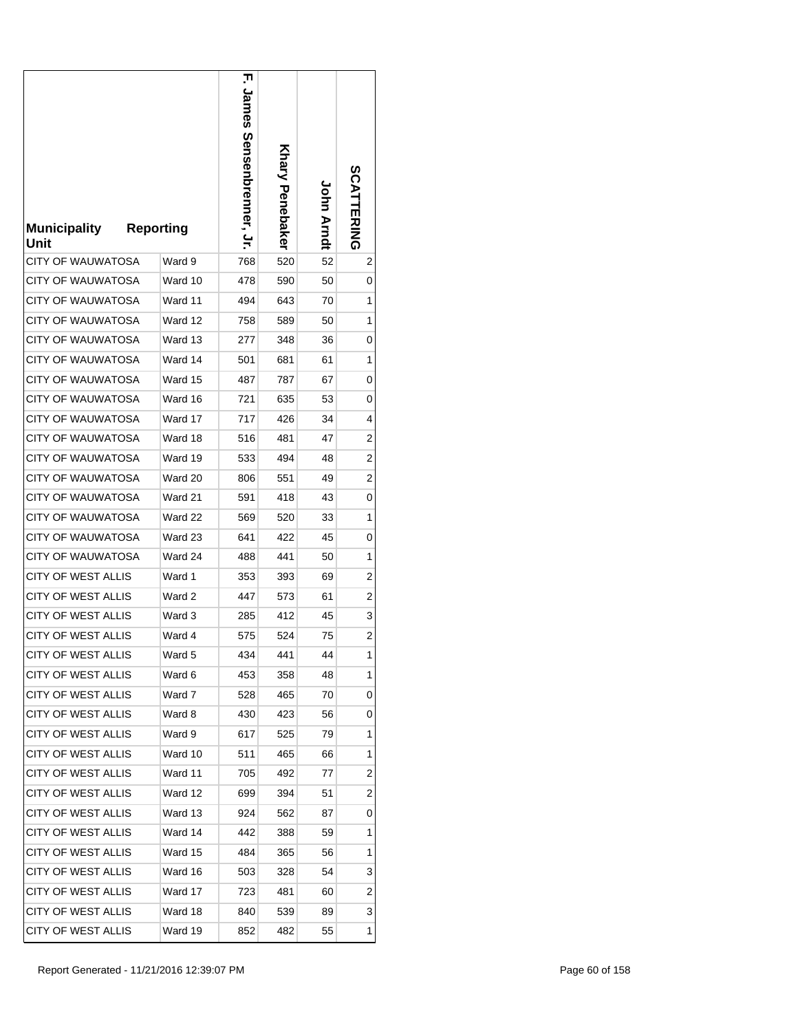| Municipality | Reporting Unit | F. James Sensenbrenner, Jr. | Khary Penebaker | John Arndt | SCATTERING |
| --- | --- | --- | --- | --- | --- |
| CITY OF WAUWATOSA | Ward 9 | 768 | 520 | 52 | 2 |
| CITY OF WAUWATOSA | Ward 10 | 478 | 590 | 50 | 0 |
| CITY OF WAUWATOSA | Ward 11 | 494 | 643 | 70 | 1 |
| CITY OF WAUWATOSA | Ward 12 | 758 | 589 | 50 | 1 |
| CITY OF WAUWATOSA | Ward 13 | 277 | 348 | 36 | 0 |
| CITY OF WAUWATOSA | Ward 14 | 501 | 681 | 61 | 1 |
| CITY OF WAUWATOSA | Ward 15 | 487 | 787 | 67 | 0 |
| CITY OF WAUWATOSA | Ward 16 | 721 | 635 | 53 | 0 |
| CITY OF WAUWATOSA | Ward 17 | 717 | 426 | 34 | 4 |
| CITY OF WAUWATOSA | Ward 18 | 516 | 481 | 47 | 2 |
| CITY OF WAUWATOSA | Ward 19 | 533 | 494 | 48 | 2 |
| CITY OF WAUWATOSA | Ward 20 | 806 | 551 | 49 | 2 |
| CITY OF WAUWATOSA | Ward 21 | 591 | 418 | 43 | 0 |
| CITY OF WAUWATOSA | Ward 22 | 569 | 520 | 33 | 1 |
| CITY OF WAUWATOSA | Ward 23 | 641 | 422 | 45 | 0 |
| CITY OF WAUWATOSA | Ward 24 | 488 | 441 | 50 | 1 |
| CITY OF WEST ALLIS | Ward 1 | 353 | 393 | 69 | 2 |
| CITY OF WEST ALLIS | Ward 2 | 447 | 573 | 61 | 2 |
| CITY OF WEST ALLIS | Ward 3 | 285 | 412 | 45 | 3 |
| CITY OF WEST ALLIS | Ward 4 | 575 | 524 | 75 | 2 |
| CITY OF WEST ALLIS | Ward 5 | 434 | 441 | 44 | 1 |
| CITY OF WEST ALLIS | Ward 6 | 453 | 358 | 48 | 1 |
| CITY OF WEST ALLIS | Ward 7 | 528 | 465 | 70 | 0 |
| CITY OF WEST ALLIS | Ward 8 | 430 | 423 | 56 | 0 |
| CITY OF WEST ALLIS | Ward 9 | 617 | 525 | 79 | 1 |
| CITY OF WEST ALLIS | Ward 10 | 511 | 465 | 66 | 1 |
| CITY OF WEST ALLIS | Ward 11 | 705 | 492 | 77 | 2 |
| CITY OF WEST ALLIS | Ward 12 | 699 | 394 | 51 | 2 |
| CITY OF WEST ALLIS | Ward 13 | 924 | 562 | 87 | 0 |
| CITY OF WEST ALLIS | Ward 14 | 442 | 388 | 59 | 1 |
| CITY OF WEST ALLIS | Ward 15 | 484 | 365 | 56 | 1 |
| CITY OF WEST ALLIS | Ward 16 | 503 | 328 | 54 | 3 |
| CITY OF WEST ALLIS | Ward 17 | 723 | 481 | 60 | 2 |
| CITY OF WEST ALLIS | Ward 18 | 840 | 539 | 89 | 3 |
| CITY OF WEST ALLIS | Ward 19 | 852 | 482 | 55 | 1 |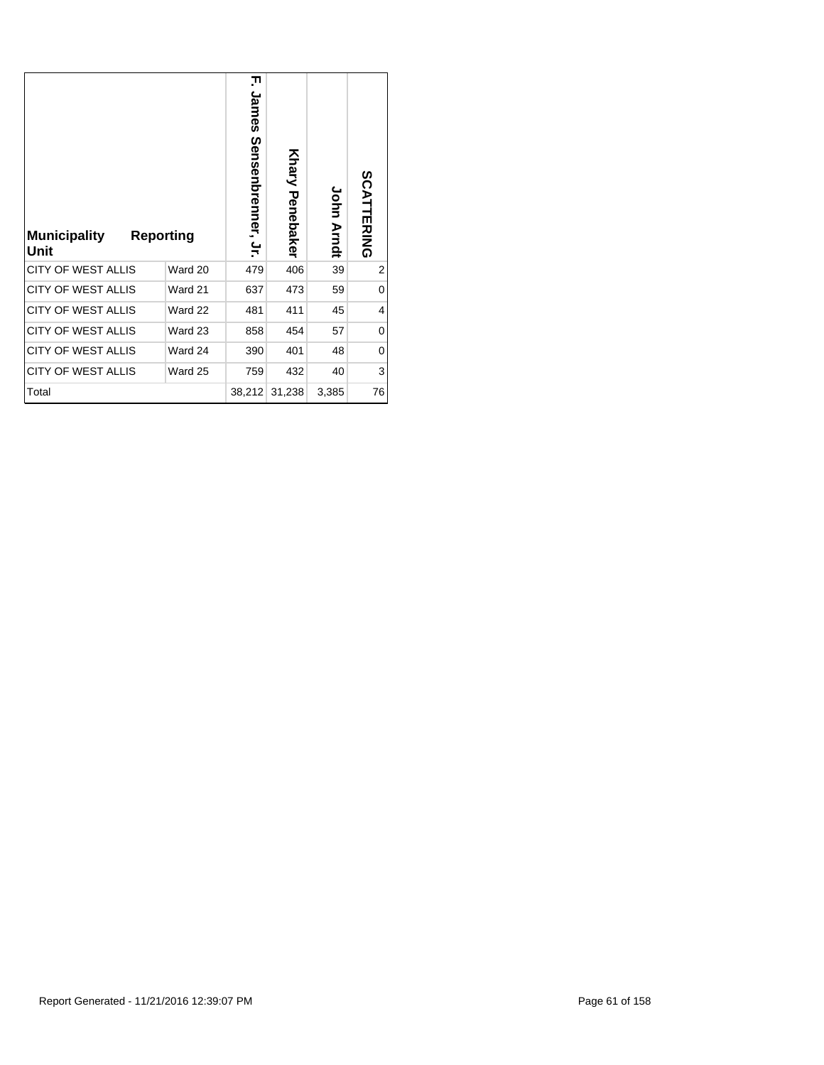| Municipality Unit | Reporting | F. James Sensenbrenner, Jr. | Khary Penebaker | John Arndt | SCATTERING |
|---|---|---|---|---|---|
| CITY OF WEST ALLIS | Ward 20 | 479 | 406 | 39 | 2 |
| CITY OF WEST ALLIS | Ward 21 | 637 | 473 | 59 | 0 |
| CITY OF WEST ALLIS | Ward 22 | 481 | 411 | 45 | 4 |
| CITY OF WEST ALLIS | Ward 23 | 858 | 454 | 57 | 0 |
| CITY OF WEST ALLIS | Ward 24 | 390 | 401 | 48 | 0 |
| CITY OF WEST ALLIS | Ward 25 | 759 | 432 | 40 | 3 |
| Total | | 38,212 | 31,238 | 3,385 | 76 |

Report Generated - 11/21/2016 12:39:07 PM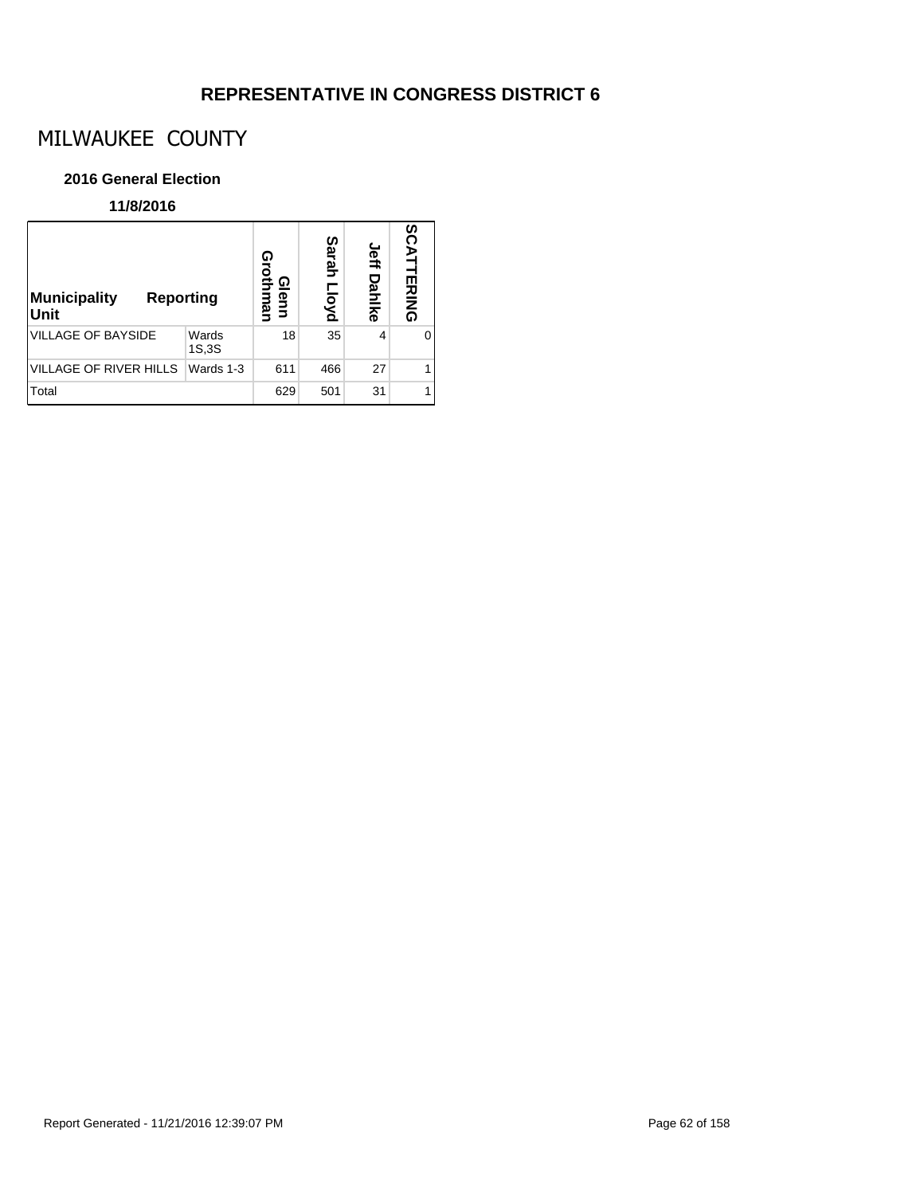## REPRESENTATIVE IN CONGRESS DISTRICT 6

# MILWAUKEE COUNTY

### 2016 General Election

**11/8/2016**

| Municipality Unit | Reporting | Glenn Grothman | Sarah Lloyd | Jeff Dahlke | SCATTERING |
|---|---|---|---|---|---|
| VILLAGE OF BAYSIDE | Wards 1S,3S | 18 | 35 | 4 | 0 |
| VILLAGE OF RIVER HILLS | Wards 1-3 | 611 | 466 | 27 | 1 |
| Total | | 629 | 501 | 31 | 1 |

Report Generated - 11/21/2016 12:39:07 PM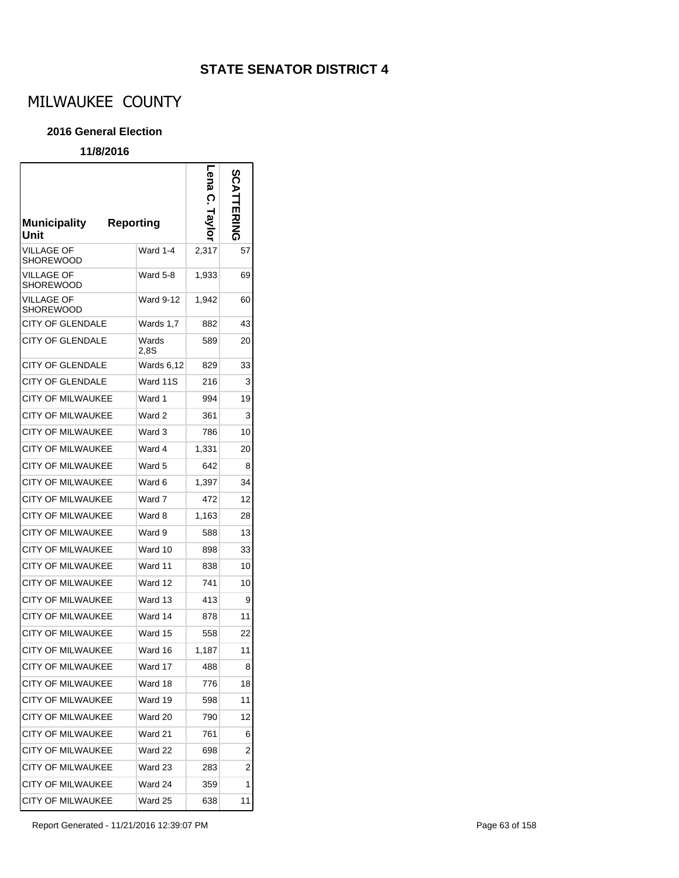## STATE SENATOR DISTRICT 4

# MILWAUKEE COUNTY

**2016 General Election**

**11/8/2016**

| Municipality Unit | Reporting | Lena C. Taylor | SCATTERING |
|---|---|---|---|
| VILLAGE OF SHOREWOOD | Ward 1-4 | 2,317 | 57 |
| VILLAGE OF SHOREWOOD | Ward 5-8 | 1,933 | 69 |
| VILLAGE OF SHOREWOOD | Ward 9-12 | 1,942 | 60 |
| CITY OF GLENDALE | Wards 1,7 | 882 | 43 |
| CITY OF GLENDALE | Wards 2,8S | 589 | 20 |
| CITY OF GLENDALE | Wards 6,12 | 829 | 33 |
| CITY OF GLENDALE | Ward 11S | 216 | 3 |
| CITY OF MILWAUKEE | Ward 1 | 994 | 19 |
| CITY OF MILWAUKEE | Ward 2 | 361 | 3 |
| CITY OF MILWAUKEE | Ward 3 | 786 | 10 |
| CITY OF MILWAUKEE | Ward 4 | 1,331 | 20 |
| CITY OF MILWAUKEE | Ward 5 | 642 | 8 |
| CITY OF MILWAUKEE | Ward 6 | 1,397 | 34 |
| CITY OF MILWAUKEE | Ward 7 | 472 | 12 |
| CITY OF MILWAUKEE | Ward 8 | 1,163 | 28 |
| CITY OF MILWAUKEE | Ward 9 | 588 | 13 |
| CITY OF MILWAUKEE | Ward 10 | 898 | 33 |
| CITY OF MILWAUKEE | Ward 11 | 838 | 10 |
| CITY OF MILWAUKEE | Ward 12 | 741 | 10 |
| CITY OF MILWAUKEE | Ward 13 | 413 | 9 |
| CITY OF MILWAUKEE | Ward 14 | 878 | 11 |
| CITY OF MILWAUKEE | Ward 15 | 558 | 22 |
| CITY OF MILWAUKEE | Ward 16 | 1,187 | 11 |
| CITY OF MILWAUKEE | Ward 17 | 488 | 8 |
| CITY OF MILWAUKEE | Ward 18 | 776 | 18 |
| CITY OF MILWAUKEE | Ward 19 | 598 | 11 |
| CITY OF MILWAUKEE | Ward 20 | 790 | 12 |
| CITY OF MILWAUKEE | Ward 21 | 761 | 6 |
| CITY OF MILWAUKEE | Ward 22 | 698 | 2 |
| CITY OF MILWAUKEE | Ward 23 | 283 | 2 |
| CITY OF MILWAUKEE | Ward 24 | 359 | 1 |
| CITY OF MILWAUKEE | Ward 25 | 638 | 11 |

Report Generated - 11/21/2016 12:39:07 PM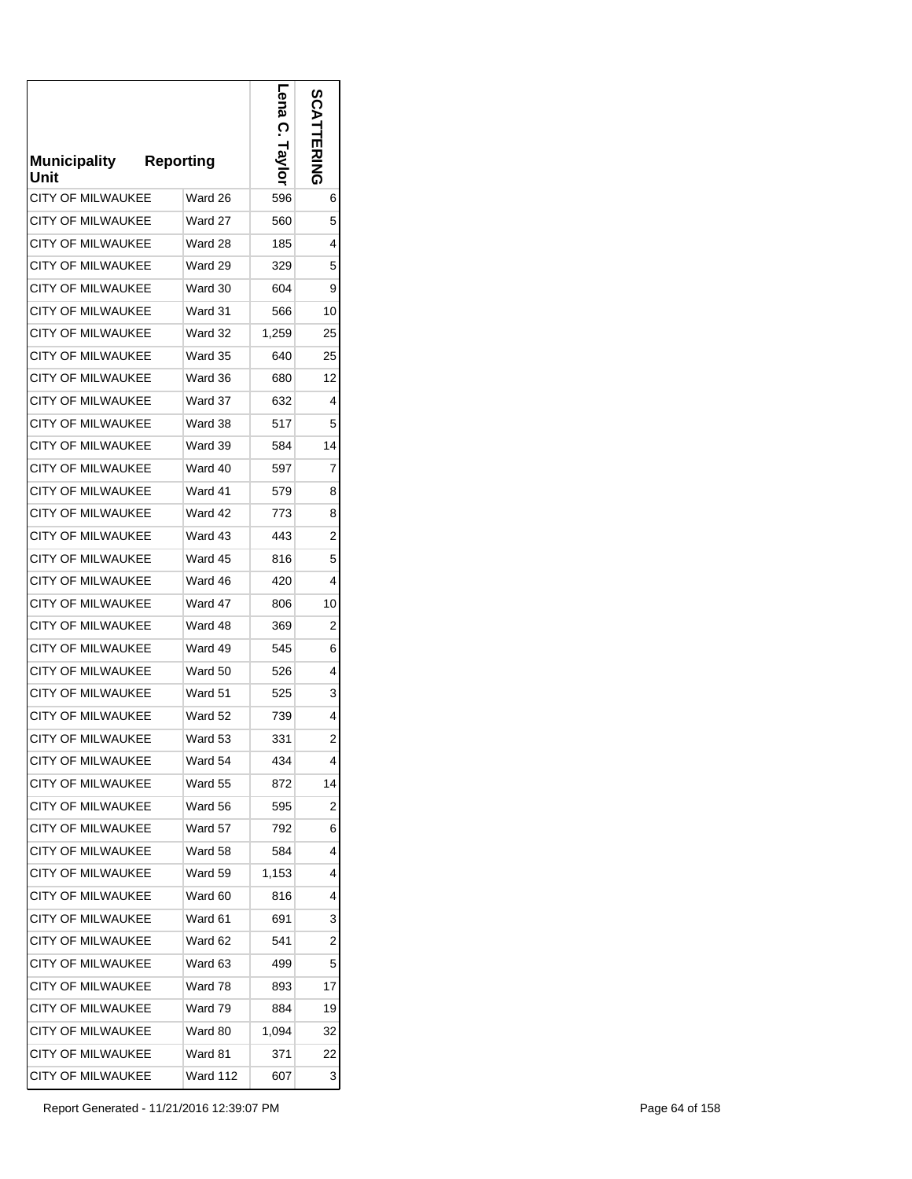| Municipality Unit | Reporting | Lena C. Taylor | SCATTERING |
|---|---|---|---|
| CITY OF MILWAUKEE | Ward 26 | 596 | 6 |
| CITY OF MILWAUKEE | Ward 27 | 560 | 5 |
| CITY OF MILWAUKEE | Ward 28 | 185 | 4 |
| CITY OF MILWAUKEE | Ward 29 | 329 | 5 |
| CITY OF MILWAUKEE | Ward 30 | 604 | 9 |
| CITY OF MILWAUKEE | Ward 31 | 566 | 10 |
| CITY OF MILWAUKEE | Ward 32 | 1,259 | 25 |
| CITY OF MILWAUKEE | Ward 35 | 640 | 25 |
| CITY OF MILWAUKEE | Ward 36 | 680 | 12 |
| CITY OF MILWAUKEE | Ward 37 | 632 | 4 |
| CITY OF MILWAUKEE | Ward 38 | 517 | 5 |
| CITY OF MILWAUKEE | Ward 39 | 584 | 14 |
| CITY OF MILWAUKEE | Ward 40 | 597 | 7 |
| CITY OF MILWAUKEE | Ward 41 | 579 | 8 |
| CITY OF MILWAUKEE | Ward 42 | 773 | 8 |
| CITY OF MILWAUKEE | Ward 43 | 443 | 2 |
| CITY OF MILWAUKEE | Ward 45 | 816 | 5 |
| CITY OF MILWAUKEE | Ward 46 | 420 | 4 |
| CITY OF MILWAUKEE | Ward 47 | 806 | 10 |
| CITY OF MILWAUKEE | Ward 48 | 369 | 2 |
| CITY OF MILWAUKEE | Ward 49 | 545 | 6 |
| CITY OF MILWAUKEE | Ward 50 | 526 | 4 |
| CITY OF MILWAUKEE | Ward 51 | 525 | 3 |
| CITY OF MILWAUKEE | Ward 52 | 739 | 4 |
| CITY OF MILWAUKEE | Ward 53 | 331 | 2 |
| CITY OF MILWAUKEE | Ward 54 | 434 | 4 |
| CITY OF MILWAUKEE | Ward 55 | 872 | 14 |
| CITY OF MILWAUKEE | Ward 56 | 595 | 2 |
| CITY OF MILWAUKEE | Ward 57 | 792 | 6 |
| CITY OF MILWAUKEE | Ward 58 | 584 | 4 |
| CITY OF MILWAUKEE | Ward 59 | 1,153 | 4 |
| CITY OF MILWAUKEE | Ward 60 | 816 | 4 |
| CITY OF MILWAUKEE | Ward 61 | 691 | 3 |
| CITY OF MILWAUKEE | Ward 62 | 541 | 2 |
| CITY OF MILWAUKEE | Ward 63 | 499 | 5 |
| CITY OF MILWAUKEE | Ward 78 | 893 | 17 |
| CITY OF MILWAUKEE | Ward 79 | 884 | 19 |
| CITY OF MILWAUKEE | Ward 80 | 1,094 | 32 |
| CITY OF MILWAUKEE | Ward 81 | 371 | 22 |
| CITY OF MILWAUKEE | Ward 112 | 607 | 3 |

Report Generated - 11/21/2016 12:39:07 PM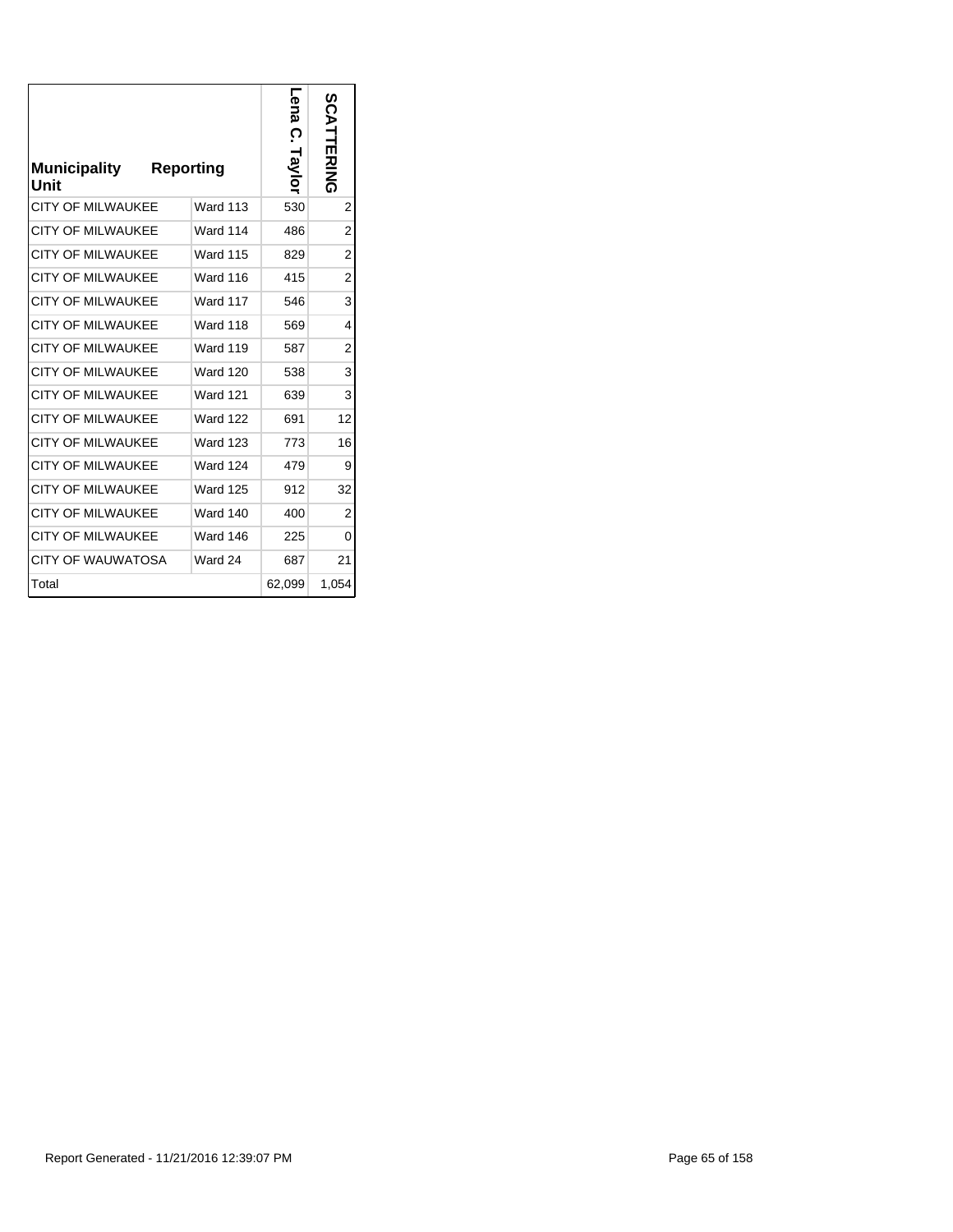| Municipality Unit | Reporting | Lena C. Taylor | SCATTERING |
|---|---|---|---|
| CITY OF MILWAUKEE | Ward 113 | 530 | 2 |
| CITY OF MILWAUKEE | Ward 114 | 486 | 2 |
| CITY OF MILWAUKEE | Ward 115 | 829 | 2 |
| CITY OF MILWAUKEE | Ward 116 | 415 | 2 |
| CITY OF MILWAUKEE | Ward 117 | 546 | 3 |
| CITY OF MILWAUKEE | Ward 118 | 569 | 4 |
| CITY OF MILWAUKEE | Ward 119 | 587 | 2 |
| CITY OF MILWAUKEE | Ward 120 | 538 | 3 |
| CITY OF MILWAUKEE | Ward 121 | 639 | 3 |
| CITY OF MILWAUKEE | Ward 122 | 691 | 12 |
| CITY OF MILWAUKEE | Ward 123 | 773 | 16 |
| CITY OF MILWAUKEE | Ward 124 | 479 | 9 |
| CITY OF MILWAUKEE | Ward 125 | 912 | 32 |
| CITY OF MILWAUKEE | Ward 140 | 400 | 2 |
| CITY OF MILWAUKEE | Ward 146 | 225 | 0 |
| CITY OF WAUWATOSA | Ward 24 | 687 | 21 |
| Total | | 62,099 | 1,054 |

Report Generated - 11/21/2016 12:39:07 PM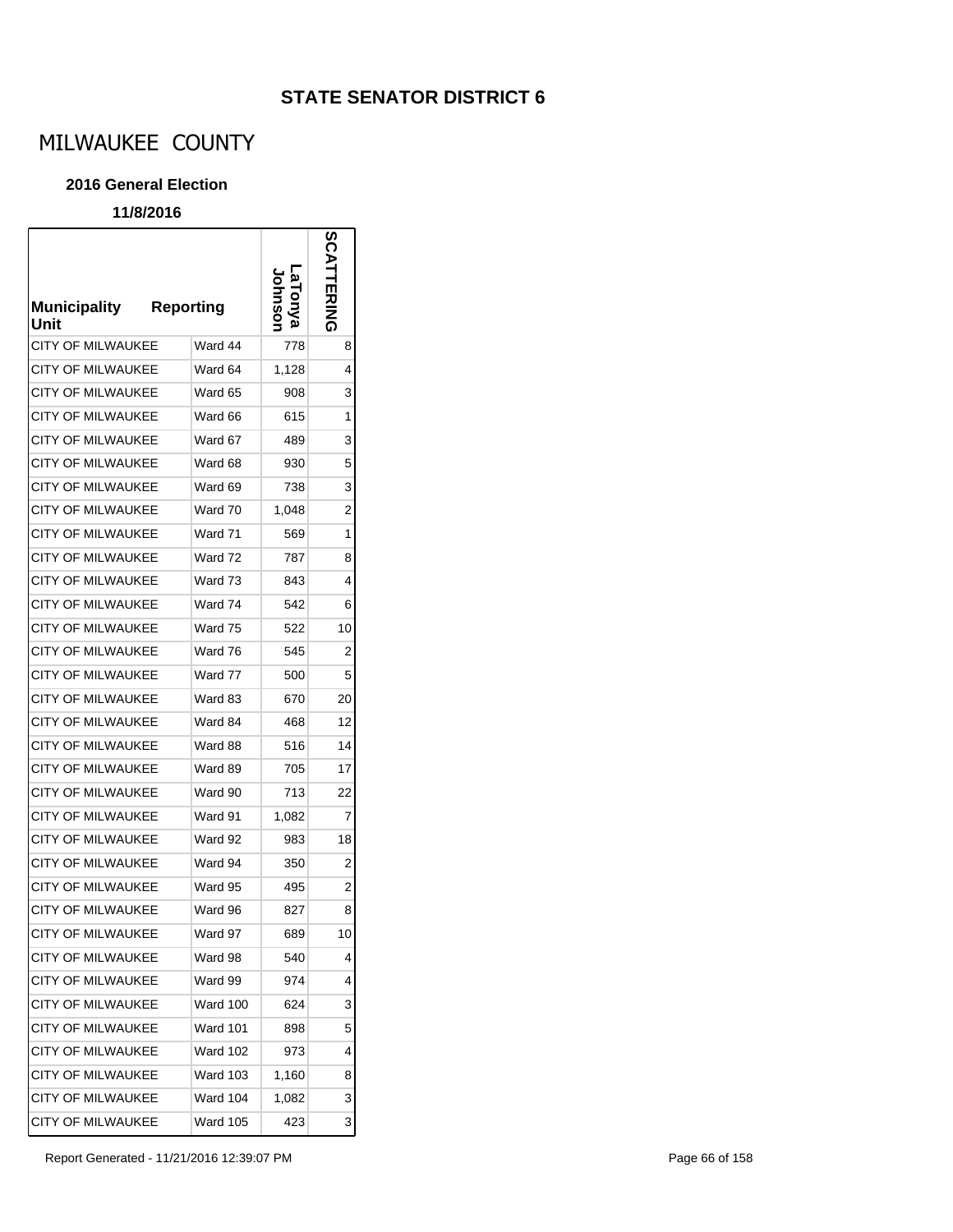## STATE SENATOR DISTRICT 6

# MILWAUKEE COUNTY

**2016 General Election**

**11/8/2016**

| Municipality Unit | Reporting | LaTonya Johnson | SCATTERING |
|---|---|---|---|
| CITY OF MILWAUKEE | Ward 44 | 778 | 8 |
| CITY OF MILWAUKEE | Ward 64 | 1,128 | 4 |
| CITY OF MILWAUKEE | Ward 65 | 908 | 3 |
| CITY OF MILWAUKEE | Ward 66 | 615 | 1 |
| CITY OF MILWAUKEE | Ward 67 | 489 | 3 |
| CITY OF MILWAUKEE | Ward 68 | 930 | 5 |
| CITY OF MILWAUKEE | Ward 69 | 738 | 3 |
| CITY OF MILWAUKEE | Ward 70 | 1,048 | 2 |
| CITY OF MILWAUKEE | Ward 71 | 569 | 1 |
| CITY OF MILWAUKEE | Ward 72 | 787 | 8 |
| CITY OF MILWAUKEE | Ward 73 | 843 | 4 |
| CITY OF MILWAUKEE | Ward 74 | 542 | 6 |
| CITY OF MILWAUKEE | Ward 75 | 522 | 10 |
| CITY OF MILWAUKEE | Ward 76 | 545 | 2 |
| CITY OF MILWAUKEE | Ward 77 | 500 | 5 |
| CITY OF MILWAUKEE | Ward 83 | 670 | 20 |
| CITY OF MILWAUKEE | Ward 84 | 468 | 12 |
| CITY OF MILWAUKEE | Ward 88 | 516 | 14 |
| CITY OF MILWAUKEE | Ward 89 | 705 | 17 |
| CITY OF MILWAUKEE | Ward 90 | 713 | 22 |
| CITY OF MILWAUKEE | Ward 91 | 1,082 | 7 |
| CITY OF MILWAUKEE | Ward 92 | 983 | 18 |
| CITY OF MILWAUKEE | Ward 94 | 350 | 2 |
| CITY OF MILWAUKEE | Ward 95 | 495 | 2 |
| CITY OF MILWAUKEE | Ward 96 | 827 | 8 |
| CITY OF MILWAUKEE | Ward 97 | 689 | 10 |
| CITY OF MILWAUKEE | Ward 98 | 540 | 4 |
| CITY OF MILWAUKEE | Ward 99 | 974 | 4 |
| CITY OF MILWAUKEE | Ward 100 | 624 | 3 |
| CITY OF MILWAUKEE | Ward 101 | 898 | 5 |
| CITY OF MILWAUKEE | Ward 102 | 973 | 4 |
| CITY OF MILWAUKEE | Ward 103 | 1,160 | 8 |
| CITY OF MILWAUKEE | Ward 104 | 1,082 | 3 |
| CITY OF MILWAUKEE | Ward 105 | 423 | 3 |

Report Generated - 11/21/2016 12:39:07 PM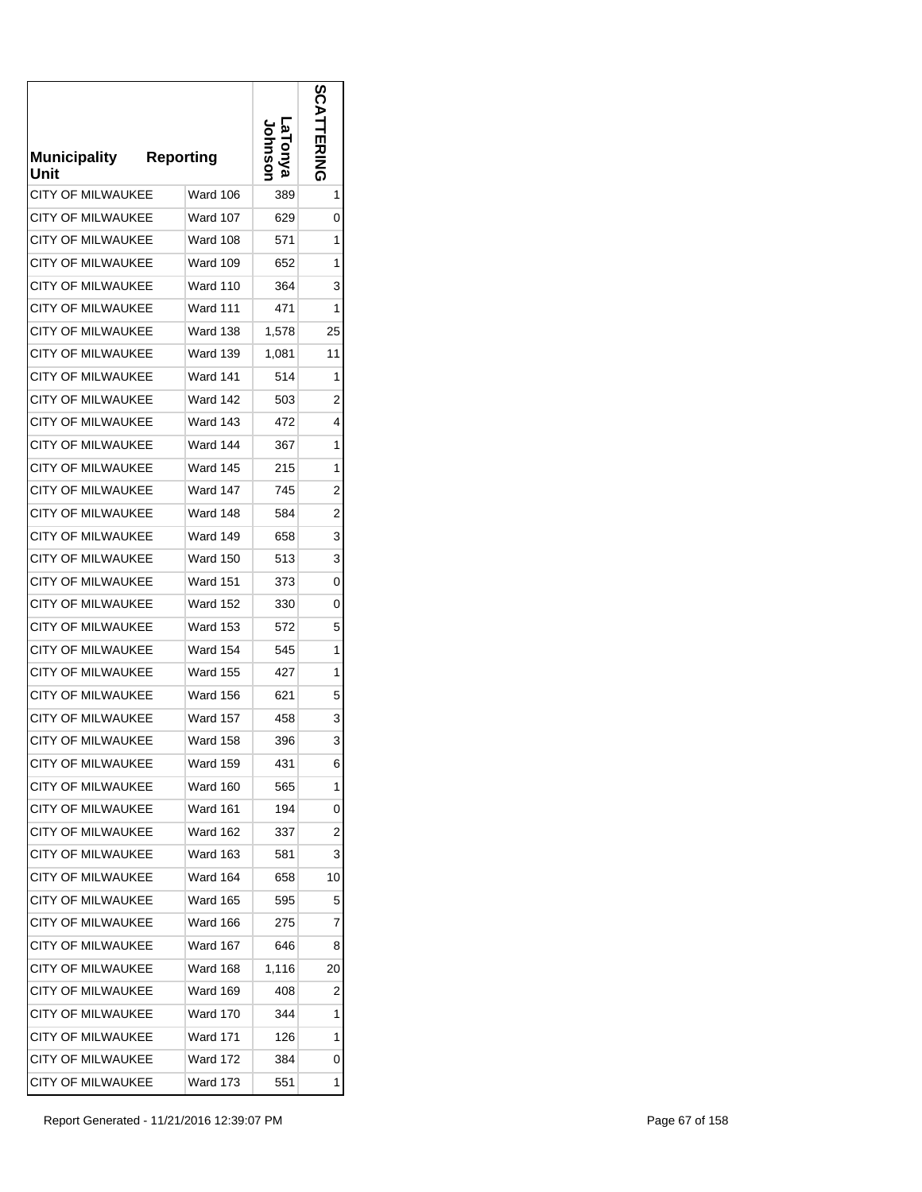| Municipality Unit | Reporting | LaTonya Johnson | SCATTERING |
|---|---|---|---|
| CITY OF MILWAUKEE | Ward 106 | 389 | 1 |
| CITY OF MILWAUKEE | Ward 107 | 629 | 0 |
| CITY OF MILWAUKEE | Ward 108 | 571 | 1 |
| CITY OF MILWAUKEE | Ward 109 | 652 | 1 |
| CITY OF MILWAUKEE | Ward 110 | 364 | 3 |
| CITY OF MILWAUKEE | Ward 111 | 471 | 1 |
| CITY OF MILWAUKEE | Ward 138 | 1,578 | 25 |
| CITY OF MILWAUKEE | Ward 139 | 1,081 | 11 |
| CITY OF MILWAUKEE | Ward 141 | 514 | 1 |
| CITY OF MILWAUKEE | Ward 142 | 503 | 2 |
| CITY OF MILWAUKEE | Ward 143 | 472 | 4 |
| CITY OF MILWAUKEE | Ward 144 | 367 | 1 |
| CITY OF MILWAUKEE | Ward 145 | 215 | 1 |
| CITY OF MILWAUKEE | Ward 147 | 745 | 2 |
| CITY OF MILWAUKEE | Ward 148 | 584 | 2 |
| CITY OF MILWAUKEE | Ward 149 | 658 | 3 |
| CITY OF MILWAUKEE | Ward 150 | 513 | 3 |
| CITY OF MILWAUKEE | Ward 151 | 373 | 0 |
| CITY OF MILWAUKEE | Ward 152 | 330 | 0 |
| CITY OF MILWAUKEE | Ward 153 | 572 | 5 |
| CITY OF MILWAUKEE | Ward 154 | 545 | 1 |
| CITY OF MILWAUKEE | Ward 155 | 427 | 1 |
| CITY OF MILWAUKEE | Ward 156 | 621 | 5 |
| CITY OF MILWAUKEE | Ward 157 | 458 | 3 |
| CITY OF MILWAUKEE | Ward 158 | 396 | 3 |
| CITY OF MILWAUKEE | Ward 159 | 431 | 6 |
| CITY OF MILWAUKEE | Ward 160 | 565 | 1 |
| CITY OF MILWAUKEE | Ward 161 | 194 | 0 |
| CITY OF MILWAUKEE | Ward 162 | 337 | 2 |
| CITY OF MILWAUKEE | Ward 163 | 581 | 3 |
| CITY OF MILWAUKEE | Ward 164 | 658 | 10 |
| CITY OF MILWAUKEE | Ward 165 | 595 | 5 |
| CITY OF MILWAUKEE | Ward 166 | 275 | 7 |
| CITY OF MILWAUKEE | Ward 167 | 646 | 8 |
| CITY OF MILWAUKEE | Ward 168 | 1,116 | 20 |
| CITY OF MILWAUKEE | Ward 169 | 408 | 2 |
| CITY OF MILWAUKEE | Ward 170 | 344 | 1 |
| CITY OF MILWAUKEE | Ward 171 | 126 | 1 |
| CITY OF MILWAUKEE | Ward 172 | 384 | 0 |
| CITY OF MILWAUKEE | Ward 173 | 551 | 1 |

Report Generated - 11/21/2016 12:39:07 PM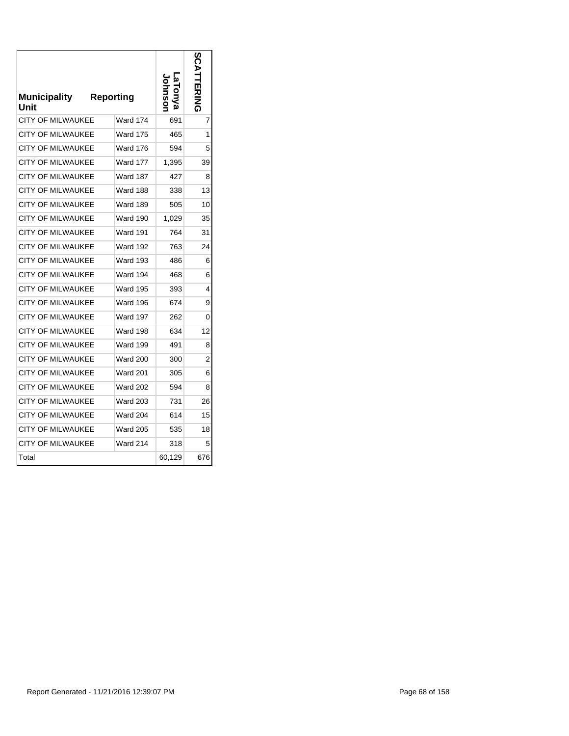| Municipality Unit | Reporting | LaTonya Johnson | SCATTERING |
|---|---|---|---|
| CITY OF MILWAUKEE | Ward 174 | 691 | 7 |
| CITY OF MILWAUKEE | Ward 175 | 465 | 1 |
| CITY OF MILWAUKEE | Ward 176 | 594 | 5 |
| CITY OF MILWAUKEE | Ward 177 | 1,395 | 39 |
| CITY OF MILWAUKEE | Ward 187 | 427 | 8 |
| CITY OF MILWAUKEE | Ward 188 | 338 | 13 |
| CITY OF MILWAUKEE | Ward 189 | 505 | 10 |
| CITY OF MILWAUKEE | Ward 190 | 1,029 | 35 |
| CITY OF MILWAUKEE | Ward 191 | 764 | 31 |
| CITY OF MILWAUKEE | Ward 192 | 763 | 24 |
| CITY OF MILWAUKEE | Ward 193 | 486 | 6 |
| CITY OF MILWAUKEE | Ward 194 | 468 | 6 |
| CITY OF MILWAUKEE | Ward 195 | 393 | 4 |
| CITY OF MILWAUKEE | Ward 196 | 674 | 9 |
| CITY OF MILWAUKEE | Ward 197 | 262 | 0 |
| CITY OF MILWAUKEE | Ward 198 | 634 | 12 |
| CITY OF MILWAUKEE | Ward 199 | 491 | 8 |
| CITY OF MILWAUKEE | Ward 200 | 300 | 2 |
| CITY OF MILWAUKEE | Ward 201 | 305 | 6 |
| CITY OF MILWAUKEE | Ward 202 | 594 | 8 |
| CITY OF MILWAUKEE | Ward 203 | 731 | 26 |
| CITY OF MILWAUKEE | Ward 204 | 614 | 15 |
| CITY OF MILWAUKEE | Ward 205 | 535 | 18 |
| CITY OF MILWAUKEE | Ward 214 | 318 | 5 |
| Total | | 60,129 | 676 |

Report Generated - 11/21/2016 12:39:07 PM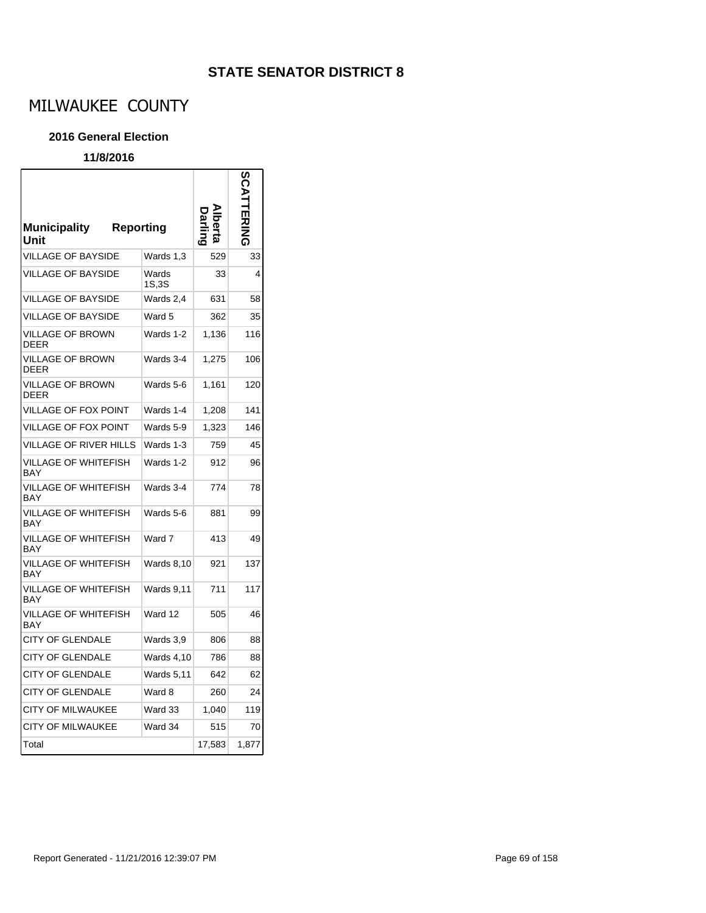## STATE SENATOR DISTRICT 8

# MILWAUKEE COUNTY

### 2016 General Election

### 11/8/2016

| Municipality Unit | Reporting | Alberta Darling | SCATTERING |
|---|---|---|---|
| VILLAGE OF BAYSIDE | Wards 1,3 | 529 | 33 |
| VILLAGE OF BAYSIDE | Wards 1S,3S | 33 | 4 |
| VILLAGE OF BAYSIDE | Wards 2,4 | 631 | 58 |
| VILLAGE OF BAYSIDE | Ward 5 | 362 | 35 |
| VILLAGE OF BROWN DEER | Wards 1-2 | 1,136 | 116 |
| VILLAGE OF BROWN DEER | Wards 3-4 | 1,275 | 106 |
| VILLAGE OF BROWN DEER | Wards 5-6 | 1,161 | 120 |
| VILLAGE OF FOX POINT | Wards 1-4 | 1,208 | 141 |
| VILLAGE OF FOX POINT | Wards 5-9 | 1,323 | 146 |
| VILLAGE OF RIVER HILLS | Wards 1-3 | 759 | 45 |
| VILLAGE OF WHITEFISH BAY | Wards 1-2 | 912 | 96 |
| VILLAGE OF WHITEFISH BAY | Wards 3-4 | 774 | 78 |
| VILLAGE OF WHITEFISH BAY | Wards 5-6 | 881 | 99 |
| VILLAGE OF WHITEFISH BAY | Ward 7 | 413 | 49 |
| VILLAGE OF WHITEFISH BAY | Wards 8,10 | 921 | 137 |
| VILLAGE OF WHITEFISH BAY | Wards 9,11 | 711 | 117 |
| VILLAGE OF WHITEFISH BAY | Ward 12 | 505 | 46 |
| CITY OF GLENDALE | Wards 3,9 | 806 | 88 |
| CITY OF GLENDALE | Wards 4,10 | 786 | 88 |
| CITY OF GLENDALE | Wards 5,11 | 642 | 62 |
| CITY OF GLENDALE | Ward 8 | 260 | 24 |
| CITY OF MILWAUKEE | Ward 33 | 1,040 | 119 |
| CITY OF MILWAUKEE | Ward 34 | 515 | 70 |
| Total | | 17,583 | 1,877 |

Report Generated - 11/21/2016 12:39:07 PM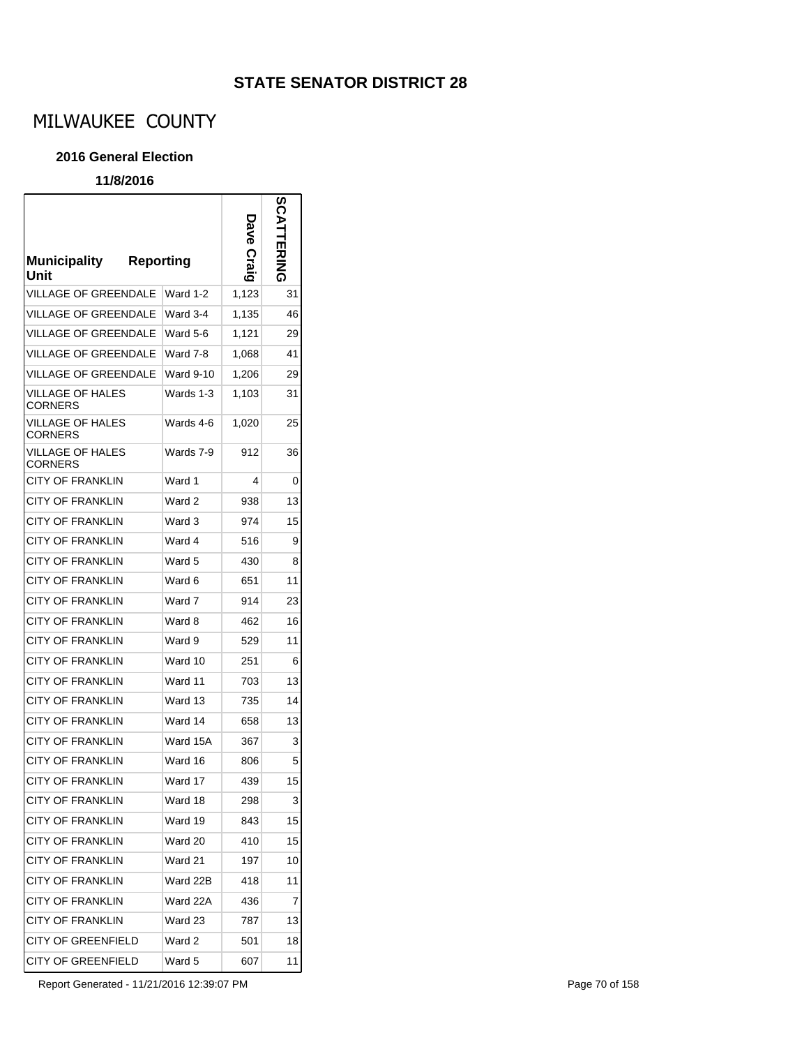## STATE SENATOR DISTRICT 28

# MILWAUKEE COUNTY

### 2016 General Election

**11/8/2016**

| Municipality Unit | Reporting | Dave Craig | SCATTERING |
|---|---|---|---|
| VILLAGE OF GREENDALE | Ward 1-2 | 1,123 | 31 |
| VILLAGE OF GREENDALE | Ward 3-4 | 1,135 | 46 |
| VILLAGE OF GREENDALE | Ward 5-6 | 1,121 | 29 |
| VILLAGE OF GREENDALE | Ward 7-8 | 1,068 | 41 |
| VILLAGE OF GREENDALE | Ward 9-10 | 1,206 | 29 |
| VILLAGE OF HALES CORNERS | Wards 1-3 | 1,103 | 31 |
| VILLAGE OF HALES CORNERS | Wards 4-6 | 1,020 | 25 |
| VILLAGE OF HALES CORNERS | Wards 7-9 | 912 | 36 |
| CITY OF FRANKLIN | Ward 1 | 4 | 0 |
| CITY OF FRANKLIN | Ward 2 | 938 | 13 |
| CITY OF FRANKLIN | Ward 3 | 974 | 15 |
| CITY OF FRANKLIN | Ward 4 | 516 | 9 |
| CITY OF FRANKLIN | Ward 5 | 430 | 8 |
| CITY OF FRANKLIN | Ward 6 | 651 | 11 |
| CITY OF FRANKLIN | Ward 7 | 914 | 23 |
| CITY OF FRANKLIN | Ward 8 | 462 | 16 |
| CITY OF FRANKLIN | Ward 9 | 529 | 11 |
| CITY OF FRANKLIN | Ward 10 | 251 | 6 |
| CITY OF FRANKLIN | Ward 11 | 703 | 13 |
| CITY OF FRANKLIN | Ward 13 | 735 | 14 |
| CITY OF FRANKLIN | Ward 14 | 658 | 13 |
| CITY OF FRANKLIN | Ward 15A | 367 | 3 |
| CITY OF FRANKLIN | Ward 16 | 806 | 5 |
| CITY OF FRANKLIN | Ward 17 | 439 | 15 |
| CITY OF FRANKLIN | Ward 18 | 298 | 3 |
| CITY OF FRANKLIN | Ward 19 | 843 | 15 |
| CITY OF FRANKLIN | Ward 20 | 410 | 15 |
| CITY OF FRANKLIN | Ward 21 | 197 | 10 |
| CITY OF FRANKLIN | Ward 22B | 418 | 11 |
| CITY OF FRANKLIN | Ward 22A | 436 | 7 |
| CITY OF FRANKLIN | Ward 23 | 787 | 13 |
| CITY OF GREENFIELD | Ward 2 | 501 | 18 |
| CITY OF GREENFIELD | Ward 5 | 607 | 11 |

Report Generated - 11/21/2016 12:39:07 PM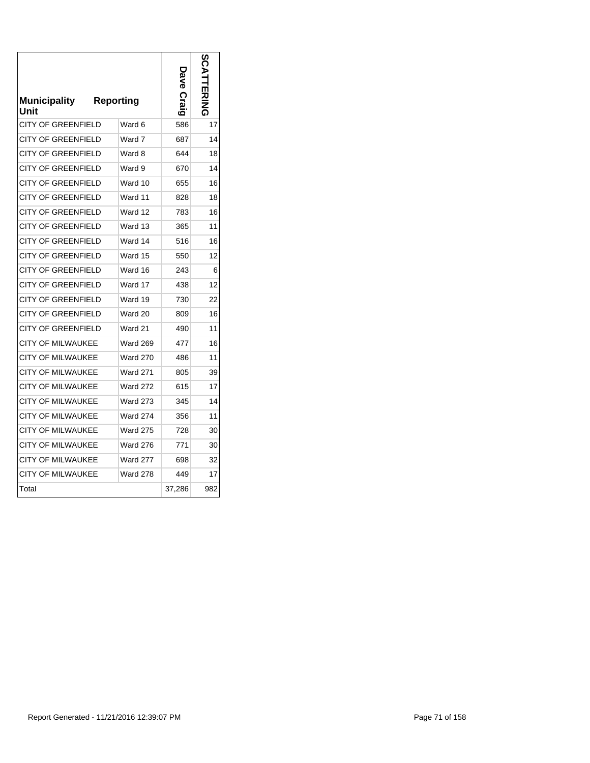| Municipality Unit | Reporting | Dave Craig | SCATTERING |
|---|---|---|---|
| CITY OF GREENFIELD | Ward 6 | 586 | 17 |
| CITY OF GREENFIELD | Ward 7 | 687 | 14 |
| CITY OF GREENFIELD | Ward 8 | 644 | 18 |
| CITY OF GREENFIELD | Ward 9 | 670 | 14 |
| CITY OF GREENFIELD | Ward 10 | 655 | 16 |
| CITY OF GREENFIELD | Ward 11 | 828 | 18 |
| CITY OF GREENFIELD | Ward 12 | 783 | 16 |
| CITY OF GREENFIELD | Ward 13 | 365 | 11 |
| CITY OF GREENFIELD | Ward 14 | 516 | 16 |
| CITY OF GREENFIELD | Ward 15 | 550 | 12 |
| CITY OF GREENFIELD | Ward 16 | 243 | 6 |
| CITY OF GREENFIELD | Ward 17 | 438 | 12 |
| CITY OF GREENFIELD | Ward 19 | 730 | 22 |
| CITY OF GREENFIELD | Ward 20 | 809 | 16 |
| CITY OF GREENFIELD | Ward 21 | 490 | 11 |
| CITY OF MILWAUKEE | Ward 269 | 477 | 16 |
| CITY OF MILWAUKEE | Ward 270 | 486 | 11 |
| CITY OF MILWAUKEE | Ward 271 | 805 | 39 |
| CITY OF MILWAUKEE | Ward 272 | 615 | 17 |
| CITY OF MILWAUKEE | Ward 273 | 345 | 14 |
| CITY OF MILWAUKEE | Ward 274 | 356 | 11 |
| CITY OF MILWAUKEE | Ward 275 | 728 | 30 |
| CITY OF MILWAUKEE | Ward 276 | 771 | 30 |
| CITY OF MILWAUKEE | Ward 277 | 698 | 32 |
| CITY OF MILWAUKEE | Ward 278 | 449 | 17 |
| Total | | 37,286 | 982 |

Report Generated - 11/21/2016 12:39:07 PM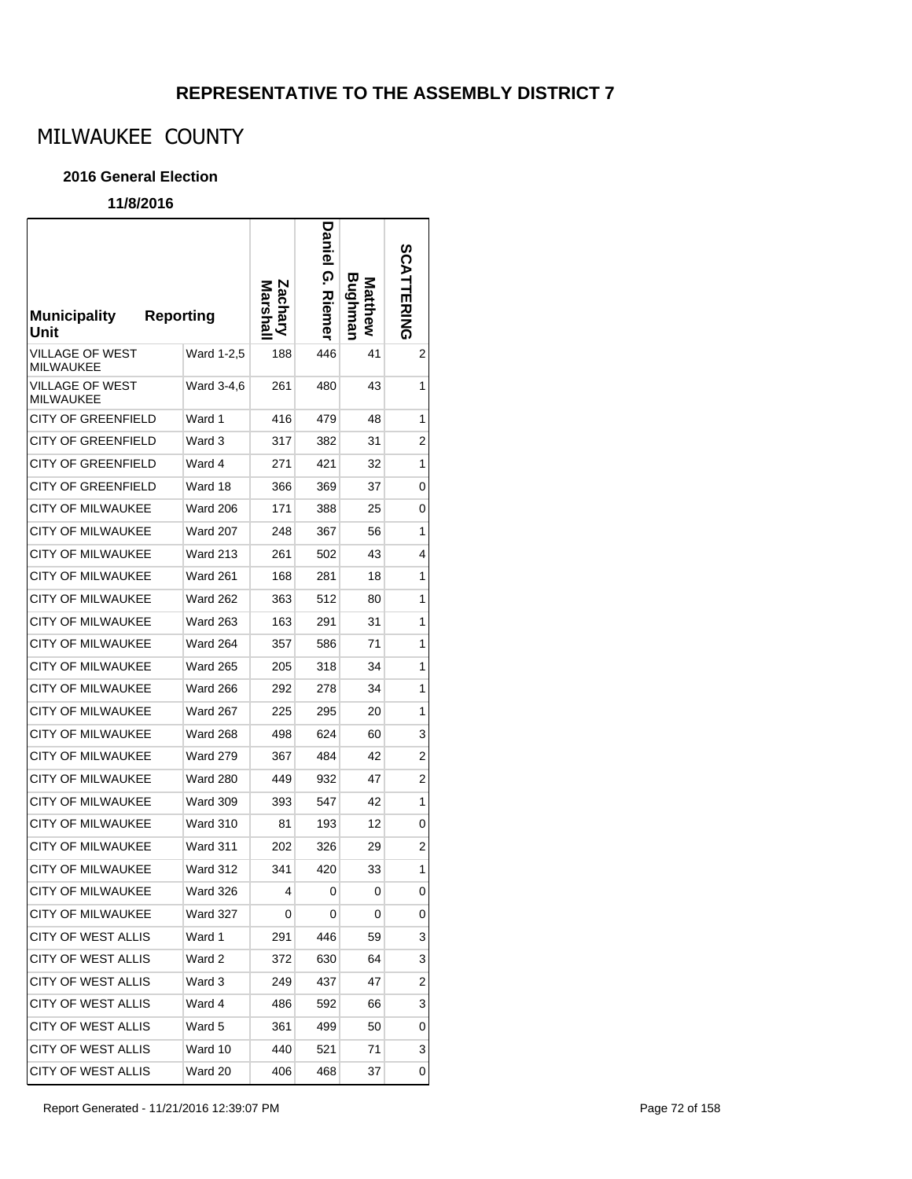## REPRESENTATIVE TO THE ASSEMBLY DISTRICT 7

# MILWAUKEE COUNTY

### 2016 General Election

### 11/8/2016

| Municipality Unit | Reporting | Zachary Marshall | Daniel G. Riemer | Matthew Bughman | SCATTERING |
|---|---|---|---|---|---|
| VILLAGE OF WEST MILWAUKEE | Ward 1-2,5 | 188 | 446 | 41 | 2 |
| VILLAGE OF WEST MILWAUKEE | Ward 3-4,6 | 261 | 480 | 43 | 1 |
| CITY OF GREENFIELD | Ward 1 | 416 | 479 | 48 | 1 |
| CITY OF GREENFIELD | Ward 3 | 317 | 382 | 31 | 2 |
| CITY OF GREENFIELD | Ward 4 | 271 | 421 | 32 | 1 |
| CITY OF GREENFIELD | Ward 18 | 366 | 369 | 37 | 0 |
| CITY OF MILWAUKEE | Ward 206 | 171 | 388 | 25 | 0 |
| CITY OF MILWAUKEE | Ward 207 | 248 | 367 | 56 | 1 |
| CITY OF MILWAUKEE | Ward 213 | 261 | 502 | 43 | 4 |
| CITY OF MILWAUKEE | Ward 261 | 168 | 281 | 18 | 1 |
| CITY OF MILWAUKEE | Ward 262 | 363 | 512 | 80 | 1 |
| CITY OF MILWAUKEE | Ward 263 | 163 | 291 | 31 | 1 |
| CITY OF MILWAUKEE | Ward 264 | 357 | 586 | 71 | 1 |
| CITY OF MILWAUKEE | Ward 265 | 205 | 318 | 34 | 1 |
| CITY OF MILWAUKEE | Ward 266 | 292 | 278 | 34 | 1 |
| CITY OF MILWAUKEE | Ward 267 | 225 | 295 | 20 | 1 |
| CITY OF MILWAUKEE | Ward 268 | 498 | 624 | 60 | 3 |
| CITY OF MILWAUKEE | Ward 279 | 367 | 484 | 42 | 2 |
| CITY OF MILWAUKEE | Ward 280 | 449 | 932 | 47 | 2 |
| CITY OF MILWAUKEE | Ward 309 | 393 | 547 | 42 | 1 |
| CITY OF MILWAUKEE | Ward 310 | 81 | 193 | 12 | 0 |
| CITY OF MILWAUKEE | Ward 311 | 202 | 326 | 29 | 2 |
| CITY OF MILWAUKEE | Ward 312 | 341 | 420 | 33 | 1 |
| CITY OF MILWAUKEE | Ward 326 | 4 | 0 | 0 | 0 |
| CITY OF MILWAUKEE | Ward 327 | 0 | 0 | 0 | 0 |
| CITY OF WEST ALLIS | Ward 1 | 291 | 446 | 59 | 3 |
| CITY OF WEST ALLIS | Ward 2 | 372 | 630 | 64 | 3 |
| CITY OF WEST ALLIS | Ward 3 | 249 | 437 | 47 | 2 |
| CITY OF WEST ALLIS | Ward 4 | 486 | 592 | 66 | 3 |
| CITY OF WEST ALLIS | Ward 5 | 361 | 499 | 50 | 0 |
| CITY OF WEST ALLIS | Ward 10 | 440 | 521 | 71 | 3 |
| CITY OF WEST ALLIS | Ward 20 | 406 | 468 | 37 | 0 |

Report Generated - 11/21/2016 12:39:07 PM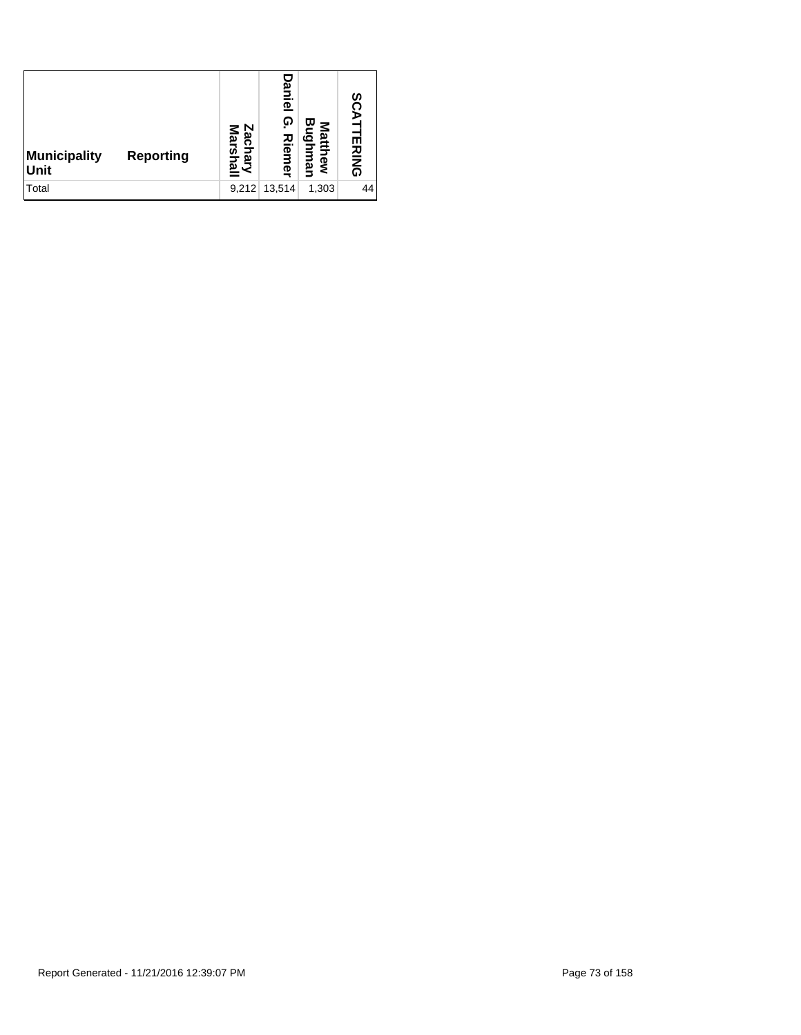| Municipality Unit | Reporting | Zachary Marshall | Daniel G. Riemer | Matthew Bughman | SCATTERING |
|---|---|---|---|---|---|
| Total | | 9,212 | 13,514 | 1,303 | 44 |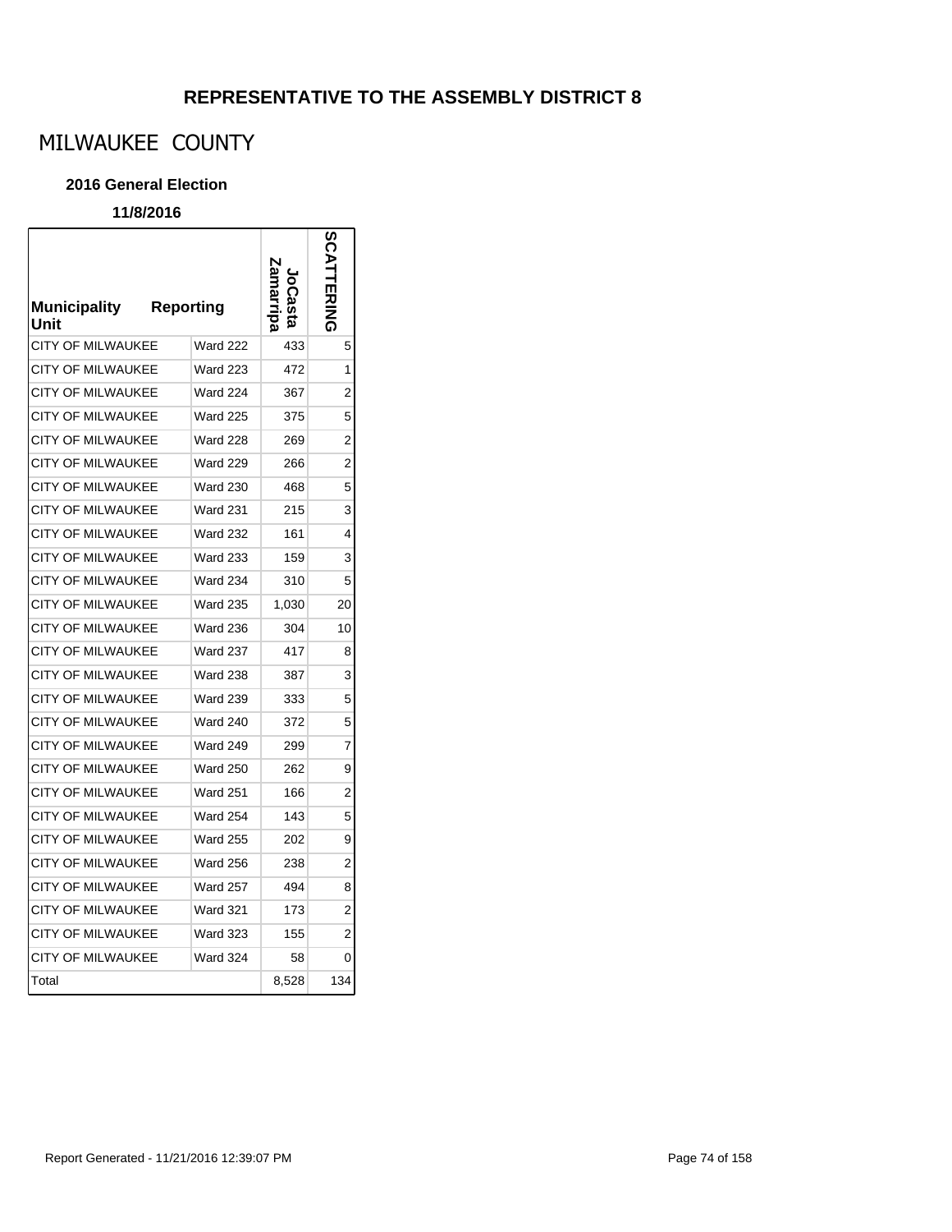# REPRESENTATIVE TO THE ASSEMBLY DISTRICT 8

## MILWAUKEE COUNTY

### 2016 General Election

**11/8/2016**

| Municipality Unit | Reporting | JoCasta Zamarripa | SCATTERING |
|---|---|---|---|
| CITY OF MILWAUKEE | Ward 222 | 433 | 5 |
| CITY OF MILWAUKEE | Ward 223 | 472 | 1 |
| CITY OF MILWAUKEE | Ward 224 | 367 | 2 |
| CITY OF MILWAUKEE | Ward 225 | 375 | 5 |
| CITY OF MILWAUKEE | Ward 228 | 269 | 2 |
| CITY OF MILWAUKEE | Ward 229 | 266 | 2 |
| CITY OF MILWAUKEE | Ward 230 | 468 | 5 |
| CITY OF MILWAUKEE | Ward 231 | 215 | 3 |
| CITY OF MILWAUKEE | Ward 232 | 161 | 4 |
| CITY OF MILWAUKEE | Ward 233 | 159 | 3 |
| CITY OF MILWAUKEE | Ward 234 | 310 | 5 |
| CITY OF MILWAUKEE | Ward 235 | 1,030 | 20 |
| CITY OF MILWAUKEE | Ward 236 | 304 | 10 |
| CITY OF MILWAUKEE | Ward 237 | 417 | 8 |
| CITY OF MILWAUKEE | Ward 238 | 387 | 3 |
| CITY OF MILWAUKEE | Ward 239 | 333 | 5 |
| CITY OF MILWAUKEE | Ward 240 | 372 | 5 |
| CITY OF MILWAUKEE | Ward 249 | 299 | 7 |
| CITY OF MILWAUKEE | Ward 250 | 262 | 9 |
| CITY OF MILWAUKEE | Ward 251 | 166 | 2 |
| CITY OF MILWAUKEE | Ward 254 | 143 | 5 |
| CITY OF MILWAUKEE | Ward 255 | 202 | 9 |
| CITY OF MILWAUKEE | Ward 256 | 238 | 2 |
| CITY OF MILWAUKEE | Ward 257 | 494 | 8 |
| CITY OF MILWAUKEE | Ward 321 | 173 | 2 |
| CITY OF MILWAUKEE | Ward 323 | 155 | 2 |
| CITY OF MILWAUKEE | Ward 324 | 58 | 0 |
| Total | | 8,528 | 134 |

Report Generated - 11/21/2016 12:39:07 PM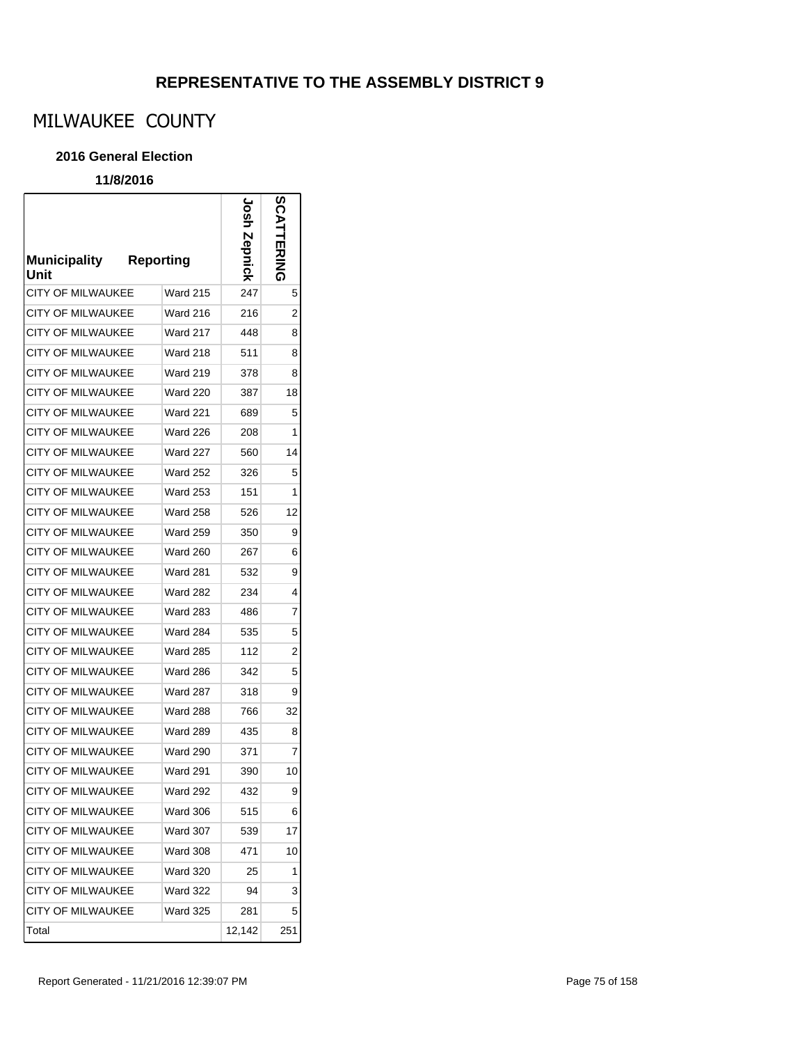# REPRESENTATIVE TO THE ASSEMBLY DISTRICT 9

## MILWAUKEE COUNTY

### 2016 General Election

**11/8/2016**

| Municipality Unit | Reporting | Josh Zepnick | SCATTERING |
|---|---|---|---|
| CITY OF MILWAUKEE | Ward 215 | 247 | 5 |
| CITY OF MILWAUKEE | Ward 216 | 216 | 2 |
| CITY OF MILWAUKEE | Ward 217 | 448 | 8 |
| CITY OF MILWAUKEE | Ward 218 | 511 | 8 |
| CITY OF MILWAUKEE | Ward 219 | 378 | 8 |
| CITY OF MILWAUKEE | Ward 220 | 387 | 18 |
| CITY OF MILWAUKEE | Ward 221 | 689 | 5 |
| CITY OF MILWAUKEE | Ward 226 | 208 | 1 |
| CITY OF MILWAUKEE | Ward 227 | 560 | 14 |
| CITY OF MILWAUKEE | Ward 252 | 326 | 5 |
| CITY OF MILWAUKEE | Ward 253 | 151 | 1 |
| CITY OF MILWAUKEE | Ward 258 | 526 | 12 |
| CITY OF MILWAUKEE | Ward 259 | 350 | 9 |
| CITY OF MILWAUKEE | Ward 260 | 267 | 6 |
| CITY OF MILWAUKEE | Ward 281 | 532 | 9 |
| CITY OF MILWAUKEE | Ward 282 | 234 | 4 |
| CITY OF MILWAUKEE | Ward 283 | 486 | 7 |
| CITY OF MILWAUKEE | Ward 284 | 535 | 5 |
| CITY OF MILWAUKEE | Ward 285 | 112 | 2 |
| CITY OF MILWAUKEE | Ward 286 | 342 | 5 |
| CITY OF MILWAUKEE | Ward 287 | 318 | 9 |
| CITY OF MILWAUKEE | Ward 288 | 766 | 32 |
| CITY OF MILWAUKEE | Ward 289 | 435 | 8 |
| CITY OF MILWAUKEE | Ward 290 | 371 | 7 |
| CITY OF MILWAUKEE | Ward 291 | 390 | 10 |
| CITY OF MILWAUKEE | Ward 292 | 432 | 9 |
| CITY OF MILWAUKEE | Ward 306 | 515 | 6 |
| CITY OF MILWAUKEE | Ward 307 | 539 | 17 |
| CITY OF MILWAUKEE | Ward 308 | 471 | 10 |
| CITY OF MILWAUKEE | Ward 320 | 25 | 1 |
| CITY OF MILWAUKEE | Ward 322 | 94 | 3 |
| CITY OF MILWAUKEE | Ward 325 | 281 | 5 |
| Total | | 12,142 | 251 |

Report Generated - 11/21/2016 12:39:07 PM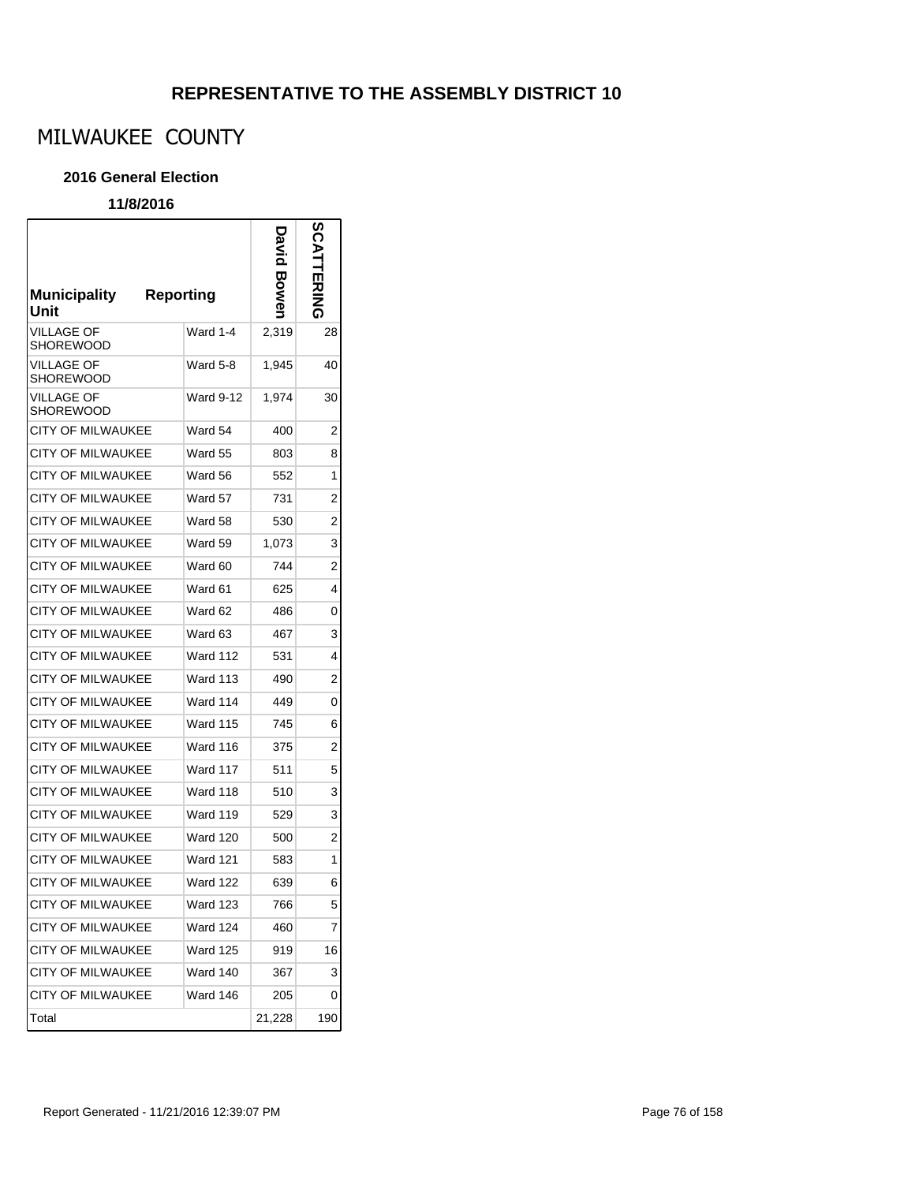# REPRESENTATIVE TO THE ASSEMBLY DISTRICT 10

## MILWAUKEE COUNTY

### 2016 General Election

**11/8/2016**

| Municipality Unit | Reporting | David Bowen | SCATTERING |
|---|---|---|---|
| VILLAGE OF SHOREWOOD | Ward 1-4 | 2,319 | 28 |
| VILLAGE OF SHOREWOOD | Ward 5-8 | 1,945 | 40 |
| VILLAGE OF SHOREWOOD | Ward 9-12 | 1,974 | 30 |
| CITY OF MILWAUKEE | Ward 54 | 400 | 2 |
| CITY OF MILWAUKEE | Ward 55 | 803 | 8 |
| CITY OF MILWAUKEE | Ward 56 | 552 | 1 |
| CITY OF MILWAUKEE | Ward 57 | 731 | 2 |
| CITY OF MILWAUKEE | Ward 58 | 530 | 2 |
| CITY OF MILWAUKEE | Ward 59 | 1,073 | 3 |
| CITY OF MILWAUKEE | Ward 60 | 744 | 2 |
| CITY OF MILWAUKEE | Ward 61 | 625 | 4 |
| CITY OF MILWAUKEE | Ward 62 | 486 | 0 |
| CITY OF MILWAUKEE | Ward 63 | 467 | 3 |
| CITY OF MILWAUKEE | Ward 112 | 531 | 4 |
| CITY OF MILWAUKEE | Ward 113 | 490 | 2 |
| CITY OF MILWAUKEE | Ward 114 | 449 | 0 |
| CITY OF MILWAUKEE | Ward 115 | 745 | 6 |
| CITY OF MILWAUKEE | Ward 116 | 375 | 2 |
| CITY OF MILWAUKEE | Ward 117 | 511 | 5 |
| CITY OF MILWAUKEE | Ward 118 | 510 | 3 |
| CITY OF MILWAUKEE | Ward 119 | 529 | 3 |
| CITY OF MILWAUKEE | Ward 120 | 500 | 2 |
| CITY OF MILWAUKEE | Ward 121 | 583 | 1 |
| CITY OF MILWAUKEE | Ward 122 | 639 | 6 |
| CITY OF MILWAUKEE | Ward 123 | 766 | 5 |
| CITY OF MILWAUKEE | Ward 124 | 460 | 7 |
| CITY OF MILWAUKEE | Ward 125 | 919 | 16 |
| CITY OF MILWAUKEE | Ward 140 | 367 | 3 |
| CITY OF MILWAUKEE | Ward 146 | 205 | 0 |
| Total | | 21,228 | 190 |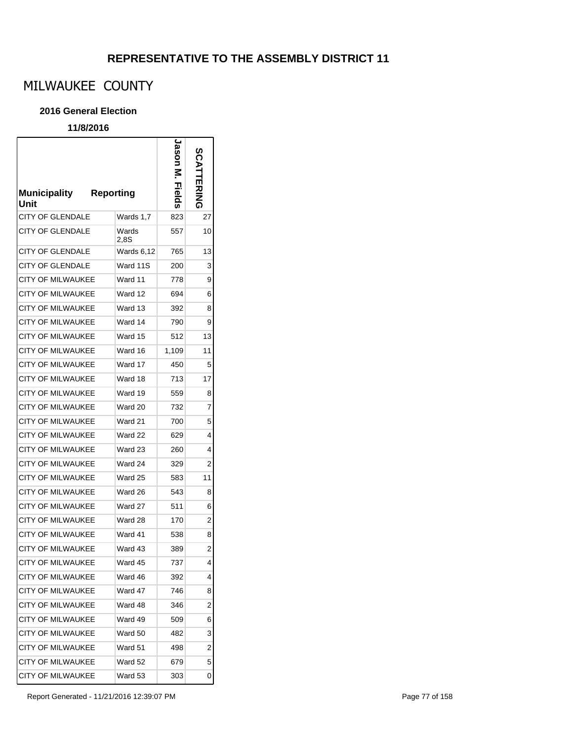# REPRESENTATIVE TO THE ASSEMBLY DISTRICT 11

## MILWAUKEE COUNTY

### 2016 General Election

**11/8/2016**

| Municipality Unit | Reporting | Jason M. Fields | SCATTERING |
|---|---|---|---|
| CITY OF GLENDALE | Wards 1,7 | 823 | 27 |
| CITY OF GLENDALE | Wards 2,8S | 557 | 10 |
| CITY OF GLENDALE | Wards 6,12 | 765 | 13 |
| CITY OF GLENDALE | Ward 11S | 200 | 3 |
| CITY OF MILWAUKEE | Ward 11 | 778 | 9 |
| CITY OF MILWAUKEE | Ward 12 | 694 | 6 |
| CITY OF MILWAUKEE | Ward 13 | 392 | 8 |
| CITY OF MILWAUKEE | Ward 14 | 790 | 9 |
| CITY OF MILWAUKEE | Ward 15 | 512 | 13 |
| CITY OF MILWAUKEE | Ward 16 | 1,109 | 11 |
| CITY OF MILWAUKEE | Ward 17 | 450 | 5 |
| CITY OF MILWAUKEE | Ward 18 | 713 | 17 |
| CITY OF MILWAUKEE | Ward 19 | 559 | 8 |
| CITY OF MILWAUKEE | Ward 20 | 732 | 7 |
| CITY OF MILWAUKEE | Ward 21 | 700 | 5 |
| CITY OF MILWAUKEE | Ward 22 | 629 | 4 |
| CITY OF MILWAUKEE | Ward 23 | 260 | 4 |
| CITY OF MILWAUKEE | Ward 24 | 329 | 2 |
| CITY OF MILWAUKEE | Ward 25 | 583 | 11 |
| CITY OF MILWAUKEE | Ward 26 | 543 | 8 |
| CITY OF MILWAUKEE | Ward 27 | 511 | 6 |
| CITY OF MILWAUKEE | Ward 28 | 170 | 2 |
| CITY OF MILWAUKEE | Ward 41 | 538 | 8 |
| CITY OF MILWAUKEE | Ward 43 | 389 | 2 |
| CITY OF MILWAUKEE | Ward 45 | 737 | 4 |
| CITY OF MILWAUKEE | Ward 46 | 392 | 4 |
| CITY OF MILWAUKEE | Ward 47 | 746 | 8 |
| CITY OF MILWAUKEE | Ward 48 | 346 | 2 |
| CITY OF MILWAUKEE | Ward 49 | 509 | 6 |
| CITY OF MILWAUKEE | Ward 50 | 482 | 3 |
| CITY OF MILWAUKEE | Ward 51 | 498 | 2 |
| CITY OF MILWAUKEE | Ward 52 | 679 | 5 |
| CITY OF MILWAUKEE | Ward 53 | 303 | 0 |

Report Generated - 11/21/2016 12:39:07 PM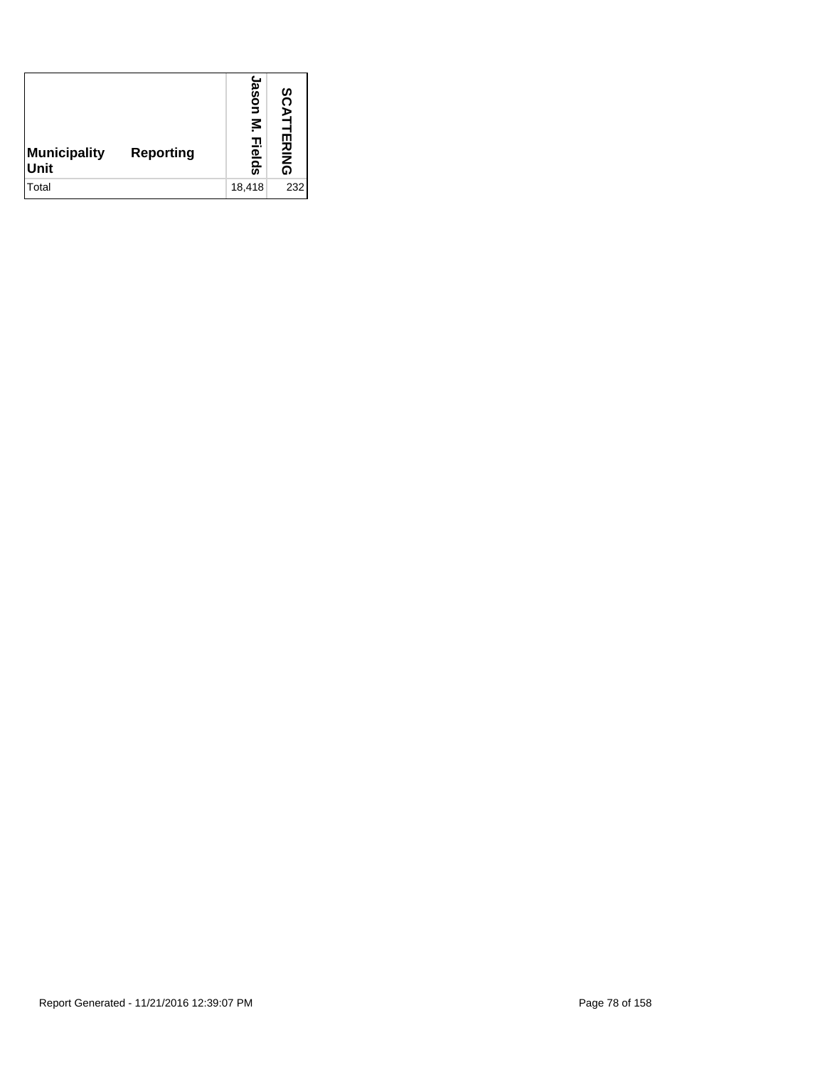| Municipality Unit | Reporting | Jason M. Fields | SCATTERING |
|---|---|---|---|
| Total | | 18,418 | 232 |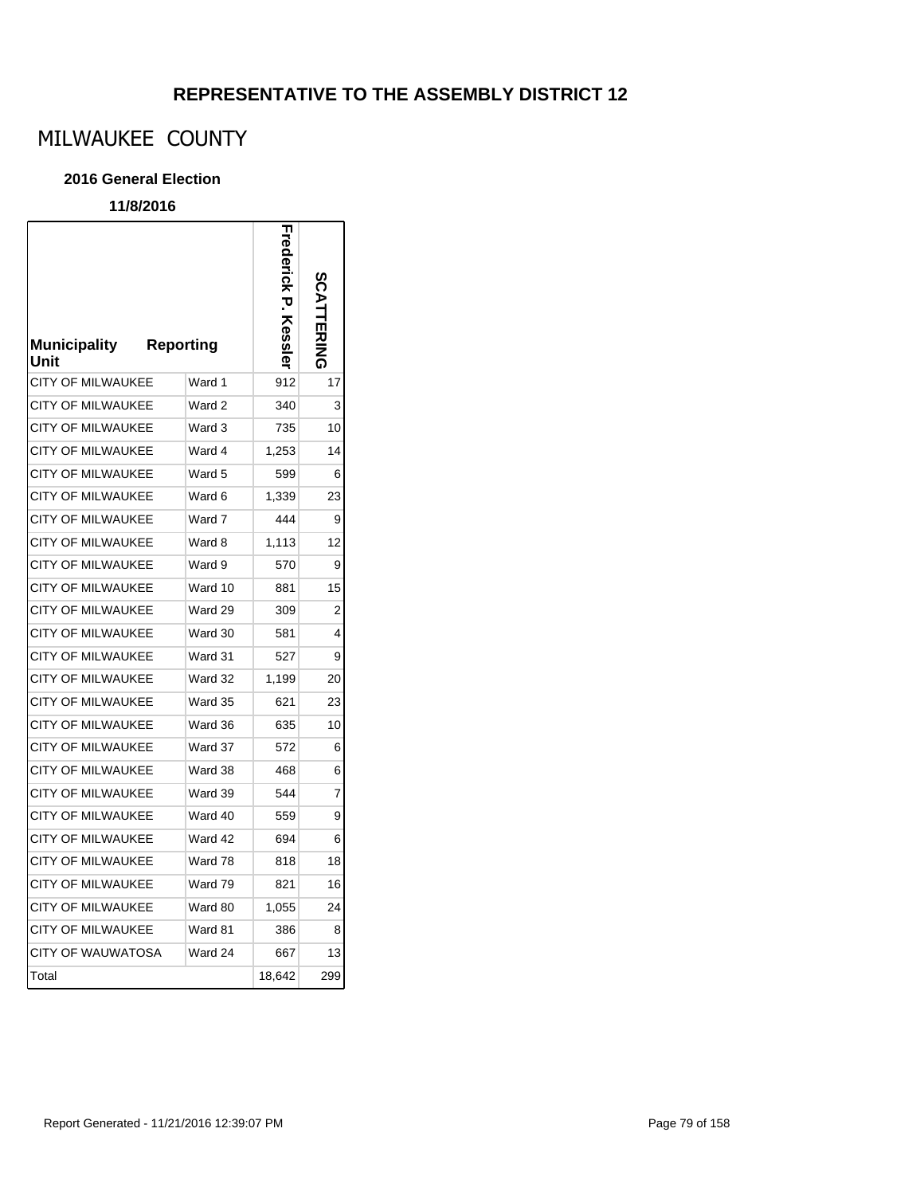## REPRESENTATIVE TO THE ASSEMBLY DISTRICT 12

# MILWAUKEE COUNTY

**2016 General Election**

**11/8/2016**

| Municipality | Reporting Unit | Frederick P. Kessler | SCATTERING |
|---|---|---|---|
| CITY OF MILWAUKEE | Ward 1 | 912 | 17 |
| CITY OF MILWAUKEE | Ward 2 | 340 | 3 |
| CITY OF MILWAUKEE | Ward 3 | 735 | 10 |
| CITY OF MILWAUKEE | Ward 4 | 1,253 | 14 |
| CITY OF MILWAUKEE | Ward 5 | 599 | 6 |
| CITY OF MILWAUKEE | Ward 6 | 1,339 | 23 |
| CITY OF MILWAUKEE | Ward 7 | 444 | 9 |
| CITY OF MILWAUKEE | Ward 8 | 1,113 | 12 |
| CITY OF MILWAUKEE | Ward 9 | 570 | 9 |
| CITY OF MILWAUKEE | Ward 10 | 881 | 15 |
| CITY OF MILWAUKEE | Ward 29 | 309 | 2 |
| CITY OF MILWAUKEE | Ward 30 | 581 | 4 |
| CITY OF MILWAUKEE | Ward 31 | 527 | 9 |
| CITY OF MILWAUKEE | Ward 32 | 1,199 | 20 |
| CITY OF MILWAUKEE | Ward 35 | 621 | 23 |
| CITY OF MILWAUKEE | Ward 36 | 635 | 10 |
| CITY OF MILWAUKEE | Ward 37 | 572 | 6 |
| CITY OF MILWAUKEE | Ward 38 | 468 | 6 |
| CITY OF MILWAUKEE | Ward 39 | 544 | 7 |
| CITY OF MILWAUKEE | Ward 40 | 559 | 9 |
| CITY OF MILWAUKEE | Ward 42 | 694 | 6 |
| CITY OF MILWAUKEE | Ward 78 | 818 | 18 |
| CITY OF MILWAUKEE | Ward 79 | 821 | 16 |
| CITY OF MILWAUKEE | Ward 80 | 1,055 | 24 |
| CITY OF MILWAUKEE | Ward 81 | 386 | 8 |
| CITY OF WAUWATOSA | Ward 24 | 667 | 13 |
| Total | | 18,642 | 299 |

Report Generated - 11/21/2016 12:39:07 PM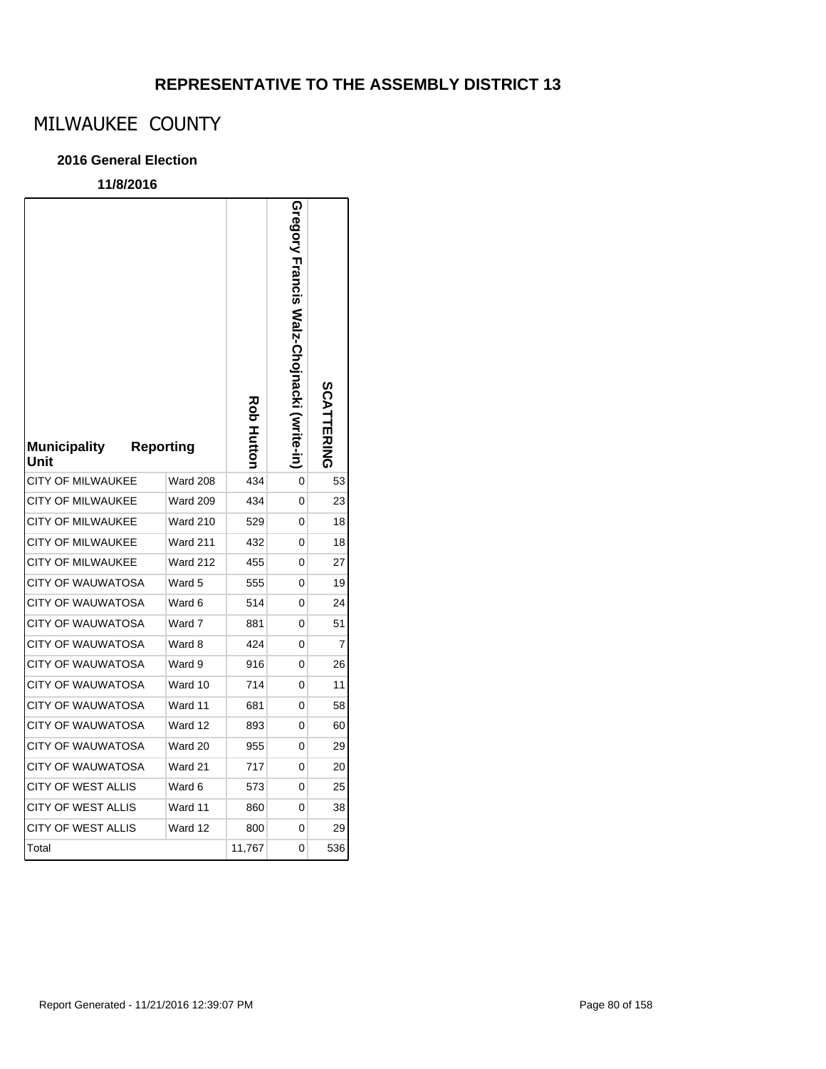# REPRESENTATIVE TO THE ASSEMBLY DISTRICT 13

## MILWAUKEE COUNTY

### 2016 General Election

**11/8/2016**

| Municipality | Reporting Unit | Rob Hutton | Gregory Francis Walz-Chojnacki (write-in) | SCATTERING |
|---|---|---|---|---|
| CITY OF MILWAUKEE | Ward 208 | 434 | 0 | 53 |
| CITY OF MILWAUKEE | Ward 209 | 434 | 0 | 23 |
| CITY OF MILWAUKEE | Ward 210 | 529 | 0 | 18 |
| CITY OF MILWAUKEE | Ward 211 | 432 | 0 | 18 |
| CITY OF MILWAUKEE | Ward 212 | 455 | 0 | 27 |
| CITY OF WAUWATOSA | Ward 5 | 555 | 0 | 19 |
| CITY OF WAUWATOSA | Ward 6 | 514 | 0 | 24 |
| CITY OF WAUWATOSA | Ward 7 | 881 | 0 | 51 |
| CITY OF WAUWATOSA | Ward 8 | 424 | 0 | 7 |
| CITY OF WAUWATOSA | Ward 9 | 916 | 0 | 26 |
| CITY OF WAUWATOSA | Ward 10 | 714 | 0 | 11 |
| CITY OF WAUWATOSA | Ward 11 | 681 | 0 | 58 |
| CITY OF WAUWATOSA | Ward 12 | 893 | 0 | 60 |
| CITY OF WAUWATOSA | Ward 20 | 955 | 0 | 29 |
| CITY OF WAUWATOSA | Ward 21 | 717 | 0 | 20 |
| CITY OF WEST ALLIS | Ward 6 | 573 | 0 | 25 |
| CITY OF WEST ALLIS | Ward 11 | 860 | 0 | 38 |
| CITY OF WEST ALLIS | Ward 12 | 800 | 0 | 29 |
| Total | | 11,767 | 0 | 536 |

Report Generated - 11/21/2016 12:39:07 PM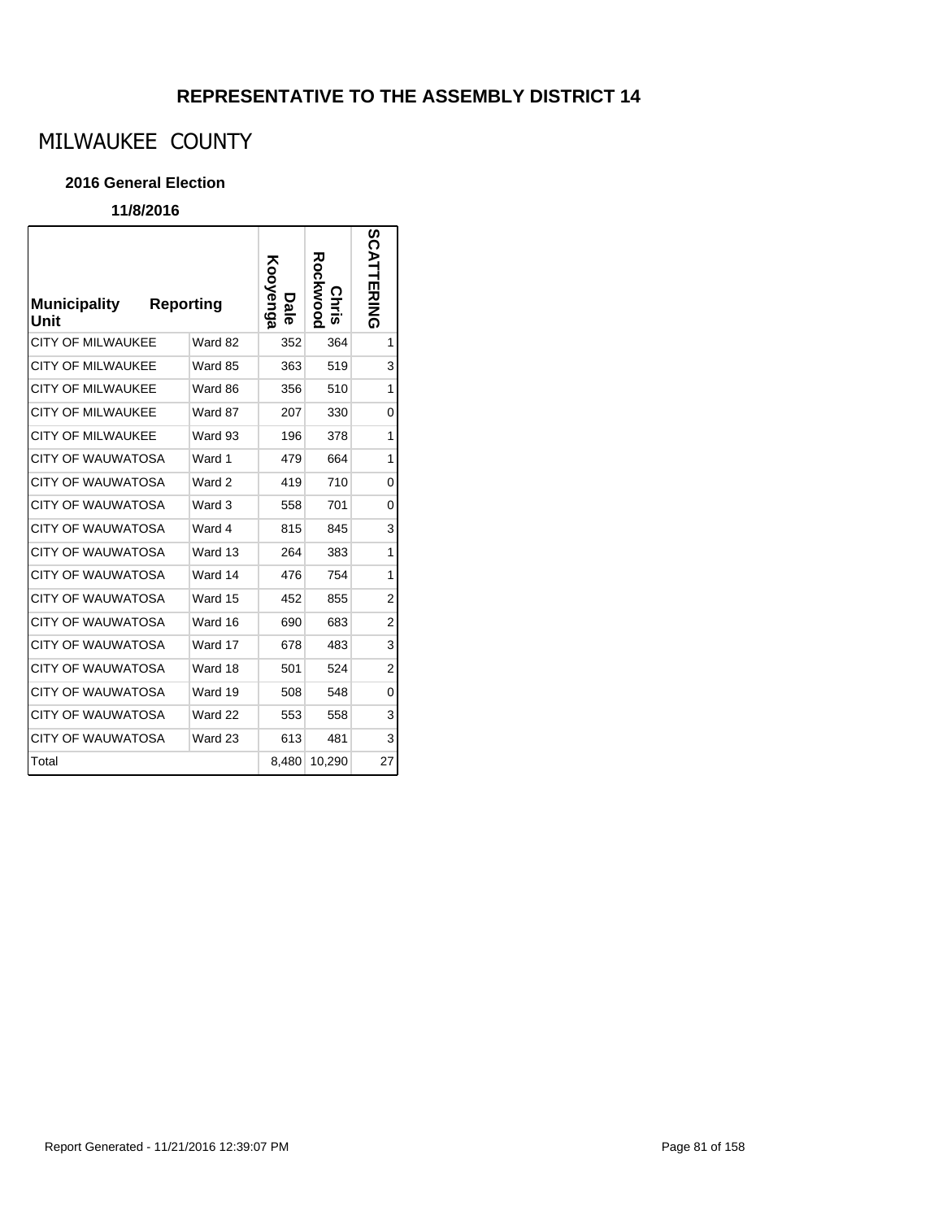## REPRESENTATIVE TO THE ASSEMBLY DISTRICT 14

# MILWAUKEE COUNTY

### 2016 General Election

**11/8/2016**

| Municipality Unit | Reporting | Dale Kooyenga | Chris Rockwood | SCATTERING |
|---|---|---|---|---|
| CITY OF MILWAUKEE | Ward 82 | 352 | 364 | 1 |
| CITY OF MILWAUKEE | Ward 85 | 363 | 519 | 3 |
| CITY OF MILWAUKEE | Ward 86 | 356 | 510 | 1 |
| CITY OF MILWAUKEE | Ward 87 | 207 | 330 | 0 |
| CITY OF MILWAUKEE | Ward 93 | 196 | 378 | 1 |
| CITY OF WAUWATOSA | Ward 1 | 479 | 664 | 1 |
| CITY OF WAUWATOSA | Ward 2 | 419 | 710 | 0 |
| CITY OF WAUWATOSA | Ward 3 | 558 | 701 | 0 |
| CITY OF WAUWATOSA | Ward 4 | 815 | 845 | 3 |
| CITY OF WAUWATOSA | Ward 13 | 264 | 383 | 1 |
| CITY OF WAUWATOSA | Ward 14 | 476 | 754 | 1 |
| CITY OF WAUWATOSA | Ward 15 | 452 | 855 | 2 |
| CITY OF WAUWATOSA | Ward 16 | 690 | 683 | 2 |
| CITY OF WAUWATOSA | Ward 17 | 678 | 483 | 3 |
| CITY OF WAUWATOSA | Ward 18 | 501 | 524 | 2 |
| CITY OF WAUWATOSA | Ward 19 | 508 | 548 | 0 |
| CITY OF WAUWATOSA | Ward 22 | 553 | 558 | 3 |
| CITY OF WAUWATOSA | Ward 23 | 613 | 481 | 3 |
| Total | | 8,480 | 10,290 | 27 |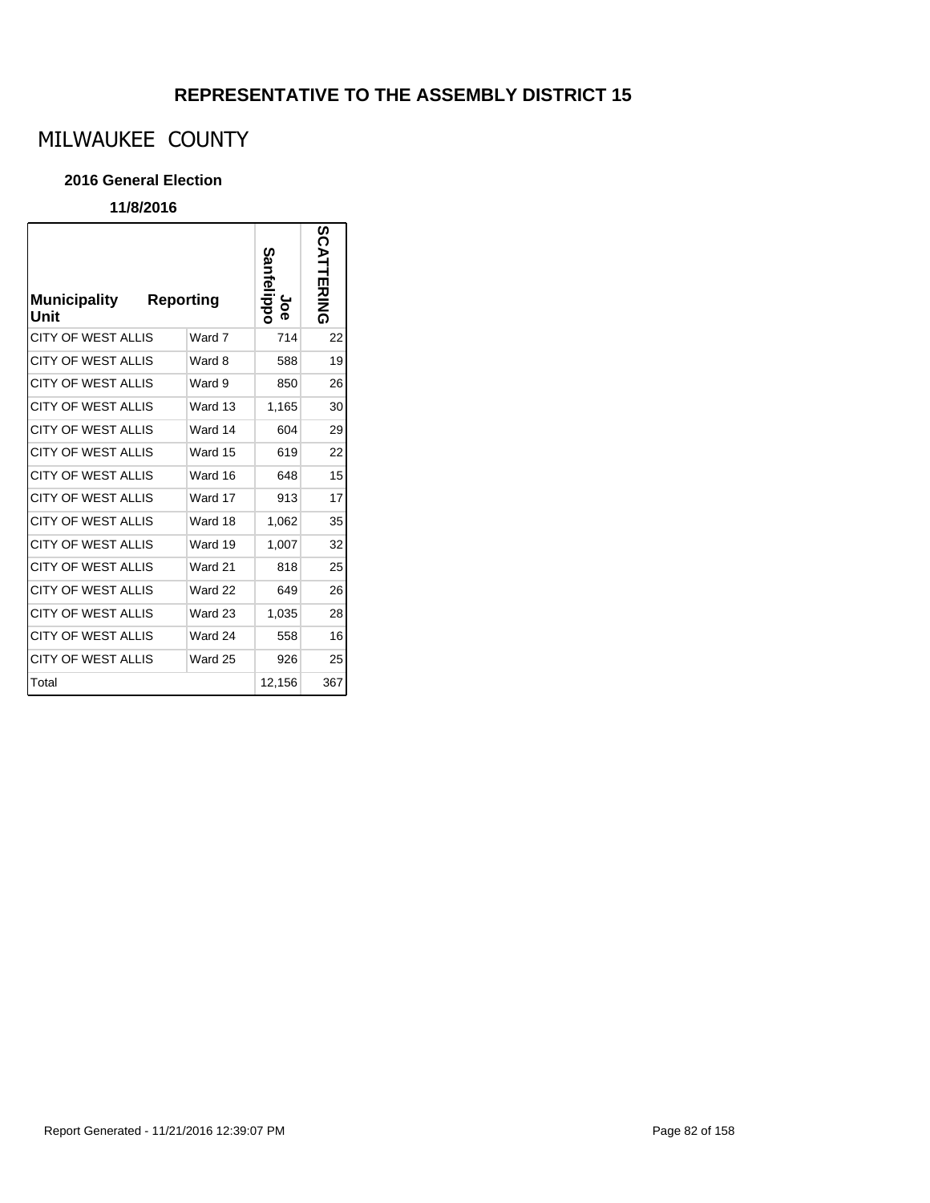# REPRESENTATIVE TO THE ASSEMBLY DISTRICT 15

## MILWAUKEE COUNTY

### 2016 General Election

**11/8/2016**

| Municipality Unit | Reporting | Joe Sanfelippo | SCATTERING |
|---|---|---|---|
| CITY OF WEST ALLIS | Ward 7 | 714 | 22 |
| CITY OF WEST ALLIS | Ward 8 | 588 | 19 |
| CITY OF WEST ALLIS | Ward 9 | 850 | 26 |
| CITY OF WEST ALLIS | Ward 13 | 1,165 | 30 |
| CITY OF WEST ALLIS | Ward 14 | 604 | 29 |
| CITY OF WEST ALLIS | Ward 15 | 619 | 22 |
| CITY OF WEST ALLIS | Ward 16 | 648 | 15 |
| CITY OF WEST ALLIS | Ward 17 | 913 | 17 |
| CITY OF WEST ALLIS | Ward 18 | 1,062 | 35 |
| CITY OF WEST ALLIS | Ward 19 | 1,007 | 32 |
| CITY OF WEST ALLIS | Ward 21 | 818 | 25 |
| CITY OF WEST ALLIS | Ward 22 | 649 | 26 |
| CITY OF WEST ALLIS | Ward 23 | 1,035 | 28 |
| CITY OF WEST ALLIS | Ward 24 | 558 | 16 |
| CITY OF WEST ALLIS | Ward 25 | 926 | 25 |
| Total | | 12,156 | 367 |

Report Generated - 11/21/2016 12:39:07 PM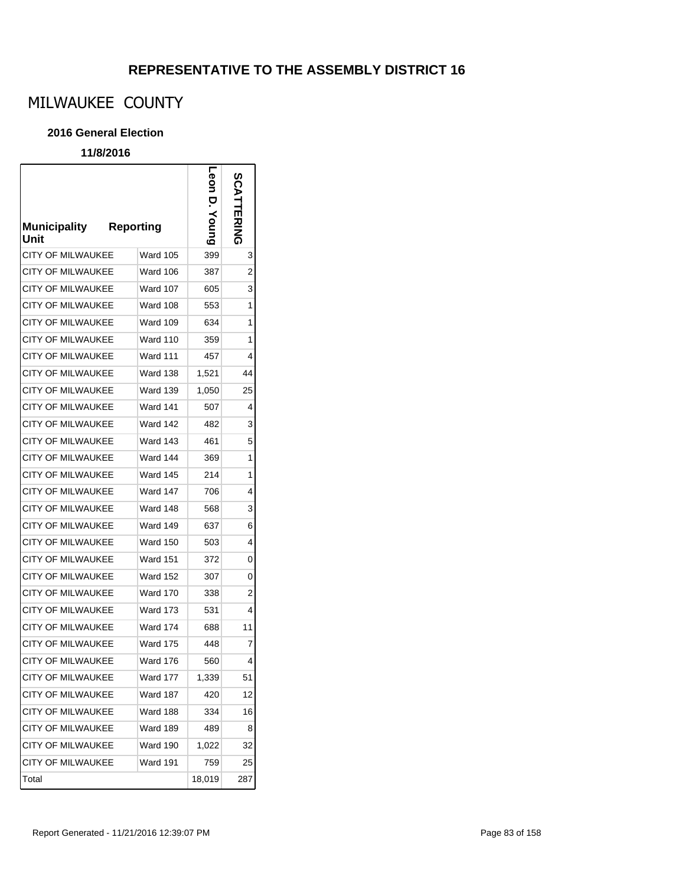# REPRESENTATIVE TO THE ASSEMBLY DISTRICT 16

## MILWAUKEE COUNTY

### 2016 General Election

**11/8/2016**

| Municipality Unit | Reporting | Leon D. Young | SCATTERING |
|---|---|---|---|
| CITY OF MILWAUKEE | Ward 105 | 399 | 3 |
| CITY OF MILWAUKEE | Ward 106 | 387 | 2 |
| CITY OF MILWAUKEE | Ward 107 | 605 | 3 |
| CITY OF MILWAUKEE | Ward 108 | 553 | 1 |
| CITY OF MILWAUKEE | Ward 109 | 634 | 1 |
| CITY OF MILWAUKEE | Ward 110 | 359 | 1 |
| CITY OF MILWAUKEE | Ward 111 | 457 | 4 |
| CITY OF MILWAUKEE | Ward 138 | 1,521 | 44 |
| CITY OF MILWAUKEE | Ward 139 | 1,050 | 25 |
| CITY OF MILWAUKEE | Ward 141 | 507 | 4 |
| CITY OF MILWAUKEE | Ward 142 | 482 | 3 |
| CITY OF MILWAUKEE | Ward 143 | 461 | 5 |
| CITY OF MILWAUKEE | Ward 144 | 369 | 1 |
| CITY OF MILWAUKEE | Ward 145 | 214 | 1 |
| CITY OF MILWAUKEE | Ward 147 | 706 | 4 |
| CITY OF MILWAUKEE | Ward 148 | 568 | 3 |
| CITY OF MILWAUKEE | Ward 149 | 637 | 6 |
| CITY OF MILWAUKEE | Ward 150 | 503 | 4 |
| CITY OF MILWAUKEE | Ward 151 | 372 | 0 |
| CITY OF MILWAUKEE | Ward 152 | 307 | 0 |
| CITY OF MILWAUKEE | Ward 170 | 338 | 2 |
| CITY OF MILWAUKEE | Ward 173 | 531 | 4 |
| CITY OF MILWAUKEE | Ward 174 | 688 | 11 |
| CITY OF MILWAUKEE | Ward 175 | 448 | 7 |
| CITY OF MILWAUKEE | Ward 176 | 560 | 4 |
| CITY OF MILWAUKEE | Ward 177 | 1,339 | 51 |
| CITY OF MILWAUKEE | Ward 187 | 420 | 12 |
| CITY OF MILWAUKEE | Ward 188 | 334 | 16 |
| CITY OF MILWAUKEE | Ward 189 | 489 | 8 |
| CITY OF MILWAUKEE | Ward 190 | 1,022 | 32 |
| CITY OF MILWAUKEE | Ward 191 | 759 | 25 |
| Total | | 18,019 | 287 |

Report Generated - 11/21/2016 12:39:07 PM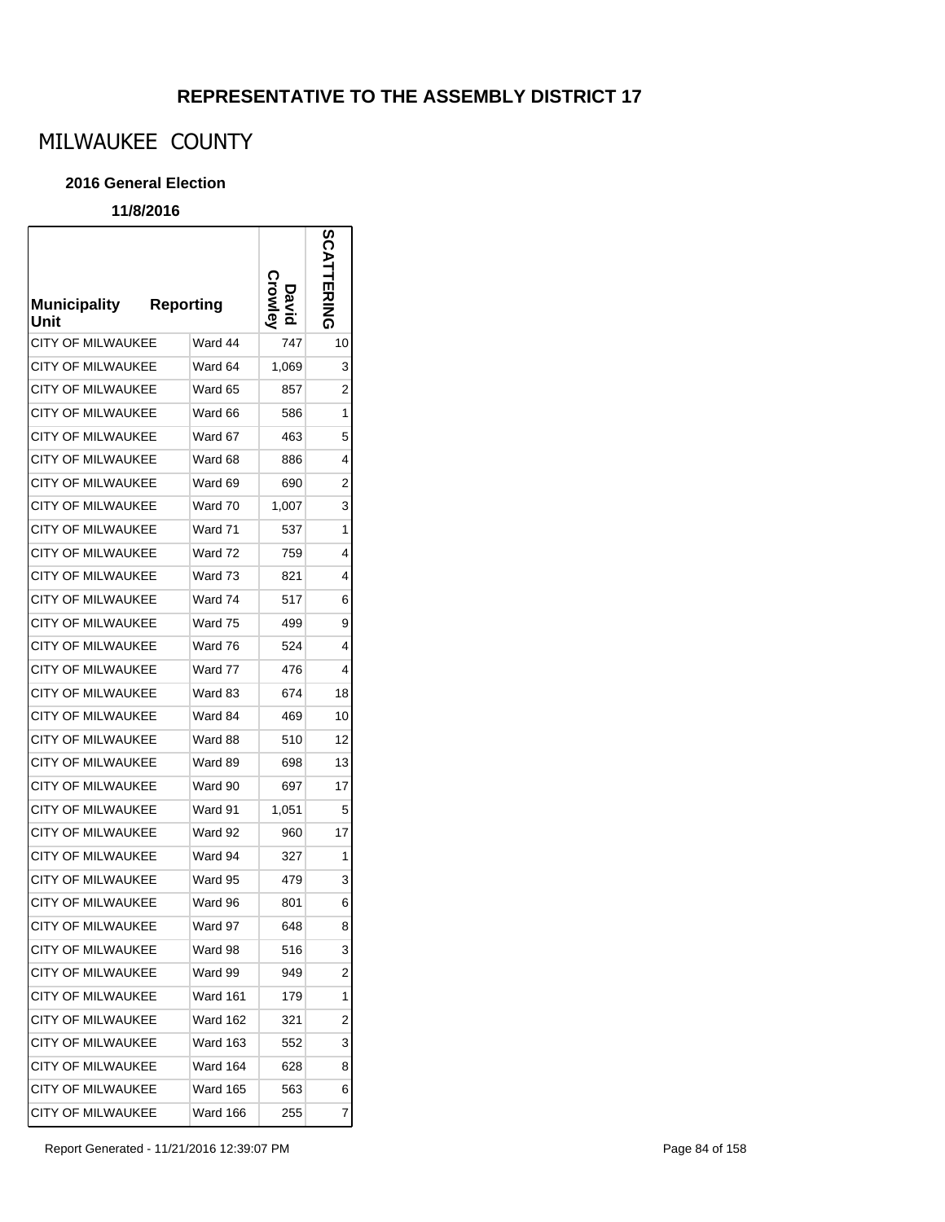## REPRESENTATIVE TO THE ASSEMBLY DISTRICT 17

# MILWAUKEE COUNTY

### 2016 General Election

**11/8/2016**

| Municipality Unit | Reporting | David Crowley | SCATTERING |
|---|---|---|---|
| CITY OF MILWAUKEE | Ward 44 | 747 | 10 |
| CITY OF MILWAUKEE | Ward 64 | 1,069 | 3 |
| CITY OF MILWAUKEE | Ward 65 | 857 | 2 |
| CITY OF MILWAUKEE | Ward 66 | 586 | 1 |
| CITY OF MILWAUKEE | Ward 67 | 463 | 5 |
| CITY OF MILWAUKEE | Ward 68 | 886 | 4 |
| CITY OF MILWAUKEE | Ward 69 | 690 | 2 |
| CITY OF MILWAUKEE | Ward 70 | 1,007 | 3 |
| CITY OF MILWAUKEE | Ward 71 | 537 | 1 |
| CITY OF MILWAUKEE | Ward 72 | 759 | 4 |
| CITY OF MILWAUKEE | Ward 73 | 821 | 4 |
| CITY OF MILWAUKEE | Ward 74 | 517 | 6 |
| CITY OF MILWAUKEE | Ward 75 | 499 | 9 |
| CITY OF MILWAUKEE | Ward 76 | 524 | 4 |
| CITY OF MILWAUKEE | Ward 77 | 476 | 4 |
| CITY OF MILWAUKEE | Ward 83 | 674 | 18 |
| CITY OF MILWAUKEE | Ward 84 | 469 | 10 |
| CITY OF MILWAUKEE | Ward 88 | 510 | 12 |
| CITY OF MILWAUKEE | Ward 89 | 698 | 13 |
| CITY OF MILWAUKEE | Ward 90 | 697 | 17 |
| CITY OF MILWAUKEE | Ward 91 | 1,051 | 5 |
| CITY OF MILWAUKEE | Ward 92 | 960 | 17 |
| CITY OF MILWAUKEE | Ward 94 | 327 | 1 |
| CITY OF MILWAUKEE | Ward 95 | 479 | 3 |
| CITY OF MILWAUKEE | Ward 96 | 801 | 6 |
| CITY OF MILWAUKEE | Ward 97 | 648 | 8 |
| CITY OF MILWAUKEE | Ward 98 | 516 | 3 |
| CITY OF MILWAUKEE | Ward 99 | 949 | 2 |
| CITY OF MILWAUKEE | Ward 161 | 179 | 1 |
| CITY OF MILWAUKEE | Ward 162 | 321 | 2 |
| CITY OF MILWAUKEE | Ward 163 | 552 | 3 |
| CITY OF MILWAUKEE | Ward 164 | 628 | 8 |
| CITY OF MILWAUKEE | Ward 165 | 563 | 6 |
| CITY OF MILWAUKEE | Ward 166 | 255 | 7 |

Report Generated - 11/21/2016 12:39:07 PM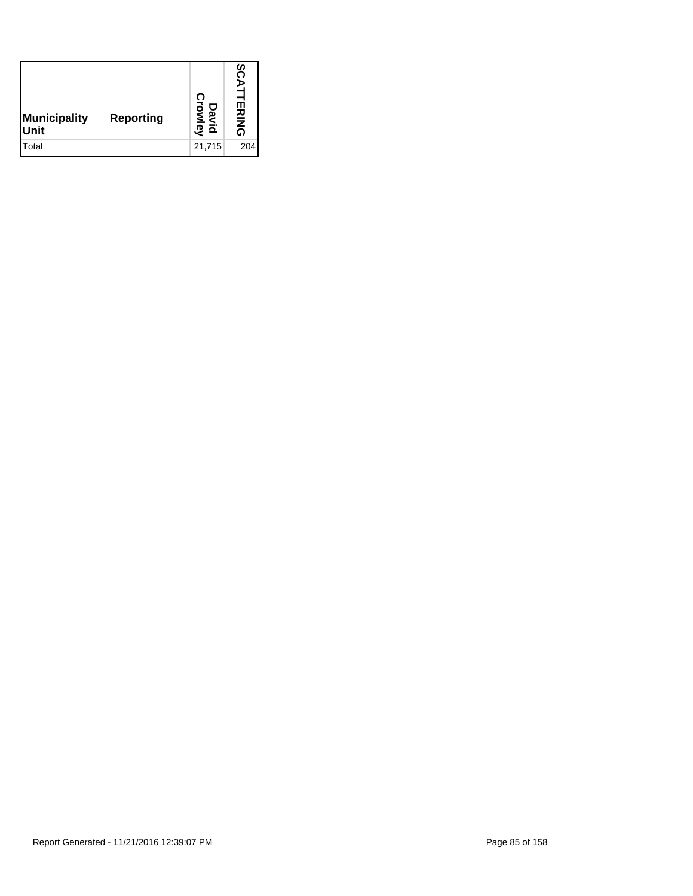| Municipality Unit | Reporting | David Crowley | SCATTERING |
|---|---|---|---|
| Total | | 21,715 | 204 |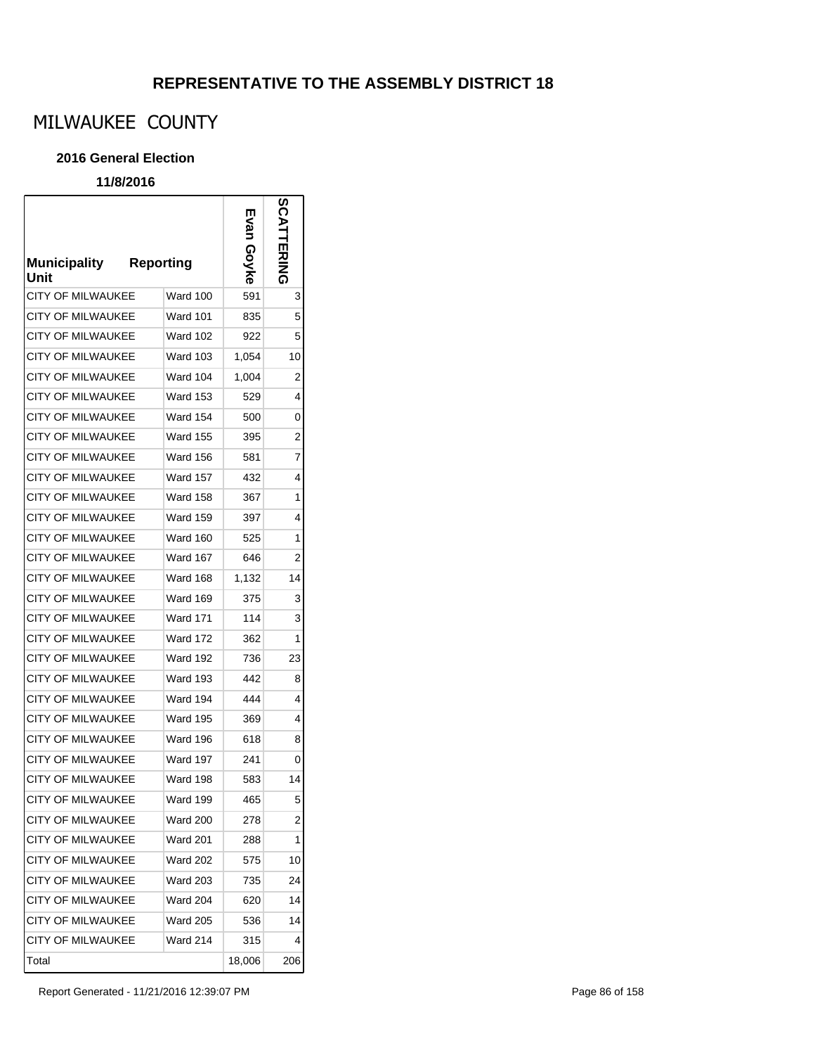# REPRESENTATIVE TO THE ASSEMBLY DISTRICT 18

## MILWAUKEE COUNTY

### 2016 General Election

**11/8/2016**

| Municipality Unit | Reporting | Evan Goyke | SCATTERING |
|---|---|---|---|
| CITY OF MILWAUKEE | Ward 100 | 591 | 3 |
| CITY OF MILWAUKEE | Ward 101 | 835 | 5 |
| CITY OF MILWAUKEE | Ward 102 | 922 | 5 |
| CITY OF MILWAUKEE | Ward 103 | 1,054 | 10 |
| CITY OF MILWAUKEE | Ward 104 | 1,004 | 2 |
| CITY OF MILWAUKEE | Ward 153 | 529 | 4 |
| CITY OF MILWAUKEE | Ward 154 | 500 | 0 |
| CITY OF MILWAUKEE | Ward 155 | 395 | 2 |
| CITY OF MILWAUKEE | Ward 156 | 581 | 7 |
| CITY OF MILWAUKEE | Ward 157 | 432 | 4 |
| CITY OF MILWAUKEE | Ward 158 | 367 | 1 |
| CITY OF MILWAUKEE | Ward 159 | 397 | 4 |
| CITY OF MILWAUKEE | Ward 160 | 525 | 1 |
| CITY OF MILWAUKEE | Ward 167 | 646 | 2 |
| CITY OF MILWAUKEE | Ward 168 | 1,132 | 14 |
| CITY OF MILWAUKEE | Ward 169 | 375 | 3 |
| CITY OF MILWAUKEE | Ward 171 | 114 | 3 |
| CITY OF MILWAUKEE | Ward 172 | 362 | 1 |
| CITY OF MILWAUKEE | Ward 192 | 736 | 23 |
| CITY OF MILWAUKEE | Ward 193 | 442 | 8 |
| CITY OF MILWAUKEE | Ward 194 | 444 | 4 |
| CITY OF MILWAUKEE | Ward 195 | 369 | 4 |
| CITY OF MILWAUKEE | Ward 196 | 618 | 8 |
| CITY OF MILWAUKEE | Ward 197 | 241 | 0 |
| CITY OF MILWAUKEE | Ward 198 | 583 | 14 |
| CITY OF MILWAUKEE | Ward 199 | 465 | 5 |
| CITY OF MILWAUKEE | Ward 200 | 278 | 2 |
| CITY OF MILWAUKEE | Ward 201 | 288 | 1 |
| CITY OF MILWAUKEE | Ward 202 | 575 | 10 |
| CITY OF MILWAUKEE | Ward 203 | 735 | 24 |
| CITY OF MILWAUKEE | Ward 204 | 620 | 14 |
| CITY OF MILWAUKEE | Ward 205 | 536 | 14 |
| CITY OF MILWAUKEE | Ward 214 | 315 | 4 |
| Total | | 18,006 | 206 |

Report Generated - 11/21/2016 12:39:07 PM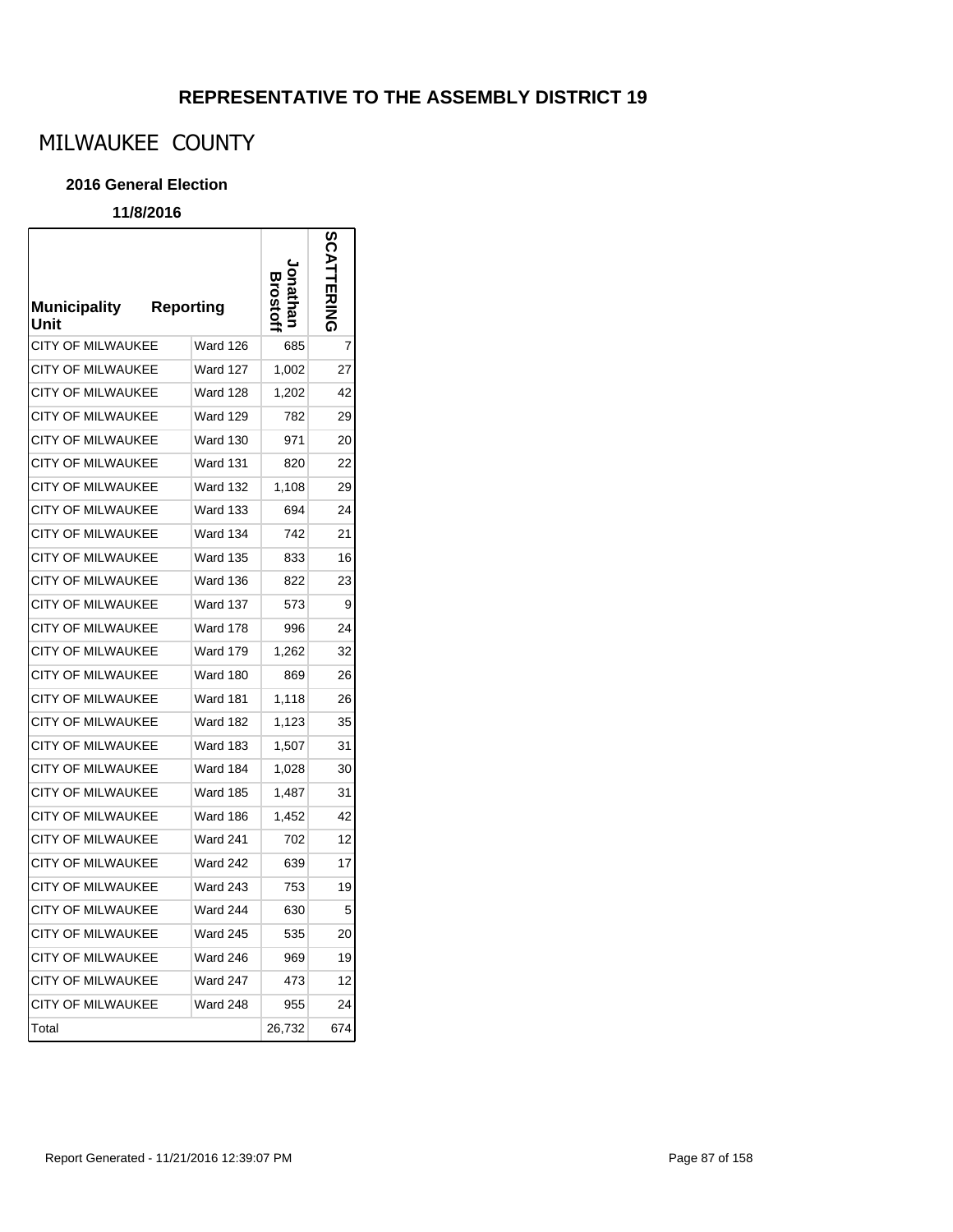## REPRESENTATIVE TO THE ASSEMBLY DISTRICT 19

# MILWAUKEE COUNTY

### 2016 General Election

**11/8/2016**

| Municipality Unit | Reporting | Jonathan Brostoff | SCATTERING |
|---|---|---|---|
| CITY OF MILWAUKEE | Ward 126 | 685 | 7 |
| CITY OF MILWAUKEE | Ward 127 | 1,002 | 27 |
| CITY OF MILWAUKEE | Ward 128 | 1,202 | 42 |
| CITY OF MILWAUKEE | Ward 129 | 782 | 29 |
| CITY OF MILWAUKEE | Ward 130 | 971 | 20 |
| CITY OF MILWAUKEE | Ward 131 | 820 | 22 |
| CITY OF MILWAUKEE | Ward 132 | 1,108 | 29 |
| CITY OF MILWAUKEE | Ward 133 | 694 | 24 |
| CITY OF MILWAUKEE | Ward 134 | 742 | 21 |
| CITY OF MILWAUKEE | Ward 135 | 833 | 16 |
| CITY OF MILWAUKEE | Ward 136 | 822 | 23 |
| CITY OF MILWAUKEE | Ward 137 | 573 | 9 |
| CITY OF MILWAUKEE | Ward 178 | 996 | 24 |
| CITY OF MILWAUKEE | Ward 179 | 1,262 | 32 |
| CITY OF MILWAUKEE | Ward 180 | 869 | 26 |
| CITY OF MILWAUKEE | Ward 181 | 1,118 | 26 |
| CITY OF MILWAUKEE | Ward 182 | 1,123 | 35 |
| CITY OF MILWAUKEE | Ward 183 | 1,507 | 31 |
| CITY OF MILWAUKEE | Ward 184 | 1,028 | 30 |
| CITY OF MILWAUKEE | Ward 185 | 1,487 | 31 |
| CITY OF MILWAUKEE | Ward 186 | 1,452 | 42 |
| CITY OF MILWAUKEE | Ward 241 | 702 | 12 |
| CITY OF MILWAUKEE | Ward 242 | 639 | 17 |
| CITY OF MILWAUKEE | Ward 243 | 753 | 19 |
| CITY OF MILWAUKEE | Ward 244 | 630 | 5 |
| CITY OF MILWAUKEE | Ward 245 | 535 | 20 |
| CITY OF MILWAUKEE | Ward 246 | 969 | 19 |
| CITY OF MILWAUKEE | Ward 247 | 473 | 12 |
| CITY OF MILWAUKEE | Ward 248 | 955 | 24 |
| Total | | 26,732 | 674 |

Report Generated - 11/21/2016 12:39:07 PM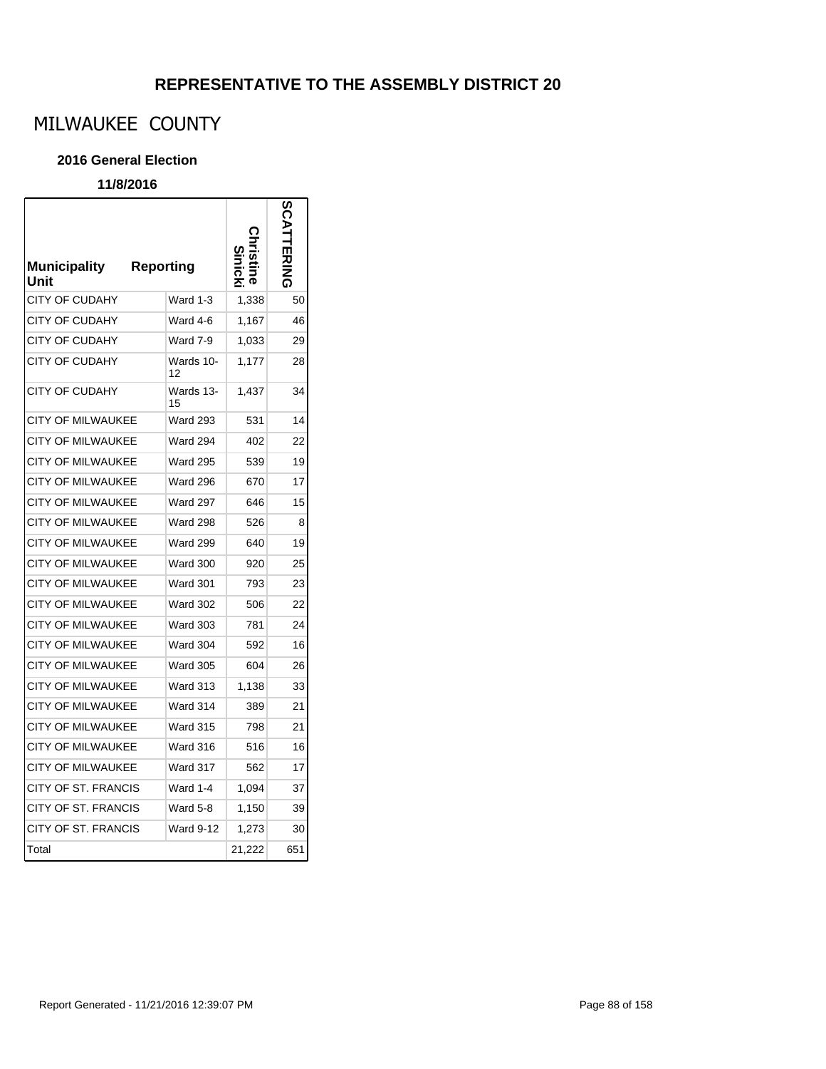## REPRESENTATIVE TO THE ASSEMBLY DISTRICT 20

# MILWAUKEE COUNTY

**2016 General Election**

**11/8/2016**

| Municipality Unit | Reporting | Christine Sinicki | SCATTERING |
|---|---|---|---|
| CITY OF CUDAHY | Ward 1-3 | 1,338 | 50 |
| CITY OF CUDAHY | Ward 4-6 | 1,167 | 46 |
| CITY OF CUDAHY | Ward 7-9 | 1,033 | 29 |
| CITY OF CUDAHY | Wards 10-12 | 1,177 | 28 |
| CITY OF CUDAHY | Wards 13-15 | 1,437 | 34 |
| CITY OF MILWAUKEE | Ward 293 | 531 | 14 |
| CITY OF MILWAUKEE | Ward 294 | 402 | 22 |
| CITY OF MILWAUKEE | Ward 295 | 539 | 19 |
| CITY OF MILWAUKEE | Ward 296 | 670 | 17 |
| CITY OF MILWAUKEE | Ward 297 | 646 | 15 |
| CITY OF MILWAUKEE | Ward 298 | 526 | 8 |
| CITY OF MILWAUKEE | Ward 299 | 640 | 19 |
| CITY OF MILWAUKEE | Ward 300 | 920 | 25 |
| CITY OF MILWAUKEE | Ward 301 | 793 | 23 |
| CITY OF MILWAUKEE | Ward 302 | 506 | 22 |
| CITY OF MILWAUKEE | Ward 303 | 781 | 24 |
| CITY OF MILWAUKEE | Ward 304 | 592 | 16 |
| CITY OF MILWAUKEE | Ward 305 | 604 | 26 |
| CITY OF MILWAUKEE | Ward 313 | 1,138 | 33 |
| CITY OF MILWAUKEE | Ward 314 | 389 | 21 |
| CITY OF MILWAUKEE | Ward 315 | 798 | 21 |
| CITY OF MILWAUKEE | Ward 316 | 516 | 16 |
| CITY OF MILWAUKEE | Ward 317 | 562 | 17 |
| CITY OF ST. FRANCIS | Ward 1-4 | 1,094 | 37 |
| CITY OF ST. FRANCIS | Ward 5-8 | 1,150 | 39 |
| CITY OF ST. FRANCIS | Ward 9-12 | 1,273 | 30 |
| Total | | 21,222 | 651 |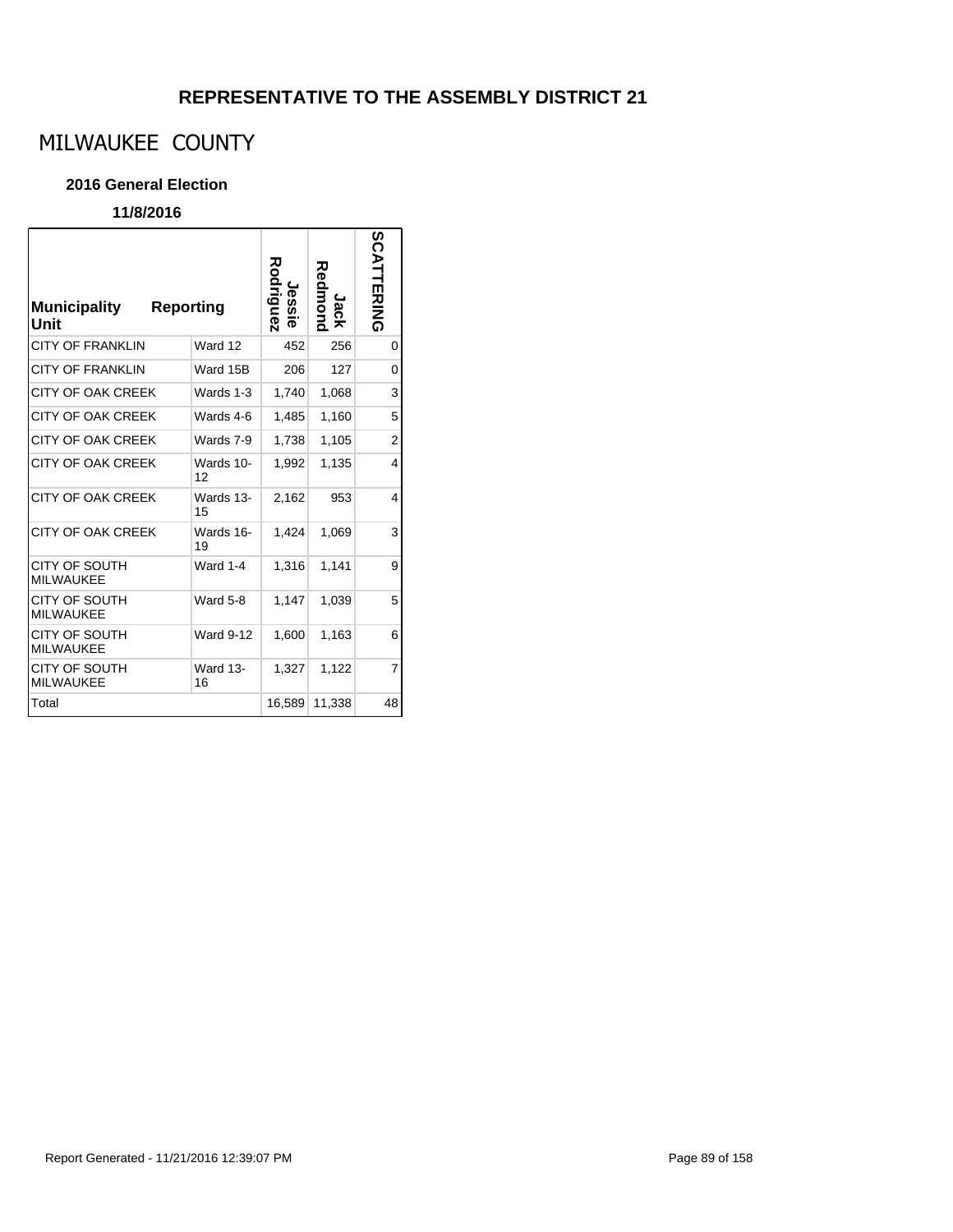## REPRESENTATIVE TO THE ASSEMBLY DISTRICT 21

# MILWAUKEE COUNTY

### 2016 General Election

**11/8/2016**

| Municipality Unit | Reporting | Jessie Rodriguez | Jack Redmond | SCATTERING |
|---|---|---|---|---|
| CITY OF FRANKLIN | Ward 12 | 452 | 256 | 0 |
| CITY OF FRANKLIN | Ward 15B | 206 | 127 | 0 |
| CITY OF OAK CREEK | Wards 1-3 | 1,740 | 1,068 | 3 |
| CITY OF OAK CREEK | Wards 4-6 | 1,485 | 1,160 | 5 |
| CITY OF OAK CREEK | Wards 7-9 | 1,738 | 1,105 | 2 |
| CITY OF OAK CREEK | Wards 10-12 | 1,992 | 1,135 | 4 |
| CITY OF OAK CREEK | Wards 13-15 | 2,162 | 953 | 4 |
| CITY OF OAK CREEK | Wards 16-19 | 1,424 | 1,069 | 3 |
| CITY OF SOUTH MILWAUKEE | Ward 1-4 | 1,316 | 1,141 | 9 |
| CITY OF SOUTH MILWAUKEE | Ward 5-8 | 1,147 | 1,039 | 5 |
| CITY OF SOUTH MILWAUKEE | Ward 9-12 | 1,600 | 1,163 | 6 |
| CITY OF SOUTH MILWAUKEE | Ward 13-16 | 1,327 | 1,122 | 7 |
| Total | | 16,589 | 11,338 | 48 |

Report Generated - 11/21/2016 12:39:07 PM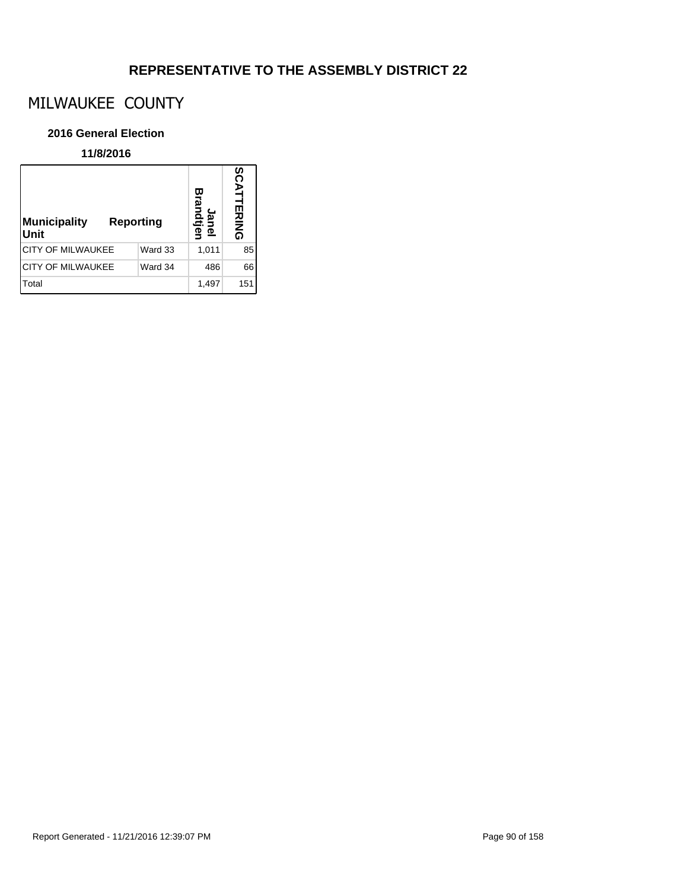## REPRESENTATIVE TO THE ASSEMBLY DISTRICT 22

# MILWAUKEE COUNTY

**2016 General Election**

**11/8/2016**

| Municipality Unit | Reporting | Janel Brandtjen | SCATTERING |
|---|---|---|---|
| CITY OF MILWAUKEE | Ward 33 | 1,011 | 85 |
| CITY OF MILWAUKEE | Ward 34 | 486 | 66 |
| Total | | 1,497 | 151 |

Report Generated - 11/21/2016 12:39:07 PM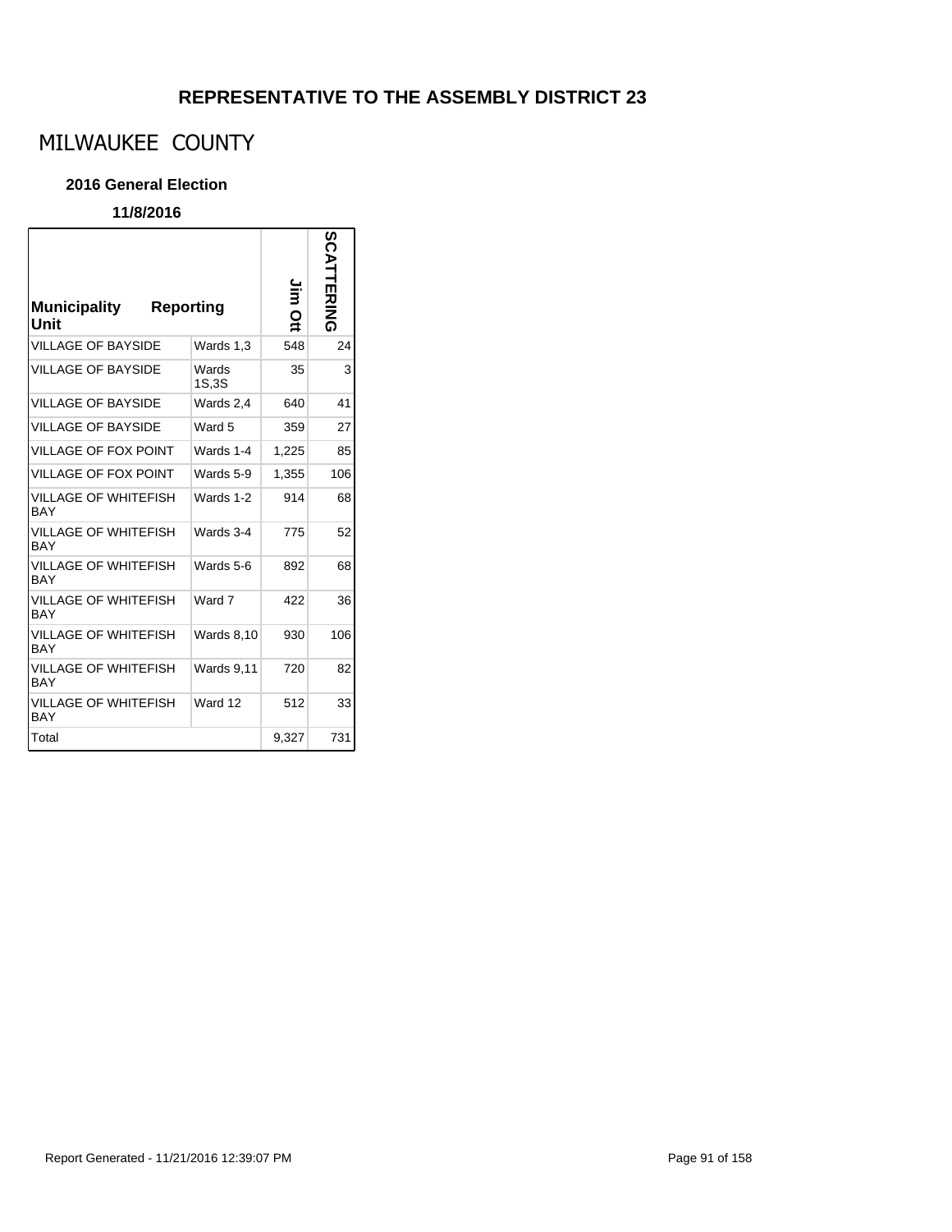# REPRESENTATIVE TO THE ASSEMBLY DISTRICT 23

## MILWAUKEE COUNTY

### 2016 General Election

**11/8/2016**

| Municipality | Reporting Unit | Jim Ott | SCATTERING |
|---|---|---|---|
| VILLAGE OF BAYSIDE | Wards 1,3 | 548 | 24 |
| VILLAGE OF BAYSIDE | Wards 1S,3S | 35 | 3 |
| VILLAGE OF BAYSIDE | Wards 2,4 | 640 | 41 |
| VILLAGE OF BAYSIDE | Ward 5 | 359 | 27 |
| VILLAGE OF FOX POINT | Wards 1-4 | 1,225 | 85 |
| VILLAGE OF FOX POINT | Wards 5-9 | 1,355 | 106 |
| VILLAGE OF WHITEFISH BAY | Wards 1-2 | 914 | 68 |
| VILLAGE OF WHITEFISH BAY | Wards 3-4 | 775 | 52 |
| VILLAGE OF WHITEFISH BAY | Wards 5-6 | 892 | 68 |
| VILLAGE OF WHITEFISH BAY | Ward 7 | 422 | 36 |
| VILLAGE OF WHITEFISH BAY | Wards 8,10 | 930 | 106 |
| VILLAGE OF WHITEFISH BAY | Wards 9,11 | 720 | 82 |
| VILLAGE OF WHITEFISH BAY | Ward 12 | 512 | 33 |
| Total | | 9,327 | 731 |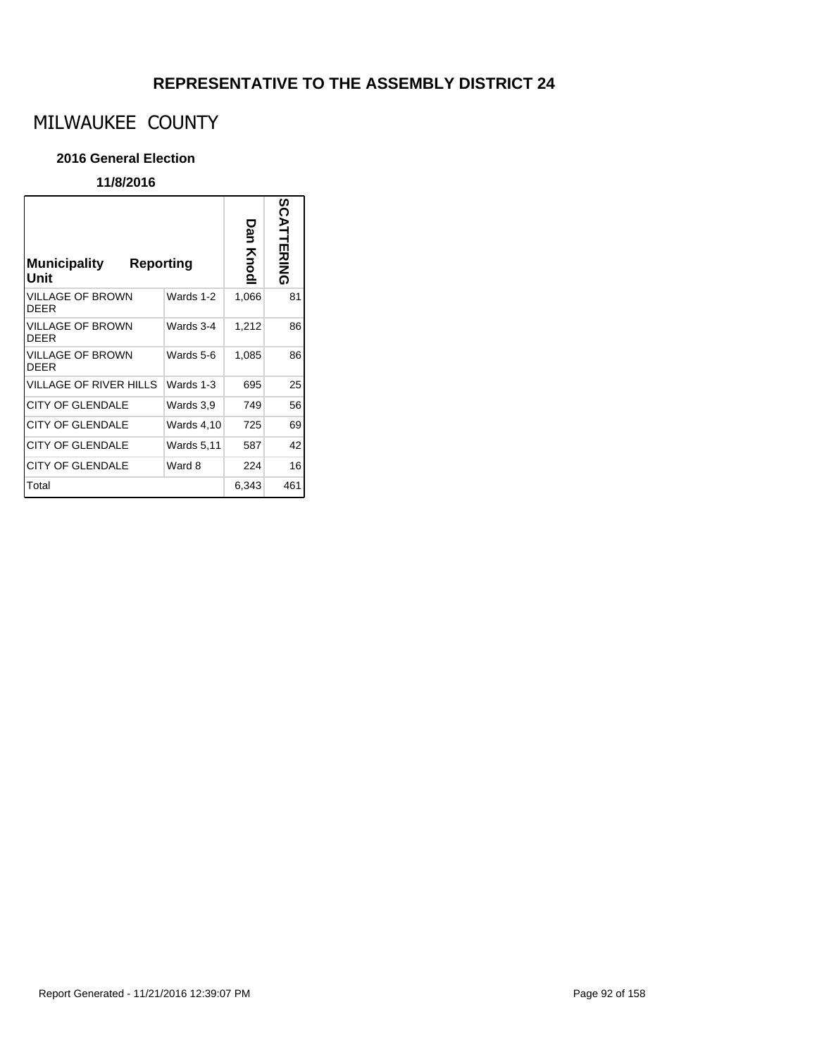# REPRESENTATIVE TO THE ASSEMBLY DISTRICT 24

## MILWAUKEE COUNTY

### 2016 General Election

**11/8/2016**

| Municipality Unit | Reporting | Dan Knodl | SCATTERING |
|---|---|---|---|
| VILLAGE OF BROWN DEER | Wards 1-2 | 1,066 | 81 |
| VILLAGE OF BROWN DEER | Wards 3-4 | 1,212 | 86 |
| VILLAGE OF BROWN DEER | Wards 5-6 | 1,085 | 86 |
| VILLAGE OF RIVER HILLS | Wards 1-3 | 695 | 25 |
| CITY OF GLENDALE | Wards 3,9 | 749 | 56 |
| CITY OF GLENDALE | Wards 4,10 | 725 | 69 |
| CITY OF GLENDALE | Wards 5,11 | 587 | 42 |
| CITY OF GLENDALE | Ward 8 | 224 | 16 |
| Total | | 6,343 | 461 |

Report Generated - 11/21/2016 12:39:07 PM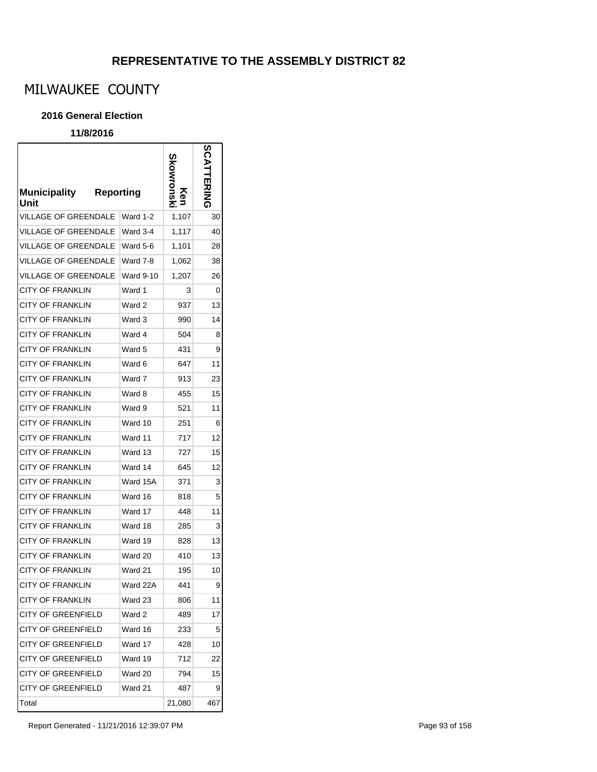# REPRESENTATIVE TO THE ASSEMBLY DISTRICT 82

## MILWAUKEE COUNTY

### 2016 General Election

**11/8/2016**

| Municipality Unit | Reporting | Ken Skowronski | SCATTERING |
|---|---|---|---|
| VILLAGE OF GREENDALE | Ward 1-2 | 1,107 | 30 |
| VILLAGE OF GREENDALE | Ward 3-4 | 1,117 | 40 |
| VILLAGE OF GREENDALE | Ward 5-6 | 1,101 | 28 |
| VILLAGE OF GREENDALE | Ward 7-8 | 1,062 | 38 |
| VILLAGE OF GREENDALE | Ward 9-10 | 1,207 | 26 |
| CITY OF FRANKLIN | Ward 1 | 3 | 0 |
| CITY OF FRANKLIN | Ward 2 | 937 | 13 |
| CITY OF FRANKLIN | Ward 3 | 990 | 14 |
| CITY OF FRANKLIN | Ward 4 | 504 | 8 |
| CITY OF FRANKLIN | Ward 5 | 431 | 9 |
| CITY OF FRANKLIN | Ward 6 | 647 | 11 |
| CITY OF FRANKLIN | Ward 7 | 913 | 23 |
| CITY OF FRANKLIN | Ward 8 | 455 | 15 |
| CITY OF FRANKLIN | Ward 9 | 521 | 11 |
| CITY OF FRANKLIN | Ward 10 | 251 | 6 |
| CITY OF FRANKLIN | Ward 11 | 717 | 12 |
| CITY OF FRANKLIN | Ward 13 | 727 | 15 |
| CITY OF FRANKLIN | Ward 14 | 645 | 12 |
| CITY OF FRANKLIN | Ward 15A | 371 | 3 |
| CITY OF FRANKLIN | Ward 16 | 818 | 5 |
| CITY OF FRANKLIN | Ward 17 | 448 | 11 |
| CITY OF FRANKLIN | Ward 18 | 285 | 3 |
| CITY OF FRANKLIN | Ward 19 | 828 | 13 |
| CITY OF FRANKLIN | Ward 20 | 410 | 13 |
| CITY OF FRANKLIN | Ward 21 | 195 | 10 |
| CITY OF FRANKLIN | Ward 22A | 441 | 9 |
| CITY OF FRANKLIN | Ward 23 | 806 | 11 |
| CITY OF GREENFIELD | Ward 2 | 489 | 17 |
| CITY OF GREENFIELD | Ward 16 | 233 | 5 |
| CITY OF GREENFIELD | Ward 17 | 428 | 10 |
| CITY OF GREENFIELD | Ward 19 | 712 | 22 |
| CITY OF GREENFIELD | Ward 20 | 794 | 15 |
| CITY OF GREENFIELD | Ward 21 | 487 | 9 |
| Total | | 21,080 | 467 |

Report Generated - 11/21/2016 12:39:07 PM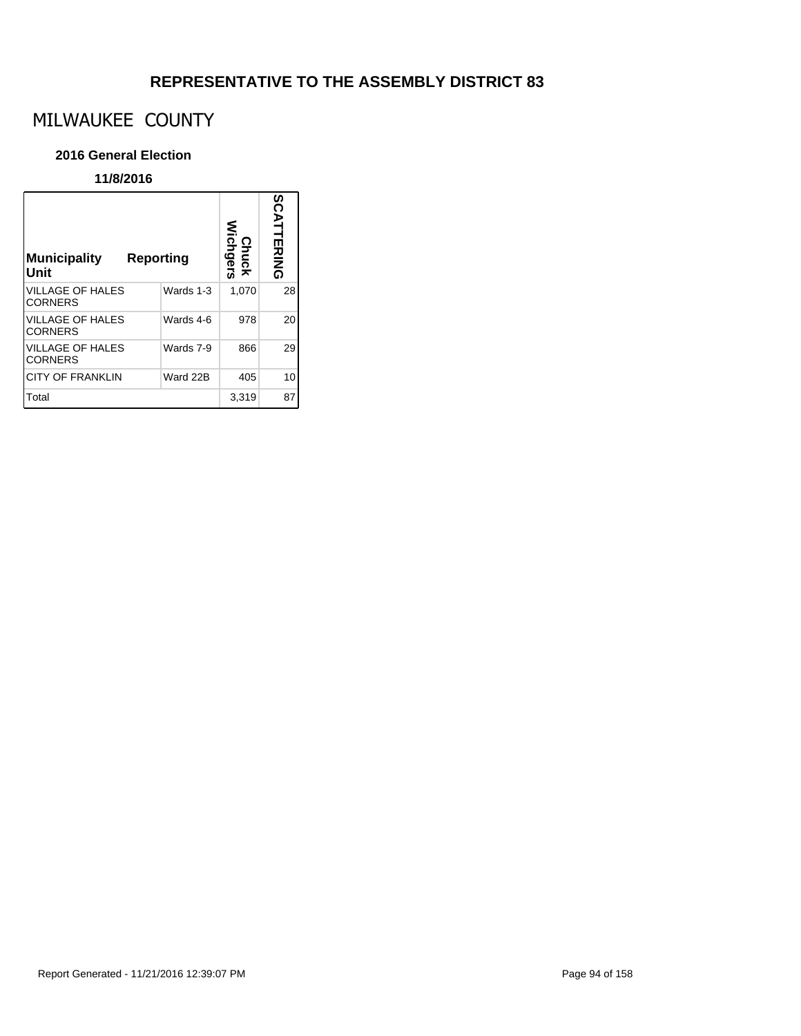# REPRESENTATIVE TO THE ASSEMBLY DISTRICT 83

## MILWAUKEE COUNTY

### 2016 General Election

**11/8/2016**

| Municipality Unit | Reporting | Chuck Wichgers | SCATTERING |
|---|---|---|---|
| VILLAGE OF HALES CORNERS | Wards 1-3 | 1,070 | 28 |
| VILLAGE OF HALES CORNERS | Wards 4-6 | 978 | 20 |
| VILLAGE OF HALES CORNERS | Wards 7-9 | 866 | 29 |
| CITY OF FRANKLIN | Ward 22B | 405 | 10 |
| Total | | 3,319 | 87 |

Report Generated - 11/21/2016 12:39:07 PM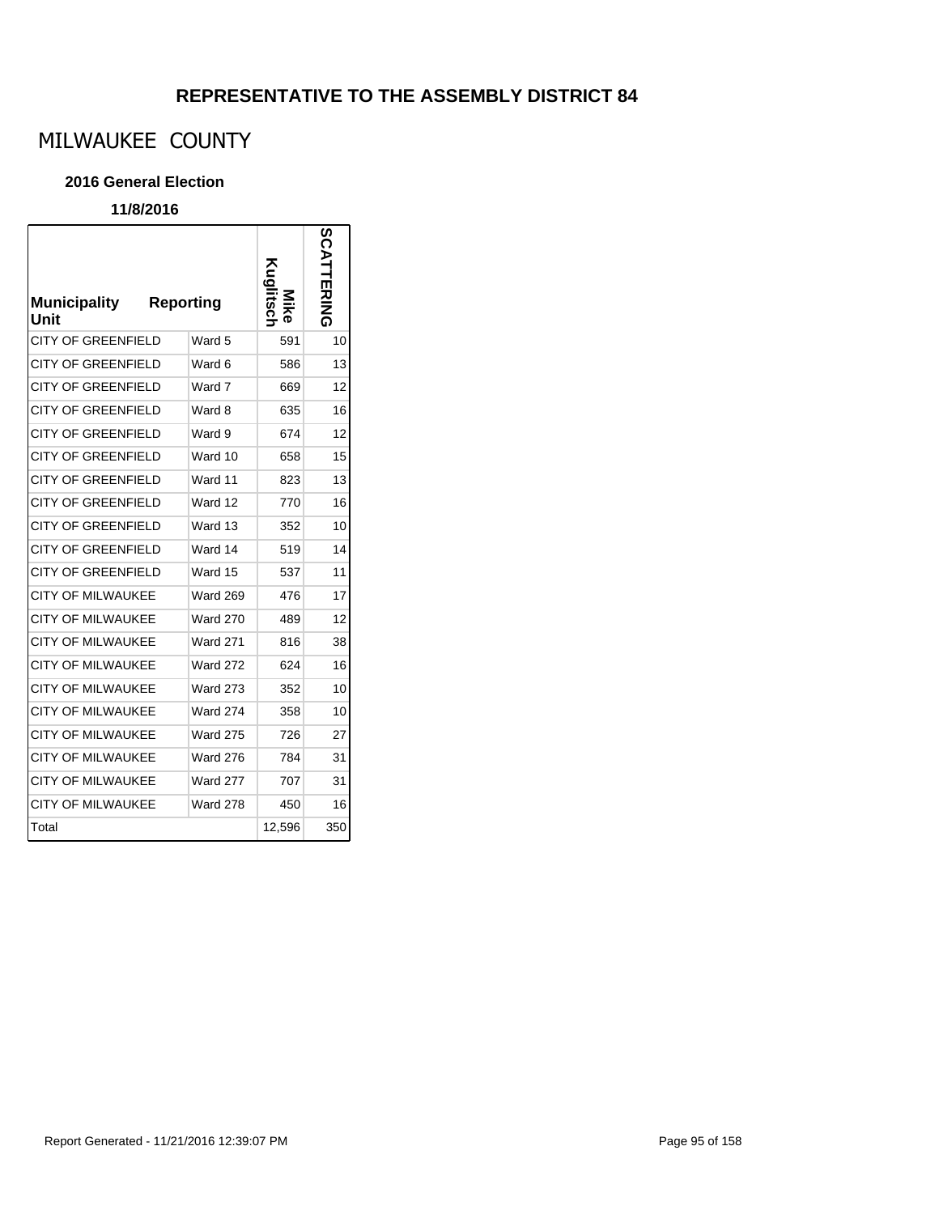## REPRESENTATIVE TO THE ASSEMBLY DISTRICT 84

# MILWAUKEE COUNTY

### 2016 General Election

### 11/8/2016

| Municipality Unit | Reporting | Mike Kuglitsch | SCATTERING |
|---|---|---|---|
| CITY OF GREENFIELD | Ward 5 | 591 | 10 |
| CITY OF GREENFIELD | Ward 6 | 586 | 13 |
| CITY OF GREENFIELD | Ward 7 | 669 | 12 |
| CITY OF GREENFIELD | Ward 8 | 635 | 16 |
| CITY OF GREENFIELD | Ward 9 | 674 | 12 |
| CITY OF GREENFIELD | Ward 10 | 658 | 15 |
| CITY OF GREENFIELD | Ward 11 | 823 | 13 |
| CITY OF GREENFIELD | Ward 12 | 770 | 16 |
| CITY OF GREENFIELD | Ward 13 | 352 | 10 |
| CITY OF GREENFIELD | Ward 14 | 519 | 14 |
| CITY OF GREENFIELD | Ward 15 | 537 | 11 |
| CITY OF MILWAUKEE | Ward 269 | 476 | 17 |
| CITY OF MILWAUKEE | Ward 270 | 489 | 12 |
| CITY OF MILWAUKEE | Ward 271 | 816 | 38 |
| CITY OF MILWAUKEE | Ward 272 | 624 | 16 |
| CITY OF MILWAUKEE | Ward 273 | 352 | 10 |
| CITY OF MILWAUKEE | Ward 274 | 358 | 10 |
| CITY OF MILWAUKEE | Ward 275 | 726 | 27 |
| CITY OF MILWAUKEE | Ward 276 | 784 | 31 |
| CITY OF MILWAUKEE | Ward 277 | 707 | 31 |
| CITY OF MILWAUKEE | Ward 278 | 450 | 16 |
| Total | | 12,596 | 350 |

Report Generated - 11/21/2016 12:39:07 PM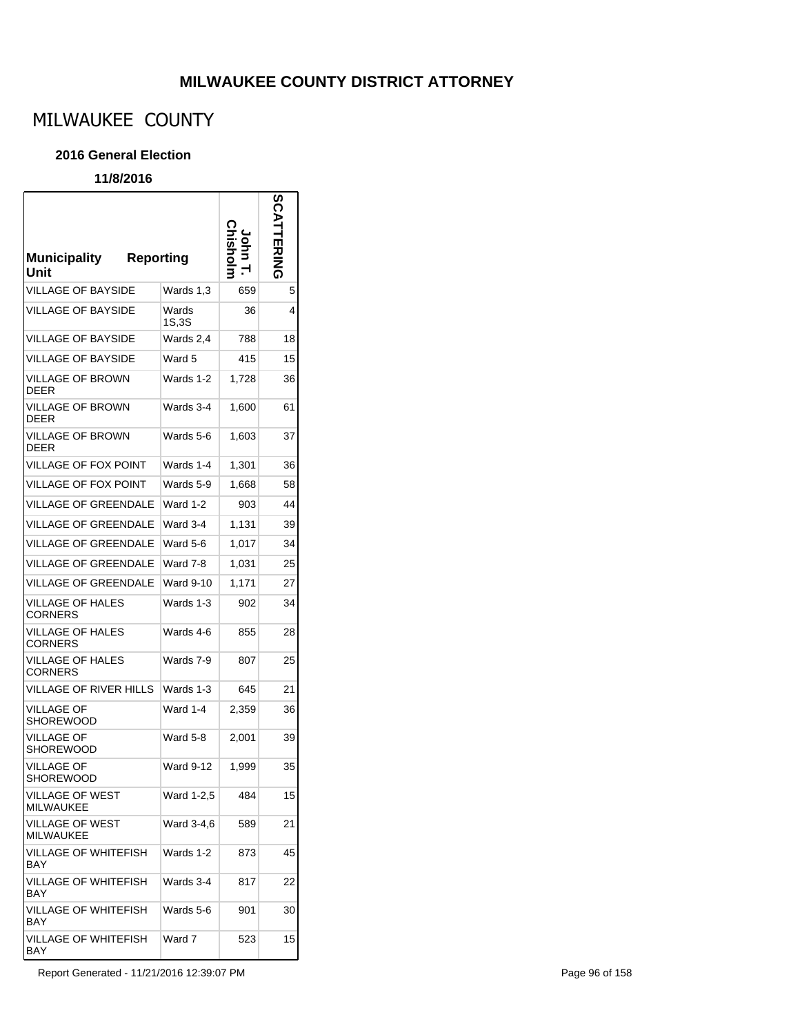## MILWAUKEE COUNTY DISTRICT ATTORNEY

# MILWAUKEE COUNTY

### 2016 General Election

**11/8/2016**

| Municipality | Reporting Unit | John T. Chisholm | SCATTERING |
|---|---|---|---|
| VILLAGE OF BAYSIDE | Wards 1,3 | 659 | 5 |
| VILLAGE OF BAYSIDE | Wards 1S,3S | 36 | 4 |
| VILLAGE OF BAYSIDE | Wards 2,4 | 788 | 18 |
| VILLAGE OF BAYSIDE | Ward 5 | 415 | 15 |
| VILLAGE OF BROWN DEER | Wards 1-2 | 1,728 | 36 |
| VILLAGE OF BROWN DEER | Wards 3-4 | 1,600 | 61 |
| VILLAGE OF BROWN DEER | Wards 5-6 | 1,603 | 37 |
| VILLAGE OF FOX POINT | Wards 1-4 | 1,301 | 36 |
| VILLAGE OF FOX POINT | Wards 5-9 | 1,668 | 58 |
| VILLAGE OF GREENDALE | Ward 1-2 | 903 | 44 |
| VILLAGE OF GREENDALE | Ward 3-4 | 1,131 | 39 |
| VILLAGE OF GREENDALE | Ward 5-6 | 1,017 | 34 |
| VILLAGE OF GREENDALE | Ward 7-8 | 1,031 | 25 |
| VILLAGE OF GREENDALE | Ward 9-10 | 1,171 | 27 |
| VILLAGE OF HALES CORNERS | Wards 1-3 | 902 | 34 |
| VILLAGE OF HALES CORNERS | Wards 4-6 | 855 | 28 |
| VILLAGE OF HALES CORNERS | Wards 7-9 | 807 | 25 |
| VILLAGE OF RIVER HILLS | Wards 1-3 | 645 | 21 |
| VILLAGE OF SHOREWOOD | Ward 1-4 | 2,359 | 36 |
| VILLAGE OF SHOREWOOD | Ward 5-8 | 2,001 | 39 |
| VILLAGE OF SHOREWOOD | Ward 9-12 | 1,999 | 35 |
| VILLAGE OF WEST MILWAUKEE | Ward 1-2,5 | 484 | 15 |
| VILLAGE OF WEST MILWAUKEE | Ward 3-4,6 | 589 | 21 |
| VILLAGE OF WHITEFISH BAY | Wards 1-2 | 873 | 45 |
| VILLAGE OF WHITEFISH BAY | Wards 3-4 | 817 | 22 |
| VILLAGE OF WHITEFISH BAY | Wards 5-6 | 901 | 30 |
| VILLAGE OF WHITEFISH BAY | Ward 7 | 523 | 15 |

Report Generated - 11/21/2016 12:39:07 PM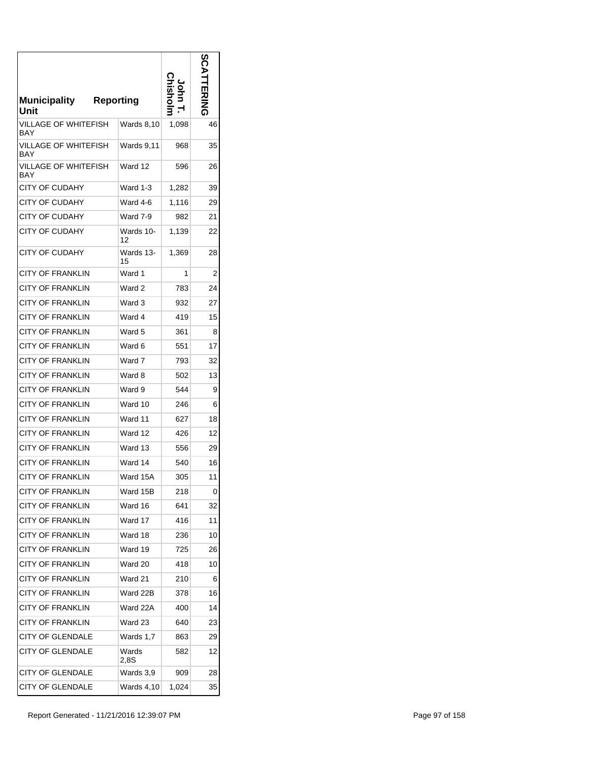| Municipality | Reporting Unit | John T. Chisholm | SCATTERING |
|---|---|---|---|
| VILLAGE OF WHITEFISH BAY | Wards 8,10 | 1,098 | 46 |
| VILLAGE OF WHITEFISH BAY | Wards 9,11 | 968 | 35 |
| VILLAGE OF WHITEFISH BAY | Ward 12 | 596 | 26 |
| CITY OF CUDAHY | Ward 1-3 | 1,282 | 39 |
| CITY OF CUDAHY | Ward 4-6 | 1,116 | 29 |
| CITY OF CUDAHY | Ward 7-9 | 982 | 21 |
| CITY OF CUDAHY | Wards 10-12 | 1,139 | 22 |
| CITY OF CUDAHY | Wards 13-15 | 1,369 | 28 |
| CITY OF FRANKLIN | Ward 1 | 1 | 2 |
| CITY OF FRANKLIN | Ward 2 | 783 | 24 |
| CITY OF FRANKLIN | Ward 3 | 932 | 27 |
| CITY OF FRANKLIN | Ward 4 | 419 | 15 |
| CITY OF FRANKLIN | Ward 5 | 361 | 8 |
| CITY OF FRANKLIN | Ward 6 | 551 | 17 |
| CITY OF FRANKLIN | Ward 7 | 793 | 32 |
| CITY OF FRANKLIN | Ward 8 | 502 | 13 |
| CITY OF FRANKLIN | Ward 9 | 544 | 9 |
| CITY OF FRANKLIN | Ward 10 | 246 | 6 |
| CITY OF FRANKLIN | Ward 11 | 627 | 18 |
| CITY OF FRANKLIN | Ward 12 | 426 | 12 |
| CITY OF FRANKLIN | Ward 13 | 556 | 29 |
| CITY OF FRANKLIN | Ward 14 | 540 | 16 |
| CITY OF FRANKLIN | Ward 15A | 305 | 11 |
| CITY OF FRANKLIN | Ward 15B | 218 | 0 |
| CITY OF FRANKLIN | Ward 16 | 641 | 32 |
| CITY OF FRANKLIN | Ward 17 | 416 | 11 |
| CITY OF FRANKLIN | Ward 18 | 236 | 10 |
| CITY OF FRANKLIN | Ward 19 | 725 | 26 |
| CITY OF FRANKLIN | Ward 20 | 418 | 10 |
| CITY OF FRANKLIN | Ward 21 | 210 | 6 |
| CITY OF FRANKLIN | Ward 22B | 378 | 16 |
| CITY OF FRANKLIN | Ward 22A | 400 | 14 |
| CITY OF FRANKLIN | Ward 23 | 640 | 23 |
| CITY OF GLENDALE | Wards 1,7 | 863 | 29 |
| CITY OF GLENDALE | Wards 2,8S | 582 | 12 |
| CITY OF GLENDALE | Wards 3,9 | 909 | 28 |
| CITY OF GLENDALE | Wards 4,10 | 1,024 | 35 |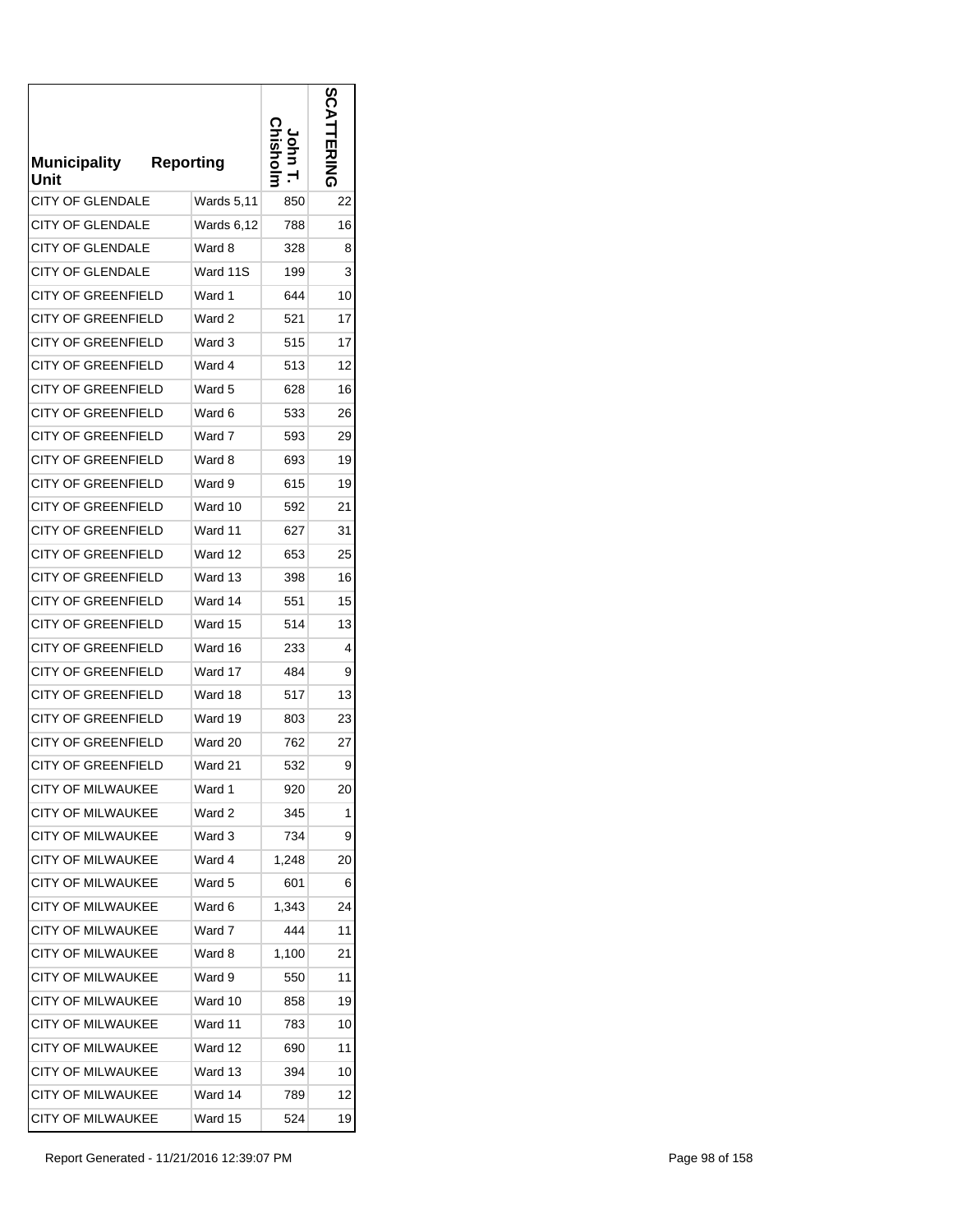| Municipality Unit | Reporting | John T. Chisholm | SCATTERING |
|---|---|---|---|
| CITY OF GLENDALE | Wards 5,11 | 850 | 22 |
| CITY OF GLENDALE | Wards 6,12 | 788 | 16 |
| CITY OF GLENDALE | Ward 8 | 328 | 8 |
| CITY OF GLENDALE | Ward 11S | 199 | 3 |
| CITY OF GREENFIELD | Ward 1 | 644 | 10 |
| CITY OF GREENFIELD | Ward 2 | 521 | 17 |
| CITY OF GREENFIELD | Ward 3 | 515 | 17 |
| CITY OF GREENFIELD | Ward 4 | 513 | 12 |
| CITY OF GREENFIELD | Ward 5 | 628 | 16 |
| CITY OF GREENFIELD | Ward 6 | 533 | 26 |
| CITY OF GREENFIELD | Ward 7 | 593 | 29 |
| CITY OF GREENFIELD | Ward 8 | 693 | 19 |
| CITY OF GREENFIELD | Ward 9 | 615 | 19 |
| CITY OF GREENFIELD | Ward 10 | 592 | 21 |
| CITY OF GREENFIELD | Ward 11 | 627 | 31 |
| CITY OF GREENFIELD | Ward 12 | 653 | 25 |
| CITY OF GREENFIELD | Ward 13 | 398 | 16 |
| CITY OF GREENFIELD | Ward 14 | 551 | 15 |
| CITY OF GREENFIELD | Ward 15 | 514 | 13 |
| CITY OF GREENFIELD | Ward 16 | 233 | 4 |
| CITY OF GREENFIELD | Ward 17 | 484 | 9 |
| CITY OF GREENFIELD | Ward 18 | 517 | 13 |
| CITY OF GREENFIELD | Ward 19 | 803 | 23 |
| CITY OF GREENFIELD | Ward 20 | 762 | 27 |
| CITY OF GREENFIELD | Ward 21 | 532 | 9 |
| CITY OF MILWAUKEE | Ward 1 | 920 | 20 |
| CITY OF MILWAUKEE | Ward 2 | 345 | 1 |
| CITY OF MILWAUKEE | Ward 3 | 734 | 9 |
| CITY OF MILWAUKEE | Ward 4 | 1,248 | 20 |
| CITY OF MILWAUKEE | Ward 5 | 601 | 6 |
| CITY OF MILWAUKEE | Ward 6 | 1,343 | 24 |
| CITY OF MILWAUKEE | Ward 7 | 444 | 11 |
| CITY OF MILWAUKEE | Ward 8 | 1,100 | 21 |
| CITY OF MILWAUKEE | Ward 9 | 550 | 11 |
| CITY OF MILWAUKEE | Ward 10 | 858 | 19 |
| CITY OF MILWAUKEE | Ward 11 | 783 | 10 |
| CITY OF MILWAUKEE | Ward 12 | 690 | 11 |
| CITY OF MILWAUKEE | Ward 13 | 394 | 10 |
| CITY OF MILWAUKEE | Ward 14 | 789 | 12 |
| CITY OF MILWAUKEE | Ward 15 | 524 | 19 |

Report Generated - 11/21/2016 12:39:07 PM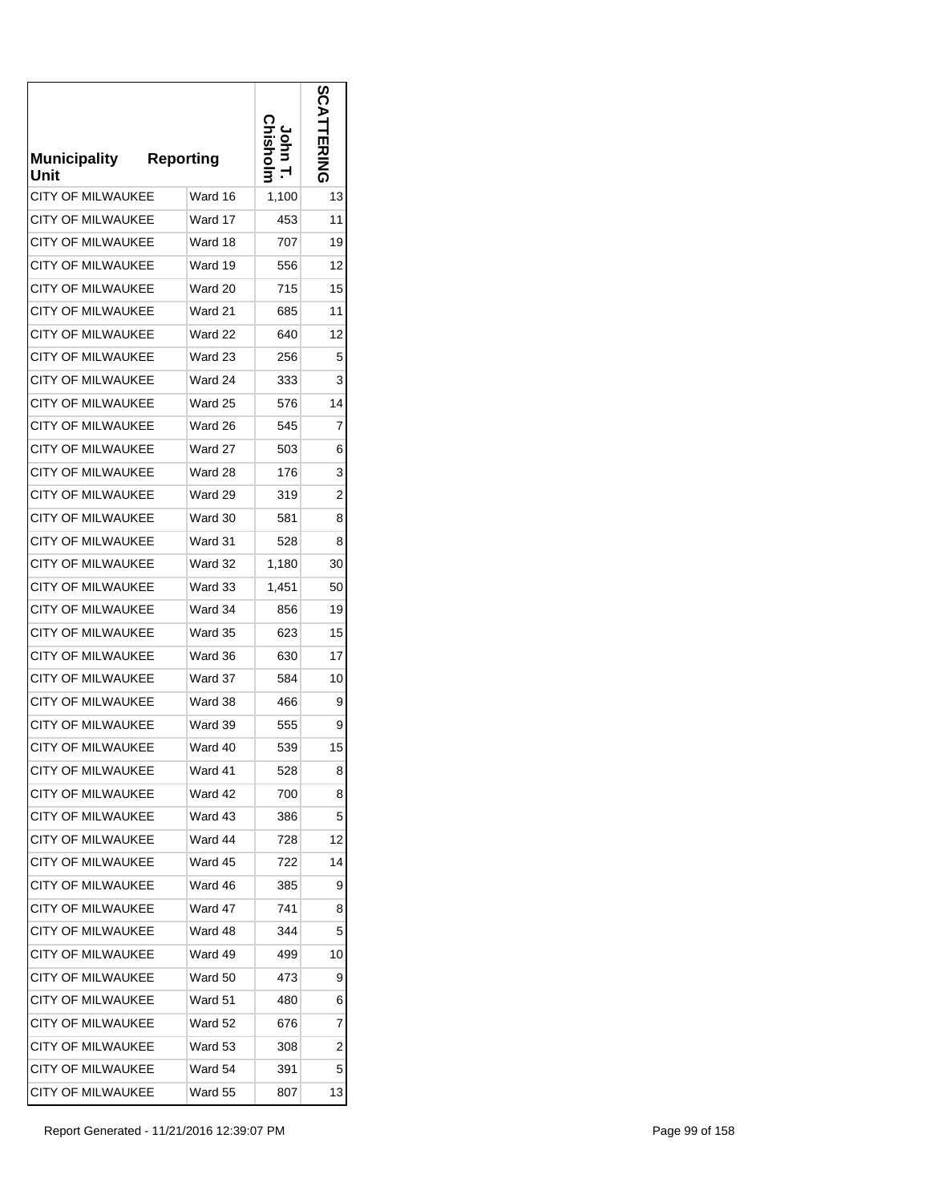| Municipality Unit | Reporting | John T. Chisholm | SCATTERING |
|---|---|---|---|
| CITY OF MILWAUKEE | Ward 16 | 1,100 | 13 |
| CITY OF MILWAUKEE | Ward 17 | 453 | 11 |
| CITY OF MILWAUKEE | Ward 18 | 707 | 19 |
| CITY OF MILWAUKEE | Ward 19 | 556 | 12 |
| CITY OF MILWAUKEE | Ward 20 | 715 | 15 |
| CITY OF MILWAUKEE | Ward 21 | 685 | 11 |
| CITY OF MILWAUKEE | Ward 22 | 640 | 12 |
| CITY OF MILWAUKEE | Ward 23 | 256 | 5 |
| CITY OF MILWAUKEE | Ward 24 | 333 | 3 |
| CITY OF MILWAUKEE | Ward 25 | 576 | 14 |
| CITY OF MILWAUKEE | Ward 26 | 545 | 7 |
| CITY OF MILWAUKEE | Ward 27 | 503 | 6 |
| CITY OF MILWAUKEE | Ward 28 | 176 | 3 |
| CITY OF MILWAUKEE | Ward 29 | 319 | 2 |
| CITY OF MILWAUKEE | Ward 30 | 581 | 8 |
| CITY OF MILWAUKEE | Ward 31 | 528 | 8 |
| CITY OF MILWAUKEE | Ward 32 | 1,180 | 30 |
| CITY OF MILWAUKEE | Ward 33 | 1,451 | 50 |
| CITY OF MILWAUKEE | Ward 34 | 856 | 19 |
| CITY OF MILWAUKEE | Ward 35 | 623 | 15 |
| CITY OF MILWAUKEE | Ward 36 | 630 | 17 |
| CITY OF MILWAUKEE | Ward 37 | 584 | 10 |
| CITY OF MILWAUKEE | Ward 38 | 466 | 9 |
| CITY OF MILWAUKEE | Ward 39 | 555 | 9 |
| CITY OF MILWAUKEE | Ward 40 | 539 | 15 |
| CITY OF MILWAUKEE | Ward 41 | 528 | 8 |
| CITY OF MILWAUKEE | Ward 42 | 700 | 8 |
| CITY OF MILWAUKEE | Ward 43 | 386 | 5 |
| CITY OF MILWAUKEE | Ward 44 | 728 | 12 |
| CITY OF MILWAUKEE | Ward 45 | 722 | 14 |
| CITY OF MILWAUKEE | Ward 46 | 385 | 9 |
| CITY OF MILWAUKEE | Ward 47 | 741 | 8 |
| CITY OF MILWAUKEE | Ward 48 | 344 | 5 |
| CITY OF MILWAUKEE | Ward 49 | 499 | 10 |
| CITY OF MILWAUKEE | Ward 50 | 473 | 9 |
| CITY OF MILWAUKEE | Ward 51 | 480 | 6 |
| CITY OF MILWAUKEE | Ward 52 | 676 | 7 |
| CITY OF MILWAUKEE | Ward 53 | 308 | 2 |
| CITY OF MILWAUKEE | Ward 54 | 391 | 5 |
| CITY OF MILWAUKEE | Ward 55 | 807 | 13 |

Report Generated - 11/21/2016 12:39:07 PM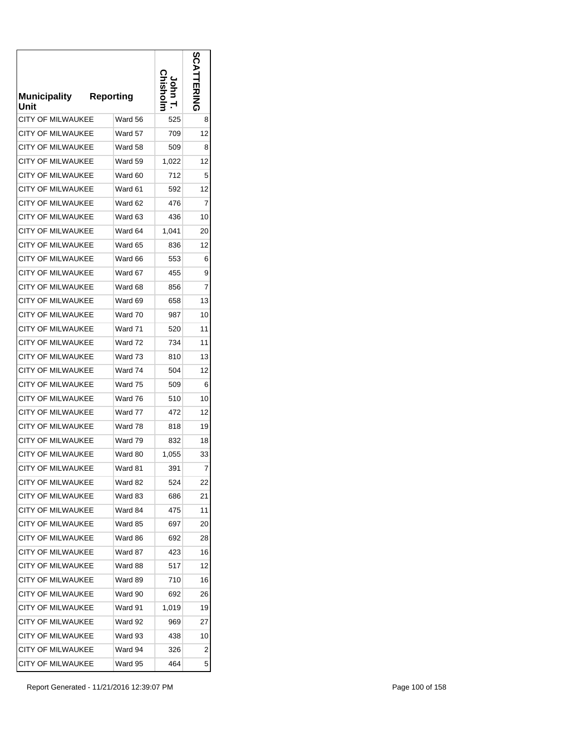| Municipality Unit | Reporting | John T. Chisholm | SCATTERING |
|---|---|---|---|
| CITY OF MILWAUKEE | Ward 56 | 525 | 8 |
| CITY OF MILWAUKEE | Ward 57 | 709 | 12 |
| CITY OF MILWAUKEE | Ward 58 | 509 | 8 |
| CITY OF MILWAUKEE | Ward 59 | 1,022 | 12 |
| CITY OF MILWAUKEE | Ward 60 | 712 | 5 |
| CITY OF MILWAUKEE | Ward 61 | 592 | 12 |
| CITY OF MILWAUKEE | Ward 62 | 476 | 7 |
| CITY OF MILWAUKEE | Ward 63 | 436 | 10 |
| CITY OF MILWAUKEE | Ward 64 | 1,041 | 20 |
| CITY OF MILWAUKEE | Ward 65 | 836 | 12 |
| CITY OF MILWAUKEE | Ward 66 | 553 | 6 |
| CITY OF MILWAUKEE | Ward 67 | 455 | 9 |
| CITY OF MILWAUKEE | Ward 68 | 856 | 7 |
| CITY OF MILWAUKEE | Ward 69 | 658 | 13 |
| CITY OF MILWAUKEE | Ward 70 | 987 | 10 |
| CITY OF MILWAUKEE | Ward 71 | 520 | 11 |
| CITY OF MILWAUKEE | Ward 72 | 734 | 11 |
| CITY OF MILWAUKEE | Ward 73 | 810 | 13 |
| CITY OF MILWAUKEE | Ward 74 | 504 | 12 |
| CITY OF MILWAUKEE | Ward 75 | 509 | 6 |
| CITY OF MILWAUKEE | Ward 76 | 510 | 10 |
| CITY OF MILWAUKEE | Ward 77 | 472 | 12 |
| CITY OF MILWAUKEE | Ward 78 | 818 | 19 |
| CITY OF MILWAUKEE | Ward 79 | 832 | 18 |
| CITY OF MILWAUKEE | Ward 80 | 1,055 | 33 |
| CITY OF MILWAUKEE | Ward 81 | 391 | 7 |
| CITY OF MILWAUKEE | Ward 82 | 524 | 22 |
| CITY OF MILWAUKEE | Ward 83 | 686 | 21 |
| CITY OF MILWAUKEE | Ward 84 | 475 | 11 |
| CITY OF MILWAUKEE | Ward 85 | 697 | 20 |
| CITY OF MILWAUKEE | Ward 86 | 692 | 28 |
| CITY OF MILWAUKEE | Ward 87 | 423 | 16 |
| CITY OF MILWAUKEE | Ward 88 | 517 | 12 |
| CITY OF MILWAUKEE | Ward 89 | 710 | 16 |
| CITY OF MILWAUKEE | Ward 90 | 692 | 26 |
| CITY OF MILWAUKEE | Ward 91 | 1,019 | 19 |
| CITY OF MILWAUKEE | Ward 92 | 969 | 27 |
| CITY OF MILWAUKEE | Ward 93 | 438 | 10 |
| CITY OF MILWAUKEE | Ward 94 | 326 | 2 |
| CITY OF MILWAUKEE | Ward 95 | 464 | 5 |

Report Generated - 11/21/2016 12:39:07 PM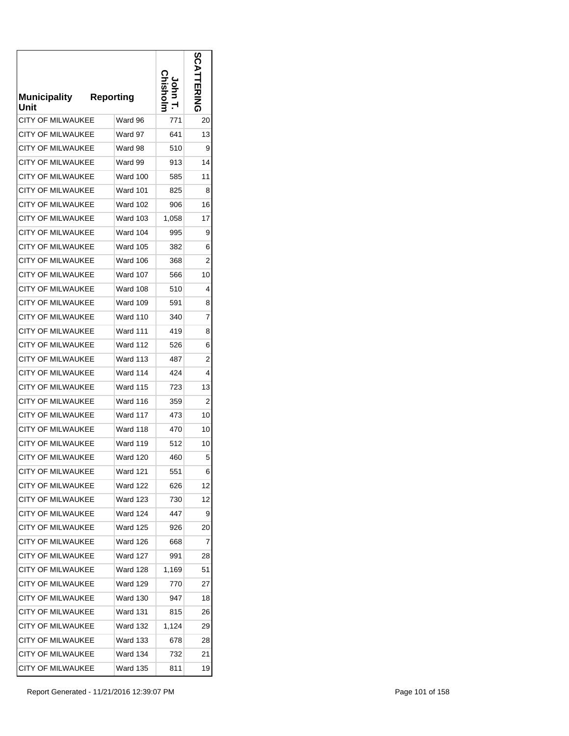| Municipality Unit | Reporting | John T. Chisholm | SCATTERING |
|---|---|---|---|
| CITY OF MILWAUKEE | Ward 96 | 771 | 20 |
| CITY OF MILWAUKEE | Ward 97 | 641 | 13 |
| CITY OF MILWAUKEE | Ward 98 | 510 | 9 |
| CITY OF MILWAUKEE | Ward 99 | 913 | 14 |
| CITY OF MILWAUKEE | Ward 100 | 585 | 11 |
| CITY OF MILWAUKEE | Ward 101 | 825 | 8 |
| CITY OF MILWAUKEE | Ward 102 | 906 | 16 |
| CITY OF MILWAUKEE | Ward 103 | 1,058 | 17 |
| CITY OF MILWAUKEE | Ward 104 | 995 | 9 |
| CITY OF MILWAUKEE | Ward 105 | 382 | 6 |
| CITY OF MILWAUKEE | Ward 106 | 368 | 2 |
| CITY OF MILWAUKEE | Ward 107 | 566 | 10 |
| CITY OF MILWAUKEE | Ward 108 | 510 | 4 |
| CITY OF MILWAUKEE | Ward 109 | 591 | 8 |
| CITY OF MILWAUKEE | Ward 110 | 340 | 7 |
| CITY OF MILWAUKEE | Ward 111 | 419 | 8 |
| CITY OF MILWAUKEE | Ward 112 | 526 | 6 |
| CITY OF MILWAUKEE | Ward 113 | 487 | 2 |
| CITY OF MILWAUKEE | Ward 114 | 424 | 4 |
| CITY OF MILWAUKEE | Ward 115 | 723 | 13 |
| CITY OF MILWAUKEE | Ward 116 | 359 | 2 |
| CITY OF MILWAUKEE | Ward 117 | 473 | 10 |
| CITY OF MILWAUKEE | Ward 118 | 470 | 10 |
| CITY OF MILWAUKEE | Ward 119 | 512 | 10 |
| CITY OF MILWAUKEE | Ward 120 | 460 | 5 |
| CITY OF MILWAUKEE | Ward 121 | 551 | 6 |
| CITY OF MILWAUKEE | Ward 122 | 626 | 12 |
| CITY OF MILWAUKEE | Ward 123 | 730 | 12 |
| CITY OF MILWAUKEE | Ward 124 | 447 | 9 |
| CITY OF MILWAUKEE | Ward 125 | 926 | 20 |
| CITY OF MILWAUKEE | Ward 126 | 668 | 7 |
| CITY OF MILWAUKEE | Ward 127 | 991 | 28 |
| CITY OF MILWAUKEE | Ward 128 | 1,169 | 51 |
| CITY OF MILWAUKEE | Ward 129 | 770 | 27 |
| CITY OF MILWAUKEE | Ward 130 | 947 | 18 |
| CITY OF MILWAUKEE | Ward 131 | 815 | 26 |
| CITY OF MILWAUKEE | Ward 132 | 1,124 | 29 |
| CITY OF MILWAUKEE | Ward 133 | 678 | 28 |
| CITY OF MILWAUKEE | Ward 134 | 732 | 21 |
| CITY OF MILWAUKEE | Ward 135 | 811 | 19 |

Report Generated - 11/21/2016 12:39:07 PM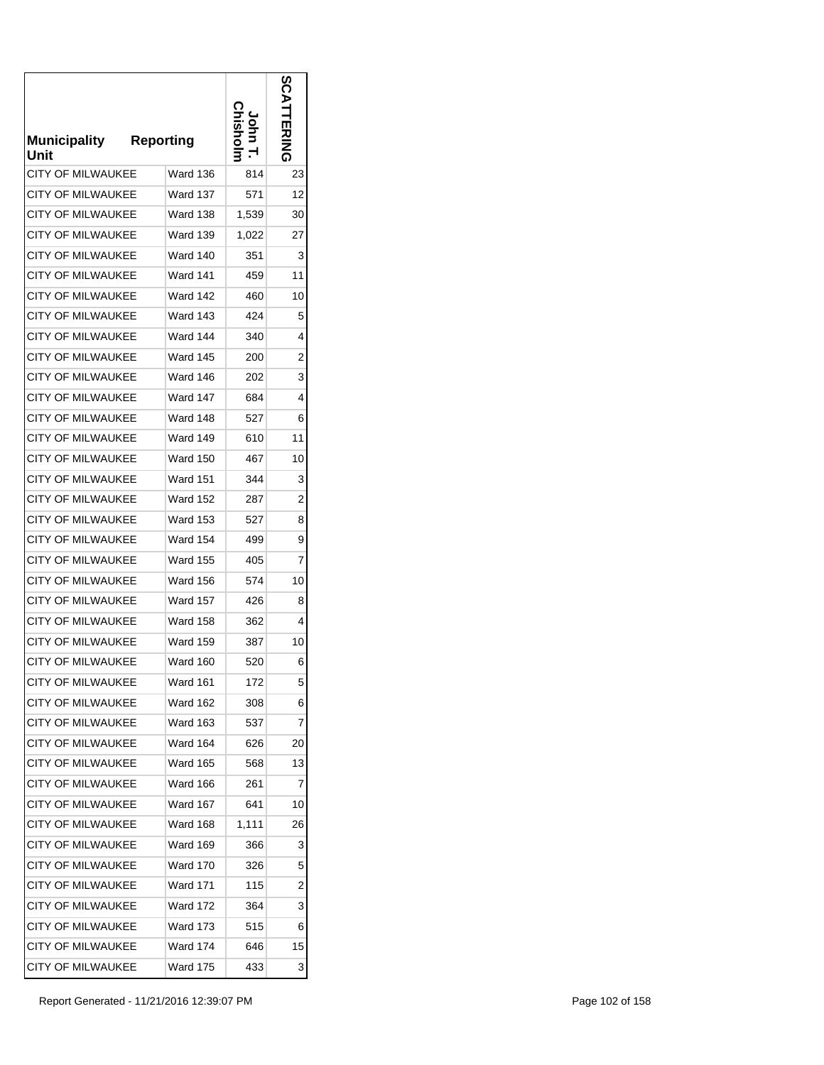| Municipality Unit | Reporting | John T. Chisholm | SCATTERING |
|---|---|---|---|
| CITY OF MILWAUKEE | Ward 136 | 814 | 23 |
| CITY OF MILWAUKEE | Ward 137 | 571 | 12 |
| CITY OF MILWAUKEE | Ward 138 | 1,539 | 30 |
| CITY OF MILWAUKEE | Ward 139 | 1,022 | 27 |
| CITY OF MILWAUKEE | Ward 140 | 351 | 3 |
| CITY OF MILWAUKEE | Ward 141 | 459 | 11 |
| CITY OF MILWAUKEE | Ward 142 | 460 | 10 |
| CITY OF MILWAUKEE | Ward 143 | 424 | 5 |
| CITY OF MILWAUKEE | Ward 144 | 340 | 4 |
| CITY OF MILWAUKEE | Ward 145 | 200 | 2 |
| CITY OF MILWAUKEE | Ward 146 | 202 | 3 |
| CITY OF MILWAUKEE | Ward 147 | 684 | 4 |
| CITY OF MILWAUKEE | Ward 148 | 527 | 6 |
| CITY OF MILWAUKEE | Ward 149 | 610 | 11 |
| CITY OF MILWAUKEE | Ward 150 | 467 | 10 |
| CITY OF MILWAUKEE | Ward 151 | 344 | 3 |
| CITY OF MILWAUKEE | Ward 152 | 287 | 2 |
| CITY OF MILWAUKEE | Ward 153 | 527 | 8 |
| CITY OF MILWAUKEE | Ward 154 | 499 | 9 |
| CITY OF MILWAUKEE | Ward 155 | 405 | 7 |
| CITY OF MILWAUKEE | Ward 156 | 574 | 10 |
| CITY OF MILWAUKEE | Ward 157 | 426 | 8 |
| CITY OF MILWAUKEE | Ward 158 | 362 | 4 |
| CITY OF MILWAUKEE | Ward 159 | 387 | 10 |
| CITY OF MILWAUKEE | Ward 160 | 520 | 6 |
| CITY OF MILWAUKEE | Ward 161 | 172 | 5 |
| CITY OF MILWAUKEE | Ward 162 | 308 | 6 |
| CITY OF MILWAUKEE | Ward 163 | 537 | 7 |
| CITY OF MILWAUKEE | Ward 164 | 626 | 20 |
| CITY OF MILWAUKEE | Ward 165 | 568 | 13 |
| CITY OF MILWAUKEE | Ward 166 | 261 | 7 |
| CITY OF MILWAUKEE | Ward 167 | 641 | 10 |
| CITY OF MILWAUKEE | Ward 168 | 1,111 | 26 |
| CITY OF MILWAUKEE | Ward 169 | 366 | 3 |
| CITY OF MILWAUKEE | Ward 170 | 326 | 5 |
| CITY OF MILWAUKEE | Ward 171 | 115 | 2 |
| CITY OF MILWAUKEE | Ward 172 | 364 | 3 |
| CITY OF MILWAUKEE | Ward 173 | 515 | 6 |
| CITY OF MILWAUKEE | Ward 174 | 646 | 15 |
| CITY OF MILWAUKEE | Ward 175 | 433 | 3 |

Report Generated - 11/21/2016 12:39:07 PM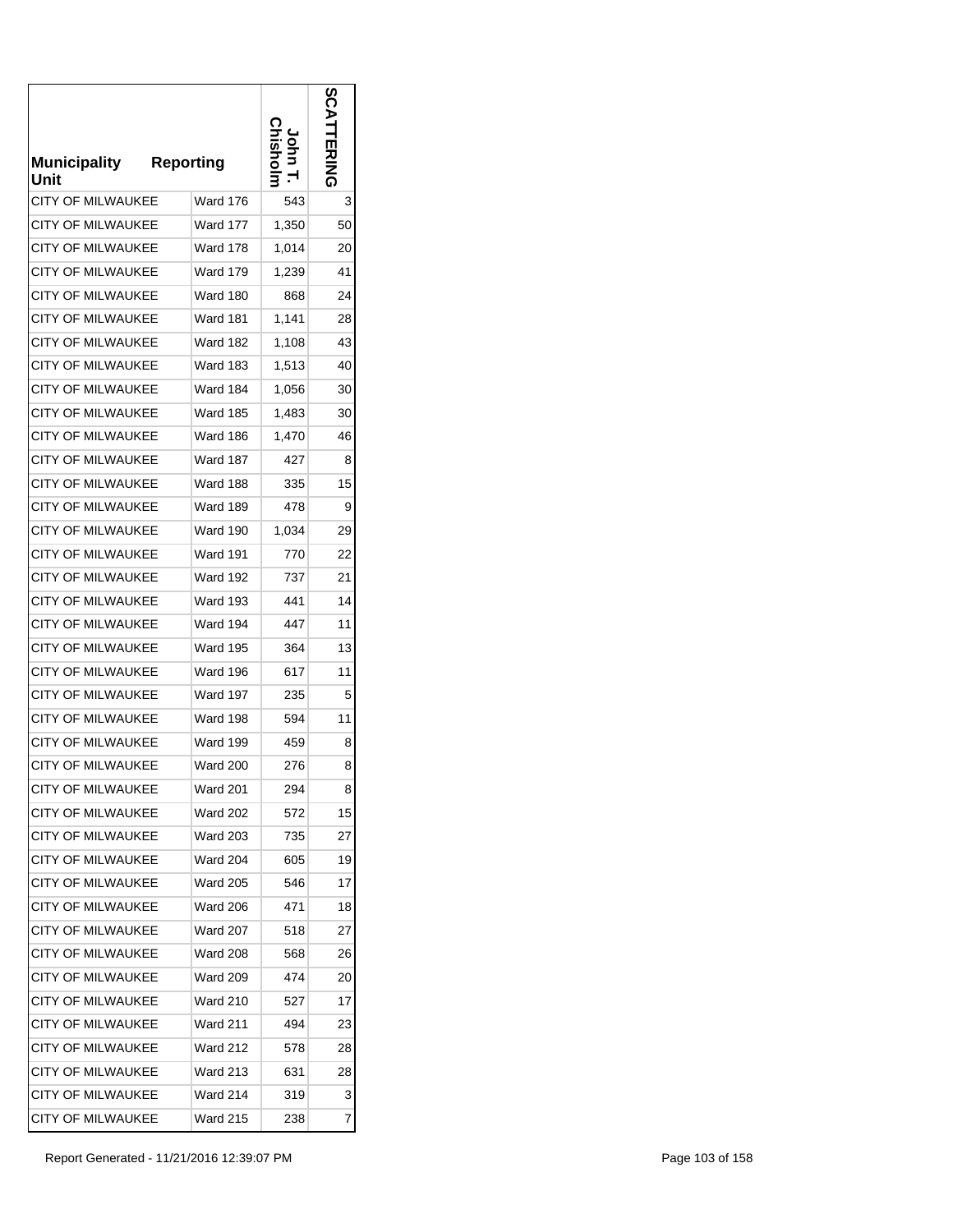| Municipality Unit | Reporting | John T. Chisholm | SCATTERING |
|---|---|---|---|
| CITY OF MILWAUKEE | Ward 176 | 543 | 3 |
| CITY OF MILWAUKEE | Ward 177 | 1,350 | 50 |
| CITY OF MILWAUKEE | Ward 178 | 1,014 | 20 |
| CITY OF MILWAUKEE | Ward 179 | 1,239 | 41 |
| CITY OF MILWAUKEE | Ward 180 | 868 | 24 |
| CITY OF MILWAUKEE | Ward 181 | 1,141 | 28 |
| CITY OF MILWAUKEE | Ward 182 | 1,108 | 43 |
| CITY OF MILWAUKEE | Ward 183 | 1,513 | 40 |
| CITY OF MILWAUKEE | Ward 184 | 1,056 | 30 |
| CITY OF MILWAUKEE | Ward 185 | 1,483 | 30 |
| CITY OF MILWAUKEE | Ward 186 | 1,470 | 46 |
| CITY OF MILWAUKEE | Ward 187 | 427 | 8 |
| CITY OF MILWAUKEE | Ward 188 | 335 | 15 |
| CITY OF MILWAUKEE | Ward 189 | 478 | 9 |
| CITY OF MILWAUKEE | Ward 190 | 1,034 | 29 |
| CITY OF MILWAUKEE | Ward 191 | 770 | 22 |
| CITY OF MILWAUKEE | Ward 192 | 737 | 21 |
| CITY OF MILWAUKEE | Ward 193 | 441 | 14 |
| CITY OF MILWAUKEE | Ward 194 | 447 | 11 |
| CITY OF MILWAUKEE | Ward 195 | 364 | 13 |
| CITY OF MILWAUKEE | Ward 196 | 617 | 11 |
| CITY OF MILWAUKEE | Ward 197 | 235 | 5 |
| CITY OF MILWAUKEE | Ward 198 | 594 | 11 |
| CITY OF MILWAUKEE | Ward 199 | 459 | 8 |
| CITY OF MILWAUKEE | Ward 200 | 276 | 8 |
| CITY OF MILWAUKEE | Ward 201 | 294 | 8 |
| CITY OF MILWAUKEE | Ward 202 | 572 | 15 |
| CITY OF MILWAUKEE | Ward 203 | 735 | 27 |
| CITY OF MILWAUKEE | Ward 204 | 605 | 19 |
| CITY OF MILWAUKEE | Ward 205 | 546 | 17 |
| CITY OF MILWAUKEE | Ward 206 | 471 | 18 |
| CITY OF MILWAUKEE | Ward 207 | 518 | 27 |
| CITY OF MILWAUKEE | Ward 208 | 568 | 26 |
| CITY OF MILWAUKEE | Ward 209 | 474 | 20 |
| CITY OF MILWAUKEE | Ward 210 | 527 | 17 |
| CITY OF MILWAUKEE | Ward 211 | 494 | 23 |
| CITY OF MILWAUKEE | Ward 212 | 578 | 28 |
| CITY OF MILWAUKEE | Ward 213 | 631 | 28 |
| CITY OF MILWAUKEE | Ward 214 | 319 | 3 |
| CITY OF MILWAUKEE | Ward 215 | 238 | 7 |

Report Generated - 11/21/2016 12:39:07 PM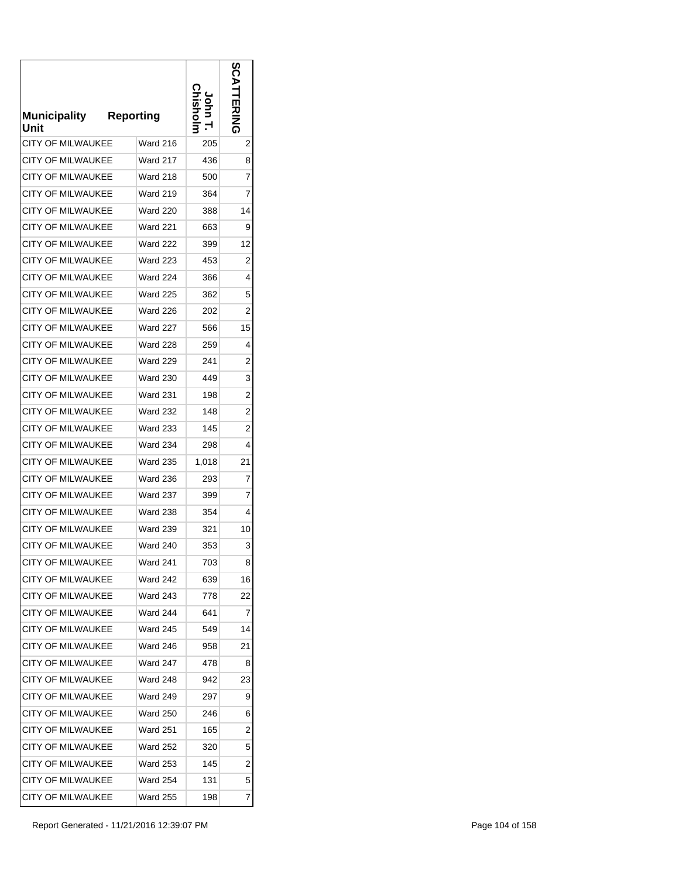| Municipality Unit | Reporting | John T. Chisholm | SCATTERING |
|---|---|---|---|
| CITY OF MILWAUKEE | Ward 216 | 205 | 2 |
| CITY OF MILWAUKEE | Ward 217 | 436 | 8 |
| CITY OF MILWAUKEE | Ward 218 | 500 | 7 |
| CITY OF MILWAUKEE | Ward 219 | 364 | 7 |
| CITY OF MILWAUKEE | Ward 220 | 388 | 14 |
| CITY OF MILWAUKEE | Ward 221 | 663 | 9 |
| CITY OF MILWAUKEE | Ward 222 | 399 | 12 |
| CITY OF MILWAUKEE | Ward 223 | 453 | 2 |
| CITY OF MILWAUKEE | Ward 224 | 366 | 4 |
| CITY OF MILWAUKEE | Ward 225 | 362 | 5 |
| CITY OF MILWAUKEE | Ward 226 | 202 | 2 |
| CITY OF MILWAUKEE | Ward 227 | 566 | 15 |
| CITY OF MILWAUKEE | Ward 228 | 259 | 4 |
| CITY OF MILWAUKEE | Ward 229 | 241 | 2 |
| CITY OF MILWAUKEE | Ward 230 | 449 | 3 |
| CITY OF MILWAUKEE | Ward 231 | 198 | 2 |
| CITY OF MILWAUKEE | Ward 232 | 148 | 2 |
| CITY OF MILWAUKEE | Ward 233 | 145 | 2 |
| CITY OF MILWAUKEE | Ward 234 | 298 | 4 |
| CITY OF MILWAUKEE | Ward 235 | 1,018 | 21 |
| CITY OF MILWAUKEE | Ward 236 | 293 | 7 |
| CITY OF MILWAUKEE | Ward 237 | 399 | 7 |
| CITY OF MILWAUKEE | Ward 238 | 354 | 4 |
| CITY OF MILWAUKEE | Ward 239 | 321 | 10 |
| CITY OF MILWAUKEE | Ward 240 | 353 | 3 |
| CITY OF MILWAUKEE | Ward 241 | 703 | 8 |
| CITY OF MILWAUKEE | Ward 242 | 639 | 16 |
| CITY OF MILWAUKEE | Ward 243 | 778 | 22 |
| CITY OF MILWAUKEE | Ward 244 | 641 | 7 |
| CITY OF MILWAUKEE | Ward 245 | 549 | 14 |
| CITY OF MILWAUKEE | Ward 246 | 958 | 21 |
| CITY OF MILWAUKEE | Ward 247 | 478 | 8 |
| CITY OF MILWAUKEE | Ward 248 | 942 | 23 |
| CITY OF MILWAUKEE | Ward 249 | 297 | 9 |
| CITY OF MILWAUKEE | Ward 250 | 246 | 6 |
| CITY OF MILWAUKEE | Ward 251 | 165 | 2 |
| CITY OF MILWAUKEE | Ward 252 | 320 | 5 |
| CITY OF MILWAUKEE | Ward 253 | 145 | 2 |
| CITY OF MILWAUKEE | Ward 254 | 131 | 5 |
| CITY OF MILWAUKEE | Ward 255 | 198 | 7 |

Report Generated - 11/21/2016 12:39:07 PM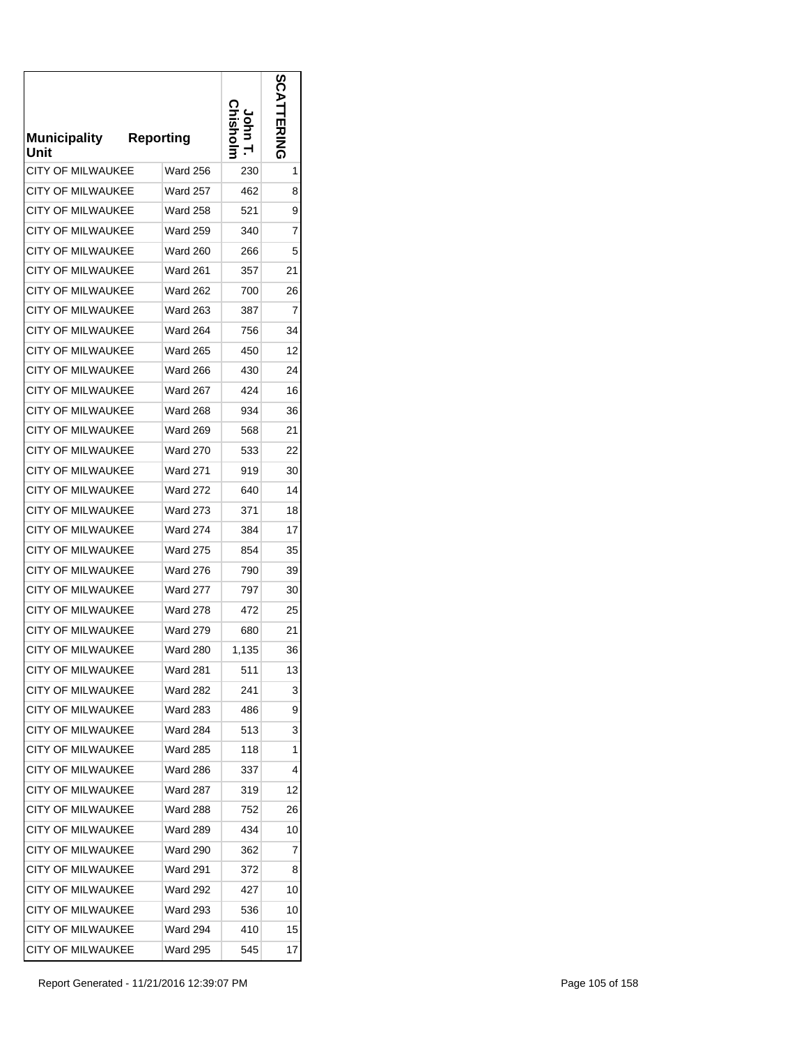| Municipality Unit | Reporting | John T. Chisholm | SCATTERING |
|---|---|---|---|
| CITY OF MILWAUKEE | Ward 256 | 230 | 1 |
| CITY OF MILWAUKEE | Ward 257 | 462 | 8 |
| CITY OF MILWAUKEE | Ward 258 | 521 | 9 |
| CITY OF MILWAUKEE | Ward 259 | 340 | 7 |
| CITY OF MILWAUKEE | Ward 260 | 266 | 5 |
| CITY OF MILWAUKEE | Ward 261 | 357 | 21 |
| CITY OF MILWAUKEE | Ward 262 | 700 | 26 |
| CITY OF MILWAUKEE | Ward 263 | 387 | 7 |
| CITY OF MILWAUKEE | Ward 264 | 756 | 34 |
| CITY OF MILWAUKEE | Ward 265 | 450 | 12 |
| CITY OF MILWAUKEE | Ward 266 | 430 | 24 |
| CITY OF MILWAUKEE | Ward 267 | 424 | 16 |
| CITY OF MILWAUKEE | Ward 268 | 934 | 36 |
| CITY OF MILWAUKEE | Ward 269 | 568 | 21 |
| CITY OF MILWAUKEE | Ward 270 | 533 | 22 |
| CITY OF MILWAUKEE | Ward 271 | 919 | 30 |
| CITY OF MILWAUKEE | Ward 272 | 640 | 14 |
| CITY OF MILWAUKEE | Ward 273 | 371 | 18 |
| CITY OF MILWAUKEE | Ward 274 | 384 | 17 |
| CITY OF MILWAUKEE | Ward 275 | 854 | 35 |
| CITY OF MILWAUKEE | Ward 276 | 790 | 39 |
| CITY OF MILWAUKEE | Ward 277 | 797 | 30 |
| CITY OF MILWAUKEE | Ward 278 | 472 | 25 |
| CITY OF MILWAUKEE | Ward 279 | 680 | 21 |
| CITY OF MILWAUKEE | Ward 280 | 1,135 | 36 |
| CITY OF MILWAUKEE | Ward 281 | 511 | 13 |
| CITY OF MILWAUKEE | Ward 282 | 241 | 3 |
| CITY OF MILWAUKEE | Ward 283 | 486 | 9 |
| CITY OF MILWAUKEE | Ward 284 | 513 | 3 |
| CITY OF MILWAUKEE | Ward 285 | 118 | 1 |
| CITY OF MILWAUKEE | Ward 286 | 337 | 4 |
| CITY OF MILWAUKEE | Ward 287 | 319 | 12 |
| CITY OF MILWAUKEE | Ward 288 | 752 | 26 |
| CITY OF MILWAUKEE | Ward 289 | 434 | 10 |
| CITY OF MILWAUKEE | Ward 290 | 362 | 7 |
| CITY OF MILWAUKEE | Ward 291 | 372 | 8 |
| CITY OF MILWAUKEE | Ward 292 | 427 | 10 |
| CITY OF MILWAUKEE | Ward 293 | 536 | 10 |
| CITY OF MILWAUKEE | Ward 294 | 410 | 15 |
| CITY OF MILWAUKEE | Ward 295 | 545 | 17 |

Report Generated - 11/21/2016 12:39:07 PM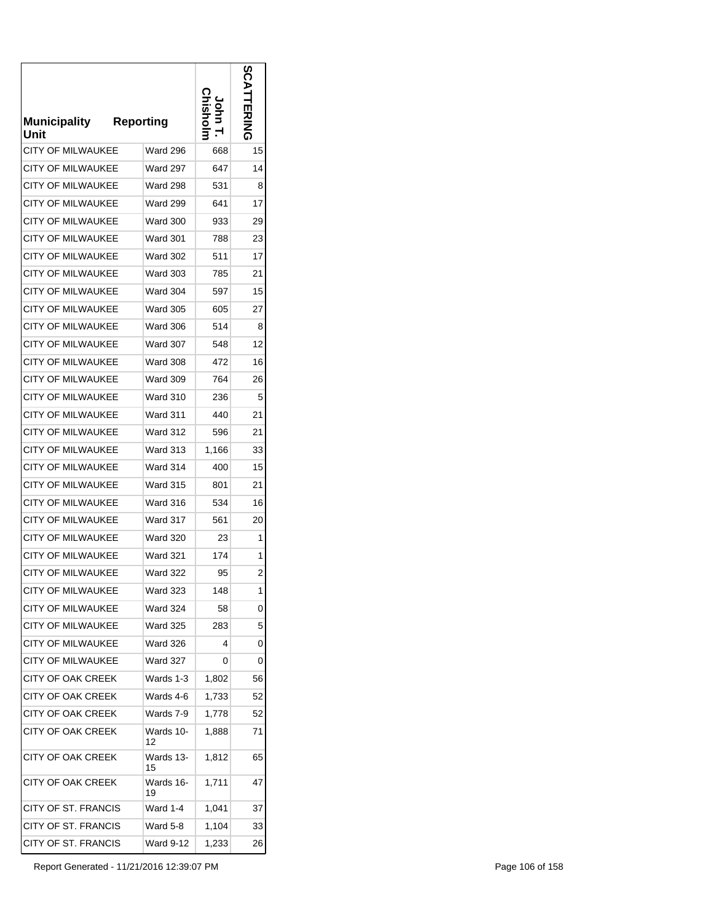| Municipality Unit | Reporting | John T. Chisholm | SCATTERING |
|---|---|---|---|
| CITY OF MILWAUKEE | Ward 296 | 668 | 15 |
| CITY OF MILWAUKEE | Ward 297 | 647 | 14 |
| CITY OF MILWAUKEE | Ward 298 | 531 | 8 |
| CITY OF MILWAUKEE | Ward 299 | 641 | 17 |
| CITY OF MILWAUKEE | Ward 300 | 933 | 29 |
| CITY OF MILWAUKEE | Ward 301 | 788 | 23 |
| CITY OF MILWAUKEE | Ward 302 | 511 | 17 |
| CITY OF MILWAUKEE | Ward 303 | 785 | 21 |
| CITY OF MILWAUKEE | Ward 304 | 597 | 15 |
| CITY OF MILWAUKEE | Ward 305 | 605 | 27 |
| CITY OF MILWAUKEE | Ward 306 | 514 | 8 |
| CITY OF MILWAUKEE | Ward 307 | 548 | 12 |
| CITY OF MILWAUKEE | Ward 308 | 472 | 16 |
| CITY OF MILWAUKEE | Ward 309 | 764 | 26 |
| CITY OF MILWAUKEE | Ward 310 | 236 | 5 |
| CITY OF MILWAUKEE | Ward 311 | 440 | 21 |
| CITY OF MILWAUKEE | Ward 312 | 596 | 21 |
| CITY OF MILWAUKEE | Ward 313 | 1,166 | 33 |
| CITY OF MILWAUKEE | Ward 314 | 400 | 15 |
| CITY OF MILWAUKEE | Ward 315 | 801 | 21 |
| CITY OF MILWAUKEE | Ward 316 | 534 | 16 |
| CITY OF MILWAUKEE | Ward 317 | 561 | 20 |
| CITY OF MILWAUKEE | Ward 320 | 23 | 1 |
| CITY OF MILWAUKEE | Ward 321 | 174 | 1 |
| CITY OF MILWAUKEE | Ward 322 | 95 | 2 |
| CITY OF MILWAUKEE | Ward 323 | 148 | 1 |
| CITY OF MILWAUKEE | Ward 324 | 58 | 0 |
| CITY OF MILWAUKEE | Ward 325 | 283 | 5 |
| CITY OF MILWAUKEE | Ward 326 | 4 | 0 |
| CITY OF MILWAUKEE | Ward 327 | 0 | 0 |
| CITY OF OAK CREEK | Wards 1-3 | 1,802 | 56 |
| CITY OF OAK CREEK | Wards 4-6 | 1,733 | 52 |
| CITY OF OAK CREEK | Wards 7-9 | 1,778 | 52 |
| CITY OF OAK CREEK | Wards 10-12 | 1,888 | 71 |
| CITY OF OAK CREEK | Wards 13-15 | 1,812 | 65 |
| CITY OF OAK CREEK | Wards 16-19 | 1,711 | 47 |
| CITY OF ST. FRANCIS | Ward 1-4 | 1,041 | 37 |
| CITY OF ST. FRANCIS | Ward 5-8 | 1,104 | 33 |
| CITY OF ST. FRANCIS | Ward 9-12 | 1,233 | 26 |

Report Generated - 11/21/2016 12:39:07 PM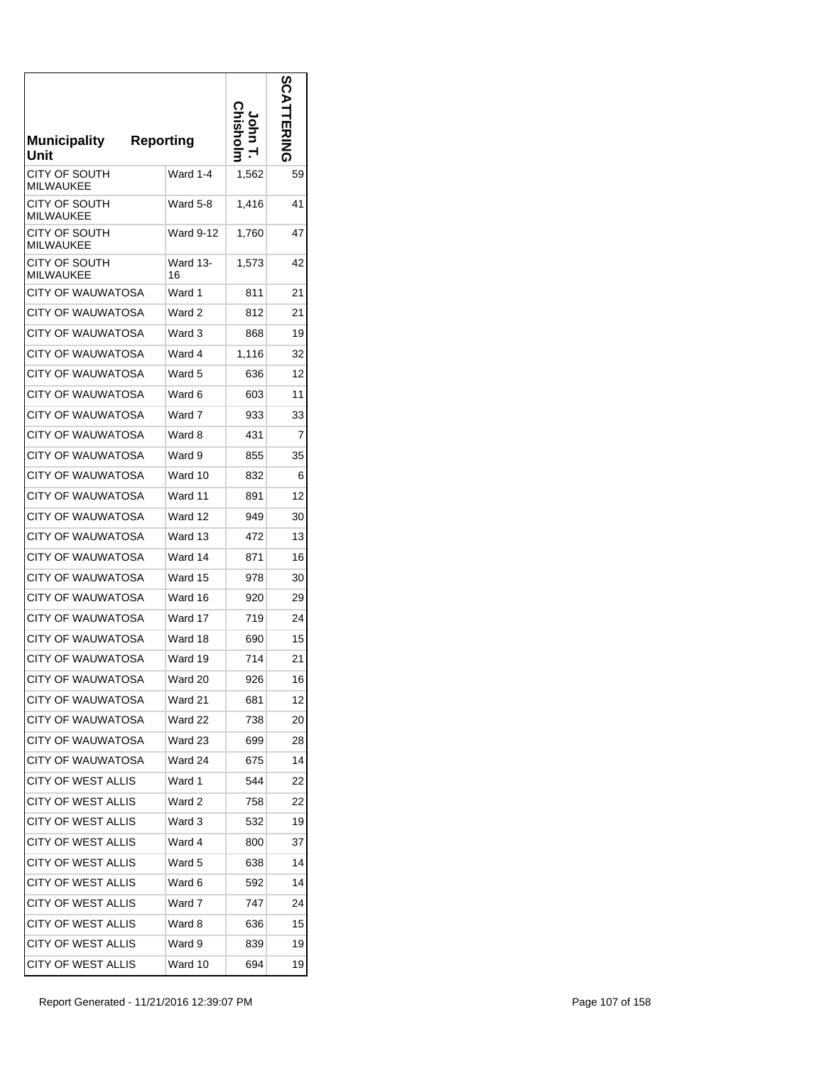| Municipality Unit | Reporting | John T. Chisholm | SCATTERING |
|---|---|---|---|
| CITY OF SOUTH MILWAUKEE | Ward 1-4 | 1,562 | 59 |
| CITY OF SOUTH MILWAUKEE | Ward 5-8 | 1,416 | 41 |
| CITY OF SOUTH MILWAUKEE | Ward 9-12 | 1,760 | 47 |
| CITY OF SOUTH MILWAUKEE | Ward 13-16 | 1,573 | 42 |
| CITY OF WAUWATOSA | Ward 1 | 811 | 21 |
| CITY OF WAUWATOSA | Ward 2 | 812 | 21 |
| CITY OF WAUWATOSA | Ward 3 | 868 | 19 |
| CITY OF WAUWATOSA | Ward 4 | 1,116 | 32 |
| CITY OF WAUWATOSA | Ward 5 | 636 | 12 |
| CITY OF WAUWATOSA | Ward 6 | 603 | 11 |
| CITY OF WAUWATOSA | Ward 7 | 933 | 33 |
| CITY OF WAUWATOSA | Ward 8 | 431 | 7 |
| CITY OF WAUWATOSA | Ward 9 | 855 | 35 |
| CITY OF WAUWATOSA | Ward 10 | 832 | 6 |
| CITY OF WAUWATOSA | Ward 11 | 891 | 12 |
| CITY OF WAUWATOSA | Ward 12 | 949 | 30 |
| CITY OF WAUWATOSA | Ward 13 | 472 | 13 |
| CITY OF WAUWATOSA | Ward 14 | 871 | 16 |
| CITY OF WAUWATOSA | Ward 15 | 978 | 30 |
| CITY OF WAUWATOSA | Ward 16 | 920 | 29 |
| CITY OF WAUWATOSA | Ward 17 | 719 | 24 |
| CITY OF WAUWATOSA | Ward 18 | 690 | 15 |
| CITY OF WAUWATOSA | Ward 19 | 714 | 21 |
| CITY OF WAUWATOSA | Ward 20 | 926 | 16 |
| CITY OF WAUWATOSA | Ward 21 | 681 | 12 |
| CITY OF WAUWATOSA | Ward 22 | 738 | 20 |
| CITY OF WAUWATOSA | Ward 23 | 699 | 28 |
| CITY OF WAUWATOSA | Ward 24 | 675 | 14 |
| CITY OF WEST ALLIS | Ward 1 | 544 | 22 |
| CITY OF WEST ALLIS | Ward 2 | 758 | 22 |
| CITY OF WEST ALLIS | Ward 3 | 532 | 19 |
| CITY OF WEST ALLIS | Ward 4 | 800 | 37 |
| CITY OF WEST ALLIS | Ward 5 | 638 | 14 |
| CITY OF WEST ALLIS | Ward 6 | 592 | 14 |
| CITY OF WEST ALLIS | Ward 7 | 747 | 24 |
| CITY OF WEST ALLIS | Ward 8 | 636 | 15 |
| CITY OF WEST ALLIS | Ward 9 | 839 | 19 |
| CITY OF WEST ALLIS | Ward 10 | 694 | 19 |

Report Generated - 11/21/2016 12:39:07 PM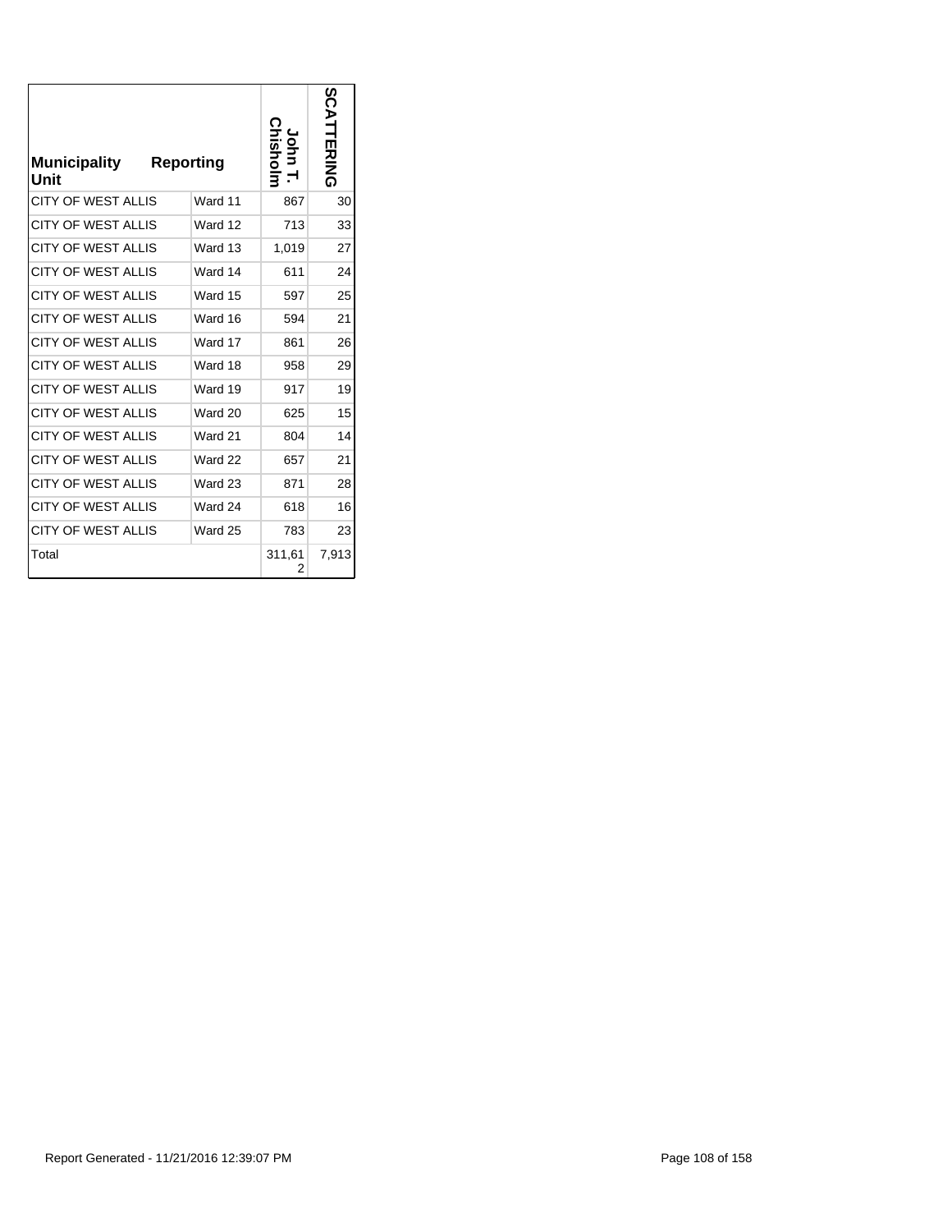| Municipality Unit | Reporting | John T. Chisholm | SCATTERING |
|---|---|---|---|
| CITY OF WEST ALLIS | Ward 11 | 867 | 30 |
| CITY OF WEST ALLIS | Ward 12 | 713 | 33 |
| CITY OF WEST ALLIS | Ward 13 | 1,019 | 27 |
| CITY OF WEST ALLIS | Ward 14 | 611 | 24 |
| CITY OF WEST ALLIS | Ward 15 | 597 | 25 |
| CITY OF WEST ALLIS | Ward 16 | 594 | 21 |
| CITY OF WEST ALLIS | Ward 17 | 861 | 26 |
| CITY OF WEST ALLIS | Ward 18 | 958 | 29 |
| CITY OF WEST ALLIS | Ward 19 | 917 | 19 |
| CITY OF WEST ALLIS | Ward 20 | 625 | 15 |
| CITY OF WEST ALLIS | Ward 21 | 804 | 14 |
| CITY OF WEST ALLIS | Ward 22 | 657 | 21 |
| CITY OF WEST ALLIS | Ward 23 | 871 | 28 |
| CITY OF WEST ALLIS | Ward 24 | 618 | 16 |
| CITY OF WEST ALLIS | Ward 25 | 783 | 23 |
| Total | | 311,612 | 7,913 |

Report Generated - 11/21/2016 12:39:07 PM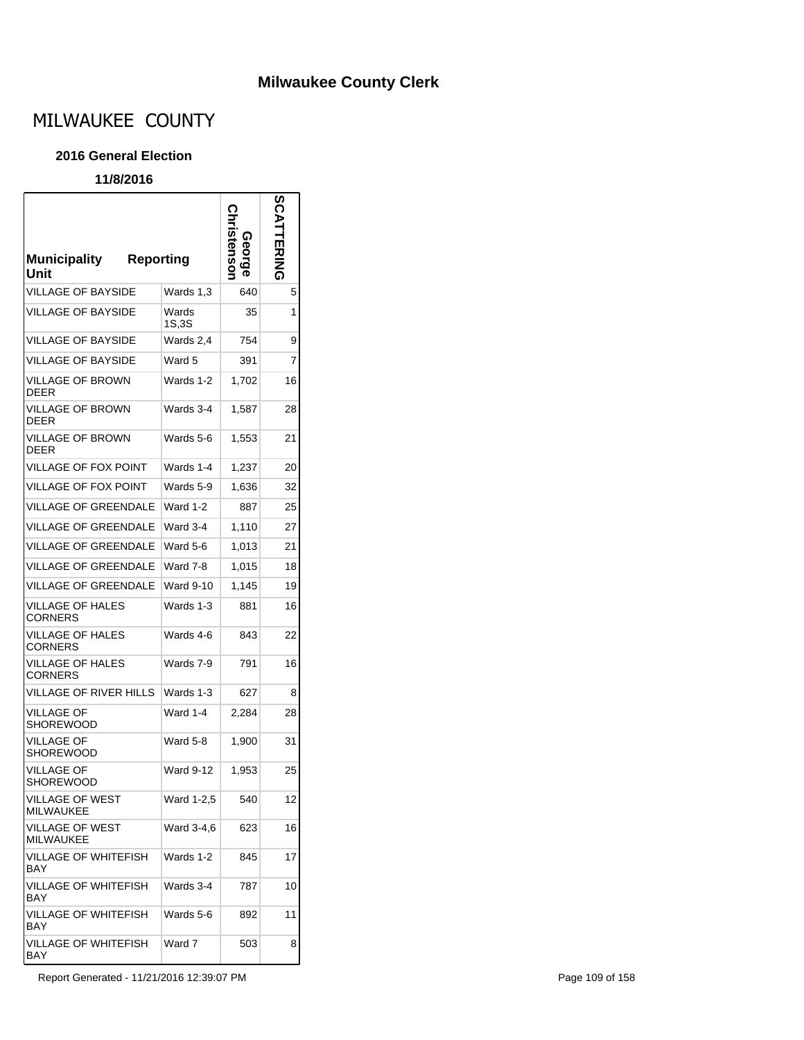## Milwaukee County Clerk

# MILWAUKEE COUNTY

### 2016 General Election

**11/8/2016**

| Municipality Unit | Reporting | George Christenson | SCATTERING |
|---|---|---|---|
| VILLAGE OF BAYSIDE | Wards 1,3 | 640 | 5 |
| VILLAGE OF BAYSIDE | Wards 1S,3S | 35 | 1 |
| VILLAGE OF BAYSIDE | Wards 2,4 | 754 | 9 |
| VILLAGE OF BAYSIDE | Ward 5 | 391 | 7 |
| VILLAGE OF BROWN DEER | Wards 1-2 | 1,702 | 16 |
| VILLAGE OF BROWN DEER | Wards 3-4 | 1,587 | 28 |
| VILLAGE OF BROWN DEER | Wards 5-6 | 1,553 | 21 |
| VILLAGE OF FOX POINT | Wards 1-4 | 1,237 | 20 |
| VILLAGE OF FOX POINT | Wards 5-9 | 1,636 | 32 |
| VILLAGE OF GREENDALE | Ward 1-2 | 887 | 25 |
| VILLAGE OF GREENDALE | Ward 3-4 | 1,110 | 27 |
| VILLAGE OF GREENDALE | Ward 5-6 | 1,013 | 21 |
| VILLAGE OF GREENDALE | Ward 7-8 | 1,015 | 18 |
| VILLAGE OF GREENDALE | Ward 9-10 | 1,145 | 19 |
| VILLAGE OF HALES CORNERS | Wards 1-3 | 881 | 16 |
| VILLAGE OF HALES CORNERS | Wards 4-6 | 843 | 22 |
| VILLAGE OF HALES CORNERS | Wards 7-9 | 791 | 16 |
| VILLAGE OF RIVER HILLS | Wards 1-3 | 627 | 8 |
| VILLAGE OF SHOREWOOD | Ward 1-4 | 2,284 | 28 |
| VILLAGE OF SHOREWOOD | Ward 5-8 | 1,900 | 31 |
| VILLAGE OF SHOREWOOD | Ward 9-12 | 1,953 | 25 |
| VILLAGE OF WEST MILWAUKEE | Ward 1-2,5 | 540 | 12 |
| VILLAGE OF WEST MILWAUKEE | Ward 3-4,6 | 623 | 16 |
| VILLAGE OF WHITEFISH BAY | Wards 1-2 | 845 | 17 |
| VILLAGE OF WHITEFISH BAY | Wards 3-4 | 787 | 10 |
| VILLAGE OF WHITEFISH BAY | Wards 5-6 | 892 | 11 |
| VILLAGE OF WHITEFISH BAY | Ward 7 | 503 | 8 |

Report Generated - 11/21/2016 12:39:07 PM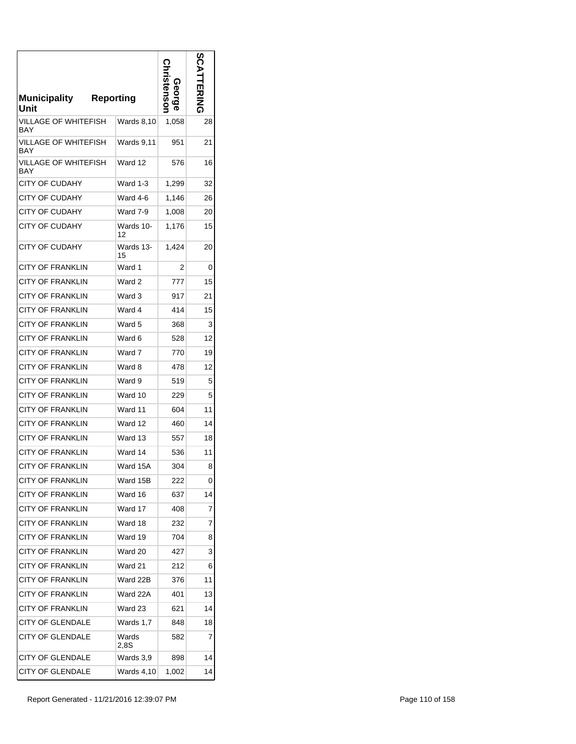| Municipality Unit | Reporting | George Christenson | SCATTERING |
|---|---|---|---|
| VILLAGE OF WHITEFISH BAY | Wards 8,10 | 1,058 | 28 |
| VILLAGE OF WHITEFISH BAY | Wards 9,11 | 951 | 21 |
| VILLAGE OF WHITEFISH BAY | Ward 12 | 576 | 16 |
| CITY OF CUDAHY | Ward 1-3 | 1,299 | 32 |
| CITY OF CUDAHY | Ward 4-6 | 1,146 | 26 |
| CITY OF CUDAHY | Ward 7-9 | 1,008 | 20 |
| CITY OF CUDAHY | Wards 10-12 | 1,176 | 15 |
| CITY OF CUDAHY | Wards 13-15 | 1,424 | 20 |
| CITY OF FRANKLIN | Ward 1 | 2 | 0 |
| CITY OF FRANKLIN | Ward 2 | 777 | 15 |
| CITY OF FRANKLIN | Ward 3 | 917 | 21 |
| CITY OF FRANKLIN | Ward 4 | 414 | 15 |
| CITY OF FRANKLIN | Ward 5 | 368 | 3 |
| CITY OF FRANKLIN | Ward 6 | 528 | 12 |
| CITY OF FRANKLIN | Ward 7 | 770 | 19 |
| CITY OF FRANKLIN | Ward 8 | 478 | 12 |
| CITY OF FRANKLIN | Ward 9 | 519 | 5 |
| CITY OF FRANKLIN | Ward 10 | 229 | 5 |
| CITY OF FRANKLIN | Ward 11 | 604 | 11 |
| CITY OF FRANKLIN | Ward 12 | 460 | 14 |
| CITY OF FRANKLIN | Ward 13 | 557 | 18 |
| CITY OF FRANKLIN | Ward 14 | 536 | 11 |
| CITY OF FRANKLIN | Ward 15A | 304 | 8 |
| CITY OF FRANKLIN | Ward 15B | 222 | 0 |
| CITY OF FRANKLIN | Ward 16 | 637 | 14 |
| CITY OF FRANKLIN | Ward 17 | 408 | 7 |
| CITY OF FRANKLIN | Ward 18 | 232 | 7 |
| CITY OF FRANKLIN | Ward 19 | 704 | 8 |
| CITY OF FRANKLIN | Ward 20 | 427 | 3 |
| CITY OF FRANKLIN | Ward 21 | 212 | 6 |
| CITY OF FRANKLIN | Ward 22B | 376 | 11 |
| CITY OF FRANKLIN | Ward 22A | 401 | 13 |
| CITY OF FRANKLIN | Ward 23 | 621 | 14 |
| CITY OF GLENDALE | Wards 1,7 | 848 | 18 |
| CITY OF GLENDALE | Wards 2,8S | 582 | 7 |
| CITY OF GLENDALE | Wards 3,9 | 898 | 14 |
| CITY OF GLENDALE | Wards 4,10 | 1,002 | 14 |

Report Generated - 11/21/2016 12:39:07 PM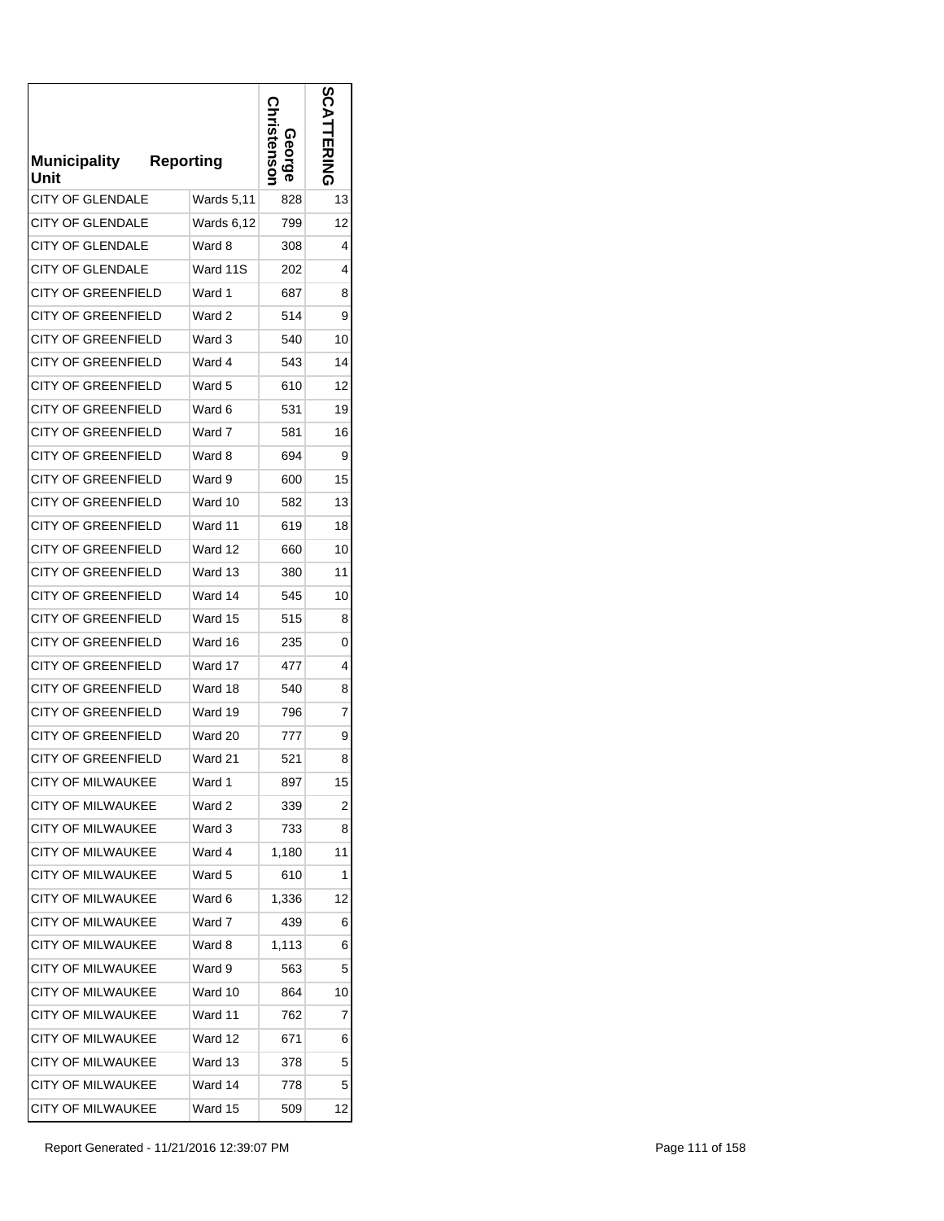| Municipality Unit | Reporting | George Christenson | SCATTERING |
|---|---|---|---|
| CITY OF GLENDALE | Wards 5,11 | 828 | 13 |
| CITY OF GLENDALE | Wards 6,12 | 799 | 12 |
| CITY OF GLENDALE | Ward 8 | 308 | 4 |
| CITY OF GLENDALE | Ward 11S | 202 | 4 |
| CITY OF GREENFIELD | Ward 1 | 687 | 8 |
| CITY OF GREENFIELD | Ward 2 | 514 | 9 |
| CITY OF GREENFIELD | Ward 3 | 540 | 10 |
| CITY OF GREENFIELD | Ward 4 | 543 | 14 |
| CITY OF GREENFIELD | Ward 5 | 610 | 12 |
| CITY OF GREENFIELD | Ward 6 | 531 | 19 |
| CITY OF GREENFIELD | Ward 7 | 581 | 16 |
| CITY OF GREENFIELD | Ward 8 | 694 | 9 |
| CITY OF GREENFIELD | Ward 9 | 600 | 15 |
| CITY OF GREENFIELD | Ward 10 | 582 | 13 |
| CITY OF GREENFIELD | Ward 11 | 619 | 18 |
| CITY OF GREENFIELD | Ward 12 | 660 | 10 |
| CITY OF GREENFIELD | Ward 13 | 380 | 11 |
| CITY OF GREENFIELD | Ward 14 | 545 | 10 |
| CITY OF GREENFIELD | Ward 15 | 515 | 8 |
| CITY OF GREENFIELD | Ward 16 | 235 | 0 |
| CITY OF GREENFIELD | Ward 17 | 477 | 4 |
| CITY OF GREENFIELD | Ward 18 | 540 | 8 |
| CITY OF GREENFIELD | Ward 19 | 796 | 7 |
| CITY OF GREENFIELD | Ward 20 | 777 | 9 |
| CITY OF GREENFIELD | Ward 21 | 521 | 8 |
| CITY OF MILWAUKEE | Ward 1 | 897 | 15 |
| CITY OF MILWAUKEE | Ward 2 | 339 | 2 |
| CITY OF MILWAUKEE | Ward 3 | 733 | 8 |
| CITY OF MILWAUKEE | Ward 4 | 1,180 | 11 |
| CITY OF MILWAUKEE | Ward 5 | 610 | 1 |
| CITY OF MILWAUKEE | Ward 6 | 1,336 | 12 |
| CITY OF MILWAUKEE | Ward 7 | 439 | 6 |
| CITY OF MILWAUKEE | Ward 8 | 1,113 | 6 |
| CITY OF MILWAUKEE | Ward 9 | 563 | 5 |
| CITY OF MILWAUKEE | Ward 10 | 864 | 10 |
| CITY OF MILWAUKEE | Ward 11 | 762 | 7 |
| CITY OF MILWAUKEE | Ward 12 | 671 | 6 |
| CITY OF MILWAUKEE | Ward 13 | 378 | 5 |
| CITY OF MILWAUKEE | Ward 14 | 778 | 5 |
| CITY OF MILWAUKEE | Ward 15 | 509 | 12 |

Report Generated - 11/21/2016 12:39:07 PM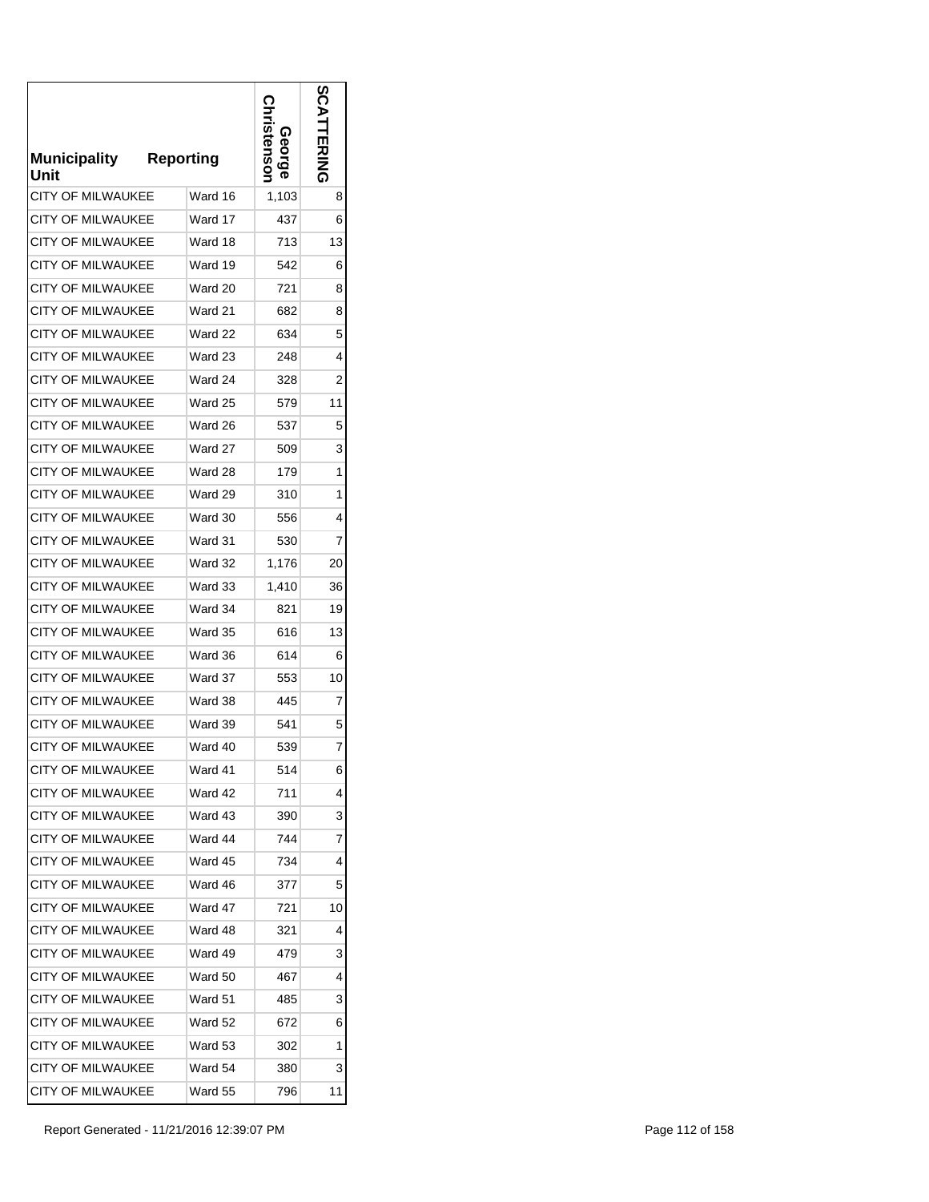| Municipality Unit | Reporting | George Christenson | SCATTERING |
|---|---|---|---|
| CITY OF MILWAUKEE | Ward 16 | 1,103 | 8 |
| CITY OF MILWAUKEE | Ward 17 | 437 | 6 |
| CITY OF MILWAUKEE | Ward 18 | 713 | 13 |
| CITY OF MILWAUKEE | Ward 19 | 542 | 6 |
| CITY OF MILWAUKEE | Ward 20 | 721 | 8 |
| CITY OF MILWAUKEE | Ward 21 | 682 | 8 |
| CITY OF MILWAUKEE | Ward 22 | 634 | 5 |
| CITY OF MILWAUKEE | Ward 23 | 248 | 4 |
| CITY OF MILWAUKEE | Ward 24 | 328 | 2 |
| CITY OF MILWAUKEE | Ward 25 | 579 | 11 |
| CITY OF MILWAUKEE | Ward 26 | 537 | 5 |
| CITY OF MILWAUKEE | Ward 27 | 509 | 3 |
| CITY OF MILWAUKEE | Ward 28 | 179 | 1 |
| CITY OF MILWAUKEE | Ward 29 | 310 | 1 |
| CITY OF MILWAUKEE | Ward 30 | 556 | 4 |
| CITY OF MILWAUKEE | Ward 31 | 530 | 7 |
| CITY OF MILWAUKEE | Ward 32 | 1,176 | 20 |
| CITY OF MILWAUKEE | Ward 33 | 1,410 | 36 |
| CITY OF MILWAUKEE | Ward 34 | 821 | 19 |
| CITY OF MILWAUKEE | Ward 35 | 616 | 13 |
| CITY OF MILWAUKEE | Ward 36 | 614 | 6 |
| CITY OF MILWAUKEE | Ward 37 | 553 | 10 |
| CITY OF MILWAUKEE | Ward 38 | 445 | 7 |
| CITY OF MILWAUKEE | Ward 39 | 541 | 5 |
| CITY OF MILWAUKEE | Ward 40 | 539 | 7 |
| CITY OF MILWAUKEE | Ward 41 | 514 | 6 |
| CITY OF MILWAUKEE | Ward 42 | 711 | 4 |
| CITY OF MILWAUKEE | Ward 43 | 390 | 3 |
| CITY OF MILWAUKEE | Ward 44 | 744 | 7 |
| CITY OF MILWAUKEE | Ward 45 | 734 | 4 |
| CITY OF MILWAUKEE | Ward 46 | 377 | 5 |
| CITY OF MILWAUKEE | Ward 47 | 721 | 10 |
| CITY OF MILWAUKEE | Ward 48 | 321 | 4 |
| CITY OF MILWAUKEE | Ward 49 | 479 | 3 |
| CITY OF MILWAUKEE | Ward 50 | 467 | 4 |
| CITY OF MILWAUKEE | Ward 51 | 485 | 3 |
| CITY OF MILWAUKEE | Ward 52 | 672 | 6 |
| CITY OF MILWAUKEE | Ward 53 | 302 | 1 |
| CITY OF MILWAUKEE | Ward 54 | 380 | 3 |
| CITY OF MILWAUKEE | Ward 55 | 796 | 11 |

Report Generated - 11/21/2016 12:39:07 PM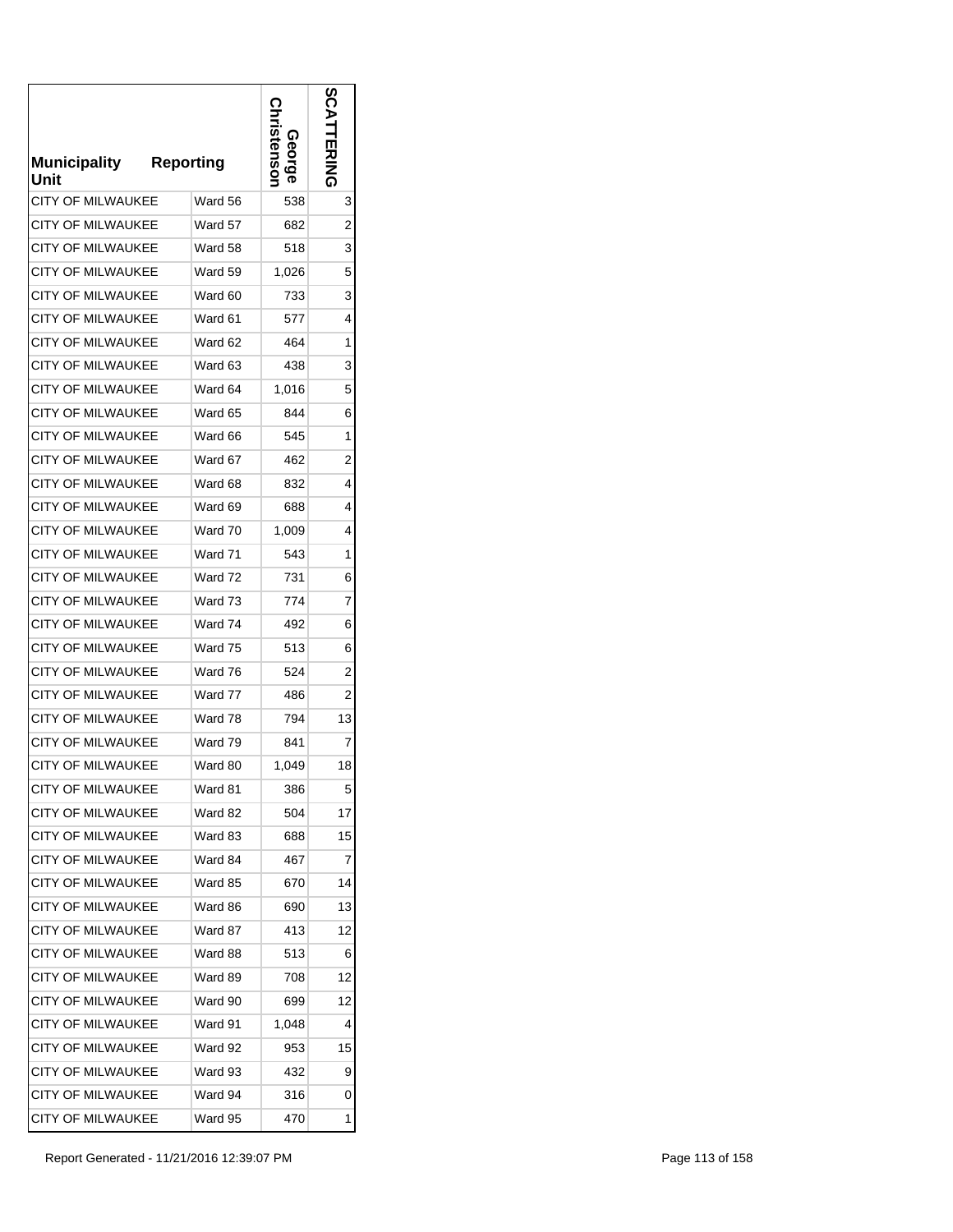| Municipality Unit | Reporting | George Christenson | SCATTERING |
| --- | --- | --- | --- |
| CITY OF MILWAUKEE | Ward 56 | 538 | 3 |
| CITY OF MILWAUKEE | Ward 57 | 682 | 2 |
| CITY OF MILWAUKEE | Ward 58 | 518 | 3 |
| CITY OF MILWAUKEE | Ward 59 | 1,026 | 5 |
| CITY OF MILWAUKEE | Ward 60 | 733 | 3 |
| CITY OF MILWAUKEE | Ward 61 | 577 | 4 |
| CITY OF MILWAUKEE | Ward 62 | 464 | 1 |
| CITY OF MILWAUKEE | Ward 63 | 438 | 3 |
| CITY OF MILWAUKEE | Ward 64 | 1,016 | 5 |
| CITY OF MILWAUKEE | Ward 65 | 844 | 6 |
| CITY OF MILWAUKEE | Ward 66 | 545 | 1 |
| CITY OF MILWAUKEE | Ward 67 | 462 | 2 |
| CITY OF MILWAUKEE | Ward 68 | 832 | 4 |
| CITY OF MILWAUKEE | Ward 69 | 688 | 4 |
| CITY OF MILWAUKEE | Ward 70 | 1,009 | 4 |
| CITY OF MILWAUKEE | Ward 71 | 543 | 1 |
| CITY OF MILWAUKEE | Ward 72 | 731 | 6 |
| CITY OF MILWAUKEE | Ward 73 | 774 | 7 |
| CITY OF MILWAUKEE | Ward 74 | 492 | 6 |
| CITY OF MILWAUKEE | Ward 75 | 513 | 6 |
| CITY OF MILWAUKEE | Ward 76 | 524 | 2 |
| CITY OF MILWAUKEE | Ward 77 | 486 | 2 |
| CITY OF MILWAUKEE | Ward 78 | 794 | 13 |
| CITY OF MILWAUKEE | Ward 79 | 841 | 7 |
| CITY OF MILWAUKEE | Ward 80 | 1,049 | 18 |
| CITY OF MILWAUKEE | Ward 81 | 386 | 5 |
| CITY OF MILWAUKEE | Ward 82 | 504 | 17 |
| CITY OF MILWAUKEE | Ward 83 | 688 | 15 |
| CITY OF MILWAUKEE | Ward 84 | 467 | 7 |
| CITY OF MILWAUKEE | Ward 85 | 670 | 14 |
| CITY OF MILWAUKEE | Ward 86 | 690 | 13 |
| CITY OF MILWAUKEE | Ward 87 | 413 | 12 |
| CITY OF MILWAUKEE | Ward 88 | 513 | 6 |
| CITY OF MILWAUKEE | Ward 89 | 708 | 12 |
| CITY OF MILWAUKEE | Ward 90 | 699 | 12 |
| CITY OF MILWAUKEE | Ward 91 | 1,048 | 4 |
| CITY OF MILWAUKEE | Ward 92 | 953 | 15 |
| CITY OF MILWAUKEE | Ward 93 | 432 | 9 |
| CITY OF MILWAUKEE | Ward 94 | 316 | 0 |
| CITY OF MILWAUKEE | Ward 95 | 470 | 1 |

Report Generated - 11/21/2016 12:39:07 PM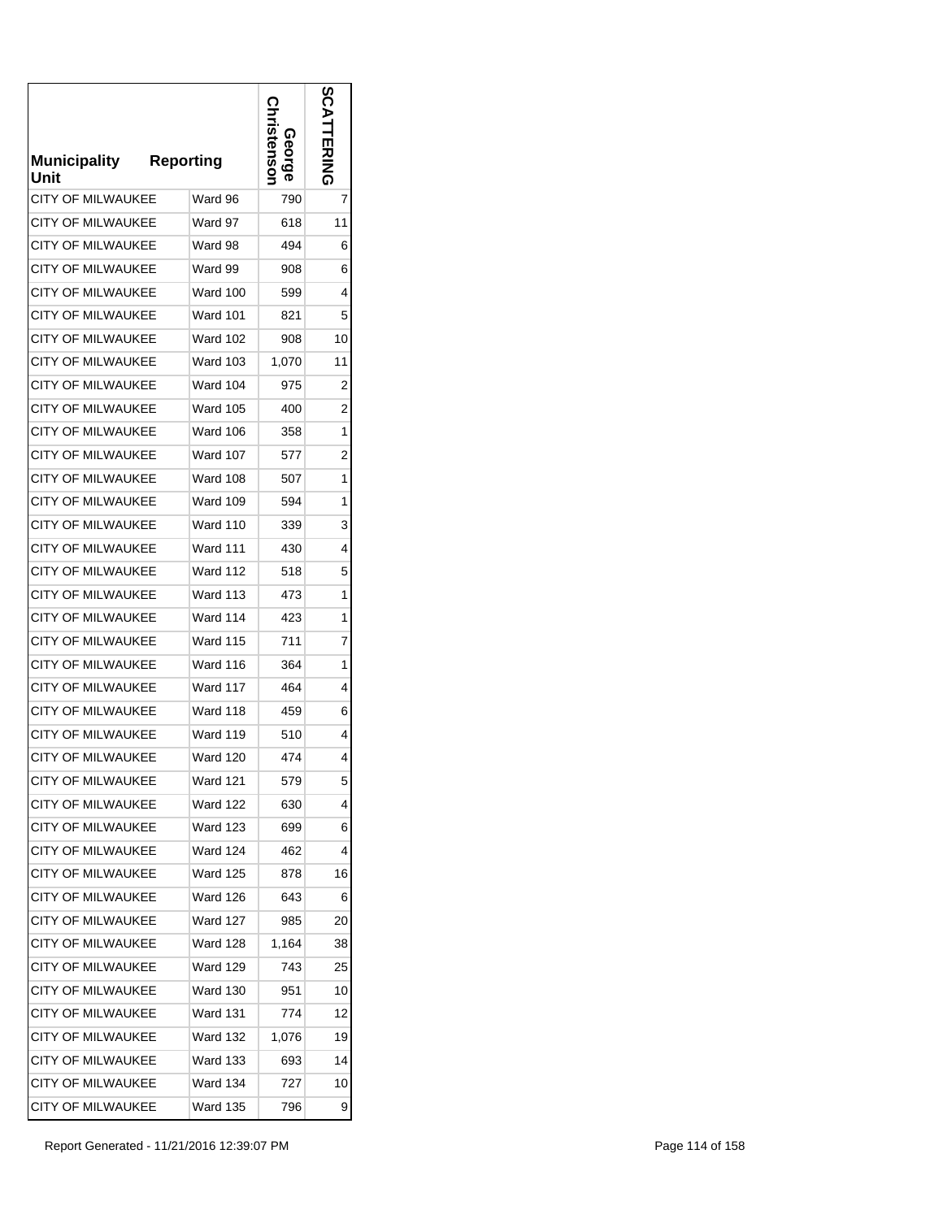| Municipality Unit | Reporting | George Christenson | SCATTERING |
|---|---|---|---|
| CITY OF MILWAUKEE | Ward 96 | 790 | 7 |
| CITY OF MILWAUKEE | Ward 97 | 618 | 11 |
| CITY OF MILWAUKEE | Ward 98 | 494 | 6 |
| CITY OF MILWAUKEE | Ward 99 | 908 | 6 |
| CITY OF MILWAUKEE | Ward 100 | 599 | 4 |
| CITY OF MILWAUKEE | Ward 101 | 821 | 5 |
| CITY OF MILWAUKEE | Ward 102 | 908 | 10 |
| CITY OF MILWAUKEE | Ward 103 | 1,070 | 11 |
| CITY OF MILWAUKEE | Ward 104 | 975 | 2 |
| CITY OF MILWAUKEE | Ward 105 | 400 | 2 |
| CITY OF MILWAUKEE | Ward 106 | 358 | 1 |
| CITY OF MILWAUKEE | Ward 107 | 577 | 2 |
| CITY OF MILWAUKEE | Ward 108 | 507 | 1 |
| CITY OF MILWAUKEE | Ward 109 | 594 | 1 |
| CITY OF MILWAUKEE | Ward 110 | 339 | 3 |
| CITY OF MILWAUKEE | Ward 111 | 430 | 4 |
| CITY OF MILWAUKEE | Ward 112 | 518 | 5 |
| CITY OF MILWAUKEE | Ward 113 | 473 | 1 |
| CITY OF MILWAUKEE | Ward 114 | 423 | 1 |
| CITY OF MILWAUKEE | Ward 115 | 711 | 7 |
| CITY OF MILWAUKEE | Ward 116 | 364 | 1 |
| CITY OF MILWAUKEE | Ward 117 | 464 | 4 |
| CITY OF MILWAUKEE | Ward 118 | 459 | 6 |
| CITY OF MILWAUKEE | Ward 119 | 510 | 4 |
| CITY OF MILWAUKEE | Ward 120 | 474 | 4 |
| CITY OF MILWAUKEE | Ward 121 | 579 | 5 |
| CITY OF MILWAUKEE | Ward 122 | 630 | 4 |
| CITY OF MILWAUKEE | Ward 123 | 699 | 6 |
| CITY OF MILWAUKEE | Ward 124 | 462 | 4 |
| CITY OF MILWAUKEE | Ward 125 | 878 | 16 |
| CITY OF MILWAUKEE | Ward 126 | 643 | 6 |
| CITY OF MILWAUKEE | Ward 127 | 985 | 20 |
| CITY OF MILWAUKEE | Ward 128 | 1,164 | 38 |
| CITY OF MILWAUKEE | Ward 129 | 743 | 25 |
| CITY OF MILWAUKEE | Ward 130 | 951 | 10 |
| CITY OF MILWAUKEE | Ward 131 | 774 | 12 |
| CITY OF MILWAUKEE | Ward 132 | 1,076 | 19 |
| CITY OF MILWAUKEE | Ward 133 | 693 | 14 |
| CITY OF MILWAUKEE | Ward 134 | 727 | 10 |
| CITY OF MILWAUKEE | Ward 135 | 796 | 9 |

Report Generated - 11/21/2016 12:39:07 PM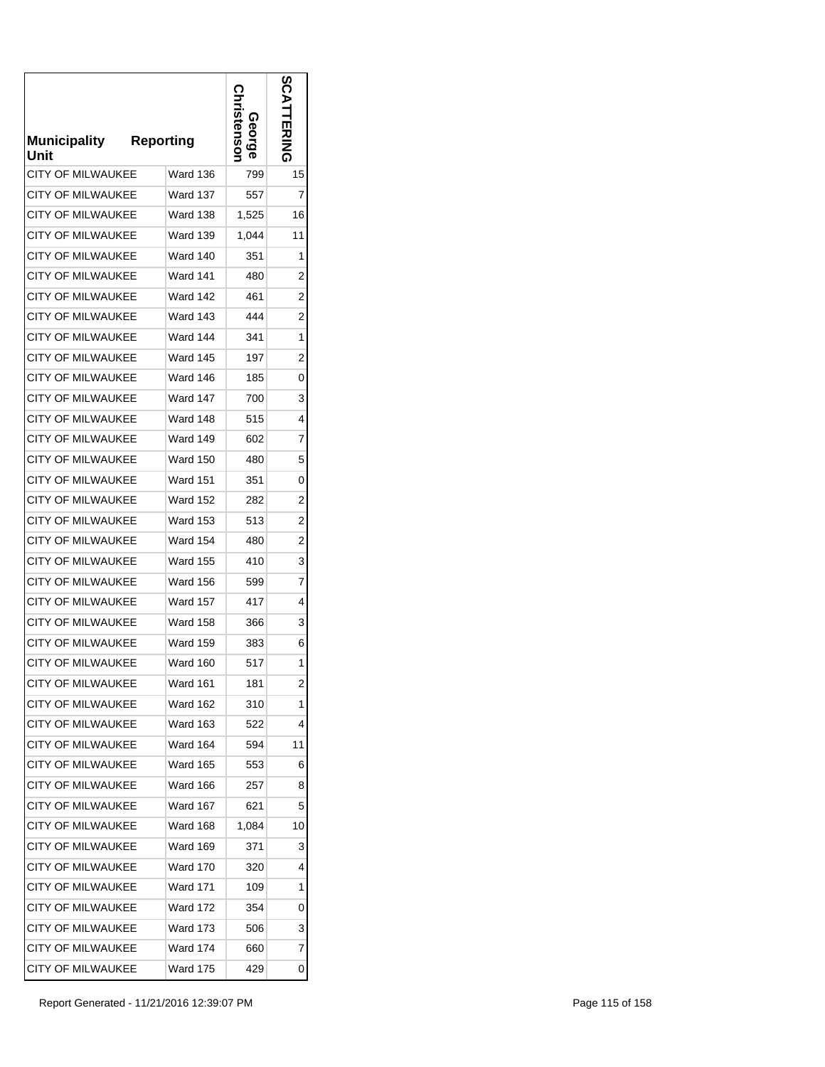| Municipality Unit | Reporting | George Christenson | SCATTERING |
|---|---|---|---|
| CITY OF MILWAUKEE | Ward 136 | 799 | 15 |
| CITY OF MILWAUKEE | Ward 137 | 557 | 7 |
| CITY OF MILWAUKEE | Ward 138 | 1,525 | 16 |
| CITY OF MILWAUKEE | Ward 139 | 1,044 | 11 |
| CITY OF MILWAUKEE | Ward 140 | 351 | 1 |
| CITY OF MILWAUKEE | Ward 141 | 480 | 2 |
| CITY OF MILWAUKEE | Ward 142 | 461 | 2 |
| CITY OF MILWAUKEE | Ward 143 | 444 | 2 |
| CITY OF MILWAUKEE | Ward 144 | 341 | 1 |
| CITY OF MILWAUKEE | Ward 145 | 197 | 2 |
| CITY OF MILWAUKEE | Ward 146 | 185 | 0 |
| CITY OF MILWAUKEE | Ward 147 | 700 | 3 |
| CITY OF MILWAUKEE | Ward 148 | 515 | 4 |
| CITY OF MILWAUKEE | Ward 149 | 602 | 7 |
| CITY OF MILWAUKEE | Ward 150 | 480 | 5 |
| CITY OF MILWAUKEE | Ward 151 | 351 | 0 |
| CITY OF MILWAUKEE | Ward 152 | 282 | 2 |
| CITY OF MILWAUKEE | Ward 153 | 513 | 2 |
| CITY OF MILWAUKEE | Ward 154 | 480 | 2 |
| CITY OF MILWAUKEE | Ward 155 | 410 | 3 |
| CITY OF MILWAUKEE | Ward 156 | 599 | 7 |
| CITY OF MILWAUKEE | Ward 157 | 417 | 4 |
| CITY OF MILWAUKEE | Ward 158 | 366 | 3 |
| CITY OF MILWAUKEE | Ward 159 | 383 | 6 |
| CITY OF MILWAUKEE | Ward 160 | 517 | 1 |
| CITY OF MILWAUKEE | Ward 161 | 181 | 2 |
| CITY OF MILWAUKEE | Ward 162 | 310 | 1 |
| CITY OF MILWAUKEE | Ward 163 | 522 | 4 |
| CITY OF MILWAUKEE | Ward 164 | 594 | 11 |
| CITY OF MILWAUKEE | Ward 165 | 553 | 6 |
| CITY OF MILWAUKEE | Ward 166 | 257 | 8 |
| CITY OF MILWAUKEE | Ward 167 | 621 | 5 |
| CITY OF MILWAUKEE | Ward 168 | 1,084 | 10 |
| CITY OF MILWAUKEE | Ward 169 | 371 | 3 |
| CITY OF MILWAUKEE | Ward 170 | 320 | 4 |
| CITY OF MILWAUKEE | Ward 171 | 109 | 1 |
| CITY OF MILWAUKEE | Ward 172 | 354 | 0 |
| CITY OF MILWAUKEE | Ward 173 | 506 | 3 |
| CITY OF MILWAUKEE | Ward 174 | 660 | 7 |
| CITY OF MILWAUKEE | Ward 175 | 429 | 0 |

Report Generated - 11/21/2016 12:39:07 PM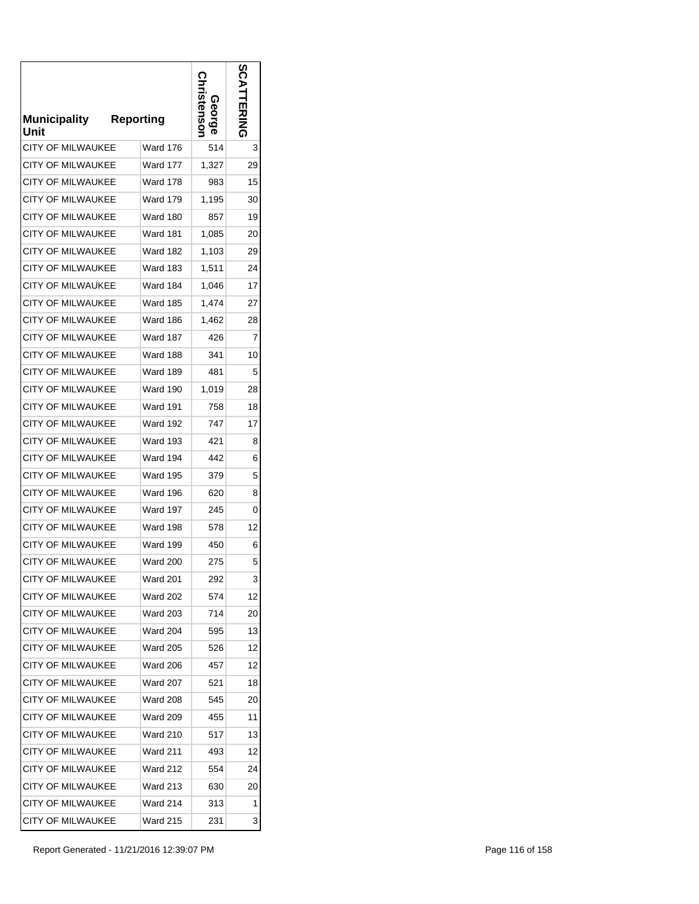| Municipality Unit | Reporting | George Christenson | SCATTERING |
|---|---|---|---|
| CITY OF MILWAUKEE | Ward 176 | 514 | 3 |
| CITY OF MILWAUKEE | Ward 177 | 1,327 | 29 |
| CITY OF MILWAUKEE | Ward 178 | 983 | 15 |
| CITY OF MILWAUKEE | Ward 179 | 1,195 | 30 |
| CITY OF MILWAUKEE | Ward 180 | 857 | 19 |
| CITY OF MILWAUKEE | Ward 181 | 1,085 | 20 |
| CITY OF MILWAUKEE | Ward 182 | 1,103 | 29 |
| CITY OF MILWAUKEE | Ward 183 | 1,511 | 24 |
| CITY OF MILWAUKEE | Ward 184 | 1,046 | 17 |
| CITY OF MILWAUKEE | Ward 185 | 1,474 | 27 |
| CITY OF MILWAUKEE | Ward 186 | 1,462 | 28 |
| CITY OF MILWAUKEE | Ward 187 | 426 | 7 |
| CITY OF MILWAUKEE | Ward 188 | 341 | 10 |
| CITY OF MILWAUKEE | Ward 189 | 481 | 5 |
| CITY OF MILWAUKEE | Ward 190 | 1,019 | 28 |
| CITY OF MILWAUKEE | Ward 191 | 758 | 18 |
| CITY OF MILWAUKEE | Ward 192 | 747 | 17 |
| CITY OF MILWAUKEE | Ward 193 | 421 | 8 |
| CITY OF MILWAUKEE | Ward 194 | 442 | 6 |
| CITY OF MILWAUKEE | Ward 195 | 379 | 5 |
| CITY OF MILWAUKEE | Ward 196 | 620 | 8 |
| CITY OF MILWAUKEE | Ward 197 | 245 | 0 |
| CITY OF MILWAUKEE | Ward 198 | 578 | 12 |
| CITY OF MILWAUKEE | Ward 199 | 450 | 6 |
| CITY OF MILWAUKEE | Ward 200 | 275 | 5 |
| CITY OF MILWAUKEE | Ward 201 | 292 | 3 |
| CITY OF MILWAUKEE | Ward 202 | 574 | 12 |
| CITY OF MILWAUKEE | Ward 203 | 714 | 20 |
| CITY OF MILWAUKEE | Ward 204 | 595 | 13 |
| CITY OF MILWAUKEE | Ward 205 | 526 | 12 |
| CITY OF MILWAUKEE | Ward 206 | 457 | 12 |
| CITY OF MILWAUKEE | Ward 207 | 521 | 18 |
| CITY OF MILWAUKEE | Ward 208 | 545 | 20 |
| CITY OF MILWAUKEE | Ward 209 | 455 | 11 |
| CITY OF MILWAUKEE | Ward 210 | 517 | 13 |
| CITY OF MILWAUKEE | Ward 211 | 493 | 12 |
| CITY OF MILWAUKEE | Ward 212 | 554 | 24 |
| CITY OF MILWAUKEE | Ward 213 | 630 | 20 |
| CITY OF MILWAUKEE | Ward 214 | 313 | 1 |
| CITY OF MILWAUKEE | Ward 215 | 231 | 3 |

Report Generated - 11/21/2016 12:39:07 PM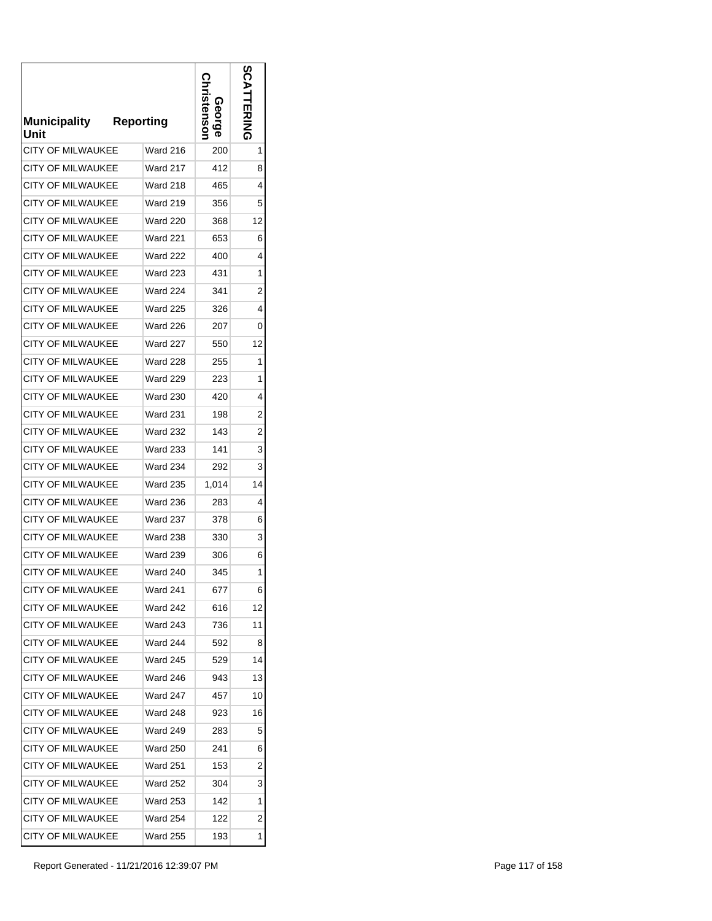| Municipality Unit | Reporting | George Christenson | SCATTERING |
|---|---|---|---|
| CITY OF MILWAUKEE | Ward 216 | 200 | 1 |
| CITY OF MILWAUKEE | Ward 217 | 412 | 8 |
| CITY OF MILWAUKEE | Ward 218 | 465 | 4 |
| CITY OF MILWAUKEE | Ward 219 | 356 | 5 |
| CITY OF MILWAUKEE | Ward 220 | 368 | 12 |
| CITY OF MILWAUKEE | Ward 221 | 653 | 6 |
| CITY OF MILWAUKEE | Ward 222 | 400 | 4 |
| CITY OF MILWAUKEE | Ward 223 | 431 | 1 |
| CITY OF MILWAUKEE | Ward 224 | 341 | 2 |
| CITY OF MILWAUKEE | Ward 225 | 326 | 4 |
| CITY OF MILWAUKEE | Ward 226 | 207 | 0 |
| CITY OF MILWAUKEE | Ward 227 | 550 | 12 |
| CITY OF MILWAUKEE | Ward 228 | 255 | 1 |
| CITY OF MILWAUKEE | Ward 229 | 223 | 1 |
| CITY OF MILWAUKEE | Ward 230 | 420 | 4 |
| CITY OF MILWAUKEE | Ward 231 | 198 | 2 |
| CITY OF MILWAUKEE | Ward 232 | 143 | 2 |
| CITY OF MILWAUKEE | Ward 233 | 141 | 3 |
| CITY OF MILWAUKEE | Ward 234 | 292 | 3 |
| CITY OF MILWAUKEE | Ward 235 | 1,014 | 14 |
| CITY OF MILWAUKEE | Ward 236 | 283 | 4 |
| CITY OF MILWAUKEE | Ward 237 | 378 | 6 |
| CITY OF MILWAUKEE | Ward 238 | 330 | 3 |
| CITY OF MILWAUKEE | Ward 239 | 306 | 6 |
| CITY OF MILWAUKEE | Ward 240 | 345 | 1 |
| CITY OF MILWAUKEE | Ward 241 | 677 | 6 |
| CITY OF MILWAUKEE | Ward 242 | 616 | 12 |
| CITY OF MILWAUKEE | Ward 243 | 736 | 11 |
| CITY OF MILWAUKEE | Ward 244 | 592 | 8 |
| CITY OF MILWAUKEE | Ward 245 | 529 | 14 |
| CITY OF MILWAUKEE | Ward 246 | 943 | 13 |
| CITY OF MILWAUKEE | Ward 247 | 457 | 10 |
| CITY OF MILWAUKEE | Ward 248 | 923 | 16 |
| CITY OF MILWAUKEE | Ward 249 | 283 | 5 |
| CITY OF MILWAUKEE | Ward 250 | 241 | 6 |
| CITY OF MILWAUKEE | Ward 251 | 153 | 2 |
| CITY OF MILWAUKEE | Ward 252 | 304 | 3 |
| CITY OF MILWAUKEE | Ward 253 | 142 | 1 |
| CITY OF MILWAUKEE | Ward 254 | 122 | 2 |
| CITY OF MILWAUKEE | Ward 255 | 193 | 1 |

Report Generated - 11/21/2016 12:39:07 PM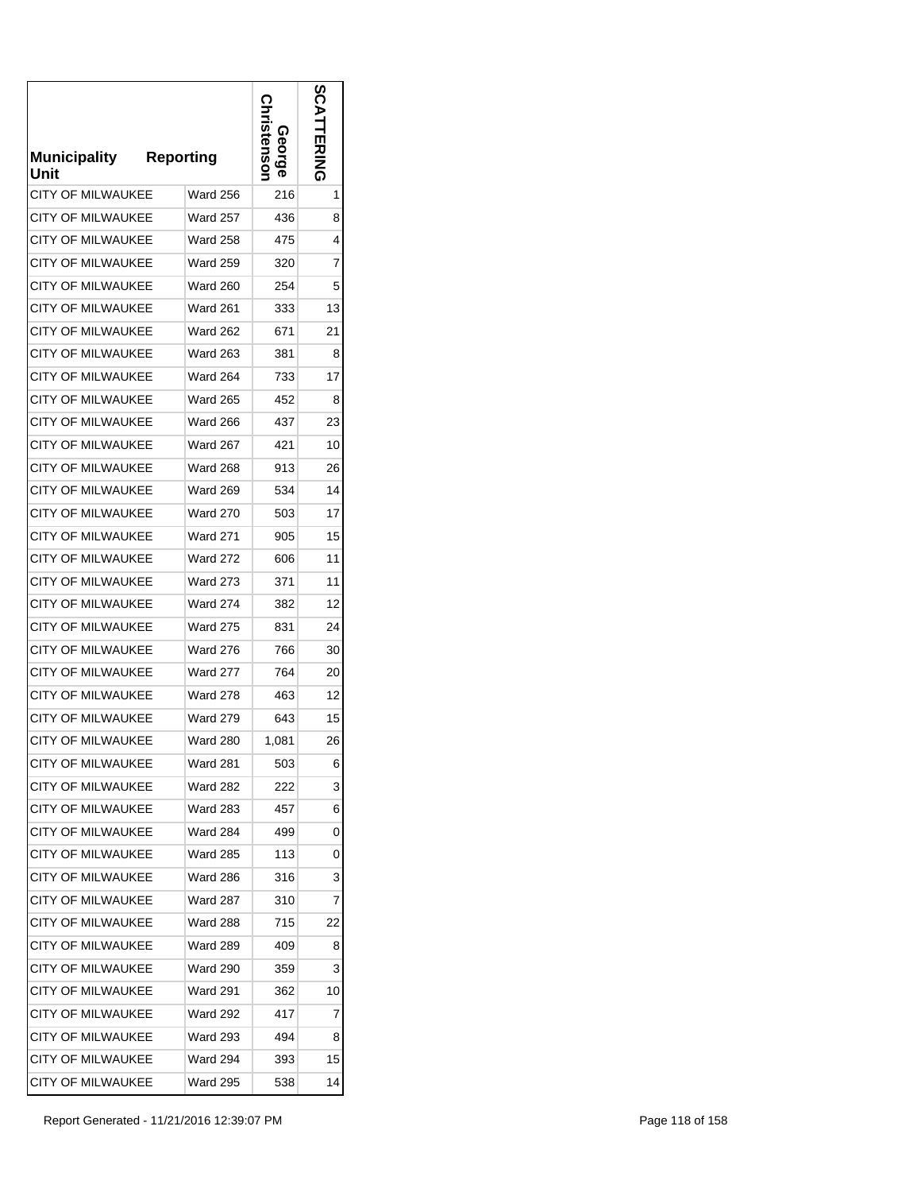| Municipality Unit | Reporting | George Christenson | SCATTERING |
|---|---|---|---|
| CITY OF MILWAUKEE | Ward 256 | 216 | 1 |
| CITY OF MILWAUKEE | Ward 257 | 436 | 8 |
| CITY OF MILWAUKEE | Ward 258 | 475 | 4 |
| CITY OF MILWAUKEE | Ward 259 | 320 | 7 |
| CITY OF MILWAUKEE | Ward 260 | 254 | 5 |
| CITY OF MILWAUKEE | Ward 261 | 333 | 13 |
| CITY OF MILWAUKEE | Ward 262 | 671 | 21 |
| CITY OF MILWAUKEE | Ward 263 | 381 | 8 |
| CITY OF MILWAUKEE | Ward 264 | 733 | 17 |
| CITY OF MILWAUKEE | Ward 265 | 452 | 8 |
| CITY OF MILWAUKEE | Ward 266 | 437 | 23 |
| CITY OF MILWAUKEE | Ward 267 | 421 | 10 |
| CITY OF MILWAUKEE | Ward 268 | 913 | 26 |
| CITY OF MILWAUKEE | Ward 269 | 534 | 14 |
| CITY OF MILWAUKEE | Ward 270 | 503 | 17 |
| CITY OF MILWAUKEE | Ward 271 | 905 | 15 |
| CITY OF MILWAUKEE | Ward 272 | 606 | 11 |
| CITY OF MILWAUKEE | Ward 273 | 371 | 11 |
| CITY OF MILWAUKEE | Ward 274 | 382 | 12 |
| CITY OF MILWAUKEE | Ward 275 | 831 | 24 |
| CITY OF MILWAUKEE | Ward 276 | 766 | 30 |
| CITY OF MILWAUKEE | Ward 277 | 764 | 20 |
| CITY OF MILWAUKEE | Ward 278 | 463 | 12 |
| CITY OF MILWAUKEE | Ward 279 | 643 | 15 |
| CITY OF MILWAUKEE | Ward 280 | 1,081 | 26 |
| CITY OF MILWAUKEE | Ward 281 | 503 | 6 |
| CITY OF MILWAUKEE | Ward 282 | 222 | 3 |
| CITY OF MILWAUKEE | Ward 283 | 457 | 6 |
| CITY OF MILWAUKEE | Ward 284 | 499 | 0 |
| CITY OF MILWAUKEE | Ward 285 | 113 | 0 |
| CITY OF MILWAUKEE | Ward 286 | 316 | 3 |
| CITY OF MILWAUKEE | Ward 287 | 310 | 7 |
| CITY OF MILWAUKEE | Ward 288 | 715 | 22 |
| CITY OF MILWAUKEE | Ward 289 | 409 | 8 |
| CITY OF MILWAUKEE | Ward 290 | 359 | 3 |
| CITY OF MILWAUKEE | Ward 291 | 362 | 10 |
| CITY OF MILWAUKEE | Ward 292 | 417 | 7 |
| CITY OF MILWAUKEE | Ward 293 | 494 | 8 |
| CITY OF MILWAUKEE | Ward 294 | 393 | 15 |
| CITY OF MILWAUKEE | Ward 295 | 538 | 14 |

Report Generated - 11/21/2016 12:39:07 PM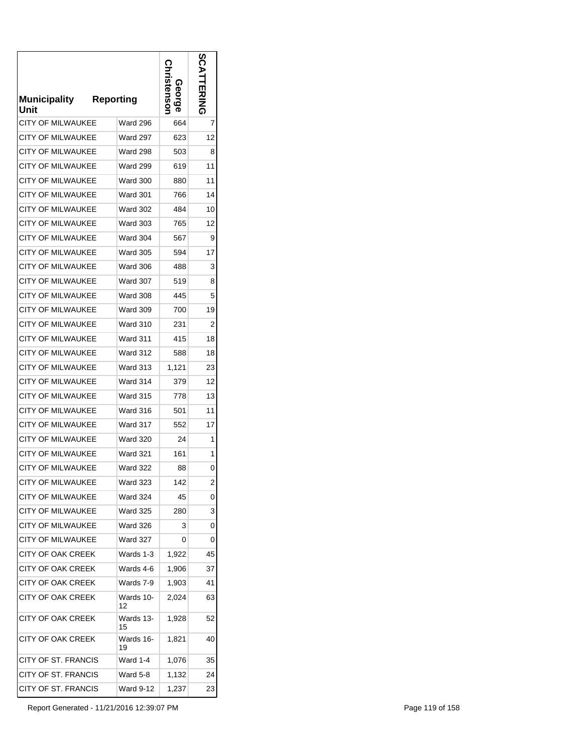| Municipality Unit | Reporting | George Christenson | SCATTERING |
|---|---|---|---|
| CITY OF MILWAUKEE | Ward 296 | 664 | 7 |
| CITY OF MILWAUKEE | Ward 297 | 623 | 12 |
| CITY OF MILWAUKEE | Ward 298 | 503 | 8 |
| CITY OF MILWAUKEE | Ward 299 | 619 | 11 |
| CITY OF MILWAUKEE | Ward 300 | 880 | 11 |
| CITY OF MILWAUKEE | Ward 301 | 766 | 14 |
| CITY OF MILWAUKEE | Ward 302 | 484 | 10 |
| CITY OF MILWAUKEE | Ward 303 | 765 | 12 |
| CITY OF MILWAUKEE | Ward 304 | 567 | 9 |
| CITY OF MILWAUKEE | Ward 305 | 594 | 17 |
| CITY OF MILWAUKEE | Ward 306 | 488 | 3 |
| CITY OF MILWAUKEE | Ward 307 | 519 | 8 |
| CITY OF MILWAUKEE | Ward 308 | 445 | 5 |
| CITY OF MILWAUKEE | Ward 309 | 700 | 19 |
| CITY OF MILWAUKEE | Ward 310 | 231 | 2 |
| CITY OF MILWAUKEE | Ward 311 | 415 | 18 |
| CITY OF MILWAUKEE | Ward 312 | 588 | 18 |
| CITY OF MILWAUKEE | Ward 313 | 1,121 | 23 |
| CITY OF MILWAUKEE | Ward 314 | 379 | 12 |
| CITY OF MILWAUKEE | Ward 315 | 778 | 13 |
| CITY OF MILWAUKEE | Ward 316 | 501 | 11 |
| CITY OF MILWAUKEE | Ward 317 | 552 | 17 |
| CITY OF MILWAUKEE | Ward 320 | 24 | 1 |
| CITY OF MILWAUKEE | Ward 321 | 161 | 1 |
| CITY OF MILWAUKEE | Ward 322 | 88 | 0 |
| CITY OF MILWAUKEE | Ward 323 | 142 | 2 |
| CITY OF MILWAUKEE | Ward 324 | 45 | 0 |
| CITY OF MILWAUKEE | Ward 325 | 280 | 3 |
| CITY OF MILWAUKEE | Ward 326 | 3 | 0 |
| CITY OF MILWAUKEE | Ward 327 | 0 | 0 |
| CITY OF OAK CREEK | Wards 1-3 | 1,922 | 45 |
| CITY OF OAK CREEK | Wards 4-6 | 1,906 | 37 |
| CITY OF OAK CREEK | Wards 7-9 | 1,903 | 41 |
| CITY OF OAK CREEK | Wards 10-12 | 2,024 | 63 |
| CITY OF OAK CREEK | Wards 13-15 | 1,928 | 52 |
| CITY OF OAK CREEK | Wards 16-19 | 1,821 | 40 |
| CITY OF ST. FRANCIS | Ward 1-4 | 1,076 | 35 |
| CITY OF ST. FRANCIS | Ward 5-8 | 1,132 | 24 |
| CITY OF ST. FRANCIS | Ward 9-12 | 1,237 | 23 |

Report Generated - 11/21/2016 12:39:07 PM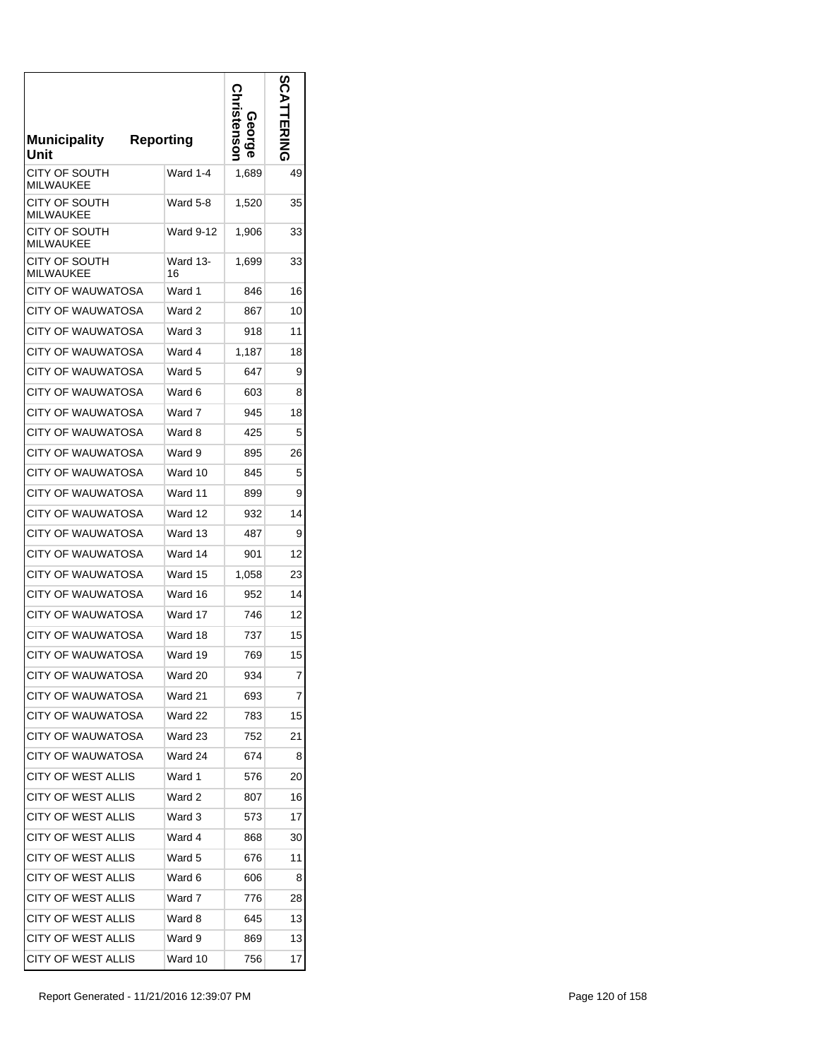| Municipality Unit | Reporting | George Christenson | SCATTERING |
|---|---|---|---|
| CITY OF SOUTH MILWAUKEE | Ward 1-4 | 1,689 | 49 |
| CITY OF SOUTH MILWAUKEE | Ward 5-8 | 1,520 | 35 |
| CITY OF SOUTH MILWAUKEE | Ward 9-12 | 1,906 | 33 |
| CITY OF SOUTH MILWAUKEE | Ward 13-16 | 1,699 | 33 |
| CITY OF WAUWATOSA | Ward 1 | 846 | 16 |
| CITY OF WAUWATOSA | Ward 2 | 867 | 10 |
| CITY OF WAUWATOSA | Ward 3 | 918 | 11 |
| CITY OF WAUWATOSA | Ward 4 | 1,187 | 18 |
| CITY OF WAUWATOSA | Ward 5 | 647 | 9 |
| CITY OF WAUWATOSA | Ward 6 | 603 | 8 |
| CITY OF WAUWATOSA | Ward 7 | 945 | 18 |
| CITY OF WAUWATOSA | Ward 8 | 425 | 5 |
| CITY OF WAUWATOSA | Ward 9 | 895 | 26 |
| CITY OF WAUWATOSA | Ward 10 | 845 | 5 |
| CITY OF WAUWATOSA | Ward 11 | 899 | 9 |
| CITY OF WAUWATOSA | Ward 12 | 932 | 14 |
| CITY OF WAUWATOSA | Ward 13 | 487 | 9 |
| CITY OF WAUWATOSA | Ward 14 | 901 | 12 |
| CITY OF WAUWATOSA | Ward 15 | 1,058 | 23 |
| CITY OF WAUWATOSA | Ward 16 | 952 | 14 |
| CITY OF WAUWATOSA | Ward 17 | 746 | 12 |
| CITY OF WAUWATOSA | Ward 18 | 737 | 15 |
| CITY OF WAUWATOSA | Ward 19 | 769 | 15 |
| CITY OF WAUWATOSA | Ward 20 | 934 | 7 |
| CITY OF WAUWATOSA | Ward 21 | 693 | 7 |
| CITY OF WAUWATOSA | Ward 22 | 783 | 15 |
| CITY OF WAUWATOSA | Ward 23 | 752 | 21 |
| CITY OF WAUWATOSA | Ward 24 | 674 | 8 |
| CITY OF WEST ALLIS | Ward 1 | 576 | 20 |
| CITY OF WEST ALLIS | Ward 2 | 807 | 16 |
| CITY OF WEST ALLIS | Ward 3 | 573 | 17 |
| CITY OF WEST ALLIS | Ward 4 | 868 | 30 |
| CITY OF WEST ALLIS | Ward 5 | 676 | 11 |
| CITY OF WEST ALLIS | Ward 6 | 606 | 8 |
| CITY OF WEST ALLIS | Ward 7 | 776 | 28 |
| CITY OF WEST ALLIS | Ward 8 | 645 | 13 |
| CITY OF WEST ALLIS | Ward 9 | 869 | 13 |
| CITY OF WEST ALLIS | Ward 10 | 756 | 17 |

Report Generated - 11/21/2016 12:39:07 PM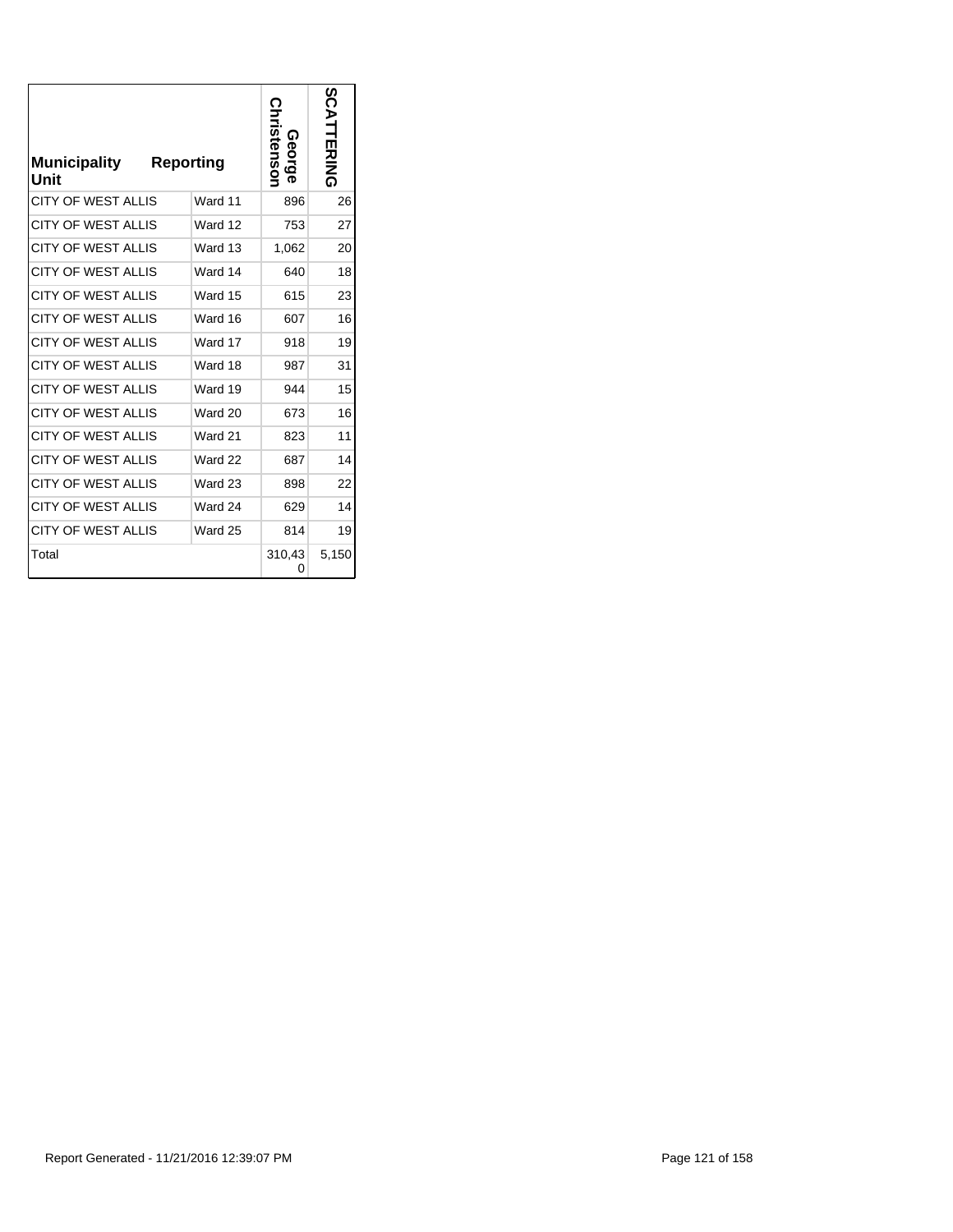| Municipality Unit | Reporting | George Christenson | SCATTERING |
|---|---|---|---|
| CITY OF WEST ALLIS | Ward 11 | 896 | 26 |
| CITY OF WEST ALLIS | Ward 12 | 753 | 27 |
| CITY OF WEST ALLIS | Ward 13 | 1,062 | 20 |
| CITY OF WEST ALLIS | Ward 14 | 640 | 18 |
| CITY OF WEST ALLIS | Ward 15 | 615 | 23 |
| CITY OF WEST ALLIS | Ward 16 | 607 | 16 |
| CITY OF WEST ALLIS | Ward 17 | 918 | 19 |
| CITY OF WEST ALLIS | Ward 18 | 987 | 31 |
| CITY OF WEST ALLIS | Ward 19 | 944 | 15 |
| CITY OF WEST ALLIS | Ward 20 | 673 | 16 |
| CITY OF WEST ALLIS | Ward 21 | 823 | 11 |
| CITY OF WEST ALLIS | Ward 22 | 687 | 14 |
| CITY OF WEST ALLIS | Ward 23 | 898 | 22 |
| CITY OF WEST ALLIS | Ward 24 | 629 | 14 |
| CITY OF WEST ALLIS | Ward 25 | 814 | 19 |
| Total | | 310,430 | 5,150 |

Report Generated - 11/21/2016 12:39:07 PM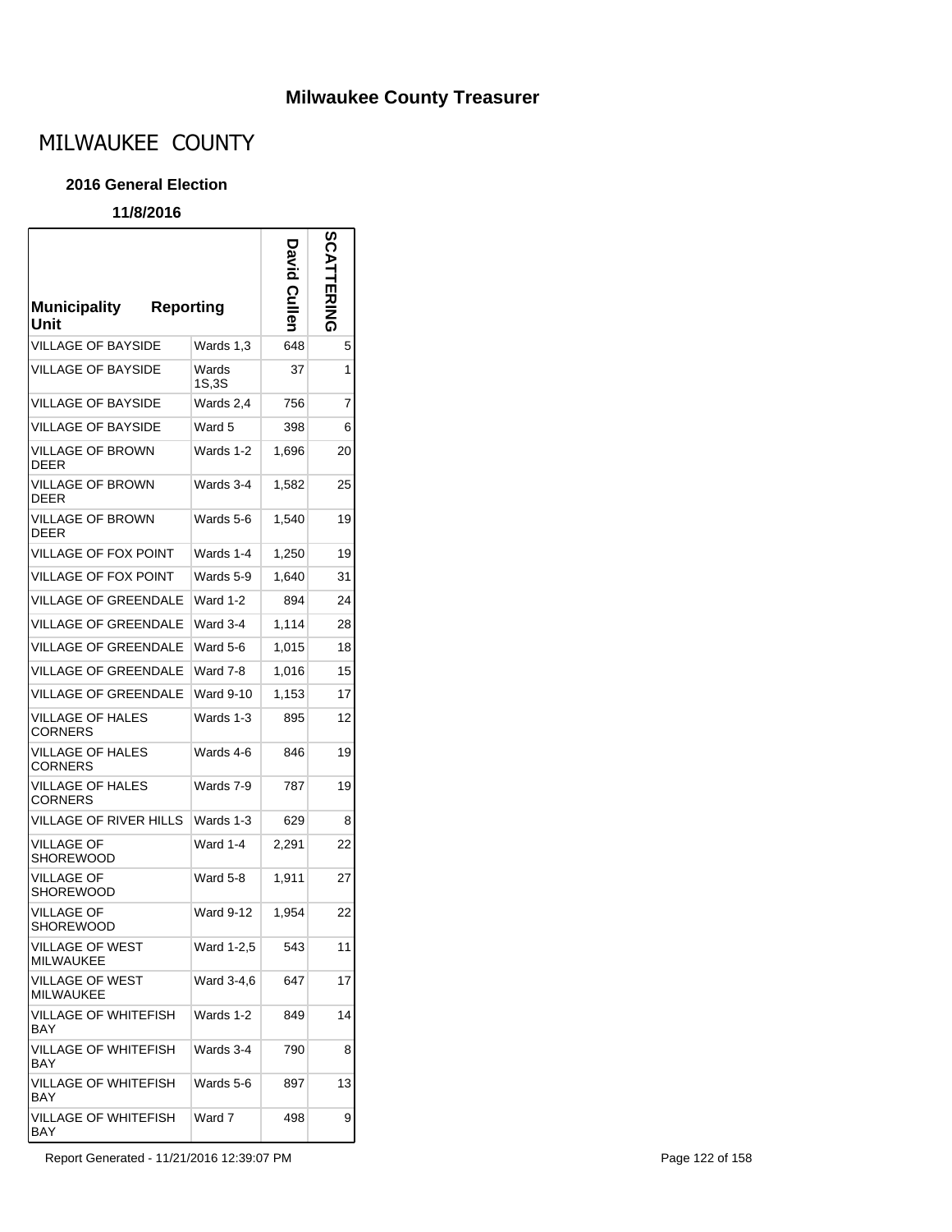## Milwaukee County Treasurer

# MILWAUKEE COUNTY

### 2016 General Election

### 11/8/2016

| Municipality Unit | Reporting | David Cullen | SCATTERING |
|---|---|---|---|
| VILLAGE OF BAYSIDE | Wards 1,3 | 648 | 5 |
| VILLAGE OF BAYSIDE | Wards 1S,3S | 37 | 1 |
| VILLAGE OF BAYSIDE | Wards 2,4 | 756 | 7 |
| VILLAGE OF BAYSIDE | Ward 5 | 398 | 6 |
| VILLAGE OF BROWN DEER | Wards 1-2 | 1,696 | 20 |
| VILLAGE OF BROWN DEER | Wards 3-4 | 1,582 | 25 |
| VILLAGE OF BROWN DEER | Wards 5-6 | 1,540 | 19 |
| VILLAGE OF FOX POINT | Wards 1-4 | 1,250 | 19 |
| VILLAGE OF FOX POINT | Wards 5-9 | 1,640 | 31 |
| VILLAGE OF GREENDALE | Ward 1-2 | 894 | 24 |
| VILLAGE OF GREENDALE | Ward 3-4 | 1,114 | 28 |
| VILLAGE OF GREENDALE | Ward 5-6 | 1,015 | 18 |
| VILLAGE OF GREENDALE | Ward 7-8 | 1,016 | 15 |
| VILLAGE OF GREENDALE | Ward 9-10 | 1,153 | 17 |
| VILLAGE OF HALES CORNERS | Wards 1-3 | 895 | 12 |
| VILLAGE OF HALES CORNERS | Wards 4-6 | 846 | 19 |
| VILLAGE OF HALES CORNERS | Wards 7-9 | 787 | 19 |
| VILLAGE OF RIVER HILLS | Wards 1-3 | 629 | 8 |
| VILLAGE OF SHOREWOOD | Ward 1-4 | 2,291 | 22 |
| VILLAGE OF SHOREWOOD | Ward 5-8 | 1,911 | 27 |
| VILLAGE OF SHOREWOOD | Ward 9-12 | 1,954 | 22 |
| VILLAGE OF WEST MILWAUKEE | Ward 1-2,5 | 543 | 11 |
| VILLAGE OF WEST MILWAUKEE | Ward 3-4,6 | 647 | 17 |
| VILLAGE OF WHITEFISH BAY | Wards 1-2 | 849 | 14 |
| VILLAGE OF WHITEFISH BAY | Wards 3-4 | 790 | 8 |
| VILLAGE OF WHITEFISH BAY | Wards 5-6 | 897 | 13 |
| VILLAGE OF WHITEFISH BAY | Ward 7 | 498 | 9 |

Report Generated - 11/21/2016 12:39:07 PM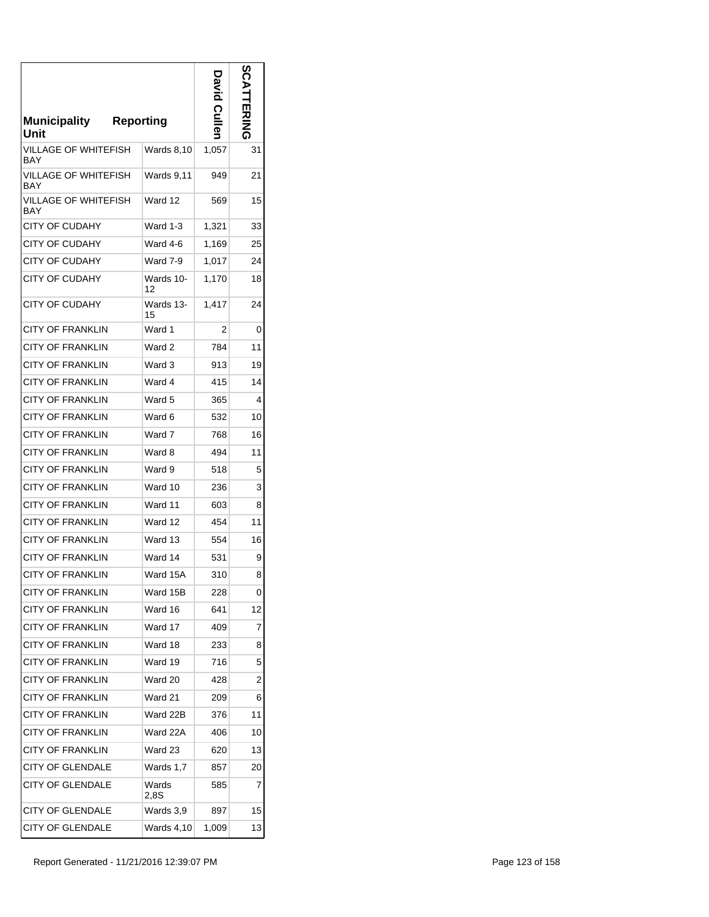| Municipality | Reporting Unit | David Cullen | SCATTERING |
|---|---|---|---|
| VILLAGE OF WHITEFISH BAY | Wards 8,10 | 1,057 | 31 |
| VILLAGE OF WHITEFISH BAY | Wards 9,11 | 949 | 21 |
| VILLAGE OF WHITEFISH BAY | Ward 12 | 569 | 15 |
| CITY OF CUDAHY | Ward 1-3 | 1,321 | 33 |
| CITY OF CUDAHY | Ward 4-6 | 1,169 | 25 |
| CITY OF CUDAHY | Ward 7-9 | 1,017 | 24 |
| CITY OF CUDAHY | Wards 10-12 | 1,170 | 18 |
| CITY OF CUDAHY | Wards 13-15 | 1,417 | 24 |
| CITY OF FRANKLIN | Ward 1 | 2 | 0 |
| CITY OF FRANKLIN | Ward 2 | 784 | 11 |
| CITY OF FRANKLIN | Ward 3 | 913 | 19 |
| CITY OF FRANKLIN | Ward 4 | 415 | 14 |
| CITY OF FRANKLIN | Ward 5 | 365 | 4 |
| CITY OF FRANKLIN | Ward 6 | 532 | 10 |
| CITY OF FRANKLIN | Ward 7 | 768 | 16 |
| CITY OF FRANKLIN | Ward 8 | 494 | 11 |
| CITY OF FRANKLIN | Ward 9 | 518 | 5 |
| CITY OF FRANKLIN | Ward 10 | 236 | 3 |
| CITY OF FRANKLIN | Ward 11 | 603 | 8 |
| CITY OF FRANKLIN | Ward 12 | 454 | 11 |
| CITY OF FRANKLIN | Ward 13 | 554 | 16 |
| CITY OF FRANKLIN | Ward 14 | 531 | 9 |
| CITY OF FRANKLIN | Ward 15A | 310 | 8 |
| CITY OF FRANKLIN | Ward 15B | 228 | 0 |
| CITY OF FRANKLIN | Ward 16 | 641 | 12 |
| CITY OF FRANKLIN | Ward 17 | 409 | 7 |
| CITY OF FRANKLIN | Ward 18 | 233 | 8 |
| CITY OF FRANKLIN | Ward 19 | 716 | 5 |
| CITY OF FRANKLIN | Ward 20 | 428 | 2 |
| CITY OF FRANKLIN | Ward 21 | 209 | 6 |
| CITY OF FRANKLIN | Ward 22B | 376 | 11 |
| CITY OF FRANKLIN | Ward 22A | 406 | 10 |
| CITY OF FRANKLIN | Ward 23 | 620 | 13 |
| CITY OF GLENDALE | Wards 1,7 | 857 | 20 |
| CITY OF GLENDALE | Wards 2,8S | 585 | 7 |
| CITY OF GLENDALE | Wards 3,9 | 897 | 15 |
| CITY OF GLENDALE | Wards 4,10 | 1,009 | 13 |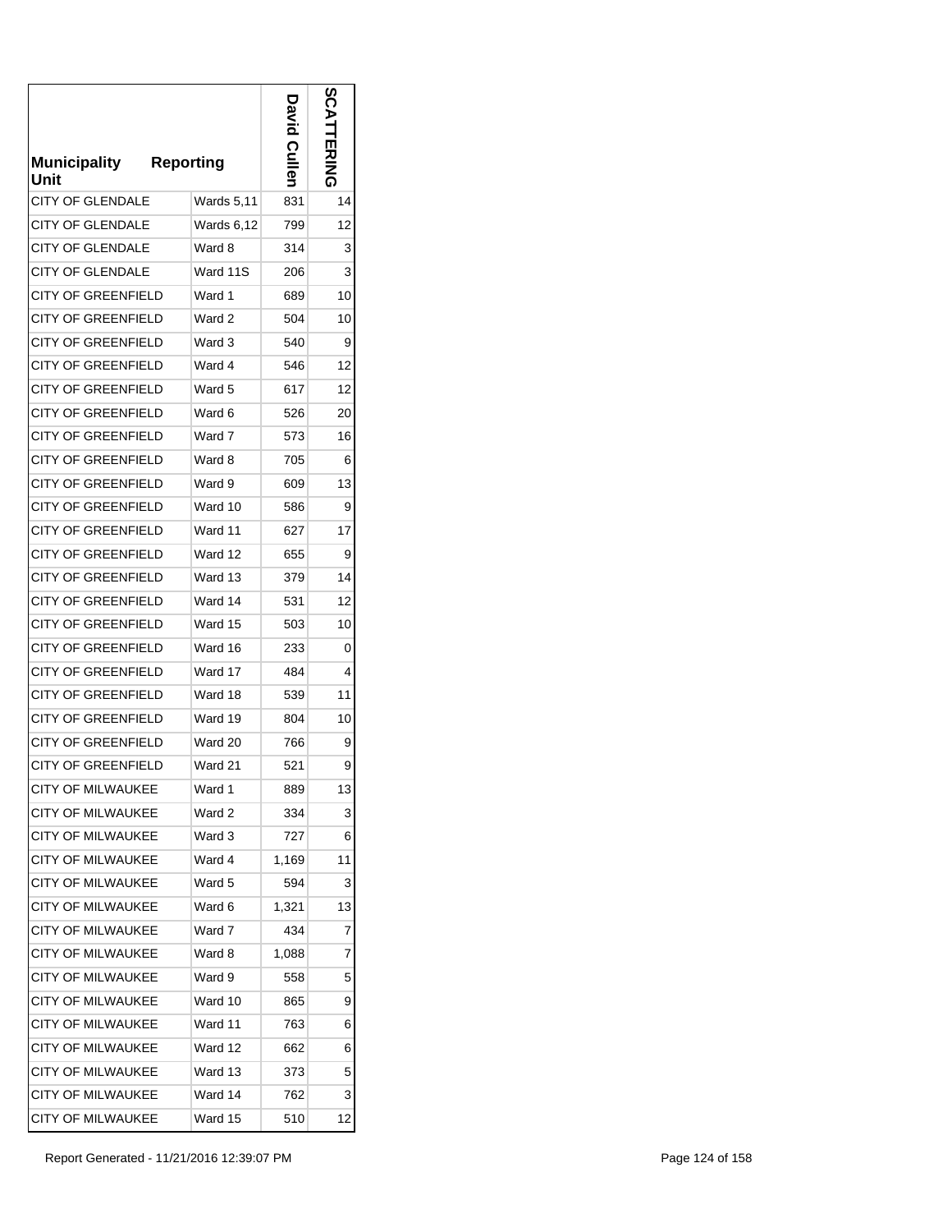| Municipality Unit | Reporting | David Cullen | SCATTERING |
|---|---|---|---|
| CITY OF GLENDALE | Wards 5,11 | 831 | 14 |
| CITY OF GLENDALE | Wards 6,12 | 799 | 12 |
| CITY OF GLENDALE | Ward 8 | 314 | 3 |
| CITY OF GLENDALE | Ward 11S | 206 | 3 |
| CITY OF GREENFIELD | Ward 1 | 689 | 10 |
| CITY OF GREENFIELD | Ward 2 | 504 | 10 |
| CITY OF GREENFIELD | Ward 3 | 540 | 9 |
| CITY OF GREENFIELD | Ward 4 | 546 | 12 |
| CITY OF GREENFIELD | Ward 5 | 617 | 12 |
| CITY OF GREENFIELD | Ward 6 | 526 | 20 |
| CITY OF GREENFIELD | Ward 7 | 573 | 16 |
| CITY OF GREENFIELD | Ward 8 | 705 | 6 |
| CITY OF GREENFIELD | Ward 9 | 609 | 13 |
| CITY OF GREENFIELD | Ward 10 | 586 | 9 |
| CITY OF GREENFIELD | Ward 11 | 627 | 17 |
| CITY OF GREENFIELD | Ward 12 | 655 | 9 |
| CITY OF GREENFIELD | Ward 13 | 379 | 14 |
| CITY OF GREENFIELD | Ward 14 | 531 | 12 |
| CITY OF GREENFIELD | Ward 15 | 503 | 10 |
| CITY OF GREENFIELD | Ward 16 | 233 | 0 |
| CITY OF GREENFIELD | Ward 17 | 484 | 4 |
| CITY OF GREENFIELD | Ward 18 | 539 | 11 |
| CITY OF GREENFIELD | Ward 19 | 804 | 10 |
| CITY OF GREENFIELD | Ward 20 | 766 | 9 |
| CITY OF GREENFIELD | Ward 21 | 521 | 9 |
| CITY OF MILWAUKEE | Ward 1 | 889 | 13 |
| CITY OF MILWAUKEE | Ward 2 | 334 | 3 |
| CITY OF MILWAUKEE | Ward 3 | 727 | 6 |
| CITY OF MILWAUKEE | Ward 4 | 1,169 | 11 |
| CITY OF MILWAUKEE | Ward 5 | 594 | 3 |
| CITY OF MILWAUKEE | Ward 6 | 1,321 | 13 |
| CITY OF MILWAUKEE | Ward 7 | 434 | 7 |
| CITY OF MILWAUKEE | Ward 8 | 1,088 | 7 |
| CITY OF MILWAUKEE | Ward 9 | 558 | 5 |
| CITY OF MILWAUKEE | Ward 10 | 865 | 9 |
| CITY OF MILWAUKEE | Ward 11 | 763 | 6 |
| CITY OF MILWAUKEE | Ward 12 | 662 | 6 |
| CITY OF MILWAUKEE | Ward 13 | 373 | 5 |
| CITY OF MILWAUKEE | Ward 14 | 762 | 3 |
| CITY OF MILWAUKEE | Ward 15 | 510 | 12 |

Report Generated - 11/21/2016 12:39:07 PM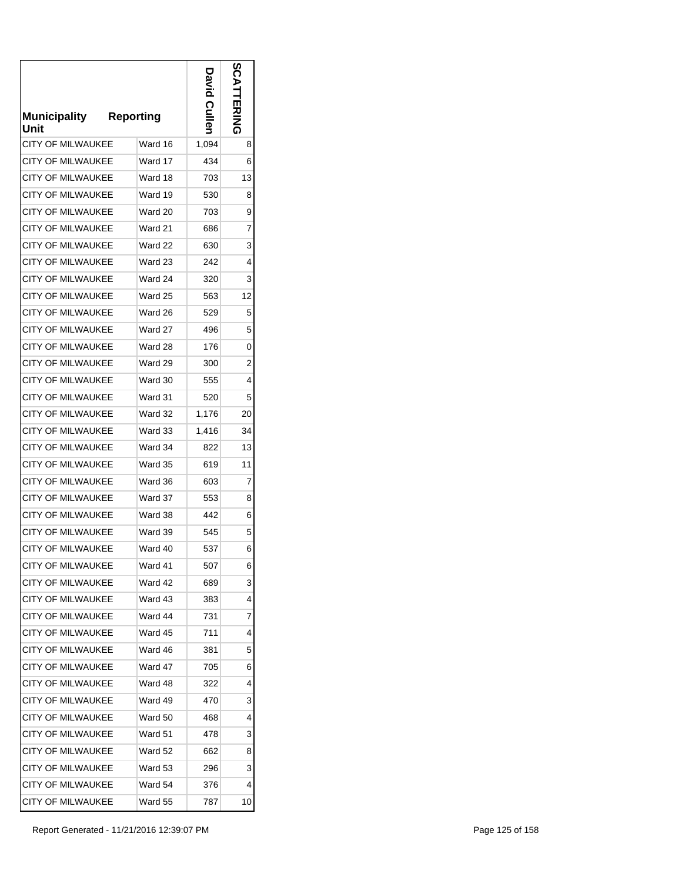| Municipality Unit | Reporting | David Cullen | SCATTERING |
|---|---|---|---|
| CITY OF MILWAUKEE | Ward 16 | 1,094 | 8 |
| CITY OF MILWAUKEE | Ward 17 | 434 | 6 |
| CITY OF MILWAUKEE | Ward 18 | 703 | 13 |
| CITY OF MILWAUKEE | Ward 19 | 530 | 8 |
| CITY OF MILWAUKEE | Ward 20 | 703 | 9 |
| CITY OF MILWAUKEE | Ward 21 | 686 | 7 |
| CITY OF MILWAUKEE | Ward 22 | 630 | 3 |
| CITY OF MILWAUKEE | Ward 23 | 242 | 4 |
| CITY OF MILWAUKEE | Ward 24 | 320 | 3 |
| CITY OF MILWAUKEE | Ward 25 | 563 | 12 |
| CITY OF MILWAUKEE | Ward 26 | 529 | 5 |
| CITY OF MILWAUKEE | Ward 27 | 496 | 5 |
| CITY OF MILWAUKEE | Ward 28 | 176 | 0 |
| CITY OF MILWAUKEE | Ward 29 | 300 | 2 |
| CITY OF MILWAUKEE | Ward 30 | 555 | 4 |
| CITY OF MILWAUKEE | Ward 31 | 520 | 5 |
| CITY OF MILWAUKEE | Ward 32 | 1,176 | 20 |
| CITY OF MILWAUKEE | Ward 33 | 1,416 | 34 |
| CITY OF MILWAUKEE | Ward 34 | 822 | 13 |
| CITY OF MILWAUKEE | Ward 35 | 619 | 11 |
| CITY OF MILWAUKEE | Ward 36 | 603 | 7 |
| CITY OF MILWAUKEE | Ward 37 | 553 | 8 |
| CITY OF MILWAUKEE | Ward 38 | 442 | 6 |
| CITY OF MILWAUKEE | Ward 39 | 545 | 5 |
| CITY OF MILWAUKEE | Ward 40 | 537 | 6 |
| CITY OF MILWAUKEE | Ward 41 | 507 | 6 |
| CITY OF MILWAUKEE | Ward 42 | 689 | 3 |
| CITY OF MILWAUKEE | Ward 43 | 383 | 4 |
| CITY OF MILWAUKEE | Ward 44 | 731 | 7 |
| CITY OF MILWAUKEE | Ward 45 | 711 | 4 |
| CITY OF MILWAUKEE | Ward 46 | 381 | 5 |
| CITY OF MILWAUKEE | Ward 47 | 705 | 6 |
| CITY OF MILWAUKEE | Ward 48 | 322 | 4 |
| CITY OF MILWAUKEE | Ward 49 | 470 | 3 |
| CITY OF MILWAUKEE | Ward 50 | 468 | 4 |
| CITY OF MILWAUKEE | Ward 51 | 478 | 3 |
| CITY OF MILWAUKEE | Ward 52 | 662 | 8 |
| CITY OF MILWAUKEE | Ward 53 | 296 | 3 |
| CITY OF MILWAUKEE | Ward 54 | 376 | 4 |
| CITY OF MILWAUKEE | Ward 55 | 787 | 10 |

Report Generated - 11/21/2016 12:39:07 PM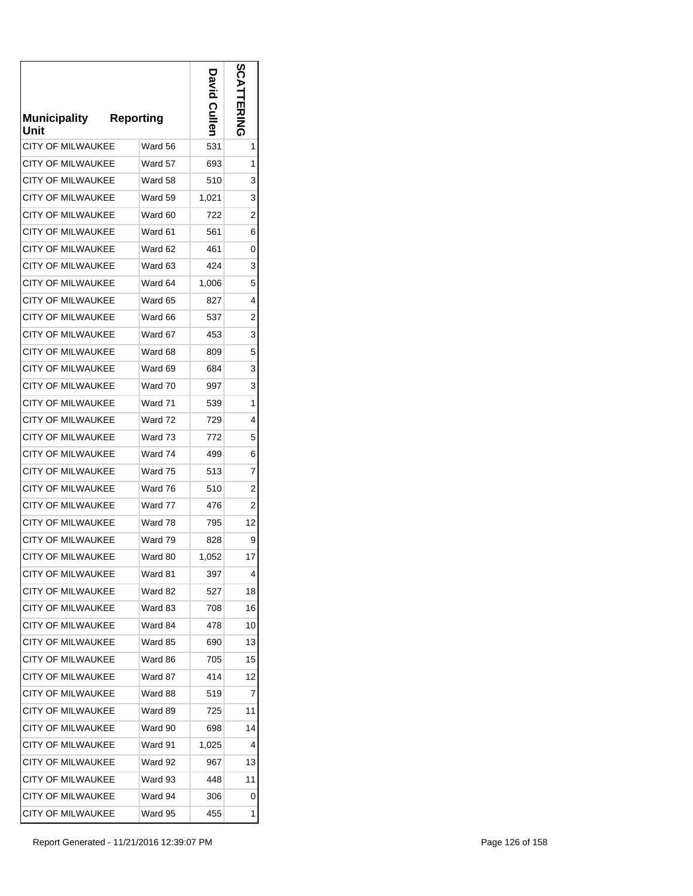| Municipality Unit | Reporting | David Cullen | SCATTERING |
|---|---|---|---|
| CITY OF MILWAUKEE | Ward 56 | 531 | 1 |
| CITY OF MILWAUKEE | Ward 57 | 693 | 1 |
| CITY OF MILWAUKEE | Ward 58 | 510 | 3 |
| CITY OF MILWAUKEE | Ward 59 | 1,021 | 3 |
| CITY OF MILWAUKEE | Ward 60 | 722 | 2 |
| CITY OF MILWAUKEE | Ward 61 | 561 | 6 |
| CITY OF MILWAUKEE | Ward 62 | 461 | 0 |
| CITY OF MILWAUKEE | Ward 63 | 424 | 3 |
| CITY OF MILWAUKEE | Ward 64 | 1,006 | 5 |
| CITY OF MILWAUKEE | Ward 65 | 827 | 4 |
| CITY OF MILWAUKEE | Ward 66 | 537 | 2 |
| CITY OF MILWAUKEE | Ward 67 | 453 | 3 |
| CITY OF MILWAUKEE | Ward 68 | 809 | 5 |
| CITY OF MILWAUKEE | Ward 69 | 684 | 3 |
| CITY OF MILWAUKEE | Ward 70 | 997 | 3 |
| CITY OF MILWAUKEE | Ward 71 | 539 | 1 |
| CITY OF MILWAUKEE | Ward 72 | 729 | 4 |
| CITY OF MILWAUKEE | Ward 73 | 772 | 5 |
| CITY OF MILWAUKEE | Ward 74 | 499 | 6 |
| CITY OF MILWAUKEE | Ward 75 | 513 | 7 |
| CITY OF MILWAUKEE | Ward 76 | 510 | 2 |
| CITY OF MILWAUKEE | Ward 77 | 476 | 2 |
| CITY OF MILWAUKEE | Ward 78 | 795 | 12 |
| CITY OF MILWAUKEE | Ward 79 | 828 | 9 |
| CITY OF MILWAUKEE | Ward 80 | 1,052 | 17 |
| CITY OF MILWAUKEE | Ward 81 | 397 | 4 |
| CITY OF MILWAUKEE | Ward 82 | 527 | 18 |
| CITY OF MILWAUKEE | Ward 83 | 708 | 16 |
| CITY OF MILWAUKEE | Ward 84 | 478 | 10 |
| CITY OF MILWAUKEE | Ward 85 | 690 | 13 |
| CITY OF MILWAUKEE | Ward 86 | 705 | 15 |
| CITY OF MILWAUKEE | Ward 87 | 414 | 12 |
| CITY OF MILWAUKEE | Ward 88 | 519 | 7 |
| CITY OF MILWAUKEE | Ward 89 | 725 | 11 |
| CITY OF MILWAUKEE | Ward 90 | 698 | 14 |
| CITY OF MILWAUKEE | Ward 91 | 1,025 | 4 |
| CITY OF MILWAUKEE | Ward 92 | 967 | 13 |
| CITY OF MILWAUKEE | Ward 93 | 448 | 11 |
| CITY OF MILWAUKEE | Ward 94 | 306 | 0 |
| CITY OF MILWAUKEE | Ward 95 | 455 | 1 |

Report Generated - 11/21/2016 12:39:07 PM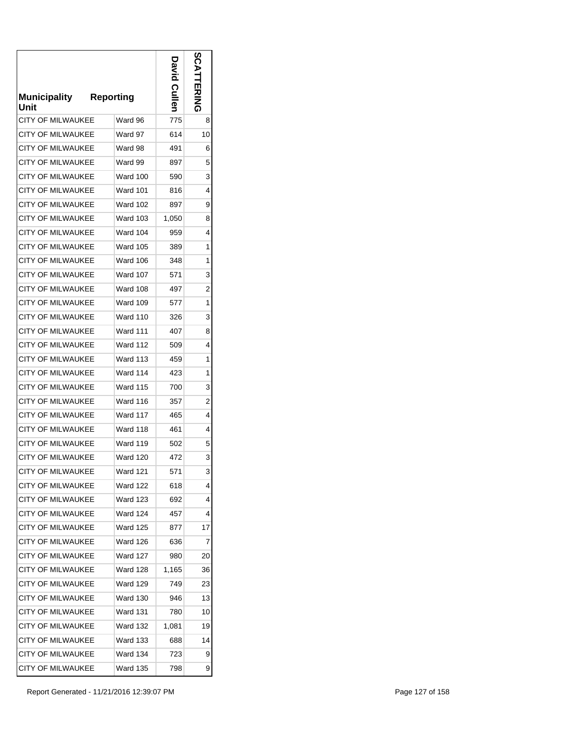| Municipality Unit | Reporting | David Cullen | SCATTERING |
|---|---|---|---|
| CITY OF MILWAUKEE | Ward 96 | 775 | 8 |
| CITY OF MILWAUKEE | Ward 97 | 614 | 10 |
| CITY OF MILWAUKEE | Ward 98 | 491 | 6 |
| CITY OF MILWAUKEE | Ward 99 | 897 | 5 |
| CITY OF MILWAUKEE | Ward 100 | 590 | 3 |
| CITY OF MILWAUKEE | Ward 101 | 816 | 4 |
| CITY OF MILWAUKEE | Ward 102 | 897 | 9 |
| CITY OF MILWAUKEE | Ward 103 | 1,050 | 8 |
| CITY OF MILWAUKEE | Ward 104 | 959 | 4 |
| CITY OF MILWAUKEE | Ward 105 | 389 | 1 |
| CITY OF MILWAUKEE | Ward 106 | 348 | 1 |
| CITY OF MILWAUKEE | Ward 107 | 571 | 3 |
| CITY OF MILWAUKEE | Ward 108 | 497 | 2 |
| CITY OF MILWAUKEE | Ward 109 | 577 | 1 |
| CITY OF MILWAUKEE | Ward 110 | 326 | 3 |
| CITY OF MILWAUKEE | Ward 111 | 407 | 8 |
| CITY OF MILWAUKEE | Ward 112 | 509 | 4 |
| CITY OF MILWAUKEE | Ward 113 | 459 | 1 |
| CITY OF MILWAUKEE | Ward 114 | 423 | 1 |
| CITY OF MILWAUKEE | Ward 115 | 700 | 3 |
| CITY OF MILWAUKEE | Ward 116 | 357 | 2 |
| CITY OF MILWAUKEE | Ward 117 | 465 | 4 |
| CITY OF MILWAUKEE | Ward 118 | 461 | 4 |
| CITY OF MILWAUKEE | Ward 119 | 502 | 5 |
| CITY OF MILWAUKEE | Ward 120 | 472 | 3 |
| CITY OF MILWAUKEE | Ward 121 | 571 | 3 |
| CITY OF MILWAUKEE | Ward 122 | 618 | 4 |
| CITY OF MILWAUKEE | Ward 123 | 692 | 4 |
| CITY OF MILWAUKEE | Ward 124 | 457 | 4 |
| CITY OF MILWAUKEE | Ward 125 | 877 | 17 |
| CITY OF MILWAUKEE | Ward 126 | 636 | 7 |
| CITY OF MILWAUKEE | Ward 127 | 980 | 20 |
| CITY OF MILWAUKEE | Ward 128 | 1,165 | 36 |
| CITY OF MILWAUKEE | Ward 129 | 749 | 23 |
| CITY OF MILWAUKEE | Ward 130 | 946 | 13 |
| CITY OF MILWAUKEE | Ward 131 | 780 | 10 |
| CITY OF MILWAUKEE | Ward 132 | 1,081 | 19 |
| CITY OF MILWAUKEE | Ward 133 | 688 | 14 |
| CITY OF MILWAUKEE | Ward 134 | 723 | 9 |
| CITY OF MILWAUKEE | Ward 135 | 798 | 9 |

Report Generated - 11/21/2016 12:39:07 PM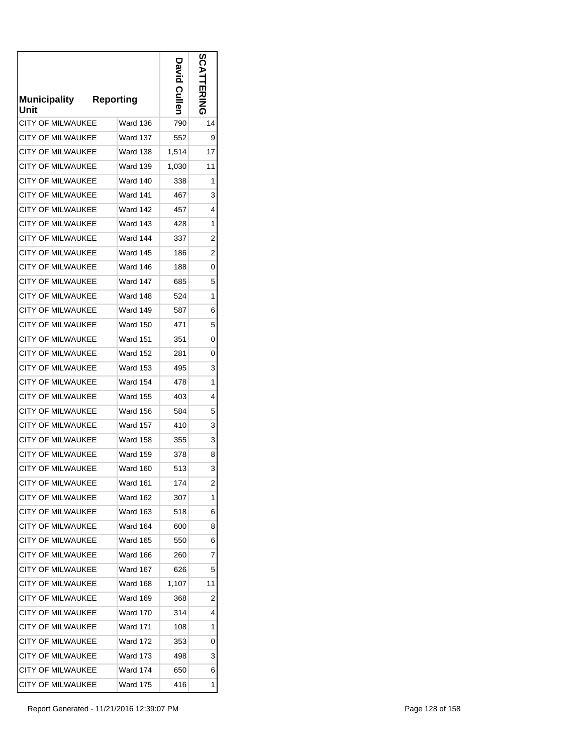| Municipality Unit | Reporting | David Cullen | SCATTERING |
|---|---|---|---|
| CITY OF MILWAUKEE | Ward 136 | 790 | 14 |
| CITY OF MILWAUKEE | Ward 137 | 552 | 9 |
| CITY OF MILWAUKEE | Ward 138 | 1,514 | 17 |
| CITY OF MILWAUKEE | Ward 139 | 1,030 | 11 |
| CITY OF MILWAUKEE | Ward 140 | 338 | 1 |
| CITY OF MILWAUKEE | Ward 141 | 467 | 3 |
| CITY OF MILWAUKEE | Ward 142 | 457 | 4 |
| CITY OF MILWAUKEE | Ward 143 | 428 | 1 |
| CITY OF MILWAUKEE | Ward 144 | 337 | 2 |
| CITY OF MILWAUKEE | Ward 145 | 186 | 2 |
| CITY OF MILWAUKEE | Ward 146 | 188 | 0 |
| CITY OF MILWAUKEE | Ward 147 | 685 | 5 |
| CITY OF MILWAUKEE | Ward 148 | 524 | 1 |
| CITY OF MILWAUKEE | Ward 149 | 587 | 6 |
| CITY OF MILWAUKEE | Ward 150 | 471 | 5 |
| CITY OF MILWAUKEE | Ward 151 | 351 | 0 |
| CITY OF MILWAUKEE | Ward 152 | 281 | 0 |
| CITY OF MILWAUKEE | Ward 153 | 495 | 3 |
| CITY OF MILWAUKEE | Ward 154 | 478 | 1 |
| CITY OF MILWAUKEE | Ward 155 | 403 | 4 |
| CITY OF MILWAUKEE | Ward 156 | 584 | 5 |
| CITY OF MILWAUKEE | Ward 157 | 410 | 3 |
| CITY OF MILWAUKEE | Ward 158 | 355 | 3 |
| CITY OF MILWAUKEE | Ward 159 | 378 | 8 |
| CITY OF MILWAUKEE | Ward 160 | 513 | 3 |
| CITY OF MILWAUKEE | Ward 161 | 174 | 2 |
| CITY OF MILWAUKEE | Ward 162 | 307 | 1 |
| CITY OF MILWAUKEE | Ward 163 | 518 | 6 |
| CITY OF MILWAUKEE | Ward 164 | 600 | 8 |
| CITY OF MILWAUKEE | Ward 165 | 550 | 6 |
| CITY OF MILWAUKEE | Ward 166 | 260 | 7 |
| CITY OF MILWAUKEE | Ward 167 | 626 | 5 |
| CITY OF MILWAUKEE | Ward 168 | 1,107 | 11 |
| CITY OF MILWAUKEE | Ward 169 | 368 | 2 |
| CITY OF MILWAUKEE | Ward 170 | 314 | 4 |
| CITY OF MILWAUKEE | Ward 171 | 108 | 1 |
| CITY OF MILWAUKEE | Ward 172 | 353 | 0 |
| CITY OF MILWAUKEE | Ward 173 | 498 | 3 |
| CITY OF MILWAUKEE | Ward 174 | 650 | 6 |
| CITY OF MILWAUKEE | Ward 175 | 416 | 1 |

Report Generated - 11/21/2016 12:39:07 PM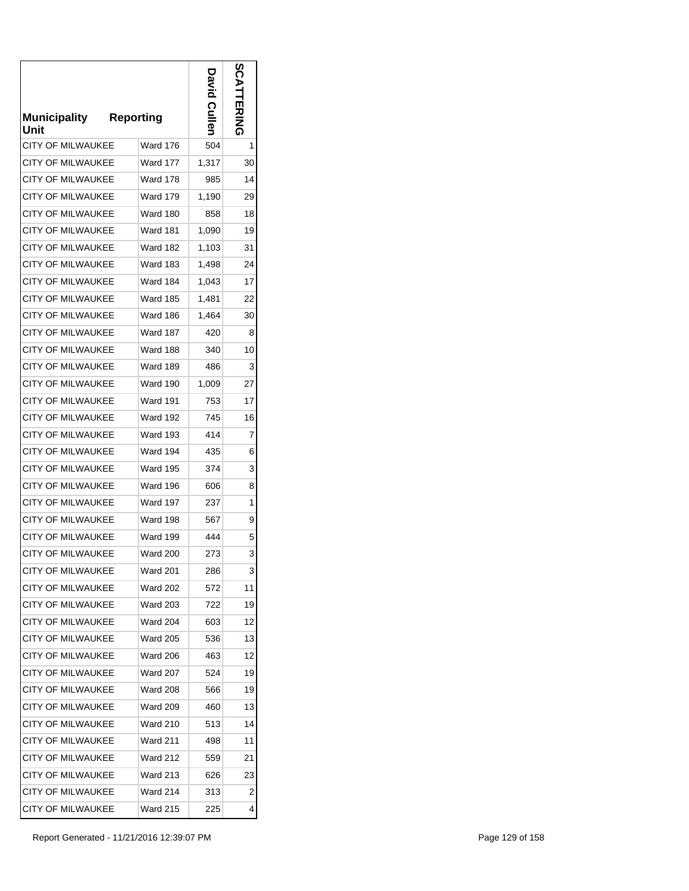| Municipality Unit | Reporting | David Cullen | SCATTERING |
|---|---|---|---|
| CITY OF MILWAUKEE | Ward 176 | 504 | 1 |
| CITY OF MILWAUKEE | Ward 177 | 1,317 | 30 |
| CITY OF MILWAUKEE | Ward 178 | 985 | 14 |
| CITY OF MILWAUKEE | Ward 179 | 1,190 | 29 |
| CITY OF MILWAUKEE | Ward 180 | 858 | 18 |
| CITY OF MILWAUKEE | Ward 181 | 1,090 | 19 |
| CITY OF MILWAUKEE | Ward 182 | 1,103 | 31 |
| CITY OF MILWAUKEE | Ward 183 | 1,498 | 24 |
| CITY OF MILWAUKEE | Ward 184 | 1,043 | 17 |
| CITY OF MILWAUKEE | Ward 185 | 1,481 | 22 |
| CITY OF MILWAUKEE | Ward 186 | 1,464 | 30 |
| CITY OF MILWAUKEE | Ward 187 | 420 | 8 |
| CITY OF MILWAUKEE | Ward 188 | 340 | 10 |
| CITY OF MILWAUKEE | Ward 189 | 486 | 3 |
| CITY OF MILWAUKEE | Ward 190 | 1,009 | 27 |
| CITY OF MILWAUKEE | Ward 191 | 753 | 17 |
| CITY OF MILWAUKEE | Ward 192 | 745 | 16 |
| CITY OF MILWAUKEE | Ward 193 | 414 | 7 |
| CITY OF MILWAUKEE | Ward 194 | 435 | 6 |
| CITY OF MILWAUKEE | Ward 195 | 374 | 3 |
| CITY OF MILWAUKEE | Ward 196 | 606 | 8 |
| CITY OF MILWAUKEE | Ward 197 | 237 | 1 |
| CITY OF MILWAUKEE | Ward 198 | 567 | 9 |
| CITY OF MILWAUKEE | Ward 199 | 444 | 5 |
| CITY OF MILWAUKEE | Ward 200 | 273 | 3 |
| CITY OF MILWAUKEE | Ward 201 | 286 | 3 |
| CITY OF MILWAUKEE | Ward 202 | 572 | 11 |
| CITY OF MILWAUKEE | Ward 203 | 722 | 19 |
| CITY OF MILWAUKEE | Ward 204 | 603 | 12 |
| CITY OF MILWAUKEE | Ward 205 | 536 | 13 |
| CITY OF MILWAUKEE | Ward 206 | 463 | 12 |
| CITY OF MILWAUKEE | Ward 207 | 524 | 19 |
| CITY OF MILWAUKEE | Ward 208 | 566 | 19 |
| CITY OF MILWAUKEE | Ward 209 | 460 | 13 |
| CITY OF MILWAUKEE | Ward 210 | 513 | 14 |
| CITY OF MILWAUKEE | Ward 211 | 498 | 11 |
| CITY OF MILWAUKEE | Ward 212 | 559 | 21 |
| CITY OF MILWAUKEE | Ward 213 | 626 | 23 |
| CITY OF MILWAUKEE | Ward 214 | 313 | 2 |
| CITY OF MILWAUKEE | Ward 215 | 225 | 4 |

Report Generated - 11/21/2016 12:39:07 PM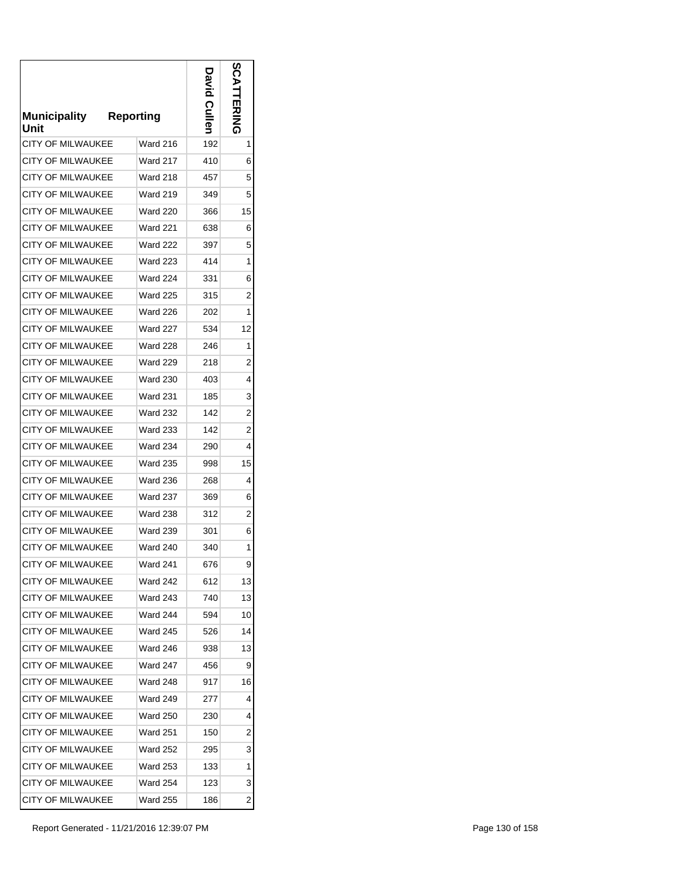| Municipality Unit | Reporting | David Cullen | SCATTERING |
|---|---|---|---|
| CITY OF MILWAUKEE | Ward 216 | 192 | 1 |
| CITY OF MILWAUKEE | Ward 217 | 410 | 6 |
| CITY OF MILWAUKEE | Ward 218 | 457 | 5 |
| CITY OF MILWAUKEE | Ward 219 | 349 | 5 |
| CITY OF MILWAUKEE | Ward 220 | 366 | 15 |
| CITY OF MILWAUKEE | Ward 221 | 638 | 6 |
| CITY OF MILWAUKEE | Ward 222 | 397 | 5 |
| CITY OF MILWAUKEE | Ward 223 | 414 | 1 |
| CITY OF MILWAUKEE | Ward 224 | 331 | 6 |
| CITY OF MILWAUKEE | Ward 225 | 315 | 2 |
| CITY OF MILWAUKEE | Ward 226 | 202 | 1 |
| CITY OF MILWAUKEE | Ward 227 | 534 | 12 |
| CITY OF MILWAUKEE | Ward 228 | 246 | 1 |
| CITY OF MILWAUKEE | Ward 229 | 218 | 2 |
| CITY OF MILWAUKEE | Ward 230 | 403 | 4 |
| CITY OF MILWAUKEE | Ward 231 | 185 | 3 |
| CITY OF MILWAUKEE | Ward 232 | 142 | 2 |
| CITY OF MILWAUKEE | Ward 233 | 142 | 2 |
| CITY OF MILWAUKEE | Ward 234 | 290 | 4 |
| CITY OF MILWAUKEE | Ward 235 | 998 | 15 |
| CITY OF MILWAUKEE | Ward 236 | 268 | 4 |
| CITY OF MILWAUKEE | Ward 237 | 369 | 6 |
| CITY OF MILWAUKEE | Ward 238 | 312 | 2 |
| CITY OF MILWAUKEE | Ward 239 | 301 | 6 |
| CITY OF MILWAUKEE | Ward 240 | 340 | 1 |
| CITY OF MILWAUKEE | Ward 241 | 676 | 9 |
| CITY OF MILWAUKEE | Ward 242 | 612 | 13 |
| CITY OF MILWAUKEE | Ward 243 | 740 | 13 |
| CITY OF MILWAUKEE | Ward 244 | 594 | 10 |
| CITY OF MILWAUKEE | Ward 245 | 526 | 14 |
| CITY OF MILWAUKEE | Ward 246 | 938 | 13 |
| CITY OF MILWAUKEE | Ward 247 | 456 | 9 |
| CITY OF MILWAUKEE | Ward 248 | 917 | 16 |
| CITY OF MILWAUKEE | Ward 249 | 277 | 4 |
| CITY OF MILWAUKEE | Ward 250 | 230 | 4 |
| CITY OF MILWAUKEE | Ward 251 | 150 | 2 |
| CITY OF MILWAUKEE | Ward 252 | 295 | 3 |
| CITY OF MILWAUKEE | Ward 253 | 133 | 1 |
| CITY OF MILWAUKEE | Ward 254 | 123 | 3 |
| CITY OF MILWAUKEE | Ward 255 | 186 | 2 |

Report Generated - 11/21/2016 12:39:07 PM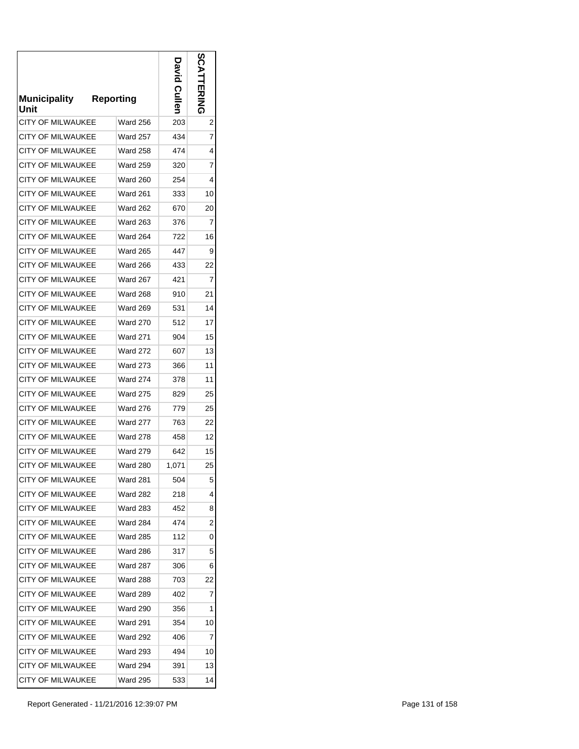| Municipality Unit | Reporting | David Cullen | SCATTERING |
|---|---|---|---|
| CITY OF MILWAUKEE | Ward 256 | 203 | 2 |
| CITY OF MILWAUKEE | Ward 257 | 434 | 7 |
| CITY OF MILWAUKEE | Ward 258 | 474 | 4 |
| CITY OF MILWAUKEE | Ward 259 | 320 | 7 |
| CITY OF MILWAUKEE | Ward 260 | 254 | 4 |
| CITY OF MILWAUKEE | Ward 261 | 333 | 10 |
| CITY OF MILWAUKEE | Ward 262 | 670 | 20 |
| CITY OF MILWAUKEE | Ward 263 | 376 | 7 |
| CITY OF MILWAUKEE | Ward 264 | 722 | 16 |
| CITY OF MILWAUKEE | Ward 265 | 447 | 9 |
| CITY OF MILWAUKEE | Ward 266 | 433 | 22 |
| CITY OF MILWAUKEE | Ward 267 | 421 | 7 |
| CITY OF MILWAUKEE | Ward 268 | 910 | 21 |
| CITY OF MILWAUKEE | Ward 269 | 531 | 14 |
| CITY OF MILWAUKEE | Ward 270 | 512 | 17 |
| CITY OF MILWAUKEE | Ward 271 | 904 | 15 |
| CITY OF MILWAUKEE | Ward 272 | 607 | 13 |
| CITY OF MILWAUKEE | Ward 273 | 366 | 11 |
| CITY OF MILWAUKEE | Ward 274 | 378 | 11 |
| CITY OF MILWAUKEE | Ward 275 | 829 | 25 |
| CITY OF MILWAUKEE | Ward 276 | 779 | 25 |
| CITY OF MILWAUKEE | Ward 277 | 763 | 22 |
| CITY OF MILWAUKEE | Ward 278 | 458 | 12 |
| CITY OF MILWAUKEE | Ward 279 | 642 | 15 |
| CITY OF MILWAUKEE | Ward 280 | 1,071 | 25 |
| CITY OF MILWAUKEE | Ward 281 | 504 | 5 |
| CITY OF MILWAUKEE | Ward 282 | 218 | 4 |
| CITY OF MILWAUKEE | Ward 283 | 452 | 8 |
| CITY OF MILWAUKEE | Ward 284 | 474 | 2 |
| CITY OF MILWAUKEE | Ward 285 | 112 | 0 |
| CITY OF MILWAUKEE | Ward 286 | 317 | 5 |
| CITY OF MILWAUKEE | Ward 287 | 306 | 6 |
| CITY OF MILWAUKEE | Ward 288 | 703 | 22 |
| CITY OF MILWAUKEE | Ward 289 | 402 | 7 |
| CITY OF MILWAUKEE | Ward 290 | 356 | 1 |
| CITY OF MILWAUKEE | Ward 291 | 354 | 10 |
| CITY OF MILWAUKEE | Ward 292 | 406 | 7 |
| CITY OF MILWAUKEE | Ward 293 | 494 | 10 |
| CITY OF MILWAUKEE | Ward 294 | 391 | 13 |
| CITY OF MILWAUKEE | Ward 295 | 533 | 14 |

Report Generated - 11/21/2016 12:39:07 PM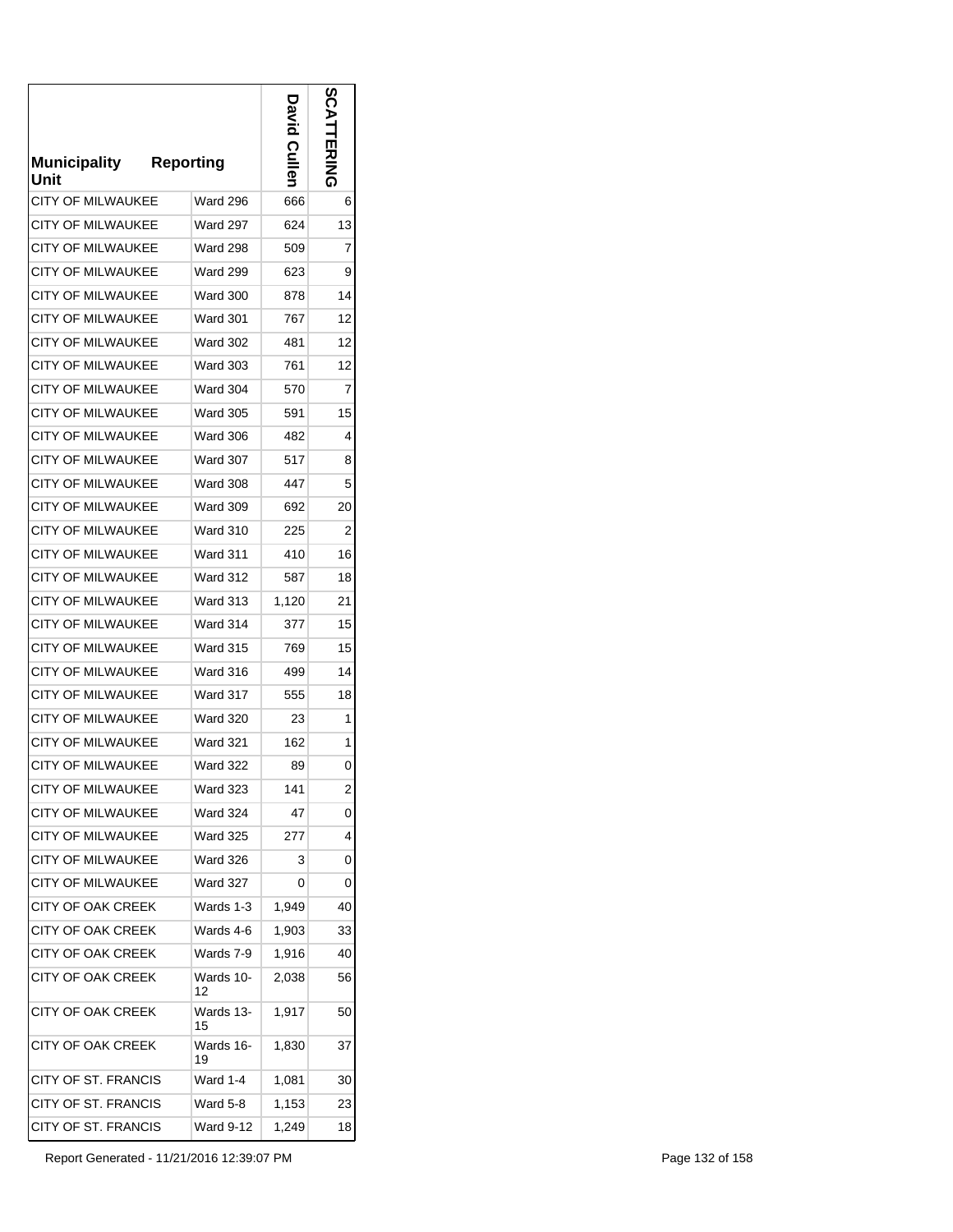| Municipality Unit | Reporting | David Cullen | SCATTERING |
|---|---|---|---|
| CITY OF MILWAUKEE | Ward 296 | 666 | 6 |
| CITY OF MILWAUKEE | Ward 297 | 624 | 13 |
| CITY OF MILWAUKEE | Ward 298 | 509 | 7 |
| CITY OF MILWAUKEE | Ward 299 | 623 | 9 |
| CITY OF MILWAUKEE | Ward 300 | 878 | 14 |
| CITY OF MILWAUKEE | Ward 301 | 767 | 12 |
| CITY OF MILWAUKEE | Ward 302 | 481 | 12 |
| CITY OF MILWAUKEE | Ward 303 | 761 | 12 |
| CITY OF MILWAUKEE | Ward 304 | 570 | 7 |
| CITY OF MILWAUKEE | Ward 305 | 591 | 15 |
| CITY OF MILWAUKEE | Ward 306 | 482 | 4 |
| CITY OF MILWAUKEE | Ward 307 | 517 | 8 |
| CITY OF MILWAUKEE | Ward 308 | 447 | 5 |
| CITY OF MILWAUKEE | Ward 309 | 692 | 20 |
| CITY OF MILWAUKEE | Ward 310 | 225 | 2 |
| CITY OF MILWAUKEE | Ward 311 | 410 | 16 |
| CITY OF MILWAUKEE | Ward 312 | 587 | 18 |
| CITY OF MILWAUKEE | Ward 313 | 1,120 | 21 |
| CITY OF MILWAUKEE | Ward 314 | 377 | 15 |
| CITY OF MILWAUKEE | Ward 315 | 769 | 15 |
| CITY OF MILWAUKEE | Ward 316 | 499 | 14 |
| CITY OF MILWAUKEE | Ward 317 | 555 | 18 |
| CITY OF MILWAUKEE | Ward 320 | 23 | 1 |
| CITY OF MILWAUKEE | Ward 321 | 162 | 1 |
| CITY OF MILWAUKEE | Ward 322 | 89 | 0 |
| CITY OF MILWAUKEE | Ward 323 | 141 | 2 |
| CITY OF MILWAUKEE | Ward 324 | 47 | 0 |
| CITY OF MILWAUKEE | Ward 325 | 277 | 4 |
| CITY OF MILWAUKEE | Ward 326 | 3 | 0 |
| CITY OF MILWAUKEE | Ward 327 | 0 | 0 |
| CITY OF OAK CREEK | Wards 1-3 | 1,949 | 40 |
| CITY OF OAK CREEK | Wards 4-6 | 1,903 | 33 |
| CITY OF OAK CREEK | Wards 7-9 | 1,916 | 40 |
| CITY OF OAK CREEK | Wards 10-12 | 2,038 | 56 |
| CITY OF OAK CREEK | Wards 13-15 | 1,917 | 50 |
| CITY OF OAK CREEK | Wards 16-19 | 1,830 | 37 |
| CITY OF ST. FRANCIS | Ward 1-4 | 1,081 | 30 |
| CITY OF ST. FRANCIS | Ward 5-8 | 1,153 | 23 |
| CITY OF ST. FRANCIS | Ward 9-12 | 1,249 | 18 |

Report Generated - 11/21/2016 12:39:07 PM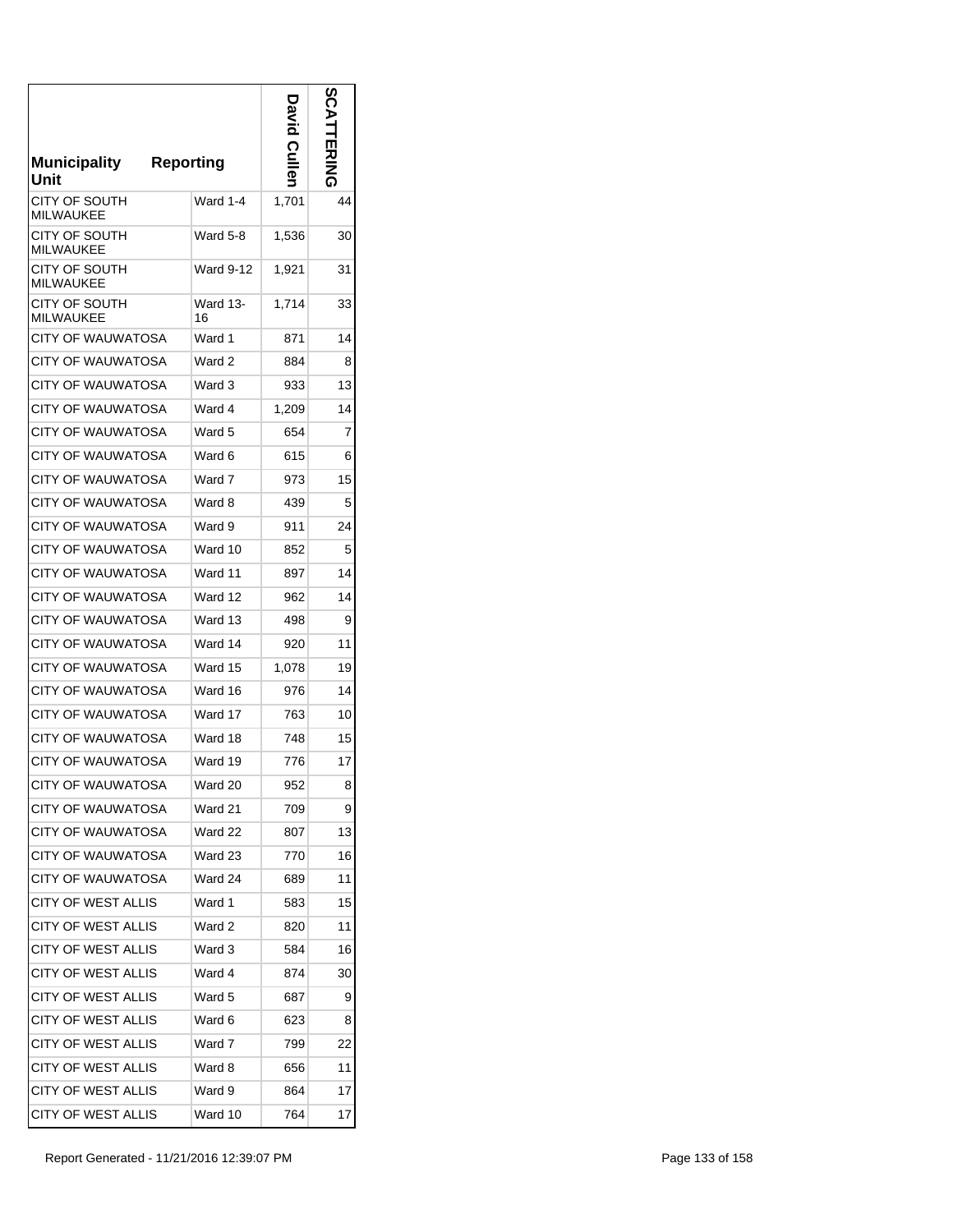| Municipality Unit | Reporting | David Cullen | SCATTERING |
|---|---|---|---|
| CITY OF SOUTH MILWAUKEE | Ward 1-4 | 1,701 | 44 |
| CITY OF SOUTH MILWAUKEE | Ward 5-8 | 1,536 | 30 |
| CITY OF SOUTH MILWAUKEE | Ward 9-12 | 1,921 | 31 |
| CITY OF SOUTH MILWAUKEE | Ward 13-16 | 1,714 | 33 |
| CITY OF WAUWATOSA | Ward 1 | 871 | 14 |
| CITY OF WAUWATOSA | Ward 2 | 884 | 8 |
| CITY OF WAUWATOSA | Ward 3 | 933 | 13 |
| CITY OF WAUWATOSA | Ward 4 | 1,209 | 14 |
| CITY OF WAUWATOSA | Ward 5 | 654 | 7 |
| CITY OF WAUWATOSA | Ward 6 | 615 | 6 |
| CITY OF WAUWATOSA | Ward 7 | 973 | 15 |
| CITY OF WAUWATOSA | Ward 8 | 439 | 5 |
| CITY OF WAUWATOSA | Ward 9 | 911 | 24 |
| CITY OF WAUWATOSA | Ward 10 | 852 | 5 |
| CITY OF WAUWATOSA | Ward 11 | 897 | 14 |
| CITY OF WAUWATOSA | Ward 12 | 962 | 14 |
| CITY OF WAUWATOSA | Ward 13 | 498 | 9 |
| CITY OF WAUWATOSA | Ward 14 | 920 | 11 |
| CITY OF WAUWATOSA | Ward 15 | 1,078 | 19 |
| CITY OF WAUWATOSA | Ward 16 | 976 | 14 |
| CITY OF WAUWATOSA | Ward 17 | 763 | 10 |
| CITY OF WAUWATOSA | Ward 18 | 748 | 15 |
| CITY OF WAUWATOSA | Ward 19 | 776 | 17 |
| CITY OF WAUWATOSA | Ward 20 | 952 | 8 |
| CITY OF WAUWATOSA | Ward 21 | 709 | 9 |
| CITY OF WAUWATOSA | Ward 22 | 807 | 13 |
| CITY OF WAUWATOSA | Ward 23 | 770 | 16 |
| CITY OF WAUWATOSA | Ward 24 | 689 | 11 |
| CITY OF WEST ALLIS | Ward 1 | 583 | 15 |
| CITY OF WEST ALLIS | Ward 2 | 820 | 11 |
| CITY OF WEST ALLIS | Ward 3 | 584 | 16 |
| CITY OF WEST ALLIS | Ward 4 | 874 | 30 |
| CITY OF WEST ALLIS | Ward 5 | 687 | 9 |
| CITY OF WEST ALLIS | Ward 6 | 623 | 8 |
| CITY OF WEST ALLIS | Ward 7 | 799 | 22 |
| CITY OF WEST ALLIS | Ward 8 | 656 | 11 |
| CITY OF WEST ALLIS | Ward 9 | 864 | 17 |
| CITY OF WEST ALLIS | Ward 10 | 764 | 17 |

Report Generated - 11/21/2016 12:39:07 PM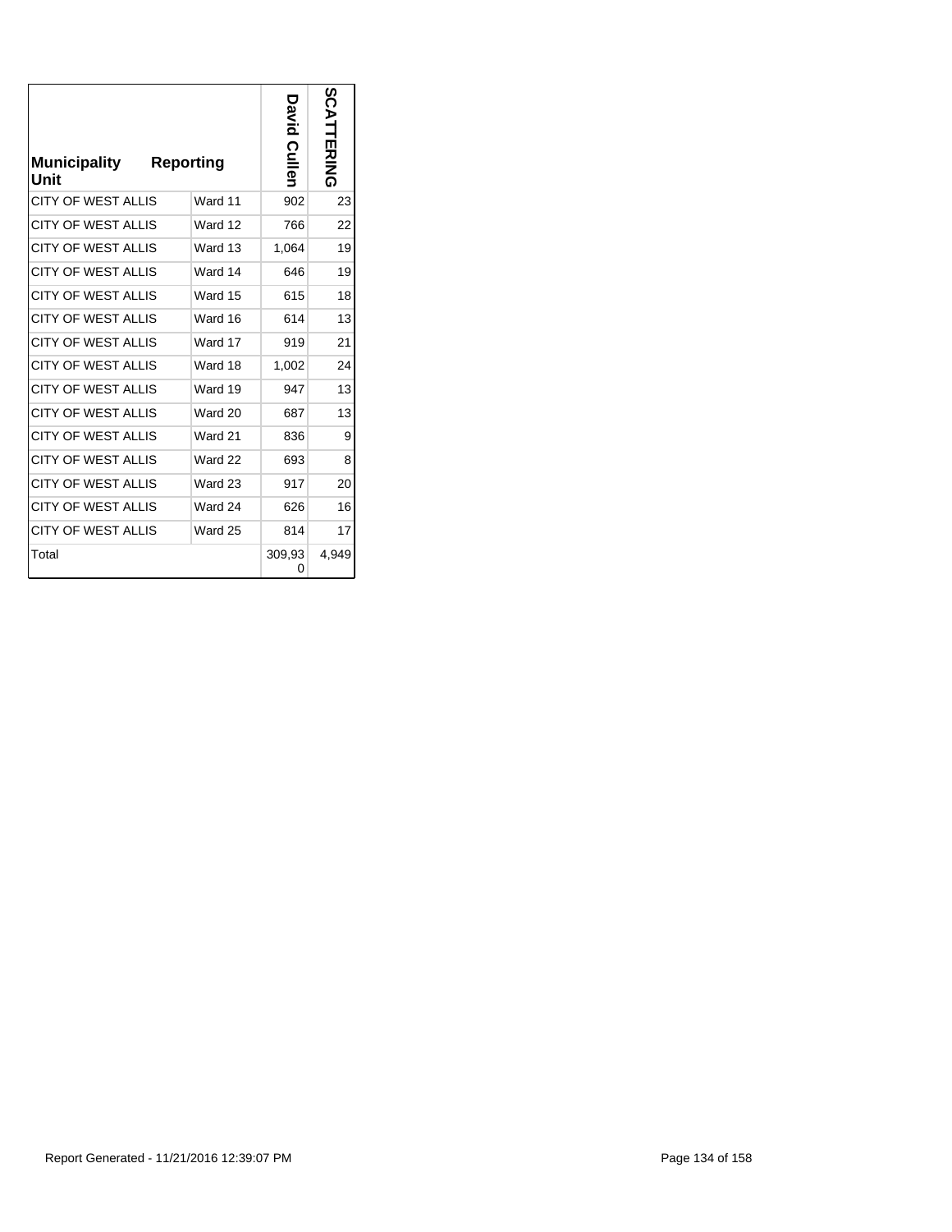| Municipality Unit | Reporting | David Cullen | SCATTERING |
|---|---|---|---|
| CITY OF WEST ALLIS | Ward 11 | 902 | 23 |
| CITY OF WEST ALLIS | Ward 12 | 766 | 22 |
| CITY OF WEST ALLIS | Ward 13 | 1,064 | 19 |
| CITY OF WEST ALLIS | Ward 14 | 646 | 19 |
| CITY OF WEST ALLIS | Ward 15 | 615 | 18 |
| CITY OF WEST ALLIS | Ward 16 | 614 | 13 |
| CITY OF WEST ALLIS | Ward 17 | 919 | 21 |
| CITY OF WEST ALLIS | Ward 18 | 1,002 | 24 |
| CITY OF WEST ALLIS | Ward 19 | 947 | 13 |
| CITY OF WEST ALLIS | Ward 20 | 687 | 13 |
| CITY OF WEST ALLIS | Ward 21 | 836 | 9 |
| CITY OF WEST ALLIS | Ward 22 | 693 | 8 |
| CITY OF WEST ALLIS | Ward 23 | 917 | 20 |
| CITY OF WEST ALLIS | Ward 24 | 626 | 16 |
| CITY OF WEST ALLIS | Ward 25 | 814 | 17 |
| Total | | 309,930 | 4,949 |

Report Generated - 11/21/2016 12:39:07 PM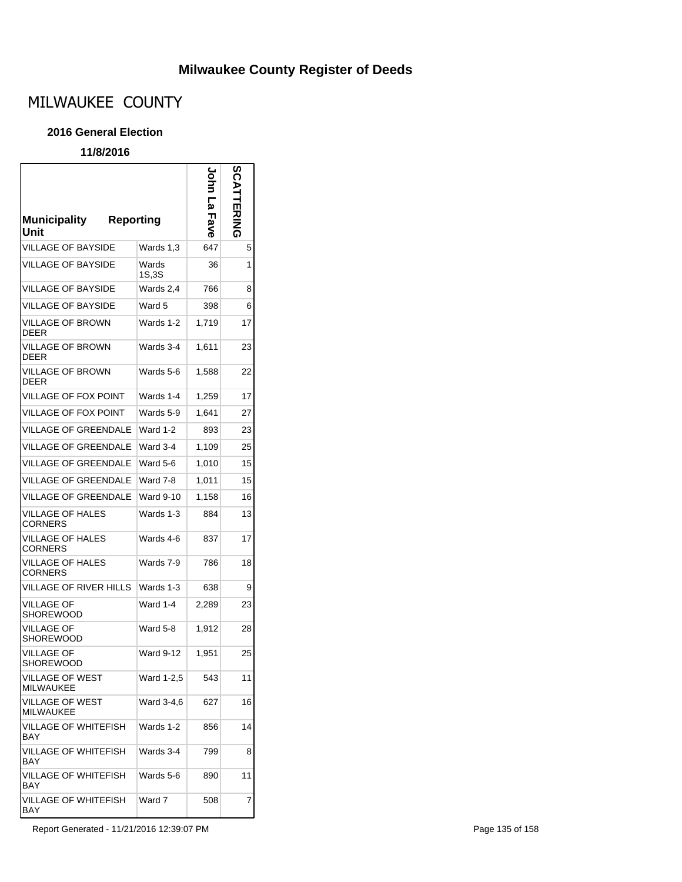# Milwaukee County Register of Deeds

## MILWAUKEE COUNTY

### 2016 General Election

**11/8/2016**

| Municipality Unit | Reporting | John La Fave | SCATTERING |
|---|---|---|---|
| VILLAGE OF BAYSIDE | Wards 1,3 | 647 | 5 |
| VILLAGE OF BAYSIDE | Wards 1S,3S | 36 | 1 |
| VILLAGE OF BAYSIDE | Wards 2,4 | 766 | 8 |
| VILLAGE OF BAYSIDE | Ward 5 | 398 | 6 |
| VILLAGE OF BROWN DEER | Wards 1-2 | 1,719 | 17 |
| VILLAGE OF BROWN DEER | Wards 3-4 | 1,611 | 23 |
| VILLAGE OF BROWN DEER | Wards 5-6 | 1,588 | 22 |
| VILLAGE OF FOX POINT | Wards 1-4 | 1,259 | 17 |
| VILLAGE OF FOX POINT | Wards 5-9 | 1,641 | 27 |
| VILLAGE OF GREENDALE | Ward 1-2 | 893 | 23 |
| VILLAGE OF GREENDALE | Ward 3-4 | 1,109 | 25 |
| VILLAGE OF GREENDALE | Ward 5-6 | 1,010 | 15 |
| VILLAGE OF GREENDALE | Ward 7-8 | 1,011 | 15 |
| VILLAGE OF GREENDALE | Ward 9-10 | 1,158 | 16 |
| VILLAGE OF HALES CORNERS | Wards 1-3 | 884 | 13 |
| VILLAGE OF HALES CORNERS | Wards 4-6 | 837 | 17 |
| VILLAGE OF HALES CORNERS | Wards 7-9 | 786 | 18 |
| VILLAGE OF RIVER HILLS | Wards 1-3 | 638 | 9 |
| VILLAGE OF SHOREWOOD | Ward 1-4 | 2,289 | 23 |
| VILLAGE OF SHOREWOOD | Ward 5-8 | 1,912 | 28 |
| VILLAGE OF SHOREWOOD | Ward 9-12 | 1,951 | 25 |
| VILLAGE OF WEST MILWAUKEE | Ward 1-2,5 | 543 | 11 |
| VILLAGE OF WEST MILWAUKEE | Ward 3-4,6 | 627 | 16 |
| VILLAGE OF WHITEFISH BAY | Wards 1-2 | 856 | 14 |
| VILLAGE OF WHITEFISH BAY | Wards 3-4 | 799 | 8 |
| VILLAGE OF WHITEFISH BAY | Wards 5-6 | 890 | 11 |
| VILLAGE OF WHITEFISH BAY | Ward 7 | 508 | 7 |

Report Generated - 11/21/2016 12:39:07 PM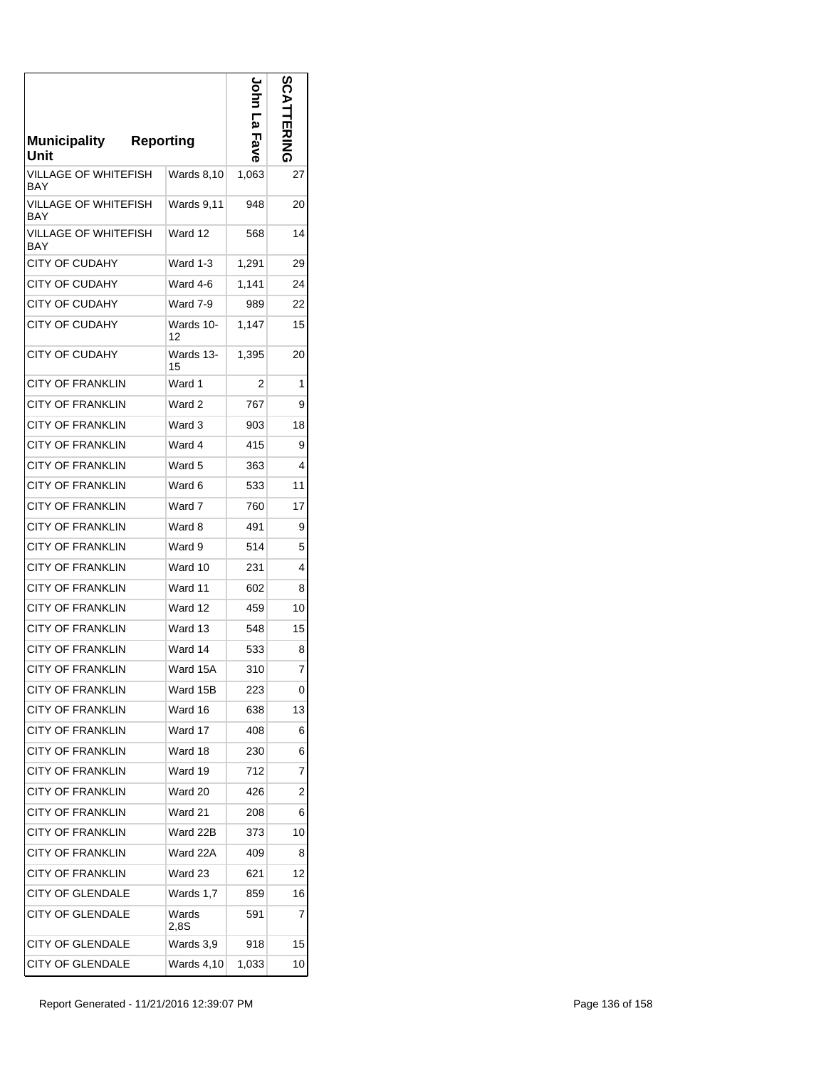| Municipality Unit | Reporting | John La Fave | SCATTERING |
|---|---|---|---|
| VILLAGE OF WHITEFISH BAY | Wards 8,10 | 1,063 | 27 |
| VILLAGE OF WHITEFISH BAY | Wards 9,11 | 948 | 20 |
| VILLAGE OF WHITEFISH BAY | Ward 12 | 568 | 14 |
| CITY OF CUDAHY | Ward 1-3 | 1,291 | 29 |
| CITY OF CUDAHY | Ward 4-6 | 1,141 | 24 |
| CITY OF CUDAHY | Ward 7-9 | 989 | 22 |
| CITY OF CUDAHY | Wards 10-12 | 1,147 | 15 |
| CITY OF CUDAHY | Wards 13-15 | 1,395 | 20 |
| CITY OF FRANKLIN | Ward 1 | 2 | 1 |
| CITY OF FRANKLIN | Ward 2 | 767 | 9 |
| CITY OF FRANKLIN | Ward 3 | 903 | 18 |
| CITY OF FRANKLIN | Ward 4 | 415 | 9 |
| CITY OF FRANKLIN | Ward 5 | 363 | 4 |
| CITY OF FRANKLIN | Ward 6 | 533 | 11 |
| CITY OF FRANKLIN | Ward 7 | 760 | 17 |
| CITY OF FRANKLIN | Ward 8 | 491 | 9 |
| CITY OF FRANKLIN | Ward 9 | 514 | 5 |
| CITY OF FRANKLIN | Ward 10 | 231 | 4 |
| CITY OF FRANKLIN | Ward 11 | 602 | 8 |
| CITY OF FRANKLIN | Ward 12 | 459 | 10 |
| CITY OF FRANKLIN | Ward 13 | 548 | 15 |
| CITY OF FRANKLIN | Ward 14 | 533 | 8 |
| CITY OF FRANKLIN | Ward 15A | 310 | 7 |
| CITY OF FRANKLIN | Ward 15B | 223 | 0 |
| CITY OF FRANKLIN | Ward 16 | 638 | 13 |
| CITY OF FRANKLIN | Ward 17 | 408 | 6 |
| CITY OF FRANKLIN | Ward 18 | 230 | 6 |
| CITY OF FRANKLIN | Ward 19 | 712 | 7 |
| CITY OF FRANKLIN | Ward 20 | 426 | 2 |
| CITY OF FRANKLIN | Ward 21 | 208 | 6 |
| CITY OF FRANKLIN | Ward 22B | 373 | 10 |
| CITY OF FRANKLIN | Ward 22A | 409 | 8 |
| CITY OF FRANKLIN | Ward 23 | 621 | 12 |
| CITY OF GLENDALE | Wards 1,7 | 859 | 16 |
| CITY OF GLENDALE | Wards 2,8S | 591 | 7 |
| CITY OF GLENDALE | Wards 3,9 | 918 | 15 |
| CITY OF GLENDALE | Wards 4,10 | 1,033 | 10 |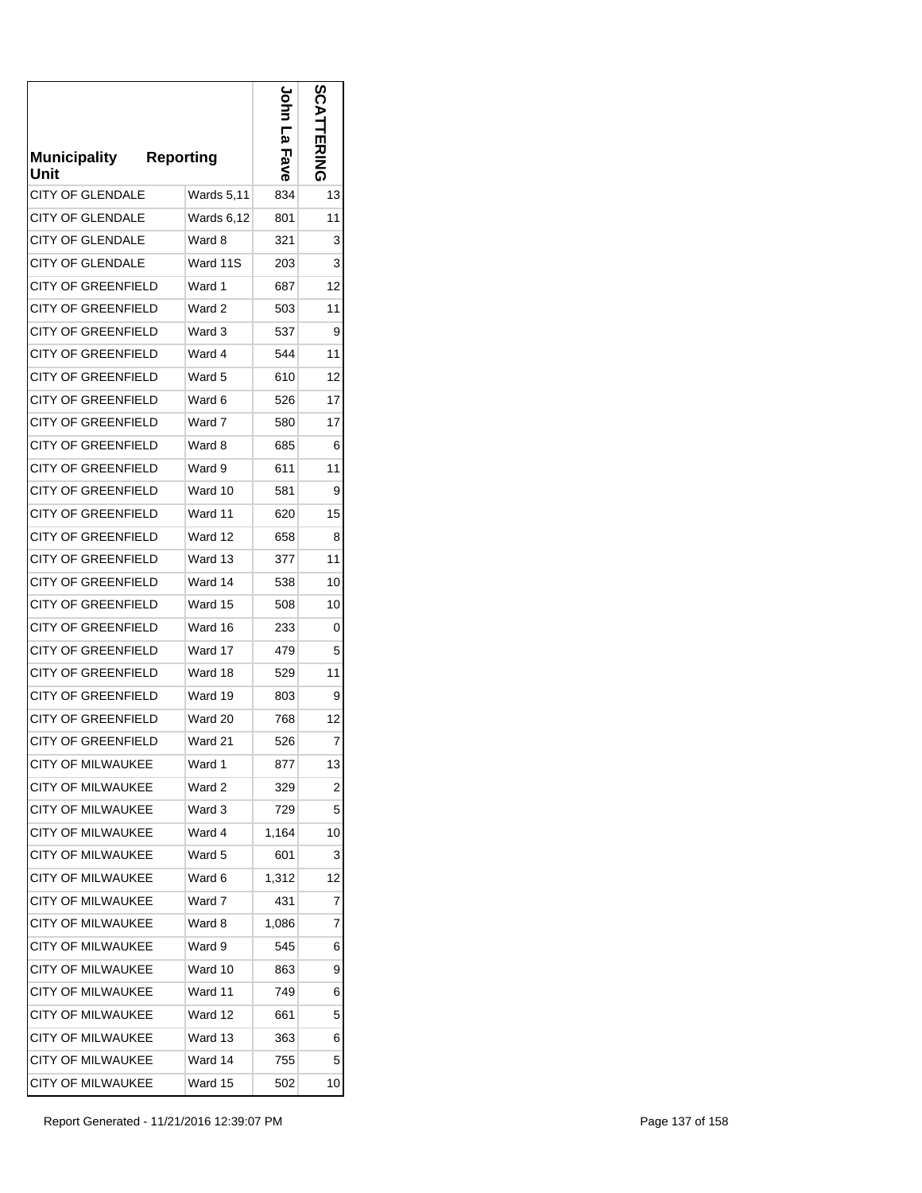| Municipality Unit | Reporting | John La Fave | SCATTERING |
|---|---|---|---|
| CITY OF GLENDALE | Wards 5,11 | 834 | 13 |
| CITY OF GLENDALE | Wards 6,12 | 801 | 11 |
| CITY OF GLENDALE | Ward 8 | 321 | 3 |
| CITY OF GLENDALE | Ward 11S | 203 | 3 |
| CITY OF GREENFIELD | Ward 1 | 687 | 12 |
| CITY OF GREENFIELD | Ward 2 | 503 | 11 |
| CITY OF GREENFIELD | Ward 3 | 537 | 9 |
| CITY OF GREENFIELD | Ward 4 | 544 | 11 |
| CITY OF GREENFIELD | Ward 5 | 610 | 12 |
| CITY OF GREENFIELD | Ward 6 | 526 | 17 |
| CITY OF GREENFIELD | Ward 7 | 580 | 17 |
| CITY OF GREENFIELD | Ward 8 | 685 | 6 |
| CITY OF GREENFIELD | Ward 9 | 611 | 11 |
| CITY OF GREENFIELD | Ward 10 | 581 | 9 |
| CITY OF GREENFIELD | Ward 11 | 620 | 15 |
| CITY OF GREENFIELD | Ward 12 | 658 | 8 |
| CITY OF GREENFIELD | Ward 13 | 377 | 11 |
| CITY OF GREENFIELD | Ward 14 | 538 | 10 |
| CITY OF GREENFIELD | Ward 15 | 508 | 10 |
| CITY OF GREENFIELD | Ward 16 | 233 | 0 |
| CITY OF GREENFIELD | Ward 17 | 479 | 5 |
| CITY OF GREENFIELD | Ward 18 | 529 | 11 |
| CITY OF GREENFIELD | Ward 19 | 803 | 9 |
| CITY OF GREENFIELD | Ward 20 | 768 | 12 |
| CITY OF GREENFIELD | Ward 21 | 526 | 7 |
| CITY OF MILWAUKEE | Ward 1 | 877 | 13 |
| CITY OF MILWAUKEE | Ward 2 | 329 | 2 |
| CITY OF MILWAUKEE | Ward 3 | 729 | 5 |
| CITY OF MILWAUKEE | Ward 4 | 1,164 | 10 |
| CITY OF MILWAUKEE | Ward 5 | 601 | 3 |
| CITY OF MILWAUKEE | Ward 6 | 1,312 | 12 |
| CITY OF MILWAUKEE | Ward 7 | 431 | 7 |
| CITY OF MILWAUKEE | Ward 8 | 1,086 | 7 |
| CITY OF MILWAUKEE | Ward 9 | 545 | 6 |
| CITY OF MILWAUKEE | Ward 10 | 863 | 9 |
| CITY OF MILWAUKEE | Ward 11 | 749 | 6 |
| CITY OF MILWAUKEE | Ward 12 | 661 | 5 |
| CITY OF MILWAUKEE | Ward 13 | 363 | 6 |
| CITY OF MILWAUKEE | Ward 14 | 755 | 5 |
| CITY OF MILWAUKEE | Ward 15 | 502 | 10 |

Report Generated - 11/21/2016 12:39:07 PM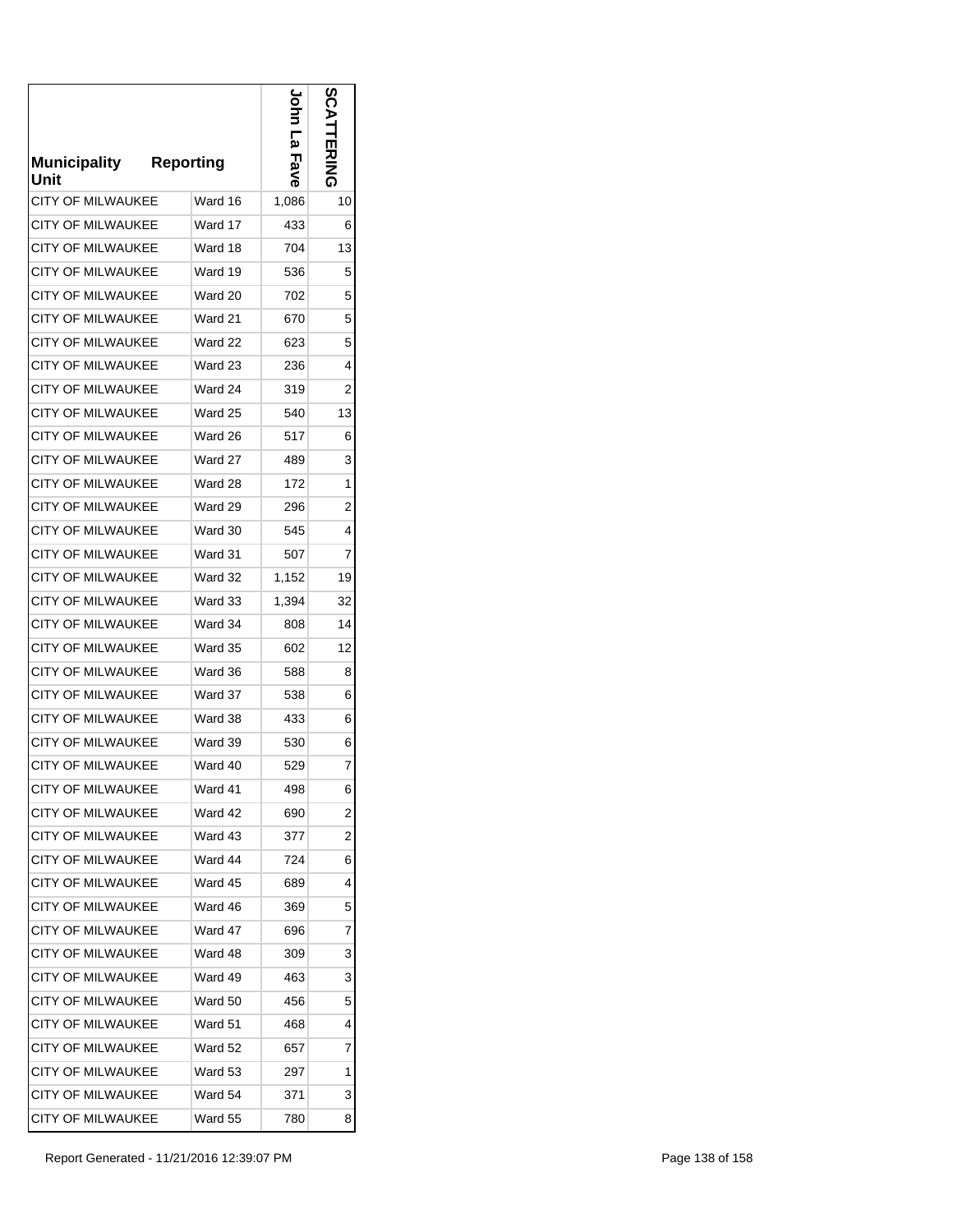| Municipality Unit | Reporting | John La Fave | SCATTERING |
|---|---|---|---|
| CITY OF MILWAUKEE | Ward 16 | 1,086 | 10 |
| CITY OF MILWAUKEE | Ward 17 | 433 | 6 |
| CITY OF MILWAUKEE | Ward 18 | 704 | 13 |
| CITY OF MILWAUKEE | Ward 19 | 536 | 5 |
| CITY OF MILWAUKEE | Ward 20 | 702 | 5 |
| CITY OF MILWAUKEE | Ward 21 | 670 | 5 |
| CITY OF MILWAUKEE | Ward 22 | 623 | 5 |
| CITY OF MILWAUKEE | Ward 23 | 236 | 4 |
| CITY OF MILWAUKEE | Ward 24 | 319 | 2 |
| CITY OF MILWAUKEE | Ward 25 | 540 | 13 |
| CITY OF MILWAUKEE | Ward 26 | 517 | 6 |
| CITY OF MILWAUKEE | Ward 27 | 489 | 3 |
| CITY OF MILWAUKEE | Ward 28 | 172 | 1 |
| CITY OF MILWAUKEE | Ward 29 | 296 | 2 |
| CITY OF MILWAUKEE | Ward 30 | 545 | 4 |
| CITY OF MILWAUKEE | Ward 31 | 507 | 7 |
| CITY OF MILWAUKEE | Ward 32 | 1,152 | 19 |
| CITY OF MILWAUKEE | Ward 33 | 1,394 | 32 |
| CITY OF MILWAUKEE | Ward 34 | 808 | 14 |
| CITY OF MILWAUKEE | Ward 35 | 602 | 12 |
| CITY OF MILWAUKEE | Ward 36 | 588 | 8 |
| CITY OF MILWAUKEE | Ward 37 | 538 | 6 |
| CITY OF MILWAUKEE | Ward 38 | 433 | 6 |
| CITY OF MILWAUKEE | Ward 39 | 530 | 6 |
| CITY OF MILWAUKEE | Ward 40 | 529 | 7 |
| CITY OF MILWAUKEE | Ward 41 | 498 | 6 |
| CITY OF MILWAUKEE | Ward 42 | 690 | 2 |
| CITY OF MILWAUKEE | Ward 43 | 377 | 2 |
| CITY OF MILWAUKEE | Ward 44 | 724 | 6 |
| CITY OF MILWAUKEE | Ward 45 | 689 | 4 |
| CITY OF MILWAUKEE | Ward 46 | 369 | 5 |
| CITY OF MILWAUKEE | Ward 47 | 696 | 7 |
| CITY OF MILWAUKEE | Ward 48 | 309 | 3 |
| CITY OF MILWAUKEE | Ward 49 | 463 | 3 |
| CITY OF MILWAUKEE | Ward 50 | 456 | 5 |
| CITY OF MILWAUKEE | Ward 51 | 468 | 4 |
| CITY OF MILWAUKEE | Ward 52 | 657 | 7 |
| CITY OF MILWAUKEE | Ward 53 | 297 | 1 |
| CITY OF MILWAUKEE | Ward 54 | 371 | 3 |
| CITY OF MILWAUKEE | Ward 55 | 780 | 8 |

Report Generated - 11/21/2016 12:39:07 PM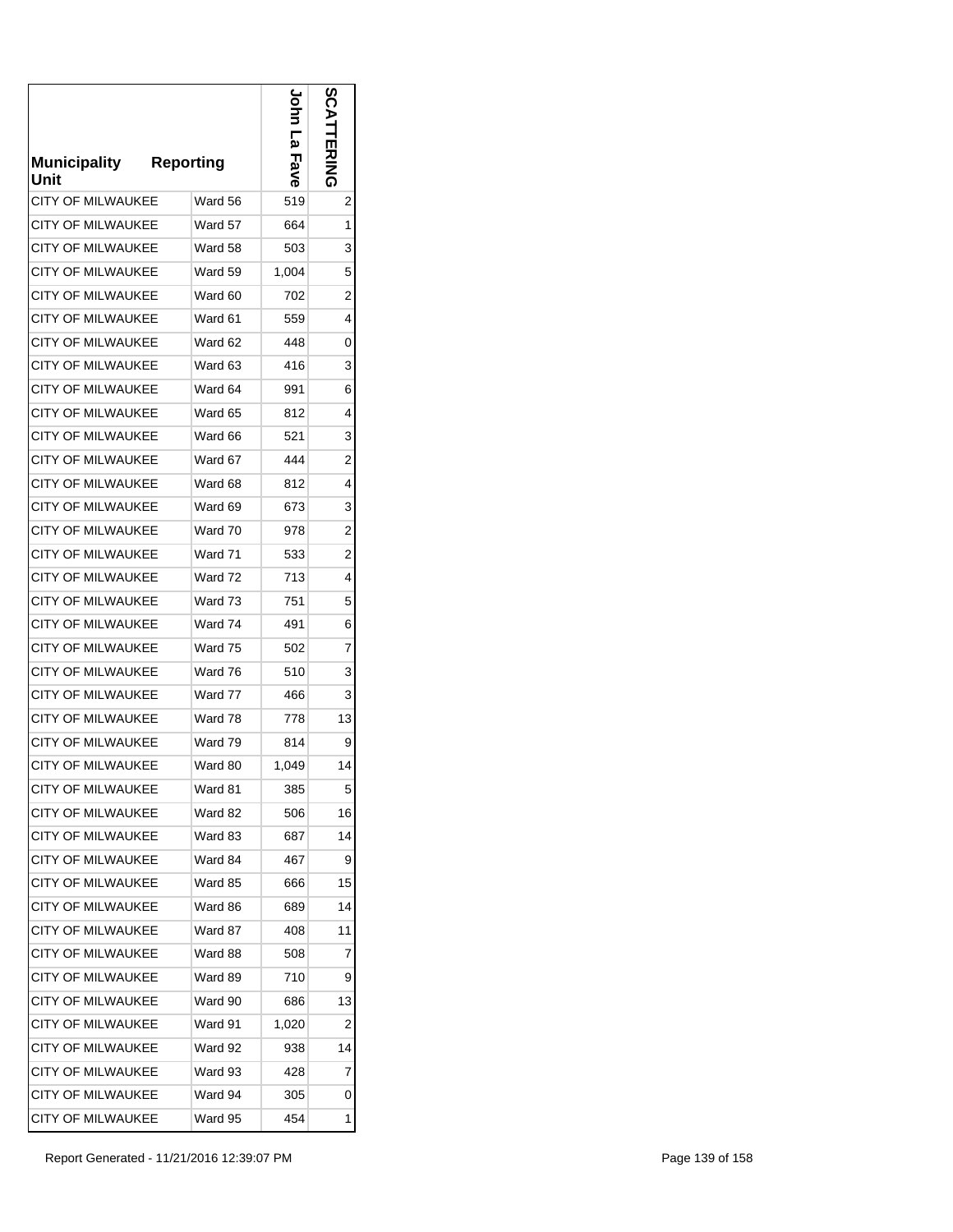| Municipality Unit | Reporting | John La Fave | SCATTERING |
|---|---|---|---|
| CITY OF MILWAUKEE | Ward 56 | 519 | 2 |
| CITY OF MILWAUKEE | Ward 57 | 664 | 1 |
| CITY OF MILWAUKEE | Ward 58 | 503 | 3 |
| CITY OF MILWAUKEE | Ward 59 | 1,004 | 5 |
| CITY OF MILWAUKEE | Ward 60 | 702 | 2 |
| CITY OF MILWAUKEE | Ward 61 | 559 | 4 |
| CITY OF MILWAUKEE | Ward 62 | 448 | 0 |
| CITY OF MILWAUKEE | Ward 63 | 416 | 3 |
| CITY OF MILWAUKEE | Ward 64 | 991 | 6 |
| CITY OF MILWAUKEE | Ward 65 | 812 | 4 |
| CITY OF MILWAUKEE | Ward 66 | 521 | 3 |
| CITY OF MILWAUKEE | Ward 67 | 444 | 2 |
| CITY OF MILWAUKEE | Ward 68 | 812 | 4 |
| CITY OF MILWAUKEE | Ward 69 | 673 | 3 |
| CITY OF MILWAUKEE | Ward 70 | 978 | 2 |
| CITY OF MILWAUKEE | Ward 71 | 533 | 2 |
| CITY OF MILWAUKEE | Ward 72 | 713 | 4 |
| CITY OF MILWAUKEE | Ward 73 | 751 | 5 |
| CITY OF MILWAUKEE | Ward 74 | 491 | 6 |
| CITY OF MILWAUKEE | Ward 75 | 502 | 7 |
| CITY OF MILWAUKEE | Ward 76 | 510 | 3 |
| CITY OF MILWAUKEE | Ward 77 | 466 | 3 |
| CITY OF MILWAUKEE | Ward 78 | 778 | 13 |
| CITY OF MILWAUKEE | Ward 79 | 814 | 9 |
| CITY OF MILWAUKEE | Ward 80 | 1,049 | 14 |
| CITY OF MILWAUKEE | Ward 81 | 385 | 5 |
| CITY OF MILWAUKEE | Ward 82 | 506 | 16 |
| CITY OF MILWAUKEE | Ward 83 | 687 | 14 |
| CITY OF MILWAUKEE | Ward 84 | 467 | 9 |
| CITY OF MILWAUKEE | Ward 85 | 666 | 15 |
| CITY OF MILWAUKEE | Ward 86 | 689 | 14 |
| CITY OF MILWAUKEE | Ward 87 | 408 | 11 |
| CITY OF MILWAUKEE | Ward 88 | 508 | 7 |
| CITY OF MILWAUKEE | Ward 89 | 710 | 9 |
| CITY OF MILWAUKEE | Ward 90 | 686 | 13 |
| CITY OF MILWAUKEE | Ward 91 | 1,020 | 2 |
| CITY OF MILWAUKEE | Ward 92 | 938 | 14 |
| CITY OF MILWAUKEE | Ward 93 | 428 | 7 |
| CITY OF MILWAUKEE | Ward 94 | 305 | 0 |
| CITY OF MILWAUKEE | Ward 95 | 454 | 1 |

Report Generated - 11/21/2016 12:39:07 PM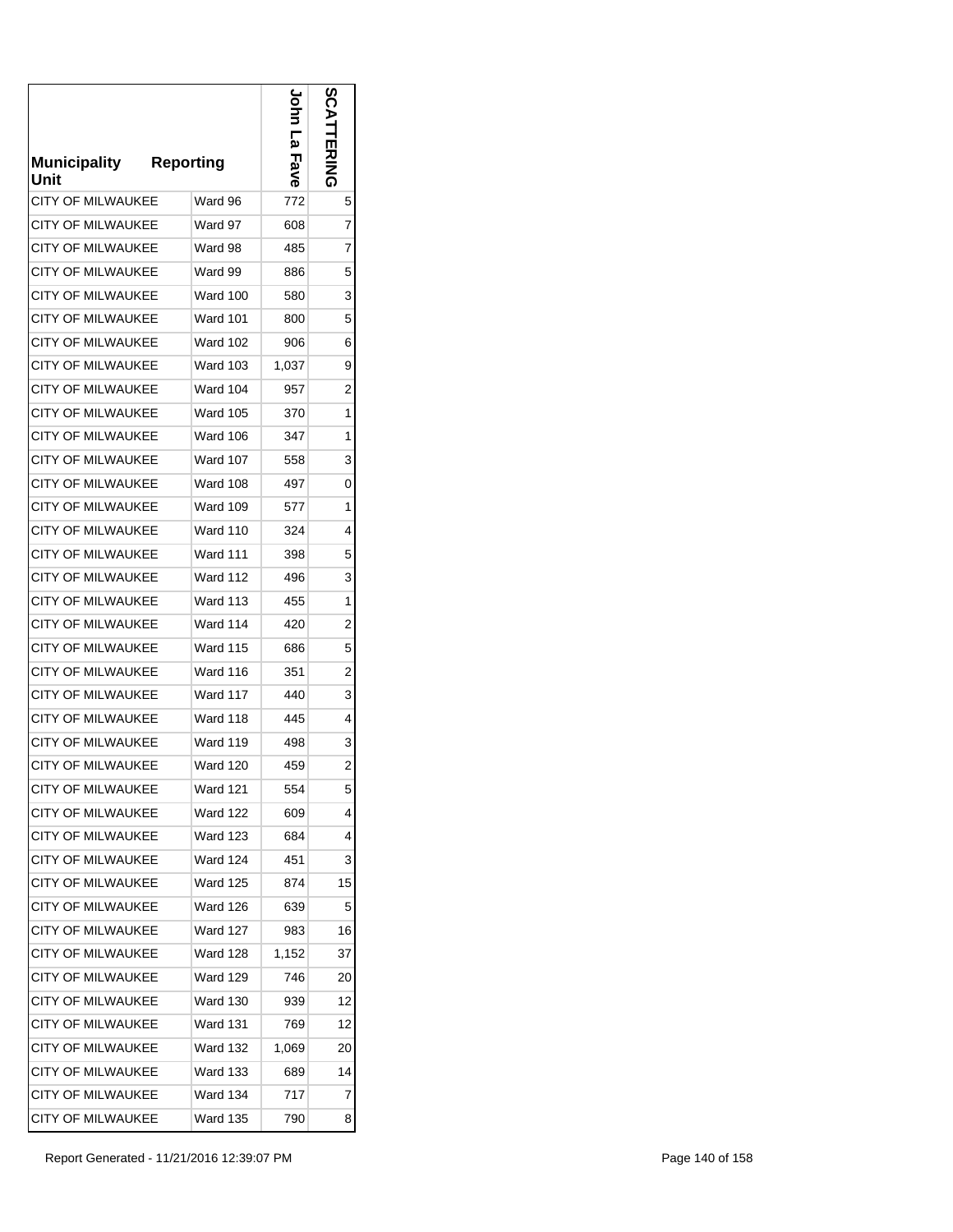| Municipality Unit | Reporting | John La Fave | SCATTERING |
|---|---|---|---|
| CITY OF MILWAUKEE | Ward 96 | 772 | 5 |
| CITY OF MILWAUKEE | Ward 97 | 608 | 7 |
| CITY OF MILWAUKEE | Ward 98 | 485 | 7 |
| CITY OF MILWAUKEE | Ward 99 | 886 | 5 |
| CITY OF MILWAUKEE | Ward 100 | 580 | 3 |
| CITY OF MILWAUKEE | Ward 101 | 800 | 5 |
| CITY OF MILWAUKEE | Ward 102 | 906 | 6 |
| CITY OF MILWAUKEE | Ward 103 | 1,037 | 9 |
| CITY OF MILWAUKEE | Ward 104 | 957 | 2 |
| CITY OF MILWAUKEE | Ward 105 | 370 | 1 |
| CITY OF MILWAUKEE | Ward 106 | 347 | 1 |
| CITY OF MILWAUKEE | Ward 107 | 558 | 3 |
| CITY OF MILWAUKEE | Ward 108 | 497 | 0 |
| CITY OF MILWAUKEE | Ward 109 | 577 | 1 |
| CITY OF MILWAUKEE | Ward 110 | 324 | 4 |
| CITY OF MILWAUKEE | Ward 111 | 398 | 5 |
| CITY OF MILWAUKEE | Ward 112 | 496 | 3 |
| CITY OF MILWAUKEE | Ward 113 | 455 | 1 |
| CITY OF MILWAUKEE | Ward 114 | 420 | 2 |
| CITY OF MILWAUKEE | Ward 115 | 686 | 5 |
| CITY OF MILWAUKEE | Ward 116 | 351 | 2 |
| CITY OF MILWAUKEE | Ward 117 | 440 | 3 |
| CITY OF MILWAUKEE | Ward 118 | 445 | 4 |
| CITY OF MILWAUKEE | Ward 119 | 498 | 3 |
| CITY OF MILWAUKEE | Ward 120 | 459 | 2 |
| CITY OF MILWAUKEE | Ward 121 | 554 | 5 |
| CITY OF MILWAUKEE | Ward 122 | 609 | 4 |
| CITY OF MILWAUKEE | Ward 123 | 684 | 4 |
| CITY OF MILWAUKEE | Ward 124 | 451 | 3 |
| CITY OF MILWAUKEE | Ward 125 | 874 | 15 |
| CITY OF MILWAUKEE | Ward 126 | 639 | 5 |
| CITY OF MILWAUKEE | Ward 127 | 983 | 16 |
| CITY OF MILWAUKEE | Ward 128 | 1,152 | 37 |
| CITY OF MILWAUKEE | Ward 129 | 746 | 20 |
| CITY OF MILWAUKEE | Ward 130 | 939 | 12 |
| CITY OF MILWAUKEE | Ward 131 | 769 | 12 |
| CITY OF MILWAUKEE | Ward 132 | 1,069 | 20 |
| CITY OF MILWAUKEE | Ward 133 | 689 | 14 |
| CITY OF MILWAUKEE | Ward 134 | 717 | 7 |
| CITY OF MILWAUKEE | Ward 135 | 790 | 8 |

Report Generated - 11/21/2016 12:39:07 PM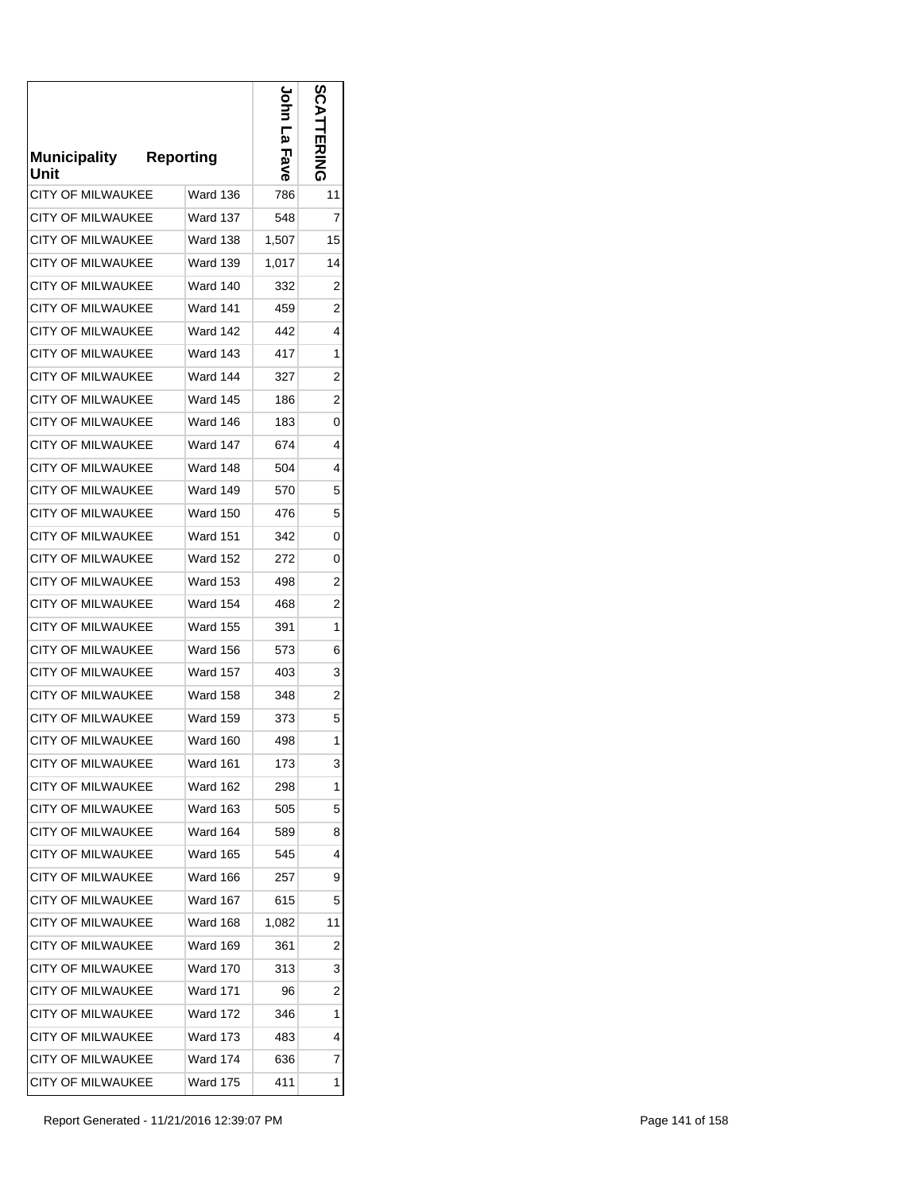| Municipality Unit | Reporting | John La Fave | SCATTERING |
|---|---|---|---|
| CITY OF MILWAUKEE | Ward 136 | 786 | 11 |
| CITY OF MILWAUKEE | Ward 137 | 548 | 7 |
| CITY OF MILWAUKEE | Ward 138 | 1,507 | 15 |
| CITY OF MILWAUKEE | Ward 139 | 1,017 | 14 |
| CITY OF MILWAUKEE | Ward 140 | 332 | 2 |
| CITY OF MILWAUKEE | Ward 141 | 459 | 2 |
| CITY OF MILWAUKEE | Ward 142 | 442 | 4 |
| CITY OF MILWAUKEE | Ward 143 | 417 | 1 |
| CITY OF MILWAUKEE | Ward 144 | 327 | 2 |
| CITY OF MILWAUKEE | Ward 145 | 186 | 2 |
| CITY OF MILWAUKEE | Ward 146 | 183 | 0 |
| CITY OF MILWAUKEE | Ward 147 | 674 | 4 |
| CITY OF MILWAUKEE | Ward 148 | 504 | 4 |
| CITY OF MILWAUKEE | Ward 149 | 570 | 5 |
| CITY OF MILWAUKEE | Ward 150 | 476 | 5 |
| CITY OF MILWAUKEE | Ward 151 | 342 | 0 |
| CITY OF MILWAUKEE | Ward 152 | 272 | 0 |
| CITY OF MILWAUKEE | Ward 153 | 498 | 2 |
| CITY OF MILWAUKEE | Ward 154 | 468 | 2 |
| CITY OF MILWAUKEE | Ward 155 | 391 | 1 |
| CITY OF MILWAUKEE | Ward 156 | 573 | 6 |
| CITY OF MILWAUKEE | Ward 157 | 403 | 3 |
| CITY OF MILWAUKEE | Ward 158 | 348 | 2 |
| CITY OF MILWAUKEE | Ward 159 | 373 | 5 |
| CITY OF MILWAUKEE | Ward 160 | 498 | 1 |
| CITY OF MILWAUKEE | Ward 161 | 173 | 3 |
| CITY OF MILWAUKEE | Ward 162 | 298 | 1 |
| CITY OF MILWAUKEE | Ward 163 | 505 | 5 |
| CITY OF MILWAUKEE | Ward 164 | 589 | 8 |
| CITY OF MILWAUKEE | Ward 165 | 545 | 4 |
| CITY OF MILWAUKEE | Ward 166 | 257 | 9 |
| CITY OF MILWAUKEE | Ward 167 | 615 | 5 |
| CITY OF MILWAUKEE | Ward 168 | 1,082 | 11 |
| CITY OF MILWAUKEE | Ward 169 | 361 | 2 |
| CITY OF MILWAUKEE | Ward 170 | 313 | 3 |
| CITY OF MILWAUKEE | Ward 171 | 96 | 2 |
| CITY OF MILWAUKEE | Ward 172 | 346 | 1 |
| CITY OF MILWAUKEE | Ward 173 | 483 | 4 |
| CITY OF MILWAUKEE | Ward 174 | 636 | 7 |
| CITY OF MILWAUKEE | Ward 175 | 411 | 1 |

Report Generated - 11/21/2016 12:39:07 PM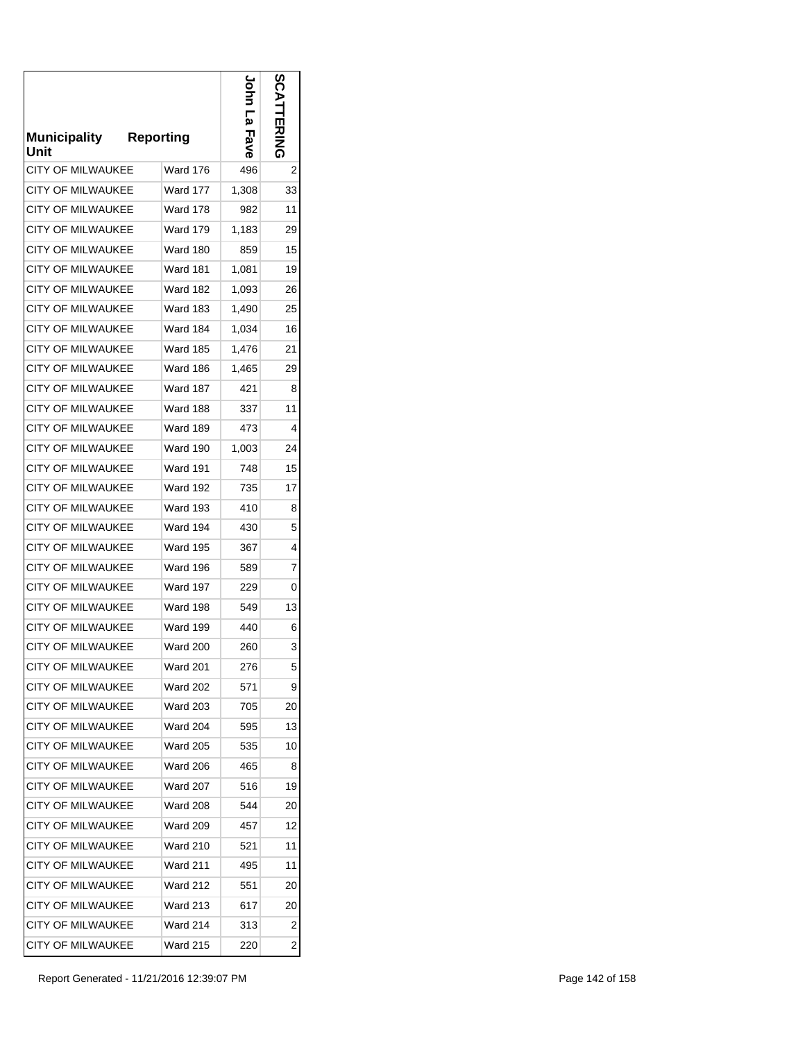| Municipality Unit | Reporting | John La Fave | SCATTERING |
|---|---|---|---|
| CITY OF MILWAUKEE | Ward 176 | 496 | 2 |
| CITY OF MILWAUKEE | Ward 177 | 1,308 | 33 |
| CITY OF MILWAUKEE | Ward 178 | 982 | 11 |
| CITY OF MILWAUKEE | Ward 179 | 1,183 | 29 |
| CITY OF MILWAUKEE | Ward 180 | 859 | 15 |
| CITY OF MILWAUKEE | Ward 181 | 1,081 | 19 |
| CITY OF MILWAUKEE | Ward 182 | 1,093 | 26 |
| CITY OF MILWAUKEE | Ward 183 | 1,490 | 25 |
| CITY OF MILWAUKEE | Ward 184 | 1,034 | 16 |
| CITY OF MILWAUKEE | Ward 185 | 1,476 | 21 |
| CITY OF MILWAUKEE | Ward 186 | 1,465 | 29 |
| CITY OF MILWAUKEE | Ward 187 | 421 | 8 |
| CITY OF MILWAUKEE | Ward 188 | 337 | 11 |
| CITY OF MILWAUKEE | Ward 189 | 473 | 4 |
| CITY OF MILWAUKEE | Ward 190 | 1,003 | 24 |
| CITY OF MILWAUKEE | Ward 191 | 748 | 15 |
| CITY OF MILWAUKEE | Ward 192 | 735 | 17 |
| CITY OF MILWAUKEE | Ward 193 | 410 | 8 |
| CITY OF MILWAUKEE | Ward 194 | 430 | 5 |
| CITY OF MILWAUKEE | Ward 195 | 367 | 4 |
| CITY OF MILWAUKEE | Ward 196 | 589 | 7 |
| CITY OF MILWAUKEE | Ward 197 | 229 | 0 |
| CITY OF MILWAUKEE | Ward 198 | 549 | 13 |
| CITY OF MILWAUKEE | Ward 199 | 440 | 6 |
| CITY OF MILWAUKEE | Ward 200 | 260 | 3 |
| CITY OF MILWAUKEE | Ward 201 | 276 | 5 |
| CITY OF MILWAUKEE | Ward 202 | 571 | 9 |
| CITY OF MILWAUKEE | Ward 203 | 705 | 20 |
| CITY OF MILWAUKEE | Ward 204 | 595 | 13 |
| CITY OF MILWAUKEE | Ward 205 | 535 | 10 |
| CITY OF MILWAUKEE | Ward 206 | 465 | 8 |
| CITY OF MILWAUKEE | Ward 207 | 516 | 19 |
| CITY OF MILWAUKEE | Ward 208 | 544 | 20 |
| CITY OF MILWAUKEE | Ward 209 | 457 | 12 |
| CITY OF MILWAUKEE | Ward 210 | 521 | 11 |
| CITY OF MILWAUKEE | Ward 211 | 495 | 11 |
| CITY OF MILWAUKEE | Ward 212 | 551 | 20 |
| CITY OF MILWAUKEE | Ward 213 | 617 | 20 |
| CITY OF MILWAUKEE | Ward 214 | 313 | 2 |
| CITY OF MILWAUKEE | Ward 215 | 220 | 2 |

Report Generated - 11/21/2016 12:39:07 PM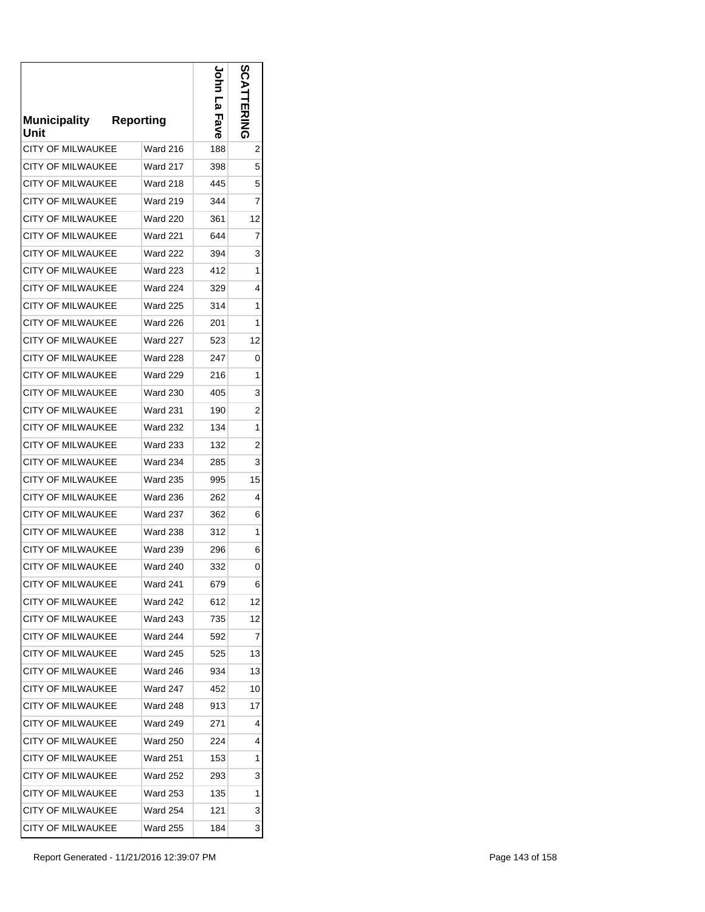| Municipality Unit | Reporting | John La Fave | SCATTERING |
|---|---|---|---|
| CITY OF MILWAUKEE | Ward 216 | 188 | 2 |
| CITY OF MILWAUKEE | Ward 217 | 398 | 5 |
| CITY OF MILWAUKEE | Ward 218 | 445 | 5 |
| CITY OF MILWAUKEE | Ward 219 | 344 | 7 |
| CITY OF MILWAUKEE | Ward 220 | 361 | 12 |
| CITY OF MILWAUKEE | Ward 221 | 644 | 7 |
| CITY OF MILWAUKEE | Ward 222 | 394 | 3 |
| CITY OF MILWAUKEE | Ward 223 | 412 | 1 |
| CITY OF MILWAUKEE | Ward 224 | 329 | 4 |
| CITY OF MILWAUKEE | Ward 225 | 314 | 1 |
| CITY OF MILWAUKEE | Ward 226 | 201 | 1 |
| CITY OF MILWAUKEE | Ward 227 | 523 | 12 |
| CITY OF MILWAUKEE | Ward 228 | 247 | 0 |
| CITY OF MILWAUKEE | Ward 229 | 216 | 1 |
| CITY OF MILWAUKEE | Ward 230 | 405 | 3 |
| CITY OF MILWAUKEE | Ward 231 | 190 | 2 |
| CITY OF MILWAUKEE | Ward 232 | 134 | 1 |
| CITY OF MILWAUKEE | Ward 233 | 132 | 2 |
| CITY OF MILWAUKEE | Ward 234 | 285 | 3 |
| CITY OF MILWAUKEE | Ward 235 | 995 | 15 |
| CITY OF MILWAUKEE | Ward 236 | 262 | 4 |
| CITY OF MILWAUKEE | Ward 237 | 362 | 6 |
| CITY OF MILWAUKEE | Ward 238 | 312 | 1 |
| CITY OF MILWAUKEE | Ward 239 | 296 | 6 |
| CITY OF MILWAUKEE | Ward 240 | 332 | 0 |
| CITY OF MILWAUKEE | Ward 241 | 679 | 6 |
| CITY OF MILWAUKEE | Ward 242 | 612 | 12 |
| CITY OF MILWAUKEE | Ward 243 | 735 | 12 |
| CITY OF MILWAUKEE | Ward 244 | 592 | 7 |
| CITY OF MILWAUKEE | Ward 245 | 525 | 13 |
| CITY OF MILWAUKEE | Ward 246 | 934 | 13 |
| CITY OF MILWAUKEE | Ward 247 | 452 | 10 |
| CITY OF MILWAUKEE | Ward 248 | 913 | 17 |
| CITY OF MILWAUKEE | Ward 249 | 271 | 4 |
| CITY OF MILWAUKEE | Ward 250 | 224 | 4 |
| CITY OF MILWAUKEE | Ward 251 | 153 | 1 |
| CITY OF MILWAUKEE | Ward 252 | 293 | 3 |
| CITY OF MILWAUKEE | Ward 253 | 135 | 1 |
| CITY OF MILWAUKEE | Ward 254 | 121 | 3 |
| CITY OF MILWAUKEE | Ward 255 | 184 | 3 |

Report Generated - 11/21/2016 12:39:07 PM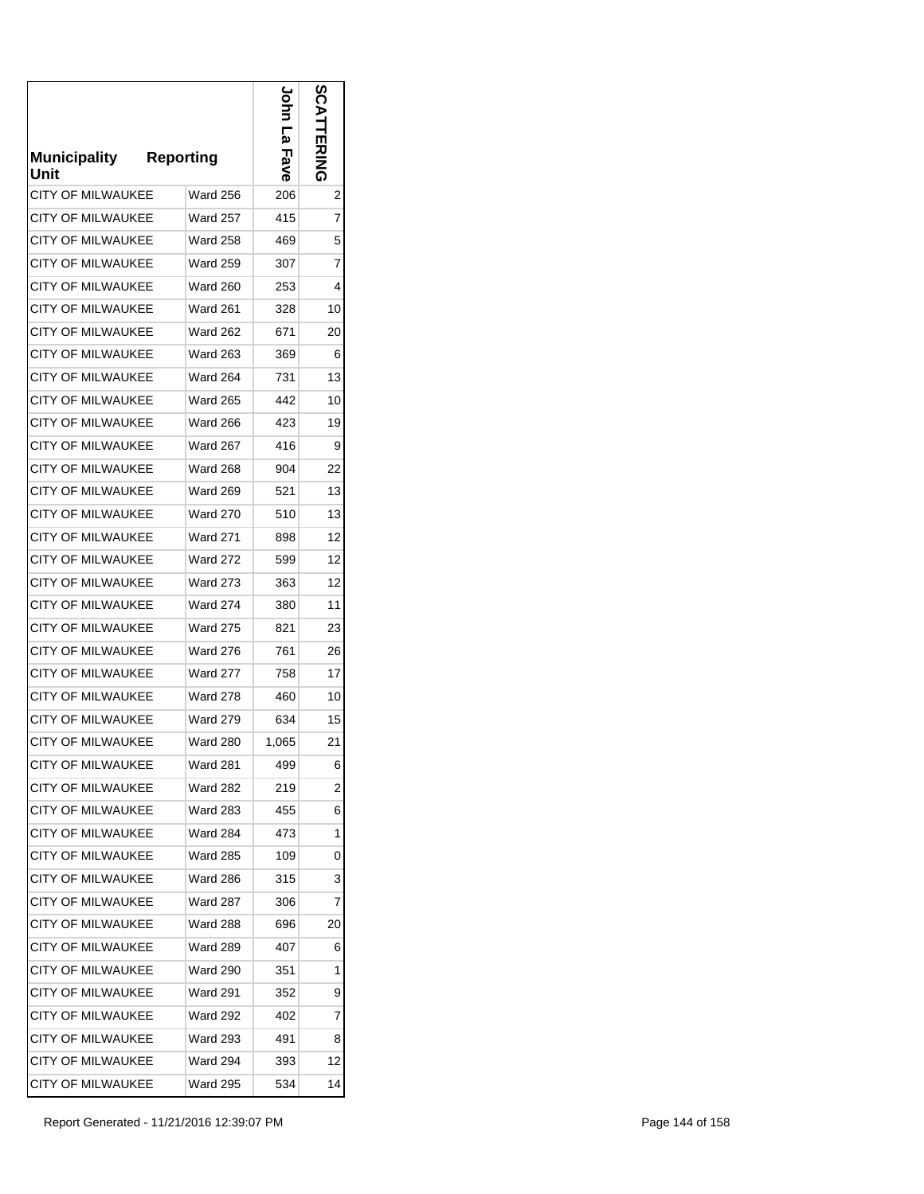| Municipality Unit | Reporting | John La Fave | SCATTERING |
| --- | --- | --- | --- |
| CITY OF MILWAUKEE | Ward 256 | 206 | 2 |
| CITY OF MILWAUKEE | Ward 257 | 415 | 7 |
| CITY OF MILWAUKEE | Ward 258 | 469 | 5 |
| CITY OF MILWAUKEE | Ward 259 | 307 | 7 |
| CITY OF MILWAUKEE | Ward 260 | 253 | 4 |
| CITY OF MILWAUKEE | Ward 261 | 328 | 10 |
| CITY OF MILWAUKEE | Ward 262 | 671 | 20 |
| CITY OF MILWAUKEE | Ward 263 | 369 | 6 |
| CITY OF MILWAUKEE | Ward 264 | 731 | 13 |
| CITY OF MILWAUKEE | Ward 265 | 442 | 10 |
| CITY OF MILWAUKEE | Ward 266 | 423 | 19 |
| CITY OF MILWAUKEE | Ward 267 | 416 | 9 |
| CITY OF MILWAUKEE | Ward 268 | 904 | 22 |
| CITY OF MILWAUKEE | Ward 269 | 521 | 13 |
| CITY OF MILWAUKEE | Ward 270 | 510 | 13 |
| CITY OF MILWAUKEE | Ward 271 | 898 | 12 |
| CITY OF MILWAUKEE | Ward 272 | 599 | 12 |
| CITY OF MILWAUKEE | Ward 273 | 363 | 12 |
| CITY OF MILWAUKEE | Ward 274 | 380 | 11 |
| CITY OF MILWAUKEE | Ward 275 | 821 | 23 |
| CITY OF MILWAUKEE | Ward 276 | 761 | 26 |
| CITY OF MILWAUKEE | Ward 277 | 758 | 17 |
| CITY OF MILWAUKEE | Ward 278 | 460 | 10 |
| CITY OF MILWAUKEE | Ward 279 | 634 | 15 |
| CITY OF MILWAUKEE | Ward 280 | 1,065 | 21 |
| CITY OF MILWAUKEE | Ward 281 | 499 | 6 |
| CITY OF MILWAUKEE | Ward 282 | 219 | 2 |
| CITY OF MILWAUKEE | Ward 283 | 455 | 6 |
| CITY OF MILWAUKEE | Ward 284 | 473 | 1 |
| CITY OF MILWAUKEE | Ward 285 | 109 | 0 |
| CITY OF MILWAUKEE | Ward 286 | 315 | 3 |
| CITY OF MILWAUKEE | Ward 287 | 306 | 7 |
| CITY OF MILWAUKEE | Ward 288 | 696 | 20 |
| CITY OF MILWAUKEE | Ward 289 | 407 | 6 |
| CITY OF MILWAUKEE | Ward 290 | 351 | 1 |
| CITY OF MILWAUKEE | Ward 291 | 352 | 9 |
| CITY OF MILWAUKEE | Ward 292 | 402 | 7 |
| CITY OF MILWAUKEE | Ward 293 | 491 | 8 |
| CITY OF MILWAUKEE | Ward 294 | 393 | 12 |
| CITY OF MILWAUKEE | Ward 295 | 534 | 14 |

Report Generated - 11/21/2016 12:39:07 PM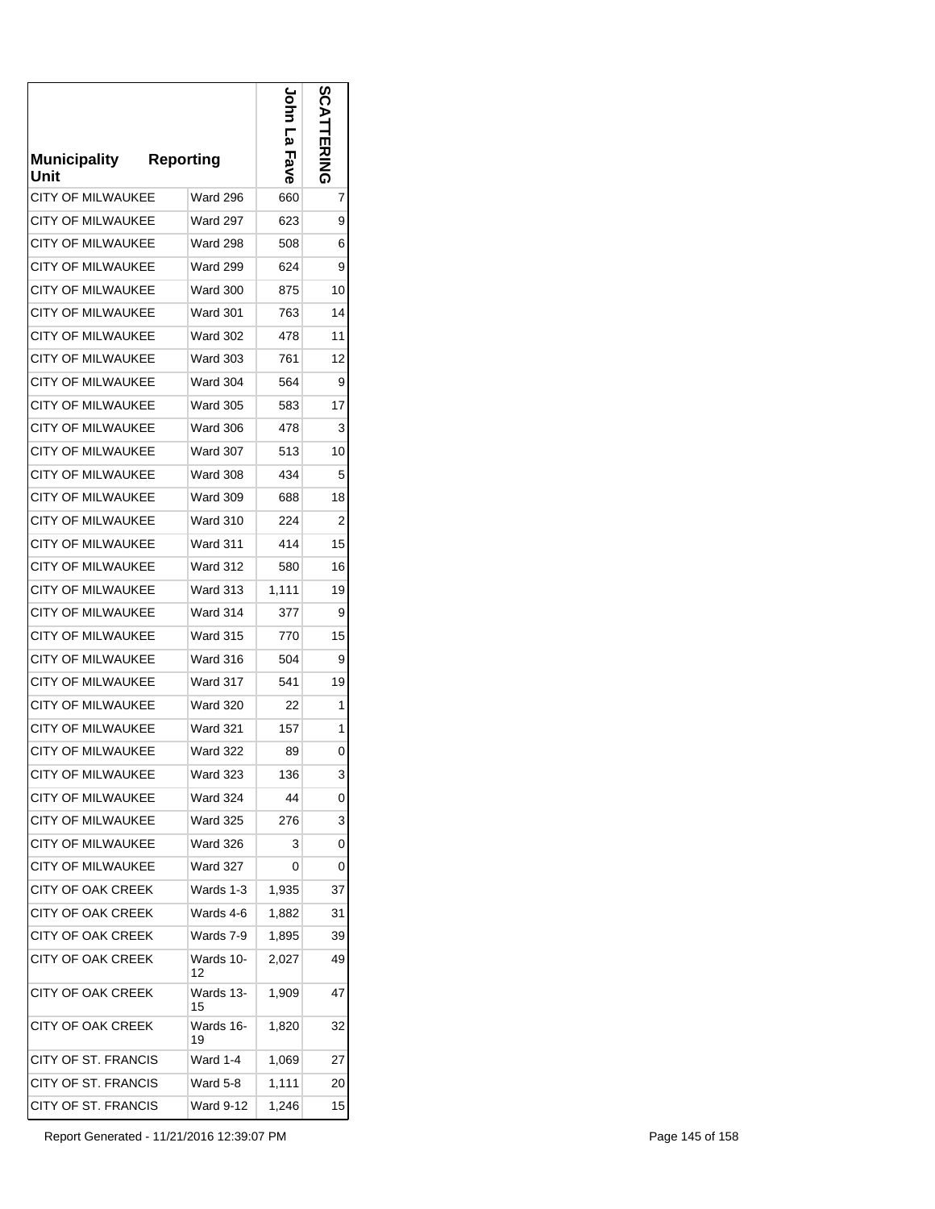| Municipality | Reporting Unit | John La Fave | SCATTERING |
|---|---|---|---|
| CITY OF MILWAUKEE | Ward 296 | 660 | 7 |
| CITY OF MILWAUKEE | Ward 297 | 623 | 9 |
| CITY OF MILWAUKEE | Ward 298 | 508 | 6 |
| CITY OF MILWAUKEE | Ward 299 | 624 | 9 |
| CITY OF MILWAUKEE | Ward 300 | 875 | 10 |
| CITY OF MILWAUKEE | Ward 301 | 763 | 14 |
| CITY OF MILWAUKEE | Ward 302 | 478 | 11 |
| CITY OF MILWAUKEE | Ward 303 | 761 | 12 |
| CITY OF MILWAUKEE | Ward 304 | 564 | 9 |
| CITY OF MILWAUKEE | Ward 305 | 583 | 17 |
| CITY OF MILWAUKEE | Ward 306 | 478 | 3 |
| CITY OF MILWAUKEE | Ward 307 | 513 | 10 |
| CITY OF MILWAUKEE | Ward 308 | 434 | 5 |
| CITY OF MILWAUKEE | Ward 309 | 688 | 18 |
| CITY OF MILWAUKEE | Ward 310 | 224 | 2 |
| CITY OF MILWAUKEE | Ward 311 | 414 | 15 |
| CITY OF MILWAUKEE | Ward 312 | 580 | 16 |
| CITY OF MILWAUKEE | Ward 313 | 1,111 | 19 |
| CITY OF MILWAUKEE | Ward 314 | 377 | 9 |
| CITY OF MILWAUKEE | Ward 315 | 770 | 15 |
| CITY OF MILWAUKEE | Ward 316 | 504 | 9 |
| CITY OF MILWAUKEE | Ward 317 | 541 | 19 |
| CITY OF MILWAUKEE | Ward 320 | 22 | 1 |
| CITY OF MILWAUKEE | Ward 321 | 157 | 1 |
| CITY OF MILWAUKEE | Ward 322 | 89 | 0 |
| CITY OF MILWAUKEE | Ward 323 | 136 | 3 |
| CITY OF MILWAUKEE | Ward 324 | 44 | 0 |
| CITY OF MILWAUKEE | Ward 325 | 276 | 3 |
| CITY OF MILWAUKEE | Ward 326 | 3 | 0 |
| CITY OF MILWAUKEE | Ward 327 | 0 | 0 |
| CITY OF OAK CREEK | Wards 1-3 | 1,935 | 37 |
| CITY OF OAK CREEK | Wards 4-6 | 1,882 | 31 |
| CITY OF OAK CREEK | Wards 7-9 | 1,895 | 39 |
| CITY OF OAK CREEK | Wards 10-12 | 2,027 | 49 |
| CITY OF OAK CREEK | Wards 13-15 | 1,909 | 47 |
| CITY OF OAK CREEK | Wards 16-19 | 1,820 | 32 |
| CITY OF ST. FRANCIS | Ward 1-4 | 1,069 | 27 |
| CITY OF ST. FRANCIS | Ward 5-8 | 1,111 | 20 |
| CITY OF ST. FRANCIS | Ward 9-12 | 1,246 | 15 |

Report Generated - 11/21/2016 12:39:07 PM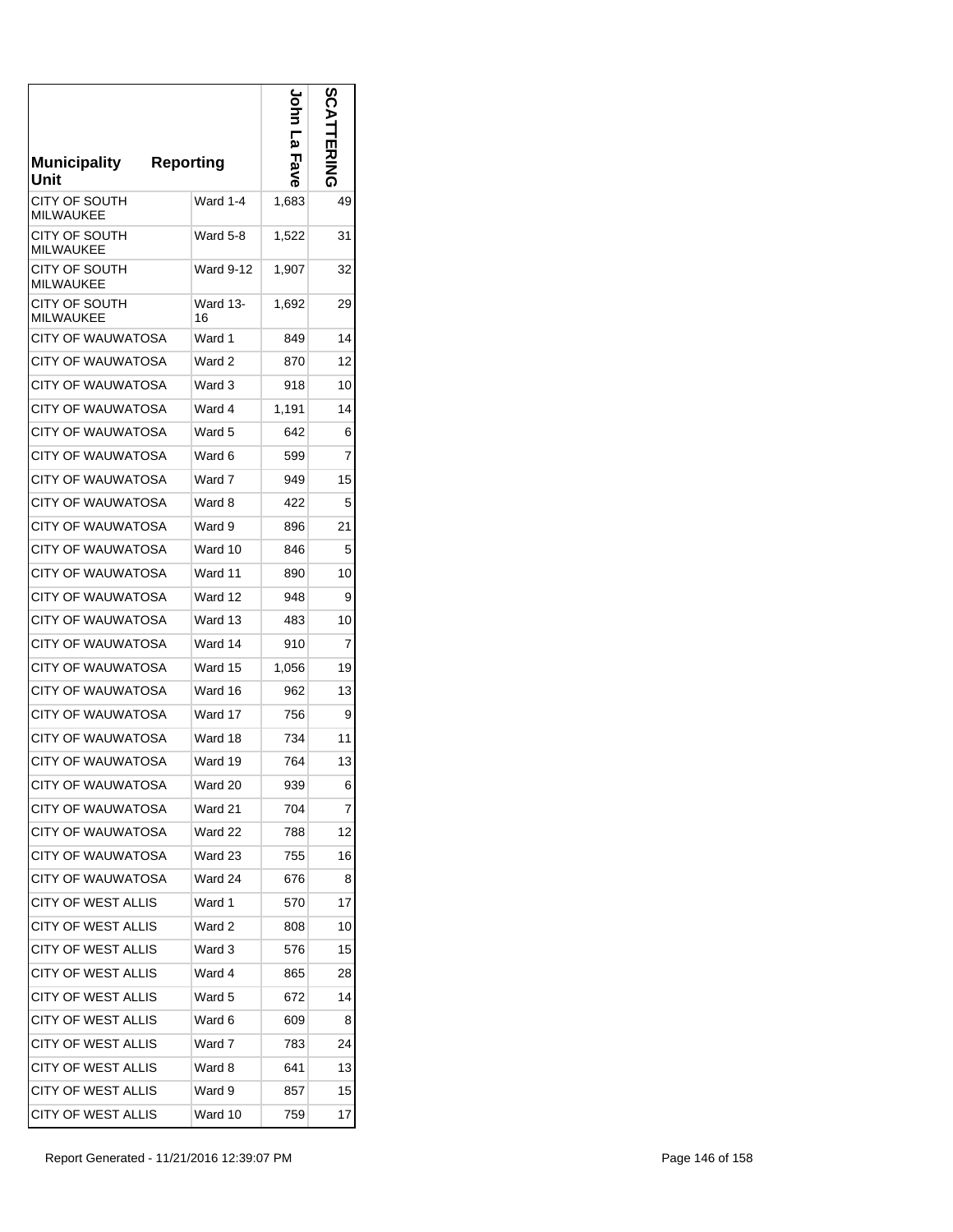| Municipality Unit | Reporting | John La Fave | SCATTERING |
|---|---|---|---|
| CITY OF SOUTH MILWAUKEE | Ward 1-4 | 1,683 | 49 |
| CITY OF SOUTH MILWAUKEE | Ward 5-8 | 1,522 | 31 |
| CITY OF SOUTH MILWAUKEE | Ward 9-12 | 1,907 | 32 |
| CITY OF SOUTH MILWAUKEE | Ward 13-16 | 1,692 | 29 |
| CITY OF WAUWATOSA | Ward 1 | 849 | 14 |
| CITY OF WAUWATOSA | Ward 2 | 870 | 12 |
| CITY OF WAUWATOSA | Ward 3 | 918 | 10 |
| CITY OF WAUWATOSA | Ward 4 | 1,191 | 14 |
| CITY OF WAUWATOSA | Ward 5 | 642 | 6 |
| CITY OF WAUWATOSA | Ward 6 | 599 | 7 |
| CITY OF WAUWATOSA | Ward 7 | 949 | 15 |
| CITY OF WAUWATOSA | Ward 8 | 422 | 5 |
| CITY OF WAUWATOSA | Ward 9 | 896 | 21 |
| CITY OF WAUWATOSA | Ward 10 | 846 | 5 |
| CITY OF WAUWATOSA | Ward 11 | 890 | 10 |
| CITY OF WAUWATOSA | Ward 12 | 948 | 9 |
| CITY OF WAUWATOSA | Ward 13 | 483 | 10 |
| CITY OF WAUWATOSA | Ward 14 | 910 | 7 |
| CITY OF WAUWATOSA | Ward 15 | 1,056 | 19 |
| CITY OF WAUWATOSA | Ward 16 | 962 | 13 |
| CITY OF WAUWATOSA | Ward 17 | 756 | 9 |
| CITY OF WAUWATOSA | Ward 18 | 734 | 11 |
| CITY OF WAUWATOSA | Ward 19 | 764 | 13 |
| CITY OF WAUWATOSA | Ward 20 | 939 | 6 |
| CITY OF WAUWATOSA | Ward 21 | 704 | 7 |
| CITY OF WAUWATOSA | Ward 22 | 788 | 12 |
| CITY OF WAUWATOSA | Ward 23 | 755 | 16 |
| CITY OF WAUWATOSA | Ward 24 | 676 | 8 |
| CITY OF WEST ALLIS | Ward 1 | 570 | 17 |
| CITY OF WEST ALLIS | Ward 2 | 808 | 10 |
| CITY OF WEST ALLIS | Ward 3 | 576 | 15 |
| CITY OF WEST ALLIS | Ward 4 | 865 | 28 |
| CITY OF WEST ALLIS | Ward 5 | 672 | 14 |
| CITY OF WEST ALLIS | Ward 6 | 609 | 8 |
| CITY OF WEST ALLIS | Ward 7 | 783 | 24 |
| CITY OF WEST ALLIS | Ward 8 | 641 | 13 |
| CITY OF WEST ALLIS | Ward 9 | 857 | 15 |
| CITY OF WEST ALLIS | Ward 10 | 759 | 17 |

Report Generated - 11/21/2016 12:39:07 PM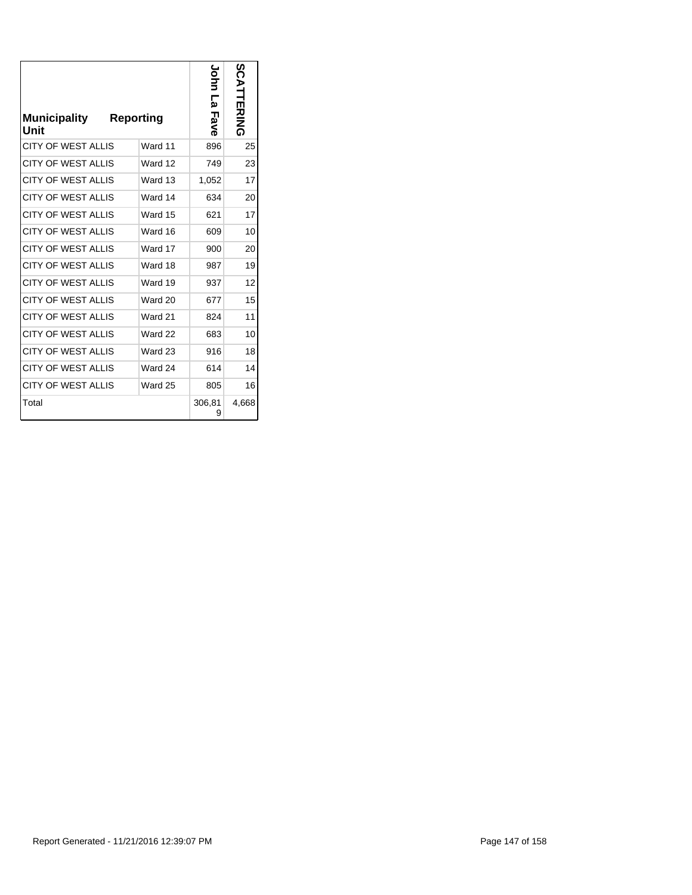| Municipality Unit | Reporting | John La Fave | SCATTERING |
|---|---|---|---|
| CITY OF WEST ALLIS | Ward 11 | 896 | 25 |
| CITY OF WEST ALLIS | Ward 12 | 749 | 23 |
| CITY OF WEST ALLIS | Ward 13 | 1,052 | 17 |
| CITY OF WEST ALLIS | Ward 14 | 634 | 20 |
| CITY OF WEST ALLIS | Ward 15 | 621 | 17 |
| CITY OF WEST ALLIS | Ward 16 | 609 | 10 |
| CITY OF WEST ALLIS | Ward 17 | 900 | 20 |
| CITY OF WEST ALLIS | Ward 18 | 987 | 19 |
| CITY OF WEST ALLIS | Ward 19 | 937 | 12 |
| CITY OF WEST ALLIS | Ward 20 | 677 | 15 |
| CITY OF WEST ALLIS | Ward 21 | 824 | 11 |
| CITY OF WEST ALLIS | Ward 22 | 683 | 10 |
| CITY OF WEST ALLIS | Ward 23 | 916 | 18 |
| CITY OF WEST ALLIS | Ward 24 | 614 | 14 |
| CITY OF WEST ALLIS | Ward 25 | 805 | 16 |
| Total | | 306,819 | 4,668 |

Report Generated - 11/21/2016 12:39:07 PM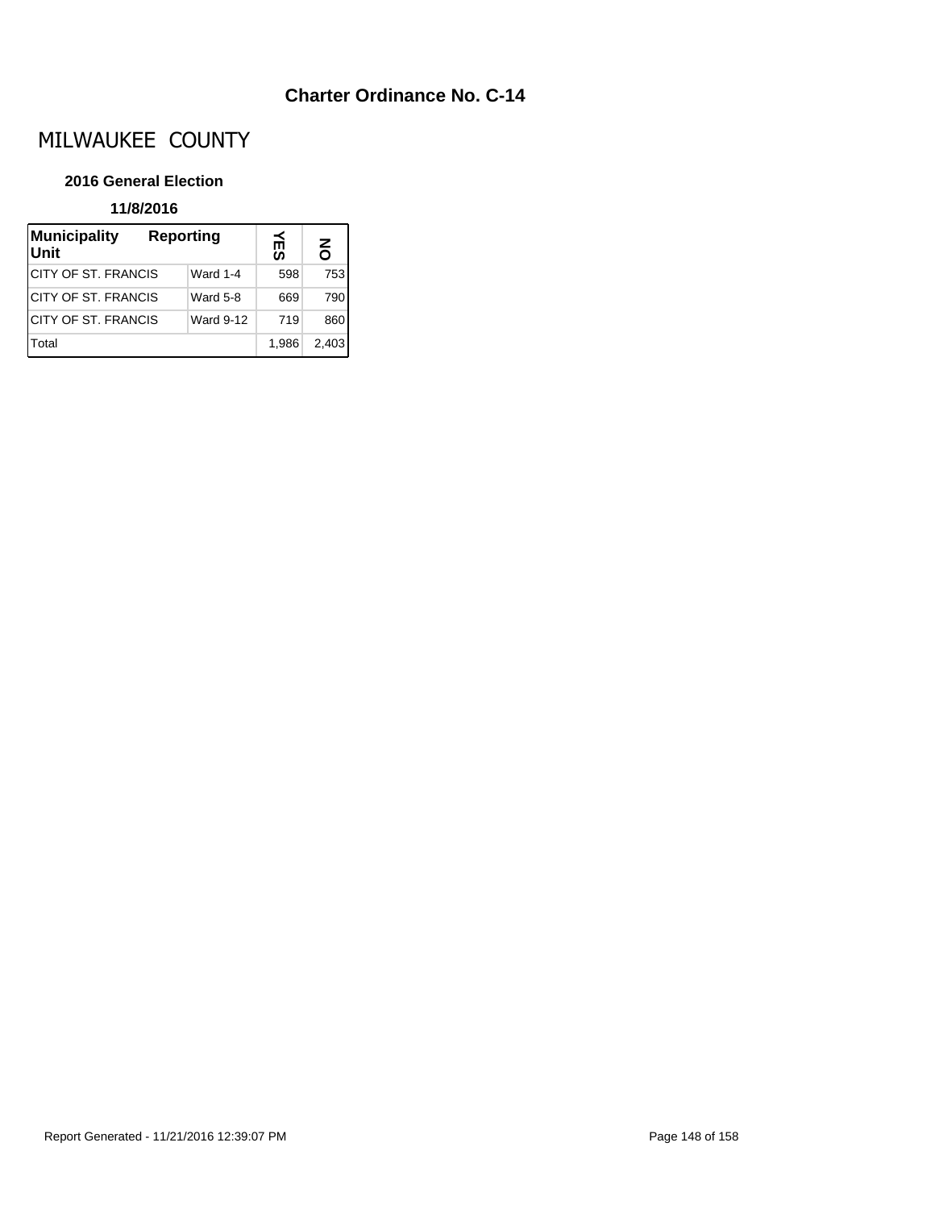## Charter Ordinance No. C-14

# MILWAUKEE COUNTY

**2016 General Election**

**11/8/2016**

| Municipality Unit | Reporting | YES | NO |
|---|---|---|---|
| CITY OF ST. FRANCIS | Ward 1-4 | 598 | 753 |
| CITY OF ST. FRANCIS | Ward 5-8 | 669 | 790 |
| CITY OF ST. FRANCIS | Ward 9-12 | 719 | 860 |
| Total | | 1,986 | 2,403 |

Report Generated - 11/21/2016 12:39:07 PM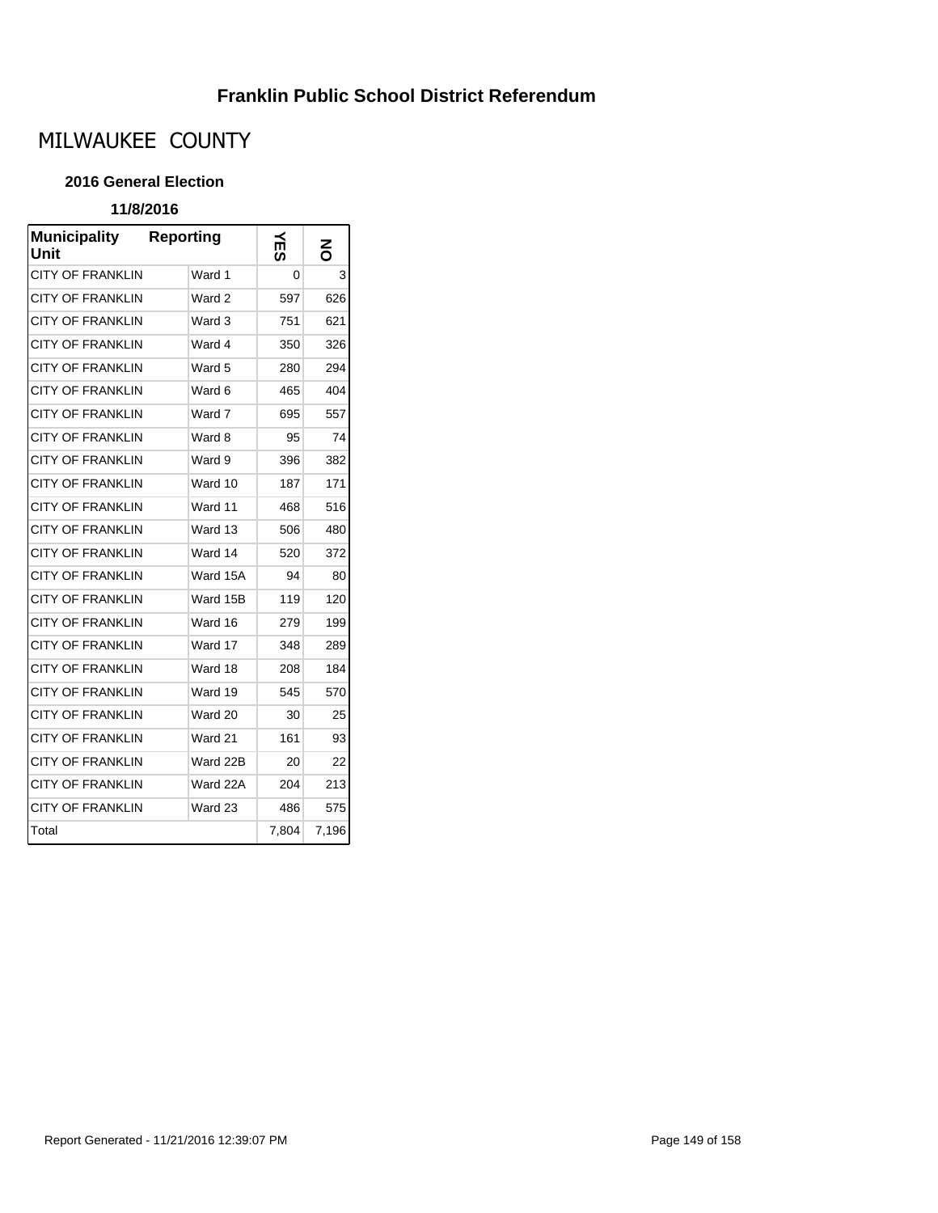# Franklin Public School District Referendum

## MILWAUKEE COUNTY

### 2016 General Election

**11/8/2016**

| Municipality Unit | Reporting | YES | NO |
|---|---|---|---|
| CITY OF FRANKLIN | Ward 1 | 0 | 3 |
| CITY OF FRANKLIN | Ward 2 | 597 | 626 |
| CITY OF FRANKLIN | Ward 3 | 751 | 621 |
| CITY OF FRANKLIN | Ward 4 | 350 | 326 |
| CITY OF FRANKLIN | Ward 5 | 280 | 294 |
| CITY OF FRANKLIN | Ward 6 | 465 | 404 |
| CITY OF FRANKLIN | Ward 7 | 695 | 557 |
| CITY OF FRANKLIN | Ward 8 | 95 | 74 |
| CITY OF FRANKLIN | Ward 9 | 396 | 382 |
| CITY OF FRANKLIN | Ward 10 | 187 | 171 |
| CITY OF FRANKLIN | Ward 11 | 468 | 516 |
| CITY OF FRANKLIN | Ward 13 | 506 | 480 |
| CITY OF FRANKLIN | Ward 14 | 520 | 372 |
| CITY OF FRANKLIN | Ward 15A | 94 | 80 |
| CITY OF FRANKLIN | Ward 15B | 119 | 120 |
| CITY OF FRANKLIN | Ward 16 | 279 | 199 |
| CITY OF FRANKLIN | Ward 17 | 348 | 289 |
| CITY OF FRANKLIN | Ward 18 | 208 | 184 |
| CITY OF FRANKLIN | Ward 19 | 545 | 570 |
| CITY OF FRANKLIN | Ward 20 | 30 | 25 |
| CITY OF FRANKLIN | Ward 21 | 161 | 93 |
| CITY OF FRANKLIN | Ward 22B | 20 | 22 |
| CITY OF FRANKLIN | Ward 22A | 204 | 213 |
| CITY OF FRANKLIN | Ward 23 | 486 | 575 |
| Total | | 7,804 | 7,196 |

Report Generated - 11/21/2016 12:39:07 PM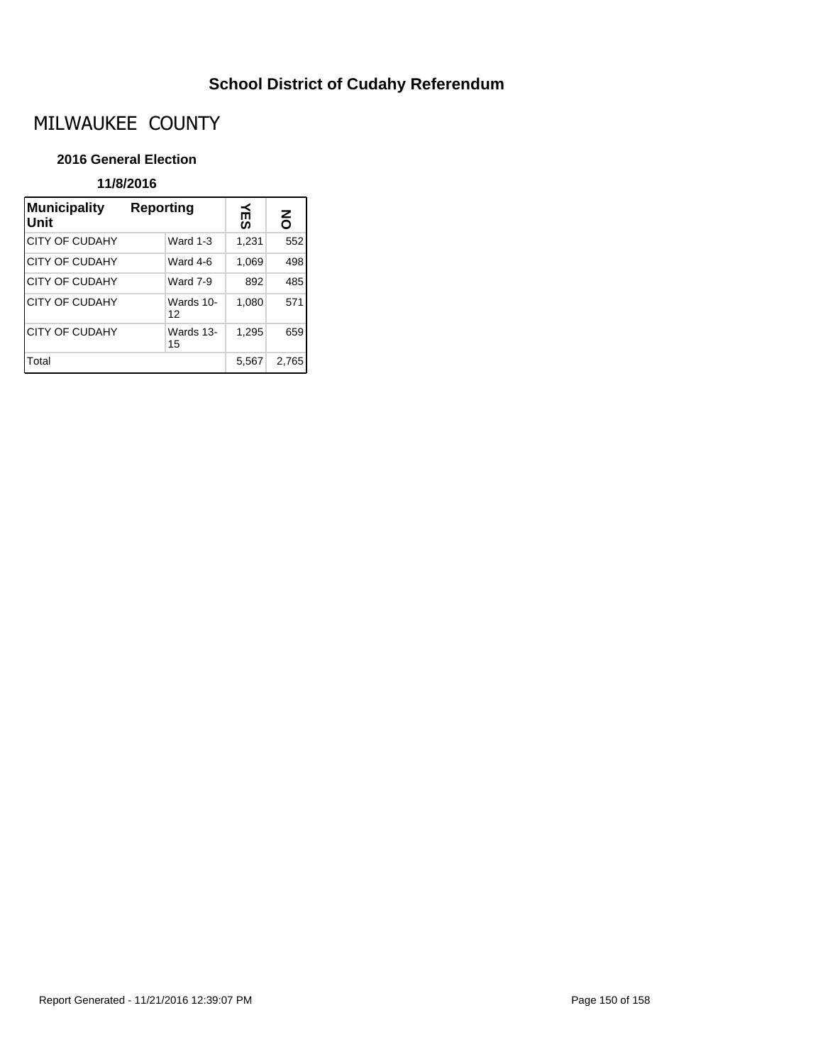# School District of Cudahy Referendum

## MILWAUKEE COUNTY

### 2016 General Election

**11/8/2016**

| Municipality Unit | Reporting | YES | NO |
|---|---|---|---|
| CITY OF CUDAHY | Ward 1-3 | 1,231 | 552 |
| CITY OF CUDAHY | Ward 4-6 | 1,069 | 498 |
| CITY OF CUDAHY | Ward 7-9 | 892 | 485 |
| CITY OF CUDAHY | Wards 10-12 | 1,080 | 571 |
| CITY OF CUDAHY | Wards 13-15 | 1,295 | 659 |
| Total | | 5,567 | 2,765 |

Report Generated - 11/21/2016 12:39:07 PM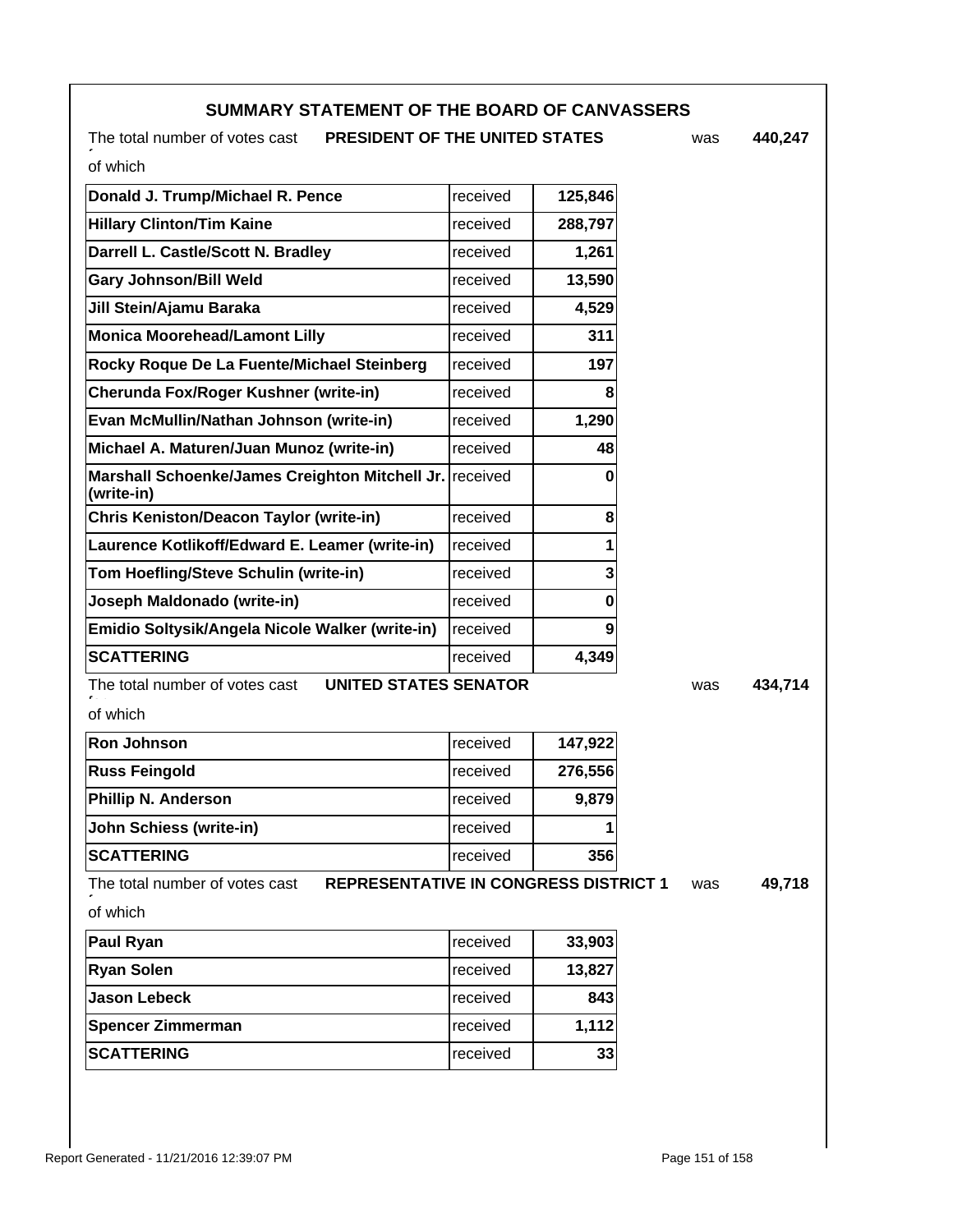## SUMMARY STATEMENT OF THE BOARD OF CANVASSERS

The total number of votes cast **PRESIDENT OF THE UNITED STATES** was **440,247**

of which

| Candidate | | Votes |
|---|---|---|
| **Donald J. Trump/Michael R. Pence** | received | **125,846** |
| **Hillary Clinton/Tim Kaine** | received | **288,797** |
| **Darrell L. Castle/Scott N. Bradley** | received | **1,261** |
| **Gary Johnson/Bill Weld** | received | **13,590** |
| **Jill Stein/Ajamu Baraka** | received | **4,529** |
| **Monica Moorehead/Lamont Lilly** | received | **311** |
| **Rocky Roque De La Fuente/Michael Steinberg** | received | **197** |
| **Cherunda Fox/Roger Kushner (write-in)** | received | **8** |
| **Evan McMullin/Nathan Johnson (write-in)** | received | **1,290** |
| **Michael A. Maturen/Juan Munoz (write-in)** | received | **48** |
| **Marshall Schoenke/James Creighton Mitchell Jr. (write-in)** | received | **0** |
| **Chris Keniston/Deacon Taylor (write-in)** | received | **8** |
| **Laurence Kotlikoff/Edward E. Leamer (write-in)** | received | **1** |
| **Tom Hoefling/Steve Schulin (write-in)** | received | **3** |
| **Joseph Maldonado (write-in)** | received | **0** |
| **Emidio Soltysik/Angela Nicole Walker (write-in)** | received | **9** |
| **SCATTERING** | received | **4,349** |

The total number of votes cast **UNITED STATES SENATOR** was **434,714**

of which

| Candidate | | Votes |
|---|---|---|
| **Ron Johnson** | received | **147,922** |
| **Russ Feingold** | received | **276,556** |
| **Phillip N. Anderson** | received | **9,879** |
| **John Schiess (write-in)** | received | **1** |
| **SCATTERING** | received | **356** |

The total number of votes cast **REPRESENTATIVE IN CONGRESS DISTRICT 1** was **49,718**

of which

| Candidate | | Votes |
|---|---|---|
| **Paul Ryan** | received | **33,903** |
| **Ryan Solen** | received | **13,827** |
| **Jason Lebeck** | received | **843** |
| **Spencer Zimmerman** | received | **1,112** |
| **SCATTERING** | received | **33** |

Report Generated - 11/21/2016 12:39:07 PM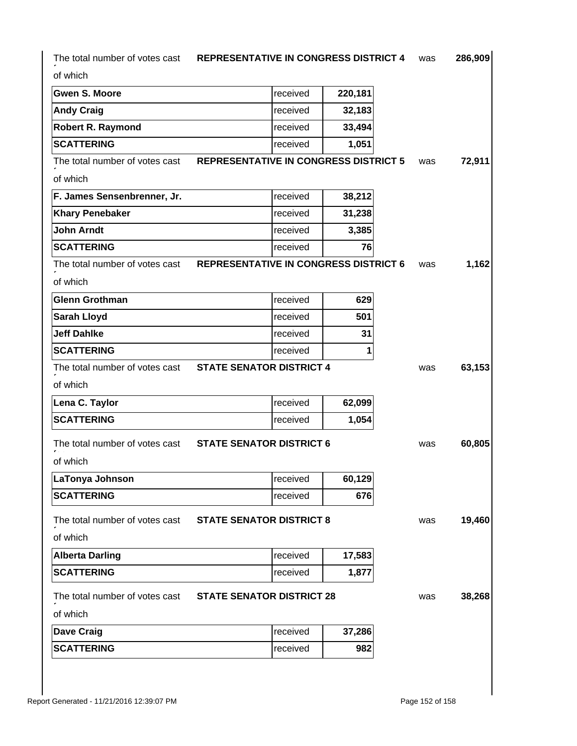The total number of votes cast **REPRESENTATIVE IN CONGRESS DISTRICT 4** was **286,909**

of which

| | | |
|---|---|---|
| **Gwen S. Moore** | received | **220,181** |
| **Andy Craig** | received | **32,183** |
| **Robert R. Raymond** | received | **33,494** |
| **SCATTERING** | received | **1,051** |

The total number of votes cast **REPRESENTATIVE IN CONGRESS DISTRICT 5** was **72,911**

of which

| | | |
|---|---|---|
| **F. James Sensenbrenner, Jr.** | received | **38,212** |
| **Khary Penebaker** | received | **31,238** |
| **John Arndt** | received | **3,385** |
| **SCATTERING** | received | **76** |

The total number of votes cast **REPRESENTATIVE IN CONGRESS DISTRICT 6** was **1,162**

of which

| | | |
|---|---|---|
| **Glenn Grothman** | received | **629** |
| **Sarah Lloyd** | received | **501** |
| **Jeff Dahlke** | received | **31** |
| **SCATTERING** | received | **1** |

The total number of votes cast **STATE SENATOR DISTRICT 4** was **63,153**

of which

| | | |
|---|---|---|
| **Lena C. Taylor** | received | **62,099** |
| **SCATTERING** | received | **1,054** |

The total number of votes cast **STATE SENATOR DISTRICT 6** was **60,805**

of which

| | | |
|---|---|---|
| **LaTonya Johnson** | received | **60,129** |
| **SCATTERING** | received | **676** |

The total number of votes cast **STATE SENATOR DISTRICT 8** was **19,460**

of which

| | | |
|---|---|---|
| **Alberta Darling** | received | **17,583** |
| **SCATTERING** | received | **1,877** |

The total number of votes cast **STATE SENATOR DISTRICT 28** was **38,268**

of which

| | | |
|---|---|---|
| **Dave Craig** | received | **37,286** |
| **SCATTERING** | received | **982** |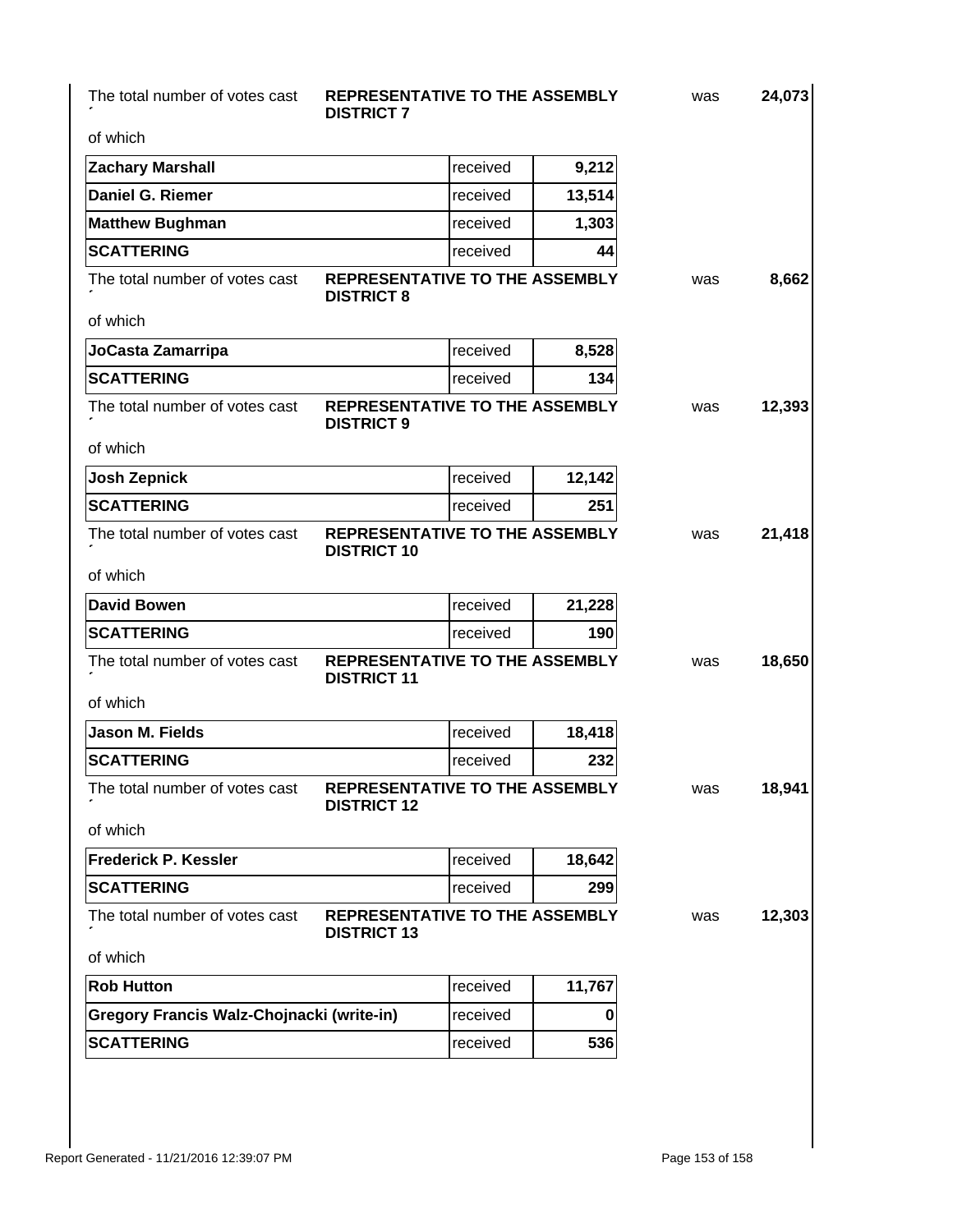The total number of votes cast **REPRESENTATIVE TO THE ASSEMBLY DISTRICT 7** was **24,073**

of which

| | | |
|---|---|---|
| **Zachary Marshall** | received | **9,212** |
| **Daniel G. Riemer** | received | **13,514** |
| **Matthew Bughman** | received | **1,303** |
| **SCATTERING** | received | **44** |

The total number of votes cast **REPRESENTATIVE TO THE ASSEMBLY DISTRICT 8** was **8,662**

of which

| | | |
|---|---|---|
| **JoCasta Zamarripa** | received | **8,528** |
| **SCATTERING** | received | **134** |

The total number of votes cast **REPRESENTATIVE TO THE ASSEMBLY DISTRICT 9** was **12,393**

of which

| | | |
|---|---|---|
| **Josh Zepnick** | received | **12,142** |
| **SCATTERING** | received | **251** |

The total number of votes cast **REPRESENTATIVE TO THE ASSEMBLY DISTRICT 10** was **21,418**

of which

| | | |
|---|---|---|
| **David Bowen** | received | **21,228** |
| **SCATTERING** | received | **190** |

The total number of votes cast **REPRESENTATIVE TO THE ASSEMBLY DISTRICT 11** was **18,650**

of which

| | | |
|---|---|---|
| **Jason M. Fields** | received | **18,418** |
| **SCATTERING** | received | **232** |

The total number of votes cast **REPRESENTATIVE TO THE ASSEMBLY DISTRICT 12** was **18,941**

of which

| | | |
|---|---|---|
| **Frederick P. Kessler** | received | **18,642** |
| **SCATTERING** | received | **299** |

The total number of votes cast **REPRESENTATIVE TO THE ASSEMBLY DISTRICT 13** was **12,303**

of which

| | | |
|---|---|---|
| **Rob Hutton** | received | **11,767** |
| **Gregory Francis Walz-Chojnacki (write-in)** | received | **0** |
| **SCATTERING** | received | **536** |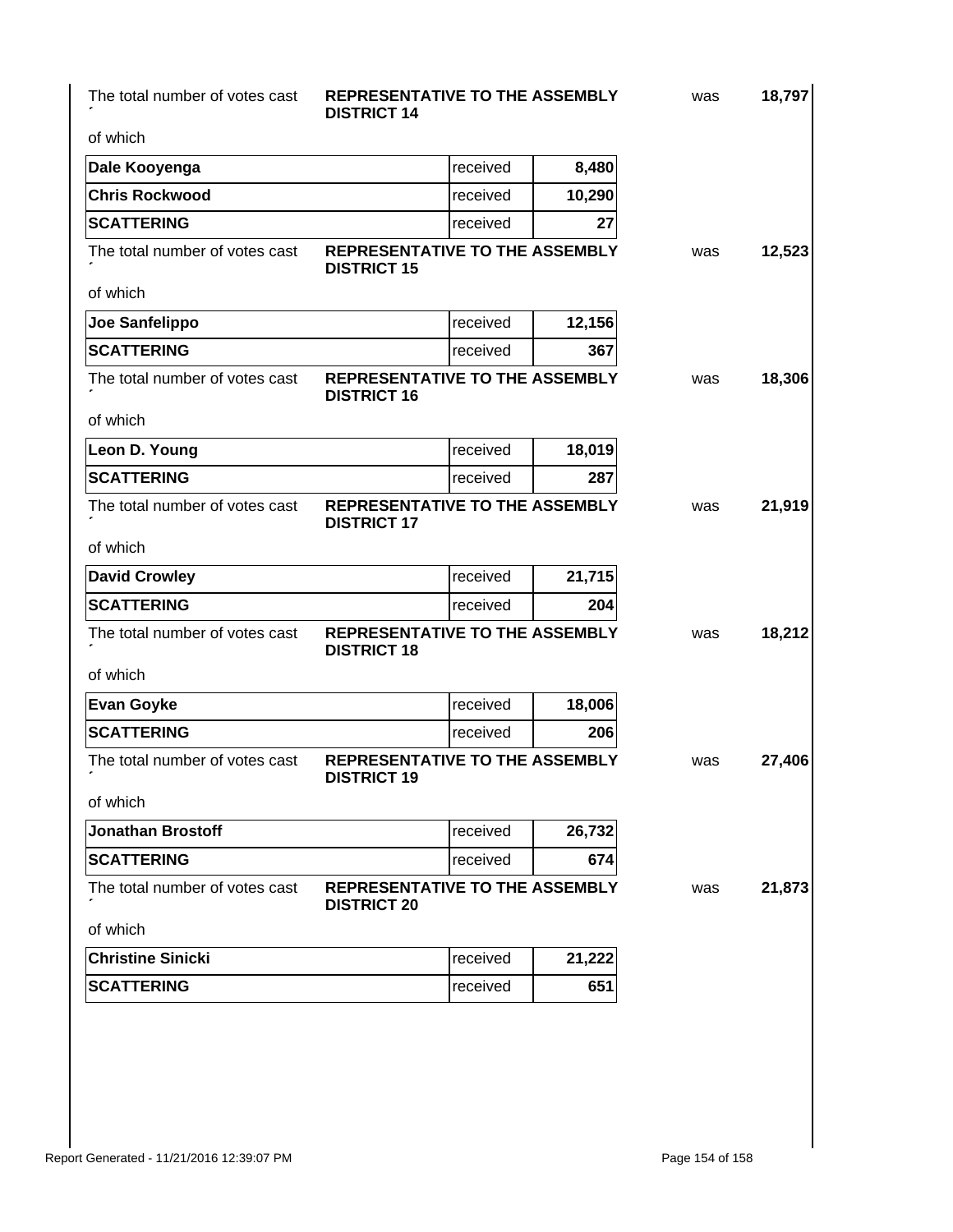The total number of votes cast **REPRESENTATIVE TO THE ASSEMBLY DISTRICT 14** was **18,797**

of which

| | | |
|---|---|---|
| **Dale Kooyenga** | received | **8,480** |
| **Chris Rockwood** | received | **10,290** |
| **SCATTERING** | received | **27** |

The total number of votes cast **REPRESENTATIVE TO THE ASSEMBLY DISTRICT 15** was **12,523**

of which

| | | |
|---|---|---|
| **Joe Sanfelippo** | received | **12,156** |
| **SCATTERING** | received | **367** |

The total number of votes cast **REPRESENTATIVE TO THE ASSEMBLY DISTRICT 16** was **18,306**

of which

| | | |
|---|---|---|
| **Leon D. Young** | received | **18,019** |
| **SCATTERING** | received | **287** |

The total number of votes cast **REPRESENTATIVE TO THE ASSEMBLY DISTRICT 17** was **21,919**

of which

| | | |
|---|---|---|
| **David Crowley** | received | **21,715** |
| **SCATTERING** | received | **204** |

The total number of votes cast **REPRESENTATIVE TO THE ASSEMBLY DISTRICT 18** was **18,212**

of which

| | | |
|---|---|---|
| **Evan Goyke** | received | **18,006** |
| **SCATTERING** | received | **206** |

The total number of votes cast **REPRESENTATIVE TO THE ASSEMBLY DISTRICT 19** was **27,406**

of which

| | | |
|---|---|---|
| **Jonathan Brostoff** | received | **26,732** |
| **SCATTERING** | received | **674** |

The total number of votes cast **REPRESENTATIVE TO THE ASSEMBLY DISTRICT 20** was **21,873**

of which

| | | |
|---|---|---|
| **Christine Sinicki** | received | **21,222** |
| **SCATTERING** | received | **651** |

Report Generated - 11/21/2016 12:39:07 PM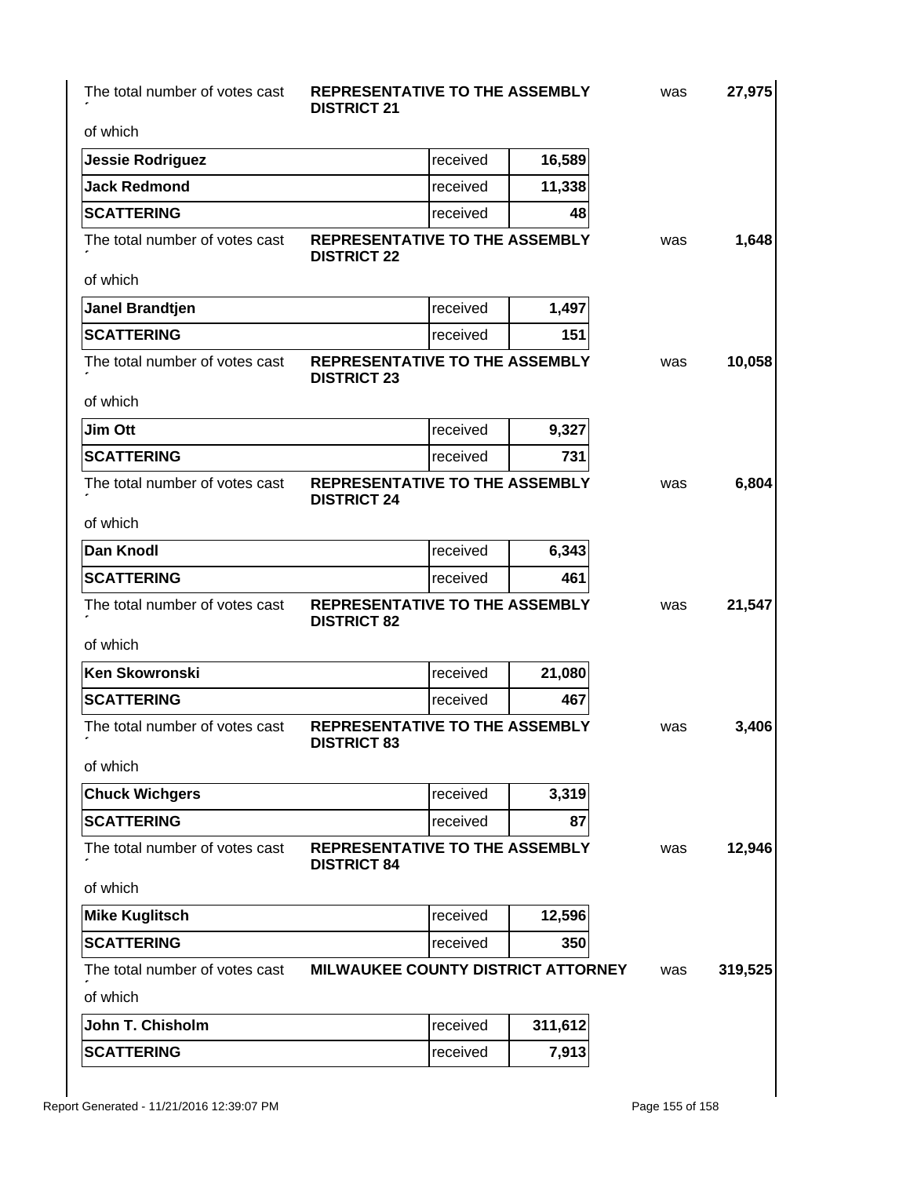The total number of votes cast **REPRESENTATIVE TO THE ASSEMBLY DISTRICT 21** was **27,975**

of which

| | | |
|---|---|---|
| **Jessie Rodriguez** | received | **16,589** |
| **Jack Redmond** | received | **11,338** |
| **SCATTERING** | received | **48** |

The total number of votes cast **REPRESENTATIVE TO THE ASSEMBLY DISTRICT 22** was **1,648**

of which

| | | |
|---|---|---|
| **Janel Brandtjen** | received | **1,497** |
| **SCATTERING** | received | **151** |

The total number of votes cast **REPRESENTATIVE TO THE ASSEMBLY DISTRICT 23** was **10,058**

of which

| | | |
|---|---|---|
| **Jim Ott** | received | **9,327** |
| **SCATTERING** | received | **731** |

The total number of votes cast **REPRESENTATIVE TO THE ASSEMBLY DISTRICT 24** was **6,804**

of which

| | | |
|---|---|---|
| **Dan Knodl** | received | **6,343** |
| **SCATTERING** | received | **461** |

The total number of votes cast **REPRESENTATIVE TO THE ASSEMBLY DISTRICT 82** was **21,547**

of which

| | | |
|---|---|---|
| **Ken Skowronski** | received | **21,080** |
| **SCATTERING** | received | **467** |

The total number of votes cast **REPRESENTATIVE TO THE ASSEMBLY DISTRICT 83** was **3,406**

of which

| | | |
|---|---|---|
| **Chuck Wichgers** | received | **3,319** |
| **SCATTERING** | received | **87** |

The total number of votes cast **REPRESENTATIVE TO THE ASSEMBLY DISTRICT 84** was **12,946**

of which

| | | |
|---|---|---|
| **Mike Kuglitsch** | received | **12,596** |
| **SCATTERING** | received | **350** |

The total number of votes cast **MILWAUKEE COUNTY DISTRICT ATTORNEY** was **319,525**

of which

| | | |
|---|---|---|
| **John T. Chisholm** | received | **311,612** |
| **SCATTERING** | received | **7,913** |

Report Generated - 11/21/2016 12:39:07 PM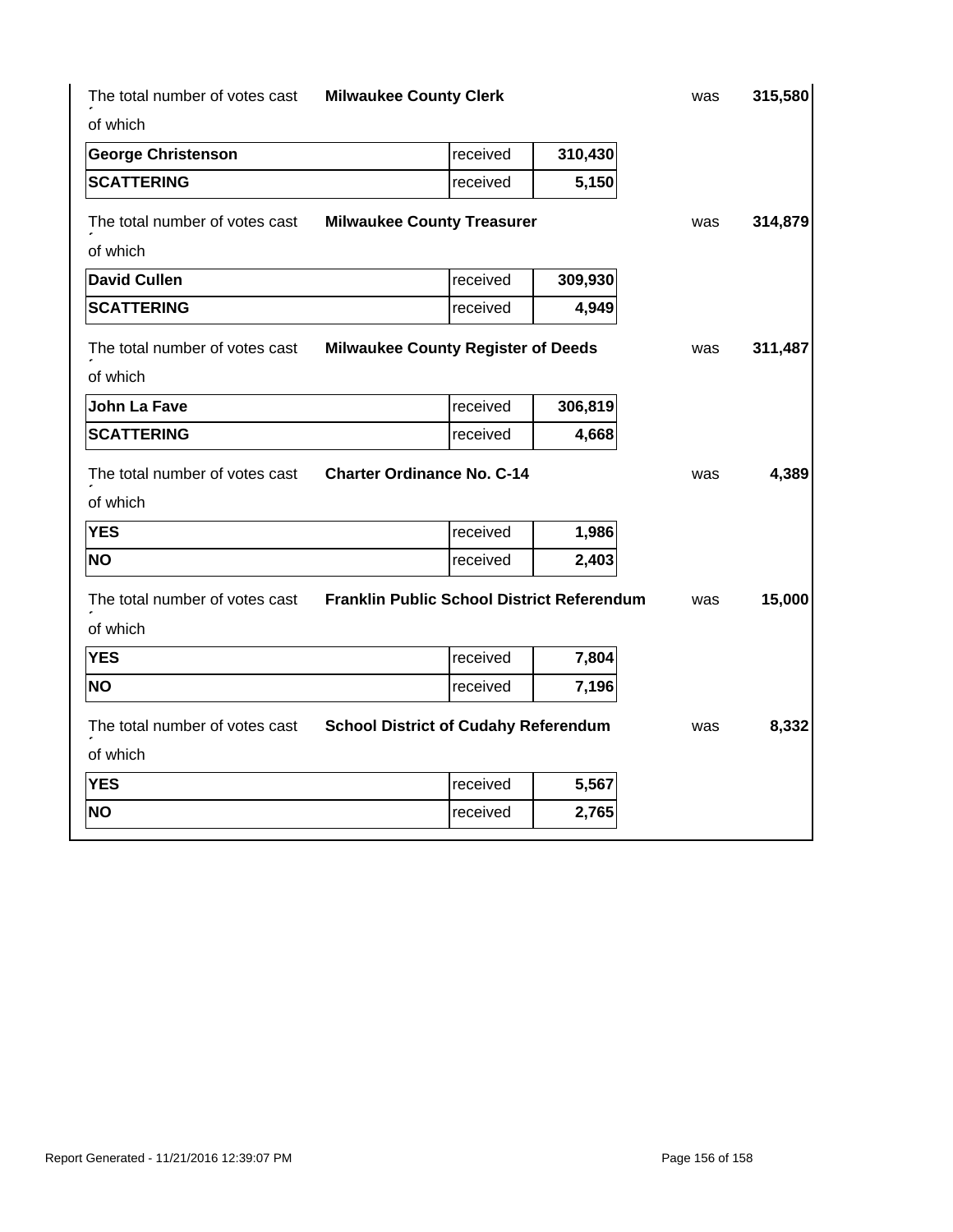The total number of votes cast **Milwaukee County Clerk** was **315,580**

of which

| George Christenson | received | 310,430 |
|---|---|---|
| SCATTERING | received | 5,150 |

The total number of votes cast **Milwaukee County Treasurer** was **314,879**

of which

| David Cullen | received | 309,930 |
|---|---|---|
| SCATTERING | received | 4,949 |

The total number of votes cast **Milwaukee County Register of Deeds** was **311,487**

of which

| John La Fave | received | 306,819 |
|---|---|---|
| SCATTERING | received | 4,668 |

The total number of votes cast **Charter Ordinance No. C-14** was **4,389**

of which

| YES | received | 1,986 |
|---|---|---|
| NO | received | 2,403 |

The total number of votes cast **Franklin Public School District Referendum** was **15,000**

of which

| YES | received | 7,804 |
|---|---|---|
| NO | received | 7,196 |

The total number of votes cast **School District of Cudahy Referendum** was **8,332**

of which

| YES | received | 5,567 |
|---|---|---|
| NO | received | 2,765 |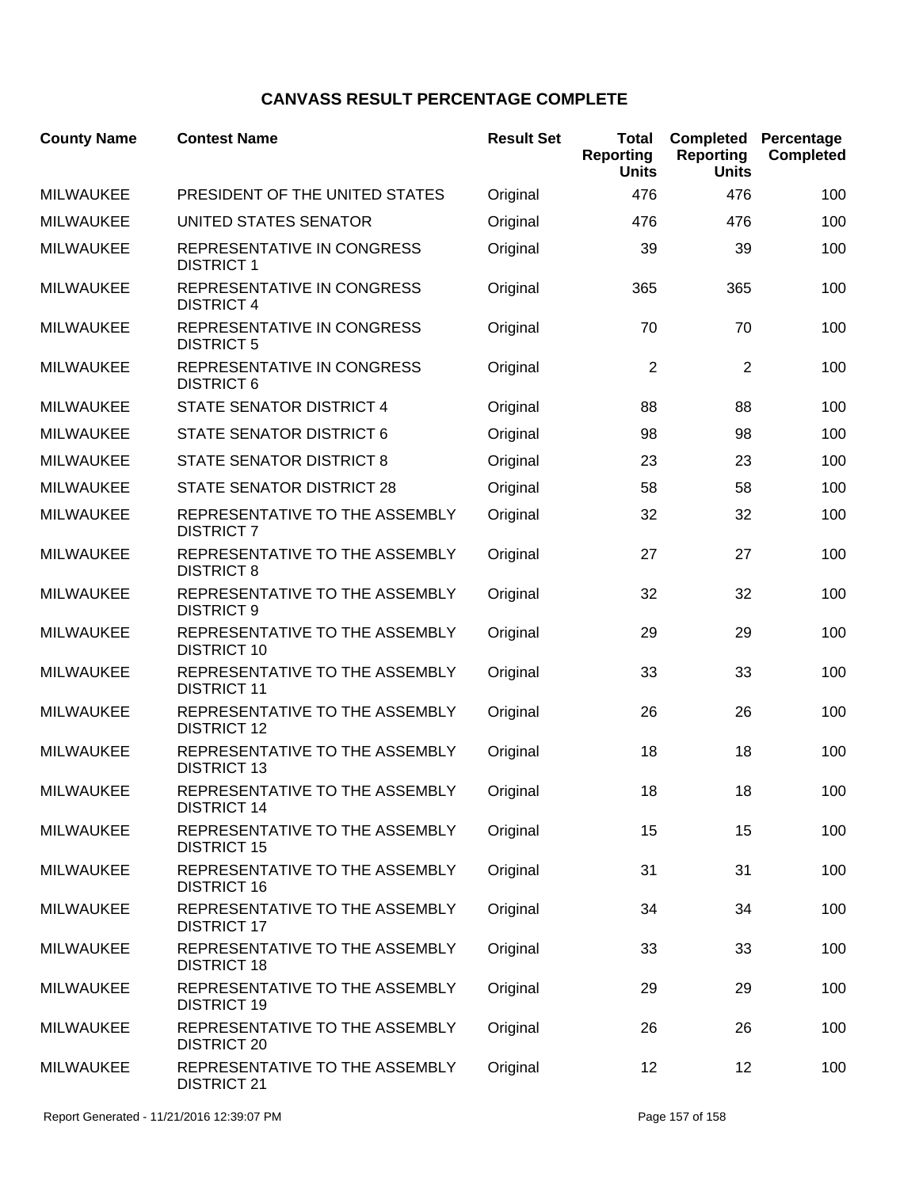# CANVASS RESULT PERCENTAGE COMPLETE

| County Name | Contest Name | Result Set | Total Reporting Units | Completed Reporting Units | Percentage Completed |
|---|---|---|---|---|---|
| MILWAUKEE | PRESIDENT OF THE UNITED STATES | Original | 476 | 476 | 100 |
| MILWAUKEE | UNITED STATES SENATOR | Original | 476 | 476 | 100 |
| MILWAUKEE | REPRESENTATIVE IN CONGRESS DISTRICT 1 | Original | 39 | 39 | 100 |
| MILWAUKEE | REPRESENTATIVE IN CONGRESS DISTRICT 4 | Original | 365 | 365 | 100 |
| MILWAUKEE | REPRESENTATIVE IN CONGRESS DISTRICT 5 | Original | 70 | 70 | 100 |
| MILWAUKEE | REPRESENTATIVE IN CONGRESS DISTRICT 6 | Original | 2 | 2 | 100 |
| MILWAUKEE | STATE SENATOR DISTRICT 4 | Original | 88 | 88 | 100 |
| MILWAUKEE | STATE SENATOR DISTRICT 6 | Original | 98 | 98 | 100 |
| MILWAUKEE | STATE SENATOR DISTRICT 8 | Original | 23 | 23 | 100 |
| MILWAUKEE | STATE SENATOR DISTRICT 28 | Original | 58 | 58 | 100 |
| MILWAUKEE | REPRESENTATIVE TO THE ASSEMBLY DISTRICT 7 | Original | 32 | 32 | 100 |
| MILWAUKEE | REPRESENTATIVE TO THE ASSEMBLY DISTRICT 8 | Original | 27 | 27 | 100 |
| MILWAUKEE | REPRESENTATIVE TO THE ASSEMBLY DISTRICT 9 | Original | 32 | 32 | 100 |
| MILWAUKEE | REPRESENTATIVE TO THE ASSEMBLY DISTRICT 10 | Original | 29 | 29 | 100 |
| MILWAUKEE | REPRESENTATIVE TO THE ASSEMBLY DISTRICT 11 | Original | 33 | 33 | 100 |
| MILWAUKEE | REPRESENTATIVE TO THE ASSEMBLY DISTRICT 12 | Original | 26 | 26 | 100 |
| MILWAUKEE | REPRESENTATIVE TO THE ASSEMBLY DISTRICT 13 | Original | 18 | 18 | 100 |
| MILWAUKEE | REPRESENTATIVE TO THE ASSEMBLY DISTRICT 14 | Original | 18 | 18 | 100 |
| MILWAUKEE | REPRESENTATIVE TO THE ASSEMBLY DISTRICT 15 | Original | 15 | 15 | 100 |
| MILWAUKEE | REPRESENTATIVE TO THE ASSEMBLY DISTRICT 16 | Original | 31 | 31 | 100 |
| MILWAUKEE | REPRESENTATIVE TO THE ASSEMBLY DISTRICT 17 | Original | 34 | 34 | 100 |
| MILWAUKEE | REPRESENTATIVE TO THE ASSEMBLY DISTRICT 18 | Original | 33 | 33 | 100 |
| MILWAUKEE | REPRESENTATIVE TO THE ASSEMBLY DISTRICT 19 | Original | 29 | 29 | 100 |
| MILWAUKEE | REPRESENTATIVE TO THE ASSEMBLY DISTRICT 20 | Original | 26 | 26 | 100 |
| MILWAUKEE | REPRESENTATIVE TO THE ASSEMBLY DISTRICT 21 | Original | 12 | 12 | 100 |

Report Generated - 11/21/2016 12:39:07 PM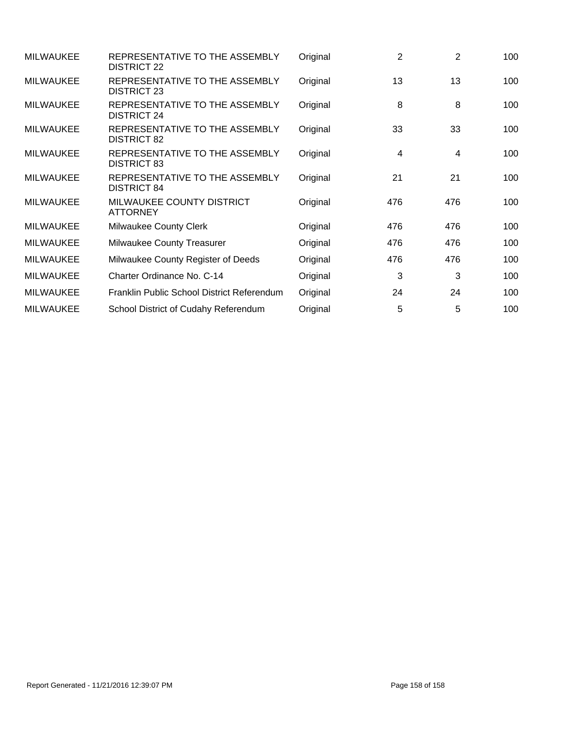| | | | | | |
|---|---|---|---|---|---|
| MILWAUKEE | REPRESENTATIVE TO THE ASSEMBLY DISTRICT 22 | Original | 2 | 2 | 100 |
| MILWAUKEE | REPRESENTATIVE TO THE ASSEMBLY DISTRICT 23 | Original | 13 | 13 | 100 |
| MILWAUKEE | REPRESENTATIVE TO THE ASSEMBLY DISTRICT 24 | Original | 8 | 8 | 100 |
| MILWAUKEE | REPRESENTATIVE TO THE ASSEMBLY DISTRICT 82 | Original | 33 | 33 | 100 |
| MILWAUKEE | REPRESENTATIVE TO THE ASSEMBLY DISTRICT 83 | Original | 4 | 4 | 100 |
| MILWAUKEE | REPRESENTATIVE TO THE ASSEMBLY DISTRICT 84 | Original | 21 | 21 | 100 |
| MILWAUKEE | MILWAUKEE COUNTY DISTRICT ATTORNEY | Original | 476 | 476 | 100 |
| MILWAUKEE | Milwaukee County Clerk | Original | 476 | 476 | 100 |
| MILWAUKEE | Milwaukee County Treasurer | Original | 476 | 476 | 100 |
| MILWAUKEE | Milwaukee County Register of Deeds | Original | 476 | 476 | 100 |
| MILWAUKEE | Charter Ordinance No. C-14 | Original | 3 | 3 | 100 |
| MILWAUKEE | Franklin Public School District Referendum | Original | 24 | 24 | 100 |
| MILWAUKEE | School District of Cudahy Referendum | Original | 5 | 5 | 100 |

Report Generated - 11/21/2016 12:39:07 PM